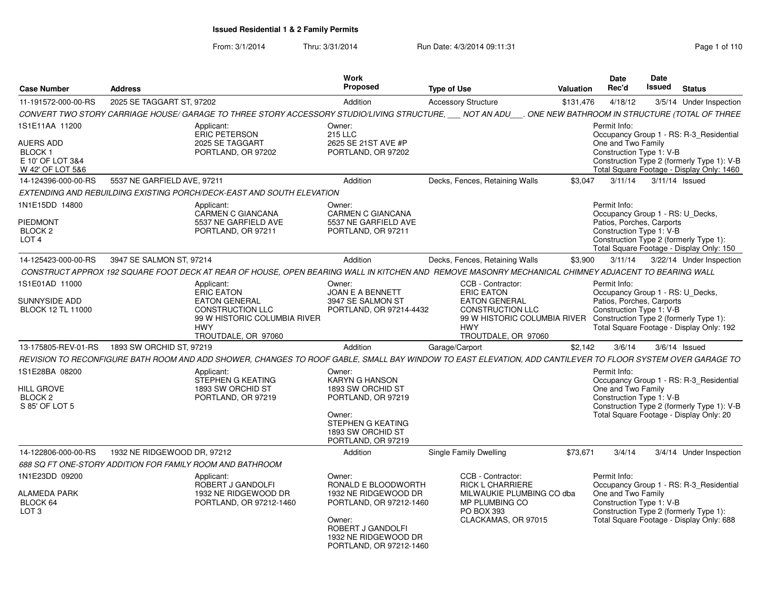# Issued Residential 1 & 2 Family Permits

From: 3/1/2014 Thru: 3/31/2014 Run Date: 4/3/2014 09:11:31

| Case Number | Address | Work Proposed | Type of Use | Valuation | Date Rec'd | Date Issued | Status |
|---|---|---|---|---|---|---|---|
| 11-191572-000-00-RS | 2025 SE TAGGART ST, 97202 | Addition | Accessory Structure | $131,476 | 4/18/12 | 3/5/14 | Under Inspection |

*CONVERT TWO STORY CARRIAGE HOUSE/ GARAGE TO THREE STORY ACCESSORY STUDIO/LIVING STRUCTURE, ___ NOT AN ADU___. ONE NEW BATHROOM IN STRUCTURE (TOTAL OF THREE*

1S1E11AA 11200
AUERS ADD
BLOCK 1
E 10' OF LOT 3&4
W 42' OF LOT 5&6

Applicant:
ERIC PETERSON
2025 SE TAGGART
PORTLAND, OR 97202

Owner:
215 LLC
2625 SE 21ST AVE #P
PORTLAND, OR 97202

Permit Info:
Occupancy Group 1 - RS: R-3_Residential One and Two Family
Construction Type 1: V-B
Construction Type 2 (formerly Type 1): V-B
Total Square Footage - Display Only: 1460

| Case Number | Address | Work Proposed | Type of Use | Valuation | Date Rec'd | Date Issued | Status |
|---|---|---|---|---|---|---|---|
| 14-124396-000-00-RS | 5537 NE GARFIELD AVE, 97211 | Addition | Decks, Fences, Retaining Walls | $3,047 | 3/11/14 | 3/11/14 | Issued |

*EXTENDING AND REBUILDING EXISTING PORCH/DECK-EAST AND SOUTH ELEVATION*

1N1E15DD 14800
PIEDMONT
BLOCK 2
LOT 4

Applicant:
CARMEN C GIANCANA
5537 NE GARFIELD AVE
PORTLAND, OR 97211

Owner:
CARMEN C GIANCANA
5537 NE GARFIELD AVE
PORTLAND, OR 97211

Permit Info:
Occupancy Group 1 - RS: U_Decks, Patios, Porches, Carports
Construction Type 1: V-B
Construction Type 2 (formerly Type 1):
Total Square Footage - Display Only: 150

| Case Number | Address | Work Proposed | Type of Use | Valuation | Date Rec'd | Date Issued | Status |
|---|---|---|---|---|---|---|---|
| 14-125423-000-00-RS | 3947 SE SALMON ST, 97214 | Addition | Decks, Fences, Retaining Walls | $3,900 | 3/11/14 | 3/22/14 | Under Inspection |

*CONSTRUCT APPROX 192 SQUARE FOOT DECK AT REAR OF HOUSE, OPEN BEARING WALL IN KITCHEN AND REMOVE MASONRY MECHANICAL CHIMNEY ADJACENT TO BEARING WALL*

1S1E01AD 11000
SUNNYSIDE ADD
BLOCK 12 TL 11000

Applicant:
ERIC EATON
EATON GENERAL CONSTRUCTION LLC
99 W HISTORIC COLUMBIA RIVER HWY
TROUTDALE, OR 97060

Owner:
JOAN E A BENNETT
3947 SE SALMON ST
PORTLAND, OR 97214-4432

CCB - Contractor:
ERIC EATON
EATON GENERAL CONSTRUCTION LLC
99 W HISTORIC COLUMBIA RIVER HWY
TROUTDALE, OR 97060

Permit Info:
Occupancy Group 1 - RS: U_Decks, Patios, Porches, Carports
Construction Type 1: V-B
Construction Type 2 (formerly Type 1):
Total Square Footage - Display Only: 192

| Case Number | Address | Work Proposed | Type of Use | Valuation | Date Rec'd | Date Issued | Status |
|---|---|---|---|---|---|---|---|
| 13-175805-REV-01-RS | 1893 SW ORCHID ST, 97219 | Addition | Garage/Carport | $2,142 | 3/6/14 | 3/6/14 | Issued |

*REVISION TO RECONFIGURE BATH ROOM AND ADD SHOWER, CHANGES TO ROOF GABLE, SMALL BAY WINDOW TO EAST ELEVATION, ADD CANTILEVER TO FLOOR SYSTEM OVER GARAGE TO*

1S1E28BA 08200
HILL GROVE
BLOCK 2
S 85' OF LOT 5

Applicant:
STEPHEN G KEATING
1893 SW ORCHID ST
PORTLAND, OR 97219

Owner:
KARYN G HANSON
1893 SW ORCHID ST
PORTLAND, OR 97219

Owner:
STEPHEN G KEATING
1893 SW ORCHID ST
PORTLAND, OR 97219

Permit Info:
Occupancy Group 1 - RS: R-3_Residential One and Two Family
Construction Type 1: V-B
Construction Type 2 (formerly Type 1): V-B
Total Square Footage - Display Only: 20

| Case Number | Address | Work Proposed | Type of Use | Valuation | Date Rec'd | Date Issued | Status |
|---|---|---|---|---|---|---|---|
| 14-122806-000-00-RS | 1932 NE RIDGEWOOD DR, 97212 | Addition | Single Family Dwelling | $73,671 | 3/4/14 | 3/4/14 | Under Inspection |

*688 SQ FT ONE-STORY ADDITION FOR FAMILY ROOM AND BATHROOM*

1N1E23DD 09200
ALAMEDA PARK
BLOCK 64
LOT 3

Applicant:
ROBERT J GANDOLFI
1932 NE RIDGEWOOD DR
PORTLAND, OR 97212-1460

Owner:
RONALD E BLOODWORTH
1932 NE RIDGEWOOD DR
PORTLAND, OR 97212-1460

Owner:
ROBERT J GANDOLFI
1932 NE RIDGEWOOD DR
PORTLAND, OR 97212-1460

CCB - Contractor:
RICK L CHARRIERE
MILWAUKIE PLUMBING CO dba MP PLUMBING CO
PO BOX 393
CLACKAMAS, OR 97015

Permit Info:
Occupancy Group 1 - RS: R-3_Residential One and Two Family
Construction Type 1: V-B
Construction Type 2 (formerly Type 1):
Total Square Footage - Display Only: 688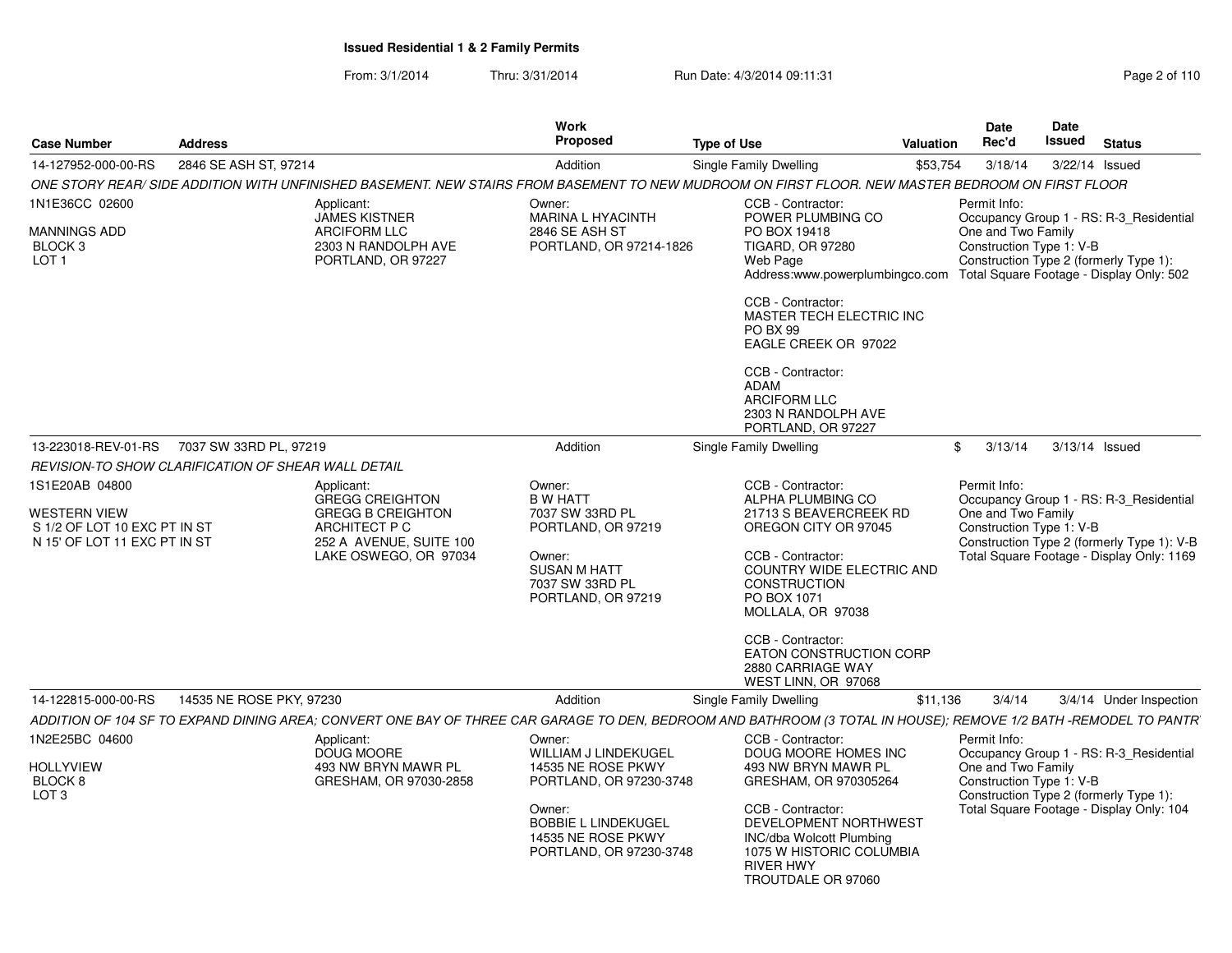**Issued Residential 1 & 2 Family Permits**

From: 3/1/2014 Thru: 3/31/2014 Run Date: 4/3/2014 09:11:31

| Case Number | Address | Work Proposed | Type of Use | Valuation | Date Rec'd | Date Issued | Status |
|---|---|---|---|---|---|---|---|
| 14-127952-000-00-RS | 2846 SE ASH ST, 97214 | Addition | Single Family Dwelling | $53,754 | 3/18/14 | 3/22/14 | Issued |

*ONE STORY REAR/ SIDE ADDITION WITH UNFINISHED BASEMENT. NEW STAIRS FROM BASEMENT TO NEW MUDROOM ON FIRST FLOOR. NEW MASTER BEDROOM ON FIRST FLOOR*

1N1E36CC 02600
MANNINGS ADD
BLOCK 3
LOT 1

Applicant:
JAMES KISTNER
ARCIFORM LLC
2303 N RANDOLPH AVE
PORTLAND, OR 97227

Owner:
MARINA L HYACINTH
2846 SE ASH ST
PORTLAND, OR 97214-1826

CCB - Contractor:
POWER PLUMBING CO
PO BOX 19418
TIGARD, OR 97280
Web Page
Address:www.powerplumbingco.com

CCB - Contractor:
MASTER TECH ELECTRIC INC
PO BX 99
EAGLE CREEK OR 97022

CCB - Contractor:
ADAM
ARCIFORM LLC
2303 N RANDOLPH AVE
PORTLAND, OR 97227

Permit Info:
Occupancy Group 1 - RS: R-3_Residential One and Two Family
Construction Type 1: V-B
Construction Type 2 (formerly Type 1):
Total Square Footage - Display Only: 502

| Case Number | Address | Work Proposed | Type of Use | Valuation | Date Rec'd | Date Issued | Status |
|---|---|---|---|---|---|---|---|
| 13-223018-REV-01-RS | 7037 SW 33RD PL, 97219 | Addition | Single Family Dwelling | $ | 3/13/14 | 3/13/14 | Issued |

*REVISION-TO SHOW CLARIFICATION OF SHEAR WALL DETAIL*

1S1E20AB 04800
WESTERN VIEW
S 1/2 OF LOT 10 EXC PT IN ST
N 15' OF LOT 11 EXC PT IN ST

Applicant:
GREGG CREIGHTON
GREGG B CREIGHTON
ARCHITECT P C
252 A AVENUE, SUITE 100
LAKE OSWEGO, OR 97034

Owner:
B W HATT
7037 SW 33RD PL
PORTLAND, OR 97219

Owner:
SUSAN M HATT
7037 SW 33RD PL
PORTLAND, OR 97219

CCB - Contractor:
ALPHA PLUMBING CO
21713 S BEAVERCREEK RD
OREGON CITY OR 97045

CCB - Contractor:
COUNTRY WIDE ELECTRIC AND CONSTRUCTION
PO BOX 1071
MOLLALA, OR 97038

CCB - Contractor:
EATON CONSTRUCTION CORP
2880 CARRIAGE WAY
WEST LINN, OR 97068

Permit Info:
Occupancy Group 1 - RS: R-3_Residential One and Two Family
Construction Type 1: V-B
Construction Type 2 (formerly Type 1): V-B
Total Square Footage - Display Only: 1169

| Case Number | Address | Work Proposed | Type of Use | Valuation | Date Rec'd | Date Issued | Status |
|---|---|---|---|---|---|---|---|
| 14-122815-000-00-RS | 14535 NE ROSE PKY, 97230 | Addition | Single Family Dwelling | $11,136 | 3/4/14 | 3/4/14 | Under Inspection |

*ADDITION OF 104 SF TO EXPAND DINING AREA; CONVERT ONE BAY OF THREE CAR GARAGE TO DEN, BEDROOM AND BATHROOM (3 TOTAL IN HOUSE); REMOVE 1/2 BATH -REMODEL TO PANTR*

1N2E25BC 04600
HOLLYVIEW
BLOCK 8
LOT 3

Applicant:
DOUG MOORE
493 NW BRYN MAWR PL
GRESHAM, OR 97030-2858

Owner:
WILLIAM J LINDEKUGEL
14535 NE ROSE PKWY
PORTLAND, OR 97230-3748

Owner:
BOBBIE L LINDEKUGEL
14535 NE ROSE PKWY
PORTLAND, OR 97230-3748

CCB - Contractor:
DOUG MOORE HOMES INC
493 NW BRYN MAWR PL
GRESHAM, OR 970305264

CCB - Contractor:
DEVELOPMENT NORTHWEST INC/dba Wolcott Plumbing
1075 W HISTORIC COLUMBIA RIVER HWY
TROUTDALE OR 97060

Permit Info:
Occupancy Group 1 - RS: R-3_Residential One and Two Family
Construction Type 1: V-B
Construction Type 2 (formerly Type 1):
Total Square Footage - Display Only: 104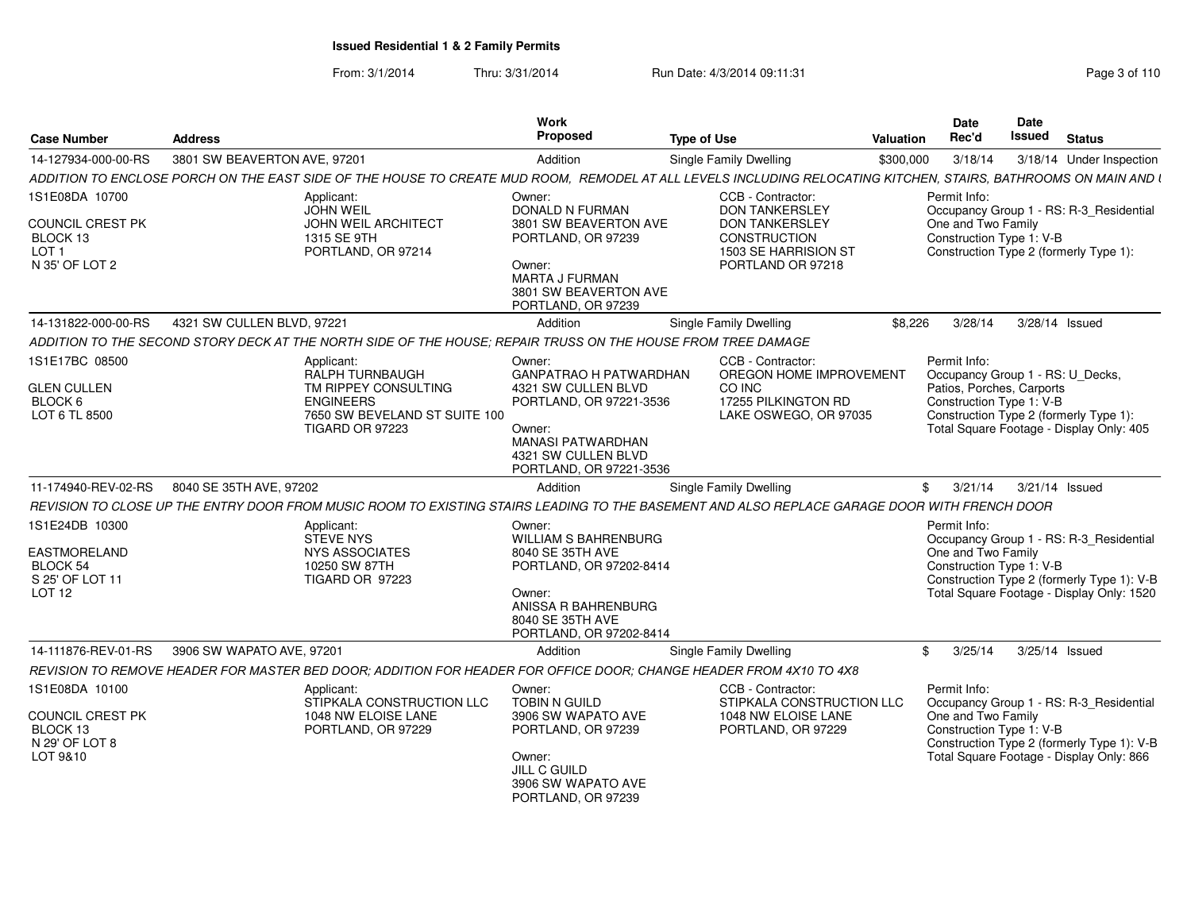# Issued Residential 1 & 2 Family Permits

From: 3/1/2014 Thru: 3/31/2014 Run Date: 4/3/2014 09:11:31

| Case Number | Address | Work Proposed | Type of Use | Valuation | Date Rec'd | Date Issued | Status |
|---|---|---|---|---|---|---|---|
| 14-127934-000-00-RS | 3801 SW BEAVERTON AVE, 97201 | Addition | Single Family Dwelling | $300,000 | 3/18/14 | 3/18/14 | Under Inspection |

*ADDITION TO ENCLOSE PORCH ON THE EAST SIDE OF THE HOUSE TO CREATE MUD ROOM, REMODEL AT ALL LEVELS INCLUDING RELOCATING KITCHEN, STAIRS, BATHROOMS ON MAIN AND U*

1S1E08DA 10700
COUNCIL CREST PK
BLOCK 13
LOT 1
N 35' OF LOT 2

Applicant:
JOHN WEIL
JOHN WEIL ARCHITECT
1315 SE 9TH
PORTLAND, OR 97214

Owner:
DONALD N FURMAN
3801 SW BEAVERTON AVE
PORTLAND, OR 97239

Owner:
MARTA J FURMAN
3801 SW BEAVERTON AVE
PORTLAND, OR 97239

CCB - Contractor:
DON TANKERSLEY
DON TANKERSLEY
CONSTRUCTION
1503 SE HARRISION ST
PORTLAND OR 97218

Permit Info:
Occupancy Group 1 - RS: R-3_Residential One and Two Family
Construction Type 1: V-B
Construction Type 2 (formerly Type 1):

| Case Number | Address | Work Proposed | Type of Use | Valuation | Date Rec'd | Date Issued | Status |
|---|---|---|---|---|---|---|---|
| 14-131822-000-00-RS | 4321 SW CULLEN BLVD, 97221 | Addition | Single Family Dwelling | $8,226 | 3/28/14 | 3/28/14 | Issued |

*ADDITION TO THE SECOND STORY DECK AT THE NORTH SIDE OF THE HOUSE; REPAIR TRUSS ON THE HOUSE FROM TREE DAMAGE*

1S1E17BC 08500
GLEN CULLEN
BLOCK 6
LOT 6 TL 8500

Applicant:
RALPH TURNBAUGH
TM RIPPEY CONSULTING
ENGINEERS
7650 SW BEVELAND ST SUITE 100
TIGARD OR 97223

Owner:
GANPATRAO H PATWARDHAN
4321 SW CULLEN BLVD
PORTLAND, OR 97221-3536

Owner:
MANASI PATWARDHAN
4321 SW CULLEN BLVD
PORTLAND, OR 97221-3536

CCB - Contractor:
OREGON HOME IMPROVEMENT
CO INC
17255 PILKINGTON RD
LAKE OSWEGO, OR 97035

Permit Info:
Occupancy Group 1 - RS: U_Decks, Patios, Porches, Carports
Construction Type 1: V-B
Construction Type 2 (formerly Type 1):
Total Square Footage - Display Only: 405

| Case Number | Address | Work Proposed | Type of Use | Valuation | Date Rec'd | Date Issued | Status |
|---|---|---|---|---|---|---|---|
| 11-174940-REV-02-RS | 8040 SE 35TH AVE, 97202 | Addition | Single Family Dwelling | $ | 3/21/14 | 3/21/14 | Issued |

*REVISION TO CLOSE UP THE ENTRY DOOR FROM MUSIC ROOM TO EXISTING STAIRS LEADING TO THE BASEMENT AND ALSO REPLACE GARAGE DOOR WITH FRENCH DOOR*

1S1E24DB 10300
EASTMORELAND
BLOCK 54
S 25' OF LOT 11
LOT 12

Applicant:
STEVE NYS
NYS ASSOCIATES
10250 SW 87TH
TIGARD OR 97223

Owner:
WILLIAM S BAHRENBURG
8040 SE 35TH AVE
PORTLAND, OR 97202-8414

Owner:
ANISSA R BAHRENBURG
8040 SE 35TH AVE
PORTLAND, OR 97202-8414

Permit Info:
Occupancy Group 1 - RS: R-3_Residential One and Two Family
Construction Type 1: V-B
Construction Type 2 (formerly Type 1): V-B
Total Square Footage - Display Only: 1520

| Case Number | Address | Work Proposed | Type of Use | Valuation | Date Rec'd | Date Issued | Status |
|---|---|---|---|---|---|---|---|
| 14-111876-REV-01-RS | 3906 SW WAPATO AVE, 97201 | Addition | Single Family Dwelling | $ | 3/25/14 | 3/25/14 | Issued |

*REVISION TO REMOVE HEADER FOR MASTER BED DOOR; ADDITION FOR HEADER FOR OFFICE DOOR; CHANGE HEADER FROM 4X10 TO 4X8*

1S1E08DA 10100
COUNCIL CREST PK
BLOCK 13
N 29' OF LOT 8
LOT 9&10

Applicant:
STIPKALA CONSTRUCTION LLC
1048 NW ELOISE LANE
PORTLAND, OR 97229

Owner:
TOBIN N GUILD
3906 SW WAPATO AVE
PORTLAND, OR 97239

Owner:
JILL C GUILD
3906 SW WAPATO AVE
PORTLAND, OR 97239

CCB - Contractor:
STIPKALA CONSTRUCTION LLC
1048 NW ELOISE LANE
PORTLAND, OR 97229

Permit Info:
Occupancy Group 1 - RS: R-3_Residential One and Two Family
Construction Type 1: V-B
Construction Type 2 (formerly Type 1): V-B
Total Square Footage - Display Only: 866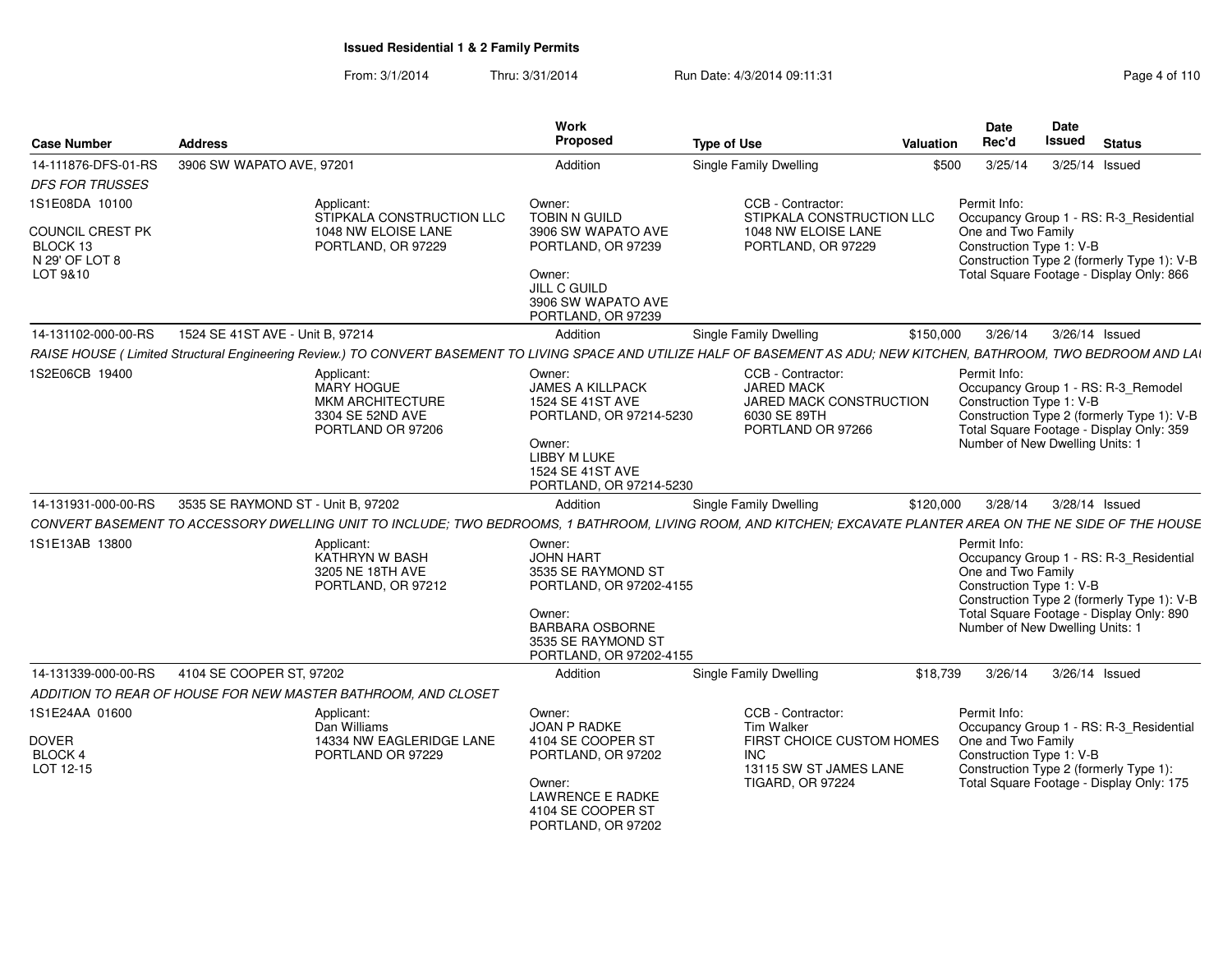**Issued Residential 1 & 2 Family Permits**

From: 3/1/2014 Thru: 3/31/2014 Run Date: 4/3/2014 09:11:31

| Case Number | Address | Work Proposed | Type of Use | Valuation | Date Rec'd | Date Issued | Status |
|---|---|---|---|---|---|---|---|
| 14-111876-DFS-01-RS | 3906 SW WAPATO AVE, 97201 | Addition | Single Family Dwelling | $500 | 3/25/14 | 3/25/14 | Issued |

*DFS FOR TRUSSES*

1S1E08DA 10100

COUNCIL CREST PK
BLOCK 13
N 29' OF LOT 8
LOT 9&10

Applicant:
STIPKALA CONSTRUCTION LLC
1048 NW ELOISE LANE
PORTLAND, OR 97229

Owner:
TOBIN N GUILD
3906 SW WAPATO AVE
PORTLAND, OR 97239

Owner:
JILL C GUILD
3906 SW WAPATO AVE
PORTLAND, OR 97239

CCB - Contractor:
STIPKALA CONSTRUCTION LLC
1048 NW ELOISE LANE
PORTLAND, OR 97229

Permit Info:
Occupancy Group 1 - RS: R-3_Residential One and Two Family
Construction Type 1: V-B
Construction Type 2 (formerly Type 1): V-B
Total Square Footage - Display Only: 866

---

| Case Number | Address | Work Proposed | Type of Use | Valuation | Date Rec'd | Date Issued | Status |
|---|---|---|---|---|---|---|---|
| 14-131102-000-00-RS | 1524 SE 41ST AVE - Unit B, 97214 | Addition | Single Family Dwelling | $150,000 | 3/26/14 | 3/26/14 | Issued |

*RAISE HOUSE ( Limited Structural Engineering Review.) TO CONVERT BASEMENT TO LIVING SPACE AND UTILIZE HALF OF BASEMENT AS ADU; NEW KITCHEN, BATHROOM, TWO BEDROOM AND LA*

1S2E06CB 19400

Applicant:
MARY HOGUE
MKM ARCHITECTURE
3304 SE 52ND AVE
PORTLAND OR 97206

Owner:
JAMES A KILLPACK
1524 SE 41ST AVE
PORTLAND, OR 97214-5230

Owner:
LIBBY M LUKE
1524 SE 41ST AVE
PORTLAND, OR 97214-5230

CCB - Contractor:
JARED MACK
JARED MACK CONSTRUCTION
6030 SE 89TH
PORTLAND OR 97266

Permit Info:
Occupancy Group 1 - RS: R-3_Remodel
Construction Type 1: V-B
Construction Type 2 (formerly Type 1): V-B
Total Square Footage - Display Only: 359
Number of New Dwelling Units: 1

---

| Case Number | Address | Work Proposed | Type of Use | Valuation | Date Rec'd | Date Issued | Status |
|---|---|---|---|---|---|---|---|
| 14-131931-000-00-RS | 3535 SE RAYMOND ST - Unit B, 97202 | Addition | Single Family Dwelling | $120,000 | 3/28/14 | 3/28/14 | Issued |

*CONVERT BASEMENT TO ACCESSORY DWELLING UNIT TO INCLUDE; TWO BEDROOMS, 1 BATHROOM, LIVING ROOM, AND KITCHEN; EXCAVATE PLANTER AREA ON THE NE SIDE OF THE HOUSE*

1S1E13AB 13800

Applicant:
KATHRYN W BASH
3205 NE 18TH AVE
PORTLAND, OR 97212

Owner:
JOHN HART
3535 SE RAYMOND ST
PORTLAND, OR 97202-4155

Owner:
BARBARA OSBORNE
3535 SE RAYMOND ST
PORTLAND, OR 97202-4155

Permit Info:
Occupancy Group 1 - RS: R-3_Residential One and Two Family
Construction Type 1: V-B
Construction Type 2 (formerly Type 1): V-B
Total Square Footage - Display Only: 890
Number of New Dwelling Units: 1

---

| Case Number | Address | Work Proposed | Type of Use | Valuation | Date Rec'd | Date Issued | Status |
|---|---|---|---|---|---|---|---|
| 14-131339-000-00-RS | 4104 SE COOPER ST, 97202 | Addition | Single Family Dwelling | $18,739 | 3/26/14 | 3/26/14 | Issued |

*ADDITION TO REAR OF HOUSE FOR NEW MASTER BATHROOM, AND CLOSET*

1S1E24AA 01600

DOVER
BLOCK 4
LOT 12-15

Applicant:
Dan Williams
14334 NW EAGLERIDGE LANE
PORTLAND OR 97229

Owner:
JOAN P RADKE
4104 SE COOPER ST
PORTLAND, OR 97202

Owner:
LAWRENCE E RADKE
4104 SE COOPER ST
PORTLAND, OR 97202

CCB - Contractor:
Tim Walker
FIRST CHOICE CUSTOM HOMES INC
13115 SW ST JAMES LANE
TIGARD, OR 97224

Permit Info:
Occupancy Group 1 - RS: R-3_Residential One and Two Family
Construction Type 1: V-B
Construction Type 2 (formerly Type 1):
Total Square Footage - Display Only: 175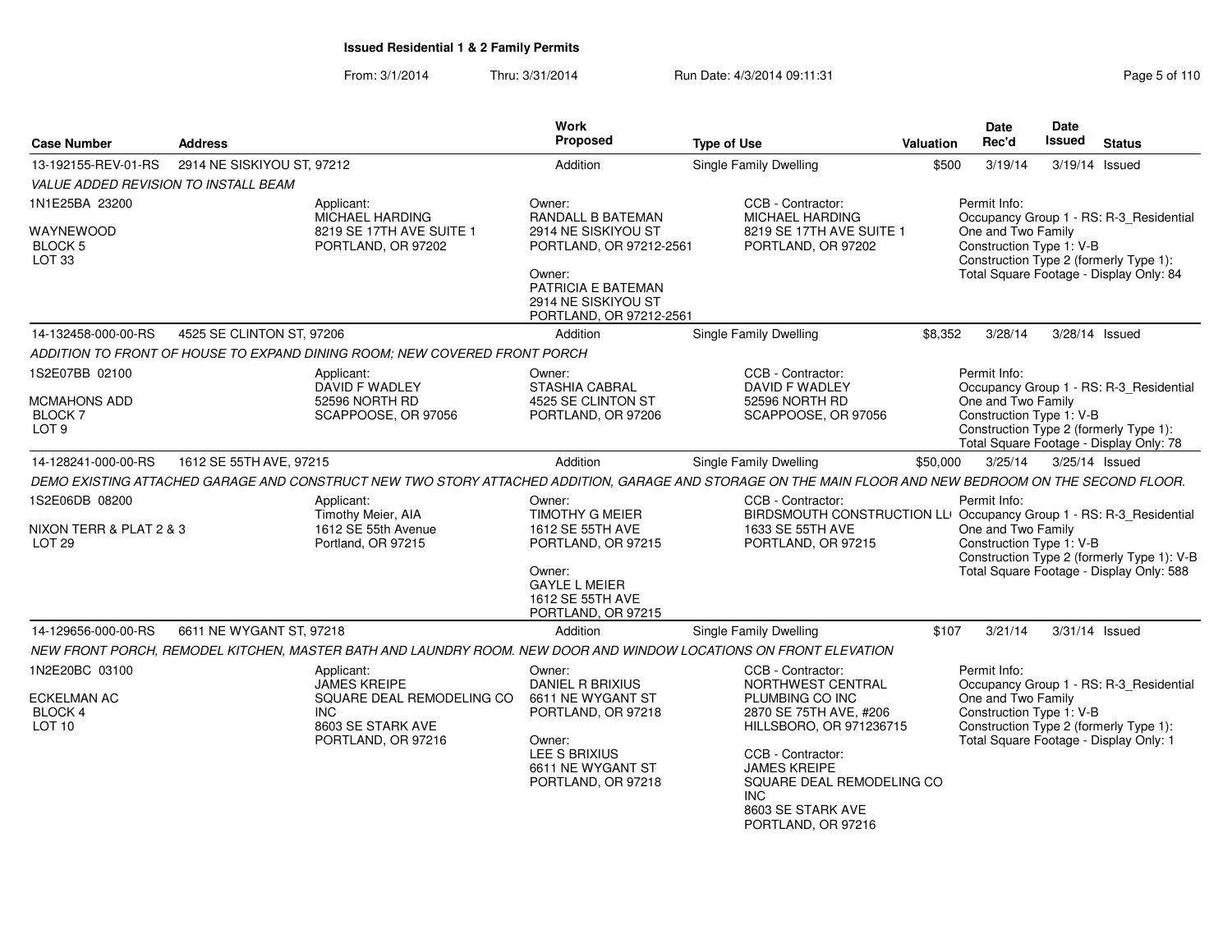## Issued Residential 1 & 2 Family Permits

From: 3/1/2014 Thru: 3/31/2014 Run Date: 4/3/2014 09:11:31

| Case Number | Address | Work Proposed | Type of Use | Valuation | Date Rec'd | Date Issued | Status |
|---|---|---|---|---|---|---|---|
| 13-192155-REV-01-RS | 2914 NE SISKIYOU ST, 97212 | Addition | Single Family Dwelling | $500 | 3/19/14 | 3/19/14 | Issued |

*VALUE ADDED REVISION TO INSTALL BEAM*

1N1E25BA 23200
WAYNEWOOD
BLOCK 5
LOT 33

Applicant:
MICHAEL HARDING
8219 SE 17TH AVE SUITE 1
PORTLAND, OR 97202

Owner:
RANDALL B BATEMAN
2914 NE SISKIYOU ST
PORTLAND, OR 97212-2561

Owner:
PATRICIA E BATEMAN
2914 NE SISKIYOU ST
PORTLAND, OR 97212-2561

CCB - Contractor:
MICHAEL HARDING
8219 SE 17TH AVE SUITE 1
PORTLAND, OR 97202

Permit Info:
Occupancy Group 1 - RS: R-3_Residential One and Two Family
Construction Type 1: V-B
Construction Type 2 (formerly Type 1):
Total Square Footage - Display Only: 84

| Case Number | Address | Work Proposed | Type of Use | Valuation | Date Rec'd | Date Issued | Status |
|---|---|---|---|---|---|---|---|
| 14-132458-000-00-RS | 4525 SE CLINTON ST, 97206 | Addition | Single Family Dwelling | $8,352 | 3/28/14 | 3/28/14 | Issued |

*ADDITION TO FRONT OF HOUSE TO EXPAND DINING ROOM; NEW COVERED FRONT PORCH*

1S2E07BB 02100
MCMAHONS ADD
BLOCK 7
LOT 9

Applicant:
DAVID F WADLEY
52596 NORTH RD
SCAPPOOSE, OR 97056

Owner:
STASHIA CABRAL
4525 SE CLINTON ST
PORTLAND, OR 97206

CCB - Contractor:
DAVID F WADLEY
52596 NORTH RD
SCAPPOOSE, OR 97056

Permit Info:
Occupancy Group 1 - RS: R-3_Residential One and Two Family
Construction Type 1: V-B
Construction Type 2 (formerly Type 1):
Total Square Footage - Display Only: 78

| Case Number | Address | Work Proposed | Type of Use | Valuation | Date Rec'd | Date Issued | Status |
|---|---|---|---|---|---|---|---|
| 14-128241-000-00-RS | 1612 SE 55TH AVE, 97215 | Addition | Single Family Dwelling | $50,000 | 3/25/14 | 3/25/14 | Issued |

*DEMO EXISTING ATTACHED GARAGE AND CONSTRUCT NEW TWO STORY ATTACHED ADDITION, GARAGE AND STORAGE ON THE MAIN FLOOR AND NEW BEDROOM ON THE SECOND FLOOR.*

1S2E06DB 08200
NIXON TERR & PLAT 2 & 3
LOT 29

Applicant:
Timothy Meier, AIA
1612 SE 55th Avenue
Portland, OR 97215

Owner:
TIMOTHY G MEIER
1612 SE 55TH AVE
PORTLAND, OR 97215

Owner:
GAYLE L MEIER
1612 SE 55TH AVE
PORTLAND, OR 97215

CCB - Contractor:
BIRDSMOUTH CONSTRUCTION LL(
1633 SE 55TH AVE
PORTLAND, OR 97215

Permit Info:
Occupancy Group 1 - RS: R-3_Residential One and Two Family
Construction Type 1: V-B
Construction Type 2 (formerly Type 1): V-B
Total Square Footage - Display Only: 588

| Case Number | Address | Work Proposed | Type of Use | Valuation | Date Rec'd | Date Issued | Status |
|---|---|---|---|---|---|---|---|
| 14-129656-000-00-RS | 6611 NE WYGANT ST, 97218 | Addition | Single Family Dwelling | $107 | 3/21/14 | 3/31/14 | Issued |

*NEW FRONT PORCH, REMODEL KITCHEN, MASTER BATH AND LAUNDRY ROOM. NEW DOOR AND WINDOW LOCATIONS ON FRONT ELEVATION*

1N2E20BC 03100
ECKELMAN AC
BLOCK 4
LOT 10

Applicant:
JAMES KREIPE
SQUARE DEAL REMODELING CO INC
8603 SE STARK AVE
PORTLAND, OR 97216

Owner:
DANIEL R BRIXIUS
6611 NE WYGANT ST
PORTLAND, OR 97218

Owner:
LEE S BRIXIUS
6611 NE WYGANT ST
PORTLAND, OR 97218

CCB - Contractor:
NORTHWEST CENTRAL PLUMBING CO INC
2870 SE 75TH AVE, #206
HILLSBORO, OR 971236715

CCB - Contractor:
JAMES KREIPE
SQUARE DEAL REMODELING CO INC
8603 SE STARK AVE
PORTLAND, OR 97216

Permit Info:
Occupancy Group 1 - RS: R-3_Residential One and Two Family
Construction Type 1: V-B
Construction Type 2 (formerly Type 1):
Total Square Footage - Display Only: 1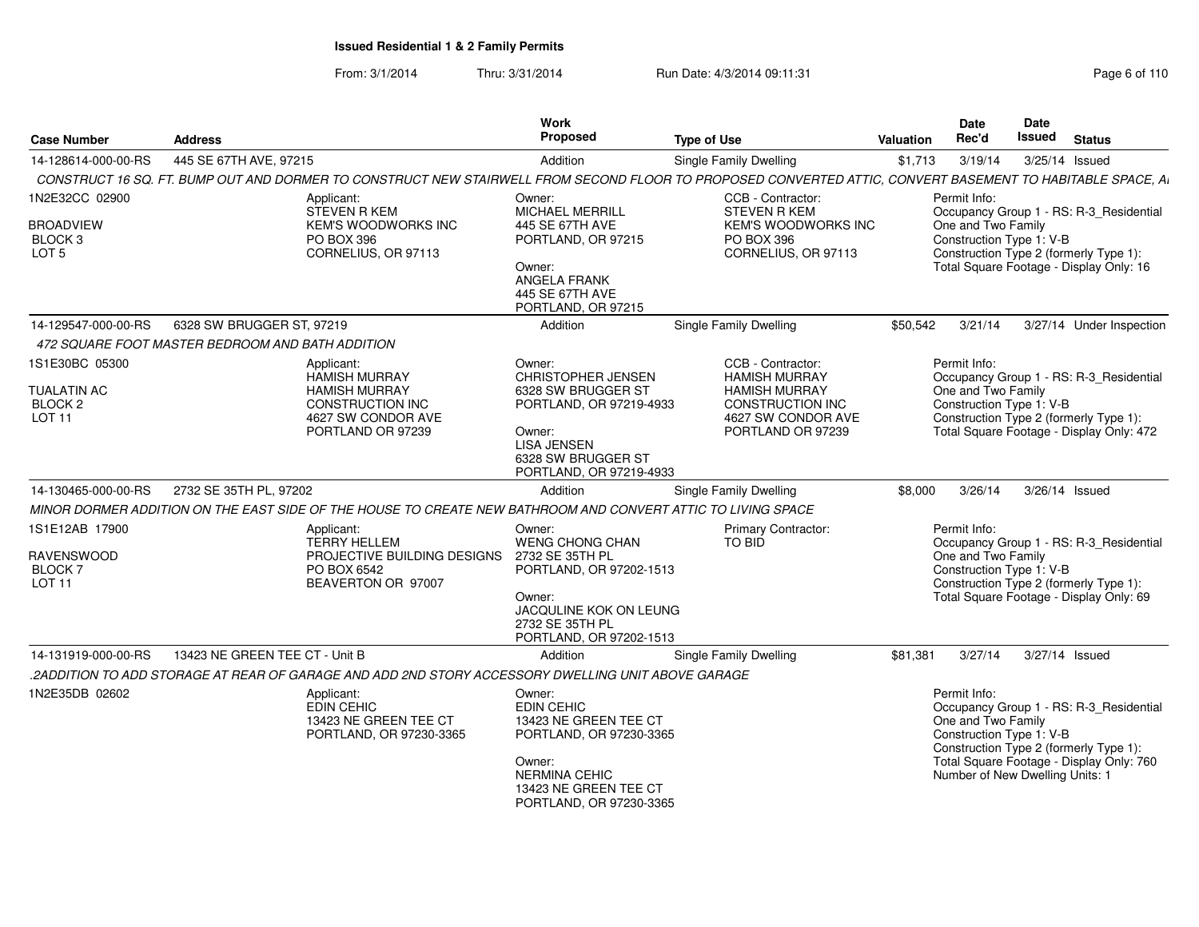# Issued Residential 1 & 2 Family Permits

From: 3/1/2014 Thru: 3/31/2014 Run Date: 4/3/2014 09:11:31

| Case Number | Address | Work Proposed | Type of Use | Valuation | Date Rec'd | Date Issued | Status |
|---|---|---|---|---|---|---|---|
| 14-128614-000-00-RS | 445 SE 67TH AVE, 97215 | Addition | Single Family Dwelling | $1,713 | 3/19/14 | 3/25/14 | Issued |

*CONSTRUCT 16 SQ. FT. BUMP OUT AND DORMER TO CONSTRUCT NEW STAIRWELL FROM SECOND FLOOR TO PROPOSED CONVERTED ATTIC, CONVERT BASEMENT TO HABITABLE SPACE, A*

1N2E32CC 02900
BROADVIEW
BLOCK 3
LOT 5

Applicant:
STEVEN R KEM
KEM'S WOODWORKS INC
PO BOX 396
CORNELIUS, OR 97113

Owner:
MICHAEL MERRILL
445 SE 67TH AVE
PORTLAND, OR 97215

Owner:
ANGELA FRANK
445 SE 67TH AVE
PORTLAND, OR 97215

CCB - Contractor:
STEVEN R KEM
KEM'S WOODWORKS INC
PO BOX 396
CORNELIUS, OR 97113

Permit Info:
Occupancy Group 1 - RS: R-3_Residential One and Two Family
Construction Type 1: V-B
Construction Type 2 (formerly Type 1):
Total Square Footage - Display Only: 16

| Case Number | Address | Work Proposed | Type of Use | Valuation | Date Rec'd | Date Issued | Status |
|---|---|---|---|---|---|---|---|
| 14-129547-000-00-RS | 6328 SW BRUGGER ST, 97219 | Addition | Single Family Dwelling | $50,542 | 3/21/14 | 3/27/14 | Under Inspection |

*472 SQUARE FOOT MASTER BEDROOM AND BATH ADDITION*

1S1E30BC 05300
TUALATIN AC
BLOCK 2
LOT 11

Applicant:
HAMISH MURRAY
HAMISH MURRAY
CONSTRUCTION INC
4627 SW CONDOR AVE
PORTLAND OR 97239

Owner:
CHRISTOPHER JENSEN
6328 SW BRUGGER ST
PORTLAND, OR 97219-4933

Owner:
LISA JENSEN
6328 SW BRUGGER ST
PORTLAND, OR 97219-4933

CCB - Contractor:
HAMISH MURRAY
HAMISH MURRAY
CONSTRUCTION INC
4627 SW CONDOR AVE
PORTLAND OR 97239

Permit Info:
Occupancy Group 1 - RS: R-3_Residential One and Two Family
Construction Type 1: V-B
Construction Type 2 (formerly Type 1):
Total Square Footage - Display Only: 472

| Case Number | Address | Work Proposed | Type of Use | Valuation | Date Rec'd | Date Issued | Status |
|---|---|---|---|---|---|---|---|
| 14-130465-000-00-RS | 2732 SE 35TH PL, 97202 | Addition | Single Family Dwelling | $8,000 | 3/26/14 | 3/26/14 | Issued |

*MINOR DORMER ADDITION ON THE EAST SIDE OF THE HOUSE TO CREATE NEW BATHROOM AND CONVERT ATTIC TO LIVING SPACE*

1S1E12AB 17900
RAVENSWOOD
BLOCK 7
LOT 11

Applicant:
TERRY HELLEM
PROJECTIVE BUILDING DESIGNS
PO BOX 6542
BEAVERTON OR 97007

Owner:
WENG CHONG CHAN
2732 SE 35TH PL
PORTLAND, OR 97202-1513

Owner:
JACQULINE KOK ON LEUNG
2732 SE 35TH PL
PORTLAND, OR 97202-1513

Primary Contractor:
TO BID

Permit Info:
Occupancy Group 1 - RS: R-3_Residential One and Two Family
Construction Type 1: V-B
Construction Type 2 (formerly Type 1):
Total Square Footage - Display Only: 69

| Case Number | Address | Work Proposed | Type of Use | Valuation | Date Rec'd | Date Issued | Status |
|---|---|---|---|---|---|---|---|
| 14-131919-000-00-RS | 13423 NE GREEN TEE CT - Unit B | Addition | Single Family Dwelling | $81,381 | 3/27/14 | 3/27/14 | Issued |

*.2ADDITION TO ADD STORAGE AT REAR OF GARAGE AND ADD 2ND STORY ACCESSORY DWELLING UNIT ABOVE GARAGE*

1N2E35DB 02602

Applicant:
EDIN CEHIC
13423 NE GREEN TEE CT
PORTLAND, OR 97230-3365

Owner:
EDIN CEHIC
13423 NE GREEN TEE CT
PORTLAND, OR 97230-3365

Owner:
NERMINA CEHIC
13423 NE GREEN TEE CT
PORTLAND, OR 97230-3365

Permit Info:
Occupancy Group 1 - RS: R-3_Residential One and Two Family
Construction Type 1: V-B
Construction Type 2 (formerly Type 1):
Total Square Footage - Display Only: 760
Number of New Dwelling Units: 1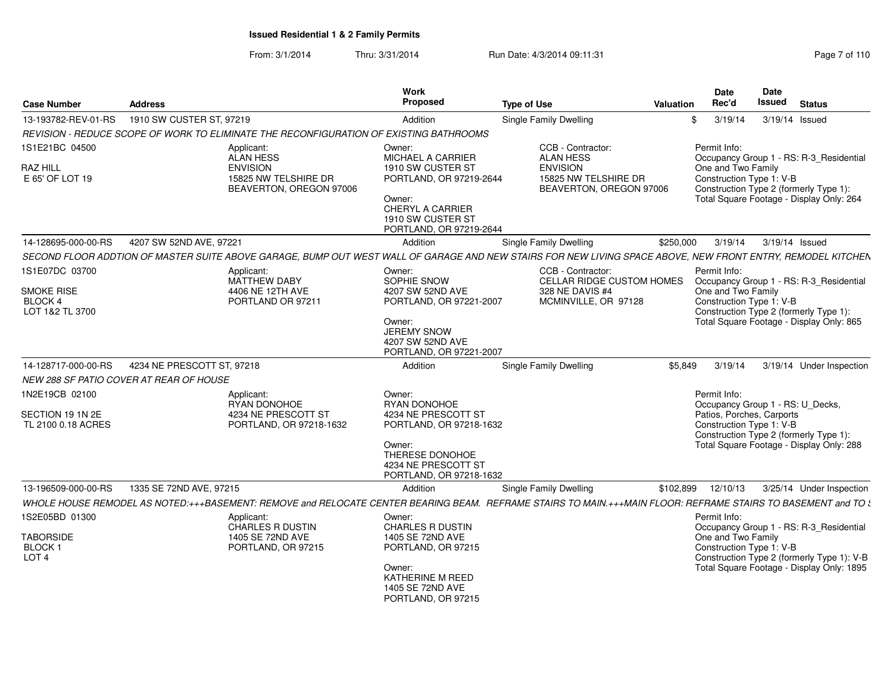# Issued Residential 1 & 2 Family Permits

From: 3/1/2014 Thru: 3/31/2014 Run Date: 4/3/2014 09:11:31

| Case Number | Address | Work Proposed | Type of Use | Valuation | Date Rec'd | Date Issued | Status |
|---|---|---|---|---|---|---|---|
| 13-193782-REV-01-RS | 1910 SW CUSTER ST, 97219 | Addition | Single Family Dwelling | $ | 3/19/14 | 3/19/14 | Issued |

*REVISION - REDUCE SCOPE OF WORK TO ELIMINATE THE RECONFIGURATION OF EXISTING BATHROOMS*

1S1E21BC 04500
RAZ HILL
E 65' OF LOT 19

Applicant:
ALAN HESS
ENVISION
15825 NW TELSHIRE DR
BEAVERTON, OREGON 97006

Owner:
MICHAEL A CARRIER
1910 SW CUSTER ST
PORTLAND, OR 97219-2644

Owner:
CHERYL A CARRIER
1910 SW CUSTER ST
PORTLAND, OR 97219-2644

CCB - Contractor:
ALAN HESS
ENVISION
15825 NW TELSHIRE DR
BEAVERTON, OREGON 97006

Permit Info:
Occupancy Group 1 - RS: R-3_Residential One and Two Family
Construction Type 1: V-B
Construction Type 2 (formerly Type 1):
Total Square Footage - Display Only: 264

---

| Case Number | Address | Work Proposed | Type of Use | Valuation | Date Rec'd | Date Issued | Status |
|---|---|---|---|---|---|---|---|
| 14-128695-000-00-RS | 4207 SW 52ND AVE, 97221 | Addition | Single Family Dwelling | $250,000 | 3/19/14 | 3/19/14 | Issued |

*SECOND FLOOR ADDTION OF MASTER SUITE ABOVE GARAGE, BUMP OUT WEST WALL OF GARAGE AND NEW STAIRS FOR NEW LIVING SPACE ABOVE, NEW FRONT ENTRY, REMODEL KITCHEN*

1S1E07DC 03700
SMOKE RISE
BLOCK 4
LOT 1&2 TL 3700

Applicant:
MATTHEW DABY
4406 NE 12TH AVE
PORTLAND OR 97211

Owner:
SOPHIE SNOW
4207 SW 52ND AVE
PORTLAND, OR 97221-2007

Owner:
JEREMY SNOW
4207 SW 52ND AVE
PORTLAND, OR 97221-2007

CCB - Contractor:
CELLAR RIDGE CUSTOM HOMES
328 NE DAVIS #4
MCMINVILLE, OR 97128

Permit Info:
Occupancy Group 1 - RS: R-3_Residential One and Two Family
Construction Type 1: V-B
Construction Type 2 (formerly Type 1):
Total Square Footage - Display Only: 865

---

| Case Number | Address | Work Proposed | Type of Use | Valuation | Date Rec'd | Date Issued | Status |
|---|---|---|---|---|---|---|---|
| 14-128717-000-00-RS | 4234 NE PRESCOTT ST, 97218 | Addition | Single Family Dwelling | $5,849 | 3/19/14 | 3/19/14 | Under Inspection |

*NEW 288 SF PATIO COVER AT REAR OF HOUSE*

1N2E19CB 02100
SECTION 19 1N 2E
TL 2100 0.18 ACRES

Applicant:
RYAN DONOHOE
4234 NE PRESCOTT ST
PORTLAND, OR 97218-1632

Owner:
RYAN DONOHOE
4234 NE PRESCOTT ST
PORTLAND, OR 97218-1632

Owner:
THERESE DONOHOE
4234 NE PRESCOTT ST
PORTLAND, OR 97218-1632

Permit Info:
Occupancy Group 1 - RS: U_Decks, Patios, Porches, Carports
Construction Type 1: V-B
Construction Type 2 (formerly Type 1):
Total Square Footage - Display Only: 288

---

| Case Number | Address | Work Proposed | Type of Use | Valuation | Date Rec'd | Date Issued | Status |
|---|---|---|---|---|---|---|---|
| 13-196509-000-00-RS | 1335 SE 72ND AVE, 97215 | Addition | Single Family Dwelling | $102,899 | 12/10/13 | 3/25/14 | Under Inspection |

*WHOLE HOUSE REMODEL AS NOTED:+++BASEMENT: REMOVE and RELOCATE CENTER BEARING BEAM. REFRAME STAIRS TO MAIN.+++MAIN FLOOR: REFRAME STAIRS TO BASEMENT and TO S*

1S2E05BD 01300
TABORSIDE
BLOCK 1
LOT 4

Applicant:
CHARLES R DUSTIN
1405 SE 72ND AVE
PORTLAND, OR 97215

Owner:
CHARLES R DUSTIN
1405 SE 72ND AVE
PORTLAND, OR 97215

Owner:
KATHERINE M REED
1405 SE 72ND AVE
PORTLAND, OR 97215

Permit Info:
Occupancy Group 1 - RS: R-3_Residential One and Two Family
Construction Type 1: V-B
Construction Type 2 (formerly Type 1): V-B
Total Square Footage - Display Only: 1895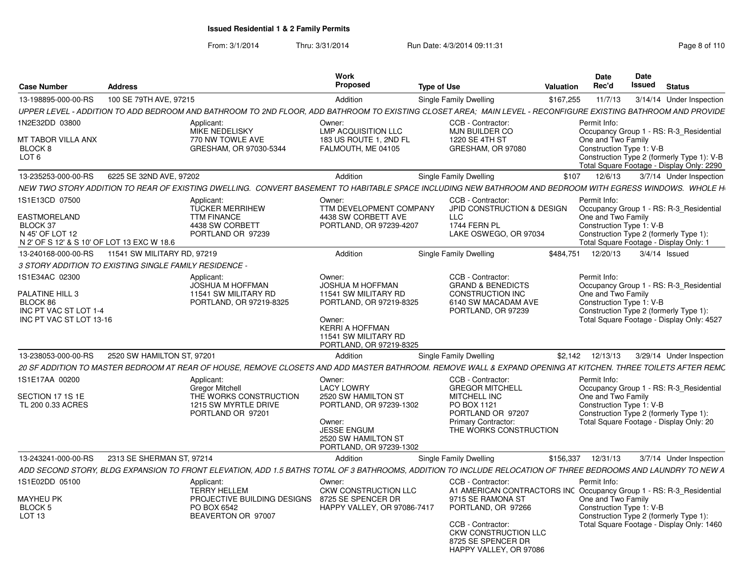# Issued Residential 1 & 2 Family Permits

From: 3/1/2014 Thru: 3/31/2014 Run Date: 4/3/2014 09:11:31

| Case Number | Address | Work Proposed | Type of Use | Valuation | Date Rec'd | Date Issued | Status |
|---|---|---|---|---|---|---|---|
| 13-198895-000-00-RS | 100 SE 79TH AVE, 97215 | Addition | Single Family Dwelling | $167,255 | 11/7/13 | 3/14/14 | Under Inspection |

UPPER LEVEL - ADDITION TO ADD BEDROOM AND BATHROOM TO 2ND FLOOR, ADD BATHROOM TO EXISTING CLOSET AREA; MAIN LEVEL - RECONFIGURE EXISTING BATHROOM AND PROVIDE

1N2E32DD 03800
MT TABOR VILLA ANX
BLOCK 8
LOT 6

Applicant: MIKE NEDELISKY, 770 NW TOWLE AVE, GRESHAM, OR 97030-5344

Owner: LMP ACQUISITION LLC, 183 US ROUTE 1, 2ND FL, FALMOUTH, ME 04105

CCB - Contractor: MJN BUILDER CO, 1220 SE 4TH ST, GRESHAM, OR 97080

Permit Info: Occupancy Group 1 - RS: R-3_Residential One and Two Family; Construction Type 1: V-B; Construction Type 2 (formerly Type 1): V-B; Total Square Footage - Display Only: 2290

| Case Number | Address | Work Proposed | Type of Use | Valuation | Date Rec'd | Date Issued | Status |
|---|---|---|---|---|---|---|---|
| 13-235253-000-00-RS | 6225 SE 32ND AVE, 97202 | Addition | Single Family Dwelling | $107 | 12/6/13 | 3/7/14 | Under Inspection |

NEW TWO STORY ADDITION TO REAR OF EXISTING DWELLING. CONVERT BASEMENT TO HABITABLE SPACE INCLUDING NEW BATHROOM AND BEDROOM WITH EGRESS WINDOWS. WHOLE H

1S1E13CD 07500
EASTMORELAND
BLOCK 37
N 45' OF LOT 12
N 2' OF S 12' & S 10' OF LOT 13 EXC W 18.6

Applicant: TUCKER MERRIHEW, TTM FINANCE, 4438 SW CORBETT, PORTLAND OR 97239

Owner: TTM DEVELOPMENT COMPANY, 4438 SW CORBETT AVE, PORTLAND, OR 97239-4207

CCB - Contractor: JPID CONSTRUCTION & DESIGN LLC, 1744 FERN PL, LAKE OSWEGO, OR 97034

Permit Info: Occupancy Group 1 - RS: R-3_Residential One and Two Family; Construction Type 1: V-B; Construction Type 2 (formerly Type 1):; Total Square Footage - Display Only: 1

| Case Number | Address | Work Proposed | Type of Use | Valuation | Date Rec'd | Date Issued | Status |
|---|---|---|---|---|---|---|---|
| 13-240168-000-00-RS | 11541 SW MILITARY RD, 97219 | Addition | Single Family Dwelling | $484,751 | 12/20/13 | 3/4/14 | Issued |

3 STORY ADDITION TO EXISTING SINGLE FAMILY RESIDENCE -

1S1E34AC 02300
PALATINE HILL 3
BLOCK 86
INC PT VAC ST LOT 1-4
INC PT VAC ST LOT 13-16

Applicant: JOSHUA M HOFFMAN, 11541 SW MILITARY RD, PORTLAND, OR 97219-8325

Owner: JOSHUA M HOFFMAN, 11541 SW MILITARY RD, PORTLAND, OR 97219-8325

Owner: KERRI A HOFFMAN, 11541 SW MILITARY RD, PORTLAND, OR 97219-8325

CCB - Contractor: GRAND & BENEDICTS CONSTRUCTION INC, 6140 SW MACADAM AVE, PORTLAND, OR 97239

Permit Info: Occupancy Group 1 - RS: R-3_Residential One and Two Family; Construction Type 1: V-B; Construction Type 2 (formerly Type 1):; Total Square Footage - Display Only: 4527

| Case Number | Address | Work Proposed | Type of Use | Valuation | Date Rec'd | Date Issued | Status |
|---|---|---|---|---|---|---|---|
| 13-238053-000-00-RS | 2520 SW HAMILTON ST, 97201 | Addition | Single Family Dwelling | $2,142 | 12/13/13 | 3/29/14 | Under Inspection |

20 SF ADDITION TO MASTER BEDROOM AT REAR OF HOUSE, REMOVE CLOSETS AND ADD MASTER BATHROOM. REMOVE WALL & EXPAND OPENING AT KITCHEN. THREE TOILETS AFTER REMC

1S1E17AA 00200
SECTION 17 1S 1E
TL 200 0.33 ACRES

Applicant: Gregor Mitchell, THE WORKS CONSTRUCTION, 1215 SW MYRTLE DRIVE, PORTLAND OR 97201

Owner: LACY LOWRY, 2520 SW HAMILTON ST, PORTLAND, OR 97239-1302

Owner: JESSE ENGUM, 2520 SW HAMILTON ST, PORTLAND, OR 97239-1302

CCB - Contractor: GREGOR MITCHELL, MITCHELL INC, PO BOX 1121, PORTLAND OR 97207
Primary Contractor: THE WORKS CONSTRUCTION

Permit Info: Occupancy Group 1 - RS: R-3_Residential One and Two Family; Construction Type 1: V-B; Construction Type 2 (formerly Type 1):; Total Square Footage - Display Only: 20

| Case Number | Address | Work Proposed | Type of Use | Valuation | Date Rec'd | Date Issued | Status |
|---|---|---|---|---|---|---|---|
| 13-243241-000-00-RS | 2313 SE SHERMAN ST, 97214 | Addition | Single Family Dwelling | $156,337 | 12/31/13 | 3/7/14 | Under Inspection |

ADD SECOND STORY, BLDG EXPANSION TO FRONT ELEVATION, ADD 1.5 BATHS TOTAL OF 3 BATHROOMS, ADDITION TO INCLUDE RELOCATION OF THREE BEDROOMS AND LAUNDRY TO NEW A

1S1E02DD 05100
MAYHEU PK
BLOCK 5
LOT 13

Applicant: TERRY HELLEM, PROJECTIVE BUILDING DESIGNS, PO BOX 6542, BEAVERTON OR 97007

Owner: CKW CONSTRUCTION LLC, 8725 SE SPENCER DR, HAPPY VALLEY, OR 97086-7417

CCB - Contractor: A1 AMERICAN CONTRACTORS INC, 9715 SE RAMONA ST, PORTLAND, OR 97266

CCB - Contractor: CKW CONSTRUCTION LLC, 8725 SE SPENCER DR, HAPPY VALLEY, OR 97086

Permit Info: Occupancy Group 1 - RS: R-3_Residential One and Two Family; Construction Type 1: V-B; Construction Type 2 (formerly Type 1):; Total Square Footage - Display Only: 1460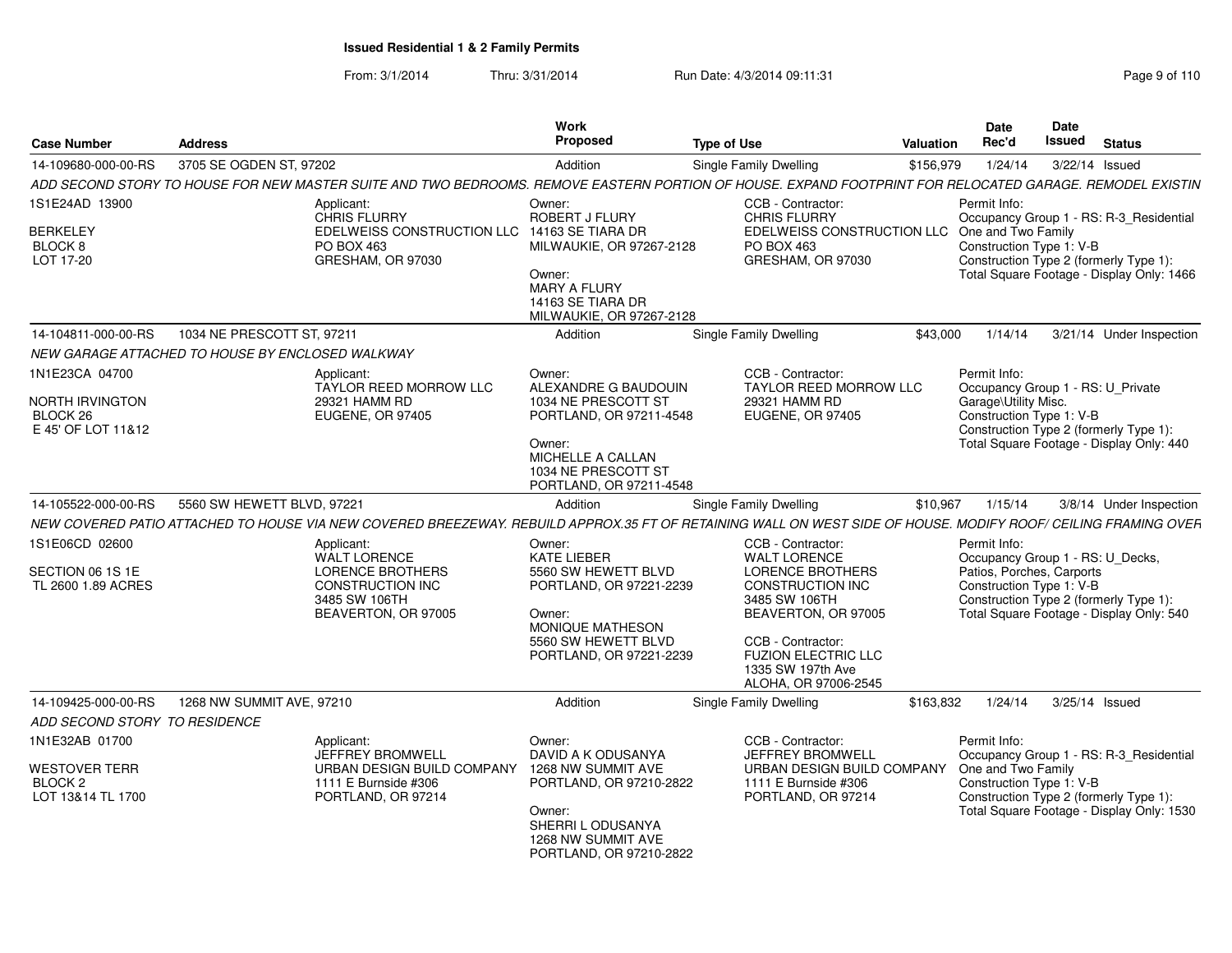**Issued Residential 1 & 2 Family Permits**

From: 3/1/2014 Thru: 3/31/2014 Run Date: 4/3/2014 09:11:31

| Case Number | Address | Work Proposed | Type of Use | Valuation | Date Rec'd | Date Issued | Status |
|---|---|---|---|---|---|---|---|
| 14-109680-000-00-RS | 3705 SE OGDEN ST, 97202 | Addition | Single Family Dwelling | $156,979 | 1/24/14 | 3/22/14 | Issued |
| 14-104811-000-00-RS | 1034 NE PRESCOTT ST, 97211 | Addition | Single Family Dwelling | $43,000 | 1/14/14 | 3/21/14 | Under Inspection |
| 14-105522-000-00-RS | 5560 SW HEWETT BLVD, 97221 | Addition | Single Family Dwelling | $10,967 | 1/15/14 | 3/8/14 | Under Inspection |
| 14-109425-000-00-RS | 1268 NW SUMMIT AVE, 97210 | Addition | Single Family Dwelling | $163,832 | 1/24/14 | 3/25/14 | Issued |

### 14-109680-000-00-RS — 3705 SE OGDEN ST, 97202

*ADD SECOND STORY TO HOUSE FOR NEW MASTER SUITE AND TWO BEDROOMS. REMOVE EASTERN PORTION OF HOUSE. EXPAND FOOTPRINT FOR RELOCATED GARAGE. REMODEL EXISTIN*

1S1E24AD 13900
BERKELEY
BLOCK 8
LOT 17-20

Applicant:
CHRIS FLURRY
EDELWEISS CONSTRUCTION LLC
PO BOX 463
GRESHAM, OR 97030

Owner:
ROBERT J FLURY
14163 SE TIARA DR
MILWAUKIE, OR 97267-2128

Owner:
MARY A FLURY
14163 SE TIARA DR
MILWAUKIE, OR 97267-2128

CCB - Contractor:
CHRIS FLURRY
EDELWEISS CONSTRUCTION LLC
PO BOX 463
GRESHAM, OR 97030

Permit Info:
Occupancy Group 1 - RS: R-3_Residential One and Two Family
Construction Type 1: V-B
Construction Type 2 (formerly Type 1):
Total Square Footage - Display Only: 1466

### 14-104811-000-00-RS — 1034 NE PRESCOTT ST, 97211

*NEW GARAGE ATTACHED TO HOUSE BY ENCLOSED WALKWAY*

1N1E23CA 04700
NORTH IRVINGTON
BLOCK 26
E 45' OF LOT 11&12

Applicant:
TAYLOR REED MORROW LLC
29321 HAMM RD
EUGENE, OR 97405

Owner:
ALEXANDRE G BAUDOUIN
1034 NE PRESCOTT ST
PORTLAND, OR 97211-4548

Owner:
MICHELLE A CALLAN
1034 NE PRESCOTT ST
PORTLAND, OR 97211-4548

CCB - Contractor:
TAYLOR REED MORROW LLC
29321 HAMM RD
EUGENE, OR 97405

Permit Info:
Occupancy Group 1 - RS: U_Private Garage\Utility Misc.
Construction Type 1: V-B
Construction Type 2 (formerly Type 1):
Total Square Footage - Display Only: 440

### 14-105522-000-00-RS — 5560 SW HEWETT BLVD, 97221

*NEW COVERED PATIO ATTACHED TO HOUSE VIA NEW COVERED BREEZEWAY. REBUILD APPROX.35 FT OF RETAINING WALL ON WEST SIDE OF HOUSE. MODIFY ROOF/ CEILING FRAMING OVER*

1S1E06CD 02600
SECTION 06 1S 1E
TL 2600 1.89 ACRES

Applicant:
WALT LORENCE
LORENCE BROTHERS CONSTRUCTION INC
3485 SW 106TH
BEAVERTON, OR 97005

Owner:
KATE LIEBER
5560 SW HEWETT BLVD
PORTLAND, OR 97221-2239

Owner:
MONIQUE MATHESON
5560 SW HEWETT BLVD
PORTLAND, OR 97221-2239

CCB - Contractor:
WALT LORENCE
LORENCE BROTHERS CONSTRUCTION INC
3485 SW 106TH
BEAVERTON, OR 97005

CCB - Contractor:
FUZION ELECTRIC LLC
1335 SW 197th Ave
ALOHA, OR 97006-2545

Permit Info:
Occupancy Group 1 - RS: U_Decks, Patios, Porches, Carports
Construction Type 1: V-B
Construction Type 2 (formerly Type 1):
Total Square Footage - Display Only: 540

### 14-109425-000-00-RS — 1268 NW SUMMIT AVE, 97210

*ADD SECOND STORY TO RESIDENCE*

1N1E32AB 01700
WESTOVER TERR
BLOCK 2
LOT 13&14 TL 1700

Applicant:
JEFFREY BROMWELL
URBAN DESIGN BUILD COMPANY
1111 E Burnside #306
PORTLAND, OR 97214

Owner:
DAVID A K ODUSANYA
1268 NW SUMMIT AVE
PORTLAND, OR 97210-2822

Owner:
SHERRI L ODUSANYA
1268 NW SUMMIT AVE
PORTLAND, OR 97210-2822

CCB - Contractor:
JEFFREY BROMWELL
URBAN DESIGN BUILD COMPANY
1111 E Burnside #306
PORTLAND, OR 97214

Permit Info:
Occupancy Group 1 - RS: R-3_Residential One and Two Family
Construction Type 1: V-B
Construction Type 2 (formerly Type 1):
Total Square Footage - Display Only: 1530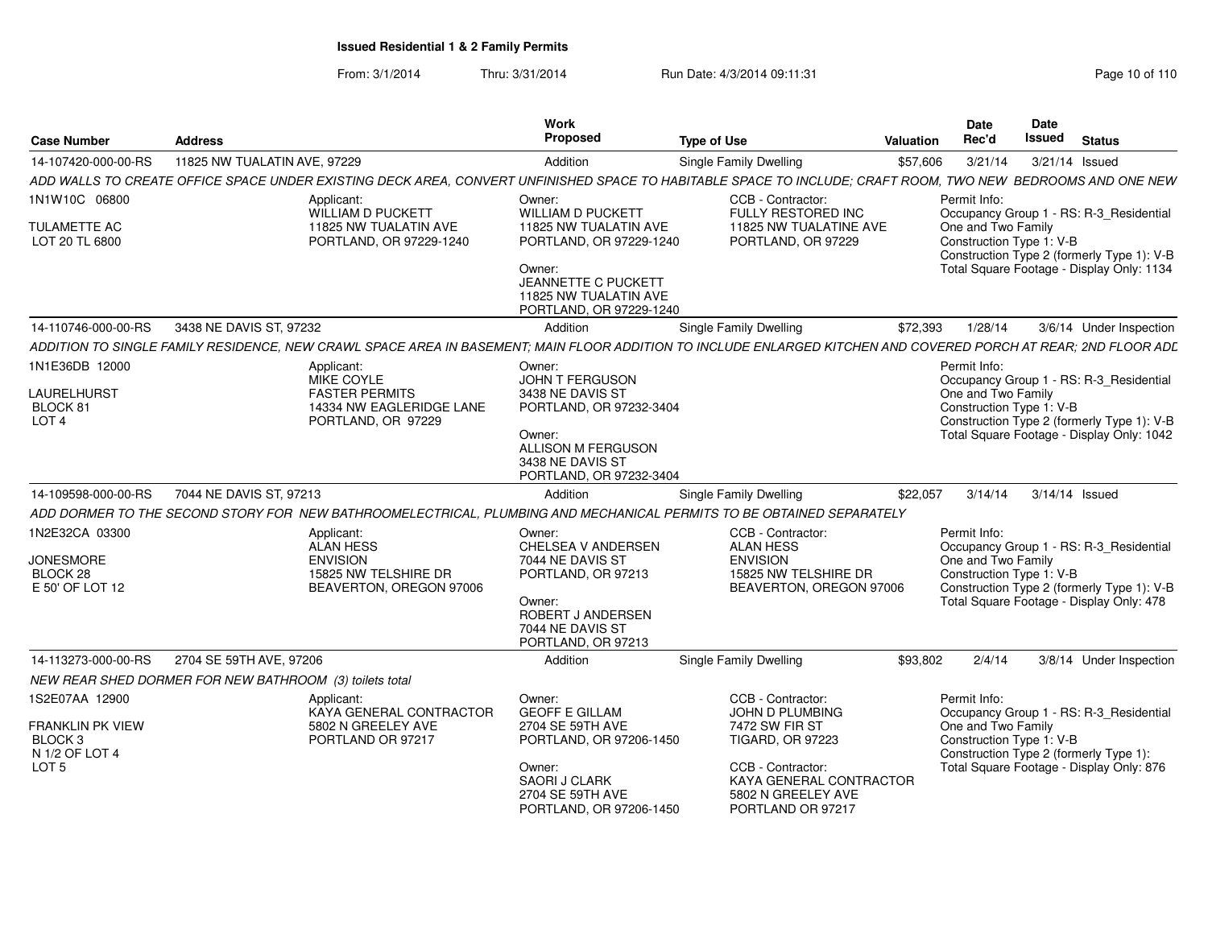# Issued Residential 1 & 2 Family Permits

From: 3/1/2014 Thru: 3/31/2014 Run Date: 4/3/2014 09:11:31

| Case Number | Address | Work Proposed | Type of Use | Valuation | Date Rec'd | Date Issued | Status |
|---|---|---|---|---|---|---|---|
| 14-107420-000-00-RS | 11825 NW TUALATIN AVE, 97229 | Addition | Single Family Dwelling | $57,606 | 3/21/14 | 3/21/14 | Issued |

*ADD WALLS TO CREATE OFFICE SPACE UNDER EXISTING DECK AREA, CONVERT UNFINISHED SPACE TO HABITABLE SPACE TO INCLUDE; CRAFT ROOM, TWO NEW BEDROOMS AND ONE NEW*

1N1W10C 06800
TULAMETTE AC
LOT 20 TL 6800

Applicant:
WILLIAM D PUCKETT
11825 NW TUALATIN AVE
PORTLAND, OR 97229-1240

Owner:
WILLIAM D PUCKETT
11825 NW TUALATIN AVE
PORTLAND, OR 97229-1240

Owner:
JEANNETTE C PUCKETT
11825 NW TUALATIN AVE
PORTLAND, OR 97229-1240

CCB - Contractor:
FULLY RESTORED INC
11825 NW TUALATINE AVE
PORTLAND, OR 97229

Permit Info:
Occupancy Group 1 - RS: R-3_Residential One and Two Family
Construction Type 1: V-B
Construction Type 2 (formerly Type 1): V-B
Total Square Footage - Display Only: 1134

| Case Number | Address | Work Proposed | Type of Use | Valuation | Date Rec'd | Date Issued | Status |
|---|---|---|---|---|---|---|---|
| 14-110746-000-00-RS | 3438 NE DAVIS ST, 97232 | Addition | Single Family Dwelling | $72,393 | 1/28/14 | 3/6/14 | Under Inspection |

*ADDITION TO SINGLE FAMILY RESIDENCE, NEW CRAWL SPACE AREA IN BASEMENT; MAIN FLOOR ADDITION TO INCLUDE ENLARGED KITCHEN AND COVERED PORCH AT REAR; 2ND FLOOR ADD*

1N1E36DB 12000
LAURELHURST
BLOCK 81
LOT 4

Applicant:
MIKE COYLE
FASTER PERMITS
14334 NW EAGLERIDGE LANE
PORTLAND, OR 97229

Owner:
JOHN T FERGUSON
3438 NE DAVIS ST
PORTLAND, OR 97232-3404

Owner:
ALLISON M FERGUSON
3438 NE DAVIS ST
PORTLAND, OR 97232-3404

Permit Info:
Occupancy Group 1 - RS: R-3_Residential One and Two Family
Construction Type 1: V-B
Construction Type 2 (formerly Type 1): V-B
Total Square Footage - Display Only: 1042

| Case Number | Address | Work Proposed | Type of Use | Valuation | Date Rec'd | Date Issued | Status |
|---|---|---|---|---|---|---|---|
| 14-109598-000-00-RS | 7044 NE DAVIS ST, 97213 | Addition | Single Family Dwelling | $22,057 | 3/14/14 | 3/14/14 | Issued |

*ADD DORMER TO THE SECOND STORY FOR NEW BATHROOMELECTRICAL, PLUMBING AND MECHANICAL PERMITS TO BE OBTAINED SEPARATELY*

1N2E32CA 03300
JONESMORE
BLOCK 28
E 50' OF LOT 12

Applicant:
ALAN HESS
ENVISION
15825 NW TELSHIRE DR
BEAVERTON, OREGON 97006

Owner:
CHELSEA V ANDERSEN
7044 NE DAVIS ST
PORTLAND, OR 97213

Owner:
ROBERT J ANDERSEN
7044 NE DAVIS ST
PORTLAND, OR 97213

CCB - Contractor:
ALAN HESS
ENVISION
15825 NW TELSHIRE DR
BEAVERTON, OREGON 97006

Permit Info:
Occupancy Group 1 - RS: R-3_Residential One and Two Family
Construction Type 1: V-B
Construction Type 2 (formerly Type 1): V-B
Total Square Footage - Display Only: 478

| Case Number | Address | Work Proposed | Type of Use | Valuation | Date Rec'd | Date Issued | Status |
|---|---|---|---|---|---|---|---|
| 14-113273-000-00-RS | 2704 SE 59TH AVE, 97206 | Addition | Single Family Dwelling | $93,802 | 2/4/14 | 3/8/14 | Under Inspection |

*NEW REAR SHED DORMER FOR NEW BATHROOM (3) toilets total*

1S2E07AA 12900
FRANKLIN PK VIEW
BLOCK 3
N 1/2 OF LOT 4
LOT 5

Applicant:
KAYA GENERAL CONTRACTOR
5802 N GREELEY AVE
PORTLAND OR 97217

Owner:
GEOFF E GILLAM
2704 SE 59TH AVE
PORTLAND, OR 97206-1450

Owner:
SAORI J CLARK
2704 SE 59TH AVE
PORTLAND, OR 97206-1450

CCB - Contractor:
JOHN D PLUMBING
7472 SW FIR ST
TIGARD, OR 97223

CCB - Contractor:
KAYA GENERAL CONTRACTOR
5802 N GREELEY AVE
PORTLAND OR 97217

Permit Info:
Occupancy Group 1 - RS: R-3_Residential One and Two Family
Construction Type 1: V-B
Construction Type 2 (formerly Type 1):
Total Square Footage - Display Only: 876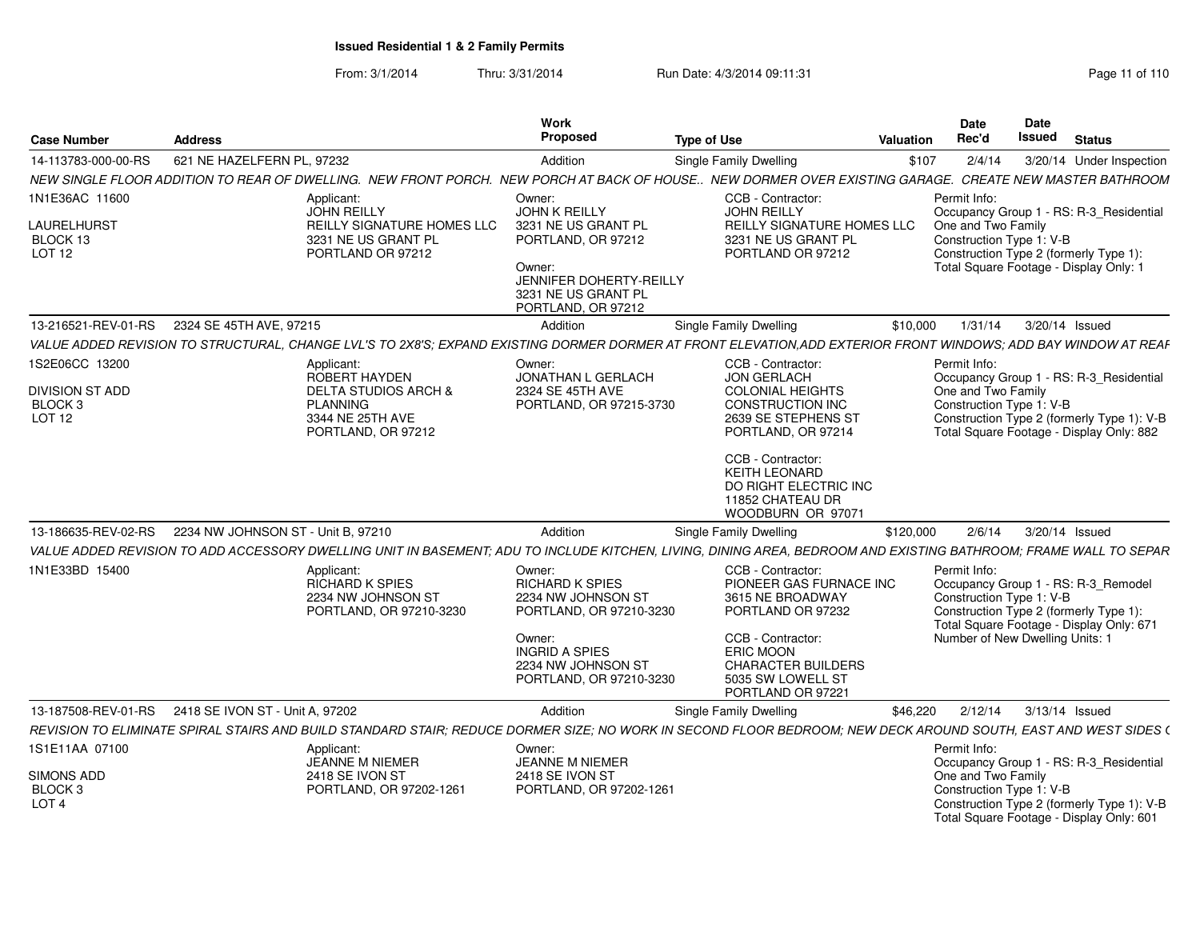**Issued Residential 1 & 2 Family Permits**

From: 3/1/2014 Thru: 3/31/2014 Run Date: 4/3/2014 09:11:31

| Case Number | Address | Work Proposed | Type of Use | Valuation | Date Rec'd | Date Issued | Status |
|---|---|---|---|---|---|---|---|
| 14-113783-000-00-RS | 621 NE HAZELFERN PL, 97232 | Addition | Single Family Dwelling | $107 | 2/4/14 | 3/20/14 | Under Inspection |

NEW SINGLE FLOOR ADDITION TO REAR OF DWELLING. NEW FRONT PORCH. NEW PORCH AT BACK OF HOUSE.. NEW DORMER OVER EXISTING GARAGE. CREATE NEW MASTER BATHROOM

1N1E36AC 11600
LAURELHURST
BLOCK 13
LOT 12

Applicant:
JOHN REILLY
REILLY SIGNATURE HOMES LLC
3231 NE US GRANT PL
PORTLAND OR 97212

Owner:
JOHN K REILLY
3231 NE US GRANT PL
PORTLAND, OR 97212

Owner:
JENNIFER DOHERTY-REILLY
3231 NE US GRANT PL
PORTLAND, OR 97212

CCB - Contractor:
JOHN REILLY
REILLY SIGNATURE HOMES LLC
3231 NE US GRANT PL
PORTLAND OR 97212

Permit Info:
Occupancy Group 1 - RS: R-3_Residential One and Two Family
Construction Type 1: V-B
Construction Type 2 (formerly Type 1):
Total Square Footage - Display Only: 1

| Case Number | Address | Work Proposed | Type of Use | Valuation | Date Rec'd | Date Issued | Status |
|---|---|---|---|---|---|---|---|
| 13-216521-REV-01-RS | 2324 SE 45TH AVE, 97215 | Addition | Single Family Dwelling | $10,000 | 1/31/14 | 3/20/14 | Issued |

VALUE ADDED REVISION TO STRUCTURAL, CHANGE LVL'S TO 2X8'S; EXPAND EXISTING DORMER DORMER AT FRONT ELEVATION,ADD EXTERIOR FRONT WINDOWS; ADD BAY WINDOW AT REAF

1S2E06CC 13200
DIVISION ST ADD
BLOCK 3
LOT 12

Applicant:
ROBERT HAYDEN
DELTA STUDIOS ARCH & PLANNING
3344 NE 25TH AVE
PORTLAND, OR 97212

Owner:
JONATHAN L GERLACH
2324 SE 45TH AVE
PORTLAND, OR 97215-3730

CCB - Contractor:
JON GERLACH
COLONIAL HEIGHTS CONSTRUCTION INC
2639 SE STEPHENS ST
PORTLAND, OR 97214

CCB - Contractor:
KEITH LEONARD
DO RIGHT ELECTRIC INC
11852 CHATEAU DR
WOODBURN OR 97071

Permit Info:
Occupancy Group 1 - RS: R-3_Residential One and Two Family
Construction Type 1: V-B
Construction Type 2 (formerly Type 1): V-B
Total Square Footage - Display Only: 882

| Case Number | Address | Work Proposed | Type of Use | Valuation | Date Rec'd | Date Issued | Status |
|---|---|---|---|---|---|---|---|
| 13-186635-REV-02-RS | 2234 NW JOHNSON ST - Unit B, 97210 | Addition | Single Family Dwelling | $120,000 | 2/6/14 | 3/20/14 | Issued |

VALUE ADDED REVISION TO ADD ACCESSORY DWELLING UNIT IN BASEMENT; ADU TO INCLUDE KITCHEN, LIVING, DINING AREA, BEDROOM AND EXISTING BATHROOM; FRAME WALL TO SEPAR

1N1E33BD 15400

Applicant:
RICHARD K SPIES
2234 NW JOHNSON ST
PORTLAND, OR 97210-3230

Owner:
RICHARD K SPIES
2234 NW JOHNSON ST
PORTLAND, OR 97210-3230

Owner:
INGRID A SPIES
2234 NW JOHNSON ST
PORTLAND, OR 97210-3230

CCB - Contractor:
PIONEER GAS FURNACE INC
3615 NE BROADWAY
PORTLAND OR 97232

CCB - Contractor:
ERIC MOON
CHARACTER BUILDERS
5035 SW LOWELL ST
PORTLAND OR 97221

Permit Info:
Occupancy Group 1 - RS: R-3_Remodel
Construction Type 1: V-B
Construction Type 2 (formerly Type 1):
Total Square Footage - Display Only: 671
Number of New Dwelling Units: 1

| Case Number | Address | Work Proposed | Type of Use | Valuation | Date Rec'd | Date Issued | Status |
|---|---|---|---|---|---|---|---|
| 13-187508-REV-01-RS | 2418 SE IVON ST - Unit A, 97202 | Addition | Single Family Dwelling | $46,220 | 2/12/14 | 3/13/14 | Issued |

REVISION TO ELIMINATE SPIRAL STAIRS AND BUILD STANDARD STAIR; REDUCE DORMER SIZE; NO WORK IN SECOND FLOOR BEDROOM; NEW DECK AROUND SOUTH, EAST AND WEST SIDES (

1S1E11AA 07100
SIMONS ADD
BLOCK 3
LOT 4

Applicant:
JEANNE M NIEMER
2418 SE IVON ST
PORTLAND, OR 97202-1261

Owner:
JEANNE M NIEMER
2418 SE IVON ST
PORTLAND, OR 97202-1261

Permit Info:
Occupancy Group 1 - RS: R-3_Residential One and Two Family
Construction Type 1: V-B
Construction Type 2 (formerly Type 1): V-B
Total Square Footage - Display Only: 601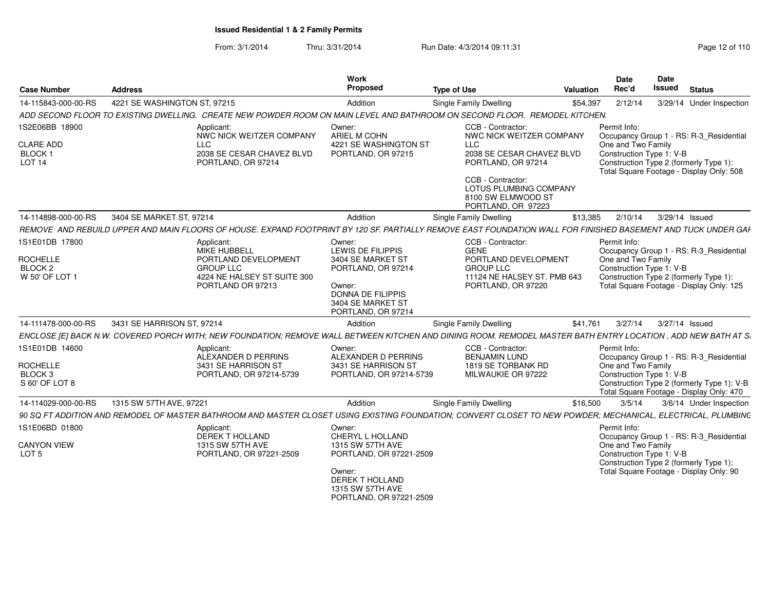**Issued Residential 1 & 2 Family Permits**

From: 3/1/2014 Thru: 3/31/2014 Run Date: 4/3/2014 09:11:31

| Case Number | Address | Work Proposed | Type of Use | Valuation | Date Rec'd | Date Issued | Status |
|---|---|---|---|---|---|---|---|
| 14-115843-000-00-RS | 4221 SE WASHINGTON ST, 97215 | Addition | Single Family Dwelling | $54,397 | 2/12/14 | 3/29/14 | Under Inspection |

*ADD SECOND FLOOR TO EXISTING DWELLING. CREATE NEW POWDER ROOM ON MAIN LEVEL AND BATHROOM ON SECOND FLOOR. REMODEL KITCHEN.*

1S2E06BB 18900
CLARE ADD
BLOCK 1
LOT 14

Applicant:
NWC NICK WEITZER COMPANY LLC
2038 SE CESAR CHAVEZ BLVD
PORTLAND, OR 97214

Owner:
ARIEL M COHN
4221 SE WASHINGTON ST
PORTLAND, OR 97215

CCB - Contractor:
NWC NICK WEITZER COMPANY LLC
2038 SE CESAR CHAVEZ BLVD
PORTLAND, OR 97214

CCB - Contractor:
LOTUS PLUMBING COMPANY
8100 SW ELMWOOD ST
PORTLAND, OR 97223

Permit Info:
Occupancy Group 1 - RS: R-3_Residential One and Two Family
Construction Type 1: V-B
Construction Type 2 (formerly Type 1):
Total Square Footage - Display Only: 508

| Case Number | Address | Work Proposed | Type of Use | Valuation | Date Rec'd | Date Issued | Status |
|---|---|---|---|---|---|---|---|
| 14-114898-000-00-RS | 3404 SE MARKET ST, 97214 | Addition | Single Family Dwelling | $13,385 | 2/10/14 | 3/29/14 | Issued |

*REMOVE AND REBUILD UPPER AND MAIN FLOORS OF HOUSE. EXPAND FOOTPRINT BY 120 SF. PARTIALLY REMOVE EAST FOUNDATION WALL FOR FINISHED BASEMENT AND TUCK UNDER GAI*

1S1E01DB 17800
ROCHELLE
BLOCK 2
W 50' OF LOT 1

Applicant:
MIKE HUBBELL
PORTLAND DEVELOPMENT GROUP LLC
4224 NE HALSEY ST SUITE 300
PORTLAND OR 97213

Owner:
LEWIS DE FILIPPIS
3404 SE MARKET ST
PORTLAND, OR 97214

Owner:
DONNA DE FILIPPIS
3404 SE MARKET ST
PORTLAND, OR 97214

CCB - Contractor:
GENE
PORTLAND DEVELOPMENT GROUP LLC
11124 NE HALSEY ST. PMB 643
PORTLAND, OR 97220

Permit Info:
Occupancy Group 1 - RS: R-3_Residential One and Two Family
Construction Type 1: V-B
Construction Type 2 (formerly Type 1):
Total Square Footage - Display Only: 125

| Case Number | Address | Work Proposed | Type of Use | Valuation | Date Rec'd | Date Issued | Status |
|---|---|---|---|---|---|---|---|
| 14-111478-000-00-RS | 3431 SE HARRISON ST, 97214 | Addition | Single Family Dwelling | $41,761 | 3/27/14 | 3/27/14 | Issued |

*ENCLOSE [E] BACK N.W. COVERED PORCH WITH; NEW FOUNDATION; REMOVE WALL BETWEEN KITCHEN AND DINING ROOM. REMODEL MASTER BATH ENTRY LOCATION , ADD NEW BATH AT S.*

1S1E01DB 14600
ROCHELLE
BLOCK 3
S 60' OF LOT 8

Applicant:
ALEXANDER D PERRINS
3431 SE HARRISON ST
PORTLAND, OR 97214-5739

Owner:
ALEXANDER D PERRINS
3431 SE HARRISON ST
PORTLAND, OR 97214-5739

CCB - Contractor:
BENJAMIN LUND
1819 SE TORBANK RD
MILWAUKIE OR 97222

Permit Info:
Occupancy Group 1 - RS: R-3_Residential One and Two Family
Construction Type 1: V-B
Construction Type 2 (formerly Type 1): V-B
Total Square Footage - Display Only: 470

| Case Number | Address | Work Proposed | Type of Use | Valuation | Date Rec'd | Date Issued | Status |
|---|---|---|---|---|---|---|---|
| 14-114029-000-00-RS | 1315 SW 57TH AVE, 97221 | Addition | Single Family Dwelling | $16,500 | 3/5/14 | 3/6/14 | Under Inspection |

*90 SQ FT ADDITION AND REMODEL OF MASTER BATHROOM AND MASTER CLOSET USING EXISTING FOUNDATION; CONVERT CLOSET TO NEW POWDER; MECHANICAL, ELECTRICAL, PLUMBING*

1S1E06BD 01800
CANYON VIEW
LOT 5

Applicant:
DEREK T HOLLAND
1315 SW 57TH AVE
PORTLAND, OR 97221-2509

Owner:
CHERYL L HOLLAND
1315 SW 57TH AVE
PORTLAND, OR 97221-2509

Owner:
DEREK T HOLLAND
1315 SW 57TH AVE
PORTLAND, OR 97221-2509

Permit Info:
Occupancy Group 1 - RS: R-3_Residential One and Two Family
Construction Type 1: V-B
Construction Type 2 (formerly Type 1):
Total Square Footage - Display Only: 90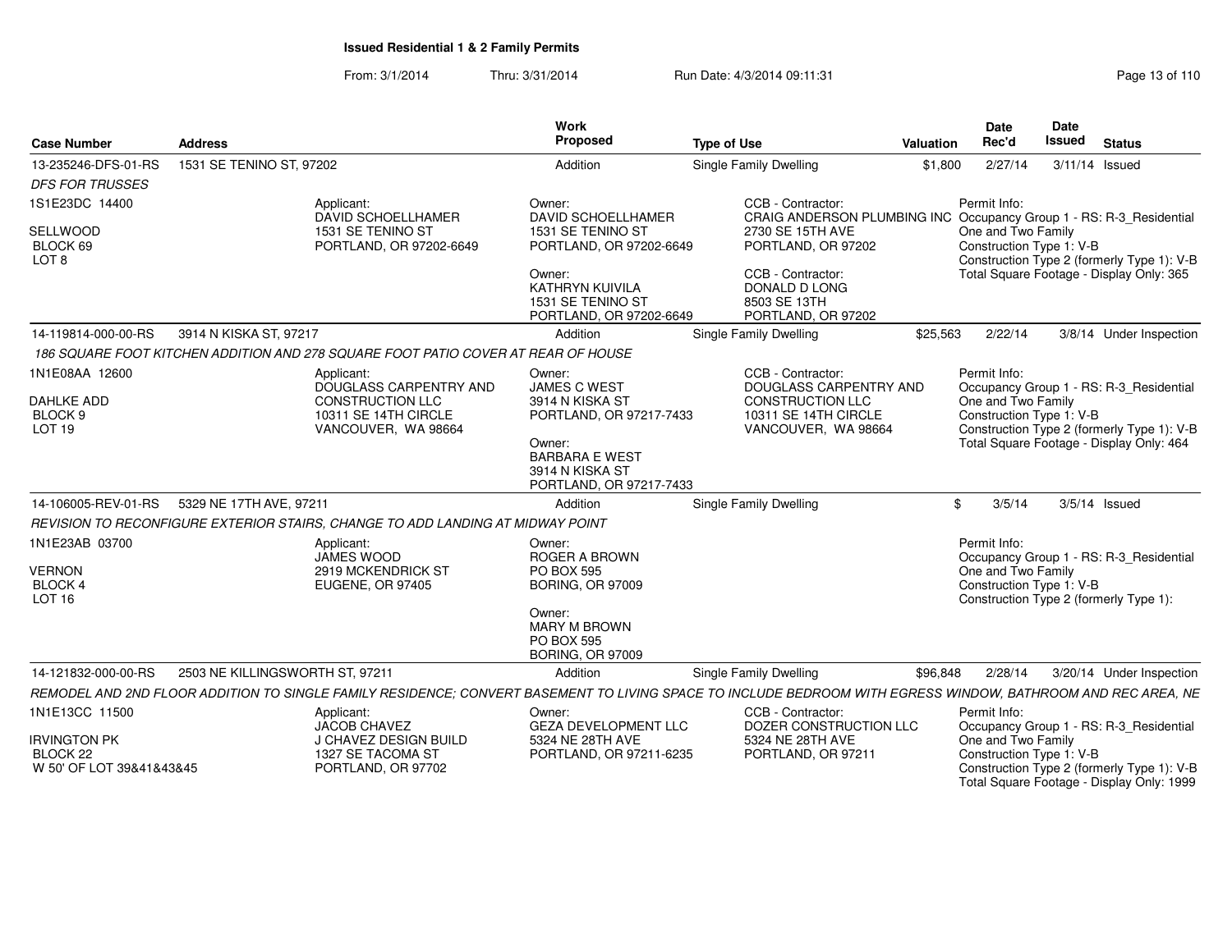**Issued Residential 1 & 2 Family Permits**

From: 3/1/2014 Thru: 3/31/2014 Run Date: 4/3/2014 09:11:31

| Case Number | Address | Work Proposed | Type of Use | Valuation | Date Rec'd | Date Issued | Status |
|---|---|---|---|---|---|---|---|
| 13-235246-DFS-01-RS | 1531 SE TENINO ST, 97202 | Addition | Single Family Dwelling | $1,800 | 2/27/14 | 3/11/14 | Issued |

*DFS FOR TRUSSES*

1S1E23DC 14400
SELLWOOD
BLOCK 69
LOT 8

Applicant:
DAVID SCHOELLHAMER
1531 SE TENINO ST
PORTLAND, OR 97202-6649

Owner:
DAVID SCHOELLHAMER
1531 SE TENINO ST
PORTLAND, OR 97202-6649

Owner:
KATHRYN KUIVILA
1531 SE TENINO ST
PORTLAND, OR 97202-6649

CCB - Contractor:
CRAIG ANDERSON PLUMBING INC
2730 SE 15TH AVE
PORTLAND, OR 97202

CCB - Contractor:
DONALD D LONG
8503 SE 13TH
PORTLAND, OR 97202

Permit Info:
Occupancy Group 1 - RS: R-3_Residential One and Two Family
Construction Type 1: V-B
Construction Type 2 (formerly Type 1): V-B
Total Square Footage - Display Only: 365

| Case Number | Address | Work Proposed | Type of Use | Valuation | Date Rec'd | Date Issued | Status |
|---|---|---|---|---|---|---|---|
| 14-119814-000-00-RS | 3914 N KISKA ST, 97217 | Addition | Single Family Dwelling | $25,563 | 2/22/14 | 3/8/14 | Under Inspection |

*186 SQUARE FOOT KITCHEN ADDITION AND 278 SQUARE FOOT PATIO COVER AT REAR OF HOUSE*

1N1E08AA 12600
DAHLKE ADD
BLOCK 9
LOT 19

Applicant:
DOUGLASS CARPENTRY AND CONSTRUCTION LLC
10311 SE 14TH CIRCLE
VANCOUVER, WA 98664

Owner:
JAMES C WEST
3914 N KISKA ST
PORTLAND, OR 97217-7433

Owner:
BARBARA E WEST
3914 N KISKA ST
PORTLAND, OR 97217-7433

CCB - Contractor:
DOUGLASS CARPENTRY AND CONSTRUCTION LLC
10311 SE 14TH CIRCLE
VANCOUVER, WA 98664

Permit Info:
Occupancy Group 1 - RS: R-3_Residential One and Two Family
Construction Type 1: V-B
Construction Type 2 (formerly Type 1): V-B
Total Square Footage - Display Only: 464

| Case Number | Address | Work Proposed | Type of Use | Valuation | Date Rec'd | Date Issued | Status |
|---|---|---|---|---|---|---|---|
| 14-106005-REV-01-RS | 5329 NE 17TH AVE, 97211 | Addition | Single Family Dwelling | $ | 3/5/14 | 3/5/14 | Issued |

*REVISION TO RECONFIGURE EXTERIOR STAIRS, CHANGE TO ADD LANDING AT MIDWAY POINT*

1N1E23AB 03700
VERNON
BLOCK 4
LOT 16

Applicant:
JAMES WOOD
2919 MCKENDRICK ST
EUGENE, OR 97405

Owner:
ROGER A BROWN
PO BOX 595
BORING, OR 97009

Owner:
MARY M BROWN
PO BOX 595
BORING, OR 97009

Permit Info:
Occupancy Group 1 - RS: R-3_Residential One and Two Family
Construction Type 1: V-B
Construction Type 2 (formerly Type 1):

| Case Number | Address | Work Proposed | Type of Use | Valuation | Date Rec'd | Date Issued | Status |
|---|---|---|---|---|---|---|---|
| 14-121832-000-00-RS | 2503 NE KILLINGSWORTH ST, 97211 | Addition | Single Family Dwelling | $96,848 | 2/28/14 | 3/20/14 | Under Inspection |

*REMODEL AND 2ND FLOOR ADDITION TO SINGLE FAMILY RESIDENCE; CONVERT BASEMENT TO LIVING SPACE TO INCLUDE BEDROOM WITH EGRESS WINDOW, BATHROOM AND REC AREA, NE*

1N1E13CC 11500
IRVINGTON PK
BLOCK 22
W 50' OF LOT 39&41&43&45

Applicant:
JACOB CHAVEZ
J CHAVEZ DESIGN BUILD
1327 SE TACOMA ST
PORTLAND, OR 97702

Owner:
GEZA DEVELOPMENT LLC
5324 NE 28TH AVE
PORTLAND, OR 97211-6235

CCB - Contractor:
DOZER CONSTRUCTION LLC
5324 NE 28TH AVE
PORTLAND, OR 97211

Permit Info:
Occupancy Group 1 - RS: R-3_Residential One and Two Family
Construction Type 1: V-B
Construction Type 2 (formerly Type 1): V-B
Total Square Footage - Display Only: 1999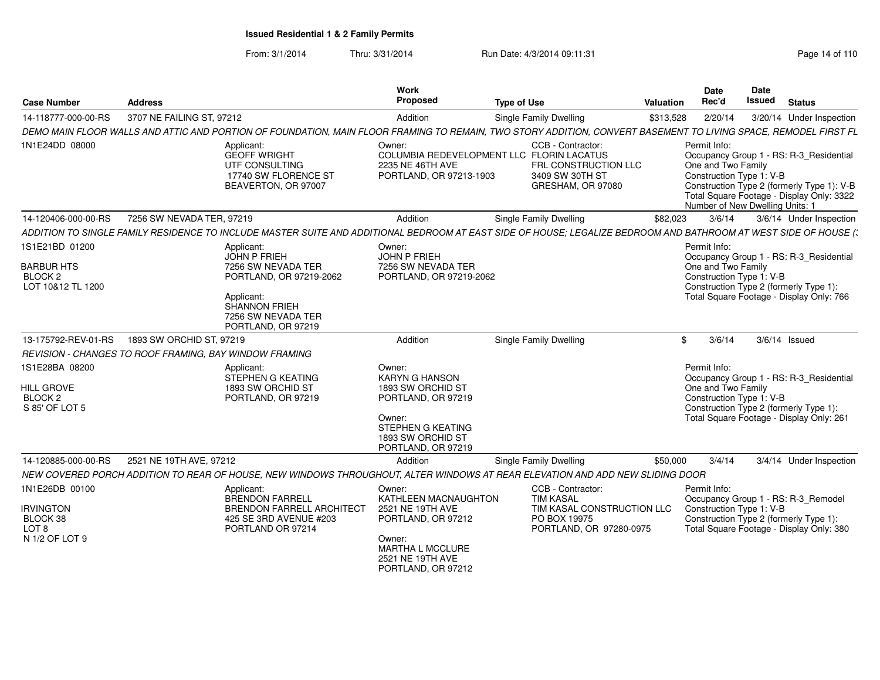# Issued Residential 1 & 2 Family Permits

From: 3/1/2014 Thru: 3/31/2014 Run Date: 4/3/2014 09:11:31

| Case Number | Address | Work Proposed | Type of Use | Valuation | Date Rec'd | Date Issued | Status |
|---|---|---|---|---|---|---|---|
| 14-118777-000-00-RS | 3707 NE FAILING ST, 97212 | Addition | Single Family Dwelling | $313,528 | 2/20/14 | 3/20/14 | Under Inspection |

*DEMO MAIN FLOOR WALLS AND ATTIC AND PORTION OF FOUNDATION, MAIN FLOOR FRAMING TO REMAIN, TWO STORY ADDITION, CONVERT BASEMENT TO LIVING SPACE, REMODEL FIRST FL*

1N1E24DD 08000

Applicant:
GEOFF WRIGHT
UTF CONSULTING
17740 SW FLORENCE ST
BEAVERTON, OR 97007

Owner:
COLUMBIA REDEVELOPMENT LLC
2235 NE 46TH AVE
PORTLAND, OR 97213-1903

CCB - Contractor:
FLORIN LACATUS
FRL CONSTRUCTION LLC
3409 SW 30TH ST
GRESHAM, OR 97080

Permit Info:
Occupancy Group 1 - RS: R-3_Residential One and Two Family
Construction Type 1: V-B
Construction Type 2 (formerly Type 1): V-B
Total Square Footage - Display Only: 3322
Number of New Dwelling Units: 1

| Case Number | Address | Work Proposed | Type of Use | Valuation | Date Rec'd | Date Issued | Status |
|---|---|---|---|---|---|---|---|
| 14-120406-000-00-RS | 7256 SW NEVADA TER, 97219 | Addition | Single Family Dwelling | $82,023 | 3/6/14 | 3/6/14 | Under Inspection |

*ADDITION TO SINGLE FAMILY RESIDENCE TO INCLUDE MASTER SUITE AND ADDITIONAL BEDROOM AT EAST SIDE OF HOUSE; LEGALIZE BEDROOM AND BATHROOM AT WEST SIDE OF HOUSE (*

1S1E21BD 01200
BARBUR HTS
BLOCK 2
LOT 10&12 TL 1200

Applicant:
JOHN P FRIEH
7256 SW NEVADA TER
PORTLAND, OR 97219-2062

Applicant:
SHANNON FRIEH
7256 SW NEVADA TER
PORTLAND, OR 97219

Owner:
JOHN P FRIEH
7256 SW NEVADA TER
PORTLAND, OR 97219-2062

Permit Info:
Occupancy Group 1 - RS: R-3_Residential One and Two Family
Construction Type 1: V-B
Construction Type 2 (formerly Type 1):
Total Square Footage - Display Only: 766

| Case Number | Address | Work Proposed | Type of Use | Valuation | Date Rec'd | Date Issued | Status |
|---|---|---|---|---|---|---|---|
| 13-175792-REV-01-RS | 1893 SW ORCHID ST, 97219 | Addition | Single Family Dwelling | $ | 3/6/14 | 3/6/14 | Issued |

*REVISION - CHANGES TO ROOF FRAMING, BAY WINDOW FRAMING*

1S1E28BA 08200
HILL GROVE
BLOCK 2
S 85' OF LOT 5

Applicant:
STEPHEN G KEATING
1893 SW ORCHID ST
PORTLAND, OR 97219

Owner:
KARYN G HANSON
1893 SW ORCHID ST
PORTLAND, OR 97219

Owner:
STEPHEN G KEATING
1893 SW ORCHID ST
PORTLAND, OR 97219

Permit Info:
Occupancy Group 1 - RS: R-3_Residential One and Two Family
Construction Type 1: V-B
Construction Type 2 (formerly Type 1):
Total Square Footage - Display Only: 261

| Case Number | Address | Work Proposed | Type of Use | Valuation | Date Rec'd | Date Issued | Status |
|---|---|---|---|---|---|---|---|
| 14-120885-000-00-RS | 2521 NE 19TH AVE, 97212 | Addition | Single Family Dwelling | $50,000 | 3/4/14 | 3/4/14 | Under Inspection |

*NEW COVERED PORCH ADDITION TO REAR OF HOUSE, NEW WINDOWS THROUGHOUT, ALTER WINDOWS AT REAR ELEVATION AND ADD NEW SLIDING DOOR*

1N1E26DB 00100
IRVINGTON
BLOCK 38
LOT 8
N 1/2 OF LOT 9

Applicant:
BRENDON FARRELL
BRENDON FARRELL ARCHITECT
425 SE 3RD AVENUE #203
PORTLAND OR 97214

Owner:
KATHLEEN MACNAUGHTON
2521 NE 19TH AVE
PORTLAND, OR 97212

Owner:
MARTHA L MCCLURE
2521 NE 19TH AVE
PORTLAND, OR 97212

CCB - Contractor:
TIM KASAL
TIM KASAL CONSTRUCTION LLC
PO BOX 19975
PORTLAND, OR 97280-0975

Permit Info:
Occupancy Group 1 - RS: R-3_Remodel
Construction Type 1: V-B
Construction Type 2 (formerly Type 1):
Total Square Footage - Display Only: 380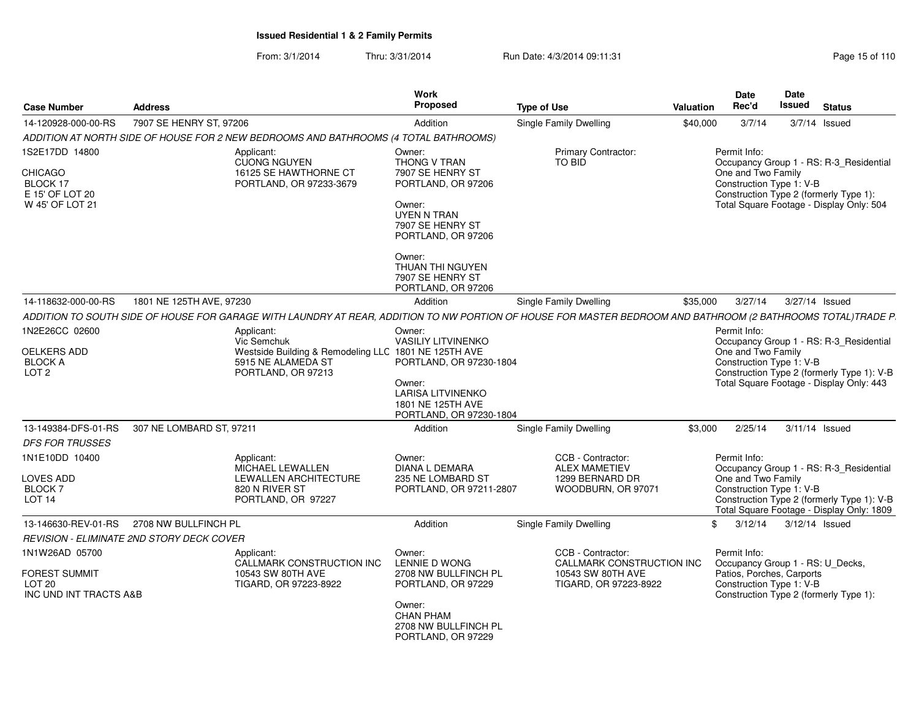# Issued Residential 1 & 2 Family Permits

From: 3/1/2014 Thru: 3/31/2014 Run Date: 4/3/2014 09:11:31

| Case Number | Address | Work Proposed | Type of Use | Valuation | Date Rec'd | Date Issued | Status |
|---|---|---|---|---|---|---|---|
| 14-120928-000-00-RS | 7907 SE HENRY ST, 97206 | Addition | Single Family Dwelling | $40,000 | 3/7/14 | 3/7/14 | Issued |

*ADDITION AT NORTH SIDE OF HOUSE FOR 2 NEW BEDROOMS AND BATHROOMS (4 TOTAL BATHROOMS)*

1S2E17DD 14800
CHICAGO
BLOCK 17
E 15' OF LOT 20
W 45' OF LOT 21

Applicant:
CUONG NGUYEN
16125 SE HAWTHORNE CT
PORTLAND, OR 97233-3679

Owner:
THONG V TRAN
7907 SE HENRY ST
PORTLAND, OR 97206

Owner:
UYEN N TRAN
7907 SE HENRY ST
PORTLAND, OR 97206

Owner:
THUAN THI NGUYEN
7907 SE HENRY ST
PORTLAND, OR 97206

Primary Contractor:
TO BID

Permit Info:
Occupancy Group 1 - RS: R-3_Residential One and Two Family
Construction Type 1: V-B
Construction Type 2 (formerly Type 1):
Total Square Footage - Display Only: 504

---

| Case Number | Address | Work Proposed | Type of Use | Valuation | Date Rec'd | Date Issued | Status |
|---|---|---|---|---|---|---|---|
| 14-118632-000-00-RS | 1801 NE 125TH AVE, 97230 | Addition | Single Family Dwelling | $35,000 | 3/27/14 | 3/27/14 | Issued |

*ADDITION TO SOUTH SIDE OF HOUSE FOR GARAGE WITH LAUNDRY AT REAR, ADDITION TO NW PORTION OF HOUSE FOR MASTER BEDROOM AND BATHROOM (2 BATHROOMS TOTAL)TRADE P.*

1N2E26CC 02600
OELKERS ADD
BLOCK A
LOT 2

Applicant:
Vic Semchuk
Westside Building & Remodeling LLC
5915 NE ALAMEDA ST
PORTLAND, OR 97213

Owner:
VASILIY LITVINENKO
1801 NE 125TH AVE
PORTLAND, OR 97230-1804

Owner:
LARISA LITVINENKO
1801 NE 125TH AVE
PORTLAND, OR 97230-1804

Permit Info:
Occupancy Group 1 - RS: R-3_Residential One and Two Family
Construction Type 1: V-B
Construction Type 2 (formerly Type 1): V-B
Total Square Footage - Display Only: 443

---

| Case Number | Address | Work Proposed | Type of Use | Valuation | Date Rec'd | Date Issued | Status |
|---|---|---|---|---|---|---|---|
| 13-149384-DFS-01-RS | 307 NE LOMBARD ST, 97211 | Addition | Single Family Dwelling | $3,000 | 2/25/14 | 3/11/14 | Issued |

*DFS FOR TRUSSES*

1N1E10DD 10400
LOVES ADD
BLOCK 7
LOT 14

Applicant:
MICHAEL LEWALLEN
LEWALLEN ARCHITECTURE
820 N RIVER ST
PORTLAND, OR 97227

Owner:
DIANA L DEMARA
235 NE LOMBARD ST
PORTLAND, OR 97211-2807

CCB - Contractor:
ALEX MAMETIEV
1299 BERNARD DR
WOODBURN, OR 97071

Permit Info:
Occupancy Group 1 - RS: R-3_Residential One and Two Family
Construction Type 1: V-B
Construction Type 2 (formerly Type 1): V-B
Total Square Footage - Display Only: 1809

---

| Case Number | Address | Work Proposed | Type of Use | Valuation | Date Rec'd | Date Issued | Status |
|---|---|---|---|---|---|---|---|
| 13-146630-REV-01-RS | 2708 NW BULLFINCH PL | Addition | Single Family Dwelling | $ | 3/12/14 | 3/12/14 | Issued |

*REVISION - ELIMINATE 2ND STORY DECK COVER*

1N1W26AD 05700
FOREST SUMMIT
LOT 20
INC UND INT TRACTS A&B

Applicant:
CALLMARK CONSTRUCTION INC
10543 SW 80TH AVE
TIGARD, OR 97223-8922

Owner:
LENNIE D WONG
2708 NW BULLFINCH PL
PORTLAND, OR 97229

Owner:
CHAN PHAM
2708 NW BULLFINCH PL
PORTLAND, OR 97229

CCB - Contractor:
CALLMARK CONSTRUCTION INC
10543 SW 80TH AVE
TIGARD, OR 97223-8922

Permit Info:
Occupancy Group 1 - RS: U_Decks, Patios, Porches, Carports
Construction Type 1: V-B
Construction Type 2 (formerly Type 1):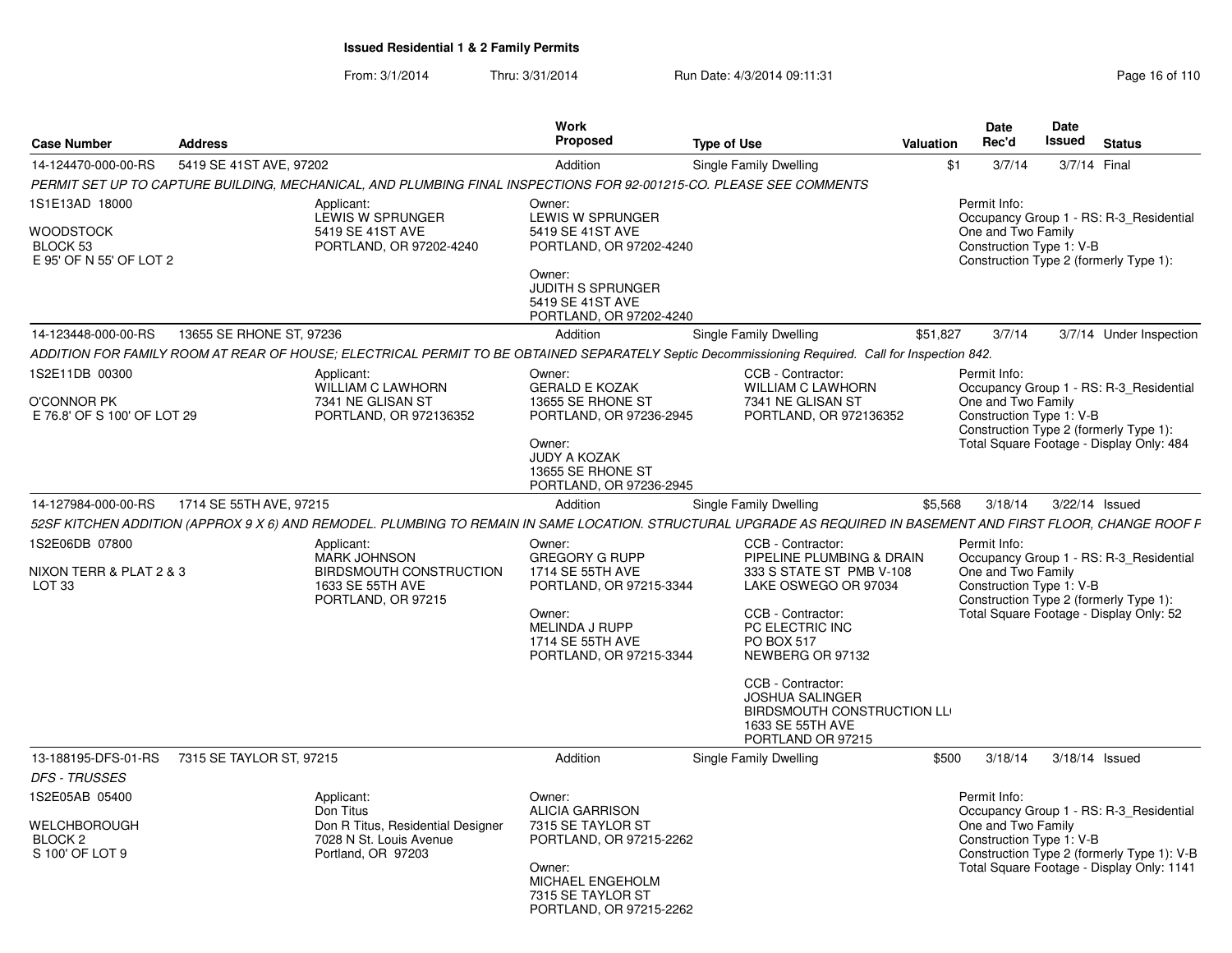**Issued Residential 1 & 2 Family Permits**

From: 3/1/2014 Thru: 3/31/2014 Run Date: 4/3/2014 09:11:31

| Case Number | Address | Work Proposed | Type of Use | Valuation | Date Rec'd | Date Issued | Status |
|---|---|---|---|---|---|---|---|
| 14-124470-000-00-RS | 5419 SE 41ST AVE, 97202 | Addition | Single Family Dwelling | $1 | 3/7/14 | 3/7/14 | Final |

*PERMIT SET UP TO CAPTURE BUILDING, MECHANICAL, AND PLUMBING FINAL INSPECTIONS FOR 92-001215-CO. PLEASE SEE COMMENTS*

1S1E13AD 18000
WOODSTOCK
BLOCK 53
E 95' OF N 55' OF LOT 2

Applicant:
LEWIS W SPRUNGER
5419 SE 41ST AVE
PORTLAND, OR 97202-4240

Owner:
LEWIS W SPRUNGER
5419 SE 41ST AVE
PORTLAND, OR 97202-4240

Owner:
JUDITH S SPRUNGER
5419 SE 41ST AVE
PORTLAND, OR 97202-4240

Permit Info:
Occupancy Group 1 - RS: R-3_Residential One and Two Family
Construction Type 1: V-B
Construction Type 2 (formerly Type 1):

---

| Case Number | Address | Work Proposed | Type of Use | Valuation | Date Rec'd | Date Issued | Status |
|---|---|---|---|---|---|---|---|
| 14-123448-000-00-RS | 13655 SE RHONE ST, 97236 | Addition | Single Family Dwelling | $51,827 | 3/7/14 | 3/7/14 | Under Inspection |

*ADDITION FOR FAMILY ROOM AT REAR OF HOUSE; ELECTRICAL PERMIT TO BE OBTAINED SEPARATELY Septic Decommissioning Required. Call for Inspection 842.*

1S2E11DB 00300
O'CONNOR PK
E 76.8' OF S 100' OF LOT 29

Applicant:
WILLIAM C LAWHORN
7341 NE GLISAN ST
PORTLAND, OR 972136352

Owner:
GERALD E KOZAK
13655 SE RHONE ST
PORTLAND, OR 97236-2945

Owner:
JUDY A KOZAK
13655 SE RHONE ST
PORTLAND, OR 97236-2945

CCB - Contractor:
WILLIAM C LAWHORN
7341 NE GLISAN ST
PORTLAND, OR 972136352

Permit Info:
Occupancy Group 1 - RS: R-3_Residential One and Two Family
Construction Type 1: V-B
Construction Type 2 (formerly Type 1):
Total Square Footage - Display Only: 484

---

| Case Number | Address | Work Proposed | Type of Use | Valuation | Date Rec'd | Date Issued | Status |
|---|---|---|---|---|---|---|---|
| 14-127984-000-00-RS | 1714 SE 55TH AVE, 97215 | Addition | Single Family Dwelling | $5,568 | 3/18/14 | 3/22/14 | Issued |

*52SF KITCHEN ADDITION (APPROX 9 X 6) AND REMODEL. PLUMBING TO REMAIN IN SAME LOCATION. STRUCTURAL UPGRADE AS REQUIRED IN BASEMENT AND FIRST FLOOR, CHANGE ROOF F*

1S2E06DB 07800
NIXON TERR & PLAT 2 & 3
LOT 33

Applicant:
MARK JOHNSON
BIRDSMOUTH CONSTRUCTION
1633 SE 55TH AVE
PORTLAND, OR 97215

Owner:
GREGORY G RUPP
1714 SE 55TH AVE
PORTLAND, OR 97215-3344

Owner:
MELINDA J RUPP
1714 SE 55TH AVE
PORTLAND, OR 97215-3344

CCB - Contractor:
PIPELINE PLUMBING & DRAIN
333 S STATE ST PMB V-108
LAKE OSWEGO OR 97034

CCB - Contractor:
PC ELECTRIC INC
PO BOX 517
NEWBERG OR 97132

CCB - Contractor:
JOSHUA SALINGER
BIRDSMOUTH CONSTRUCTION LL
1633 SE 55TH AVE
PORTLAND OR 97215

Permit Info:
Occupancy Group 1 - RS: R-3_Residential One and Two Family
Construction Type 1: V-B
Construction Type 2 (formerly Type 1):
Total Square Footage - Display Only: 52

---

| Case Number | Address | Work Proposed | Type of Use | Valuation | Date Rec'd | Date Issued | Status |
|---|---|---|---|---|---|---|---|
| 13-188195-DFS-01-RS | 7315 SE TAYLOR ST, 97215 | Addition | Single Family Dwelling | $500 | 3/18/14 | 3/18/14 | Issued |

*DFS - TRUSSES*

1S2E05AB 05400
WELCHBOROUGH
BLOCK 2
S 100' OF LOT 9

Applicant:
Don Titus
Don R Titus, Residential Designer
7028 N St. Louis Avenue
Portland, OR 97203

Owner:
ALICIA GARRISON
7315 SE TAYLOR ST
PORTLAND, OR 97215-2262

Owner:
MICHAEL ENGEHOLM
7315 SE TAYLOR ST
PORTLAND, OR 97215-2262

Permit Info:
Occupancy Group 1 - RS: R-3_Residential One and Two Family
Construction Type 1: V-B
Construction Type 2 (formerly Type 1): V-B
Total Square Footage - Display Only: 1141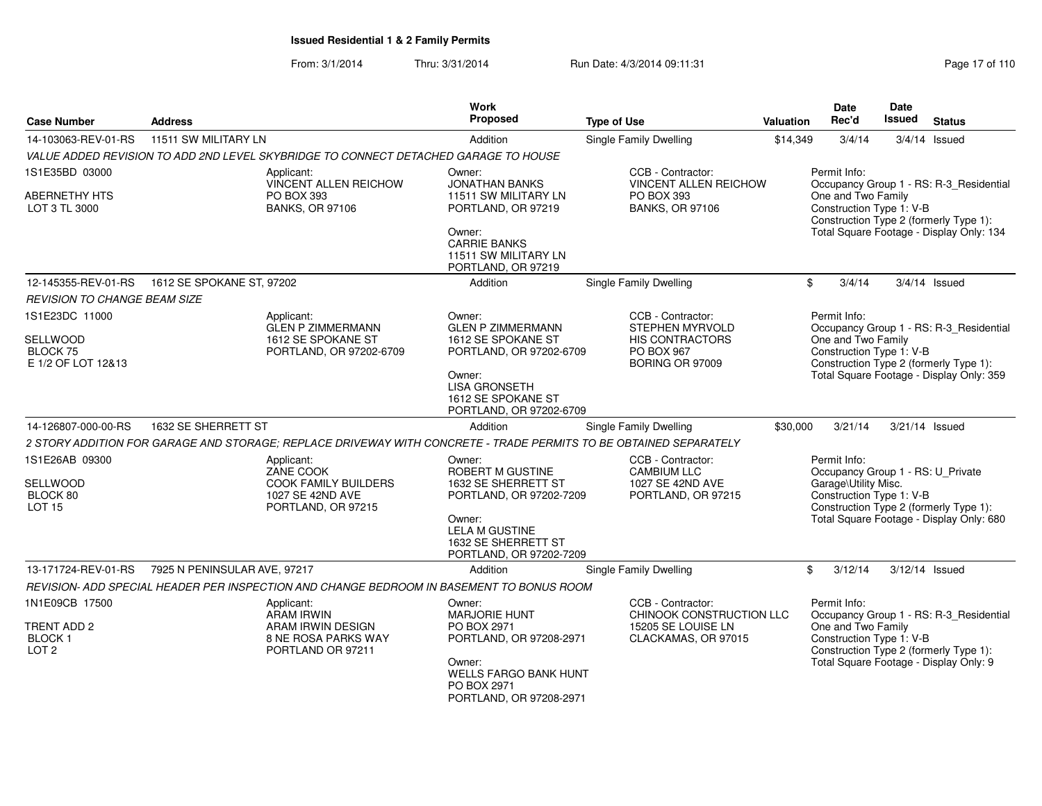**Issued Residential 1 & 2 Family Permits**

From: 3/1/2014 Thru: 3/31/2014 Run Date: 4/3/2014 09:11:31

| Case Number | Address | Work Proposed | Type of Use | Valuation | Date Rec'd | Date Issued | Status |
|---|---|---|---|---|---|---|---|
| 14-103063-REV-01-RS | 11511 SW MILITARY LN | Addition | Single Family Dwelling | $14,349 | 3/4/14 | 3/4/14 | Issued |

*VALUE ADDED REVISION TO ADD 2ND LEVEL SKYBRIDGE TO CONNECT DETACHED GARAGE TO HOUSE*

1S1E35BD 03000
ABERNETHY HTS
LOT 3 TL 3000

Applicant:
VINCENT ALLEN REICHOW
PO BOX 393
BANKS, OR 97106

Owner:
JONATHAN BANKS
11511 SW MILITARY LN
PORTLAND, OR 97219

Owner:
CARRIE BANKS
11511 SW MILITARY LN
PORTLAND, OR 97219

CCB - Contractor:
VINCENT ALLEN REICHOW
PO BOX 393
BANKS, OR 97106

Permit Info:
Occupancy Group 1 - RS: R-3_Residential One and Two Family
Construction Type 1: V-B
Construction Type 2 (formerly Type 1):
Total Square Footage - Display Only: 134

| Case Number | Address | Work Proposed | Type of Use | Valuation | Date Rec'd | Date Issued | Status |
|---|---|---|---|---|---|---|---|
| 12-145355-REV-01-RS | 1612 SE SPOKANE ST, 97202 | Addition | Single Family Dwelling | $ | 3/4/14 | 3/4/14 | Issued |

*REVISION TO CHANGE BEAM SIZE*

1S1E23DC 11000
SELLWOOD
BLOCK 75
E 1/2 OF LOT 12&13

Applicant:
GLEN P ZIMMERMANN
1612 SE SPOKANE ST
PORTLAND, OR 97202-6709

Owner:
GLEN P ZIMMERMANN
1612 SE SPOKANE ST
PORTLAND, OR 97202-6709

Owner:
LISA GRONSETH
1612 SE SPOKANE ST
PORTLAND, OR 97202-6709

CCB - Contractor:
STEPHEN MYRVOLD
HIS CONTRACTORS
PO BOX 967
BORING OR 97009

Permit Info:
Occupancy Group 1 - RS: R-3_Residential One and Two Family
Construction Type 1: V-B
Construction Type 2 (formerly Type 1):
Total Square Footage - Display Only: 359

| Case Number | Address | Work Proposed | Type of Use | Valuation | Date Rec'd | Date Issued | Status |
|---|---|---|---|---|---|---|---|
| 14-126807-000-00-RS | 1632 SE SHERRETT ST | Addition | Single Family Dwelling | $30,000 | 3/21/14 | 3/21/14 | Issued |

*2 STORY ADDITION FOR GARAGE AND STORAGE; REPLACE DRIVEWAY WITH CONCRETE - TRADE PERMITS TO BE OBTAINED SEPARATELY*

1S1E26AB 09300
SELLWOOD
BLOCK 80
LOT 15

Applicant:
ZANE COOK
COOK FAMILY BUILDERS
1027 SE 42ND AVE
PORTLAND, OR 97215

Owner:
ROBERT M GUSTINE
1632 SE SHERRETT ST
PORTLAND, OR 97202-7209

Owner:
LELA M GUSTINE
1632 SE SHERRETT ST
PORTLAND, OR 97202-7209

CCB - Contractor:
CAMBIUM LLC
1027 SE 42ND AVE
PORTLAND, OR 97215

Permit Info:
Occupancy Group 1 - RS: U_Private Garage\Utility Misc.
Construction Type 1: V-B
Construction Type 2 (formerly Type 1):
Total Square Footage - Display Only: 680

| Case Number | Address | Work Proposed | Type of Use | Valuation | Date Rec'd | Date Issued | Status |
|---|---|---|---|---|---|---|---|
| 13-171724-REV-01-RS | 7925 N PENINSULAR AVE, 97217 | Addition | Single Family Dwelling | $ | 3/12/14 | 3/12/14 | Issued |

*REVISION- ADD SPECIAL HEADER PER INSPECTION AND CHANGE BEDROOM IN BASEMENT TO BONUS ROOM*

1N1E09CB 17500
TRENT ADD 2
BLOCK 1
LOT 2

Applicant:
ARAM IRWIN
ARAM IRWIN DESIGN
8 NE ROSA PARKS WAY
PORTLAND OR 97211

Owner:
MARJORIE HUNT
PO BOX 2971
PORTLAND, OR 97208-2971

Owner:
WELLS FARGO BANK HUNT
PO BOX 2971
PORTLAND, OR 97208-2971

CCB - Contractor:
CHINOOK CONSTRUCTION LLC
15205 SE LOUISE LN
CLACKAMAS, OR 97015

Permit Info:
Occupancy Group 1 - RS: R-3_Residential One and Two Family
Construction Type 1: V-B
Construction Type 2 (formerly Type 1):
Total Square Footage - Display Only: 9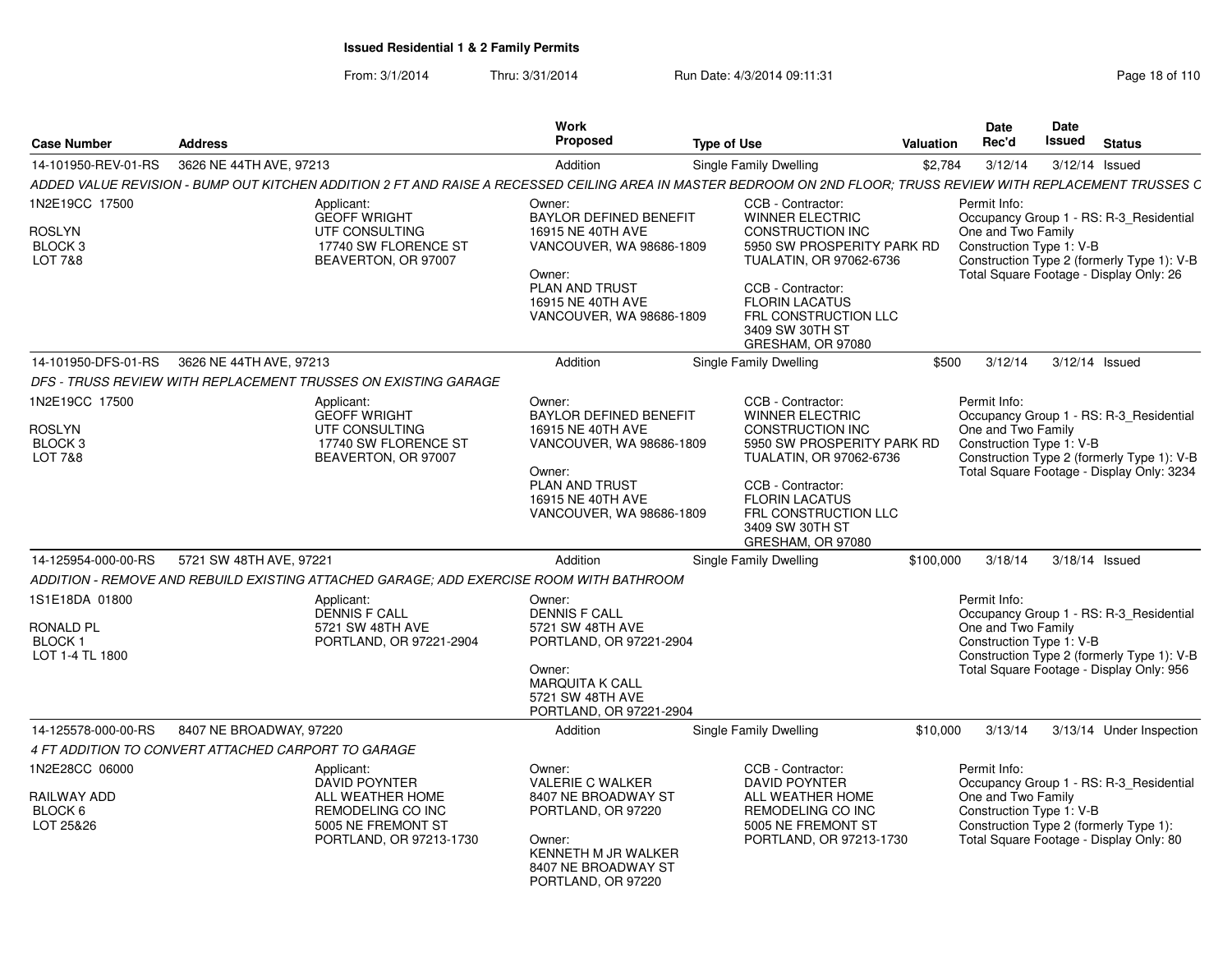# Issued Residential 1 & 2 Family Permits

From: 3/1/2014 Thru: 3/31/2014 Run Date: 4/3/2014 09:11:31

| Case Number | Address | Work Proposed | Type of Use | Valuation | Date Rec'd | Date Issued | Status |
|---|---|---|---|---|---|---|---|
| 14-101950-REV-01-RS | 3626 NE 44TH AVE, 97213 | Addition | Single Family Dwelling | $2,784 | 3/12/14 | 3/12/14 | Issued |

*ADDED VALUE REVISION - BUMP OUT KITCHEN ADDITION 2 FT AND RAISE A RECESSED CEILING AREA IN MASTER BEDROOM ON 2ND FLOOR; TRUSS REVIEW WITH REPLACEMENT TRUSSES C*

1N2E19CC 17500
ROSLYN
BLOCK 3
LOT 7&8

Applicant:
GEOFF WRIGHT
UTF CONSULTING
17740 SW FLORENCE ST
BEAVERTON, OR 97007

Owner:
BAYLOR DEFINED BENEFIT
16915 NE 40TH AVE
VANCOUVER, WA 98686-1809

Owner:
PLAN AND TRUST
16915 NE 40TH AVE
VANCOUVER, WA 98686-1809

CCB - Contractor:
WINNER ELECTRIC
CONSTRUCTION INC
5950 SW PROSPERITY PARK RD
TUALATIN, OR 97062-6736

CCB - Contractor:
FLORIN LACATUS
FRL CONSTRUCTION LLC
3409 SW 30TH ST
GRESHAM, OR 97080

Permit Info:
Occupancy Group 1 - RS: R-3_Residential One and Two Family
Construction Type 1: V-B
Construction Type 2 (formerly Type 1): V-B
Total Square Footage - Display Only: 26

| Case Number | Address | Work Proposed | Type of Use | Valuation | Date Rec'd | Date Issued | Status |
|---|---|---|---|---|---|---|---|
| 14-101950-DFS-01-RS | 3626 NE 44TH AVE, 97213 | Addition | Single Family Dwelling | $500 | 3/12/14 | 3/12/14 | Issued |

*DFS - TRUSS REVIEW WITH REPLACEMENT TRUSSES ON EXISTING GARAGE*

1N2E19CC 17500
ROSLYN
BLOCK 3
LOT 7&8

Applicant:
GEOFF WRIGHT
UTF CONSULTING
17740 SW FLORENCE ST
BEAVERTON, OR 97007

Owner:
BAYLOR DEFINED BENEFIT
16915 NE 40TH AVE
VANCOUVER, WA 98686-1809

Owner:
PLAN AND TRUST
16915 NE 40TH AVE
VANCOUVER, WA 98686-1809

CCB - Contractor:
WINNER ELECTRIC
CONSTRUCTION INC
5950 SW PROSPERITY PARK RD
TUALATIN, OR 97062-6736

CCB - Contractor:
FLORIN LACATUS
FRL CONSTRUCTION LLC
3409 SW 30TH ST
GRESHAM, OR 97080

Permit Info:
Occupancy Group 1 - RS: R-3_Residential One and Two Family
Construction Type 1: V-B
Construction Type 2 (formerly Type 1): V-B
Total Square Footage - Display Only: 3234

| Case Number | Address | Work Proposed | Type of Use | Valuation | Date Rec'd | Date Issued | Status |
|---|---|---|---|---|---|---|---|
| 14-125954-000-00-RS | 5721 SW 48TH AVE, 97221 | Addition | Single Family Dwelling | $100,000 | 3/18/14 | 3/18/14 | Issued |

*ADDITION - REMOVE AND REBUILD EXISTING ATTACHED GARAGE; ADD EXERCISE ROOM WITH BATHROOM*

1S1E18DA 01800
RONALD PL
BLOCK 1
LOT 1-4 TL 1800

Applicant:
DENNIS F CALL
5721 SW 48TH AVE
PORTLAND, OR 97221-2904

Owner:
DENNIS F CALL
5721 SW 48TH AVE
PORTLAND, OR 97221-2904

Owner:
MARQUITA K CALL
5721 SW 48TH AVE
PORTLAND, OR 97221-2904

Permit Info:
Occupancy Group 1 - RS: R-3_Residential One and Two Family
Construction Type 1: V-B
Construction Type 2 (formerly Type 1): V-B
Total Square Footage - Display Only: 956

| Case Number | Address | Work Proposed | Type of Use | Valuation | Date Rec'd | Date Issued | Status |
|---|---|---|---|---|---|---|---|
| 14-125578-000-00-RS | 8407 NE BROADWAY, 97220 | Addition | Single Family Dwelling | $10,000 | 3/13/14 | 3/13/14 | Under Inspection |

*4 FT ADDITION TO CONVERT ATTACHED CARPORT TO GARAGE*

1N2E28CC 06000
RAILWAY ADD
BLOCK 6
LOT 25&26

Applicant:
DAVID POYNTER
ALL WEATHER HOME
REMODELING CO INC
5005 NE FREMONT ST
PORTLAND, OR 97213-1730

Owner:
VALERIE C WALKER
8407 NE BROADWAY ST
PORTLAND, OR 97220

Owner:
KENNETH M JR WALKER
8407 NE BROADWAY ST
PORTLAND, OR 97220

CCB - Contractor:
DAVID POYNTER
ALL WEATHER HOME
REMODELING CO INC
5005 NE FREMONT ST
PORTLAND, OR 97213-1730

Permit Info:
Occupancy Group 1 - RS: R-3_Residential One and Two Family
Construction Type 1: V-B
Construction Type 2 (formerly Type 1):
Total Square Footage - Display Only: 80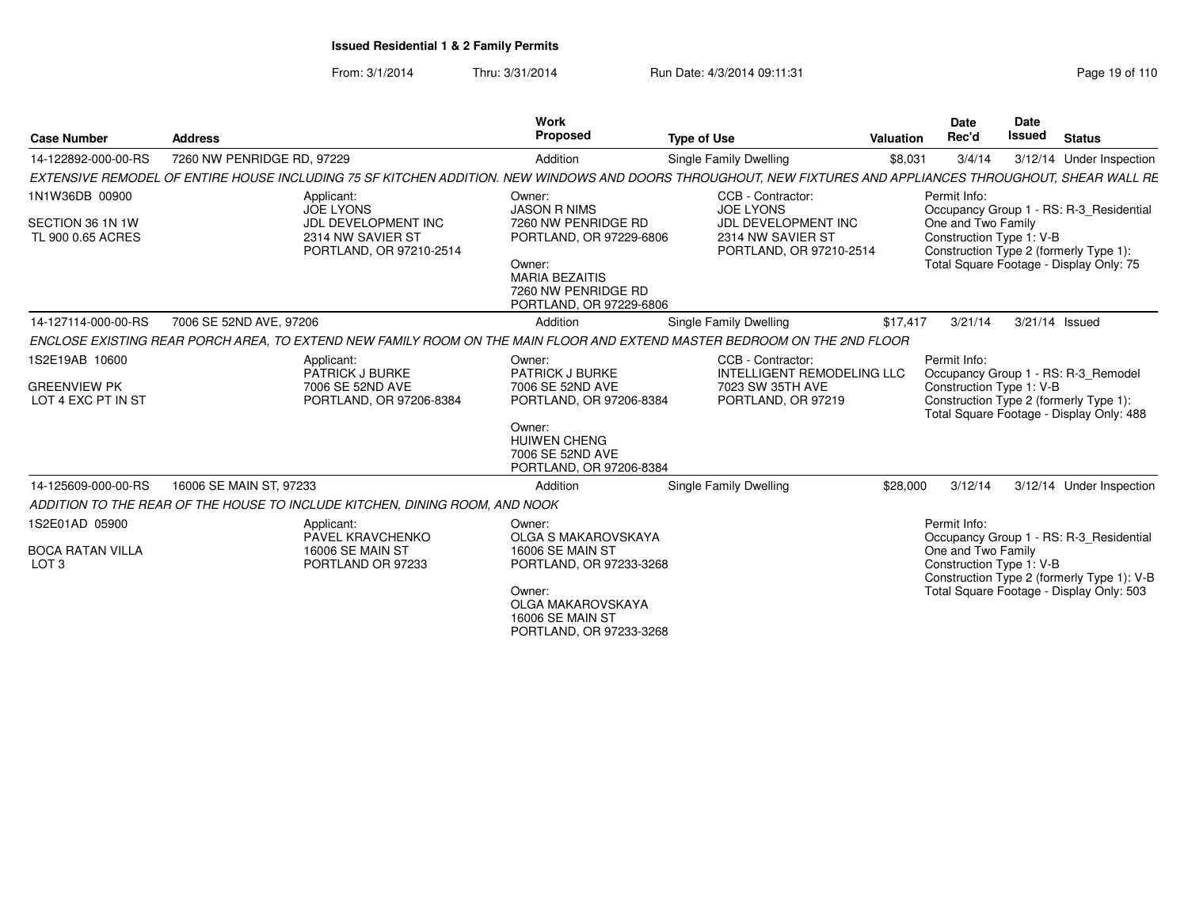**Issued Residential 1 & 2 Family Permits**

From: 3/1/2014 Thru: 3/31/2014 Run Date: 4/3/2014 09:11:31

| Case Number | Address | Work Proposed | Type of Use | Valuation | Date Rec'd | Date Issued | Status |
|---|---|---|---|---|---|---|---|
| 14-122892-000-00-RS | 7260 NW PENRIDGE RD, 97229 | Addition | Single Family Dwelling | $8,031 | 3/4/14 | 3/12/14 | Under Inspection |

*EXTENSIVE REMODEL OF ENTIRE HOUSE INCLUDING 75 SF KITCHEN ADDITION. NEW WINDOWS AND DOORS THROUGHOUT, NEW FIXTURES AND APPLIANCES THROUGHOUT, SHEAR WALL RE*

1N1W36DB 00900
SECTION 36 1N 1W
TL 900 0.65 ACRES

Applicant:
JOE LYONS
JDL DEVELOPMENT INC
2314 NW SAVIER ST
PORTLAND, OR 97210-2514

Owner:
JASON R NIMS
7260 NW PENRIDGE RD
PORTLAND, OR 97229-6806

Owner:
MARIA BEZAITIS
7260 NW PENRIDGE RD
PORTLAND, OR 97229-6806

CCB - Contractor:
JOE LYONS
JDL DEVELOPMENT INC
2314 NW SAVIER ST
PORTLAND, OR 97210-2514

Permit Info:
Occupancy Group 1 - RS: R-3_Residential One and Two Family
Construction Type 1: V-B
Construction Type 2 (formerly Type 1):
Total Square Footage - Display Only: 75

| Case Number | Address | Work Proposed | Type of Use | Valuation | Date Rec'd | Date Issued | Status |
|---|---|---|---|---|---|---|---|
| 14-127114-000-00-RS | 7006 SE 52ND AVE, 97206 | Addition | Single Family Dwelling | $17,417 | 3/21/14 | 3/21/14 | Issued |

*ENCLOSE EXISTING REAR PORCH AREA, TO EXTEND NEW FAMILY ROOM ON THE MAIN FLOOR AND EXTEND MASTER BEDROOM ON THE 2ND FLOOR*

1S2E19AB 10600
GREENVIEW PK
LOT 4 EXC PT IN ST

Applicant:
PATRICK J BURKE
7006 SE 52ND AVE
PORTLAND, OR 97206-8384

Owner:
PATRICK J BURKE
7006 SE 52ND AVE
PORTLAND, OR 97206-8384

Owner:
HUIWEN CHENG
7006 SE 52ND AVE
PORTLAND, OR 97206-8384

CCB - Contractor:
INTELLIGENT REMODELING LLC
7023 SW 35TH AVE
PORTLAND, OR 97219

Permit Info:
Occupancy Group 1 - RS: R-3_Remodel
Construction Type 1: V-B
Construction Type 2 (formerly Type 1):
Total Square Footage - Display Only: 488

| Case Number | Address | Work Proposed | Type of Use | Valuation | Date Rec'd | Date Issued | Status |
|---|---|---|---|---|---|---|---|
| 14-125609-000-00-RS | 16006 SE MAIN ST, 97233 | Addition | Single Family Dwelling | $28,000 | 3/12/14 | 3/12/14 | Under Inspection |

*ADDITION TO THE REAR OF THE HOUSE TO INCLUDE KITCHEN, DINING ROOM, AND NOOK*

1S2E01AD 05900
BOCA RATAN VILLA
LOT 3

Applicant:
PAVEL KRAVCHENKO
16006 SE MAIN ST
PORTLAND OR 97233

Owner:
OLGA S MAKAROVSKAYA
16006 SE MAIN ST
PORTLAND, OR 97233-3268

Owner:
OLGA MAKAROVSKAYA
16006 SE MAIN ST
PORTLAND, OR 97233-3268

Permit Info:
Occupancy Group 1 - RS: R-3_Residential One and Two Family
Construction Type 1: V-B
Construction Type 2 (formerly Type 1): V-B
Total Square Footage - Display Only: 503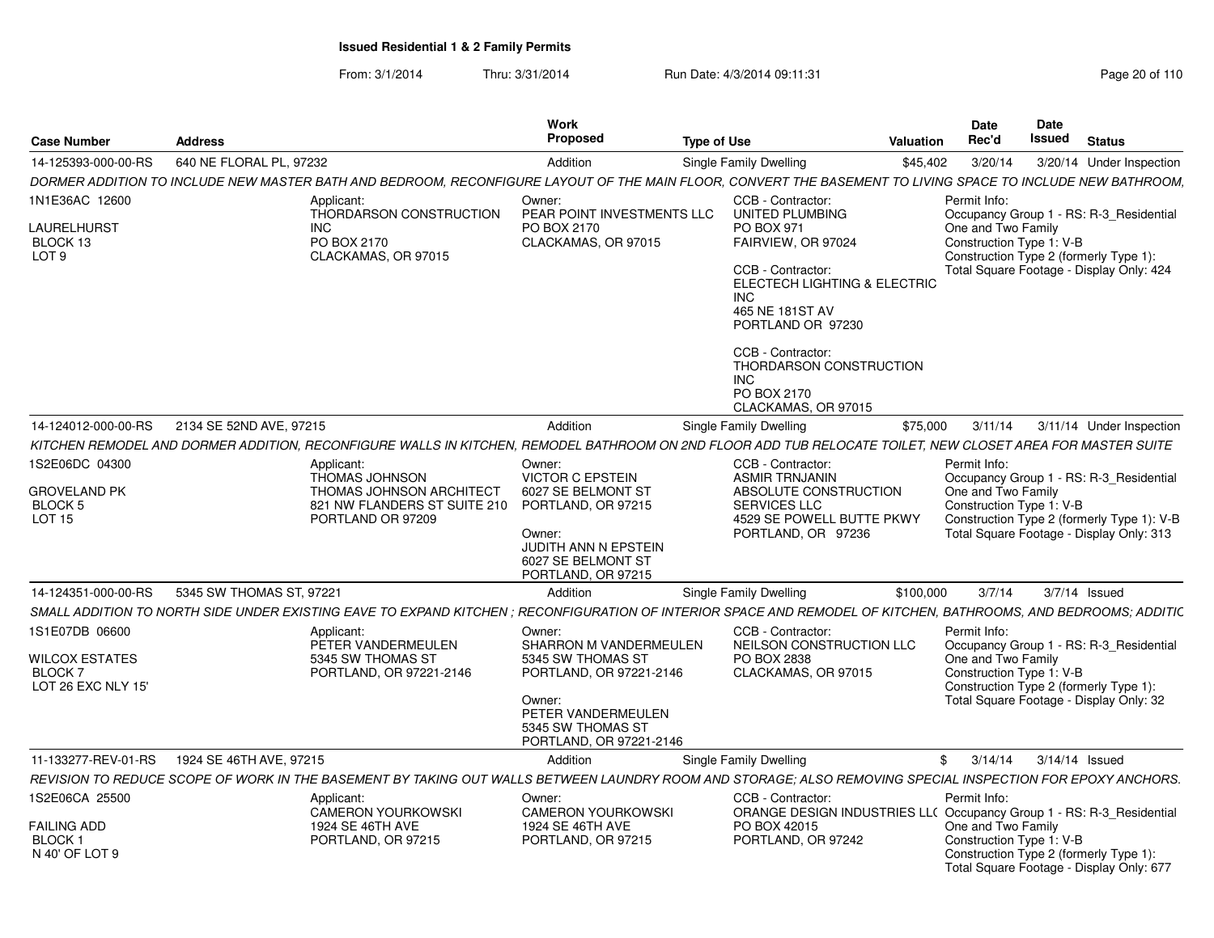# Issued Residential 1 & 2 Family Permits

From: 3/1/2014 Thru: 3/31/2014 Run Date: 4/3/2014 09:11:31

| Case Number | Address | Work Proposed | Type of Use | Valuation | Date Rec'd | Date Issued | Status |
|---|---|---|---|---|---|---|---|
| 14-125393-000-00-RS | 640 NE FLORAL PL, 97232 | Addition | Single Family Dwelling | $45,402 | 3/20/14 | 3/20/14 | Under Inspection |

DORMER ADDITION TO INCLUDE NEW MASTER BATH AND BEDROOM, RECONFIGURE LAYOUT OF THE MAIN FLOOR, CONVERT THE BASEMENT TO LIVING SPACE TO INCLUDE NEW BATHROOM,

1N1E36AC 12600
LAURELHURST
BLOCK 13
LOT 9

Applicant:
THORDARSON CONSTRUCTION INC
PO BOX 2170
CLACKAMAS, OR 97015

Owner:
PEAR POINT INVESTMENTS LLC
PO BOX 2170
CLACKAMAS, OR 97015

CCB - Contractor:
UNITED PLUMBING
PO BOX 971
FAIRVIEW, OR 97024

CCB - Contractor:
ELECTECH LIGHTING & ELECTRIC INC
465 NE 181ST AV
PORTLAND OR 97230

CCB - Contractor:
THORDARSON CONSTRUCTION INC
PO BOX 2170
CLACKAMAS, OR 97015

Permit Info:
Occupancy Group 1 - RS: R-3_Residential One and Two Family
Construction Type 1: V-B
Construction Type 2 (formerly Type 1):
Total Square Footage - Display Only: 424

| Case Number | Address | Work Proposed | Type of Use | Valuation | Date Rec'd | Date Issued | Status |
|---|---|---|---|---|---|---|---|
| 14-124012-000-00-RS | 2134 SE 52ND AVE, 97215 | Addition | Single Family Dwelling | $75,000 | 3/11/14 | 3/11/14 | Under Inspection |

KITCHEN REMODEL AND DORMER ADDITION, RECONFIGURE WALLS IN KITCHEN, REMODEL BATHROOM ON 2ND FLOOR ADD TUB RELOCATE TOILET, NEW CLOSET AREA FOR MASTER SUITE

1S2E06DC 04300
GROVELAND PK
BLOCK 5
LOT 15

Applicant:
THOMAS JOHNSON
THOMAS JOHNSON ARCHITECT
821 NW FLANDERS ST SUITE 210
PORTLAND OR 97209

Owner:
VICTOR C EPSTEIN
6027 SE BELMONT ST
PORTLAND, OR 97215

Owner:
JUDITH ANN N EPSTEIN
6027 SE BELMONT ST
PORTLAND, OR 97215

CCB - Contractor:
ASMIR TRNJANIN
ABSOLUTE CONSTRUCTION SERVICES LLC
4529 SE POWELL BUTTE PKWY
PORTLAND, OR 97236

Permit Info:
Occupancy Group 1 - RS: R-3_Residential One and Two Family
Construction Type 1: V-B
Construction Type 2 (formerly Type 1): V-B
Total Square Footage - Display Only: 313

| Case Number | Address | Work Proposed | Type of Use | Valuation | Date Rec'd | Date Issued | Status |
|---|---|---|---|---|---|---|---|
| 14-124351-000-00-RS | 5345 SW THOMAS ST, 97221 | Addition | Single Family Dwelling | $100,000 | 3/7/14 | 3/7/14 | Issued |

SMALL ADDITION TO NORTH SIDE UNDER EXISTING EAVE TO EXPAND KITCHEN ; RECONFIGURATION OF INTERIOR SPACE AND REMODEL OF KITCHEN, BATHROOMS, AND BEDROOMS; ADDITIC

1S1E07DB 06600
WILCOX ESTATES
BLOCK 7
LOT 26 EXC NLY 15'

Applicant:
PETER VANDERMEULEN
5345 SW THOMAS ST
PORTLAND, OR 97221-2146

Owner:
SHARRON M VANDERMEULEN
5345 SW THOMAS ST
PORTLAND, OR 97221-2146

Owner:
PETER VANDERMEULEN
5345 SW THOMAS ST
PORTLAND, OR 97221-2146

CCB - Contractor:
NEILSON CONSTRUCTION LLC
PO BOX 2838
CLACKAMAS, OR 97015

Permit Info:
Occupancy Group 1 - RS: R-3_Residential One and Two Family
Construction Type 1: V-B
Construction Type 2 (formerly Type 1):
Total Square Footage - Display Only: 32

| Case Number | Address | Work Proposed | Type of Use | Valuation | Date Rec'd | Date Issued | Status |
|---|---|---|---|---|---|---|---|
| 11-133277-REV-01-RS | 1924 SE 46TH AVE, 97215 | Addition | Single Family Dwelling | $ | 3/14/14 | 3/14/14 | Issued |

REVISION TO REDUCE SCOPE OF WORK IN THE BASEMENT BY TAKING OUT WALLS BETWEEN LAUNDRY ROOM AND STORAGE; ALSO REMOVING SPECIAL INSPECTION FOR EPOXY ANCHORS.

1S2E06CA 25500
FAILING ADD
BLOCK 1
N 40' OF LOT 9

Applicant:
CAMERON YOURKOWSKI
1924 SE 46TH AVE
PORTLAND, OR 97215

Owner:
CAMERON YOURKOWSKI
1924 SE 46TH AVE
PORTLAND, OR 97215

CCB - Contractor:
ORANGE DESIGN INDUSTRIES LL(
PO BOX 42015
PORTLAND, OR 97242

Permit Info:
Occupancy Group 1 - RS: R-3_Residential One and Two Family
Construction Type 1: V-B
Construction Type 2 (formerly Type 1):
Total Square Footage - Display Only: 677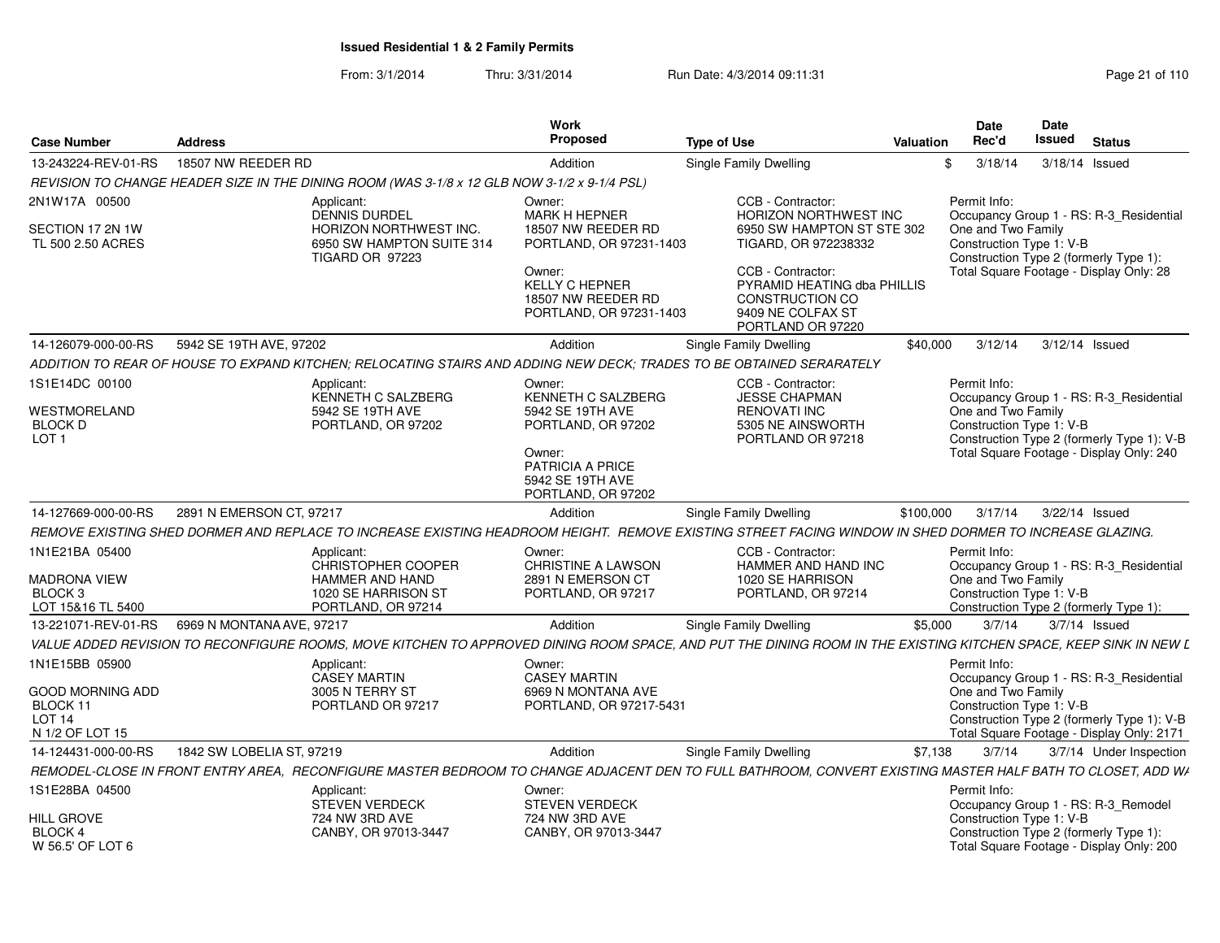**Issued Residential 1 & 2 Family Permits**

From: 3/1/2014 Thru: 3/31/2014 Run Date: 4/3/2014 09:11:31

| Case Number | Address | Work Proposed | Type of Use | Valuation | Date Rec'd | Date Issued | Status |
|---|---|---|---|---|---|---|---|
| 13-243224-REV-01-RS | 18507 NW REEDER RD | Addition | Single Family Dwelling | $ | 3/18/14 | 3/18/14 | Issued |

*REVISION TO CHANGE HEADER SIZE IN THE DINING ROOM (WAS 3-1/8 x 12 GLB NOW 3-1/2 x 9-1/4 PSL)*

2N1W17A 00500
SECTION 17 2N 1W
TL 500 2.50 ACRES

Applicant: DENNIS DURDEL, HORIZON NORTHWEST INC., 6950 SW HAMPTON SUITE 314, TIGARD OR 97223

Owner: MARK H HEPNER, 18507 NW REEDER RD, PORTLAND, OR 97231-1403
Owner: KELLY C HEPNER, 18507 NW REEDER RD, PORTLAND, OR 97231-1403

CCB - Contractor: HORIZON NORTHWEST INC, 6950 SW HAMPTON ST STE 302, TIGARD, OR 972238332
CCB - Contractor: PYRAMID HEATING dba PHILLIS CONSTRUCTION CO, 9409 NE COLFAX ST, PORTLAND OR 97220

Permit Info: Occupancy Group 1 - RS: R-3_Residential One and Two Family; Construction Type 1: V-B; Construction Type 2 (formerly Type 1):; Total Square Footage - Display Only: 28

| Case Number | Address | Work Proposed | Type of Use | Valuation | Date Rec'd | Date Issued | Status |
|---|---|---|---|---|---|---|---|
| 14-126079-000-00-RS | 5942 SE 19TH AVE, 97202 | Addition | Single Family Dwelling | $40,000 | 3/12/14 | 3/12/14 | Issued |

*ADDITION TO REAR OF HOUSE TO EXPAND KITCHEN; RELOCATING STAIRS AND ADDING NEW DECK; TRADES TO BE OBTAINED SERARATELY*

1S1E14DC 00100
WESTMORELAND
BLOCK D
LOT 1

Applicant: KENNETH C SALZBERG, 5942 SE 19TH AVE, PORTLAND, OR 97202

Owner: KENNETH C SALZBERG, 5942 SE 19TH AVE, PORTLAND, OR 97202
Owner: PATRICIA A PRICE, 5942 SE 19TH AVE, PORTLAND, OR 97202

CCB - Contractor: JESSE CHAPMAN, RENOVATI INC, 5305 NE AINSWORTH, PORTLAND OR 97218

Permit Info: Occupancy Group 1 - RS: R-3_Residential One and Two Family; Construction Type 1: V-B; Construction Type 2 (formerly Type 1): V-B; Total Square Footage - Display Only: 240

| Case Number | Address | Work Proposed | Type of Use | Valuation | Date Rec'd | Date Issued | Status |
|---|---|---|---|---|---|---|---|
| 14-127669-000-00-RS | 2891 N EMERSON CT, 97217 | Addition | Single Family Dwelling | $100,000 | 3/17/14 | 3/22/14 | Issued |

*REMOVE EXISTING SHED DORMER AND REPLACE TO INCREASE EXISTING HEADROOM HEIGHT. REMOVE EXISTING STREET FACING WINDOW IN SHED DORMER TO INCREASE GLAZING.*

1N1E21BA 05400
MADRONA VIEW
BLOCK 3
LOT 15&16 TL 5400

Applicant: CHRISTOPHER COOPER, HAMMER AND HAND, 1020 SE HARRISON ST, PORTLAND, OR 97214

Owner: CHRISTINE A LAWSON, 2891 N EMERSON CT, PORTLAND, OR 97217

CCB - Contractor: HAMMER AND HAND INC, 1020 SE HARRISON, PORTLAND, OR 97214

Permit Info: Occupancy Group 1 - RS: R-3_Residential One and Two Family; Construction Type 1: V-B; Construction Type 2 (formerly Type 1):

| Case Number | Address | Work Proposed | Type of Use | Valuation | Date Rec'd | Date Issued | Status |
|---|---|---|---|---|---|---|---|
| 13-221071-REV-01-RS | 6969 N MONTANA AVE, 97217 | Addition | Single Family Dwelling | $5,000 | 3/7/14 | 3/7/14 | Issued |

*VALUE ADDED REVISION TO RECONFIGURE ROOMS, MOVE KITCHEN TO APPROVED DINING ROOM SPACE, AND PUT THE DINING ROOM IN THE EXISTING KITCHEN SPACE, KEEP SINK IN NEW L*

1N1E15BB 05900
GOOD MORNING ADD
BLOCK 11
LOT 14
N 1/2 OF LOT 15

Applicant: CASEY MARTIN, 3005 N TERRY ST, PORTLAND OR 97217

Owner: CASEY MARTIN, 6969 N MONTANA AVE, PORTLAND, OR 97217-5431

Permit Info: Occupancy Group 1 - RS: R-3_Residential One and Two Family; Construction Type 1: V-B; Construction Type 2 (formerly Type 1): V-B; Total Square Footage - Display Only: 2171

| Case Number | Address | Work Proposed | Type of Use | Valuation | Date Rec'd | Date Issued | Status |
|---|---|---|---|---|---|---|---|
| 14-124431-000-00-RS | 1842 SW LOBELIA ST, 97219 | Addition | Single Family Dwelling | $7,138 | 3/7/14 | 3/7/14 | Under Inspection |

*REMODEL-CLOSE IN FRONT ENTRY AREA, RECONFIGURE MASTER BEDROOM TO CHANGE ADJACENT DEN TO FULL BATHROOM, CONVERT EXISTING MASTER HALF BATH TO CLOSET, ADD WA*

1S1E28BA 04500
HILL GROVE
BLOCK 4
W 56.5' OF LOT 6

Applicant: STEVEN VERDECK, 724 NW 3RD AVE, CANBY, OR 97013-3447

Owner: STEVEN VERDECK, 724 NW 3RD AVE, CANBY, OR 97013-3447

Permit Info: Occupancy Group 1 - RS: R-3_Remodel; Construction Type 1: V-B; Construction Type 2 (formerly Type 1):; Total Square Footage - Display Only: 200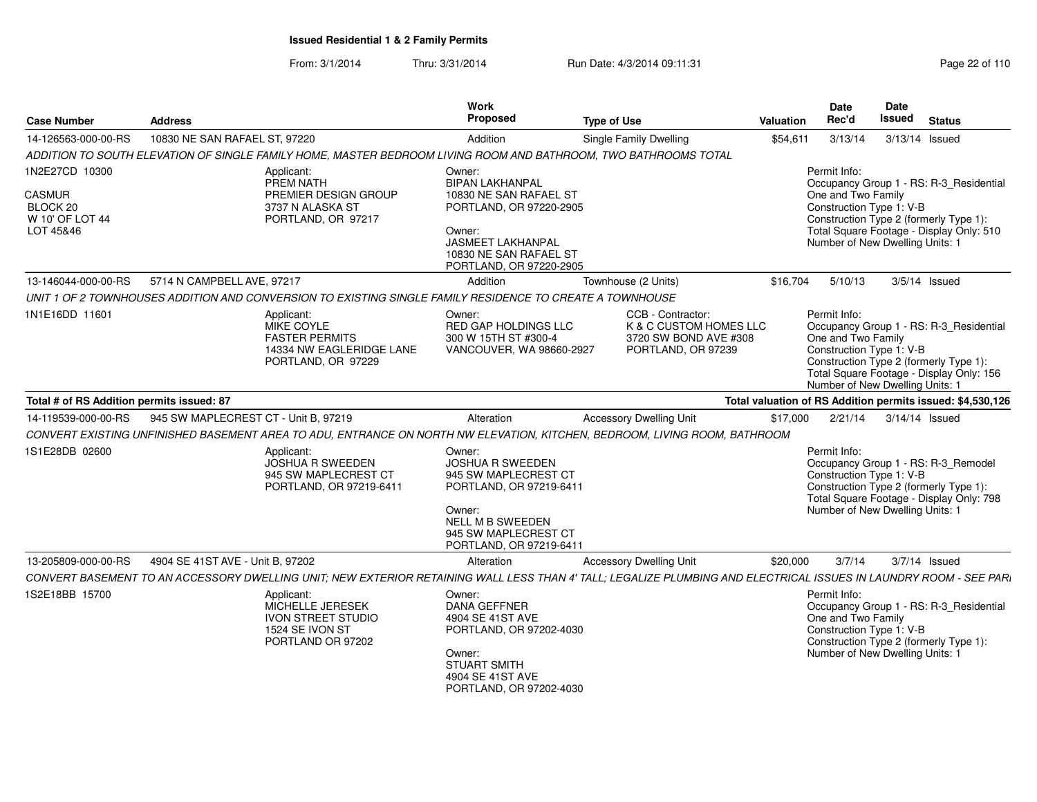**Issued Residential 1 & 2 Family Permits**

From: 3/1/2014 Thru: 3/31/2014 Run Date: 4/3/2014 09:11:31

| Case Number | Address | Work Proposed | Type of Use | Valuation | Date Rec'd | Date Issued | Status |
|---|---|---|---|---|---|---|---|
| 14-126563-000-00-RS | 10830 NE SAN RAFAEL ST, 97220 | Addition | Single Family Dwelling | $54,611 | 3/13/14 | 3/13/14 | Issued |

ADDITION TO SOUTH ELEVATION OF SINGLE FAMILY HOME, MASTER BEDROOM LIVING ROOM AND BATHROOM, TWO BATHROOMS TOTAL

1N2E27CD 10300
CASMUR
BLOCK 20
W 10' OF LOT 44
LOT 45&46

Applicant:
PREM NATH
PREMIER DESIGN GROUP
3737 N ALASKA ST
PORTLAND, OR 97217

Owner:
BIPAN LAKHANPAL
10830 NE SAN RAFAEL ST
PORTLAND, OR 97220-2905

Owner:
JASMEET LAKHANPAL
10830 NE SAN RAFAEL ST
PORTLAND, OR 97220-2905

Permit Info:
Occupancy Group 1 - RS: R-3_Residential One and Two Family
Construction Type 1: V-B
Construction Type 2 (formerly Type 1):
Total Square Footage - Display Only: 510
Number of New Dwelling Units: 1

| Case Number | Address | Work Proposed | Type of Use | Valuation | Date Rec'd | Date Issued | Status |
|---|---|---|---|---|---|---|---|
| 13-146044-000-00-RS | 5714 N CAMPBELL AVE, 97217 | Addition | Townhouse (2 Units) | $16,704 | 5/10/13 | 3/5/14 | Issued |

UNIT 1 OF 2 TOWNHOUSES ADDITION AND CONVERSION TO EXISTING SINGLE FAMILY RESIDENCE TO CREATE A TOWNHOUSE

1N1E16DD 11601

Applicant:
MIKE COYLE
FASTER PERMITS
14334 NW EAGLERIDGE LANE
PORTLAND, OR 97229

Owner:
RED GAP HOLDINGS LLC
300 W 15TH ST #300-4
VANCOUVER, WA 98660-2927

CCB - Contractor:
K & C CUSTOM HOMES LLC
3720 SW BOND AVE #308
PORTLAND, OR 97239

Permit Info:
Occupancy Group 1 - RS: R-3_Residential One and Two Family
Construction Type 1: V-B
Construction Type 2 (formerly Type 1):
Total Square Footage - Display Only: 156
Number of New Dwelling Units: 1

**Total # of RS Addition permits issued: 87**

**Total valuation of RS Addition permits issued: $4,530,126**

| Case Number | Address | Work Proposed | Type of Use | Valuation | Date Rec'd | Date Issued | Status |
|---|---|---|---|---|---|---|---|
| 14-119539-000-00-RS | 945 SW MAPLECREST CT - Unit B, 97219 | Alteration | Accessory Dwelling Unit | $17,000 | 2/21/14 | 3/14/14 | Issued |

CONVERT EXISTING UNFINISHED BASEMENT AREA TO ADU, ENTRANCE ON NORTH NW ELEVATION, KITCHEN, BEDROOM, LIVING ROOM, BATHROOM

1S1E28DB 02600

Applicant:
JOSHUA R SWEEDEN
945 SW MAPLECREST CT
PORTLAND, OR 97219-6411

Owner:
JOSHUA R SWEEDEN
945 SW MAPLECREST CT
PORTLAND, OR 97219-6411

Owner:
NELL M B SWEEDEN
945 SW MAPLECREST CT
PORTLAND, OR 97219-6411

Permit Info:
Occupancy Group 1 - RS: R-3_Remodel
Construction Type 1: V-B
Construction Type 2 (formerly Type 1):
Total Square Footage - Display Only: 798
Number of New Dwelling Units: 1

| Case Number | Address | Work Proposed | Type of Use | Valuation | Date Rec'd | Date Issued | Status |
|---|---|---|---|---|---|---|---|
| 13-205809-000-00-RS | 4904 SE 41ST AVE - Unit B, 97202 | Alteration | Accessory Dwelling Unit | $20,000 | 3/7/14 | 3/7/14 | Issued |

CONVERT BASEMENT TO AN ACCESSORY DWELLING UNIT; NEW EXTERIOR RETAINING WALL LESS THAN 4' TALL; LEGALIZE PLUMBING AND ELECTRICAL ISSUES IN LAUNDRY ROOM - SEE PARI

1S2E18BB 15700

Applicant:
MICHELLE JERESEK
IVON STREET STUDIO
1524 SE IVON ST
PORTLAND OR 97202

Owner:
DANA GEFFNER
4904 SE 41ST AVE
PORTLAND, OR 97202-4030

Owner:
STUART SMITH
4904 SE 41ST AVE
PORTLAND, OR 97202-4030

Permit Info:
Occupancy Group 1 - RS: R-3_Residential One and Two Family
Construction Type 1: V-B
Construction Type 2 (formerly Type 1):
Number of New Dwelling Units: 1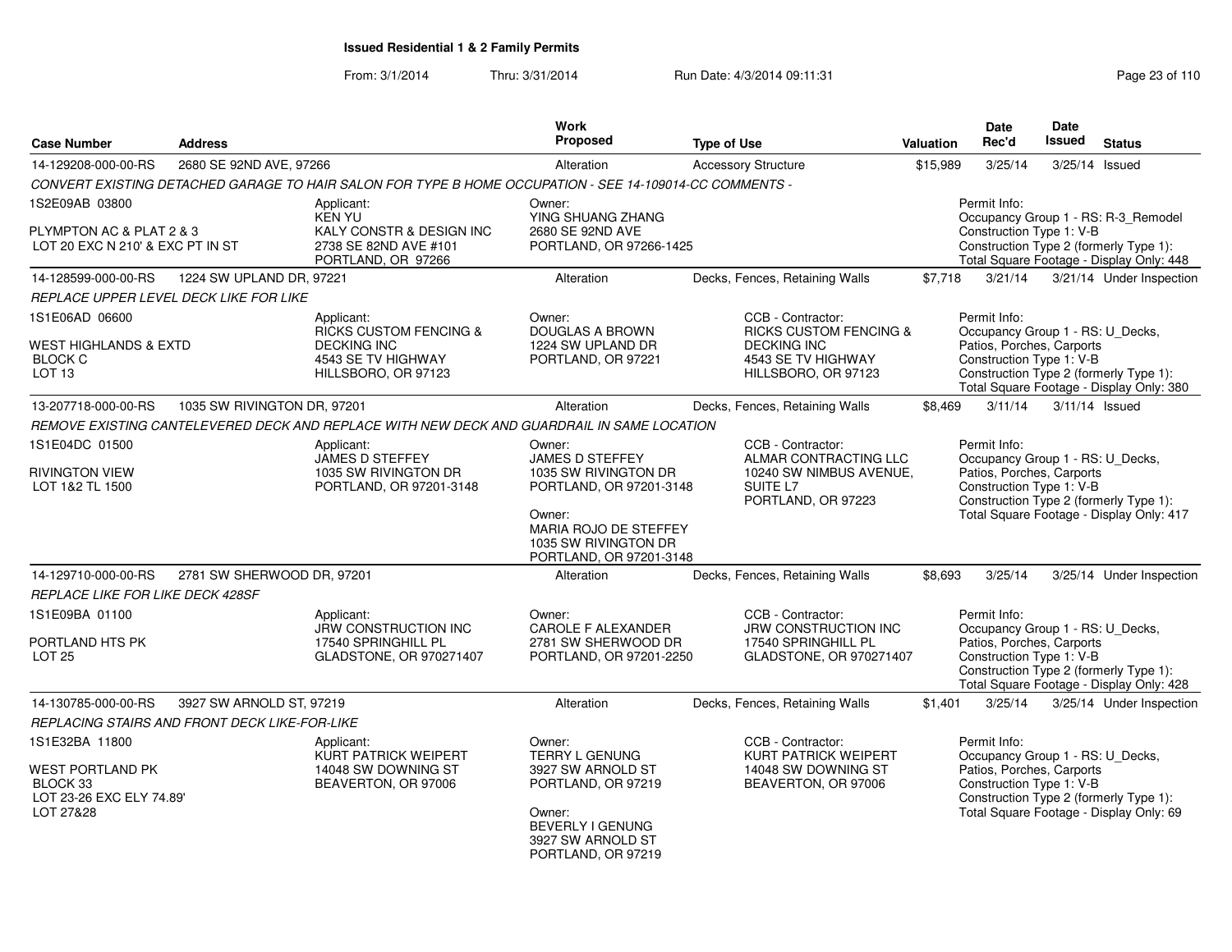**Issued Residential 1 & 2 Family Permits**

From: 3/1/2014 Thru: 3/31/2014 Run Date: 4/3/2014 09:11:31

| Case Number | Address | Work Proposed | Type of Use | Valuation | Date Rec'd | Date Issued | Status |
|---|---|---|---|---|---|---|---|
| 14-129208-000-00-RS | 2680 SE 92ND AVE, 97266 | Alteration | Accessory Structure | $15,989 | 3/25/14 | 3/25/14 | Issued |

*CONVERT EXISTING DETACHED GARAGE TO HAIR SALON FOR TYPE B HOME OCCUPATION - SEE 14-109014-CC COMMENTS -*

1S2E09AB 03800

PLYMPTON AC & PLAT 2 & 3
LOT 20 EXC N 210' & EXC PT IN ST

Applicant:
KEN YU
KALY CONSTR & DESIGN INC
2738 SE 82ND AVE #101
PORTLAND, OR 97266

Owner:
YING SHUANG ZHANG
2680 SE 92ND AVE
PORTLAND, OR 97266-1425

Permit Info:
Occupancy Group 1 - RS: R-3_Remodel
Construction Type 1: V-B
Construction Type 2 (formerly Type 1):
Total Square Footage - Display Only: 448

| Case Number | Address | Work Proposed | Type of Use | Valuation | Date Rec'd | Date Issued | Status |
|---|---|---|---|---|---|---|---|
| 14-128599-000-00-RS | 1224 SW UPLAND DR, 97221 | Alteration | Decks, Fences, Retaining Walls | $7,718 | 3/21/14 | 3/21/14 | Under Inspection |

*REPLACE UPPER LEVEL DECK LIKE FOR LIKE*

1S1E06AD 06600

WEST HIGHLANDS & EXTD
BLOCK C
LOT 13

Applicant:
RICKS CUSTOM FENCING &
DECKING INC
4543 SE TV HIGHWAY
HILLSBORO, OR 97123

Owner:
DOUGLAS A BROWN
1224 SW UPLAND DR
PORTLAND, OR 97221

CCB - Contractor:
RICKS CUSTOM FENCING &
DECKING INC
4543 SE TV HIGHWAY
HILLSBORO, OR 97123

Permit Info:
Occupancy Group 1 - RS: U_Decks, Patios, Porches, Carports
Construction Type 1: V-B
Construction Type 2 (formerly Type 1):
Total Square Footage - Display Only: 380

| Case Number | Address | Work Proposed | Type of Use | Valuation | Date Rec'd | Date Issued | Status |
|---|---|---|---|---|---|---|---|
| 13-207718-000-00-RS | 1035 SW RIVINGTON DR, 97201 | Alteration | Decks, Fences, Retaining Walls | $8,469 | 3/11/14 | 3/11/14 | Issued |

*REMOVE EXISTING CANTELEVERED DECK AND REPLACE WITH NEW DECK AND GUARDRAIL IN SAME LOCATION*

1S1E04DC 01500

RIVINGTON VIEW
LOT 1&2 TL 1500

Applicant:
JAMES D STEFFEY
1035 SW RIVINGTON DR
PORTLAND, OR 97201-3148

Owner:
JAMES D STEFFEY
1035 SW RIVINGTON DR
PORTLAND, OR 97201-3148

Owner:
MARIA ROJO DE STEFFEY
1035 SW RIVINGTON DR
PORTLAND, OR 97201-3148

CCB - Contractor:
ALMAR CONTRACTING LLC
10240 SW NIMBUS AVENUE, SUITE L7
PORTLAND, OR 97223

Permit Info:
Occupancy Group 1 - RS: U_Decks, Patios, Porches, Carports
Construction Type 1: V-B
Construction Type 2 (formerly Type 1):
Total Square Footage - Display Only: 417

| Case Number | Address | Work Proposed | Type of Use | Valuation | Date Rec'd | Date Issued | Status |
|---|---|---|---|---|---|---|---|
| 14-129710-000-00-RS | 2781 SW SHERWOOD DR, 97201 | Alteration | Decks, Fences, Retaining Walls | $8,693 | 3/25/14 | 3/25/14 | Under Inspection |

*REPLACE LIKE FOR LIKE DECK 428SF*

1S1E09BA 01100

PORTLAND HTS PK
LOT 25

Applicant:
JRW CONSTRUCTION INC
17540 SPRINGHILL PL
GLADSTONE, OR 970271407

Owner:
CAROLE F ALEXANDER
2781 SW SHERWOOD DR
PORTLAND, OR 97201-2250

CCB - Contractor:
JRW CONSTRUCTION INC
17540 SPRINGHILL PL
GLADSTONE, OR 970271407

Permit Info:
Occupancy Group 1 - RS: U_Decks, Patios, Porches, Carports
Construction Type 1: V-B
Construction Type 2 (formerly Type 1):
Total Square Footage - Display Only: 428

| Case Number | Address | Work Proposed | Type of Use | Valuation | Date Rec'd | Date Issued | Status |
|---|---|---|---|---|---|---|---|
| 14-130785-000-00-RS | 3927 SW ARNOLD ST, 97219 | Alteration | Decks, Fences, Retaining Walls | $1,401 | 3/25/14 | 3/25/14 | Under Inspection |

*REPLACING STAIRS AND FRONT DECK LIKE-FOR-LIKE*

1S1E32BA 11800

WEST PORTLAND PK
BLOCK 33
LOT 23-26 EXC ELY 74.89'
LOT 27&28

Applicant:
KURT PATRICK WEIPERT
14048 SW DOWNING ST
BEAVERTON, OR 97006

Owner:
TERRY L GENUNG
3927 SW ARNOLD ST
PORTLAND, OR 97219

Owner:
BEVERLY I GENUNG
3927 SW ARNOLD ST
PORTLAND, OR 97219

CCB - Contractor:
KURT PATRICK WEIPERT
14048 SW DOWNING ST
BEAVERTON, OR 97006

Permit Info:
Occupancy Group 1 - RS: U_Decks, Patios, Porches, Carports
Construction Type 1: V-B
Construction Type 2 (formerly Type 1):
Total Square Footage - Display Only: 69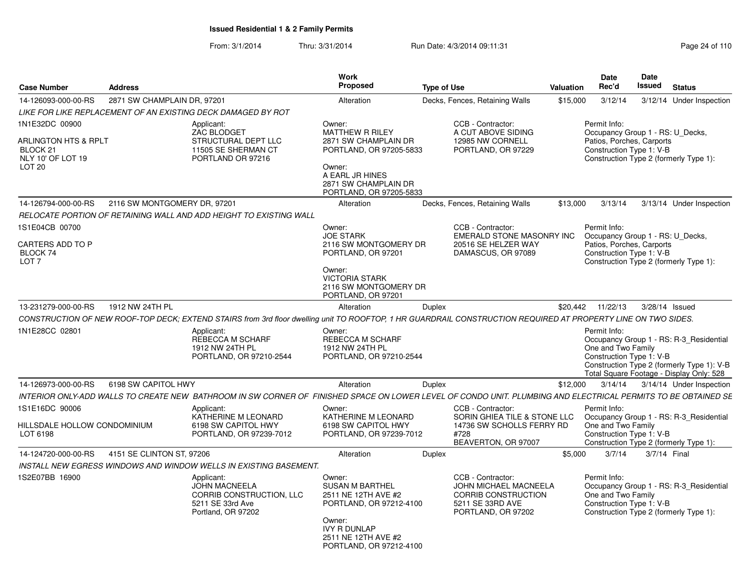## Issued Residential 1 & 2 Family Permits

From: 3/1/2014 Thru: 3/31/2014 Run Date: 4/3/2014 09:11:31

| Case Number | Address | Work Proposed | Type of Use | Valuation | Date Rec'd | Date Issued | Status |
|---|---|---|---|---|---|---|---|
| 14-126093-000-00-RS | 2871 SW CHAMPLAIN DR, 97201 | Alteration | Decks, Fences, Retaining Walls | $15,000 | 3/12/14 | 3/12/14 | Under Inspection |

*LIKE FOR LIKE REPLACEMENT OF AN EXISTING DECK DAMAGED BY ROT*

1N1E32DC 00900

ARLINGTON HTS & RPLT
BLOCK 21
NLY 10' OF LOT 19
LOT 20

Applicant:
ZAC BLODGET
STRUCTURAL DEPT LLC
11505 SE SHERMAN CT
PORTLAND OR 97216

Owner:
MATTHEW R RILEY
2871 SW CHAMPLAIN DR
PORTLAND, OR 97205-5833

Owner:
A EARL JR HINES
2871 SW CHAMPLAIN DR
PORTLAND, OR 97205-5833

CCB - Contractor:
A CUT ABOVE SIDING
12985 NW CORNELL
PORTLAND, OR 97229

Permit Info:
Occupancy Group 1 - RS: U_Decks, Patios, Porches, Carports
Construction Type 1: V-B
Construction Type 2 (formerly Type 1):

---

| Case Number | Address | Work Proposed | Type of Use | Valuation | Date Rec'd | Date Issued | Status |
|---|---|---|---|---|---|---|---|
| 14-126794-000-00-RS | 2116 SW MONTGOMERY DR, 97201 | Alteration | Decks, Fences, Retaining Walls | $13,000 | 3/13/14 | 3/13/14 | Under Inspection |

*RELOCATE PORTION OF RETAINING WALL AND ADD HEIGHT TO EXISTING WALL*

1S1E04CB 00700

CARTERS ADD TO P
BLOCK 74
LOT 7

Owner:
JOE STARK
2116 SW MONTGOMERY DR
PORTLAND, OR 97201

Owner:
VICTORIA STARK
2116 SW MONTGOMERY DR
PORTLAND, OR 97201

CCB - Contractor:
EMERALD STONE MASONRY INC
20516 SE HELZER WAY
DAMASCUS, OR 97089

Permit Info:
Occupancy Group 1 - RS: U_Decks, Patios, Porches, Carports
Construction Type 1: V-B
Construction Type 2 (formerly Type 1):

---

| Case Number | Address | Work Proposed | Type of Use | Valuation | Date Rec'd | Date Issued | Status |
|---|---|---|---|---|---|---|---|
| 13-231279-000-00-RS | 1912 NW 24TH PL | Alteration | Duplex | $20,442 | 11/22/13 | 3/28/14 | Issued |

*CONSTRUCTION OF NEW ROOF-TOP DECK; EXTEND STAIRS from 3rd floor dwelling unit TO ROOFTOP, 1 HR GUARDRAIL CONSTRUCTION REQUIRED AT PROPERTY LINE ON TWO SIDES.*

1N1E28CC 02801

Applicant:
REBECCA M SCHARF
1912 NW 24TH PL
PORTLAND, OR 97210-2544

Owner:
REBECCA M SCHARF
1912 NW 24TH PL
PORTLAND, OR 97210-2544

Permit Info:
Occupancy Group 1 - RS: R-3_Residential One and Two Family
Construction Type 1: V-B
Construction Type 2 (formerly Type 1): V-B
Total Square Footage - Display Only: 528

---

| Case Number | Address | Work Proposed | Type of Use | Valuation | Date Rec'd | Date Issued | Status |
|---|---|---|---|---|---|---|---|
| 14-126973-000-00-RS | 6198 SW CAPITOL HWY | Alteration | Duplex | $12,000 | 3/14/14 | 3/14/14 | Under Inspection |

*INTERIOR ONLY-ADD WALLS TO CREATE NEW BATHROOM IN SW CORNER OF FINISHED SPACE ON LOWER LEVEL OF CONDO UNIT. PLUMBING AND ELECTRICAL PERMITS TO BE OBTAINED SE*

1S1E16DC 90006

HILLSDALE HOLLOW CONDOMINIUM
LOT 6198

Applicant:
KATHERINE M LEONARD
6198 SW CAPITOL HWY
PORTLAND, OR 97239-7012

Owner:
KATHERINE M LEONARD
6198 SW CAPITOL HWY
PORTLAND, OR 97239-7012

CCB - Contractor:
SORIN GHIEA TILE & STONE LLC
14736 SW SCHOLLS FERRY RD #728
BEAVERTON, OR 97007

Permit Info:
Occupancy Group 1 - RS: R-3_Residential One and Two Family
Construction Type 1: V-B
Construction Type 2 (formerly Type 1):

---

| Case Number | Address | Work Proposed | Type of Use | Valuation | Date Rec'd | Date Issued | Status |
|---|---|---|---|---|---|---|---|
| 14-124720-000-00-RS | 4151 SE CLINTON ST, 97206 | Alteration | Duplex | $5,000 | 3/7/14 | 3/7/14 | Final |

*INSTALL NEW EGRESS WINDOWS AND WINDOW WELLS IN EXISTING BASEMENT.*

1S2E07BB 16900

Applicant:
JOHN MACNEELA
CORRIB CONSTRUCTION, LLC
5211 SE 33rd Ave
Portland, OR 97202

Owner:
SUSAN M BARTHEL
2511 NE 12TH AVE #2
PORTLAND, OR 97212-4100

Owner:
IVY R DUNLAP
2511 NE 12TH AVE #2
PORTLAND, OR 97212-4100

CCB - Contractor:
JOHN MICHAEL MACNEELA
CORRIB CONSTRUCTION
5211 SE 33RD AVE
PORTLAND, OR 97202

Permit Info:
Occupancy Group 1 - RS: R-3_Residential One and Two Family
Construction Type 1: V-B
Construction Type 2 (formerly Type 1):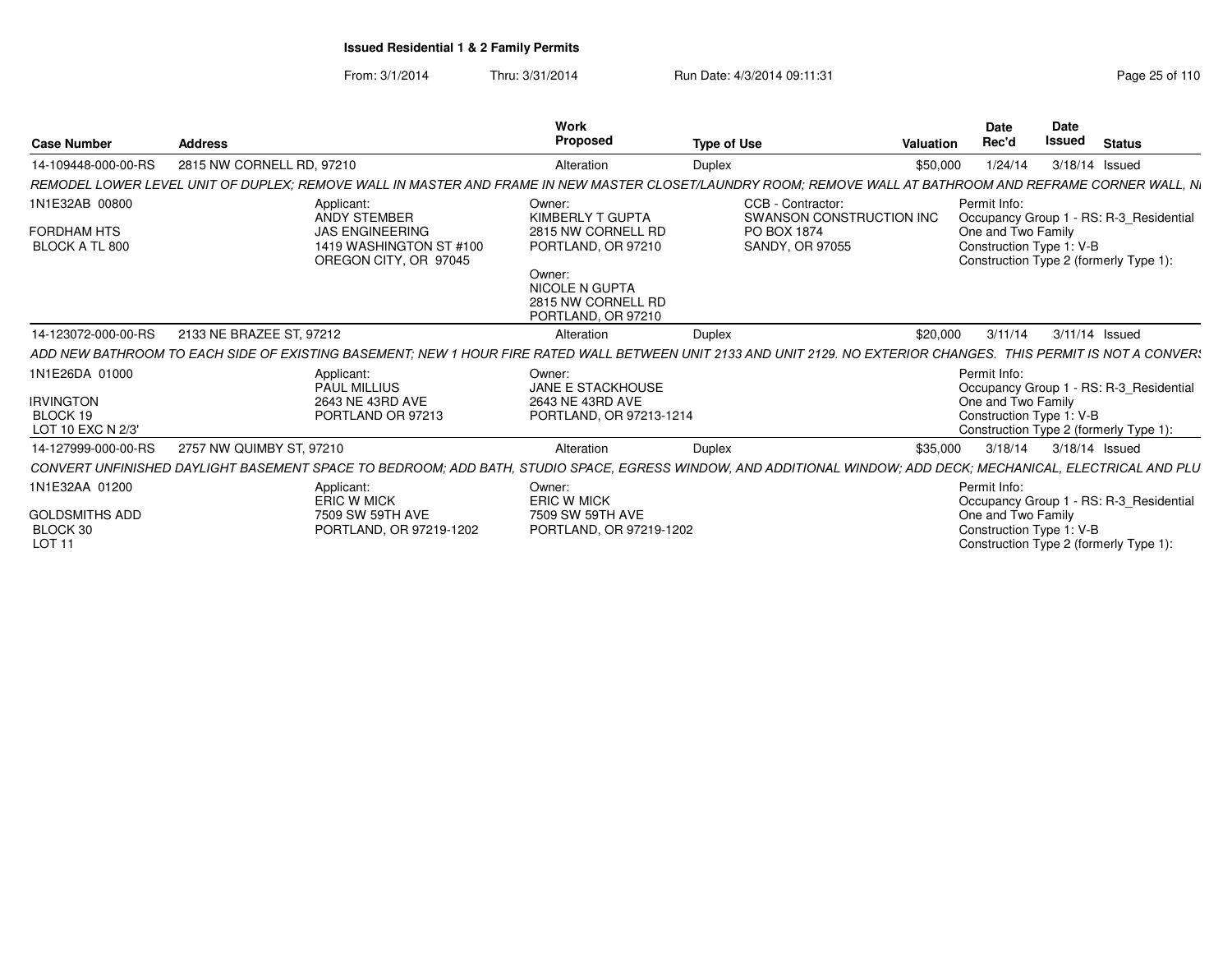**Issued Residential 1 & 2 Family Permits**

From: 3/1/2014 Thru: 3/31/2014 Run Date: 4/3/2014 09:11:31

| Case Number | Address | Work Proposed | Type of Use | Valuation | Date Rec'd | Date Issued | Status |
|---|---|---|---|---|---|---|---|
| 14-109448-000-00-RS | 2815 NW CORNELL RD, 97210 | Alteration | Duplex | $50,000 | 1/24/14 | 3/18/14 | Issued |

*REMODEL LOWER LEVEL UNIT OF DUPLEX; REMOVE WALL IN MASTER AND FRAME IN NEW MASTER CLOSET/LAUNDRY ROOM; REMOVE WALL AT BATHROOM AND REFRAME CORNER WALL, N*

1N1E32AB 00800
FORDHAM HTS
BLOCK A TL 800

Applicant:
ANDY STEMBER
JAS ENGINEERING
1419 WASHINGTON ST #100
OREGON CITY, OR 97045

Owner:
KIMBERLY T GUPTA
2815 NW CORNELL RD
PORTLAND, OR 97210

Owner:
NICOLE N GUPTA
2815 NW CORNELL RD
PORTLAND, OR 97210

CCB - Contractor:
SWANSON CONSTRUCTION INC
PO BOX 1874
SANDY, OR 97055

Permit Info:
Occupancy Group 1 - RS: R-3_Residential One and Two Family
Construction Type 1: V-B
Construction Type 2 (formerly Type 1):

| Case Number | Address | Work Proposed | Type of Use | Valuation | Date Rec'd | Date Issued | Status |
|---|---|---|---|---|---|---|---|
| 14-123072-000-00-RS | 2133 NE BRAZEE ST, 97212 | Alteration | Duplex | $20,000 | 3/11/14 | 3/11/14 | Issued |

*ADD NEW BATHROOM TO EACH SIDE OF EXISTING BASEMENT; NEW 1 HOUR FIRE RATED WALL BETWEEN UNIT 2133 AND UNIT 2129. NO EXTERIOR CHANGES. THIS PERMIT IS NOT A CONVERS*

1N1E26DA 01000
IRVINGTON
BLOCK 19
LOT 10 EXC N 2/3'

Applicant:
PAUL MILLIUS
2643 NE 43RD AVE
PORTLAND OR 97213

Owner:
JANE E STACKHOUSE
2643 NE 43RD AVE
PORTLAND, OR 97213-1214

Permit Info:
Occupancy Group 1 - RS: R-3_Residential One and Two Family
Construction Type 1: V-B
Construction Type 2 (formerly Type 1):

| Case Number | Address | Work Proposed | Type of Use | Valuation | Date Rec'd | Date Issued | Status |
|---|---|---|---|---|---|---|---|
| 14-127999-000-00-RS | 2757 NW QUIMBY ST, 97210 | Alteration | Duplex | $35,000 | 3/18/14 | 3/18/14 | Issued |

*CONVERT UNFINISHED DAYLIGHT BASEMENT SPACE TO BEDROOM; ADD BATH, STUDIO SPACE, EGRESS WINDOW, AND ADDITIONAL WINDOW; ADD DECK; MECHANICAL, ELECTRICAL AND PLU*

1N1E32AA 01200
GOLDSMITHS ADD
BLOCK 30
LOT 11

Applicant:
ERIC W MICK
7509 SW 59TH AVE
PORTLAND, OR 97219-1202

Owner:
ERIC W MICK
7509 SW 59TH AVE
PORTLAND, OR 97219-1202

Permit Info:
Occupancy Group 1 - RS: R-3_Residential One and Two Family
Construction Type 1: V-B
Construction Type 2 (formerly Type 1):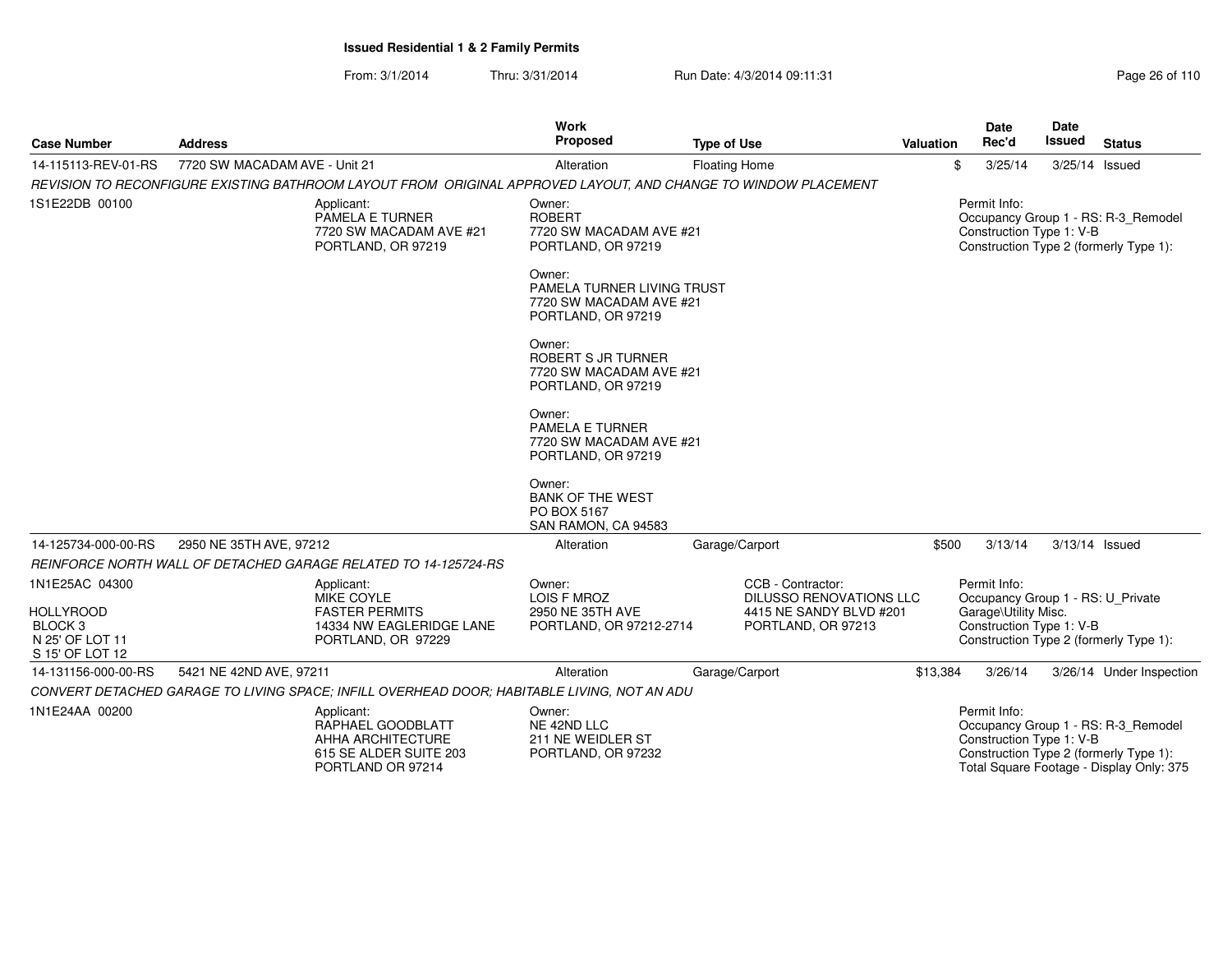**Issued Residential 1 & 2 Family Permits**

From: 3/1/2014 Thru: 3/31/2014 Run Date: 4/3/2014 09:11:31

| Case Number | Address | Work Proposed | Type of Use | Valuation | Date Rec'd | Date Issued | Status |
|---|---|---|---|---|---|---|---|
| 14-115113-REV-01-RS | 7720 SW MACADAM AVE - Unit 21 | Alteration | Floating Home | $ | 3/25/14 | 3/25/14 | Issued |

*REVISION TO RECONFIGURE EXISTING BATHROOM LAYOUT FROM ORIGINAL APPROVED LAYOUT, AND CHANGE TO WINDOW PLACEMENT*

1S1E22DB 00100

Applicant:
PAMELA E TURNER
7720 SW MACADAM AVE #21
PORTLAND, OR 97219

Owner:
ROBERT
7720 SW MACADAM AVE #21
PORTLAND, OR 97219

Owner:
PAMELA TURNER LIVING TRUST
7720 SW MACADAM AVE #21
PORTLAND, OR 97219

Owner:
ROBERT S JR TURNER
7720 SW MACADAM AVE #21
PORTLAND, OR 97219

Owner:
PAMELA E TURNER
7720 SW MACADAM AVE #21
PORTLAND, OR 97219

Owner:
BANK OF THE WEST
PO BOX 5167
SAN RAMON, CA 94583

Permit Info:
Occupancy Group 1 - RS: R-3_Remodel
Construction Type 1: V-B
Construction Type 2 (formerly Type 1):

| Case Number | Address | Work Proposed | Type of Use | Valuation | Date Rec'd | Date Issued | Status |
|---|---|---|---|---|---|---|---|
| 14-125734-000-00-RS | 2950 NE 35TH AVE, 97212 | Alteration | Garage/Carport | $500 | 3/13/14 | 3/13/14 | Issued |

*REINFORCE NORTH WALL OF DETACHED GARAGE RELATED TO 14-125724-RS*

1N1E25AC 04300

HOLLYROOD
BLOCK 3
N 25' OF LOT 11
S 15' OF LOT 12

Applicant:
MIKE COYLE
FASTER PERMITS
14334 NW EAGLERIDGE LANE
PORTLAND, OR 97229

Owner:
LOIS F MROZ
2950 NE 35TH AVE
PORTLAND, OR 97212-2714

CCB - Contractor:
DILUSSO RENOVATIONS LLC
4415 NE SANDY BLVD #201
PORTLAND, OR 97213

Permit Info:
Occupancy Group 1 - RS: U_Private Garage\Utility Misc.
Construction Type 1: V-B
Construction Type 2 (formerly Type 1):

| Case Number | Address | Work Proposed | Type of Use | Valuation | Date Rec'd | Date Issued | Status |
|---|---|---|---|---|---|---|---|
| 14-131156-000-00-RS | 5421 NE 42ND AVE, 97211 | Alteration | Garage/Carport | $13,384 | 3/26/14 | 3/26/14 | Under Inspection |

*CONVERT DETACHED GARAGE TO LIVING SPACE; INFILL OVERHEAD DOOR; HABITABLE LIVING, NOT AN ADU*

1N1E24AA 00200

Applicant:
RAPHAEL GOODBLATT
AHHA ARCHITECTURE
615 SE ALDER SUITE 203
PORTLAND OR 97214

Owner:
NE 42ND LLC
211 NE WEIDLER ST
PORTLAND, OR 97232

Permit Info:
Occupancy Group 1 - RS: R-3_Remodel
Construction Type 1: V-B
Construction Type 2 (formerly Type 1):
Total Square Footage - Display Only: 375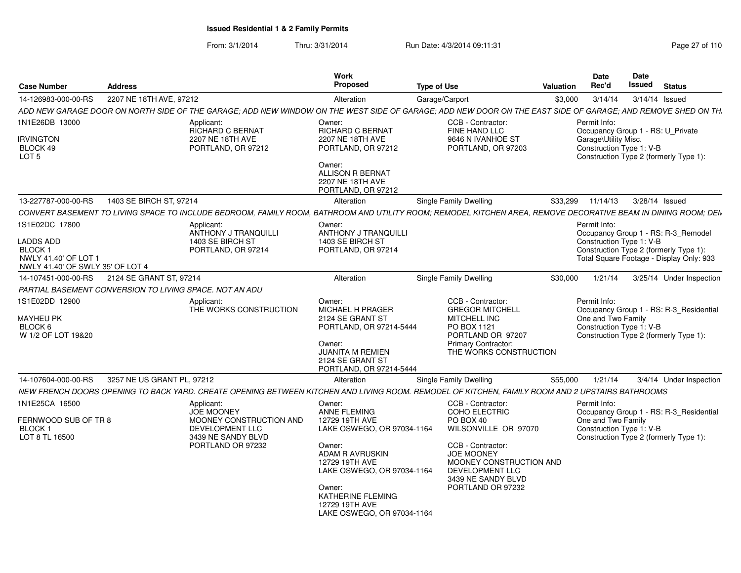**Issued Residential 1 & 2 Family Permits**

From: 3/1/2014 Thru: 3/31/2014 Run Date: 4/3/2014 09:11:31

| Case Number | Address | Work Proposed | Type of Use | Valuation | Date Rec'd | Date Issued | Status |
|---|---|---|---|---|---|---|---|
| 14-126983-000-00-RS | 2207 NE 18TH AVE, 97212 | Alteration | Garage/Carport | $3,000 | 3/14/14 | 3/14/14 | Issued |

ADD NEW GARAGE DOOR ON NORTH SIDE OF THE GARAGE; ADD NEW WINDOW ON THE WEST SIDE OF GARAGE; ADD NEW DOOR ON THE EAST SIDE OF GARAGE; AND REMOVE SHED ON TH.

1N1E26DB 13000
IRVINGTON
BLOCK 49
LOT 5

Applicant: RICHARD C BERNAT, 2207 NE 18TH AVE, PORTLAND, OR 97212

Owner: RICHARD C BERNAT, 2207 NE 18TH AVE, PORTLAND, OR 97212
Owner: ALLISON R BERNAT, 2207 NE 18TH AVE, PORTLAND, OR 97212

CCB - Contractor: FINE HAND LLC, 9646 N IVANHOE ST, PORTLAND, OR 97203

Permit Info:
Occupancy Group 1 - RS: U_Private Garage\Utility Misc.
Construction Type 1: V-B
Construction Type 2 (formerly Type 1):

| Case Number | Address | Work Proposed | Type of Use | Valuation | Date Rec'd | Date Issued | Status |
|---|---|---|---|---|---|---|---|
| 13-227787-000-00-RS | 1403 SE BIRCH ST, 97214 | Alteration | Single Family Dwelling | $33,299 | 11/14/13 | 3/28/14 | Issued |

CONVERT BASEMENT TO LIVING SPACE TO INCLUDE BEDROOM, FAMILY ROOM, BATHROOM AND UTILITY ROOM; REMODEL KITCHEN AREA, REMOVE DECORATIVE BEAM IN DINING ROOM; DEM

1S1E02DC 17800
LADDS ADD
BLOCK 1
NWLY 41.40' OF LOT 1
NWLY 41.40' OF SWLY 35' OF LOT 4

Applicant: ANTHONY J TRANQUILLI, 1403 SE BIRCH ST, PORTLAND, OR 97214

Owner: ANTHONY J TRANQUILLI, 1403 SE BIRCH ST, PORTLAND, OR 97214

Permit Info:
Occupancy Group 1 - RS: R-3_Remodel
Construction Type 1: V-B
Construction Type 2 (formerly Type 1):
Total Square Footage - Display Only: 933

| Case Number | Address | Work Proposed | Type of Use | Valuation | Date Rec'd | Date Issued | Status |
|---|---|---|---|---|---|---|---|
| 14-107451-000-00-RS | 2124 SE GRANT ST, 97214 | Alteration | Single Family Dwelling | $30,000 | 1/21/14 | 3/25/14 | Under Inspection |

PARTIAL BASEMENT CONVERSION TO LIVING SPACE. NOT AN ADU

1S1E02DD 12900
MAYHEU PK
BLOCK 6
W 1/2 OF LOT 19&20

Applicant: THE WORKS CONSTRUCTION

Owner: MICHAEL H PRAGER, 2124 SE GRANT ST, PORTLAND, OR 97214-5444
Owner: JUANITA M REMIEN, 2124 SE GRANT ST, PORTLAND, OR 97214-5444

CCB - Contractor: GREGOR MITCHELL, MITCHELL INC, PO BOX 1121, PORTLAND OR 97207
Primary Contractor: THE WORKS CONSTRUCTION

Permit Info:
Occupancy Group 1 - RS: R-3_Residential One and Two Family
Construction Type 1: V-B
Construction Type 2 (formerly Type 1):

| Case Number | Address | Work Proposed | Type of Use | Valuation | Date Rec'd | Date Issued | Status |
|---|---|---|---|---|---|---|---|
| 14-107604-000-00-RS | 3257 NE US GRANT PL, 97212 | Alteration | Single Family Dwelling | $55,000 | 1/21/14 | 3/4/14 | Under Inspection |

NEW FRENCH DOORS OPENING TO BACK YARD. CREATE OPENING BETWEEN KITCHEN AND LIVING ROOM. REMODEL OF KITCHEN, FAMILY ROOM AND 2 UPSTAIRS BATHROOMS

1N1E25CA 16500
FERNWOOD SUB OF TR 8
BLOCK 1
LOT 8 TL 16500

Applicant: JOE MOONEY, MOONEY CONSTRUCTION AND DEVELOPMENT LLC, 3439 NE SANDY BLVD, PORTLAND OR 97232

Owner: ANNE FLEMING, 12729 19TH AVE, LAKE OSWEGO, OR 97034-1164
Owner: ADAM R AVRUSKIN, 12729 19TH AVE, LAKE OSWEGO, OR 97034-1164
Owner: KATHERINE FLEMING, 12729 19TH AVE, LAKE OSWEGO, OR 97034-1164

CCB - Contractor: COHO ELECTRIC, PO BOX 40, WILSONVILLE OR 97070
CCB - Contractor: JOE MOONEY, MOONEY CONSTRUCTION AND DEVELOPMENT LLC, 3439 NE SANDY BLVD, PORTLAND OR 97232

Permit Info:
Occupancy Group 1 - RS: R-3_Residential One and Two Family
Construction Type 1: V-B
Construction Type 2 (formerly Type 1):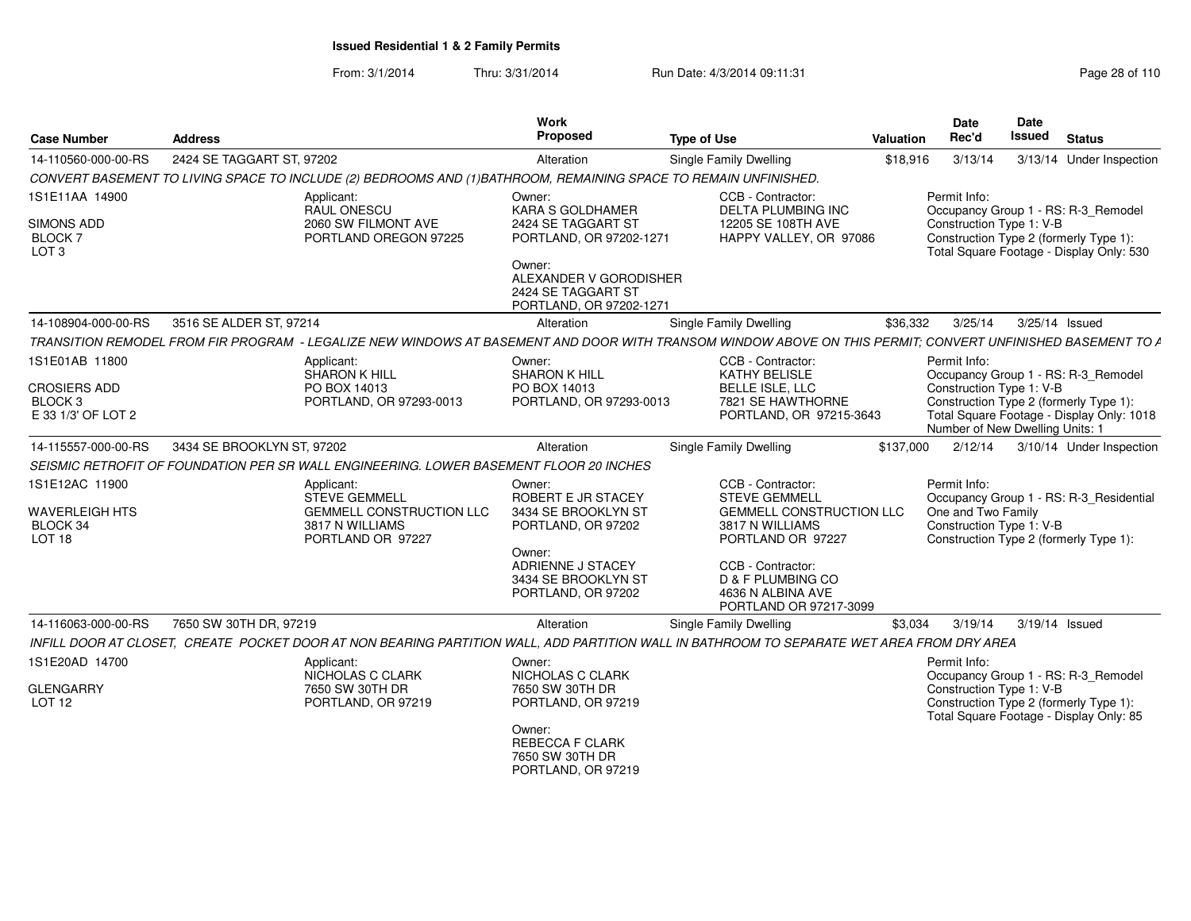**Issued Residential 1 & 2 Family Permits**

From: 3/1/2014 Thru: 3/31/2014 Run Date: 4/3/2014 09:11:31

| Case Number | Address | Work Proposed | Type of Use | Valuation | Date Rec'd | Date Issued | Status |
|---|---|---|---|---|---|---|---|
| 14-110560-000-00-RS | 2424 SE TAGGART ST, 97202 | Alteration | Single Family Dwelling | $18,916 | 3/13/14 | 3/13/14 | Under Inspection |

CONVERT BASEMENT TO LIVING SPACE TO INCLUDE (2) BEDROOMS AND (1)BATHROOM, REMAINING SPACE TO REMAIN UNFINISHED.

1S1E11AA 14900
SIMONS ADD
BLOCK 7
LOT 3

Applicant:
RAUL ONESCU
2060 SW FILMONT AVE
PORTLAND OREGON 97225

Owner:
KARA S GOLDHAMER
2424 SE TAGGART ST
PORTLAND, OR 97202-1271

Owner:
ALEXANDER V GORODISHER
2424 SE TAGGART ST
PORTLAND, OR 97202-1271

CCB - Contractor:
DELTA PLUMBING INC
12205 SE 108TH AVE
HAPPY VALLEY, OR 97086

Permit Info:
Occupancy Group 1 - RS: R-3_Remodel
Construction Type 1: V-B
Construction Type 2 (formerly Type 1):
Total Square Footage - Display Only: 530

| Case Number | Address | Work Proposed | Type of Use | Valuation | Date Rec'd | Date Issued | Status |
|---|---|---|---|---|---|---|---|
| 14-108904-000-00-RS | 3516 SE ALDER ST, 97214 | Alteration | Single Family Dwelling | $36,332 | 3/25/14 | 3/25/14 | Issued |

TRANSITION REMODEL FROM FIR PROGRAM - LEGALIZE NEW WINDOWS AT BASEMENT AND DOOR WITH TRANSOM WINDOW ABOVE ON THIS PERMIT; CONVERT UNFINISHED BASEMENT TO A

1S1E01AB 11800
CROSIERS ADD
BLOCK 3
E 33 1/3' OF LOT 2

Applicant:
SHARON K HILL
PO BOX 14013
PORTLAND, OR 97293-0013

Owner:
SHARON K HILL
PO BOX 14013
PORTLAND, OR 97293-0013

CCB - Contractor:
KATHY BELISLE
BELLE ISLE, LLC
7821 SE HAWTHORNE
PORTLAND, OR 97215-3643

Permit Info:
Occupancy Group 1 - RS: R-3_Remodel
Construction Type 1: V-B
Construction Type 2 (formerly Type 1):
Total Square Footage - Display Only: 1018
Number of New Dwelling Units: 1

| Case Number | Address | Work Proposed | Type of Use | Valuation | Date Rec'd | Date Issued | Status |
|---|---|---|---|---|---|---|---|
| 14-115557-000-00-RS | 3434 SE BROOKLYN ST, 97202 | Alteration | Single Family Dwelling | $137,000 | 2/12/14 | 3/10/14 | Under Inspection |

SEISMIC RETROFIT OF FOUNDATION PER SR WALL ENGINEERING. LOWER BASEMENT FLOOR 20 INCHES

1S1E12AC 11900
WAVERLEIGH HTS
BLOCK 34
LOT 18

Applicant:
STEVE GEMMELL
GEMMELL CONSTRUCTION LLC
3817 N WILLIAMS
PORTLAND OR 97227

Owner:
ROBERT E JR STACEY
3434 SE BROOKLYN ST
PORTLAND, OR 97202

Owner:
ADRIENNE J STACEY
3434 SE BROOKLYN ST
PORTLAND, OR 97202

CCB - Contractor:
STEVE GEMMELL
GEMMELL CONSTRUCTION LLC
3817 N WILLIAMS
PORTLAND OR 97227

CCB - Contractor:
D & F PLUMBING CO
4636 N ALBINA AVE
PORTLAND OR 97217-3099

Permit Info:
Occupancy Group 1 - RS: R-3_Residential One and Two Family
Construction Type 1: V-B
Construction Type 2 (formerly Type 1):

| Case Number | Address | Work Proposed | Type of Use | Valuation | Date Rec'd | Date Issued | Status |
|---|---|---|---|---|---|---|---|
| 14-116063-000-00-RS | 7650 SW 30TH DR, 97219 | Alteration | Single Family Dwelling | $3,034 | 3/19/14 | 3/19/14 | Issued |

INFILL DOOR AT CLOSET, CREATE POCKET DOOR AT NON BEARING PARTITION WALL, ADD PARTITION WALL IN BATHROOM TO SEPARATE WET AREA FROM DRY AREA

1S1E20AD 14700
GLENGARRY
LOT 12

Applicant:
NICHOLAS C CLARK
7650 SW 30TH DR
PORTLAND, OR 97219

Owner:
NICHOLAS C CLARK
7650 SW 30TH DR
PORTLAND, OR 97219

Owner:
REBECCA F CLARK
7650 SW 30TH DR
PORTLAND, OR 97219

Permit Info:
Occupancy Group 1 - RS: R-3_Remodel
Construction Type 1: V-B
Construction Type 2 (formerly Type 1):
Total Square Footage - Display Only: 85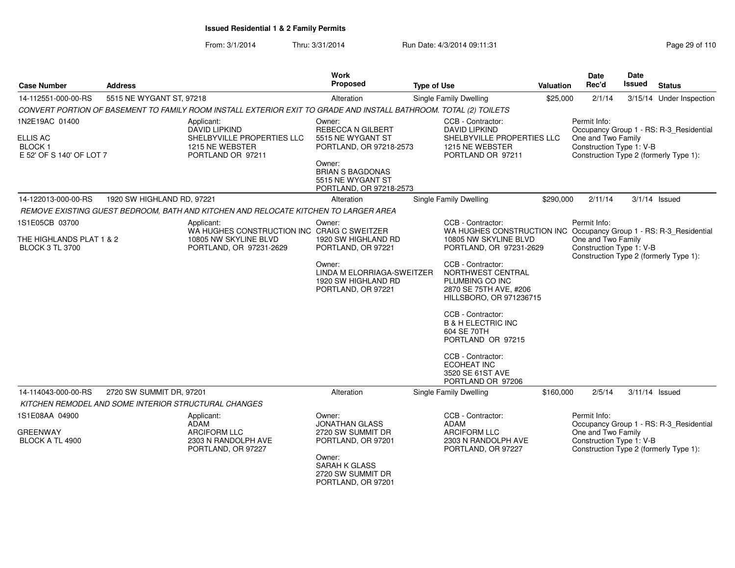## Issued Residential 1 & 2 Family Permits

From: 3/1/2014 Thru: 3/31/2014 Run Date: 4/3/2014 09:11:31

| Case Number | Address | Work Proposed | Type of Use | Valuation | Date Rec'd | Date Issued | Status |
|---|---|---|---|---|---|---|---|
| 14-112551-000-00-RS | 5515 NE WYGANT ST, 97218 | Alteration | Single Family Dwelling | $25,000 | 2/1/14 | 3/15/14 | Under Inspection |

*CONVERT PORTION OF BASEMENT TO FAMILY ROOM INSTALL EXTERIOR EXIT TO GRADE AND INSTALL BATHROOM. TOTAL (2) TOILETS*

1N2E19AC 01400
ELLIS AC
BLOCK 1
E 52' OF S 140' OF LOT 7

Applicant:
DAVID LIPKIND
SHELBYVILLE PROPERTIES LLC
1215 NE WEBSTER
PORTLAND OR 97211

Owner:
REBECCA N GILBERT
5515 NE WYGANT ST
PORTLAND, OR 97218-2573

Owner:
BRIAN S BAGDONAS
5515 NE WYGANT ST
PORTLAND, OR 97218-2573

CCB - Contractor:
DAVID LIPKIND
SHELBYVILLE PROPERTIES LLC
1215 NE WEBSTER
PORTLAND OR 97211

Permit Info:
Occupancy Group 1 - RS: R-3_Residential One and Two Family
Construction Type 1: V-B
Construction Type 2 (formerly Type 1):

---

| Case Number | Address | Work Proposed | Type of Use | Valuation | Date Rec'd | Date Issued | Status |
|---|---|---|---|---|---|---|---|
| 14-122013-000-00-RS | 1920 SW HIGHLAND RD, 97221 | Alteration | Single Family Dwelling | $290,000 | 2/11/14 | 3/1/14 | Issued |

*REMOVE EXISTING GUEST BEDROOM, BATH AND KITCHEN AND RELOCATE KITCHEN TO LARGER AREA*

1S1E05CB 03700
THE HIGHLANDS PLAT 1 & 2
BLOCK 3 TL 3700

Applicant:
WA HUGHES CONSTRUCTION INC
10805 NW SKYLINE BLVD
PORTLAND, OR 97231-2629

Owner:
CRAIG C SWEITZER
1920 SW HIGHLAND RD
PORTLAND, OR 97221

Owner:
LINDA M ELORRIAGA-SWEITZER
1920 SW HIGHLAND RD
PORTLAND, OR 97221

CCB - Contractor:
WA HUGHES CONSTRUCTION INC
10805 NW SKYLINE BLVD
PORTLAND, OR 97231-2629

CCB - Contractor:
NORTHWEST CENTRAL PLUMBING CO INC
2870 SE 75TH AVE, #206
HILLSBORO, OR 971236715

CCB - Contractor:
B & H ELECTRIC INC
604 SE 70TH
PORTLAND OR 97215

CCB - Contractor:
ECOHEAT INC
3520 SE 61ST AVE
PORTLAND OR 97206

Permit Info:
Occupancy Group 1 - RS: R-3_Residential One and Two Family
Construction Type 1: V-B
Construction Type 2 (formerly Type 1):

---

| Case Number | Address | Work Proposed | Type of Use | Valuation | Date Rec'd | Date Issued | Status |
|---|---|---|---|---|---|---|---|
| 14-114043-000-00-RS | 2720 SW SUMMIT DR, 97201 | Alteration | Single Family Dwelling | $160,000 | 2/5/14 | 3/11/14 | Issued |

*KITCHEN REMODEL AND SOME INTERIOR STRUCTURAL CHANGES*

1S1E08AA 04900
GREENWAY
BLOCK A TL 4900

Applicant:
ADAM
ARCIFORM LLC
2303 N RANDOLPH AVE
PORTLAND, OR 97227

Owner:
JONATHAN GLASS
2720 SW SUMMIT DR
PORTLAND, OR 97201

Owner:
SARAH K GLASS
2720 SW SUMMIT DR
PORTLAND, OR 97201

CCB - Contractor:
ADAM
ARCIFORM LLC
2303 N RANDOLPH AVE
PORTLAND, OR 97227

Permit Info:
Occupancy Group 1 - RS: R-3_Residential One and Two Family
Construction Type 1: V-B
Construction Type 2 (formerly Type 1):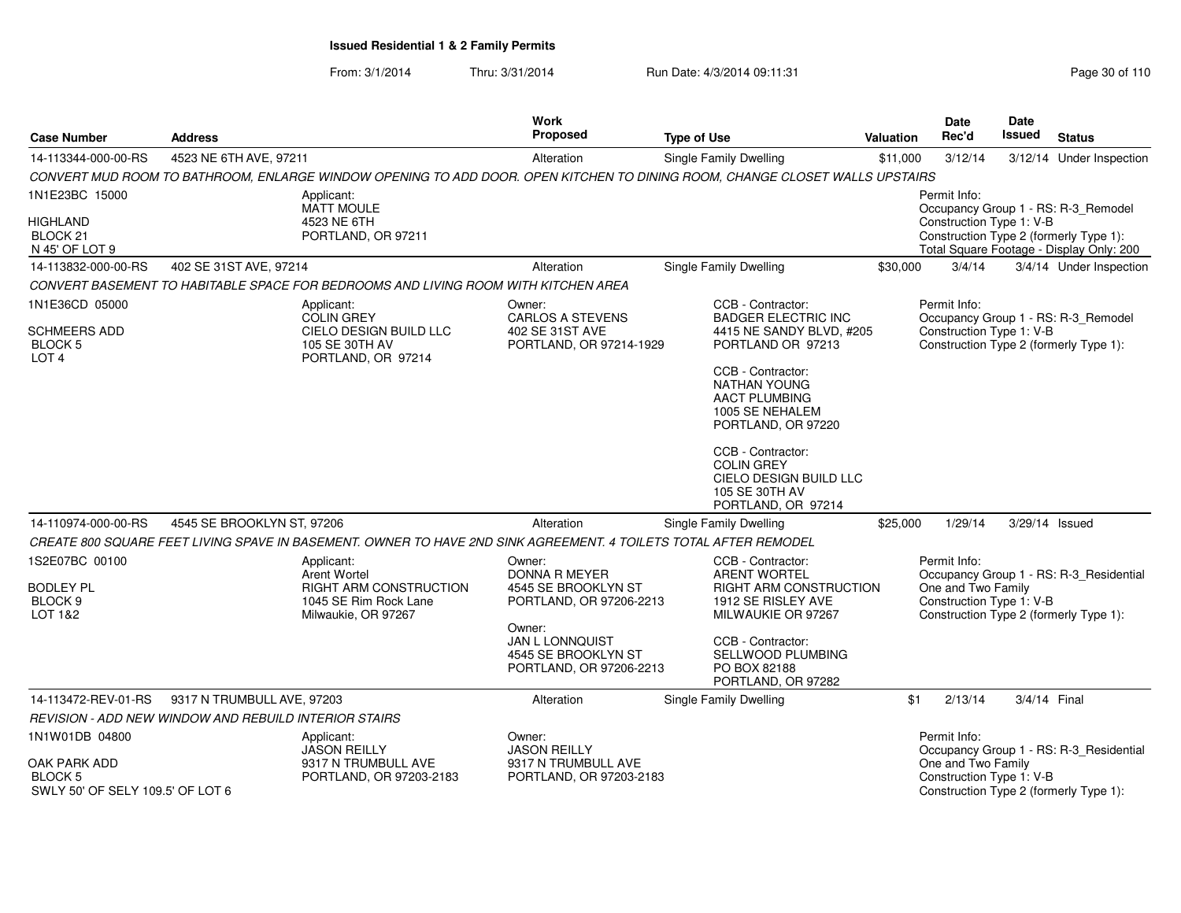**Issued Residential 1 & 2 Family Permits**

From: 3/1/2014 Thru: 3/31/2014 Run Date: 4/3/2014 09:11:31

| Case Number | Address | Work Proposed | Type of Use | Valuation | Date Rec'd | Date Issued | Status |
|---|---|---|---|---|---|---|---|
| 14-113344-000-00-RS | 4523 NE 6TH AVE, 97211 | Alteration | Single Family Dwelling | $11,000 | 3/12/14 | 3/12/14 | Under Inspection |

CONVERT MUD ROOM TO BATHROOM, ENLARGE WINDOW OPENING TO ADD DOOR. OPEN KITCHEN TO DINING ROOM, CHANGE CLOSET WALLS UPSTAIRS

1N1E23BC 15000
HIGHLAND
BLOCK 21
N 45' OF LOT 9

Applicant:
MATT MOULE
4523 NE 6TH
PORTLAND, OR 97211

Permit Info:
Occupancy Group 1 - RS: R-3_Remodel
Construction Type 1: V-B
Construction Type 2 (formerly Type 1):
Total Square Footage - Display Only: 200

| Case Number | Address | Work Proposed | Type of Use | Valuation | Date Rec'd | Date Issued | Status |
|---|---|---|---|---|---|---|---|
| 14-113832-000-00-RS | 402 SE 31ST AVE, 97214 | Alteration | Single Family Dwelling | $30,000 | 3/4/14 | 3/4/14 | Under Inspection |

CONVERT BASEMENT TO HABITABLE SPACE FOR BEDROOMS AND LIVING ROOM WITH KITCHEN AREA

1N1E36CD 05000
SCHMEERS ADD
BLOCK 5
LOT 4

Applicant:
COLIN GREY
CIELO DESIGN BUILD LLC
105 SE 30TH AV
PORTLAND, OR 97214

Owner:
CARLOS A STEVENS
402 SE 31ST AVE
PORTLAND, OR 97214-1929

CCB - Contractor:
BADGER ELECTRIC INC
4415 NE SANDY BLVD, #205
PORTLAND OR 97213

CCB - Contractor:
NATHAN YOUNG
AACT PLUMBING
1005 SE NEHALEM
PORTLAND, OR 97220

CCB - Contractor:
COLIN GREY
CIELO DESIGN BUILD LLC
105 SE 30TH AV
PORTLAND, OR 97214

Permit Info:
Occupancy Group 1 - RS: R-3_Remodel
Construction Type 1: V-B
Construction Type 2 (formerly Type 1):

| Case Number | Address | Work Proposed | Type of Use | Valuation | Date Rec'd | Date Issued | Status |
|---|---|---|---|---|---|---|---|
| 14-110974-000-00-RS | 4545 SE BROOKLYN ST, 97206 | Alteration | Single Family Dwelling | $25,000 | 1/29/14 | 3/29/14 | Issued |

CREATE 800 SQUARE FEET LIVING SPAVE IN BASEMENT. OWNER TO HAVE 2ND SINK AGREEMENT. 4 TOILETS TOTAL AFTER REMODEL

1S2E07BC 00100
BODLEY PL
BLOCK 9
LOT 1&2

Applicant:
Arent Wortel
RIGHT ARM CONSTRUCTION
1045 SE Rim Rock Lane
Milwaukie, OR 97267

Owner:
DONNA R MEYER
4545 SE BROOKLYN ST
PORTLAND, OR 97206-2213

Owner:
JAN L LONNQUIST
4545 SE BROOKLYN ST
PORTLAND, OR 97206-2213

CCB - Contractor:
ARENT WORTEL
RIGHT ARM CONSTRUCTION
1912 SE RISLEY AVE
MILWAUKIE OR 97267

CCB - Contractor:
SELLWOOD PLUMBING
PO BOX 82188
PORTLAND, OR 97282

Permit Info:
Occupancy Group 1 - RS: R-3_Residential One and Two Family
Construction Type 1: V-B
Construction Type 2 (formerly Type 1):

| Case Number | Address | Work Proposed | Type of Use | Valuation | Date Rec'd | Date Issued | Status |
|---|---|---|---|---|---|---|---|
| 14-113472-REV-01-RS | 9317 N TRUMBULL AVE, 97203 | Alteration | Single Family Dwelling | $1 | 2/13/14 | 3/4/14 | Final |

REVISION - ADD NEW WINDOW AND REBUILD INTERIOR STAIRS

1N1W01DB 04800
OAK PARK ADD
BLOCK 5
SWLY 50' OF SELY 109.5' OF LOT 6

Applicant:
JASON REILLY
9317 N TRUMBULL AVE
PORTLAND, OR 97203-2183

Owner:
JASON REILLY
9317 N TRUMBULL AVE
PORTLAND, OR 97203-2183

Permit Info:
Occupancy Group 1 - RS: R-3_Residential One and Two Family
Construction Type 1: V-B
Construction Type 2 (formerly Type 1):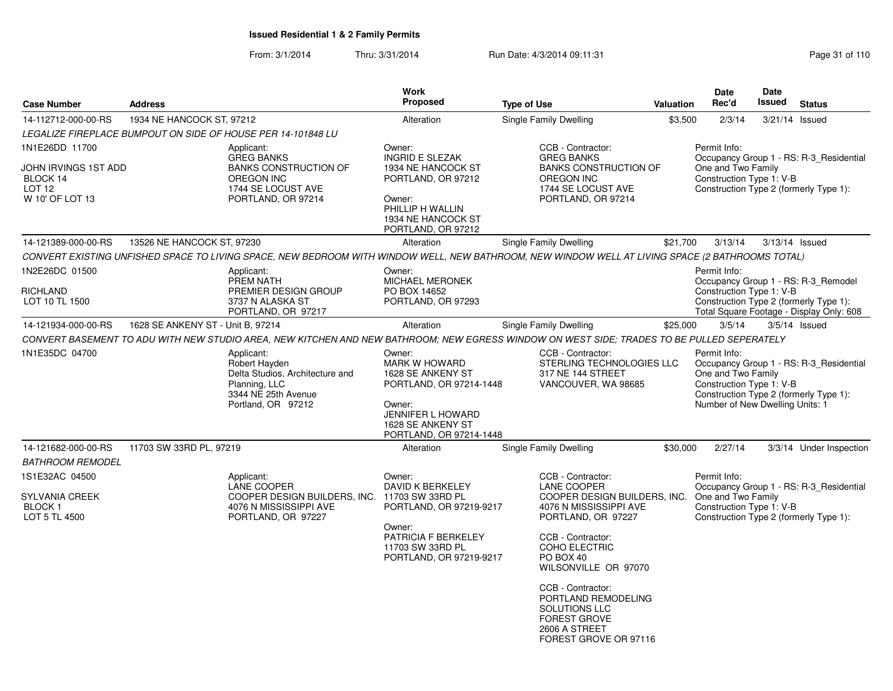# Issued Residential 1 & 2 Family Permits

From: 3/1/2014 Thru: 3/31/2014 Run Date: 4/3/2014 09:11:31

| Case Number | Address | Work Proposed | Type of Use | Valuation | Date Rec'd | Date Issued | Status |
|---|---|---|---|---|---|---|---|
| 14-112712-000-00-RS | 1934 NE HANCOCK ST, 97212 | Alteration | Single Family Dwelling | $3,500 | 2/3/14 | 3/21/14 | Issued |

*LEGALIZE FIREPLACE BUMPOUT ON SIDE OF HOUSE PER 14-101848 LU*

1N1E26DD 11700

JOHN IRVINGS 1ST ADD
BLOCK 14
LOT 12
W 10' OF LOT 13

Applicant:
GREG BANKS
BANKS CONSTRUCTION OF OREGON INC
1744 SE LOCUST AVE
PORTLAND, OR 97214

Owner:
INGRID E SLEZAK
1934 NE HANCOCK ST
PORTLAND, OR 97212

Owner:
PHILLIP H WALLIN
1934 NE HANCOCK ST
PORTLAND, OR 97212

CCB - Contractor:
GREG BANKS
BANKS CONSTRUCTION OF OREGON INC
1744 SE LOCUST AVE
PORTLAND, OR 97214

Permit Info:
Occupancy Group 1 - RS: R-3_Residential One and Two Family
Construction Type 1: V-B
Construction Type 2 (formerly Type 1):

| Case Number | Address | Work Proposed | Type of Use | Valuation | Date Rec'd | Date Issued | Status |
|---|---|---|---|---|---|---|---|
| 14-121389-000-00-RS | 13526 NE HANCOCK ST, 97230 | Alteration | Single Family Dwelling | $21,700 | 3/13/14 | 3/13/14 | Issued |

*CONVERT EXISTING UNFISHED SPACE TO LIVING SPACE, NEW BEDROOM WITH WINDOW WELL, NEW BATHROOM, NEW WINDOW WELL AT LIVING SPACE (2 BATHROOMS TOTAL)*

1N2E26DC 01500

RICHLAND
LOT 10 TL 1500

Applicant:
PREM NATH
PREMIER DESIGN GROUP
3737 N ALASKA ST
PORTLAND, OR 97217

Owner:
MICHAEL MERONEK
PO BOX 14652
PORTLAND, OR 97293

Permit Info:
Occupancy Group 1 - RS: R-3_Remodel
Construction Type 1: V-B
Construction Type 2 (formerly Type 1):
Total Square Footage - Display Only: 608

| Case Number | Address | Work Proposed | Type of Use | Valuation | Date Rec'd | Date Issued | Status |
|---|---|---|---|---|---|---|---|
| 14-121934-000-00-RS | 1628 SE ANKENY ST - Unit B, 97214 | Alteration | Single Family Dwelling | $25,000 | 3/5/14 | 3/5/14 | Issued |

*CONVERT BASEMENT TO ADU WITH NEW STUDIO AREA, NEW KITCHEN AND NEW BATHROOM; NEW EGRESS WINDOW ON WEST SIDE; TRADES TO BE PULLED SEPERATELY*

1N1E35DC 04700

Applicant:
Robert Hayden
Delta Studios, Architecture and Planning, LLC
3344 NE 25th Avenue
Portland, OR 97212

Owner:
MARK W HOWARD
1628 SE ANKENY ST
PORTLAND, OR 97214-1448

Owner:
JENNIFER L HOWARD
1628 SE ANKENY ST
PORTLAND, OR 97214-1448

CCB - Contractor:
STERLING TECHNOLOGIES LLC
317 NE 144 STREET
VANCOUVER, WA 98685

Permit Info:
Occupancy Group 1 - RS: R-3_Residential One and Two Family
Construction Type 1: V-B
Construction Type 2 (formerly Type 1):
Number of New Dwelling Units: 1

| Case Number | Address | Work Proposed | Type of Use | Valuation | Date Rec'd | Date Issued | Status |
|---|---|---|---|---|---|---|---|
| 14-121682-000-00-RS | 11703 SW 33RD PL, 97219 | Alteration | Single Family Dwelling | $30,000 | 2/27/14 | 3/3/14 | Under Inspection |

*BATHROOM REMODEL*

1S1E32AC 04500

SYLVANIA CREEK
BLOCK 1
LOT 5 TL 4500

Applicant:
LANE COOPER
COOPER DESIGN BUILDERS, INC.
4076 N MISSISSIPPI AVE
PORTLAND, OR 97227

Owner:
DAVID K BERKELEY
11703 SW 33RD PL
PORTLAND, OR 97219-9217

Owner:
PATRICIA F BERKELEY
11703 SW 33RD PL
PORTLAND, OR 97219-9217

CCB - Contractor:
LANE COOPER
COOPER DESIGN BUILDERS, INC.
4076 N MISSISSIPPI AVE
PORTLAND, OR 97227

CCB - Contractor:
COHO ELECTRIC
PO BOX 40
WILSONVILLE OR 97070

CCB - Contractor:
PORTLAND REMODELING SOLUTIONS LLC
FOREST GROVE
2606 A STREET
FOREST GROVE OR 97116

Permit Info:
Occupancy Group 1 - RS: R-3_Residential One and Two Family
Construction Type 1: V-B
Construction Type 2 (formerly Type 1):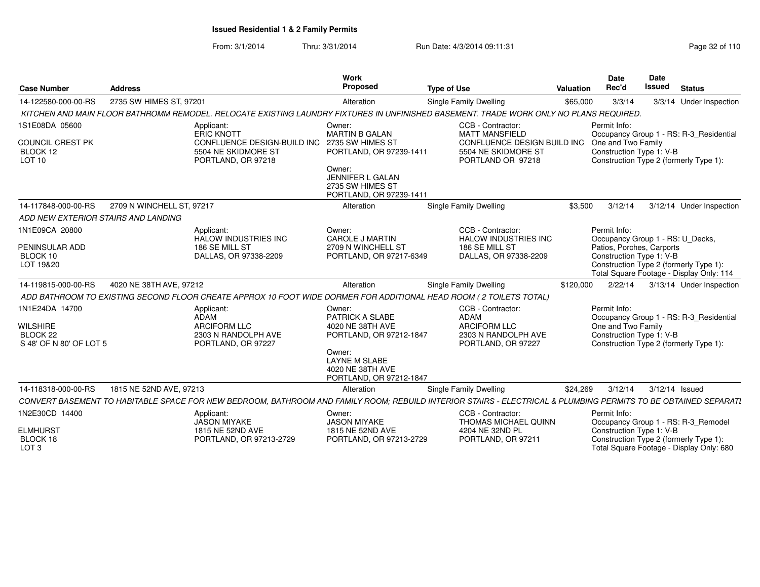**Issued Residential 1 & 2 Family Permits**

From: 3/1/2014 Thru: 3/31/2014 Run Date: 4/3/2014 09:11:31

| Case Number | Address | Work Proposed | Type of Use | Valuation | Date Rec'd | Date Issued | Status |
|---|---|---|---|---|---|---|---|
| 14-122580-000-00-RS | 2735 SW HIMES ST, 97201 | Alteration | Single Family Dwelling | $65,000 | 3/3/14 | 3/3/14 | Under Inspection |

*KITCHEN AND MAIN FLOOR BATHROMM REMODEL. RELOCATE EXISTING LAUNDRY FIXTURES IN UNFINISHED BASEMENT. TRADE WORK ONLY NO PLANS REQUIRED.*

1S1E08DA 05600
COUNCIL CREST PK
BLOCK 12
LOT 10

Applicant:
ERIC KNOTT
CONFLUENCE DESIGN-BUILD INC
5504 NE SKIDMORE ST
PORTLAND, OR 97218

Owner:
MARTIN B GALAN
2735 SW HIMES ST
PORTLAND, OR 97239-1411

Owner:
JENNIFER L GALAN
2735 SW HIMES ST
PORTLAND, OR 97239-1411

CCB - Contractor:
MATT MANSFIELD
CONFLUENCE DESIGN BUILD INC
5504 NE SKIDMORE ST
PORTLAND OR 97218

Permit Info:
Occupancy Group 1 - RS: R-3_Residential One and Two Family
Construction Type 1: V-B
Construction Type 2 (formerly Type 1):

| Case Number | Address | Work Proposed | Type of Use | Valuation | Date Rec'd | Date Issued | Status |
|---|---|---|---|---|---|---|---|
| 14-117848-000-00-RS | 2709 N WINCHELL ST, 97217 | Alteration | Single Family Dwelling | $3,500 | 3/12/14 | 3/12/14 | Under Inspection |

*ADD NEW EXTERIOR STAIRS AND LANDING*

1N1E09CA 20800
PENINSULAR ADD
BLOCK 10
LOT 19&20

Applicant:
HALOW INDUSTRIES INC
186 SE MILL ST
DALLAS, OR 97338-2209

Owner:
CAROLE J MARTIN
2709 N WINCHELL ST
PORTLAND, OR 97217-6349

CCB - Contractor:
HALOW INDUSTRIES INC
186 SE MILL ST
DALLAS, OR 97338-2209

Permit Info:
Occupancy Group 1 - RS: U_Decks, Patios, Porches, Carports
Construction Type 1: V-B
Construction Type 2 (formerly Type 1):
Total Square Footage - Display Only: 114

| Case Number | Address | Work Proposed | Type of Use | Valuation | Date Rec'd | Date Issued | Status |
|---|---|---|---|---|---|---|---|
| 14-119815-000-00-RS | 4020 NE 38TH AVE, 97212 | Alteration | Single Family Dwelling | $120,000 | 2/22/14 | 3/13/14 | Under Inspection |

*ADD BATHROOM TO EXISTING SECOND FLOOR CREATE APPROX 10 FOOT WIDE DORMER FOR ADDITIONAL HEAD ROOM ( 2 TOILETS TOTAL)*

1N1E24DA 14700
WILSHIRE
BLOCK 22
S 48' OF N 80' OF LOT 5

Applicant:
ADAM
ARCIFORM LLC
2303 N RANDOLPH AVE
PORTLAND, OR 97227

Owner:
PATRICK A SLABE
4020 NE 38TH AVE
PORTLAND, OR 97212-1847

Owner:
LAYNE M SLABE
4020 NE 38TH AVE
PORTLAND, OR 97212-1847

CCB - Contractor:
ADAM
ARCIFORM LLC
2303 N RANDOLPH AVE
PORTLAND, OR 97227

Permit Info:
Occupancy Group 1 - RS: R-3_Residential One and Two Family
Construction Type 1: V-B
Construction Type 2 (formerly Type 1):

| Case Number | Address | Work Proposed | Type of Use | Valuation | Date Rec'd | Date Issued | Status |
|---|---|---|---|---|---|---|---|
| 14-118318-000-00-RS | 1815 NE 52ND AVE, 97213 | Alteration | Single Family Dwelling | $24,269 | 3/12/14 | 3/12/14 | Issued |

*CONVERT BASEMENT TO HABITABLE SPACE FOR NEW BEDROOM, BATHROOM AND FAMILY ROOM; REBUILD INTERIOR STAIRS - ELECTRICAL & PLUMBING PERMITS TO BE OBTAINED SEPARATI*

1N2E30CD 14400
ELMHURST
BLOCK 18
LOT 3

Applicant:
JASON MIYAKE
1815 NE 52ND AVE
PORTLAND, OR 97213-2729

Owner:
JASON MIYAKE
1815 NE 52ND AVE
PORTLAND, OR 97213-2729

CCB - Contractor:
THOMAS MICHAEL QUINN
4204 NE 32ND PL
PORTLAND, OR 97211

Permit Info:
Occupancy Group 1 - RS: R-3_Remodel
Construction Type 1: V-B
Construction Type 2 (formerly Type 1):
Total Square Footage - Display Only: 680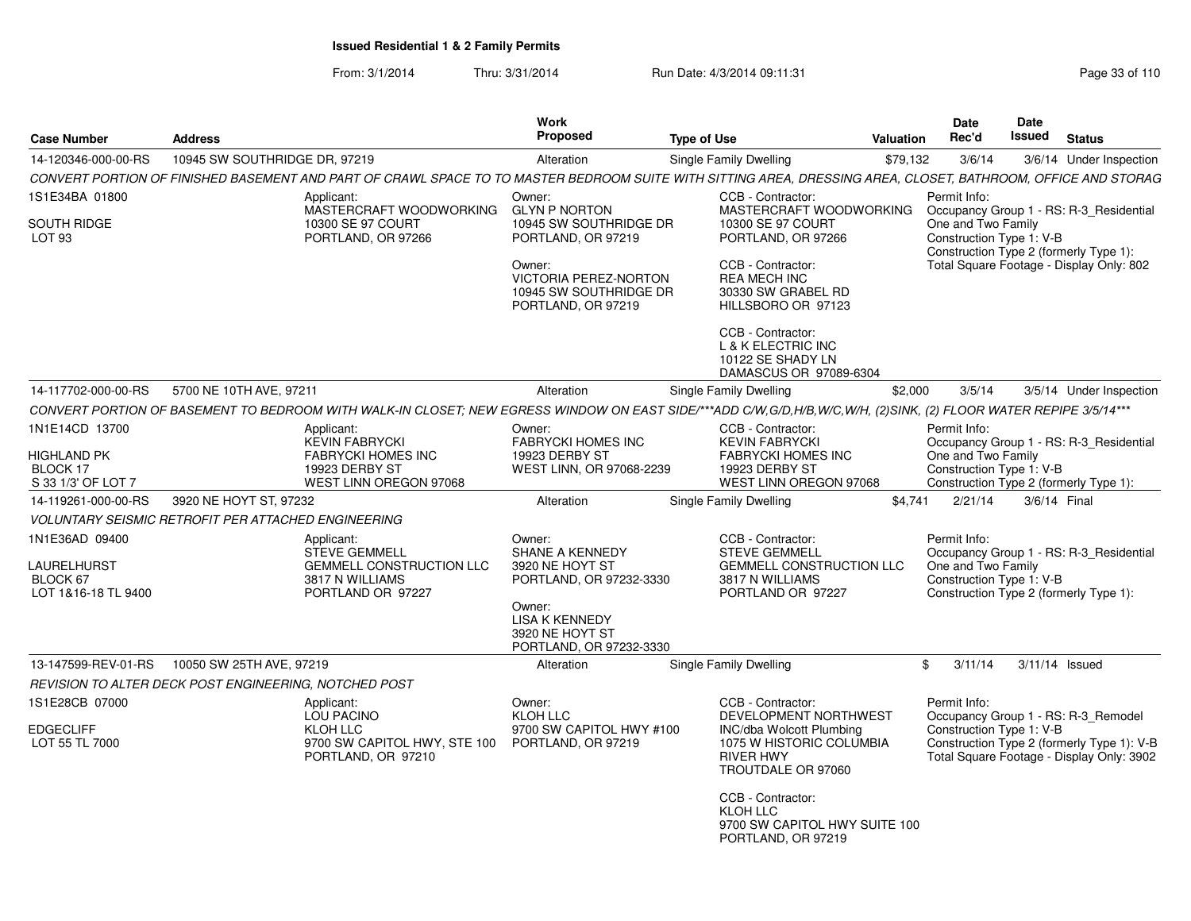**Issued Residential 1 & 2 Family Permits**

From: 3/1/2014 Thru: 3/31/2014 Run Date: 4/3/2014 09:11:31

| Case Number | Address | Work Proposed | Type of Use | Valuation | Date Rec'd | Date Issued | Status |
|---|---|---|---|---|---|---|---|
| 14-120346-000-00-RS | 10945 SW SOUTHRIDGE DR, 97219 | Alteration | Single Family Dwelling | $79,132 | 3/6/14 | 3/6/14 | Under Inspection |

*CONVERT PORTION OF FINISHED BASEMENT AND PART OF CRAWL SPACE TO TO MASTER BEDROOM SUITE WITH SITTING AREA, DRESSING AREA, CLOSET, BATHROOM, OFFICE AND STORAG*

1S1E34BA 01800
SOUTH RIDGE
LOT 93

Applicant:
MASTERCRAFT WOODWORKING
10300 SE 97 COURT
PORTLAND, OR 97266

Owner:
GLYN P NORTON
10945 SW SOUTHRIDGE DR
PORTLAND, OR 97219

Owner:
VICTORIA PEREZ-NORTON
10945 SW SOUTHRIDGE DR
PORTLAND, OR 97219

CCB - Contractor:
MASTERCRAFT WOODWORKING
10300 SE 97 COURT
PORTLAND, OR 97266

CCB - Contractor:
REA MECH INC
30330 SW GRABEL RD
HILLSBORO OR 97123

CCB - Contractor:
L & K ELECTRIC INC
10122 SE SHADY LN
DAMASCUS OR 97089-6304

Permit Info:
Occupancy Group 1 - RS: R-3_Residential One and Two Family
Construction Type 1: V-B
Construction Type 2 (formerly Type 1):
Total Square Footage - Display Only: 802

| Case Number | Address | Work Proposed | Type of Use | Valuation | Date Rec'd | Date Issued | Status |
|---|---|---|---|---|---|---|---|
| 14-117702-000-00-RS | 5700 NE 10TH AVE, 97211 | Alteration | Single Family Dwelling | $2,000 | 3/5/14 | 3/5/14 | Under Inspection |

*CONVERT PORTION OF BASEMENT TO BEDROOM WITH WALK-IN CLOSET; NEW EGRESS WINDOW ON EAST SIDE/***ADD C/W,G/D,H/B,W/C,W/H, (2)SINK, (2) FLOOR WATER REPIPE 3/5/14****

1N1E14CD 13700
HIGHLAND PK
BLOCK 17
S 33 1/3' OF LOT 7

Applicant:
KEVIN FABRYCKI
FABRYCKI HOMES INC
19923 DERBY ST
WEST LINN OREGON 97068

Owner:
FABRYCKI HOMES INC
19923 DERBY ST
WEST LINN, OR 97068-2239

CCB - Contractor:
KEVIN FABRYCKI
FABRYCKI HOMES INC
19923 DERBY ST
WEST LINN OREGON 97068

Permit Info:
Occupancy Group 1 - RS: R-3_Residential One and Two Family
Construction Type 1: V-B
Construction Type 2 (formerly Type 1):

| Case Number | Address | Work Proposed | Type of Use | Valuation | Date Rec'd | Date Issued | Status |
|---|---|---|---|---|---|---|---|
| 14-119261-000-00-RS | 3920 NE HOYT ST, 97232 | Alteration | Single Family Dwelling | $4,741 | 2/21/14 | 3/6/14 | Final |

*VOLUNTARY SEISMIC RETROFIT PER ATTACHED ENGINEERING*

1N1E36AD 09400
LAURELHURST
BLOCK 67
LOT 1&16-18 TL 9400

Applicant:
STEVE GEMMELL
GEMMELL CONSTRUCTION LLC
3817 N WILLIAMS
PORTLAND OR 97227

Owner:
SHANE A KENNEDY
3920 NE HOYT ST
PORTLAND, OR 97232-3330

Owner:
LISA K KENNEDY
3920 NE HOYT ST
PORTLAND, OR 97232-3330

CCB - Contractor:
STEVE GEMMELL
GEMMELL CONSTRUCTION LLC
3817 N WILLIAMS
PORTLAND OR 97227

Permit Info:
Occupancy Group 1 - RS: R-3_Residential One and Two Family
Construction Type 1: V-B
Construction Type 2 (formerly Type 1):

| Case Number | Address | Work Proposed | Type of Use | Valuation | Date Rec'd | Date Issued | Status |
|---|---|---|---|---|---|---|---|
| 13-147599-REV-01-RS | 10050 SW 25TH AVE, 97219 | Alteration | Single Family Dwelling | $ | 3/11/14 | 3/11/14 | Issued |

*REVISION TO ALTER DECK POST ENGINEERING, NOTCHED POST*

1S1E28CB 07000
EDGECLIFF
LOT 55 TL 7000

Applicant:
LOU PACINO
KLOH LLC
9700 SW CAPITOL HWY, STE 100
PORTLAND, OR 97210

Owner:
KLOH LLC
9700 SW CAPITOL HWY #100
PORTLAND, OR 97219

CCB - Contractor:
DEVELOPMENT NORTHWEST INC/dba Wolcott Plumbing
1075 W HISTORIC COLUMBIA RIVER HWY
TROUTDALE OR 97060

CCB - Contractor:
KLOH LLC
9700 SW CAPITOL HWY SUITE 100
PORTLAND, OR 97219

Permit Info:
Occupancy Group 1 - RS: R-3_Remodel
Construction Type 1: V-B
Construction Type 2 (formerly Type 1): V-B
Total Square Footage - Display Only: 3902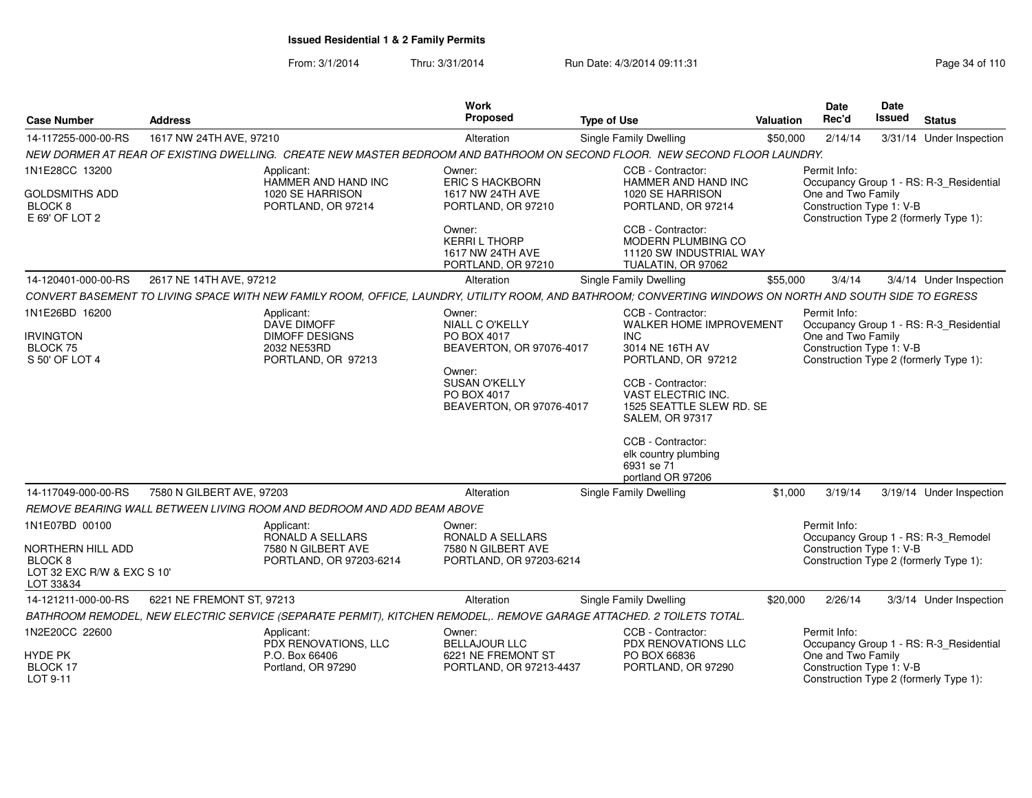# Issued Residential 1 & 2 Family Permits

From: 3/1/2014 Thru: 3/31/2014 Run Date: 4/3/2014 09:11:31

| Case Number | Address | Work Proposed | Type of Use | Valuation | Date Rec'd | Date Issued | Status |
|---|---|---|---|---|---|---|---|
| 14-117255-000-00-RS | 1617 NW 24TH AVE, 97210 | Alteration | Single Family Dwelling | $50,000 | 2/14/14 | 3/31/14 | Under Inspection |

*NEW DORMER AT REAR OF EXISTING DWELLING. CREATE NEW MASTER BEDROOM AND BATHROOM ON SECOND FLOOR. NEW SECOND FLOOR LAUNDRY.*

1N1E28CC 13200
GOLDSMITHS ADD
BLOCK 8
E 69' OF LOT 2

Applicant:
HAMMER AND HAND INC
1020 SE HARRISON
PORTLAND, OR 97214

Owner:
ERIC S HACKBORN
1617 NW 24TH AVE
PORTLAND, OR 97210

Owner:
KERRI L THORP
1617 NW 24TH AVE
PORTLAND, OR 97210

CCB - Contractor:
HAMMER AND HAND INC
1020 SE HARRISON
PORTLAND, OR 97214

CCB - Contractor:
MODERN PLUMBING CO
11120 SW INDUSTRIAL WAY
TUALATIN, OR 97062

Permit Info:
Occupancy Group 1 - RS: R-3_Residential One and Two Family
Construction Type 1: V-B
Construction Type 2 (formerly Type 1):

| Case Number | Address | Work Proposed | Type of Use | Valuation | Date Rec'd | Date Issued | Status |
|---|---|---|---|---|---|---|---|
| 14-120401-000-00-RS | 2617 NE 14TH AVE, 97212 | Alteration | Single Family Dwelling | $55,000 | 3/4/14 | 3/4/14 | Under Inspection |

*CONVERT BASEMENT TO LIVING SPACE WITH NEW FAMILY ROOM, OFFICE, LAUNDRY, UTILITY ROOM, AND BATHROOM; CONVERTING WINDOWS ON NORTH AND SOUTH SIDE TO EGRESS*

1N1E26BD 16200
IRVINGTON
BLOCK 75
S 50' OF LOT 4

Applicant:
DAVE DIMOFF
DIMOFF DESIGNS
2032 NE53RD
PORTLAND, OR 97213

Owner:
NIALL C O'KELLY
PO BOX 4017
BEAVERTON, OR 97076-4017

Owner:
SUSAN O'KELLY
PO BOX 4017
BEAVERTON, OR 97076-4017

CCB - Contractor:
WALKER HOME IMPROVEMENT INC
3014 NE 16TH AV
PORTLAND, OR 97212

CCB - Contractor:
VAST ELECTRIC INC.
1525 SEATTLE SLEW RD. SE
SALEM, OR 97317

CCB - Contractor:
elk country plumbing
6931 se 71
portland OR 97206

Permit Info:
Occupancy Group 1 - RS: R-3_Residential One and Two Family
Construction Type 1: V-B
Construction Type 2 (formerly Type 1):

| Case Number | Address | Work Proposed | Type of Use | Valuation | Date Rec'd | Date Issued | Status |
|---|---|---|---|---|---|---|---|
| 14-117049-000-00-RS | 7580 N GILBERT AVE, 97203 | Alteration | Single Family Dwelling | $1,000 | 3/19/14 | 3/19/14 | Under Inspection |

*REMOVE BEARING WALL BETWEEN LIVING ROOM AND BEDROOM AND ADD BEAM ABOVE*

1N1E07BD 00100
NORTHERN HILL ADD
BLOCK 8
LOT 32 EXC R/W & EXC S 10'
LOT 33&34

Applicant:
RONALD A SELLARS
7580 N GILBERT AVE
PORTLAND, OR 97203-6214

Owner:
RONALD A SELLARS
7580 N GILBERT AVE
PORTLAND, OR 97203-6214

Permit Info:
Occupancy Group 1 - RS: R-3_Remodel
Construction Type 1: V-B
Construction Type 2 (formerly Type 1):

| Case Number | Address | Work Proposed | Type of Use | Valuation | Date Rec'd | Date Issued | Status |
|---|---|---|---|---|---|---|---|
| 14-121211-000-00-RS | 6221 NE FREMONT ST, 97213 | Alteration | Single Family Dwelling | $20,000 | 2/26/14 | 3/3/14 | Under Inspection |

*BATHROOM REMODEL, NEW ELECTRIC SERVICE (SEPARATE PERMIT), KITCHEN REMODEL,. REMOVE GARAGE ATTACHED. 2 TOILETS TOTAL.*

1N2E20CC 22600
HYDE PK
BLOCK 17
LOT 9-11

Applicant:
PDX RENOVATIONS, LLC
P.O. Box 66406
Portland, OR 97290

Owner:
BELLAJOUR LLC
6221 NE FREMONT ST
PORTLAND, OR 97213-4437

CCB - Contractor:
PDX RENOVATIONS LLC
PO BOX 66836
PORTLAND, OR 97290

Permit Info:
Occupancy Group 1 - RS: R-3_Residential One and Two Family
Construction Type 1: V-B
Construction Type 2 (formerly Type 1):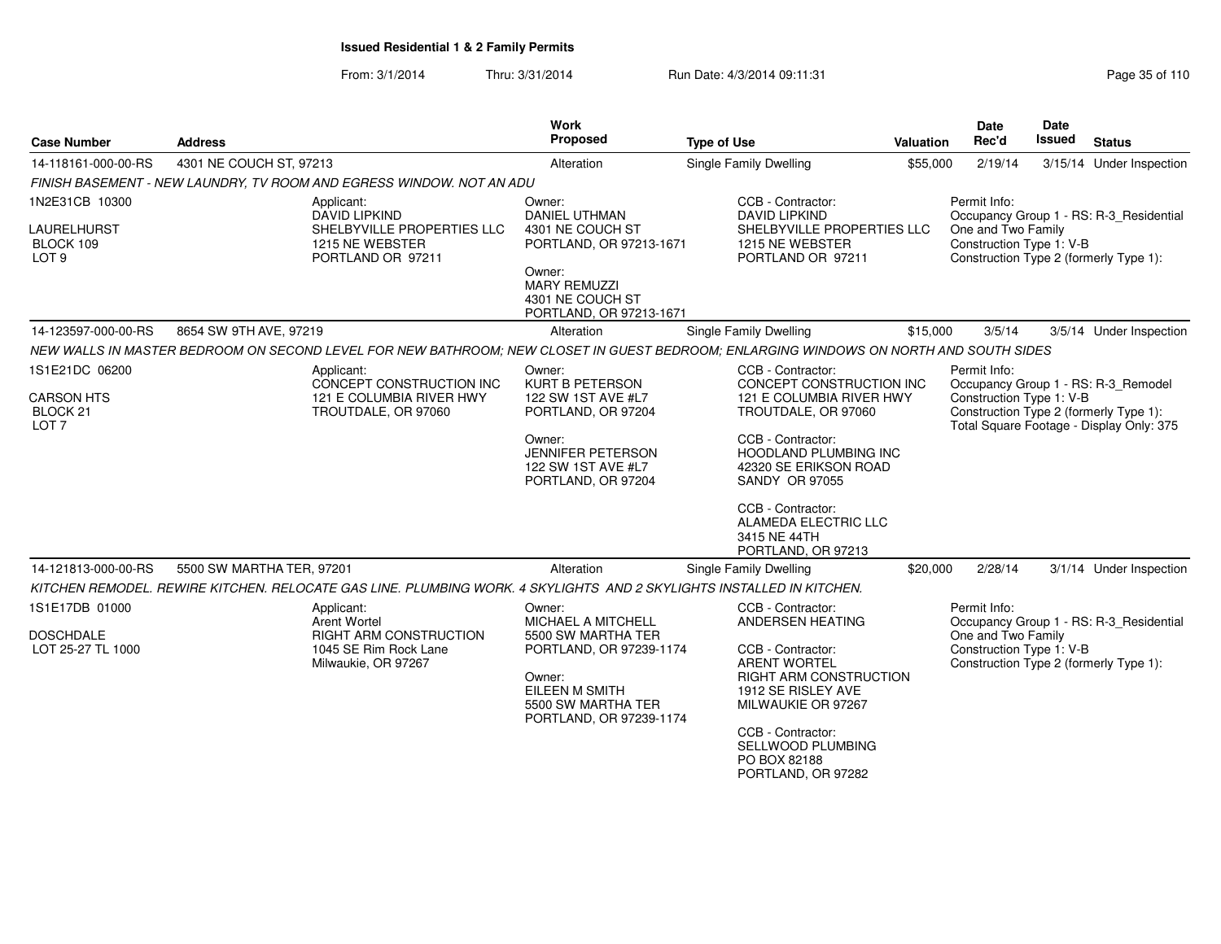# Issued Residential 1 & 2 Family Permits

From: 3/1/2014 Thru: 3/31/2014 Run Date: 4/3/2014 09:11:31

| Case Number | Address | Work Proposed | Type of Use | Valuation | Date Rec'd | Date Issued | Status |
|---|---|---|---|---|---|---|---|
| 14-118161-000-00-RS | 4301 NE COUCH ST, 97213 | Alteration | Single Family Dwelling | $55,000 | 2/19/14 | 3/15/14 | Under Inspection |

*FINISH BASEMENT - NEW LAUNDRY, TV ROOM AND EGRESS WINDOW. NOT AN ADU*

1N2E31CB 10300
LAURELHURST
BLOCK 109
LOT 9

Applicant:
DAVID LIPKIND
SHELBYVILLE PROPERTIES LLC
1215 NE WEBSTER
PORTLAND OR 97211

Owner:
DANIEL UTHMAN
4301 NE COUCH ST
PORTLAND, OR 97213-1671

Owner:
MARY REMUZZI
4301 NE COUCH ST
PORTLAND, OR 97213-1671

CCB - Contractor:
DAVID LIPKIND
SHELBYVILLE PROPERTIES LLC
1215 NE WEBSTER
PORTLAND OR 97211

Permit Info:
Occupancy Group 1 - RS: R-3_Residential One and Two Family
Construction Type 1: V-B
Construction Type 2 (formerly Type 1):

| Case Number | Address | Work Proposed | Type of Use | Valuation | Date Rec'd | Date Issued | Status |
|---|---|---|---|---|---|---|---|
| 14-123597-000-00-RS | 8654 SW 9TH AVE, 97219 | Alteration | Single Family Dwelling | $15,000 | 3/5/14 | 3/5/14 | Under Inspection |

*NEW WALLS IN MASTER BEDROOM ON SECOND LEVEL FOR NEW BATHROOM; NEW CLOSET IN GUEST BEDROOM; ENLARGING WINDOWS ON NORTH AND SOUTH SIDES*

1S1E21DC 06200
CARSON HTS
BLOCK 21
LOT 7

Applicant:
CONCEPT CONSTRUCTION INC
121 E COLUMBIA RIVER HWY
TROUTDALE, OR 97060

Owner:
KURT B PETERSON
122 SW 1ST AVE #L7
PORTLAND, OR 97204

Owner:
JENNIFER PETERSON
122 SW 1ST AVE #L7
PORTLAND, OR 97204

CCB - Contractor:
CONCEPT CONSTRUCTION INC
121 E COLUMBIA RIVER HWY
TROUTDALE, OR 97060

CCB - Contractor:
HOODLAND PLUMBING INC
42320 SE ERIKSON ROAD
SANDY OR 97055

CCB - Contractor:
ALAMEDA ELECTRIC LLC
3415 NE 44TH
PORTLAND, OR 97213

Permit Info:
Occupancy Group 1 - RS: R-3_Remodel
Construction Type 1: V-B
Construction Type 2 (formerly Type 1):
Total Square Footage - Display Only: 375

| Case Number | Address | Work Proposed | Type of Use | Valuation | Date Rec'd | Date Issued | Status |
|---|---|---|---|---|---|---|---|
| 14-121813-000-00-RS | 5500 SW MARTHA TER, 97201 | Alteration | Single Family Dwelling | $20,000 | 2/28/14 | 3/1/14 | Under Inspection |

*KITCHEN REMODEL. REWIRE KITCHEN. RELOCATE GAS LINE. PLUMBING WORK. 4 SKYLIGHTS AND 2 SKYLIGHTS INSTALLED IN KITCHEN.*

1S1E17DB 01000
DOSCHDALE
LOT 25-27 TL 1000

Applicant:
Arent Wortel
RIGHT ARM CONSTRUCTION
1045 SE Rim Rock Lane
Milwaukie, OR 97267

Owner:
MICHAEL A MITCHELL
5500 SW MARTHA TER
PORTLAND, OR 97239-1174

Owner:
EILEEN M SMITH
5500 SW MARTHA TER
PORTLAND, OR 97239-1174

CCB - Contractor:
ANDERSEN HEATING

CCB - Contractor:
ARENT WORTEL
RIGHT ARM CONSTRUCTION
1912 SE RISLEY AVE
MILWAUKIE OR 97267

CCB - Contractor:
SELLWOOD PLUMBING
PO BOX 82188
PORTLAND, OR 97282

Permit Info:
Occupancy Group 1 - RS: R-3_Residential One and Two Family
Construction Type 1: V-B
Construction Type 2 (formerly Type 1):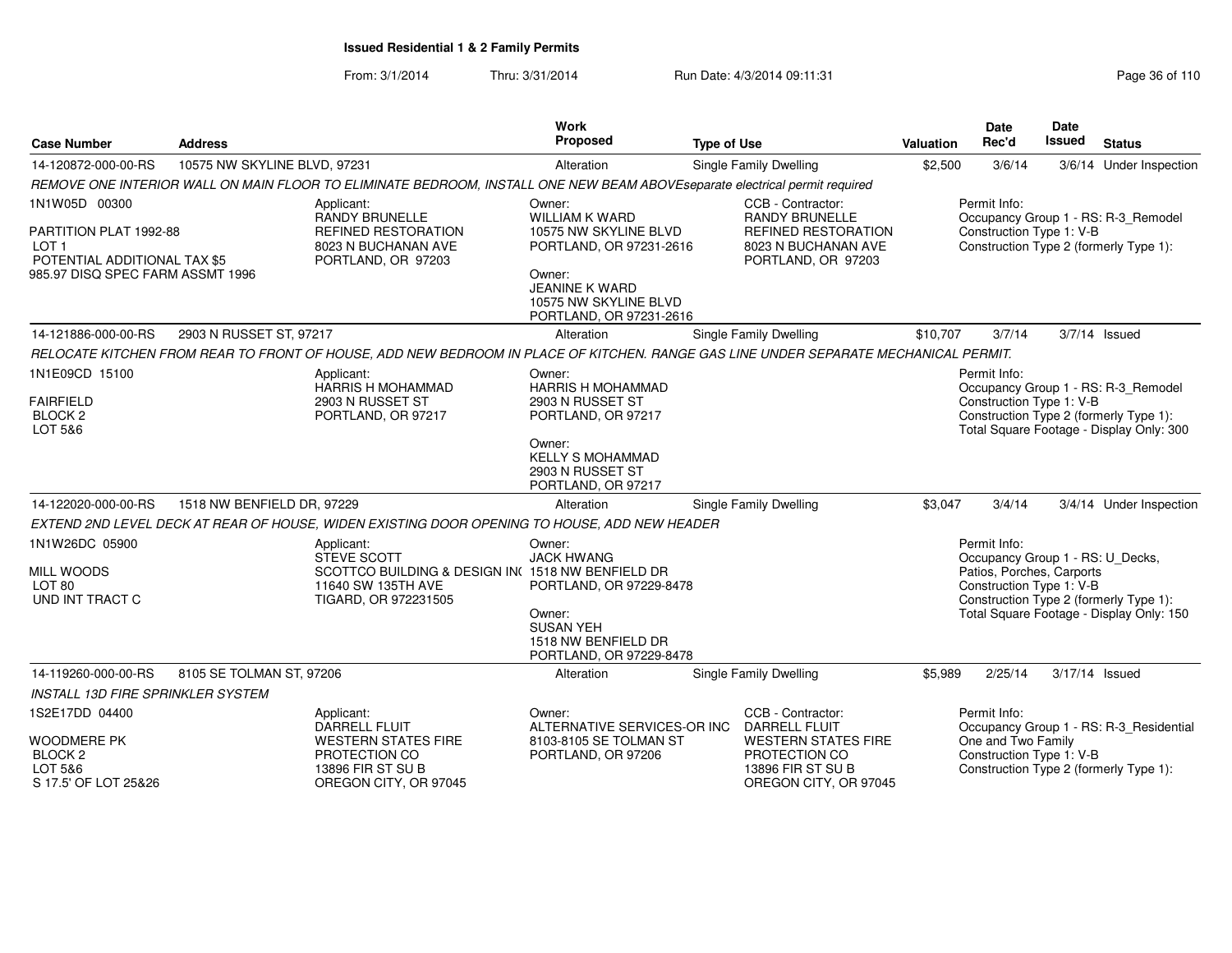# Issued Residential 1 & 2 Family Permits

From: 3/1/2014 Thru: 3/31/2014 Run Date: 4/3/2014 09:11:31

| Case Number | Address | Work Proposed | Type of Use | Valuation | Date Rec'd | Date Issued | Status |
|---|---|---|---|---|---|---|---|
| 14-120872-000-00-RS | 10575 NW SKYLINE BLVD, 97231 | Alteration | Single Family Dwelling | $2,500 | 3/6/14 | 3/6/14 | Under Inspection |
| 14-121886-000-00-RS | 2903 N RUSSET ST, 97217 | Alteration | Single Family Dwelling | $10,707 | 3/7/14 | 3/7/14 | Issued |
| 14-122020-000-00-RS | 1518 NW BENFIELD DR, 97229 | Alteration | Single Family Dwelling | $3,047 | 3/4/14 | 3/4/14 | Under Inspection |
| 14-119260-000-00-RS | 8105 SE TOLMAN ST, 97206 | Alteration | Single Family Dwelling | $5,989 | 2/25/14 | 3/17/14 | Issued |

## 14-120872-000-00-RS — 10575 NW SKYLINE BLVD, 97231

*REMOVE ONE INTERIOR WALL ON MAIN FLOOR TO ELIMINATE BEDROOM, INSTALL ONE NEW BEAM ABOVEseparate electrical permit required*

1N1W05D 00300

PARTITION PLAT 1992-88
LOT 1
POTENTIAL ADDITIONAL TAX $5
985.97 DISQ SPEC FARM ASSMT 1996

Applicant:
RANDY BRUNELLE
REFINED RESTORATION
8023 N BUCHANAN AVE
PORTLAND, OR 97203

Owner:
WILLIAM K WARD
10575 NW SKYLINE BLVD
PORTLAND, OR 97231-2616

Owner:
JEANINE K WARD
10575 NW SKYLINE BLVD
PORTLAND, OR 97231-2616

CCB - Contractor:
RANDY BRUNELLE
REFINED RESTORATION
8023 N BUCHANAN AVE
PORTLAND, OR 97203

Permit Info:
Occupancy Group 1 - RS: R-3_Remodel
Construction Type 1: V-B
Construction Type 2 (formerly Type 1):

## 14-121886-000-00-RS — 2903 N RUSSET ST, 97217

*RELOCATE KITCHEN FROM REAR TO FRONT OF HOUSE, ADD NEW BEDROOM IN PLACE OF KITCHEN. RANGE GAS LINE UNDER SEPARATE MECHANICAL PERMIT.*

1N1E09CD 15100

FAIRFIELD
BLOCK 2
LOT 5&6

Applicant:
HARRIS H MOHAMMAD
2903 N RUSSET ST
PORTLAND, OR 97217

Owner:
HARRIS H MOHAMMAD
2903 N RUSSET ST
PORTLAND, OR 97217

Owner:
KELLY S MOHAMMAD
2903 N RUSSET ST
PORTLAND, OR 97217

Permit Info:
Occupancy Group 1 - RS: R-3_Remodel
Construction Type 1: V-B
Construction Type 2 (formerly Type 1):
Total Square Footage - Display Only: 300

## 14-122020-000-00-RS — 1518 NW BENFIELD DR, 97229

*EXTEND 2ND LEVEL DECK AT REAR OF HOUSE, WIDEN EXISTING DOOR OPENING TO HOUSE, ADD NEW HEADER*

1N1W26DC 05900

MILL WOODS
LOT 80
UND INT TRACT C

Applicant:
STEVE SCOTT
SCOTTCO BUILDING & DESIGN IN(
11640 SW 135TH AVE
TIGARD, OR 972231505

Owner:
JACK HWANG
1518 NW BENFIELD DR
PORTLAND, OR 97229-8478

Owner:
SUSAN YEH
1518 NW BENFIELD DR
PORTLAND, OR 97229-8478

Permit Info:
Occupancy Group 1 - RS: U_Decks, Patios, Porches, Carports
Construction Type 1: V-B
Construction Type 2 (formerly Type 1):
Total Square Footage - Display Only: 150

## 14-119260-000-00-RS — 8105 SE TOLMAN ST, 97206

*INSTALL 13D FIRE SPRINKLER SYSTEM*

1S2E17DD 04400

WOODMERE PK
BLOCK 2
LOT 5&6
S 17.5' OF LOT 25&26

Applicant:
DARRELL FLUIT
WESTERN STATES FIRE
PROTECTION CO
13896 FIR ST SU B
OREGON CITY, OR 97045

Owner:
ALTERNATIVE SERVICES-OR INC
8103-8105 SE TOLMAN ST
PORTLAND, OR 97206

CCB - Contractor:
DARRELL FLUIT
WESTERN STATES FIRE
PROTECTION CO
13896 FIR ST SU B
OREGON CITY, OR 97045

Permit Info:
Occupancy Group 1 - RS: R-3_Residential One and Two Family
Construction Type 1: V-B
Construction Type 2 (formerly Type 1):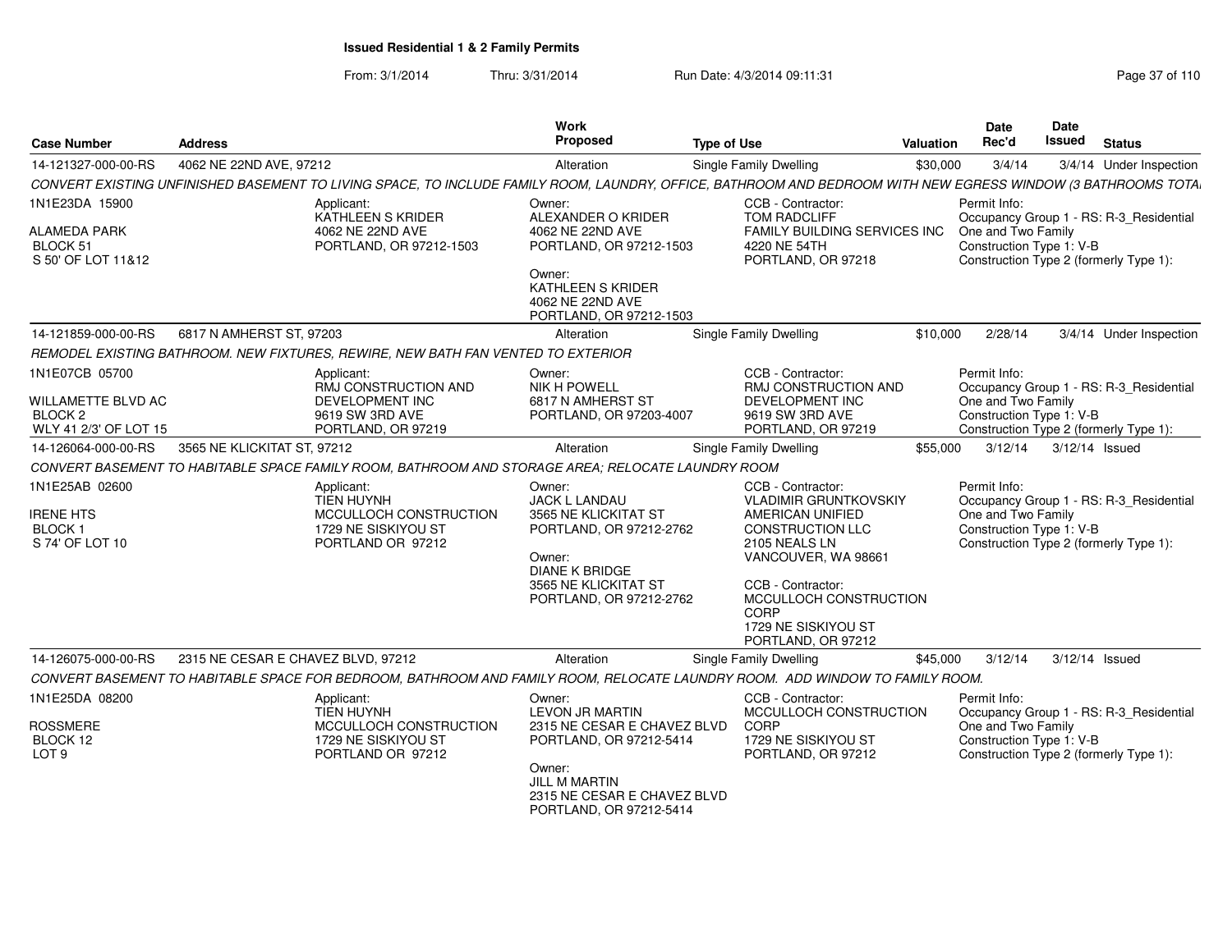**Issued Residential 1 & 2 Family Permits**

From: 3/1/2014 Thru: 3/31/2014 Run Date: 4/3/2014 09:11:31

| Case Number | Address | Work Proposed | Type of Use | Valuation | Date Rec'd | Date Issued | Status |
|---|---|---|---|---|---|---|---|
| 14-121327-000-00-RS | 4062 NE 22ND AVE, 97212 | Alteration | Single Family Dwelling | $30,000 | 3/4/14 | 3/4/14 | Under Inspection |

*CONVERT EXISTING UNFINISHED BASEMENT TO LIVING SPACE, TO INCLUDE FAMILY ROOM, LAUNDRY, OFFICE, BATHROOM AND BEDROOM WITH NEW EGRESS WINDOW (3 BATHROOMS TOTA*

1N1E23DA 15900
ALAMEDA PARK
BLOCK 51
S 50' OF LOT 11&12

Applicant:
KATHLEEN S KRIDER
4062 NE 22ND AVE
PORTLAND, OR 97212-1503

Owner:
ALEXANDER O KRIDER
4062 NE 22ND AVE
PORTLAND, OR 97212-1503

Owner:
KATHLEEN S KRIDER
4062 NE 22ND AVE
PORTLAND, OR 97212-1503

CCB - Contractor:
TOM RADCLIFF
FAMILY BUILDING SERVICES INC
4220 NE 54TH
PORTLAND, OR 97218

Permit Info:
Occupancy Group 1 - RS: R-3_Residential One and Two Family
Construction Type 1: V-B
Construction Type 2 (formerly Type 1):

| Case Number | Address | Work Proposed | Type of Use | Valuation | Date Rec'd | Date Issued | Status |
|---|---|---|---|---|---|---|---|
| 14-121859-000-00-RS | 6817 N AMHERST ST, 97203 | Alteration | Single Family Dwelling | $10,000 | 2/28/14 | 3/4/14 | Under Inspection |

*REMODEL EXISTING BATHROOM. NEW FIXTURES, REWIRE, NEW BATH FAN VENTED TO EXTERIOR*

1N1E07CB 05700
WILLAMETTE BLVD AC
BLOCK 2
WLY 41 2/3' OF LOT 15

Applicant:
RMJ CONSTRUCTION AND DEVELOPMENT INC
9619 SW 3RD AVE
PORTLAND, OR 97219

Owner:
NIK H POWELL
6817 N AMHERST ST
PORTLAND, OR 97203-4007

CCB - Contractor:
RMJ CONSTRUCTION AND DEVELOPMENT INC
9619 SW 3RD AVE
PORTLAND, OR 97219

Permit Info:
Occupancy Group 1 - RS: R-3_Residential One and Two Family
Construction Type 1: V-B
Construction Type 2 (formerly Type 1):

| Case Number | Address | Work Proposed | Type of Use | Valuation | Date Rec'd | Date Issued | Status |
|---|---|---|---|---|---|---|---|
| 14-126064-000-00-RS | 3565 NE KLICKITAT ST, 97212 | Alteration | Single Family Dwelling | $55,000 | 3/12/14 | 3/12/14 | Issued |

*CONVERT BASEMENT TO HABITABLE SPACE FAMILY ROOM, BATHROOM AND STORAGE AREA; RELOCATE LAUNDRY ROOM*

1N1E25AB 02600
IRENE HTS
BLOCK 1
S 74' OF LOT 10

Applicant:
TIEN HUYNH
MCCULLOCH CONSTRUCTION
1729 NE SISKIYOU ST
PORTLAND OR 97212

Owner:
JACK L LANDAU
3565 NE KLICKITAT ST
PORTLAND, OR 97212-2762

Owner:
DIANE K BRIDGE
3565 NE KLICKITAT ST
PORTLAND, OR 97212-2762

CCB - Contractor:
VLADIMIR GRUNTKOVSKIY
AMERICAN UNIFIED CONSTRUCTION LLC
2105 NEALS LN
VANCOUVER, WA 98661

CCB - Contractor:
MCCULLOCH CONSTRUCTION CORP
1729 NE SISKIYOU ST
PORTLAND, OR 97212

Permit Info:
Occupancy Group 1 - RS: R-3_Residential One and Two Family
Construction Type 1: V-B
Construction Type 2 (formerly Type 1):

| Case Number | Address | Work Proposed | Type of Use | Valuation | Date Rec'd | Date Issued | Status |
|---|---|---|---|---|---|---|---|
| 14-126075-000-00-RS | 2315 NE CESAR E CHAVEZ BLVD, 97212 | Alteration | Single Family Dwelling | $45,000 | 3/12/14 | 3/12/14 | Issued |

*CONVERT BASEMENT TO HABITABLE SPACE FOR BEDROOM, BATHROOM AND FAMILY ROOM, RELOCATE LAUNDRY ROOM. ADD WINDOW TO FAMILY ROOM.*

1N1E25DA 08200
ROSSMERE
BLOCK 12
LOT 9

Applicant:
TIEN HUYNH
MCCULLOCH CONSTRUCTION
1729 NE SISKIYOU ST
PORTLAND OR 97212

Owner:
LEVON JR MARTIN
2315 NE CESAR E CHAVEZ BLVD
PORTLAND, OR 97212-5414

Owner:
JILL M MARTIN
2315 NE CESAR E CHAVEZ BLVD
PORTLAND, OR 97212-5414

CCB - Contractor:
MCCULLOCH CONSTRUCTION CORP
1729 NE SISKIYOU ST
PORTLAND, OR 97212

Permit Info:
Occupancy Group 1 - RS: R-3_Residential One and Two Family
Construction Type 1: V-B
Construction Type 2 (formerly Type 1):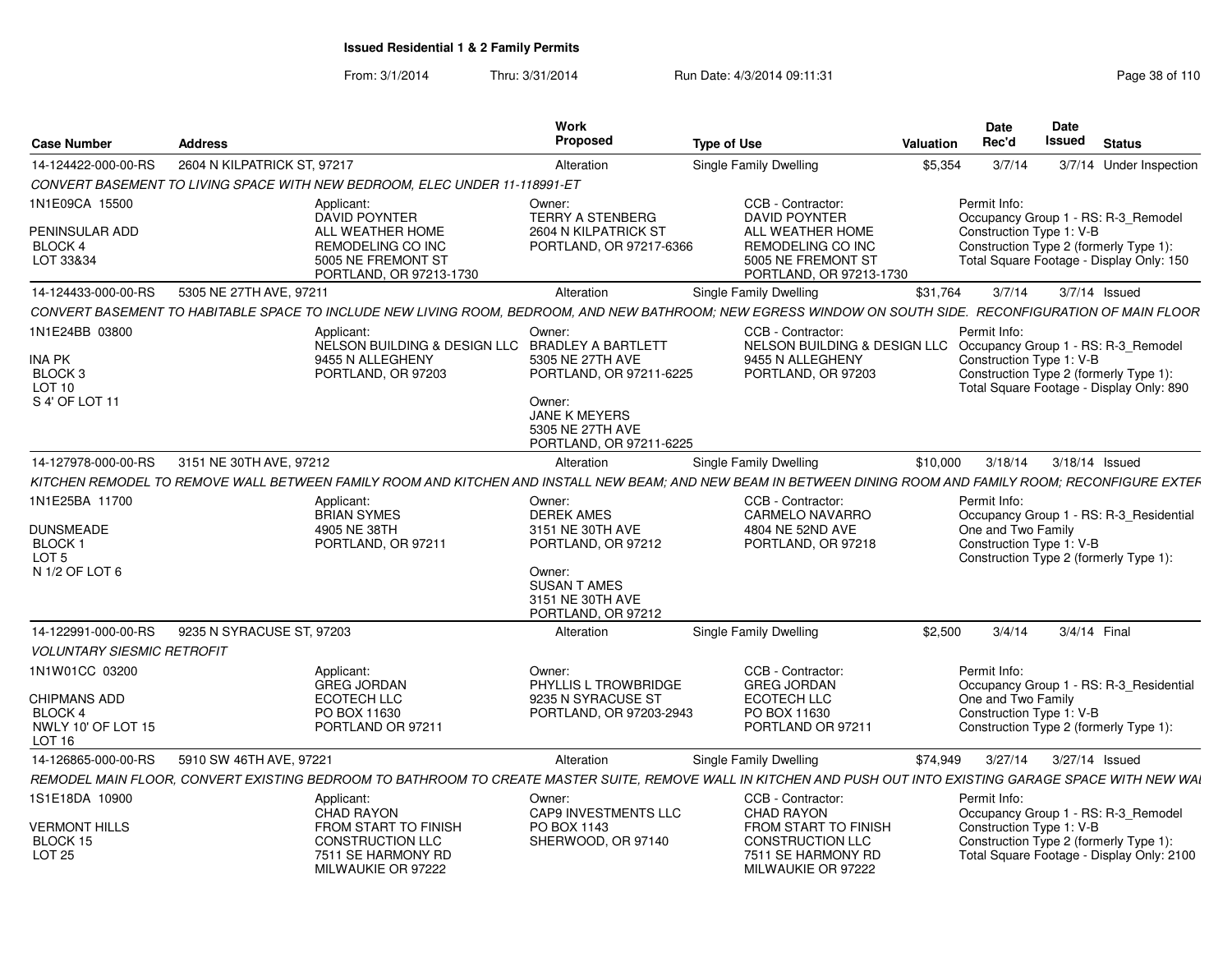# Issued Residential 1 & 2 Family Permits

From: 3/1/2014 Thru: 3/31/2014 Run Date: 4/3/2014 09:11:31

| Case Number | Address | Work Proposed | Type of Use | Valuation | Date Rec'd | Date Issued | Status |
|---|---|---|---|---|---|---|---|
| 14-124422-000-00-RS | 2604 N KILPATRICK ST, 97217 | Alteration | Single Family Dwelling | $5,354 | 3/7/14 | 3/7/14 | Under Inspection |

CONVERT BASEMENT TO LIVING SPACE WITH NEW BEDROOM, ELEC UNDER 11-118991-ET

| Legal Description | Applicant | Owner | CCB - Contractor | Permit Info |
|---|---|---|---|---|
| 1N1E09CA 15500<br>PENINSULAR ADD<br>BLOCK 4<br>LOT 33&34 | Applicant:<br>DAVID POYNTER<br>ALL WEATHER HOME REMODELING CO INC<br>5005 NE FREMONT ST<br>PORTLAND, OR 97213-1730 | Owner:<br>TERRY A STENBERG<br>2604 N KILPATRICK ST<br>PORTLAND, OR 97217-6366 | CCB - Contractor:<br>DAVID POYNTER<br>ALL WEATHER HOME REMODELING CO INC<br>5005 NE FREMONT ST<br>PORTLAND, OR 97213-1730 | Permit Info:<br>Occupancy Group 1 - RS: R-3_Remodel<br>Construction Type 1: V-B<br>Construction Type 2 (formerly Type 1):<br>Total Square Footage - Display Only: 150 |

| Case Number | Address | Work Proposed | Type of Use | Valuation | Date Rec'd | Date Issued | Status |
|---|---|---|---|---|---|---|---|
| 14-124433-000-00-RS | 5305 NE 27TH AVE, 97211 | Alteration | Single Family Dwelling | $31,764 | 3/7/14 | 3/7/14 | Issued |

CONVERT BASEMENT TO HABITABLE SPACE TO INCLUDE NEW LIVING ROOM, BEDROOM, AND NEW BATHROOM; NEW EGRESS WINDOW ON SOUTH SIDE. RECONFIGURATION OF MAIN FLOOR

| Legal Description | Applicant | Owner | CCB - Contractor | Permit Info |
|---|---|---|---|---|
| 1N1E24BB 03800<br>INA PK<br>BLOCK 3<br>LOT 10<br>S 4' OF LOT 11 | Applicant:<br>NELSON BUILDING & DESIGN LLC<br>9455 N ALLEGHENY<br>PORTLAND, OR 97203 | Owner:<br>BRADLEY A BARTLETT<br>5305 NE 27TH AVE<br>PORTLAND, OR 97211-6225<br>Owner:<br>JANE K MEYERS<br>5305 NE 27TH AVE<br>PORTLAND, OR 97211-6225 | CCB - Contractor:<br>NELSON BUILDING & DESIGN LLC<br>9455 N ALLEGHENY<br>PORTLAND, OR 97203 | Permit Info:<br>Occupancy Group 1 - RS: R-3_Remodel<br>Construction Type 1: V-B<br>Construction Type 2 (formerly Type 1):<br>Total Square Footage - Display Only: 890 |

| Case Number | Address | Work Proposed | Type of Use | Valuation | Date Rec'd | Date Issued | Status |
|---|---|---|---|---|---|---|---|
| 14-127978-000-00-RS | 3151 NE 30TH AVE, 97212 | Alteration | Single Family Dwelling | $10,000 | 3/18/14 | 3/18/14 | Issued |

KITCHEN REMODEL TO REMOVE WALL BETWEEN FAMILY ROOM AND KITCHEN AND INSTALL NEW BEAM; AND NEW BEAM IN BETWEEN DINING ROOM AND FAMILY ROOM; RECONFIGURE EXTER

| Legal Description | Applicant | Owner | CCB - Contractor | Permit Info |
|---|---|---|---|---|
| 1N1E25BA 11700<br>DUNSMEADE<br>BLOCK 1<br>LOT 5<br>N 1/2 OF LOT 6 | Applicant:<br>BRIAN SYMES<br>4905 NE 38TH<br>PORTLAND, OR 97211 | Owner:<br>DEREK AMES<br>3151 NE 30TH AVE<br>PORTLAND, OR 97212<br>Owner:<br>SUSAN T AMES<br>3151 NE 30TH AVE<br>PORTLAND, OR 97212 | CCB - Contractor:<br>CARMELO NAVARRO<br>4804 NE 52ND AVE<br>PORTLAND, OR 97218 | Permit Info:<br>Occupancy Group 1 - RS: R-3_Residential One and Two Family<br>Construction Type 1: V-B<br>Construction Type 2 (formerly Type 1): |

| Case Number | Address | Work Proposed | Type of Use | Valuation | Date Rec'd | Date Issued | Status |
|---|---|---|---|---|---|---|---|
| 14-122991-000-00-RS | 9235 N SYRACUSE ST, 97203 | Alteration | Single Family Dwelling | $2,500 | 3/4/14 | 3/4/14 | Final |

VOLUNTARY SIESMIC RETROFIT

| Legal Description | Applicant | Owner | CCB - Contractor | Permit Info |
|---|---|---|---|---|
| 1N1W01CC 03200<br>CHIPMANS ADD<br>BLOCK 4<br>NWLY 10' OF LOT 15<br>LOT 16 | Applicant:<br>GREG JORDAN<br>ECOTECH LLC<br>PO BOX 11630<br>PORTLAND OR 97211 | Owner:<br>PHYLLIS L TROWBRIDGE<br>9235 N SYRACUSE ST<br>PORTLAND, OR 97203-2943 | CCB - Contractor:<br>GREG JORDAN<br>ECOTECH LLC<br>PO BOX 11630<br>PORTLAND OR 97211 | Permit Info:<br>Occupancy Group 1 - RS: R-3_Residential One and Two Family<br>Construction Type 1: V-B<br>Construction Type 2 (formerly Type 1): |

| Case Number | Address | Work Proposed | Type of Use | Valuation | Date Rec'd | Date Issued | Status |
|---|---|---|---|---|---|---|---|
| 14-126865-000-00-RS | 5910 SW 46TH AVE, 97221 | Alteration | Single Family Dwelling | $74,949 | 3/27/14 | 3/27/14 | Issued |

REMODEL MAIN FLOOR, CONVERT EXISTING BEDROOM TO BATHROOM TO CREATE MASTER SUITE, REMOVE WALL IN KITCHEN AND PUSH OUT INTO EXISTING GARAGE SPACE WITH NEW WAI

| Legal Description | Applicant | Owner | CCB - Contractor | Permit Info |
|---|---|---|---|---|
| 1S1E18DA 10900<br>VERMONT HILLS<br>BLOCK 15<br>LOT 25 | Applicant:<br>CHAD RAYON<br>FROM START TO FINISH CONSTRUCTION LLC<br>7511 SE HARMONY RD<br>MILWAUKIE OR 97222 | Owner:<br>CAP9 INVESTMENTS LLC<br>PO BOX 1143<br>SHERWOOD, OR 97140 | CCB - Contractor:<br>CHAD RAYON<br>FROM START TO FINISH CONSTRUCTION LLC<br>7511 SE HARMONY RD<br>MILWAUKIE OR 97222 | Permit Info:<br>Occupancy Group 1 - RS: R-3_Remodel<br>Construction Type 1: V-B<br>Construction Type 2 (formerly Type 1):<br>Total Square Footage - Display Only: 2100 |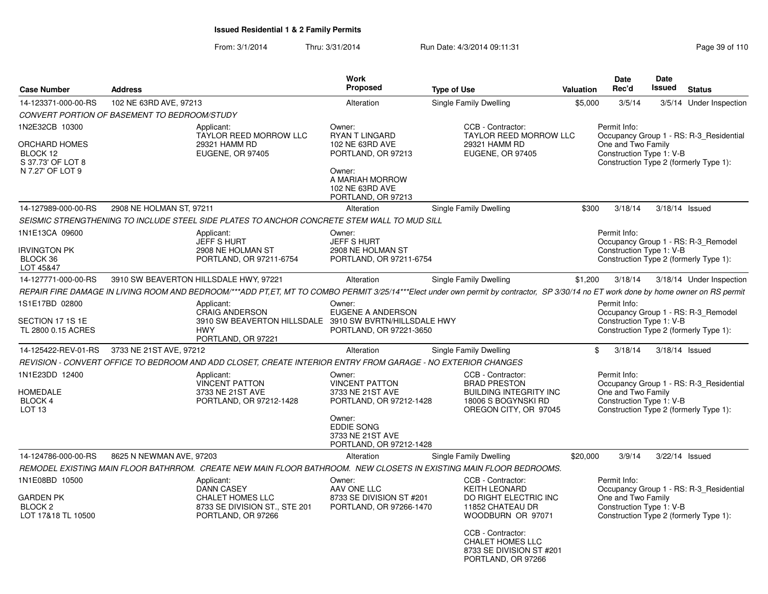## Issued Residential 1 & 2 Family Permits

From: 3/1/2014 Thru: 3/31/2014 Run Date: 4/3/2014 09:11:31

| Case Number | Address | Work Proposed | Type of Use | Valuation | Date Rec'd | Date Issued | Status |
|---|---|---|---|---|---|---|---|
| 14-123371-000-00-RS | 102 NE 63RD AVE, 97213 | Alteration | Single Family Dwelling | $5,000 | 3/5/14 | 3/5/14 | Under Inspection |

*CONVERT PORTION OF BASEMENT TO BEDROOM/STUDY*

1N2E32CB 10300
ORCHARD HOMES
BLOCK 12
S 37.73' OF LOT 8
N 7.27' OF LOT 9

Applicant:
TAYLOR REED MORROW LLC
29321 HAMM RD
EUGENE, OR 97405

Owner:
RYAN T LINGARD
102 NE 63RD AVE
PORTLAND, OR 97213

Owner:
A MARIAH MORROW
102 NE 63RD AVE
PORTLAND, OR 97213

CCB - Contractor:
TAYLOR REED MORROW LLC
29321 HAMM RD
EUGENE, OR 97405

Permit Info:
Occupancy Group 1 - RS: R-3_Residential One and Two Family
Construction Type 1: V-B
Construction Type 2 (formerly Type 1):

---

| Case Number | Address | Work Proposed | Type of Use | Valuation | Date Rec'd | Date Issued | Status |
|---|---|---|---|---|---|---|---|
| 14-127989-000-00-RS | 2908 NE HOLMAN ST, 97211 | Alteration | Single Family Dwelling | $300 | 3/18/14 | 3/18/14 | Issued |

*SEISMIC STRENGTHENING TO INCLUDE STEEL SIDE PLATES TO ANCHOR CONCRETE STEM WALL TO MUD SILL*

1N1E13CA 09600
IRVINGTON PK
BLOCK 36
LOT 45&47

Applicant:
JEFF S HURT
2908 NE HOLMAN ST
PORTLAND, OR 97211-6754

Owner:
JEFF S HURT
2908 NE HOLMAN ST
PORTLAND, OR 97211-6754

Permit Info:
Occupancy Group 1 - RS: R-3_Remodel
Construction Type 1: V-B
Construction Type 2 (formerly Type 1):

---

| Case Number | Address | Work Proposed | Type of Use | Valuation | Date Rec'd | Date Issued | Status |
|---|---|---|---|---|---|---|---|
| 14-127771-000-00-RS | 3910 SW BEAVERTON HILLSDALE HWY, 97221 | Alteration | Single Family Dwelling | $1,200 | 3/18/14 | 3/18/14 | Under Inspection |

*REPAIR FIRE DAMAGE IN LIVING ROOM AND BEDROOM/***ADD PT,ET, MT TO COMBO PERMIT 3/25/14***Elect under own permit by contractor, SP 3/30/14 no ET work done by home owner on RS permit*

1S1E17BD 02800
SECTION 17 1S 1E
TL 2800 0.15 ACRES

Applicant:
CRAIG ANDERSON
3910 SW BEAVERTON HILLSDALE HWY
PORTLAND, OR 97221

Owner:
EUGENE A ANDERSON
3910 SW BVRTN/HILLSDALE HWY
PORTLAND, OR 97221-3650

Permit Info:
Occupancy Group 1 - RS: R-3_Remodel
Construction Type 1: V-B
Construction Type 2 (formerly Type 1):

---

| Case Number | Address | Work Proposed | Type of Use | Valuation | Date Rec'd | Date Issued | Status |
|---|---|---|---|---|---|---|---|
| 14-125422-REV-01-RS | 3733 NE 21ST AVE, 97212 | Alteration | Single Family Dwelling | $ | 3/18/14 | 3/18/14 | Issued |

*REVISION - CONVERT OFFICE TO BEDROOM AND ADD CLOSET, CREATE INTERIOR ENTRY FROM GARAGE - NO EXTERIOR CHANGES*

1N1E23DD 12400
HOMEDALE
BLOCK 4
LOT 13

Applicant:
VINCENT PATTON
3733 NE 21ST AVE
PORTLAND, OR 97212-1428

Owner:
VINCENT PATTON
3733 NE 21ST AVE
PORTLAND, OR 97212-1428

Owner:
EDDIE SONG
3733 NE 21ST AVE
PORTLAND, OR 97212-1428

CCB - Contractor:
BRAD PRESTON
BUILDING INTEGRITY INC
18006 S BOGYNSKI RD
OREGON CITY, OR 97045

Permit Info:
Occupancy Group 1 - RS: R-3_Residential One and Two Family
Construction Type 1: V-B
Construction Type 2 (formerly Type 1):

---

| Case Number | Address | Work Proposed | Type of Use | Valuation | Date Rec'd | Date Issued | Status |
|---|---|---|---|---|---|---|---|
| 14-124786-000-00-RS | 8625 N NEWMAN AVE, 97203 | Alteration | Single Family Dwelling | $20,000 | 3/9/14 | 3/22/14 | Issued |

*REMODEL EXISTING MAIN FLOOR BATHRROM. CREATE NEW MAIN FLOOR BATHROOM. NEW CLOSETS IN EXISTING MAIN FLOOR BEDROOMS.*

1N1E08BD 10500
GARDEN PK
BLOCK 2
LOT 17&18 TL 10500

Applicant:
DANN CASEY
CHALET HOMES LLC
8733 SE DIVISION ST., STE 201
PORTLAND, OR 97266

Owner:
AAV ONE LLC
8733 SE DIVISION ST #201
PORTLAND, OR 97266-1470

CCB - Contractor:
KEITH LEONARD
DO RIGHT ELECTRIC INC
11852 CHATEAU DR
WOODBURN OR 97071

CCB - Contractor:
CHALET HOMES LLC
8733 SE DIVISION ST #201
PORTLAND, OR 97266

Permit Info:
Occupancy Group 1 - RS: R-3_Residential One and Two Family
Construction Type 1: V-B
Construction Type 2 (formerly Type 1):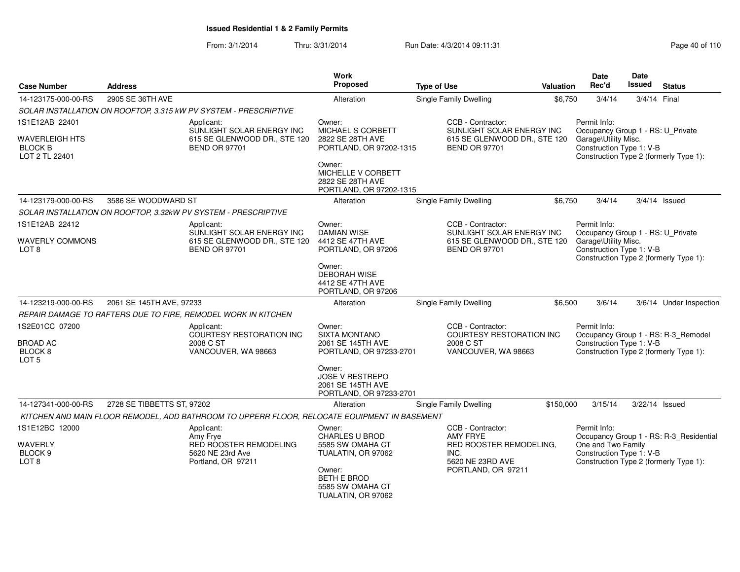**Issued Residential 1 & 2 Family Permits**

From: 3/1/2014 Thru: 3/31/2014 Run Date: 4/3/2014 09:11:31

| Case Number | Address | Work Proposed | Type of Use | Valuation | Date Rec'd | Date Issued | Status |
|---|---|---|---|---|---|---|---|
| 14-123175-000-00-RS | 2905 SE 36TH AVE | Alteration | Single Family Dwelling | $6,750 | 3/4/14 | 3/4/14 | Final |

SOLAR INSTALLATION ON ROOFTOP, 3.315 kW PV SYSTEM - PRESCRIPTIVE

1S1E12AB 22401
WAVERLEIGH HTS
BLOCK B
LOT 2 TL 22401

Applicant:
SUNLIGHT SOLAR ENERGY INC
615 SE GLENWOOD DR., STE 120
BEND OR 97701

Owner:
MICHAEL S CORBETT
2822 SE 28TH AVE
PORTLAND, OR 97202-1315

Owner:
MICHELLE V CORBETT
2822 SE 28TH AVE
PORTLAND, OR 97202-1315

CCB - Contractor:
SUNLIGHT SOLAR ENERGY INC
615 SE GLENWOOD DR., STE 120
BEND OR 97701

Permit Info:
Occupancy Group 1 - RS: U_Private Garage\Utility Misc.
Construction Type 1: V-B
Construction Type 2 (formerly Type 1):

| Case Number | Address | Work Proposed | Type of Use | Valuation | Date Rec'd | Date Issued | Status |
|---|---|---|---|---|---|---|---|
| 14-123179-000-00-RS | 3586 SE WOODWARD ST | Alteration | Single Family Dwelling | $6,750 | 3/4/14 | 3/4/14 | Issued |

SOLAR INSTALLATION ON ROOFTOP, 3.32kW PV SYSTEM - PRESCRIPTIVE

1S1E12AB 22412
WAVERLY COMMONS
LOT 8

Applicant:
SUNLIGHT SOLAR ENERGY INC
615 SE GLENWOOD DR., STE 120
BEND OR 97701

Owner:
DAMIAN WISE
4412 SE 47TH AVE
PORTLAND, OR 97206

Owner:
DEBORAH WISE
4412 SE 47TH AVE
PORTLAND, OR 97206

CCB - Contractor:
SUNLIGHT SOLAR ENERGY INC
615 SE GLENWOOD DR., STE 120
BEND OR 97701

Permit Info:
Occupancy Group 1 - RS: U_Private Garage\Utility Misc.
Construction Type 1: V-B
Construction Type 2 (formerly Type 1):

| Case Number | Address | Work Proposed | Type of Use | Valuation | Date Rec'd | Date Issued | Status |
|---|---|---|---|---|---|---|---|
| 14-123219-000-00-RS | 2061 SE 145TH AVE, 97233 | Alteration | Single Family Dwelling | $6,500 | 3/6/14 | 3/6/14 | Under Inspection |

REPAIR DAMAGE TO RAFTERS DUE TO FIRE, REMODEL WORK IN KITCHEN

1S2E01CC 07200
BROAD AC
BLOCK 8
LOT 5

Applicant:
COURTESY RESTORATION INC
2008 C ST
VANCOUVER, WA 98663

Owner:
SIXTA MONTANO
2061 SE 145TH AVE
PORTLAND, OR 97233-2701

Owner:
JOSE V RESTREPO
2061 SE 145TH AVE
PORTLAND, OR 97233-2701

CCB - Contractor:
COURTESY RESTORATION INC
2008 C ST
VANCOUVER, WA 98663

Permit Info:
Occupancy Group 1 - RS: R-3_Remodel
Construction Type 1: V-B
Construction Type 2 (formerly Type 1):

| Case Number | Address | Work Proposed | Type of Use | Valuation | Date Rec'd | Date Issued | Status |
|---|---|---|---|---|---|---|---|
| 14-127341-000-00-RS | 2728 SE TIBBETTS ST, 97202 | Alteration | Single Family Dwelling | $150,000 | 3/15/14 | 3/22/14 | Issued |

KITCHEN AND MAIN FLOOR REMODEL, ADD BATHROOM TO UPPERR FLOOR, RELOCATE EQUIPMENT IN BASEMENT

1S1E12BC 12000
WAVERLY
BLOCK 9
LOT 8

Applicant:
Amy Frye
RED ROOSTER REMODELING
5620 NE 23rd Ave
Portland, OR 97211

Owner:
CHARLES U BROD
5585 SW OMAHA CT
TUALATIN, OR 97062

Owner:
BETH E BROD
5585 SW OMAHA CT
TUALATIN, OR 97062

CCB - Contractor:
AMY FRYE
RED ROOSTER REMODELING, INC.
5620 NE 23RD AVE
PORTLAND, OR 97211

Permit Info:
Occupancy Group 1 - RS: R-3_Residential One and Two Family
Construction Type 1: V-B
Construction Type 2 (formerly Type 1):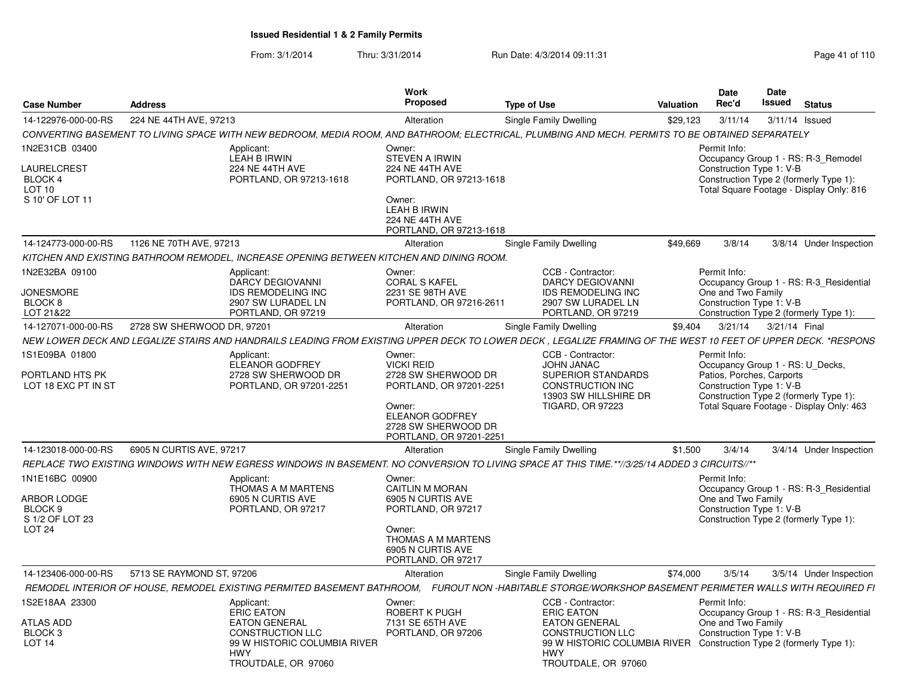# Issued Residential 1 & 2 Family Permits

From: 3/1/2014 Thru: 3/31/2014 Run Date: 4/3/2014 09:11:31

| Case Number | Address | Work Proposed | Type of Use | Valuation | Date Rec'd | Date Issued | Status |
|---|---|---|---|---|---|---|---|
| 14-122976-000-00-RS | 224 NE 44TH AVE, 97213 | Alteration | Single Family Dwelling | $29,123 | 3/11/14 | 3/11/14 | Issued |

*CONVERTING BASEMENT TO LIVING SPACE WITH NEW BEDROOM, MEDIA ROOM, AND BATHROOM; ELECTRICAL, PLUMBING AND MECH. PERMITS TO BE OBTAINED SEPARATELY*

1N2E31CB 03400
LAURELCREST
BLOCK 4
LOT 10
S 10' OF LOT 11

Applicant:
LEAH B IRWIN
224 NE 44TH AVE
PORTLAND, OR 97213-1618

Owner:
STEVEN A IRWIN
224 NE 44TH AVE
PORTLAND, OR 97213-1618

Owner:
LEAH B IRWIN
224 NE 44TH AVE
PORTLAND, OR 97213-1618

Permit Info:
Occupancy Group 1 - RS: R-3_Remodel
Construction Type 1: V-B
Construction Type 2 (formerly Type 1):
Total Square Footage - Display Only: 816

---

| Case Number | Address | Work Proposed | Type of Use | Valuation | Date Rec'd | Date Issued | Status |
|---|---|---|---|---|---|---|---|
| 14-124773-000-00-RS | 1126 NE 70TH AVE, 97213 | Alteration | Single Family Dwelling | $49,669 | 3/8/14 | 3/8/14 | Under Inspection |

*KITCHEN AND EXISTING BATHROOM REMODEL, INCREASE OPENING BETWEEN KITCHEN AND DINING ROOM.*

1N2E32BA 09100
JONESMORE
BLOCK 8
LOT 21&22

Applicant:
DARCY DEGIOVANNI
IDS REMODELING INC
2907 SW LURADEL LN
PORTLAND, OR 97219

Owner:
CORAL S KAFEL
2231 SE 98TH AVE
PORTLAND, OR 97216-2611

CCB - Contractor:
DARCY DEGIOVANNI
IDS REMODELING INC
2907 SW LURADEL LN
PORTLAND, OR 97219

Permit Info:
Occupancy Group 1 - RS: R-3_Residential One and Two Family
Construction Type 1: V-B
Construction Type 2 (formerly Type 1):

---

| Case Number | Address | Work Proposed | Type of Use | Valuation | Date Rec'd | Date Issued | Status |
|---|---|---|---|---|---|---|---|
| 14-127071-000-00-RS | 2728 SW SHERWOOD DR, 97201 | Alteration | Single Family Dwelling | $9,404 | 3/21/14 | 3/21/14 | Final |

*NEW LOWER DECK AND LEGALIZE STAIRS AND HANDRAILS LEADING FROM EXISTING UPPER DECK TO LOWER DECK , LEGALIZE FRAMING OF THE WEST 10 FEET OF UPPER DECK. *RESPONS*

1S1E09BA 01800
PORTLAND HTS PK
LOT 18 EXC PT IN ST

Applicant:
ELEANOR GODFREY
2728 SW SHERWOOD DR
PORTLAND, OR 97201-2251

Owner:
VICKI REID
2728 SW SHERWOOD DR
PORTLAND, OR 97201-2251

Owner:
ELEANOR GODFREY
2728 SW SHERWOOD DR
PORTLAND, OR 97201-2251

CCB - Contractor:
JOHN JANAC
SUPERIOR STANDARDS CONSTRUCTION INC
13903 SW HILLSHIRE DR
TIGARD, OR 97223

Permit Info:
Occupancy Group 1 - RS: U_Decks, Patios, Porches, Carports
Construction Type 1: V-B
Construction Type 2 (formerly Type 1):
Total Square Footage - Display Only: 463

---

| Case Number | Address | Work Proposed | Type of Use | Valuation | Date Rec'd | Date Issued | Status |
|---|---|---|---|---|---|---|---|
| 14-123018-000-00-RS | 6905 N CURTIS AVE, 97217 | Alteration | Single Family Dwelling | $1,500 | 3/4/14 | 3/4/14 | Under Inspection |

*REPLACE TWO EXISTING WINDOWS WITH NEW EGRESS WINDOWS IN BASEMENT. NO CONVERSION TO LIVING SPACE AT THIS TIME.**//3/25/14 ADDED 3 CIRCUITS//***

1N1E16BC 00900
ARBOR LODGE
BLOCK 9
S 1/2 OF LOT 23
LOT 24

Applicant:
THOMAS A M MARTENS
6905 N CURTIS AVE
PORTLAND, OR 97217

Owner:
CAITLIN M MORAN
6905 N CURTIS AVE
PORTLAND, OR 97217

Owner:
THOMAS A M MARTENS
6905 N CURTIS AVE
PORTLAND, OR 97217

Permit Info:
Occupancy Group 1 - RS: R-3_Residential One and Two Family
Construction Type 1: V-B
Construction Type 2 (formerly Type 1):

---

| Case Number | Address | Work Proposed | Type of Use | Valuation | Date Rec'd | Date Issued | Status |
|---|---|---|---|---|---|---|---|
| 14-123406-000-00-RS | 5713 SE RAYMOND ST, 97206 | Alteration | Single Family Dwelling | $74,000 | 3/5/14 | 3/5/14 | Under Inspection |

*REMODEL INTERIOR OF HOUSE, REMODEL EXISTING PERMITED BASEMENT BATHROOM, FUROUT NON -HABITABLE STORGE/WORKSHOP BASEMENT PERIMETER WALLS WITH REQUIRED FI*

1S2E18AA 23300
ATLAS ADD
BLOCK 3
LOT 14

Applicant:
ERIC EATON
EATON GENERAL CONSTRUCTION LLC
99 W HISTORIC COLUMBIA RIVER HWY
TROUTDALE, OR 97060

Owner:
ROBERT K PUGH
7131 SE 65TH AVE
PORTLAND, OR 97206

CCB - Contractor:
ERIC EATON
EATON GENERAL CONSTRUCTION LLC
99 W HISTORIC COLUMBIA RIVER HWY
TROUTDALE, OR 97060

Permit Info:
Occupancy Group 1 - RS: R-3_Residential One and Two Family
Construction Type 1: V-B
Construction Type 2 (formerly Type 1):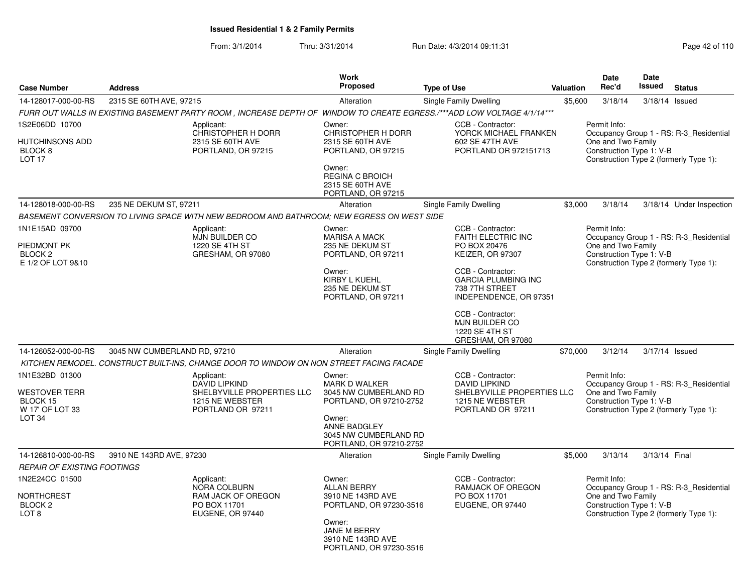# Issued Residential 1 & 2 Family Permits

From: 3/1/2014 Thru: 3/31/2014 Run Date: 4/3/2014 09:11:31

| Case Number | Address | Work Proposed | Type of Use | Valuation | Date Rec'd | Date Issued | Status |
|---|---|---|---|---|---|---|---|
| 14-128017-000-00-RS | 2315 SE 60TH AVE, 97215 | Alteration | Single Family Dwelling | $5,600 | 3/18/14 | 3/18/14 | Issued |

*FURR OUT WALLS IN EXISTING BASEMENT PARTY ROOM , INCREASE DEPTH OF WINDOW TO CREATE EGRESS./***ADD LOW VOLTAGE 4/1/14****

1S2E06DD 10700
HUTCHINSONS ADD
BLOCK 8
LOT 17

Applicant:
CHRISTOPHER H DORR
2315 SE 60TH AVE
PORTLAND, OR 97215

Owner:
CHRISTOPHER H DORR
2315 SE 60TH AVE
PORTLAND, OR 97215

Owner:
REGINA C BROICH
2315 SE 60TH AVE
PORTLAND, OR 97215

CCB - Contractor:
YORCK MICHAEL FRANKEN
602 SE 47TH AVE
PORTLAND OR 972151713

Permit Info:
Occupancy Group 1 - RS: R-3_Residential One and Two Family
Construction Type 1: V-B
Construction Type 2 (formerly Type 1):

---

| Case Number | Address | Work Proposed | Type of Use | Valuation | Date Rec'd | Date Issued | Status |
|---|---|---|---|---|---|---|---|
| 14-128018-000-00-RS | 235 NE DEKUM ST, 97211 | Alteration | Single Family Dwelling | $3,000 | 3/18/14 | 3/18/14 | Under Inspection |

*BASEMENT CONVERSION TO LIVING SPACE WITH NEW BEDROOM AND BATHROOM; NEW EGRESS ON WEST SIDE*

1N1E15AD 09700
PIEDMONT PK
BLOCK 2
E 1/2 OF LOT 9&10

Applicant:
MJN BUILDER CO
1220 SE 4TH ST
GRESHAM, OR 97080

Owner:
MARISA A MACK
235 NE DEKUM ST
PORTLAND, OR 97211

Owner:
KIRBY L KUEHL
235 NE DEKUM ST
PORTLAND, OR 97211

CCB - Contractor:
FAITH ELECTRIC INC
PO BOX 20476
KEIZER, OR 97307

CCB - Contractor:
GARCIA PLUMBING INC
738 7TH STREET
INDEPENDENCE, OR 97351

CCB - Contractor:
MJN BUILDER CO
1220 SE 4TH ST
GRESHAM, OR 97080

Permit Info:
Occupancy Group 1 - RS: R-3_Residential One and Two Family
Construction Type 1: V-B
Construction Type 2 (formerly Type 1):

---

| Case Number | Address | Work Proposed | Type of Use | Valuation | Date Rec'd | Date Issued | Status |
|---|---|---|---|---|---|---|---|
| 14-126052-000-00-RS | 3045 NW CUMBERLAND RD, 97210 | Alteration | Single Family Dwelling | $70,000 | 3/12/14 | 3/17/14 | Issued |

*KITCHEN REMODEL. CONSTRUCT BUILT-INS, CHANGE DOOR TO WINDOW ON NON STREET FACING FACADE*

1N1E32BD 01300
WESTOVER TERR
BLOCK 15
W 17' OF LOT 33
LOT 34

Applicant:
DAVID LIPKIND
SHELBYVILLE PROPERTIES LLC
1215 NE WEBSTER
PORTLAND OR 97211

Owner:
MARK D WALKER
3045 NW CUMBERLAND RD
PORTLAND, OR 97210-2752

Owner:
ANNE BADGLEY
3045 NW CUMBERLAND RD
PORTLAND, OR 97210-2752

CCB - Contractor:
DAVID LIPKIND
SHELBYVILLE PROPERTIES LLC
1215 NE WEBSTER
PORTLAND OR 97211

Permit Info:
Occupancy Group 1 - RS: R-3_Residential One and Two Family
Construction Type 1: V-B
Construction Type 2 (formerly Type 1):

---

| Case Number | Address | Work Proposed | Type of Use | Valuation | Date Rec'd | Date Issued | Status |
|---|---|---|---|---|---|---|---|
| 14-126810-000-00-RS | 3910 NE 143RD AVE, 97230 | Alteration | Single Family Dwelling | $5,000 | 3/13/14 | 3/13/14 | Final |

*REPAIR OF EXISTING FOOTINGS*

1N2E24CC 01500
NORTHCREST
BLOCK 2
LOT 8

Applicant:
NORA COLBURN
RAM JACK OF OREGON
PO BOX 11701
EUGENE, OR 97440

Owner:
ALLAN BERRY
3910 NE 143RD AVE
PORTLAND, OR 97230-3516

Owner:
JANE M BERRY
3910 NE 143RD AVE
PORTLAND, OR 97230-3516

CCB - Contractor:
RAMJACK OF OREGON
PO BOX 11701
EUGENE, OR 97440

Permit Info:
Occupancy Group 1 - RS: R-3_Residential One and Two Family
Construction Type 1: V-B
Construction Type 2 (formerly Type 1):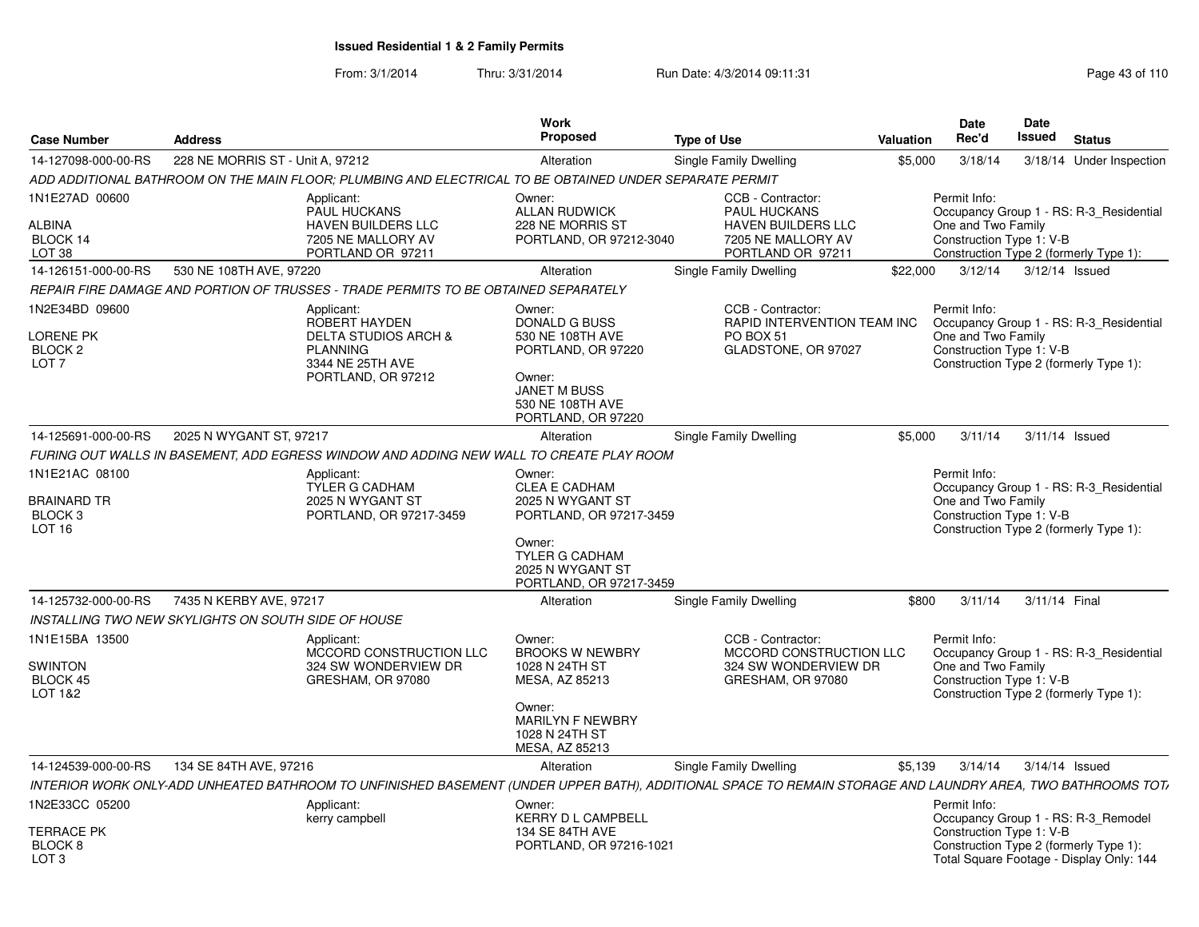# Issued Residential 1 & 2 Family Permits

From: 3/1/2014 Thru: 3/31/2014 Run Date: 4/3/2014 09:11:31

| Case Number | Address | Work Proposed | Type of Use | Valuation | Date Rec'd | Date Issued | Status |
|---|---|---|---|---|---|---|---|
| 14-127098-000-00-RS | 228 NE MORRIS ST - Unit A, 97212 | Alteration | Single Family Dwelling | $5,000 | 3/18/14 | 3/18/14 | Under Inspection |

*ADD ADDITIONAL BATHROOM ON THE MAIN FLOOR; PLUMBING AND ELECTRICAL TO BE OBTAINED UNDER SEPARATE PERMIT*

1N1E27AD 00600
ALBINA
BLOCK 14
LOT 38

Applicant:
PAUL HUCKANS
HAVEN BUILDERS LLC
7205 NE MALLORY AV
PORTLAND OR 97211

Owner:
ALLAN RUDWICK
228 NE MORRIS ST
PORTLAND, OR 97212-3040

CCB - Contractor:
PAUL HUCKANS
HAVEN BUILDERS LLC
7205 NE MALLORY AV
PORTLAND OR 97211

Permit Info:
Occupancy Group 1 - RS: R-3_Residential One and Two Family
Construction Type 1: V-B
Construction Type 2 (formerly Type 1):

| Case Number | Address | Work Proposed | Type of Use | Valuation | Date Rec'd | Date Issued | Status |
|---|---|---|---|---|---|---|---|
| 14-126151-000-00-RS | 530 NE 108TH AVE, 97220 | Alteration | Single Family Dwelling | $22,000 | 3/12/14 | 3/12/14 | Issued |

*REPAIR FIRE DAMAGE AND PORTION OF TRUSSES - TRADE PERMITS TO BE OBTAINED SEPARATELY*

1N2E34BD 09600
LORENE PK
BLOCK 2
LOT 7

Applicant:
ROBERT HAYDEN
DELTA STUDIOS ARCH & PLANNING
3344 NE 25TH AVE
PORTLAND, OR 97212

Owner:
DONALD G BUSS
530 NE 108TH AVE
PORTLAND, OR 97220

Owner:
JANET M BUSS
530 NE 108TH AVE
PORTLAND, OR 97220

CCB - Contractor:
RAPID INTERVENTION TEAM INC
PO BOX 51
GLADSTONE, OR 97027

Permit Info:
Occupancy Group 1 - RS: R-3_Residential One and Two Family
Construction Type 1: V-B
Construction Type 2 (formerly Type 1):

| Case Number | Address | Work Proposed | Type of Use | Valuation | Date Rec'd | Date Issued | Status |
|---|---|---|---|---|---|---|---|
| 14-125691-000-00-RS | 2025 N WYGANT ST, 97217 | Alteration | Single Family Dwelling | $5,000 | 3/11/14 | 3/11/14 | Issued |

*FURING OUT WALLS IN BASEMENT, ADD EGRESS WINDOW AND ADDING NEW WALL TO CREATE PLAY ROOM*

1N1E21AC 08100
BRAINARD TR
BLOCK 3
LOT 16

Applicant:
TYLER G CADHAM
2025 N WYGANT ST
PORTLAND, OR 97217-3459

Owner:
CLEA E CADHAM
2025 N WYGANT ST
PORTLAND, OR 97217-3459

Owner:
TYLER G CADHAM
2025 N WYGANT ST
PORTLAND, OR 97217-3459

Permit Info:
Occupancy Group 1 - RS: R-3_Residential One and Two Family
Construction Type 1: V-B
Construction Type 2 (formerly Type 1):

| Case Number | Address | Work Proposed | Type of Use | Valuation | Date Rec'd | Date Issued | Status |
|---|---|---|---|---|---|---|---|
| 14-125732-000-00-RS | 7435 N KERBY AVE, 97217 | Alteration | Single Family Dwelling | $800 | 3/11/14 | 3/11/14 | Final |

*INSTALLING TWO NEW SKYLIGHTS ON SOUTH SIDE OF HOUSE*

1N1E15BA 13500
SWINTON
BLOCK 45
LOT 1&2

Applicant:
MCCORD CONSTRUCTION LLC
324 SW WONDERVIEW DR
GRESHAM, OR 97080

Owner:
BROOKS W NEWBRY
1028 N 24TH ST
MESA, AZ 85213

Owner:
MARILYN F NEWBRY
1028 N 24TH ST
MESA, AZ 85213

CCB - Contractor:
MCCORD CONSTRUCTION LLC
324 SW WONDERVIEW DR
GRESHAM, OR 97080

Permit Info:
Occupancy Group 1 - RS: R-3_Residential One and Two Family
Construction Type 1: V-B
Construction Type 2 (formerly Type 1):

| Case Number | Address | Work Proposed | Type of Use | Valuation | Date Rec'd | Date Issued | Status |
|---|---|---|---|---|---|---|---|
| 14-124539-000-00-RS | 134 SE 84TH AVE, 97216 | Alteration | Single Family Dwelling | $5,139 | 3/14/14 | 3/14/14 | Issued |

*INTERIOR WORK ONLY-ADD UNHEATED BATHROOM TO UNFINISHED BASEMENT (UNDER UPPER BATH), ADDITIONAL SPACE TO REMAIN STORAGE AND LAUNDRY AREA, TWO BATHROOMS TOT*

1N2E33CC 05200
TERRACE PK
BLOCK 8
LOT 3

Applicant:
kerry campbell

Owner:
KERRY D L CAMPBELL
134 SE 84TH AVE
PORTLAND, OR 97216-1021

Permit Info:
Occupancy Group 1 - RS: R-3_Remodel
Construction Type 1: V-B
Construction Type 2 (formerly Type 1):
Total Square Footage - Display Only: 144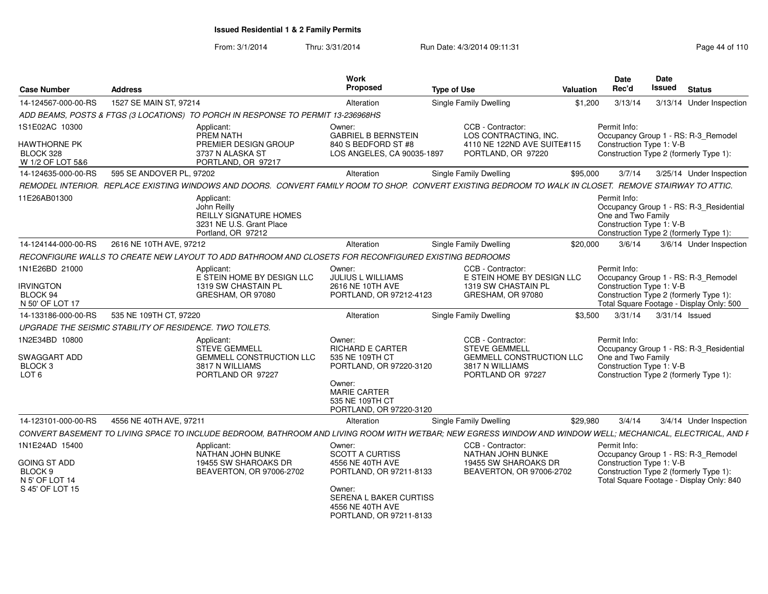# Issued Residential 1 & 2 Family Permits

From: 3/1/2014 Thru: 3/31/2014 Run Date: 4/3/2014 09:11:31

| Case Number | Address | Work Proposed | Type of Use | Valuation | Date Rec'd | Date Issued | Status |
|---|---|---|---|---|---|---|---|
| 14-124567-000-00-RS | 1527 SE MAIN ST, 97214 | Alteration | Single Family Dwelling | $1,200 | 3/13/14 | 3/13/14 | Under Inspection |

*ADD BEAMS, POSTS & FTGS (3 LOCATIONS) TO PORCH IN RESPONSE TO PERMIT 13-236968HS*

1S1E02AC 10300
HAWTHORNE PK
BLOCK 328
W 1/2 OF LOT 5&6

Applicant: PREM NATH, PREMIER DESIGN GROUP, 3737 N ALASKA ST, PORTLAND, OR 97217

Owner: GABRIEL B BERNSTEIN, 840 S BEDFORD ST #8, LOS ANGELES, CA 90035-1897

CCB - Contractor: LOS CONTRACTING, INC., 4110 NE 122ND AVE SUITE#115, PORTLAND, OR 97220

Permit Info: Occupancy Group 1 - RS: R-3_Remodel; Construction Type 1: V-B; Construction Type 2 (formerly Type 1):

| Case Number | Address | Work Proposed | Type of Use | Valuation | Date Rec'd | Date Issued | Status |
|---|---|---|---|---|---|---|---|
| 14-124635-000-00-RS | 595 SE ANDOVER PL, 97202 | Alteration | Single Family Dwelling | $95,000 | 3/7/14 | 3/25/14 | Under Inspection |

*REMODEL INTERIOR. REPLACE EXISTING WINDOWS AND DOORS. CONVERT FAMILY ROOM TO SHOP. CONVERT EXISTING BEDROOM TO WALK IN CLOSET. REMOVE STAIRWAY TO ATTIC.*

11E26AB01300

Applicant: John Reilly, REILLY SIGNATURE HOMES, 3231 NE U.S. Grant Place, Portland, OR 97212

Permit Info: Occupancy Group 1 - RS: R-3_Residential One and Two Family; Construction Type 1: V-B; Construction Type 2 (formerly Type 1):

| Case Number | Address | Work Proposed | Type of Use | Valuation | Date Rec'd | Date Issued | Status |
|---|---|---|---|---|---|---|---|
| 14-124144-000-00-RS | 2616 NE 10TH AVE, 97212 | Alteration | Single Family Dwelling | $20,000 | 3/6/14 | 3/6/14 | Under Inspection |

*RECONFIGURE WALLS TO CREATE NEW LAYOUT TO ADD BATHROOM AND CLOSETS FOR RECONFIGURED EXISTING BEDROOMS*

1N1E26BD 21000
IRVINGTON
BLOCK 94
N 50' OF LOT 17

Applicant: E STEIN HOME BY DESIGN LLC, 1319 SW CHASTAIN PL, GRESHAM, OR 97080

Owner: JULIUS L WILLIAMS, 2616 NE 10TH AVE, PORTLAND, OR 97212-4123

CCB - Contractor: E STEIN HOME BY DESIGN LLC, 1319 SW CHASTAIN PL, GRESHAM, OR 97080

Permit Info: Occupancy Group 1 - RS: R-3_Remodel; Construction Type 1: V-B; Construction Type 2 (formerly Type 1):; Total Square Footage - Display Only: 500

| Case Number | Address | Work Proposed | Type of Use | Valuation | Date Rec'd | Date Issued | Status |
|---|---|---|---|---|---|---|---|
| 14-133186-000-00-RS | 535 NE 109TH CT, 97220 | Alteration | Single Family Dwelling | $3,500 | 3/31/14 | 3/31/14 | Issued |

*UPGRADE THE SEISMIC STABILITY OF RESIDENCE. TWO TOILETS.*

1N2E34BD 10800
SWAGGART ADD
BLOCK 3
LOT 6

Applicant: STEVE GEMMELL, GEMMELL CONSTRUCTION LLC, 3817 N WILLIAMS, PORTLAND OR 97227

Owner: RICHARD E CARTER, 535 NE 109TH CT, PORTLAND, OR 97220-3120

Owner: MARIE CARTER, 535 NE 109TH CT, PORTLAND, OR 97220-3120

CCB - Contractor: STEVE GEMMELL, GEMMELL CONSTRUCTION LLC, 3817 N WILLIAMS, PORTLAND OR 97227

Permit Info: Occupancy Group 1 - RS: R-3_Residential One and Two Family; Construction Type 1: V-B; Construction Type 2 (formerly Type 1):

| Case Number | Address | Work Proposed | Type of Use | Valuation | Date Rec'd | Date Issued | Status |
|---|---|---|---|---|---|---|---|
| 14-123101-000-00-RS | 4556 NE 40TH AVE, 97211 | Alteration | Single Family Dwelling | $29,980 | 3/4/14 | 3/4/14 | Under Inspection |

*CONVERT BASEMENT TO LIVING SPACE TO INCLUDE BEDROOM, BATHROOM AND LIVING ROOM WITH WETBAR; NEW EGRESS WINDOW AND WINDOW WELL; MECHANICAL, ELECTRICAL, AND I*

1N1E24AD 15400
GOING ST ADD
BLOCK 9
N 5' OF LOT 14
S 45' OF LOT 15

Applicant: NATHAN JOHN BUNKE, 19455 SW SHAROAKS DR, BEAVERTON, OR 97006-2702

Owner: SCOTT A CURTISS, 4556 NE 40TH AVE, PORTLAND, OR 97211-8133

Owner: SERENA L BAKER CURTISS, 4556 NE 40TH AVE, PORTLAND, OR 97211-8133

CCB - Contractor: NATHAN JOHN BUNKE, 19455 SW SHAROAKS DR, BEAVERTON, OR 97006-2702

Permit Info: Occupancy Group 1 - RS: R-3_Remodel; Construction Type 1: V-B; Construction Type 2 (formerly Type 1):; Total Square Footage - Display Only: 840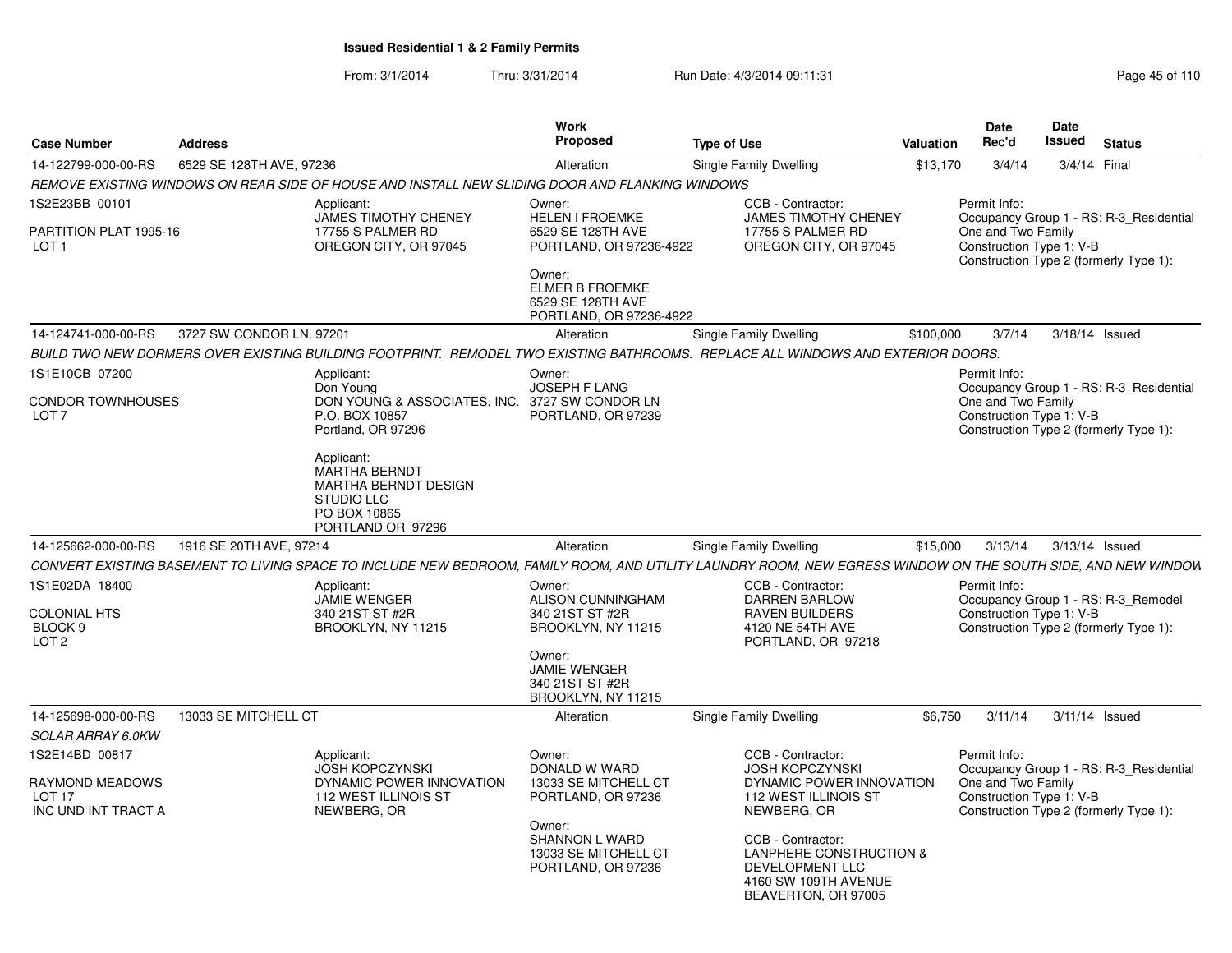## Issued Residential 1 & 2 Family Permits

From: 3/1/2014 Thru: 3/31/2014 Run Date: 4/3/2014 09:11:31

| Case Number | Address | Work Proposed | Type of Use | Valuation | Date Rec'd | Date Issued | Status |
|---|---|---|---|---|---|---|---|
| 14-122799-000-00-RS | 6529 SE 128TH AVE, 97236 | Alteration | Single Family Dwelling | $13,170 | 3/4/14 | 3/4/14 | Final |

*REMOVE EXISTING WINDOWS ON REAR SIDE OF HOUSE AND INSTALL NEW SLIDING DOOR AND FLANKING WINDOWS*

1S2E23BB 00101
PARTITION PLAT 1995-16
LOT 1

Applicant:
JAMES TIMOTHY CHENEY
17755 S PALMER RD
OREGON CITY, OR 97045

Owner:
HELEN I FROEMKE
6529 SE 128TH AVE
PORTLAND, OR 97236-4922

Owner:
ELMER B FROEMKE
6529 SE 128TH AVE
PORTLAND, OR 97236-4922

CCB - Contractor:
JAMES TIMOTHY CHENEY
17755 S PALMER RD
OREGON CITY, OR 97045

Permit Info:
Occupancy Group 1 - RS: R-3_Residential One and Two Family
Construction Type 1: V-B
Construction Type 2 (formerly Type 1):

---

| Case Number | Address | Work Proposed | Type of Use | Valuation | Date Rec'd | Date Issued | Status |
|---|---|---|---|---|---|---|---|
| 14-124741-000-00-RS | 3727 SW CONDOR LN, 97201 | Alteration | Single Family Dwelling | $100,000 | 3/7/14 | 3/18/14 | Issued |

*BUILD TWO NEW DORMERS OVER EXISTING BUILDING FOOTPRINT. REMODEL TWO EXISTING BATHROOMS. REPLACE ALL WINDOWS AND EXTERIOR DOORS.*

1S1E10CB 07200
CONDOR TOWNHOUSES
LOT 7

Applicant:
Don Young
DON YOUNG & ASSOCIATES, INC.
P.O. BOX 10857
Portland, OR 97296

Applicant:
MARTHA BERNDT
MARTHA BERNDT DESIGN STUDIO LLC
PO BOX 10865
PORTLAND OR 97296

Owner:
JOSEPH F LANG
3727 SW CONDOR LN
PORTLAND, OR 97239

Permit Info:
Occupancy Group 1 - RS: R-3_Residential One and Two Family
Construction Type 1: V-B
Construction Type 2 (formerly Type 1):

---

| Case Number | Address | Work Proposed | Type of Use | Valuation | Date Rec'd | Date Issued | Status |
|---|---|---|---|---|---|---|---|
| 14-125662-000-00-RS | 1916 SE 20TH AVE, 97214 | Alteration | Single Family Dwelling | $15,000 | 3/13/14 | 3/13/14 | Issued |

*CONVERT EXISTING BASEMENT TO LIVING SPACE TO INCLUDE NEW BEDROOM, FAMILY ROOM, AND UTILITY LAUNDRY ROOM, NEW EGRESS WINDOW ON THE SOUTH SIDE, AND NEW WINDOW*

1S1E02DA 18400
COLONIAL HTS
BLOCK 9
LOT 2

Applicant:
JAMIE WENGER
340 21ST ST #2R
BROOKLYN, NY 11215

Owner:
ALISON CUNNINGHAM
340 21ST ST #2R
BROOKLYN, NY 11215

Owner:
JAMIE WENGER
340 21ST ST #2R
BROOKLYN, NY 11215

CCB - Contractor:
DARREN BARLOW
RAVEN BUILDERS
4120 NE 54TH AVE
PORTLAND, OR 97218

Permit Info:
Occupancy Group 1 - RS: R-3_Remodel
Construction Type 1: V-B
Construction Type 2 (formerly Type 1):

---

| Case Number | Address | Work Proposed | Type of Use | Valuation | Date Rec'd | Date Issued | Status |
|---|---|---|---|---|---|---|---|
| 14-125698-000-00-RS | 13033 SE MITCHELL CT | Alteration | Single Family Dwelling | $6,750 | 3/11/14 | 3/11/14 | Issued |

*SOLAR ARRAY 6.0KW*

1S2E14BD 00817
RAYMOND MEADOWS
LOT 17
INC UND INT TRACT A

Applicant:
JOSH KOPCZYNSKI
DYNAMIC POWER INNOVATION
112 WEST ILLINOIS ST
NEWBERG, OR

Owner:
DONALD W WARD
13033 SE MITCHELL CT
PORTLAND, OR 97236

Owner:
SHANNON L WARD
13033 SE MITCHELL CT
PORTLAND, OR 97236

CCB - Contractor:
JOSH KOPCZYNSKI
DYNAMIC POWER INNOVATION
112 WEST ILLINOIS ST
NEWBERG, OR

CCB - Contractor:
LANPHERE CONSTRUCTION & DEVELOPMENT LLC
4160 SW 109TH AVENUE
BEAVERTON, OR 97005

Permit Info:
Occupancy Group 1 - RS: R-3_Residential One and Two Family
Construction Type 1: V-B
Construction Type 2 (formerly Type 1):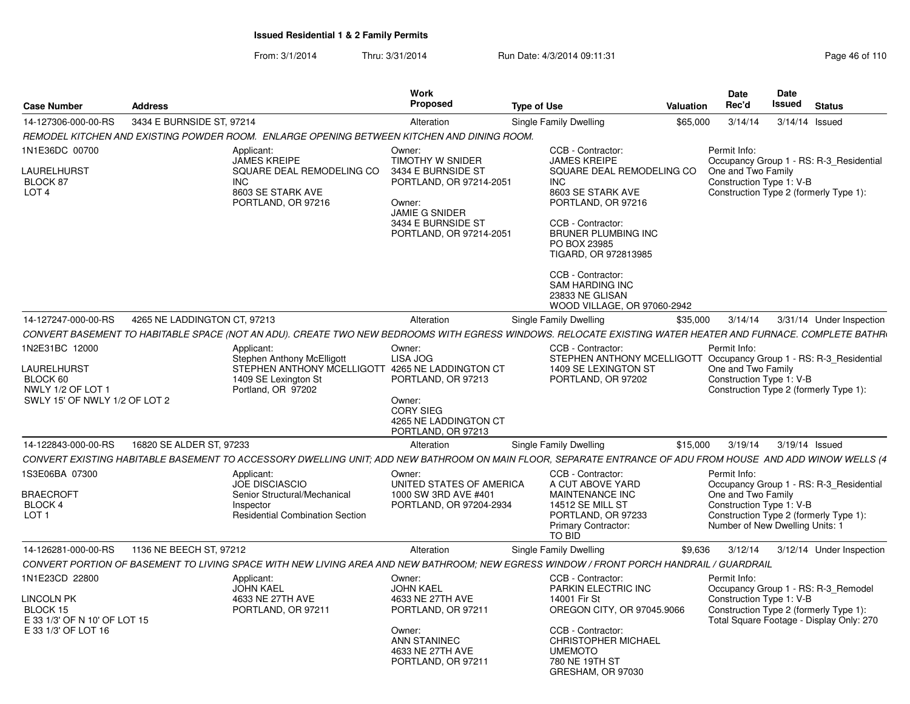# Issued Residential 1 & 2 Family Permits

From: 3/1/2014 Thru: 3/31/2014 Run Date: 4/3/2014 09:11:31

| Case Number | Address | Work Proposed | Type of Use | Valuation | Date Rec'd | Date Issued | Status |
|---|---|---|---|---|---|---|---|
| 14-127306-000-00-RS | 3434 E BURNSIDE ST, 97214 | Alteration | Single Family Dwelling | $65,000 | 3/14/14 | 3/14/14 | Issued |

*REMODEL KITCHEN AND EXISTING POWDER ROOM. ENLARGE OPENING BETWEEN KITCHEN AND DINING ROOM.*

1N1E36DC 00700
LAURELHURST
BLOCK 87
LOT 4

Applicant:
JAMES KREIPE
SQUARE DEAL REMODELING CO INC
8603 SE STARK AVE
PORTLAND, OR 97216

Owner:
TIMOTHY W SNIDER
3434 E BURNSIDE ST
PORTLAND, OR 97214-2051

Owner:
JAMIE G SNIDER
3434 E BURNSIDE ST
PORTLAND, OR 97214-2051

CCB - Contractor:
JAMES KREIPE
SQUARE DEAL REMODELING CO INC
8603 SE STARK AVE
PORTLAND, OR 97216

CCB - Contractor:
BRUNER PLUMBING INC
PO BOX 23985
TIGARD, OR 972813985

CCB - Contractor:
SAM HARDING INC
23833 NE GLISAN
WOOD VILLAGE, OR 97060-2942

Permit Info:
Occupancy Group 1 - RS: R-3_Residential One and Two Family
Construction Type 1: V-B
Construction Type 2 (formerly Type 1):

| Case Number | Address | Work Proposed | Type of Use | Valuation | Date Rec'd | Date Issued | Status |
|---|---|---|---|---|---|---|---|
| 14-127247-000-00-RS | 4265 NE LADDINGTON CT, 97213 | Alteration | Single Family Dwelling | $35,000 | 3/14/14 | 3/31/14 | Under Inspection |

*CONVERT BASEMENT TO HABITABLE SPACE (NOT AN ADU). CREATE TWO NEW BEDROOMS WITH EGRESS WINDOWS. RELOCATE EXISTING WATER HEATER AND FURNACE. COMPLETE BATHR*

1N2E31BC 12000
LAURELHURST
BLOCK 60
NWLY 1/2 OF LOT 1
SWLY 15' OF NWLY 1/2 OF LOT 2

Applicant:
Stephen Anthony McElligott
STEPHEN ANTHONY MCELLIGOTT
1409 SE Lexington St
Portland, OR 97202

Owner:
LISA JOG
4265 NE LADDINGTON CT
PORTLAND, OR 97213

Owner:
CORY SIEG
4265 NE LADDINGTON CT
PORTLAND, OR 97213

CCB - Contractor:
STEPHEN ANTHONY MCELLIGOTT
1409 SE LEXINGTON ST
PORTLAND, OR 97202

Permit Info:
Occupancy Group 1 - RS: R-3_Residential One and Two Family
Construction Type 1: V-B
Construction Type 2 (formerly Type 1):

| Case Number | Address | Work Proposed | Type of Use | Valuation | Date Rec'd | Date Issued | Status |
|---|---|---|---|---|---|---|---|
| 14-122843-000-00-RS | 16820 SE ALDER ST, 97233 | Alteration | Single Family Dwelling | $15,000 | 3/19/14 | 3/19/14 | Issued |

*CONVERT EXISTING HABITABLE BASEMENT TO ACCESSORY DWELLING UNIT; ADD NEW BATHROOM ON MAIN FLOOR, SEPARATE ENTRANCE OF ADU FROM HOUSE AND ADD WINOW WELLS (4*

1S3E06BA 07300
BRAECROFT
BLOCK 4
LOT 1

Applicant:
JOE DISCIASCIO
Senior Structural/Mechanical Inspector
Residential Combination Section

Owner:
UNITED STATES OF AMERICA
1000 SW 3RD AVE #401
PORTLAND, OR 97204-2934

CCB - Contractor:
A CUT ABOVE YARD MAINTENANCE INC
14512 SE MILL ST
PORTLAND, OR 97233
Primary Contractor:
TO BID

Permit Info:
Occupancy Group 1 - RS: R-3_Residential One and Two Family
Construction Type 1: V-B
Construction Type 2 (formerly Type 1):
Number of New Dwelling Units: 1

| Case Number | Address | Work Proposed | Type of Use | Valuation | Date Rec'd | Date Issued | Status |
|---|---|---|---|---|---|---|---|
| 14-126281-000-00-RS | 1136 NE BEECH ST, 97212 | Alteration | Single Family Dwelling | $9,636 | 3/12/14 | 3/12/14 | Under Inspection |

*CONVERT PORTION OF BASEMENT TO LIVING SPACE WITH NEW LIVING AREA AND NEW BATHROOM; NEW EGRESS WINDOW / FRONT PORCH HANDRAIL / GUARDRAIL*

1N1E23CD 22800
LINCOLN PK
BLOCK 15
E 33 1/3' OF N 10' OF LOT 15
E 33 1/3' OF LOT 16

Applicant:
JOHN KAEL
4633 NE 27TH AVE
PORTLAND, OR 97211

Owner:
JOHN KAEL
4633 NE 27TH AVE
PORTLAND, OR 97211

Owner:
ANN STANINEC
4633 NE 27TH AVE
PORTLAND, OR 97211

CCB - Contractor:
PARKIN ELECTRIC INC
14001 Fir St
OREGON CITY, OR 97045.9066

CCB - Contractor:
CHRISTOPHER MICHAEL UMEMOTO
780 NE 19TH ST
GRESHAM, OR 97030

Permit Info:
Occupancy Group 1 - RS: R-3_Remodel
Construction Type 1: V-B
Construction Type 2 (formerly Type 1):
Total Square Footage - Display Only: 270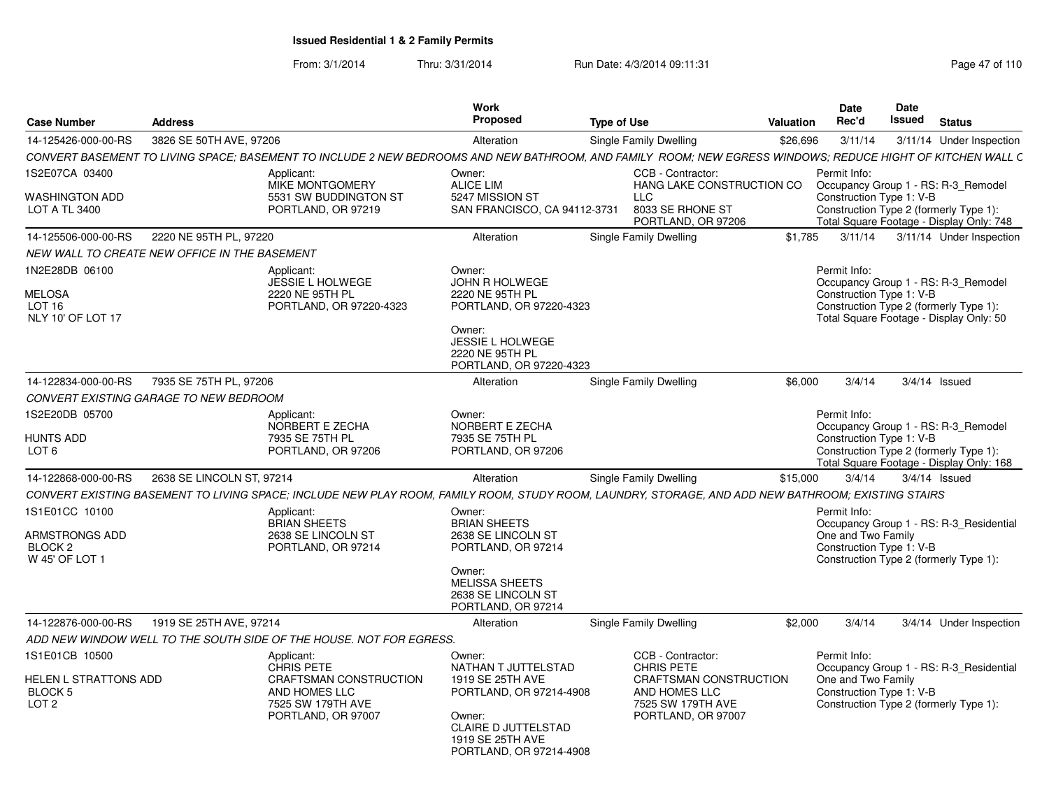# Issued Residential 1 & 2 Family Permits

From: 3/1/2014 Thru: 3/31/2014 Run Date: 4/3/2014 09:11:31

| Case Number | Address | Work Proposed | Type of Use | Valuation | Date Rec'd | Date Issued | Status |
|---|---|---|---|---|---|---|---|
| 14-125426-000-00-RS | 3826 SE 50TH AVE, 97206 | Alteration | Single Family Dwelling | $26,696 | 3/11/14 | 3/11/14 | Under Inspection |

*CONVERT BASEMENT TO LIVING SPACE; BASEMENT TO INCLUDE 2 NEW BEDROOMS AND NEW BATHROOM, AND FAMILY ROOM; NEW EGRESS WINDOWS; REDUCE HIGHT OF KITCHEN WALL C*

1S2E07CA 03400
WASHINGTON ADD
LOT A TL 3400

Applicant: MIKE MONTGOMERY, 5531 SW BUDDINGTON ST, PORTLAND, OR 97219

Owner: ALICE LIM, 5247 MISSION ST, SAN FRANCISCO, CA 94112-3731

CCB - Contractor: HANG LAKE CONSTRUCTION CO LLC, 8033 SE RHONE ST, PORTLAND, OR 97206

Permit Info: Occupancy Group 1 - RS: R-3_Remodel; Construction Type 1: V-B; Construction Type 2 (formerly Type 1): ; Total Square Footage - Display Only: 748

---

| Case Number | Address | Work Proposed | Type of Use | Valuation | Date Rec'd | Date Issued | Status |
|---|---|---|---|---|---|---|---|
| 14-125506-000-00-RS | 2220 NE 95TH PL, 97220 | Alteration | Single Family Dwelling | $1,785 | 3/11/14 | 3/11/14 | Under Inspection |

*NEW WALL TO CREATE NEW OFFICE IN THE BASEMENT*

1N2E28DB 06100
MELOSA
LOT 16
NLY 10' OF LOT 17

Applicant: JESSIE L HOLWEGE, 2220 NE 95TH PL, PORTLAND, OR 97220-4323

Owner: JOHN R HOLWEGE, 2220 NE 95TH PL, PORTLAND, OR 97220-4323

Owner: JESSIE L HOLWEGE, 2220 NE 95TH PL, PORTLAND, OR 97220-4323

Permit Info: Occupancy Group 1 - RS: R-3_Remodel; Construction Type 1: V-B; Construction Type 2 (formerly Type 1): ; Total Square Footage - Display Only: 50

---

| Case Number | Address | Work Proposed | Type of Use | Valuation | Date Rec'd | Date Issued | Status |
|---|---|---|---|---|---|---|---|
| 14-122834-000-00-RS | 7935 SE 75TH PL, 97206 | Alteration | Single Family Dwelling | $6,000 | 3/4/14 | 3/4/14 | Issued |

*CONVERT EXISTING GARAGE TO NEW BEDROOM*

1S2E20DB 05700
HUNTS ADD
LOT 6

Applicant: NORBERT E ZECHA, 7935 SE 75TH PL, PORTLAND, OR 97206

Owner: NORBERT E ZECHA, 7935 SE 75TH PL, PORTLAND, OR 97206

Permit Info: Occupancy Group 1 - RS: R-3_Remodel; Construction Type 1: V-B; Construction Type 2 (formerly Type 1): ; Total Square Footage - Display Only: 168

---

| Case Number | Address | Work Proposed | Type of Use | Valuation | Date Rec'd | Date Issued | Status |
|---|---|---|---|---|---|---|---|
| 14-122868-000-00-RS | 2638 SE LINCOLN ST, 97214 | Alteration | Single Family Dwelling | $15,000 | 3/4/14 | 3/4/14 | Issued |

*CONVERT EXISTING BASEMENT TO LIVING SPACE; INCLUDE NEW PLAY ROOM, FAMILY ROOM, STUDY ROOM, LAUNDRY, STORAGE, AND ADD NEW BATHROOM; EXISTING STAIRS*

1S1E01CC 10100
ARMSTRONGS ADD
BLOCK 2
W 45' OF LOT 1

Applicant: BRIAN SHEETS, 2638 SE LINCOLN ST, PORTLAND, OR 97214

Owner: BRIAN SHEETS, 2638 SE LINCOLN ST, PORTLAND, OR 97214

Owner: MELISSA SHEETS, 2638 SE LINCOLN ST, PORTLAND, OR 97214

Permit Info: Occupancy Group 1 - RS: R-3_Residential One and Two Family; Construction Type 1: V-B; Construction Type 2 (formerly Type 1):

---

| Case Number | Address | Work Proposed | Type of Use | Valuation | Date Rec'd | Date Issued | Status |
|---|---|---|---|---|---|---|---|
| 14-122876-000-00-RS | 1919 SE 25TH AVE, 97214 | Alteration | Single Family Dwelling | $2,000 | 3/4/14 | 3/4/14 | Under Inspection |

*ADD NEW WINDOW WELL TO THE SOUTH SIDE OF THE HOUSE. NOT FOR EGRESS.*

1S1E01CB 10500
HELEN L STRATTONS ADD
BLOCK 5
LOT 2

Applicant: CHRIS PETE, CRAFTSMAN CONSTRUCTION AND HOMES LLC, 7525 SW 179TH AVE, PORTLAND, OR 97007

Owner: NATHAN T JUTTELSTAD, 1919 SE 25TH AVE, PORTLAND, OR 97214-4908

Owner: CLAIRE D JUTTELSTAD, 1919 SE 25TH AVE, PORTLAND, OR 97214-4908

CCB - Contractor: CHRIS PETE, CRAFTSMAN CONSTRUCTION AND HOMES LLC, 7525 SW 179TH AVE, PORTLAND, OR 97007

Permit Info: Occupancy Group 1 - RS: R-3_Residential One and Two Family; Construction Type 1: V-B; Construction Type 2 (formerly Type 1):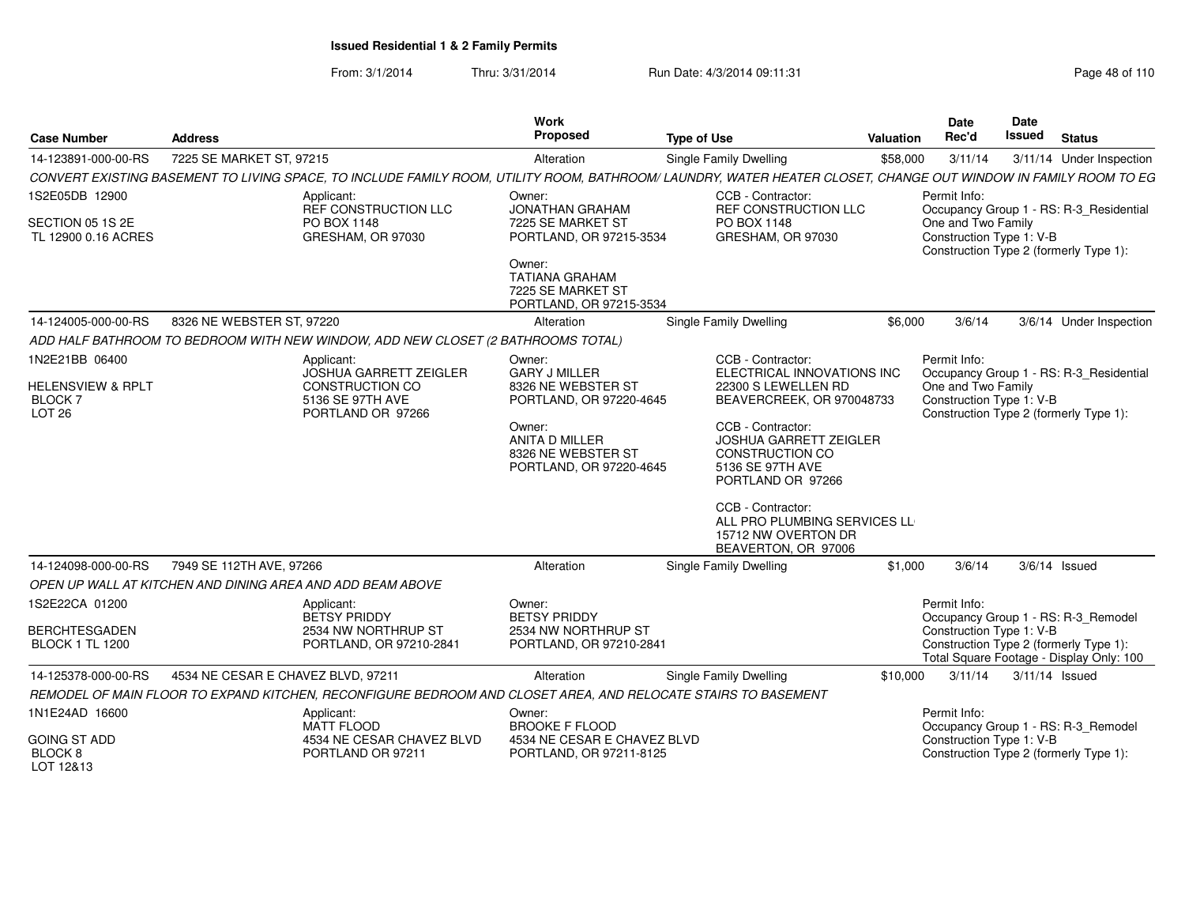# Issued Residential 1 & 2 Family Permits

From: 3/1/2014 Thru: 3/31/2014 Run Date: 4/3/2014 09:11:31

| Case Number | Address | Work Proposed | Type of Use | Valuation | Date Rec'd | Date Issued | Status |
|---|---|---|---|---|---|---|---|
| 14-123891-000-00-RS | 7225 SE MARKET ST, 97215 | Alteration | Single Family Dwelling | $58,000 | 3/11/14 | 3/11/14 | Under Inspection |

*CONVERT EXISTING BASEMENT TO LIVING SPACE, TO INCLUDE FAMILY ROOM, UTILITY ROOM, BATHROOM/ LAUNDRY, WATER HEATER CLOSET, CHANGE OUT WINDOW IN FAMILY ROOM TO EG*

1S2E05DB 12900
SECTION 05 1S 2E
TL 12900 0.16 ACRES

Applicant: REF CONSTRUCTION LLC, PO BOX 1148, GRESHAM, OR 97030

Owner: JONATHAN GRAHAM, 7225 SE MARKET ST, PORTLAND, OR 97215-3534

Owner: TATIANA GRAHAM, 7225 SE MARKET ST, PORTLAND, OR 97215-3534

CCB - Contractor: REF CONSTRUCTION LLC, PO BOX 1148, GRESHAM, OR 97030

Permit Info: Occupancy Group 1 - RS: R-3_Residential One and Two Family; Construction Type 1: V-B; Construction Type 2 (formerly Type 1):

| Case Number | Address | Work Proposed | Type of Use | Valuation | Date Rec'd | Date Issued | Status |
|---|---|---|---|---|---|---|---|
| 14-124005-000-00-RS | 8326 NE WEBSTER ST, 97220 | Alteration | Single Family Dwelling | $6,000 | 3/6/14 | 3/6/14 | Under Inspection |

*ADD HALF BATHROOM TO BEDROOM WITH NEW WINDOW, ADD NEW CLOSET (2 BATHROOMS TOTAL)*

1N2E21BB 06400
HELENSVIEW & RPLT
BLOCK 7
LOT 26

Applicant: JOSHUA GARRETT ZEIGLER CONSTRUCTION CO, 5136 SE 97TH AVE, PORTLAND OR 97266

Owner: GARY J MILLER, 8326 NE WEBSTER ST, PORTLAND, OR 97220-4645

Owner: ANITA D MILLER, 8326 NE WEBSTER ST, PORTLAND, OR 97220-4645

CCB - Contractor: ELECTRICAL INNOVATIONS INC, 22300 S LEWELLEN RD, BEAVERCREEK, OR 970048733

CCB - Contractor: JOSHUA GARRETT ZEIGLER CONSTRUCTION CO, 5136 SE 97TH AVE, PORTLAND OR 97266

CCB - Contractor: ALL PRO PLUMBING SERVICES LL, 15712 NW OVERTON DR, BEAVERTON, OR 97006

Permit Info: Occupancy Group 1 - RS: R-3_Residential One and Two Family; Construction Type 1: V-B; Construction Type 2 (formerly Type 1):

| Case Number | Address | Work Proposed | Type of Use | Valuation | Date Rec'd | Date Issued | Status |
|---|---|---|---|---|---|---|---|
| 14-124098-000-00-RS | 7949 SE 112TH AVE, 97266 | Alteration | Single Family Dwelling | $1,000 | 3/6/14 | 3/6/14 | Issued |

*OPEN UP WALL AT KITCHEN AND DINING AREA AND ADD BEAM ABOVE*

1S2E22CA 01200
BERCHTESGADEN
BLOCK 1 TL 1200

Applicant: BETSY PRIDDY, 2534 NW NORTHRUP ST, PORTLAND, OR 97210-2841

Owner: BETSY PRIDDY, 2534 NW NORTHRUP ST, PORTLAND, OR 97210-2841

Permit Info: Occupancy Group 1 - RS: R-3_Remodel; Construction Type 1: V-B; Construction Type 2 (formerly Type 1):; Total Square Footage - Display Only: 100

| Case Number | Address | Work Proposed | Type of Use | Valuation | Date Rec'd | Date Issued | Status |
|---|---|---|---|---|---|---|---|
| 14-125378-000-00-RS | 4534 NE CESAR E CHAVEZ BLVD, 97211 | Alteration | Single Family Dwelling | $10,000 | 3/11/14 | 3/11/14 | Issued |

*REMODEL OF MAIN FLOOR TO EXPAND KITCHEN, RECONFIGURE BEDROOM AND CLOSET AREA, AND RELOCATE STAIRS TO BASEMENT*

1N1E24AD 16600
GOING ST ADD
BLOCK 8
LOT 12&13

Applicant: MATT FLOOD, 4534 NE CESAR CHAVEZ BLVD, PORTLAND OR 97211

Owner: BROOKE F FLOOD, 4534 NE CESAR E CHAVEZ BLVD, PORTLAND, OR 97211-8125

Permit Info: Occupancy Group 1 - RS: R-3_Remodel; Construction Type 1: V-B; Construction Type 2 (formerly Type 1):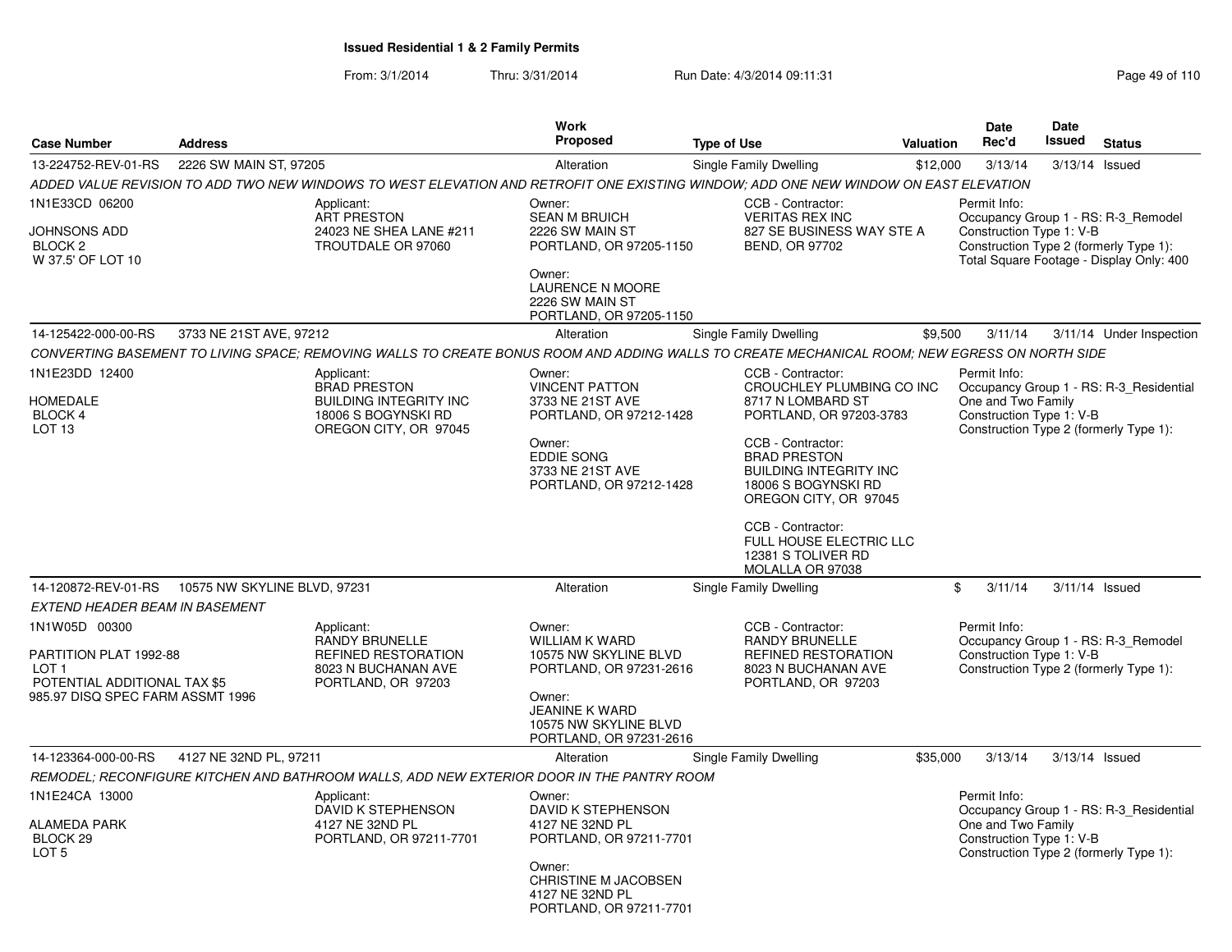# Issued Residential 1 & 2 Family Permits

From: 3/1/2014 Thru: 3/31/2014 Run Date: 4/3/2014 09:11:31

| Case Number | Address | Work Proposed | Type of Use | Valuation | Date Rec'd | Date Issued | Status |
|---|---|---|---|---|---|---|---|
| 13-224752-REV-01-RS | 2226 SW MAIN ST, 97205 | Alteration | Single Family Dwelling | $12,000 | 3/13/14 | 3/13/14 | Issued |

*ADDED VALUE REVISION TO ADD TWO NEW WINDOWS TO WEST ELEVATION AND RETROFIT ONE EXISTING WINDOW; ADD ONE NEW WINDOW ON EAST ELEVATION*

1N1E33CD 06200
JOHNSONS ADD
BLOCK 2
W 37.5' OF LOT 10

Applicant:
ART PRESTON
24023 NE SHEA LANE #211
TROUTDALE OR 97060

Owner:
SEAN M BRUICH
2226 SW MAIN ST
PORTLAND, OR 97205-1150

Owner:
LAURENCE N MOORE
2226 SW MAIN ST
PORTLAND, OR 97205-1150

CCB - Contractor:
VERITAS REX INC
827 SE BUSINESS WAY STE A
BEND, OR 97702

Permit Info:
Occupancy Group 1 - RS: R-3_Remodel
Construction Type 1: V-B
Construction Type 2 (formerly Type 1):
Total Square Footage - Display Only: 400

---

| Case Number | Address | Work Proposed | Type of Use | Valuation | Date Rec'd | Date Issued | Status |
|---|---|---|---|---|---|---|---|
| 14-125422-000-00-RS | 3733 NE 21ST AVE, 97212 | Alteration | Single Family Dwelling | $9,500 | 3/11/14 | 3/11/14 | Under Inspection |

*CONVERTING BASEMENT TO LIVING SPACE; REMOVING WALLS TO CREATE BONUS ROOM AND ADDING WALLS TO CREATE MECHANICAL ROOM; NEW EGRESS ON NORTH SIDE*

1N1E23DD 12400
HOMEDALE
BLOCK 4
LOT 13

Applicant:
BRAD PRESTON
BUILDING INTEGRITY INC
18006 S BOGYNSKI RD
OREGON CITY, OR 97045

Owner:
VINCENT PATTON
3733 NE 21ST AVE
PORTLAND, OR 97212-1428

Owner:
EDDIE SONG
3733 NE 21ST AVE
PORTLAND, OR 97212-1428

CCB - Contractor:
CROUCHLEY PLUMBING CO INC
8717 N LOMBARD ST
PORTLAND, OR 97203-3783

CCB - Contractor:
BRAD PRESTON
BUILDING INTEGRITY INC
18006 S BOGYNSKI RD
OREGON CITY, OR 97045

CCB - Contractor:
FULL HOUSE ELECTRIC LLC
12381 S TOLIVER RD
MOLALLA OR 97038

Permit Info:
Occupancy Group 1 - RS: R-3_Residential One and Two Family
Construction Type 1: V-B
Construction Type 2 (formerly Type 1):

---

| Case Number | Address | Work Proposed | Type of Use | Valuation | Date Rec'd | Date Issued | Status |
|---|---|---|---|---|---|---|---|
| 14-120872-REV-01-RS | 10575 NW SKYLINE BLVD, 97231 | Alteration | Single Family Dwelling | $ | 3/11/14 | 3/11/14 | Issued |

*EXTEND HEADER BEAM IN BASEMENT*

1N1W05D 00300
PARTITION PLAT 1992-88
LOT 1
POTENTIAL ADDITIONAL TAX $5
985.97 DISQ SPEC FARM ASSMT 1996

Applicant:
RANDY BRUNELLE
REFINED RESTORATION
8023 N BUCHANAN AVE
PORTLAND, OR 97203

Owner:
WILLIAM K WARD
10575 NW SKYLINE BLVD
PORTLAND, OR 97231-2616

Owner:
JEANINE K WARD
10575 NW SKYLINE BLVD
PORTLAND, OR 97231-2616

CCB - Contractor:
RANDY BRUNELLE
REFINED RESTORATION
8023 N BUCHANAN AVE
PORTLAND, OR 97203

Permit Info:
Occupancy Group 1 - RS: R-3_Remodel
Construction Type 1: V-B
Construction Type 2 (formerly Type 1):

---

| Case Number | Address | Work Proposed | Type of Use | Valuation | Date Rec'd | Date Issued | Status |
|---|---|---|---|---|---|---|---|
| 14-123364-000-00-RS | 4127 NE 32ND PL, 97211 | Alteration | Single Family Dwelling | $35,000 | 3/13/14 | 3/13/14 | Issued |

*REMODEL; RECONFIGURE KITCHEN AND BATHROOM WALLS, ADD NEW EXTERIOR DOOR IN THE PANTRY ROOM*

1N1E24CA 13000
ALAMEDA PARK
BLOCK 29
LOT 5

Applicant:
DAVID K STEPHENSON
4127 NE 32ND PL
PORTLAND, OR 97211-7701

Owner:
DAVID K STEPHENSON
4127 NE 32ND PL
PORTLAND, OR 97211-7701

Owner:
CHRISTINE M JACOBSEN
4127 NE 32ND PL
PORTLAND, OR 97211-7701

Permit Info:
Occupancy Group 1 - RS: R-3_Residential One and Two Family
Construction Type 1: V-B
Construction Type 2 (formerly Type 1):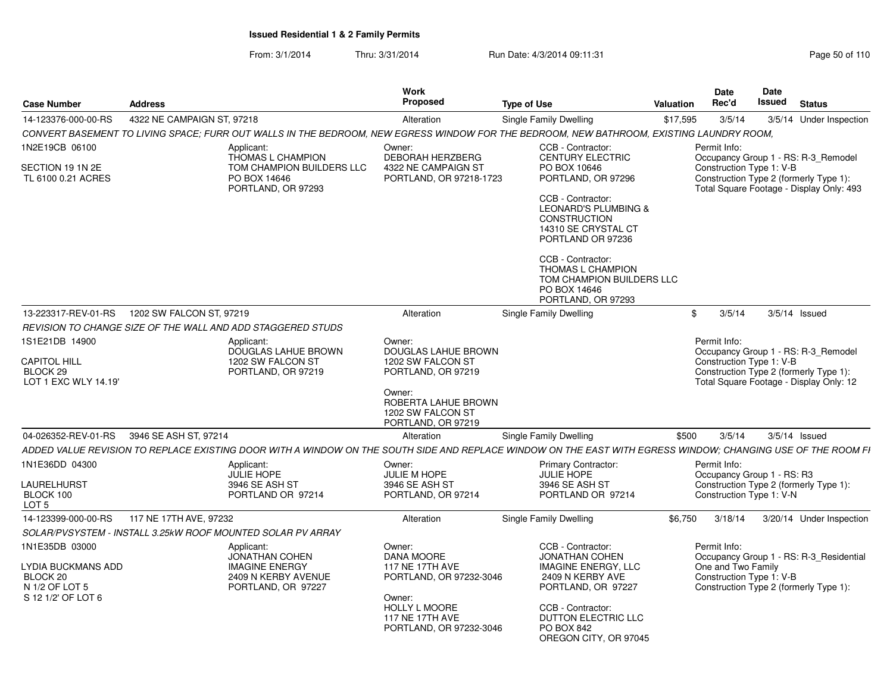## Issued Residential 1 & 2 Family Permits

From: 3/1/2014 Thru: 3/31/2014 Run Date: 4/3/2014 09:11:31

| Case Number | Address | Work Proposed | Type of Use | Valuation | Date Rec'd | Date Issued | Status |
|---|---|---|---|---|---|---|---|
| 14-123376-000-00-RS | 4322 NE CAMPAIGN ST, 97218 | Alteration | Single Family Dwelling | $17,595 | 3/5/14 | 3/5/14 | Under Inspection |

*CONVERT BASEMENT TO LIVING SPACE; FURR OUT WALLS IN THE BEDROOM, NEW EGRESS WINDOW FOR THE BEDROOM, NEW BATHROOM, EXISTING LAUNDRY ROOM,*

1N2E19CB 06100
SECTION 19 1N 2E
TL 6100 0.21 ACRES

Applicant:
THOMAS L CHAMPION
TOM CHAMPION BUILDERS LLC
PO BOX 14646
PORTLAND, OR 97293

Owner:
DEBORAH HERZBERG
4322 NE CAMPAIGN ST
PORTLAND, OR 97218-1723

CCB - Contractor:
CENTURY ELECTRIC
PO BOX 10646
PORTLAND, OR 97296

CCB - Contractor:
LEONARD'S PLUMBING & CONSTRUCTION
14310 SE CRYSTAL CT
PORTLAND OR 97236

CCB - Contractor:
THOMAS L CHAMPION
TOM CHAMPION BUILDERS LLC
PO BOX 14646
PORTLAND, OR 97293

Permit Info:
Occupancy Group 1 - RS: R-3_Remodel
Construction Type 1: V-B
Construction Type 2 (formerly Type 1):
Total Square Footage - Display Only: 493

| Case Number | Address | Work Proposed | Type of Use | Valuation | Date Rec'd | Date Issued | Status |
|---|---|---|---|---|---|---|---|
| 13-223317-REV-01-RS | 1202 SW FALCON ST, 97219 | Alteration | Single Family Dwelling | $ | 3/5/14 | 3/5/14 | Issued |

*REVISION TO CHANGE SIZE OF THE WALL AND ADD STAGGERED STUDS*

1S1E21DB 14900
CAPITOL HILL
BLOCK 29
LOT 1 EXC WLY 14.19'

Applicant:
DOUGLAS LAHUE BROWN
1202 SW FALCON ST
PORTLAND, OR 97219

Owner:
DOUGLAS LAHUE BROWN
1202 SW FALCON ST
PORTLAND, OR 97219

Owner:
ROBERTA LAHUE BROWN
1202 SW FALCON ST
PORTLAND, OR 97219

Permit Info:
Occupancy Group 1 - RS: R-3_Remodel
Construction Type 1: V-B
Construction Type 2 (formerly Type 1):
Total Square Footage - Display Only: 12

| Case Number | Address | Work Proposed | Type of Use | Valuation | Date Rec'd | Date Issued | Status |
|---|---|---|---|---|---|---|---|
| 04-026352-REV-01-RS | 3946 SE ASH ST, 97214 | Alteration | Single Family Dwelling | $500 | 3/5/14 | 3/5/14 | Issued |

*ADDED VALUE REVISION TO REPLACE EXISTING DOOR WITH A WINDOW ON THE SOUTH SIDE AND REPLACE WINDOW ON THE EAST WITH EGRESS WINDOW; CHANGING USE OF THE ROOM FI*

1N1E36DD 04300
LAURELHURST
BLOCK 100
LOT 5

Applicant:
JULIE HOPE
3946 SE ASH ST
PORTLAND OR 97214

Owner:
JULIE M HOPE
3946 SE ASH ST
PORTLAND, OR 97214

Primary Contractor:
JULIE HOPE
3946 SE ASH ST
PORTLAND OR 97214

Permit Info:
Occupancy Group 1 - RS: R3
Construction Type 2 (formerly Type 1):
Construction Type 1: V-N

| Case Number | Address | Work Proposed | Type of Use | Valuation | Date Rec'd | Date Issued | Status |
|---|---|---|---|---|---|---|---|
| 14-123399-000-00-RS | 117 NE 17TH AVE, 97232 | Alteration | Single Family Dwelling | $6,750 | 3/18/14 | 3/20/14 | Under Inspection |

*SOLAR/PVSYSTEM - INSTALL 3.25kW ROOF MOUNTED SOLAR PV ARRAY*

1N1E35DB 03000
LYDIA BUCKMANS ADD
BLOCK 20
N 1/2 OF LOT 5
S 12 1/2' OF LOT 6

Applicant:
JONATHAN COHEN
IMAGINE ENERGY
2409 N KERBY AVENUE
PORTLAND, OR 97227

Owner:
DANA MOORE
117 NE 17TH AVE
PORTLAND, OR 97232-3046

Owner:
HOLLY L MOORE
117 NE 17TH AVE
PORTLAND, OR 97232-3046

CCB - Contractor:
JONATHAN COHEN
IMAGINE ENERGY, LLC
2409 N KERBY AVE
PORTLAND, OR 97227

CCB - Contractor:
DUTTON ELECTRIC LLC
PO BOX 842
OREGON CITY, OR 97045

Permit Info:
Occupancy Group 1 - RS: R-3_Residential One and Two Family
Construction Type 1: V-B
Construction Type 2 (formerly Type 1):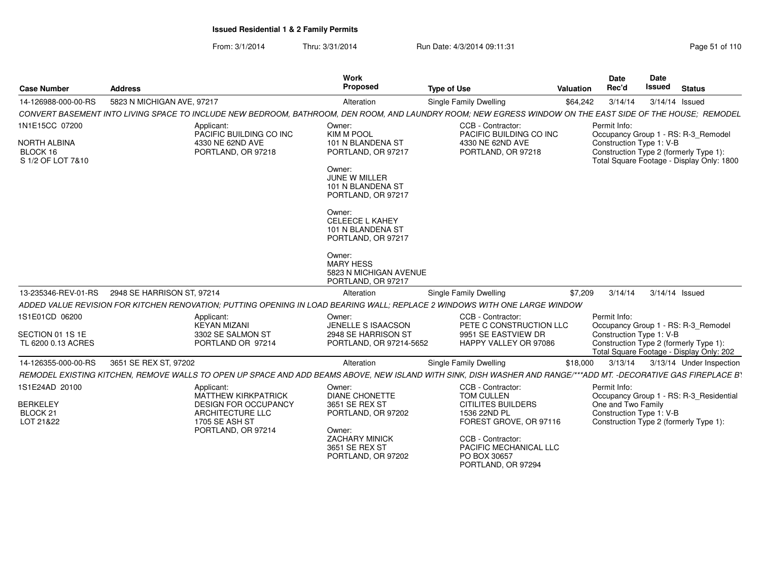**Issued Residential 1 & 2 Family Permits**

From: 3/1/2014 Thru: 3/31/2014 Run Date: 4/3/2014 09:11:31

| Case Number | Address | Work Proposed | Type of Use | Valuation | Date Rec'd | Date Issued | Status |
|---|---|---|---|---|---|---|---|
| 14-126988-000-00-RS | 5823 N MICHIGAN AVE, 97217 | Alteration | Single Family Dwelling | $64,242 | 3/14/14 | 3/14/14 | Issued |

*CONVERT BASEMENT INTO LIVING SPACE TO INCLUDE NEW BEDROOM, BATHROOM, DEN ROOM, AND LAUNDRY ROOM; NEW EGRESS WINDOW ON THE EAST SIDE OF THE HOUSE; REMODEL*

1N1E15CC 07200
NORTH ALBINA
BLOCK 16
S 1/2 OF LOT 7&10

Applicant:
PACIFIC BUILDING CO INC
4330 NE 62ND AVE
PORTLAND, OR 97218

Owner:
KIM M POOL
101 N BLANDENA ST
PORTLAND, OR 97217

Owner:
JUNE W MILLER
101 N BLANDENA ST
PORTLAND, OR 97217

Owner:
CELEECE L KAHEY
101 N BLANDENA ST
PORTLAND, OR 97217

Owner:
MARY HESS
5823 N MICHIGAN AVENUE
PORTLAND, OR 97217

CCB - Contractor:
PACIFIC BUILDING CO INC
4330 NE 62ND AVE
PORTLAND, OR 97218

Permit Info:
Occupancy Group 1 - RS: R-3_Remodel
Construction Type 1: V-B
Construction Type 2 (formerly Type 1):
Total Square Footage - Display Only: 1800

| Case Number | Address | Work Proposed | Type of Use | Valuation | Date Rec'd | Date Issued | Status |
|---|---|---|---|---|---|---|---|
| 13-235346-REV-01-RS | 2948 SE HARRISON ST, 97214 | Alteration | Single Family Dwelling | $7,209 | 3/14/14 | 3/14/14 | Issued |

*ADDED VALUE REVISION FOR KITCHEN RENOVATION; PUTTING OPENING IN LOAD BEARING WALL; REPLACE 2 WINDOWS WITH ONE LARGE WINDOW*

1S1E01CD 06200
SECTION 01 1S 1E
TL 6200 0.13 ACRES

Applicant:
KEYAN MIZANI
3302 SE SALMON ST
PORTLAND OR 97214

Owner:
JENELLE S ISAACSON
2948 SE HARRISON ST
PORTLAND, OR 97214-5652

CCB - Contractor:
PETE C CONSTRUCTION LLC
9951 SE EASTVIEW DR
HAPPY VALLEY OR 97086

Permit Info:
Occupancy Group 1 - RS: R-3_Remodel
Construction Type 1: V-B
Construction Type 2 (formerly Type 1):
Total Square Footage - Display Only: 202

| Case Number | Address | Work Proposed | Type of Use | Valuation | Date Rec'd | Date Issued | Status |
|---|---|---|---|---|---|---|---|
| 14-126355-000-00-RS | 3651 SE REX ST, 97202 | Alteration | Single Family Dwelling | $18,000 | 3/13/14 | 3/13/14 | Under Inspection |

*REMODEL EXISTING KITCHEN, REMOVE WALLS TO OPEN UP SPACE AND ADD BEAMS ABOVE, NEW ISLAND WITH SINK, DISH WASHER AND RANGE/\*\*\*ADD MT. -DECORATIVE GAS FIREPLACE BY*

1S1E24AD 20100
BERKELEY
BLOCK 21
LOT 21&22

Applicant:
MATTHEW KIRKPATRICK
DESIGN FOR OCCUPANCY
ARCHITECTURE LLC
1705 SE ASH ST
PORTLAND, OR 97214

Owner:
DIANE CHONETTE
3651 SE REX ST
PORTLAND, OR 97202

Owner:
ZACHARY MINICK
3651 SE REX ST
PORTLAND, OR 97202

CCB - Contractor:
TOM CULLEN
CITILITES BUILDERS
1536 22ND PL
FOREST GROVE, OR 97116

CCB - Contractor:
PACIFIC MECHANICAL LLC
PO BOX 30657
PORTLAND, OR 97294

Permit Info:
Occupancy Group 1 - RS: R-3_Residential
One and Two Family
Construction Type 1: V-B
Construction Type 2 (formerly Type 1):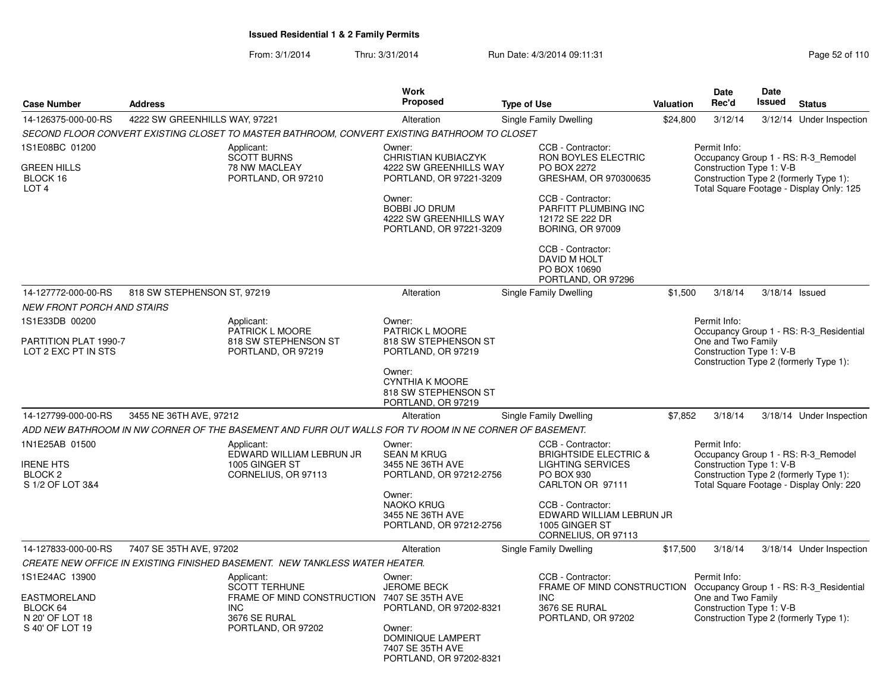# Issued Residential 1 & 2 Family Permits

From: 3/1/2014 Thru: 3/31/2014 Run Date: 4/3/2014 09:11:31

| Case Number | Address | Work Proposed | Type of Use | Valuation | Date Rec'd | Date Issued | Status |
|---|---|---|---|---|---|---|---|
| 14-126375-000-00-RS | 4222 SW GREENHILLS WAY, 97221 | Alteration | Single Family Dwelling | $24,800 | 3/12/14 | 3/12/14 | Under Inspection |

*SECOND FLOOR CONVERT EXISTING CLOSET TO MASTER BATHROOM, CONVERT EXISTING BATHROOM TO CLOSET*

1S1E08BC 01200
GREEN HILLS
BLOCK 16
LOT 4

Applicant:
SCOTT BURNS
78 NW MACLEAY
PORTLAND, OR 97210

Owner:
CHRISTIAN KUBIACZYK
4222 SW GREENHILLS WAY
PORTLAND, OR 97221-3209

Owner:
BOBBI JO DRUM
4222 SW GREENHILLS WAY
PORTLAND, OR 97221-3209

CCB - Contractor:
RON BOYLES ELECTRIC
PO BOX 2272
GRESHAM, OR 970300635

CCB - Contractor:
PARFITT PLUMBING INC
12172 SE 222 DR
BORING, OR 97009

CCB - Contractor:
DAVID M HOLT
PO BOX 10690
PORTLAND, OR 97296

Permit Info:
Occupancy Group 1 - RS: R-3_Remodel
Construction Type 1: V-B
Construction Type 2 (formerly Type 1):
Total Square Footage - Display Only: 125

| Case Number | Address | Work Proposed | Type of Use | Valuation | Date Rec'd | Date Issued | Status |
|---|---|---|---|---|---|---|---|
| 14-127772-000-00-RS | 818 SW STEPHENSON ST, 97219 | Alteration | Single Family Dwelling | $1,500 | 3/18/14 | 3/18/14 | Issued |

*NEW FRONT PORCH AND STAIRS*

1S1E33DB 00200
PARTITION PLAT 1990-7
LOT 2 EXC PT IN STS

Applicant:
PATRICK L MOORE
818 SW STEPHENSON ST
PORTLAND, OR 97219

Owner:
PATRICK L MOORE
818 SW STEPHENSON ST
PORTLAND, OR 97219

Owner:
CYNTHIA K MOORE
818 SW STEPHENSON ST
PORTLAND, OR 97219

Permit Info:
Occupancy Group 1 - RS: R-3_Residential One and Two Family
Construction Type 1: V-B
Construction Type 2 (formerly Type 1):

| Case Number | Address | Work Proposed | Type of Use | Valuation | Date Rec'd | Date Issued | Status |
|---|---|---|---|---|---|---|---|
| 14-127799-000-00-RS | 3455 NE 36TH AVE, 97212 | Alteration | Single Family Dwelling | $7,852 | 3/18/14 | 3/18/14 | Under Inspection |

*ADD NEW BATHROOM IN NW CORNER OF THE BASEMENT AND FURR OUT WALLS FOR TV ROOM IN NE CORNER OF BASEMENT.*

1N1E25AB 01500
IRENE HTS
BLOCK 2
S 1/2 OF LOT 3&4

Applicant:
EDWARD WILLIAM LEBRUN JR
1005 GINGER ST
CORNELIUS, OR 97113

Owner:
SEAN M KRUG
3455 NE 36TH AVE
PORTLAND, OR 97212-2756

Owner:
NAOKO KRUG
3455 NE 36TH AVE
PORTLAND, OR 97212-2756

CCB - Contractor:
BRIGHTSIDE ELECTRIC & LIGHTING SERVICES
PO BOX 930
CARLTON OR 97111

CCB - Contractor:
EDWARD WILLIAM LEBRUN JR
1005 GINGER ST
CORNELIUS, OR 97113

Permit Info:
Occupancy Group 1 - RS: R-3_Remodel
Construction Type 1: V-B
Construction Type 2 (formerly Type 1):
Total Square Footage - Display Only: 220

| Case Number | Address | Work Proposed | Type of Use | Valuation | Date Rec'd | Date Issued | Status |
|---|---|---|---|---|---|---|---|
| 14-127833-000-00-RS | 7407 SE 35TH AVE, 97202 | Alteration | Single Family Dwelling | $17,500 | 3/18/14 | 3/18/14 | Under Inspection |

*CREATE NEW OFFICE IN EXISTING FINISHED BASEMENT. NEW TANKLESS WATER HEATER.*

1S1E24AC 13900
EASTMORELAND
BLOCK 64
N 20' OF LOT 18
S 40' OF LOT 19

Applicant:
SCOTT TERHUNE
FRAME OF MIND CONSTRUCTION INC
3676 SE RURAL
PORTLAND, OR 97202

Owner:
JEROME BECK
7407 SE 35TH AVE
PORTLAND, OR 97202-8321

Owner:
DOMINIQUE LAMPERT
7407 SE 35TH AVE
PORTLAND, OR 97202-8321

CCB - Contractor:
FRAME OF MIND CONSTRUCTION INC
3676 SE RURAL
PORTLAND, OR 97202

Permit Info:
Occupancy Group 1 - RS: R-3_Residential One and Two Family
Construction Type 1: V-B
Construction Type 2 (formerly Type 1):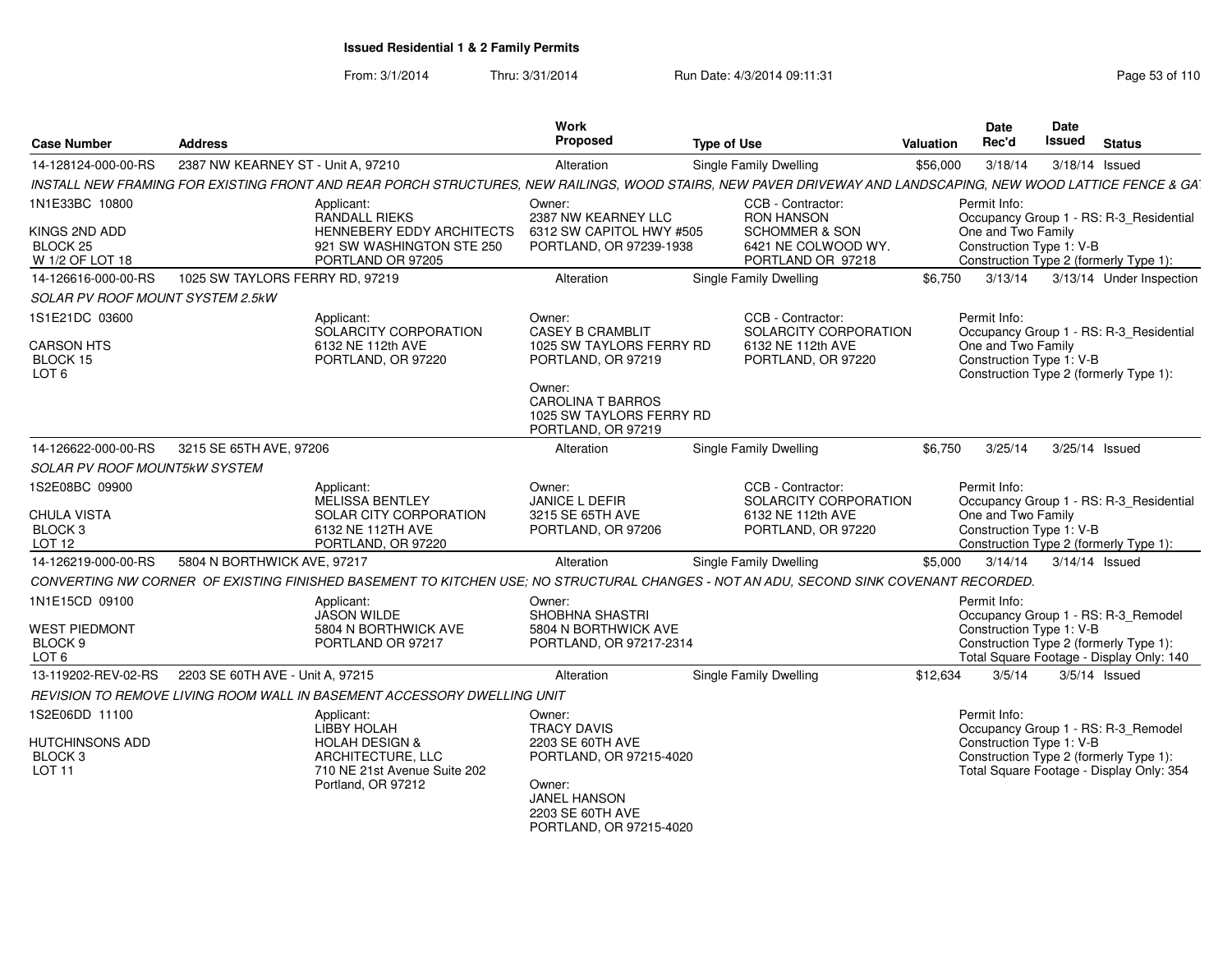# Issued Residential 1 & 2 Family Permits

From: 3/1/2014 Thru: 3/31/2014 Run Date: 4/3/2014 09:11:31

| Case Number | Address | Work Proposed | Type of Use | Valuation | Date Rec'd | Date Issued | Status |
|---|---|---|---|---|---|---|---|
| 14-128124-000-00-RS | 2387 NW KEARNEY ST - Unit A, 97210 | Alteration | Single Family Dwelling | $56,000 | 3/18/14 | 3/18/14 | Issued |

*INSTALL NEW FRAMING FOR EXISTING FRONT AND REAR PORCH STRUCTURES, NEW RAILINGS, WOOD STAIRS, NEW PAVER DRIVEWAY AND LANDSCAPING, NEW WOOD LATTICE FENCE & GA*

1N1E33BC 10800
KINGS 2ND ADD
BLOCK 25
W 1/2 OF LOT 18

Applicant: RANDALL RIEKS, HENNEBERY EDDY ARCHITECTS, 921 SW WASHINGTON STE 250, PORTLAND OR 97205

Owner: 2387 NW KEARNEY LLC, 6312 SW CAPITOL HWY #505, PORTLAND, OR 97239-1938

CCB - Contractor: RON HANSON, SCHOMMER & SON, 6421 NE COLWOOD WY., PORTLAND OR 97218

Permit Info: Occupancy Group 1 - RS: R-3_Residential One and Two Family; Construction Type 1: V-B; Construction Type 2 (formerly Type 1):

| Case Number | Address | Work Proposed | Type of Use | Valuation | Date Rec'd | Date Issued | Status |
|---|---|---|---|---|---|---|---|
| 14-126616-000-00-RS | 1025 SW TAYLORS FERRY RD, 97219 | Alteration | Single Family Dwelling | $6,750 | 3/13/14 | 3/13/14 | Under Inspection |

*SOLAR PV ROOF MOUNT SYSTEM 2.5kW*

1S1E21DC 03600
CARSON HTS
BLOCK 15
LOT 6

Applicant: SOLARCITY CORPORATION, 6132 NE 112th AVE, PORTLAND, OR 97220

Owner: CASEY B CRAMBLIT, 1025 SW TAYLORS FERRY RD, PORTLAND, OR 97219

Owner: CAROLINA T BARROS, 1025 SW TAYLORS FERRY RD, PORTLAND, OR 97219

CCB - Contractor: SOLARCITY CORPORATION, 6132 NE 112th AVE, PORTLAND, OR 97220

Permit Info: Occupancy Group 1 - RS: R-3_Residential One and Two Family; Construction Type 1: V-B; Construction Type 2 (formerly Type 1):

| Case Number | Address | Work Proposed | Type of Use | Valuation | Date Rec'd | Date Issued | Status |
|---|---|---|---|---|---|---|---|
| 14-126622-000-00-RS | 3215 SE 65TH AVE, 97206 | Alteration | Single Family Dwelling | $6,750 | 3/25/14 | 3/25/14 | Issued |

*SOLAR PV ROOF MOUNT5kW SYSTEM*

1S2E08BC 09900
CHULA VISTA
BLOCK 3
LOT 12

Applicant: MELISSA BENTLEY, SOLAR CITY CORPORATION, 6132 NE 112TH AVE, PORTLAND, OR 97220

Owner: JANICE L DEFIR, 3215 SE 65TH AVE, PORTLAND, OR 97206

CCB - Contractor: SOLARCITY CORPORATION, 6132 NE 112th AVE, PORTLAND, OR 97220

Permit Info: Occupancy Group 1 - RS: R-3_Residential One and Two Family; Construction Type 1: V-B; Construction Type 2 (formerly Type 1):

| Case Number | Address | Work Proposed | Type of Use | Valuation | Date Rec'd | Date Issued | Status |
|---|---|---|---|---|---|---|---|
| 14-126219-000-00-RS | 5804 N BORTHWICK AVE, 97217 | Alteration | Single Family Dwelling | $5,000 | 3/14/14 | 3/14/14 | Issued |

*CONVERTING NW CORNER OF EXISTING FINISHED BASEMENT TO KITCHEN USE; NO STRUCTURAL CHANGES - NOT AN ADU, SECOND SINK COVENANT RECORDED.*

1N1E15CD 09100
WEST PIEDMONT
BLOCK 9
LOT 6

Applicant: JASON WILDE, 5804 N BORTHWICK AVE, PORTLAND OR 97217

Owner: SHOBHNA SHASTRI, 5804 N BORTHWICK AVE, PORTLAND, OR 97217-2314

Permit Info: Occupancy Group 1 - RS: R-3_Remodel; Construction Type 1: V-B; Construction Type 2 (formerly Type 1):; Total Square Footage - Display Only: 140

| Case Number | Address | Work Proposed | Type of Use | Valuation | Date Rec'd | Date Issued | Status |
|---|---|---|---|---|---|---|---|
| 13-119202-REV-02-RS | 2203 SE 60TH AVE - Unit A, 97215 | Alteration | Single Family Dwelling | $12,634 | 3/5/14 | 3/5/14 | Issued |

*REVISION TO REMOVE LIVING ROOM WALL IN BASEMENT ACCESSORY DWELLING UNIT*

1S2E06DD 11100
HUTCHINSONS ADD
BLOCK 3
LOT 11

Applicant: LIBBY HOLAH, HOLAH DESIGN & ARCHITECTURE, LLC, 710 NE 21st Avenue Suite 202, Portland, OR 97212

Owner: TRACY DAVIS, 2203 SE 60TH AVE, PORTLAND, OR 97215-4020

Owner: JANEL HANSON, 2203 SE 60TH AVE, PORTLAND, OR 97215-4020

Permit Info: Occupancy Group 1 - RS: R-3_Remodel; Construction Type 1: V-B; Construction Type 2 (formerly Type 1):; Total Square Footage - Display Only: 354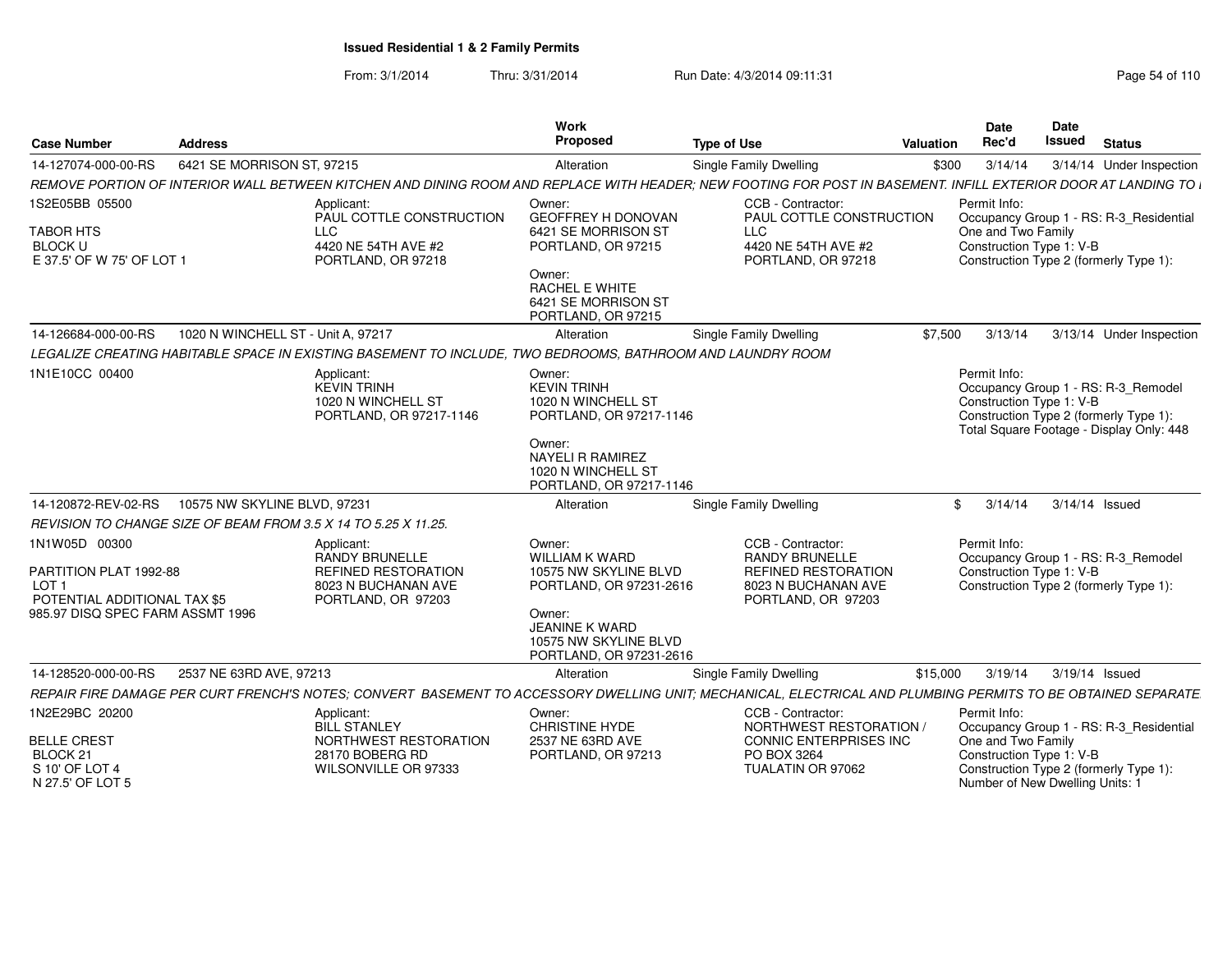# Issued Residential 1 & 2 Family Permits

From: 3/1/2014 Thru: 3/31/2014 Run Date: 4/3/2014 09:11:31

| Case Number | Address | Work Proposed | Type of Use | Valuation | Date Rec'd | Date Issued | Status |
|---|---|---|---|---|---|---|---|
| 14-127074-000-00-RS | 6421 SE MORRISON ST, 97215 | Alteration | Single Family Dwelling | $300 | 3/14/14 | 3/14/14 | Under Inspection |

REMOVE PORTION OF INTERIOR WALL BETWEEN KITCHEN AND DINING ROOM AND REPLACE WITH HEADER; NEW FOOTING FOR POST IN BASEMENT. INFILL EXTERIOR DOOR AT LANDING TO I

1S2E05BB 05500

TABOR HTS
BLOCK U
E 37.5' OF W 75' OF LOT 1

Applicant:
PAUL COTTLE CONSTRUCTION LLC
4420 NE 54TH AVE #2
PORTLAND, OR 97218

Owner:
GEOFFREY H DONOVAN
6421 SE MORRISON ST
PORTLAND, OR 97215

Owner:
RACHEL E WHITE
6421 SE MORRISON ST
PORTLAND, OR 97215

CCB - Contractor:
PAUL COTTLE CONSTRUCTION LLC
4420 NE 54TH AVE #2
PORTLAND, OR 97218

Permit Info:
Occupancy Group 1 - RS: R-3_Residential One and Two Family
Construction Type 1: V-B
Construction Type 2 (formerly Type 1):

| Case Number | Address | Work Proposed | Type of Use | Valuation | Date Rec'd | Date Issued | Status |
|---|---|---|---|---|---|---|---|
| 14-126684-000-00-RS | 1020 N WINCHELL ST - Unit A, 97217 | Alteration | Single Family Dwelling | $7,500 | 3/13/14 | 3/13/14 | Under Inspection |

LEGALIZE CREATING HABITABLE SPACE IN EXISTING BASEMENT TO INCLUDE, TWO BEDROOMS, BATHROOM AND LAUNDRY ROOM

1N1E10CC 00400

Applicant:
KEVIN TRINH
1020 N WINCHELL ST
PORTLAND, OR 97217-1146

Owner:
KEVIN TRINH
1020 N WINCHELL ST
PORTLAND, OR 97217-1146

Owner:
NAYELI R RAMIREZ
1020 N WINCHELL ST
PORTLAND, OR 97217-1146

Permit Info:
Occupancy Group 1 - RS: R-3_Remodel
Construction Type 1: V-B
Construction Type 2 (formerly Type 1):
Total Square Footage - Display Only: 448

| Case Number | Address | Work Proposed | Type of Use | Valuation | Date Rec'd | Date Issued | Status |
|---|---|---|---|---|---|---|---|
| 14-120872-REV-02-RS | 10575 NW SKYLINE BLVD, 97231 | Alteration | Single Family Dwelling | $ | 3/14/14 | 3/14/14 | Issued |

REVISION TO CHANGE SIZE OF BEAM FROM 3.5 X 14 TO 5.25 X 11.25.

1N1W05D 00300

PARTITION PLAT 1992-88
LOT 1
POTENTIAL ADDITIONAL TAX $5
985.97 DISQ SPEC FARM ASSMT 1996

Applicant:
RANDY BRUNELLE
REFINED RESTORATION
8023 N BUCHANAN AVE
PORTLAND, OR 97203

Owner:
WILLIAM K WARD
10575 NW SKYLINE BLVD
PORTLAND, OR 97231-2616

Owner:
JEANINE K WARD
10575 NW SKYLINE BLVD
PORTLAND, OR 97231-2616

CCB - Contractor:
RANDY BRUNELLE
REFINED RESTORATION
8023 N BUCHANAN AVE
PORTLAND, OR 97203

Permit Info:
Occupancy Group 1 - RS: R-3_Remodel
Construction Type 1: V-B
Construction Type 2 (formerly Type 1):

| Case Number | Address | Work Proposed | Type of Use | Valuation | Date Rec'd | Date Issued | Status |
|---|---|---|---|---|---|---|---|
| 14-128520-000-00-RS | 2537 NE 63RD AVE, 97213 | Alteration | Single Family Dwelling | $15,000 | 3/19/14 | 3/19/14 | Issued |

REPAIR FIRE DAMAGE PER CURT FRENCH'S NOTES; CONVERT BASEMENT TO ACCESSORY DWELLING UNIT; MECHANICAL, ELECTRICAL AND PLUMBING PERMITS TO BE OBTAINED SEPARATE

1N2E29BC 20200

BELLE CREST
BLOCK 21
S 10' OF LOT 4
N 27.5' OF LOT 5

Applicant:
BILL STANLEY
NORTHWEST RESTORATION
28170 BOBERG RD
WILSONVILLE OR 97333

Owner:
CHRISTINE HYDE
2537 NE 63RD AVE
PORTLAND, OR 97213

CCB - Contractor:
NORTHWEST RESTORATION / CONNIC ENTERPRISES INC
PO BOX 3264
TUALATIN OR 97062

Permit Info:
Occupancy Group 1 - RS: R-3_Residential One and Two Family
Construction Type 1: V-B
Construction Type 2 (formerly Type 1):
Number of New Dwelling Units: 1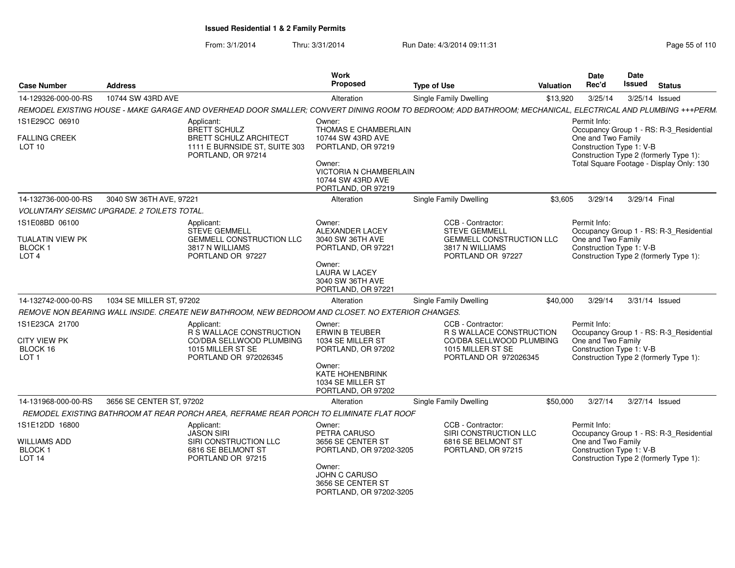**Issued Residential 1 & 2 Family Permits**

From: 3/1/2014 Thru: 3/31/2014 Run Date: 4/3/2014 09:11:31

| Case Number | Address | Work Proposed | Type of Use | Valuation | Date Rec'd | Date Issued | Status |
|---|---|---|---|---|---|---|---|
| 14-129326-000-00-RS | 10744 SW 43RD AVE | Alteration | Single Family Dwelling | $13,920 | 3/25/14 | 3/25/14 | Issued |

REMODEL EXISTING HOUSE - MAKE GARAGE AND OVERHEAD DOOR SMALLER; CONVERT DINING ROOM TO BEDROOM; ADD BATHROOM; MECHANICAL, ELECTRICAL AND PLUMBING +++PERM.

1S1E29CC 06910
FALLING CREEK
LOT 10

Applicant:
BRETT SCHULZ
BRETT SCHULZ ARCHITECT
1111 E BURNSIDE ST, SUITE 303
PORTLAND, OR 97214

Owner:
THOMAS E CHAMBERLAIN
10744 SW 43RD AVE
PORTLAND, OR 97219

Owner:
VICTORIA N CHAMBERLAIN
10744 SW 43RD AVE
PORTLAND, OR 97219

Permit Info:
Occupancy Group 1 - RS: R-3_Residential One and Two Family
Construction Type 1: V-B
Construction Type 2 (formerly Type 1):
Total Square Footage - Display Only: 130

| Case Number | Address | Work Proposed | Type of Use | Valuation | Date Rec'd | Date Issued | Status |
|---|---|---|---|---|---|---|---|
| 14-132736-000-00-RS | 3040 SW 36TH AVE, 97221 | Alteration | Single Family Dwelling | $3,605 | 3/29/14 | 3/29/14 | Final |

VOLUNTARY SEISMIC UPGRADE. 2 TOILETS TOTAL.

1S1E08BD 06100
TUALATIN VIEW PK
BLOCK 1
LOT 4

Applicant:
STEVE GEMMELL
GEMMELL CONSTRUCTION LLC
3817 N WILLIAMS
PORTLAND OR 97227

Owner:
ALEXANDER LACEY
3040 SW 36TH AVE
PORTLAND, OR 97221

Owner:
LAURA W LACEY
3040 SW 36TH AVE
PORTLAND, OR 97221

CCB - Contractor:
STEVE GEMMELL
GEMMELL CONSTRUCTION LLC
3817 N WILLIAMS
PORTLAND OR 97227

Permit Info:
Occupancy Group 1 - RS: R-3_Residential One and Two Family
Construction Type 1: V-B
Construction Type 2 (formerly Type 1):

| Case Number | Address | Work Proposed | Type of Use | Valuation | Date Rec'd | Date Issued | Status |
|---|---|---|---|---|---|---|---|
| 14-132742-000-00-RS | 1034 SE MILLER ST, 97202 | Alteration | Single Family Dwelling | $40,000 | 3/29/14 | 3/31/14 | Issued |

REMOVE NON BEARING WALL INSIDE. CREATE NEW BATHROOM, NEW BEDROOM AND CLOSET. NO EXTERIOR CHANGES.

1S1E23CA 21700
CITY VIEW PK
BLOCK 16
LOT 1

Applicant:
R S WALLACE CONSTRUCTION
CO/DBA SELLWOOD PLUMBING
1015 MILLER ST SE
PORTLAND OR 972026345

Owner:
ERWIN B TEUBER
1034 SE MILLER ST
PORTLAND, OR 97202

Owner:
KATE HOHENBRINK
1034 SE MILLER ST
PORTLAND, OR 97202

CCB - Contractor:
R S WALLACE CONSTRUCTION
CO/DBA SELLWOOD PLUMBING
1015 MILLER ST SE
PORTLAND OR 972026345

Permit Info:
Occupancy Group 1 - RS: R-3_Residential One and Two Family
Construction Type 1: V-B
Construction Type 2 (formerly Type 1):

| Case Number | Address | Work Proposed | Type of Use | Valuation | Date Rec'd | Date Issued | Status |
|---|---|---|---|---|---|---|---|
| 14-131968-000-00-RS | 3656 SE CENTER ST, 97202 | Alteration | Single Family Dwelling | $50,000 | 3/27/14 | 3/27/14 | Issued |

REMODEL EXISTING BATHROOM AT REAR PORCH AREA, REFRAME REAR PORCH TO ELIMINATE FLAT ROOF

1S1E12DD 16800
WILLIAMS ADD
BLOCK 1
LOT 14

Applicant:
JASON SIRI
SIRI CONSTRUCTION LLC
6816 SE BELMONT ST
PORTLAND OR 97215

Owner:
PETRA CARUSO
3656 SE CENTER ST
PORTLAND, OR 97202-3205

Owner:
JOHN C CARUSO
3656 SE CENTER ST
PORTLAND, OR 97202-3205

CCB - Contractor:
SIRI CONSTRUCTION LLC
6816 SE BELMONT ST
PORTLAND, OR 97215

Permit Info:
Occupancy Group 1 - RS: R-3_Residential One and Two Family
Construction Type 1: V-B
Construction Type 2 (formerly Type 1):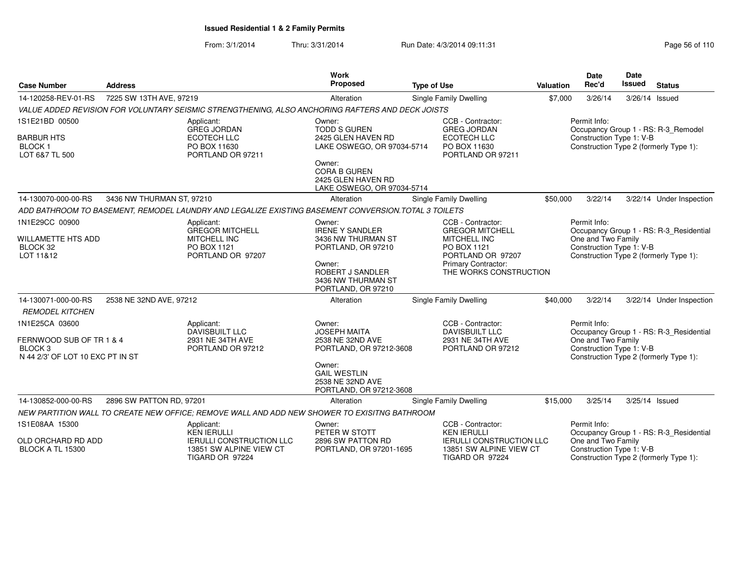# Issued Residential 1 & 2 Family Permits

From: 3/1/2014 Thru: 3/31/2014 Run Date: 4/3/2014 09:11:31

| Case Number | Address | Work Proposed | Type of Use | Valuation | Date Rec'd | Date Issued | Status |
|---|---|---|---|---|---|---|---|
| 14-120258-REV-01-RS | 7225 SW 13TH AVE, 97219 | Alteration | Single Family Dwelling | $7,000 | 3/26/14 | 3/26/14 | Issued |

*VALUE ADDED REVISION FOR VOLUNTARY SEISMIC STRENGTHENING, ALSO ANCHORING RAFTERS AND DECK JOISTS*

1S1E21BD 00500
BARBUR HTS
BLOCK 1
LOT 6&7 TL 500

Applicant:
GREG JORDAN
ECOTECH LLC
PO BOX 11630
PORTLAND OR 97211

Owner:
TODD S GUREN
2425 GLEN HAVEN RD
LAKE OSWEGO, OR 97034-5714

Owner:
CORA B GUREN
2425 GLEN HAVEN RD
LAKE OSWEGO, OR 97034-5714

CCB - Contractor:
GREG JORDAN
ECOTECH LLC
PO BOX 11630
PORTLAND OR 97211

Permit Info:
Occupancy Group 1 - RS: R-3_Remodel
Construction Type 1: V-B
Construction Type 2 (formerly Type 1):

| Case Number | Address | Work Proposed | Type of Use | Valuation | Date Rec'd | Date Issued | Status |
|---|---|---|---|---|---|---|---|
| 14-130070-000-00-RS | 3436 NW THURMAN ST, 97210 | Alteration | Single Family Dwelling | $50,000 | 3/22/14 | 3/22/14 | Under Inspection |

*ADD BATHROOM TO BASEMENT, REMODEL LAUNDRY AND LEGALIZE EXISTING BASEMENT CONVERSION.TOTAL 3 TOILETS*

1N1E29CC 00900
WILLAMETTE HTS ADD
BLOCK 32
LOT 11&12

Applicant:
GREGOR MITCHELL
MITCHELL INC
PO BOX 1121
PORTLAND OR 97207

Owner:
IRENE Y SANDLER
3436 NW THURMAN ST
PORTLAND, OR 97210

Owner:
ROBERT J SANDLER
3436 NW THURMAN ST
PORTLAND, OR 97210

CCB - Contractor:
GREGOR MITCHELL
MITCHELL INC
PO BOX 1121
PORTLAND OR 97207
Primary Contractor:
THE WORKS CONSTRUCTION

Permit Info:
Occupancy Group 1 - RS: R-3_Residential One and Two Family
Construction Type 1: V-B
Construction Type 2 (formerly Type 1):

| Case Number | Address | Work Proposed | Type of Use | Valuation | Date Rec'd | Date Issued | Status |
|---|---|---|---|---|---|---|---|
| 14-130071-000-00-RS | 2538 NE 32ND AVE, 97212 | Alteration | Single Family Dwelling | $40,000 | 3/22/14 | 3/22/14 | Under Inspection |

*REMODEL KITCHEN*

1N1E25CA 03600
FERNWOOD SUB OF TR 1 & 4
BLOCK 3
N 44 2/3' OF LOT 10 EXC PT IN ST

Applicant:
DAVISBUILT LLC
2931 NE 34TH AVE
PORTLAND OR 97212

Owner:
JOSEPH MAITA
2538 NE 32ND AVE
PORTLAND, OR 97212-3608

Owner:
GAIL WESTLIN
2538 NE 32ND AVE
PORTLAND, OR 97212-3608

CCB - Contractor:
DAVISBUILT LLC
2931 NE 34TH AVE
PORTLAND OR 97212

Permit Info:
Occupancy Group 1 - RS: R-3_Residential One and Two Family
Construction Type 1: V-B
Construction Type 2 (formerly Type 1):

| Case Number | Address | Work Proposed | Type of Use | Valuation | Date Rec'd | Date Issued | Status |
|---|---|---|---|---|---|---|---|
| 14-130852-000-00-RS | 2896 SW PATTON RD, 97201 | Alteration | Single Family Dwelling | $15,000 | 3/25/14 | 3/25/14 | Issued |

*NEW PARTITION WALL TO CREATE NEW OFFICE; REMOVE WALL AND ADD NEW SHOWER TO EXISITNG BATHROOM*

1S1E08AA 15300
OLD ORCHARD RD ADD
BLOCK A TL 15300

Applicant:
KEN IERULLI
IERULLI CONSTRUCTION LLC
13851 SW ALPINE VIEW CT
TIGARD OR 97224

Owner:
PETER W STOTT
2896 SW PATTON RD
PORTLAND, OR 97201-1695

CCB - Contractor:
KEN IERULLI
IERULLI CONSTRUCTION LLC
13851 SW ALPINE VIEW CT
TIGARD OR 97224

Permit Info:
Occupancy Group 1 - RS: R-3_Residential One and Two Family
Construction Type 1: V-B
Construction Type 2 (formerly Type 1):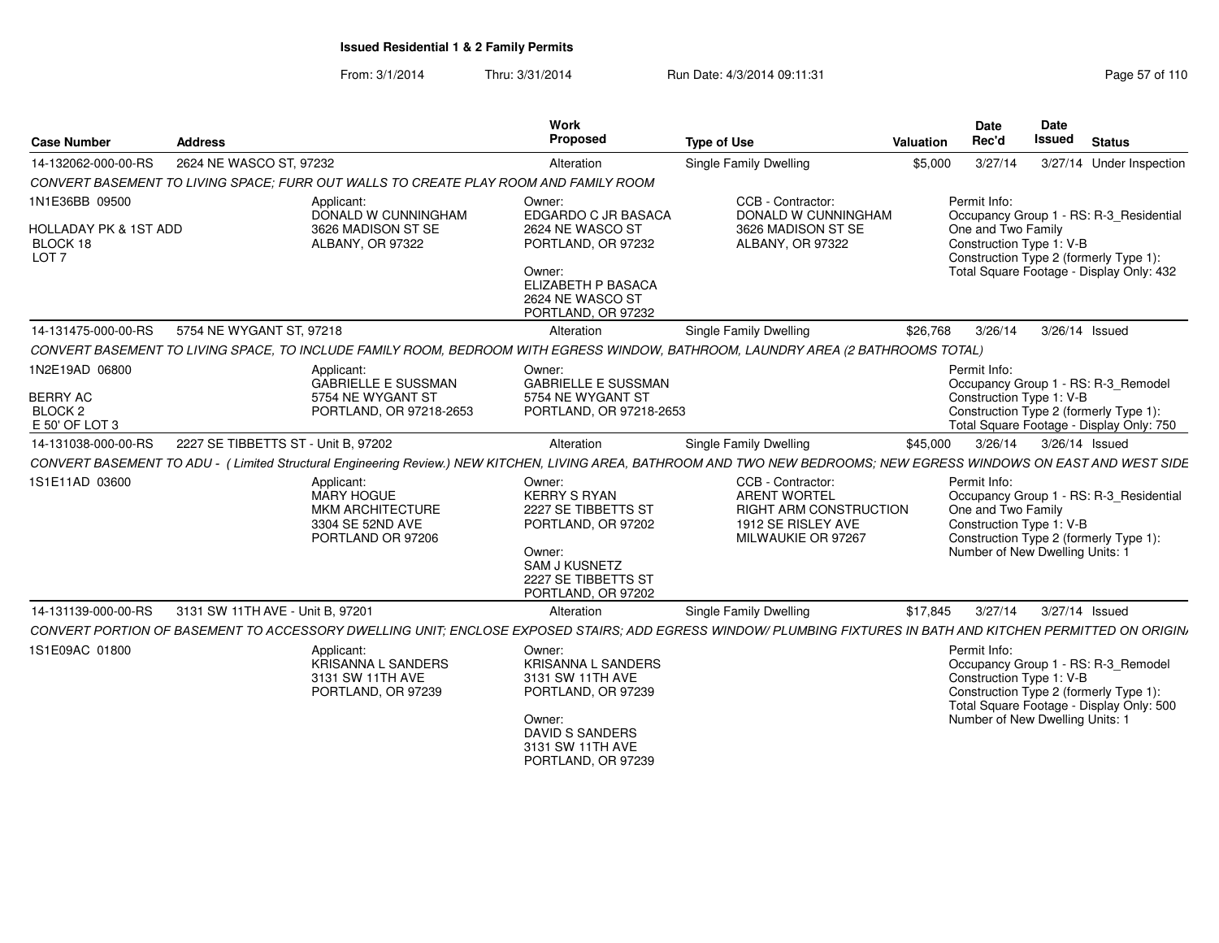**Issued Residential 1 & 2 Family Permits**

From: 3/1/2014 Thru: 3/31/2014 Run Date: 4/3/2014 09:11:31

| Case Number | Address | Work Proposed | Type of Use | Valuation | Date Rec'd | Date Issued | Status |
|---|---|---|---|---|---|---|---|
| 14-132062-000-00-RS | 2624 NE WASCO ST, 97232 | Alteration | Single Family Dwelling | $5,000 | 3/27/14 | 3/27/14 | Under Inspection |

*CONVERT BASEMENT TO LIVING SPACE; FURR OUT WALLS TO CREATE PLAY ROOM AND FAMILY ROOM*

1N1E36BB 09500
HOLLADAY PK & 1ST ADD
BLOCK 18
LOT 7

Applicant:
DONALD W CUNNINGHAM
3626 MADISON ST SE
ALBANY, OR 97322

Owner:
EDGARDO C JR BASACA
2624 NE WASCO ST
PORTLAND, OR 97232

Owner:
ELIZABETH P BASACA
2624 NE WASCO ST
PORTLAND, OR 97232

CCB - Contractor:
DONALD W CUNNINGHAM
3626 MADISON ST SE
ALBANY, OR 97322

Permit Info:
Occupancy Group 1 - RS: R-3_Residential One and Two Family
Construction Type 1: V-B
Construction Type 2 (formerly Type 1):
Total Square Footage - Display Only: 432

| Case Number | Address | Work Proposed | Type of Use | Valuation | Date Rec'd | Date Issued | Status |
|---|---|---|---|---|---|---|---|
| 14-131475-000-00-RS | 5754 NE WYGANT ST, 97218 | Alteration | Single Family Dwelling | $26,768 | 3/26/14 | 3/26/14 | Issued |

*CONVERT BASEMENT TO LIVING SPACE, TO INCLUDE FAMILY ROOM, BEDROOM WITH EGRESS WINDOW, BATHROOM, LAUNDRY AREA (2 BATHROOMS TOTAL)*

1N2E19AD 06800
BERRY AC
BLOCK 2
E 50' OF LOT 3

Applicant:
GABRIELLE E SUSSMAN
5754 NE WYGANT ST
PORTLAND, OR 97218-2653

Owner:
GABRIELLE E SUSSMAN
5754 NE WYGANT ST
PORTLAND, OR 97218-2653

Permit Info:
Occupancy Group 1 - RS: R-3_Remodel
Construction Type 1: V-B
Construction Type 2 (formerly Type 1):
Total Square Footage - Display Only: 750

| Case Number | Address | Work Proposed | Type of Use | Valuation | Date Rec'd | Date Issued | Status |
|---|---|---|---|---|---|---|---|
| 14-131038-000-00-RS | 2227 SE TIBBETTS ST - Unit B, 97202 | Alteration | Single Family Dwelling | $45,000 | 3/26/14 | 3/26/14 | Issued |

*CONVERT BASEMENT TO ADU - ( Limited Structural Engineering Review.) NEW KITCHEN, LIVING AREA, BATHROOM AND TWO NEW BEDROOMS; NEW EGRESS WINDOWS ON EAST AND WEST SIDE*

1S1E11AD 03600

Applicant:
MARY HOGUE
MKM ARCHITECTURE
3304 SE 52ND AVE
PORTLAND OR 97206

Owner:
KERRY S RYAN
2227 SE TIBBETTS ST
PORTLAND, OR 97202

Owner:
SAM J KUSNETZ
2227 SE TIBBETTS ST
PORTLAND, OR 97202

CCB - Contractor:
ARENT WORTEL
RIGHT ARM CONSTRUCTION
1912 SE RISLEY AVE
MILWAUKIE OR 97267

Permit Info:
Occupancy Group 1 - RS: R-3_Residential One and Two Family
Construction Type 1: V-B
Construction Type 2 (formerly Type 1):
Number of New Dwelling Units: 1

| Case Number | Address | Work Proposed | Type of Use | Valuation | Date Rec'd | Date Issued | Status |
|---|---|---|---|---|---|---|---|
| 14-131139-000-00-RS | 3131 SW 11TH AVE - Unit B, 97201 | Alteration | Single Family Dwelling | $17,845 | 3/27/14 | 3/27/14 | Issued |

*CONVERT PORTION OF BASEMENT TO ACCESSORY DWELLING UNIT; ENCLOSE EXPOSED STAIRS; ADD EGRESS WINDOW/ PLUMBING FIXTURES IN BATH AND KITCHEN PERMITTED ON ORIGIN*

1S1E09AC 01800

Applicant:
KRISANNA L SANDERS
3131 SW 11TH AVE
PORTLAND, OR 97239

Owner:
KRISANNA L SANDERS
3131 SW 11TH AVE
PORTLAND, OR 97239

Owner:
DAVID S SANDERS
3131 SW 11TH AVE
PORTLAND, OR 97239

Permit Info:
Occupancy Group 1 - RS: R-3_Remodel
Construction Type 1: V-B
Construction Type 2 (formerly Type 1):
Total Square Footage - Display Only: 500
Number of New Dwelling Units: 1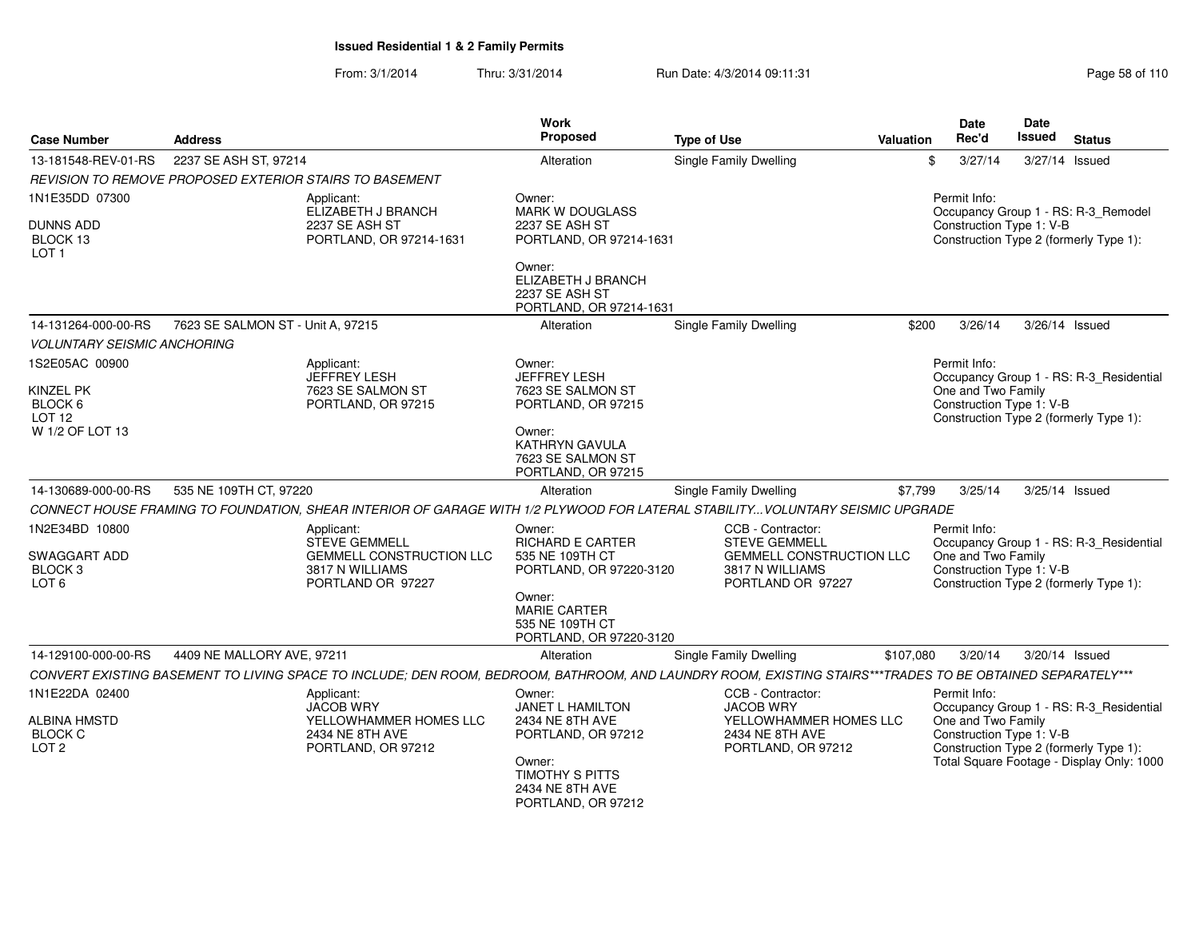**Issued Residential 1 & 2 Family Permits**

From: 3/1/2014 Thru: 3/31/2014 Run Date: 4/3/2014 09:11:31

| Case Number | Address | Work Proposed | Type of Use | Valuation | Date Rec'd | Date Issued | Status |
|---|---|---|---|---|---|---|---|
| 13-181548-REV-01-RS | 2237 SE ASH ST, 97214 | Alteration | Single Family Dwelling | $ | 3/27/14 | 3/27/14 | Issued |

*REVISION TO REMOVE PROPOSED EXTERIOR STAIRS TO BASEMENT*

1N1E35DD 07300
DUNNS ADD
BLOCK 13
LOT 1

Applicant:
ELIZABETH J BRANCH
2237 SE ASH ST
PORTLAND, OR 97214-1631

Owner:
MARK W DOUGLASS
2237 SE ASH ST
PORTLAND, OR 97214-1631

Owner:
ELIZABETH J BRANCH
2237 SE ASH ST
PORTLAND, OR 97214-1631

Permit Info:
Occupancy Group 1 - RS: R-3_Remodel
Construction Type 1: V-B
Construction Type 2 (formerly Type 1):

| Case Number | Address | Work Proposed | Type of Use | Valuation | Date Rec'd | Date Issued | Status |
|---|---|---|---|---|---|---|---|
| 14-131264-000-00-RS | 7623 SE SALMON ST - Unit A, 97215 | Alteration | Single Family Dwelling | $200 | 3/26/14 | 3/26/14 | Issued |

*VOLUNTARY SEISMIC ANCHORING*

1S2E05AC 00900
KINZEL PK
BLOCK 6
LOT 12
W 1/2 OF LOT 13

Applicant:
JEFFREY LESH
7623 SE SALMON ST
PORTLAND, OR 97215

Owner:
JEFFREY LESH
7623 SE SALMON ST
PORTLAND, OR 97215

Owner:
KATHRYN GAVULA
7623 SE SALMON ST
PORTLAND, OR 97215

Permit Info:
Occupancy Group 1 - RS: R-3_Residential One and Two Family
Construction Type 1: V-B
Construction Type 2 (formerly Type 1):

| Case Number | Address | Work Proposed | Type of Use | Valuation | Date Rec'd | Date Issued | Status |
|---|---|---|---|---|---|---|---|
| 14-130689-000-00-RS | 535 NE 109TH CT, 97220 | Alteration | Single Family Dwelling | $7,799 | 3/25/14 | 3/25/14 | Issued |

*CONNECT HOUSE FRAMING TO FOUNDATION, SHEAR INTERIOR OF GARAGE WITH 1/2 PLYWOOD FOR LATERAL STABILITY...VOLUNTARY SEISMIC UPGRADE*

1N2E34BD 10800
SWAGGART ADD
BLOCK 3
LOT 6

Applicant:
STEVE GEMMELL
GEMMELL CONSTRUCTION LLC
3817 N WILLIAMS
PORTLAND OR 97227

Owner:
RICHARD E CARTER
535 NE 109TH CT
PORTLAND, OR 97220-3120

Owner:
MARIE CARTER
535 NE 109TH CT
PORTLAND, OR 97220-3120

CCB - Contractor:
STEVE GEMMELL
GEMMELL CONSTRUCTION LLC
3817 N WILLIAMS
PORTLAND OR 97227

Permit Info:
Occupancy Group 1 - RS: R-3_Residential One and Two Family
Construction Type 1: V-B
Construction Type 2 (formerly Type 1):

| Case Number | Address | Work Proposed | Type of Use | Valuation | Date Rec'd | Date Issued | Status |
|---|---|---|---|---|---|---|---|
| 14-129100-000-00-RS | 4409 NE MALLORY AVE, 97211 | Alteration | Single Family Dwelling | $107,080 | 3/20/14 | 3/20/14 | Issued |

*CONVERT EXISTING BASEMENT TO LIVING SPACE TO INCLUDE; DEN ROOM, BEDROOM, BATHROOM, AND LAUNDRY ROOM, EXISTING STAIRS***TRADES TO BE OBTAINED SEPARATELY****

1N1E22DA 02400
ALBINA HMSTD
BLOCK C
LOT 2

Applicant:
JACOB WRY
YELLOWHAMMER HOMES LLC
2434 NE 8TH AVE
PORTLAND, OR 97212

Owner:
JANET L HAMILTON
2434 NE 8TH AVE
PORTLAND, OR 97212

Owner:
TIMOTHY S PITTS
2434 NE 8TH AVE
PORTLAND, OR 97212

CCB - Contractor:
JACOB WRY
YELLOWHAMMER HOMES LLC
2434 NE 8TH AVE
PORTLAND, OR 97212

Permit Info:
Occupancy Group 1 - RS: R-3_Residential One and Two Family
Construction Type 1: V-B
Construction Type 2 (formerly Type 1):
Total Square Footage - Display Only: 1000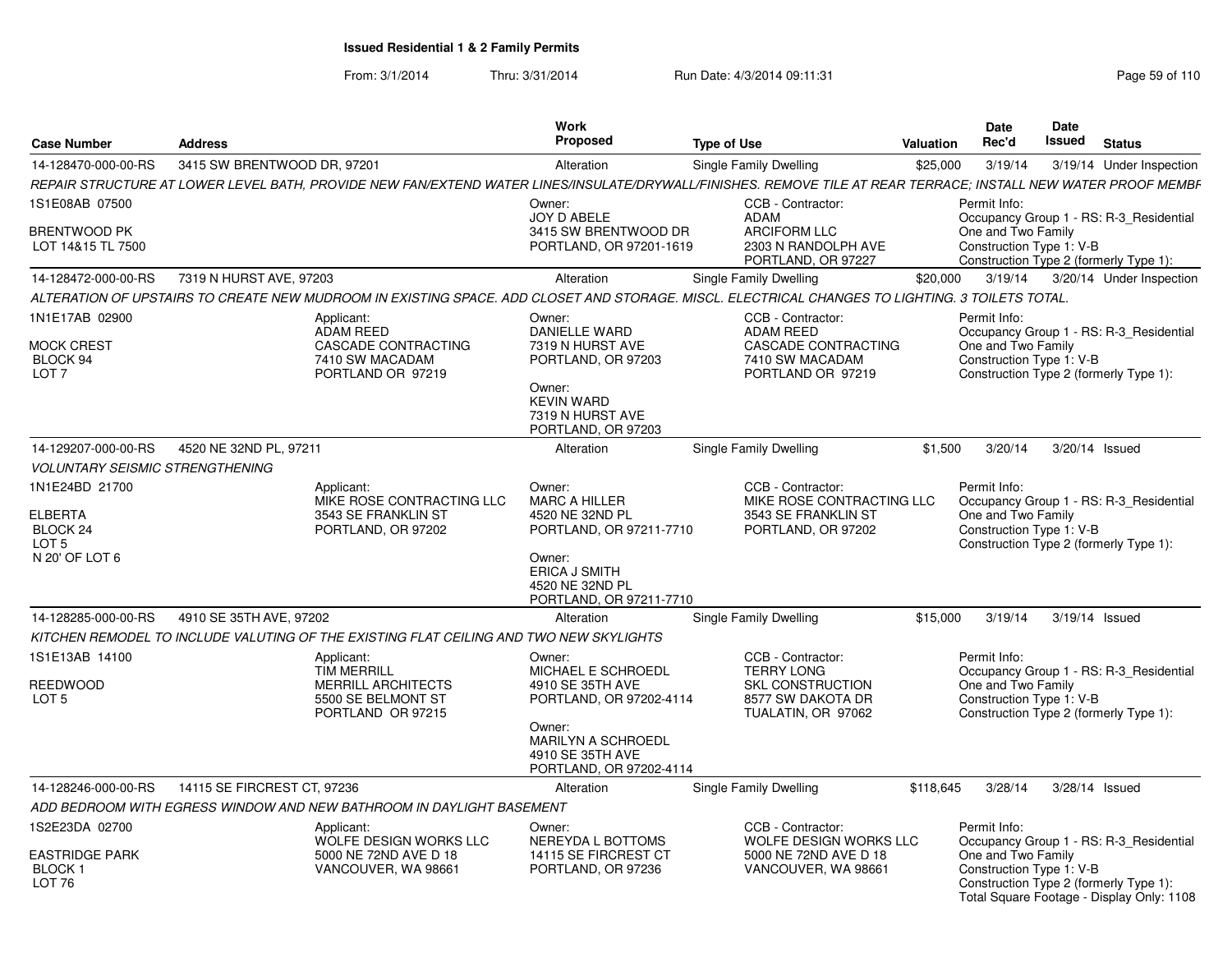**Issued Residential 1 & 2 Family Permits**

From: 3/1/2014 Thru: 3/31/2014 Run Date: 4/3/2014 09:11:31

| Case Number | Address | Work Proposed | Type of Use | Valuation | Date Rec'd | Date Issued | Status |
|---|---|---|---|---|---|---|---|
| 14-128470-000-00-RS | 3415 SW BRENTWOOD DR, 97201 | Alteration | Single Family Dwelling | $25,000 | 3/19/14 | 3/19/14 | Under Inspection |

*REPAIR STRUCTURE AT LOWER LEVEL BATH, PROVIDE NEW FAN/EXTEND WATER LINES/INSULATE/DRYWALL/FINISHES. REMOVE TILE AT REAR TERRACE; INSTALL NEW WATER PROOF MEMBF*

1S1E08AB 07500
BRENTWOOD PK
LOT 14&15 TL 7500

Owner: JOY D ABELE, 3415 SW BRENTWOOD DR, PORTLAND, OR 97201-1619

CCB - Contractor: ADAM, ARCIFORM LLC, 2303 N RANDOLPH AVE, PORTLAND, OR 97227

Permit Info: Occupancy Group 1 - RS: R-3_Residential One and Two Family; Construction Type 1: V-B; Construction Type 2 (formerly Type 1):

| Case Number | Address | Work Proposed | Type of Use | Valuation | Date Rec'd | Date Issued | Status |
|---|---|---|---|---|---|---|---|
| 14-128472-000-00-RS | 7319 N HURST AVE, 97203 | Alteration | Single Family Dwelling | $20,000 | 3/19/14 | 3/20/14 | Under Inspection |

*ALTERATION OF UPSTAIRS TO CREATE NEW MUDROOM IN EXISTING SPACE. ADD CLOSET AND STORAGE. MISCL. ELECTRICAL CHANGES TO LIGHTING. 3 TOILETS TOTAL.*

1N1E17AB 02900
MOCK CREST
BLOCK 94
LOT 7

Applicant: ADAM REED, CASCADE CONTRACTING, 7410 SW MACADAM, PORTLAND OR 97219

Owner: DANIELLE WARD, 7319 N HURST AVE, PORTLAND, OR 97203

Owner: KEVIN WARD, 7319 N HURST AVE, PORTLAND, OR 97203

CCB - Contractor: ADAM REED, CASCADE CONTRACTING, 7410 SW MACADAM, PORTLAND OR 97219

Permit Info: Occupancy Group 1 - RS: R-3_Residential One and Two Family; Construction Type 1: V-B; Construction Type 2 (formerly Type 1):

| Case Number | Address | Work Proposed | Type of Use | Valuation | Date Rec'd | Date Issued | Status |
|---|---|---|---|---|---|---|---|
| 14-129207-000-00-RS | 4520 NE 32ND PL, 97211 | Alteration | Single Family Dwelling | $1,500 | 3/20/14 | 3/20/14 | Issued |

*VOLUNTARY SEISMIC STRENGTHENING*

1N1E24BD 21700
ELBERTA
BLOCK 24
LOT 5
N 20' OF LOT 6

Applicant: MIKE ROSE CONTRACTING LLC, 3543 SE FRANKLIN ST, PORTLAND, OR 97202

Owner: MARC A HILLER, 4520 NE 32ND PL, PORTLAND, OR 97211-7710

Owner: ERICA J SMITH, 4520 NE 32ND PL, PORTLAND, OR 97211-7710

CCB - Contractor: MIKE ROSE CONTRACTING LLC, 3543 SE FRANKLIN ST, PORTLAND, OR 97202

Permit Info: Occupancy Group 1 - RS: R-3_Residential One and Two Family; Construction Type 1: V-B; Construction Type 2 (formerly Type 1):

| Case Number | Address | Work Proposed | Type of Use | Valuation | Date Rec'd | Date Issued | Status |
|---|---|---|---|---|---|---|---|
| 14-128285-000-00-RS | 4910 SE 35TH AVE, 97202 | Alteration | Single Family Dwelling | $15,000 | 3/19/14 | 3/19/14 | Issued |

*KITCHEN REMODEL TO INCLUDE VALUTING OF THE EXISTING FLAT CEILING AND TWO NEW SKYLIGHTS*

1S1E13AB 14100
REEDWOOD
LOT 5

Applicant: TIM MERRILL, MERRILL ARCHITECTS, 5500 SE BELMONT ST, PORTLAND OR 97215

Owner: MICHAEL E SCHROEDL, 4910 SE 35TH AVE, PORTLAND, OR 97202-4114

Owner: MARILYN A SCHROEDL, 4910 SE 35TH AVE, PORTLAND, OR 97202-4114

CCB - Contractor: TERRY LONG, SKL CONSTRUCTION, 8577 SW DAKOTA DR, TUALATIN, OR 97062

Permit Info: Occupancy Group 1 - RS: R-3_Residential One and Two Family; Construction Type 1: V-B; Construction Type 2 (formerly Type 1):

| Case Number | Address | Work Proposed | Type of Use | Valuation | Date Rec'd | Date Issued | Status |
|---|---|---|---|---|---|---|---|
| 14-128246-000-00-RS | 14115 SE FIRCREST CT, 97236 | Alteration | Single Family Dwelling | $118,645 | 3/28/14 | 3/28/14 | Issued |

*ADD BEDROOM WITH EGRESS WINDOW AND NEW BATHROOM IN DAYLIGHT BASEMENT*

1S2E23DA 02700
EASTRIDGE PARK
BLOCK 1
LOT 76

Applicant: WOLFE DESIGN WORKS LLC, 5000 NE 72ND AVE D 18, VANCOUVER, WA 98661

Owner: NEREYDA L BOTTOMS, 14115 SE FIRCREST CT, PORTLAND, OR 97236

CCB - Contractor: WOLFE DESIGN WORKS LLC, 5000 NE 72ND AVE D 18, VANCOUVER, WA 98661

Permit Info: Occupancy Group 1 - RS: R-3_Residential One and Two Family; Construction Type 1: V-B; Construction Type 2 (formerly Type 1):; Total Square Footage - Display Only: 1108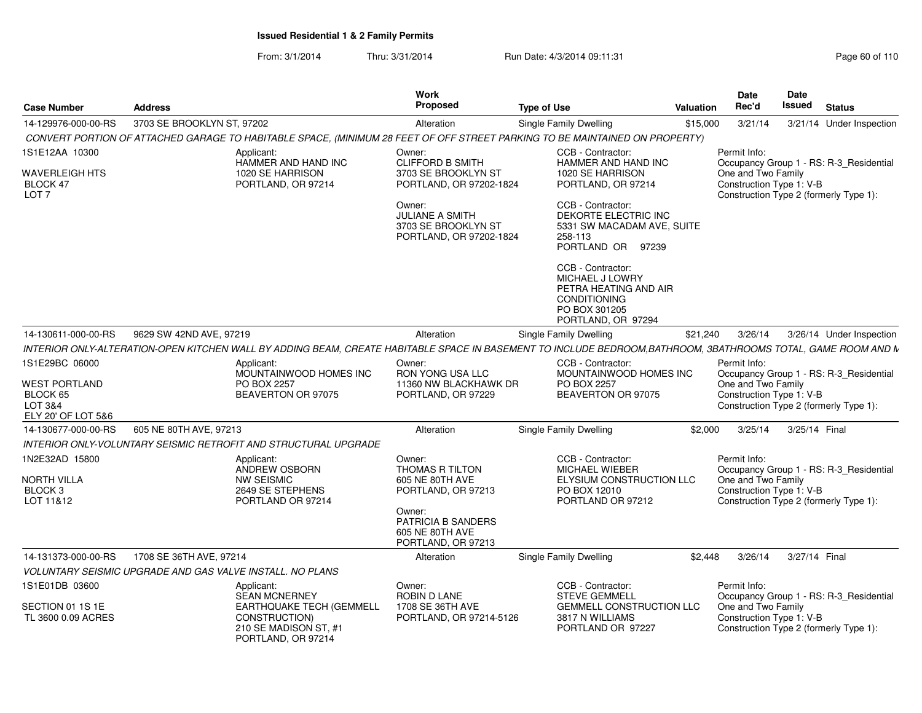# Issued Residential 1 & 2 Family Permits

From: 3/1/2014 Thru: 3/31/2014 Run Date: 4/3/2014 09:11:31

| Case Number | Address | Work Proposed | Type of Use | Valuation | Date Rec'd | Date Issued | Status |
|---|---|---|---|---|---|---|---|
| 14-129976-000-00-RS | 3703 SE BROOKLYN ST, 97202 | Alteration | Single Family Dwelling | $15,000 | 3/21/14 | 3/21/14 | Under Inspection |

*CONVERT PORTION OF ATTACHED GARAGE TO HABITABLE SPACE, (MINIMUM 28 FEET OF OFF STREET PARKING TO BE MAINTAINED ON PROPERTY)*

1S1E12AA 10300
WAVERLEIGH HTS
BLOCK 47
LOT 7

Applicant:
HAMMER AND HAND INC
1020 SE HARRISON
PORTLAND, OR 97214

Owner:
CLIFFORD B SMITH
3703 SE BROOKLYN ST
PORTLAND, OR 97202-1824

Owner:
JULIANE A SMITH
3703 SE BROOKLYN ST
PORTLAND, OR 97202-1824

CCB - Contractor:
HAMMER AND HAND INC
1020 SE HARRISON
PORTLAND, OR 97214

CCB - Contractor:
DEKORTE ELECTRIC INC
5331 SW MACADAM AVE, SUITE 258-113
PORTLAND OR 97239

CCB - Contractor:
MICHAEL J LOWRY
PETRA HEATING AND AIR CONDITIONING
PO BOX 301205
PORTLAND, OR 97294

Permit Info:
Occupancy Group 1 - RS: R-3_Residential One and Two Family
Construction Type 1: V-B
Construction Type 2 (formerly Type 1):

| Case Number | Address | Work Proposed | Type of Use | Valuation | Date Rec'd | Date Issued | Status |
|---|---|---|---|---|---|---|---|
| 14-130611-000-00-RS | 9629 SW 42ND AVE, 97219 | Alteration | Single Family Dwelling | $21,240 | 3/26/14 | 3/26/14 | Under Inspection |

*INTERIOR ONLY-ALTERATION-OPEN KITCHEN WALL BY ADDING BEAM, CREATE HABITABLE SPACE IN BASEMENT TO INCLUDE BEDROOM,BATHROOM, 3BATHROOMS TOTAL, GAME ROOM AND M*

1S1E29BC 06000
WEST PORTLAND
BLOCK 65
LOT 3&4
ELY 20' OF LOT 5&6

Applicant:
MOUNTAINWOOD HOMES INC
PO BOX 2257
BEAVERTON OR 97075

Owner:
RON YONG USA LLC
11360 NW BLACKHAWK DR
PORTLAND, OR 97229

CCB - Contractor:
MOUNTAINWOOD HOMES INC
PO BOX 2257
BEAVERTON OR 97075

Permit Info:
Occupancy Group 1 - RS: R-3_Residential One and Two Family
Construction Type 1: V-B
Construction Type 2 (formerly Type 1):

| Case Number | Address | Work Proposed | Type of Use | Valuation | Date Rec'd | Date Issued | Status |
|---|---|---|---|---|---|---|---|
| 14-130677-000-00-RS | 605 NE 80TH AVE, 97213 | Alteration | Single Family Dwelling | $2,000 | 3/25/14 | 3/25/14 | Final |

*INTERIOR ONLY-VOLUNTARY SEISMIC RETROFIT AND STRUCTURAL UPGRADE*

1N2E32AD 15800
NORTH VILLA
BLOCK 3
LOT 11&12

Applicant:
ANDREW OSBORN
NW SEISMIC
2649 SE STEPHENS
PORTLAND OR 97214

Owner:
THOMAS R TILTON
605 NE 80TH AVE
PORTLAND, OR 97213

Owner:
PATRICIA B SANDERS
605 NE 80TH AVE
PORTLAND, OR 97213

CCB - Contractor:
MICHAEL WIEBER
ELYSIUM CONSTRUCTION LLC
PO BOX 12010
PORTLAND OR 97212

Permit Info:
Occupancy Group 1 - RS: R-3_Residential One and Two Family
Construction Type 1: V-B
Construction Type 2 (formerly Type 1):

| Case Number | Address | Work Proposed | Type of Use | Valuation | Date Rec'd | Date Issued | Status |
|---|---|---|---|---|---|---|---|
| 14-131373-000-00-RS | 1708 SE 36TH AVE, 97214 | Alteration | Single Family Dwelling | $2,448 | 3/26/14 | 3/27/14 | Final |

*VOLUNTARY SEISMIC UPGRADE AND GAS VALVE INSTALL. NO PLANS*

1S1E01DB 03600
SECTION 01 1S 1E
TL 3600 0.09 ACRES

Applicant:
SEAN MCNERNEY
EARTHQUAKE TECH (GEMMELL CONSTRUCTION)
210 SE MADISON ST, #1
PORTLAND, OR 97214

Owner:
ROBIN D LANE
1708 SE 36TH AVE
PORTLAND, OR 97214-5126

CCB - Contractor:
STEVE GEMMELL
GEMMELL CONSTRUCTION LLC
3817 N WILLIAMS
PORTLAND OR 97227

Permit Info:
Occupancy Group 1 - RS: R-3_Residential One and Two Family
Construction Type 1: V-B
Construction Type 2 (formerly Type 1):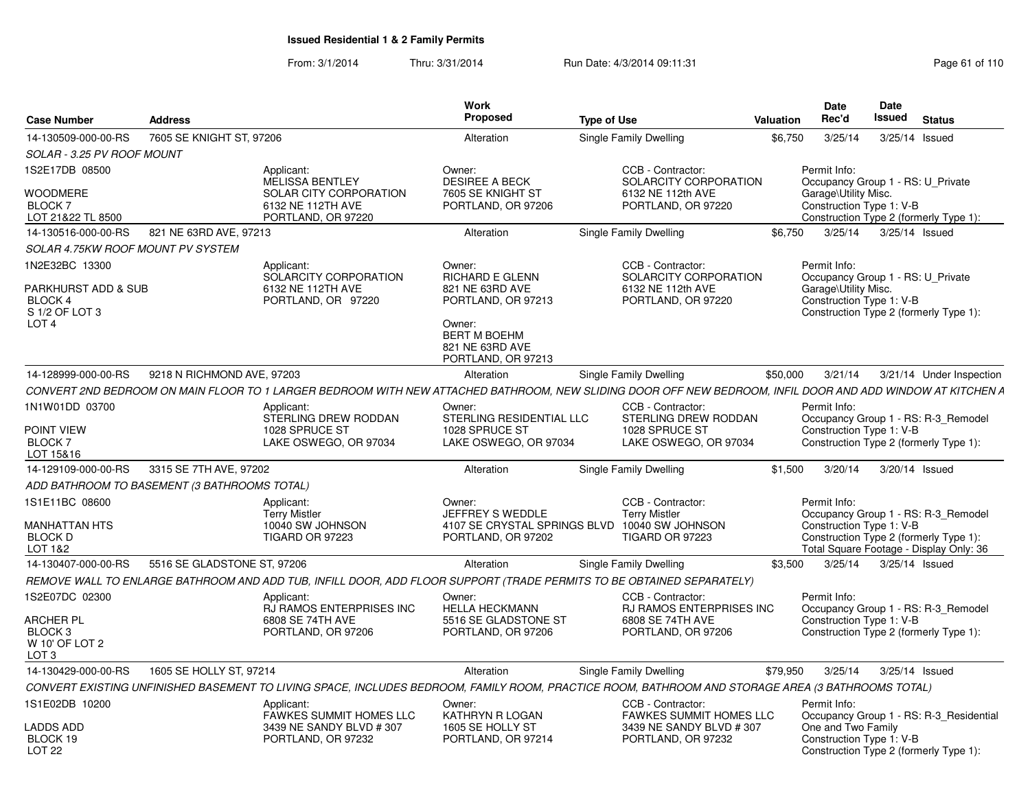# Issued Residential 1 & 2 Family Permits

From: 3/1/2014 Thru: 3/31/2014 Run Date: 4/3/2014 09:11:31

| Case Number | Address | Work Proposed | Type of Use | Valuation | Date Rec'd | Date Issued | Status |
|---|---|---|---|---|---|---|---|
| 14-130509-000-00-RS | 7605 SE KNIGHT ST, 97206 | Alteration | Single Family Dwelling | $6,750 | 3/25/14 | 3/25/14 | Issued |

*SOLAR - 3.25 PV ROOF MOUNT*

- 1S2E17DB 08500 — WOODMERE, BLOCK 7, LOT 21&22 TL 8500
- Applicant: MELISSA BENTLEY, SOLAR CITY CORPORATION, 6132 NE 112TH AVE, PORTLAND, OR 97220
- Owner: DESIREE A BECK, 7605 SE KNIGHT ST, PORTLAND, OR 97206
- CCB - Contractor: SOLARCITY CORPORATION, 6132 NE 112th AVE, PORTLAND, OR 97220
- Permit Info: Occupancy Group 1 - RS: U_Private Garage\Utility Misc. Construction Type 1: V-B. Construction Type 2 (formerly Type 1):

| Case Number | Address | Work Proposed | Type of Use | Valuation | Date Rec'd | Date Issued | Status |
|---|---|---|---|---|---|---|---|
| 14-130516-000-00-RS | 821 NE 63RD AVE, 97213 | Alteration | Single Family Dwelling | $6,750 | 3/25/14 | 3/25/14 | Issued |

*SOLAR 4.75KW ROOF MOUNT PV SYSTEM*

- 1N2E32BC 13300 — PARKHURST ADD & SUB, BLOCK 4, S 1/2 OF LOT 3, LOT 4
- Applicant: SOLARCITY CORPORATION, 6132 NE 112TH AVE, PORTLAND, OR 97220
- Owner: RICHARD E GLENN, 821 NE 63RD AVE, PORTLAND, OR 97213
- Owner: BERT M BOEHM, 821 NE 63RD AVE, PORTLAND, OR 97213
- CCB - Contractor: SOLARCITY CORPORATION, 6132 NE 112th AVE, PORTLAND, OR 97220
- Permit Info: Occupancy Group 1 - RS: U_Private Garage\Utility Misc. Construction Type 1: V-B. Construction Type 2 (formerly Type 1):

| Case Number | Address | Work Proposed | Type of Use | Valuation | Date Rec'd | Date Issued | Status |
|---|---|---|---|---|---|---|---|
| 14-128999-000-00-RS | 9218 N RICHMOND AVE, 97203 | Alteration | Single Family Dwelling | $50,000 | 3/21/14 | 3/21/14 | Under Inspection |

*CONVERT 2ND BEDROOM ON MAIN FLOOR TO 1 LARGER BEDROOM WITH NEW ATTACHED BATHROOM, NEW SLIDING DOOR OFF NEW BEDROOM, INFIL DOOR AND ADD WINDOW AT KITCHEN A*

- 1N1W01DD 03700 — POINT VIEW, BLOCK 7, LOT 15&16
- Applicant: STERLING DREW RODDAN, 1028 SPRUCE ST, LAKE OSWEGO, OR 97034
- Owner: STERLING RESIDENTIAL LLC, 1028 SPRUCE ST, LAKE OSWEGO, OR 97034
- CCB - Contractor: STERLING DREW RODDAN, 1028 SPRUCE ST, LAKE OSWEGO, OR 97034
- Permit Info: Occupancy Group 1 - RS: R-3_Remodel. Construction Type 1: V-B. Construction Type 2 (formerly Type 1):

| Case Number | Address | Work Proposed | Type of Use | Valuation | Date Rec'd | Date Issued | Status |
|---|---|---|---|---|---|---|---|
| 14-129109-000-00-RS | 3315 SE 7TH AVE, 97202 | Alteration | Single Family Dwelling | $1,500 | 3/20/14 | 3/20/14 | Issued |

*ADD BATHROOM TO BASEMENT (3 BATHROOMS TOTAL)*

- 1S1E11BC 08600 — MANHATTAN HTS, BLOCK D, LOT 1&2
- Applicant: Terry Mistler, 10040 SW JOHNSON, TIGARD OR 97223
- Owner: JEFFREY S WEDDLE, 4107 SE CRYSTAL SPRINGS BLVD, PORTLAND, OR 97202
- CCB - Contractor: Terry Mistler, 10040 SW JOHNSON, TIGARD OR 97223
- Permit Info: Occupancy Group 1 - RS: R-3_Remodel. Construction Type 1: V-B. Construction Type 2 (formerly Type 1): Total Square Footage - Display Only: 36

| Case Number | Address | Work Proposed | Type of Use | Valuation | Date Rec'd | Date Issued | Status |
|---|---|---|---|---|---|---|---|
| 14-130407-000-00-RS | 5516 SE GLADSTONE ST, 97206 | Alteration | Single Family Dwelling | $3,500 | 3/25/14 | 3/25/14 | Issued |

*REMOVE WALL TO ENLARGE BATHROOM AND ADD TUB, INFILL DOOR, ADD FLOOR SUPPORT (TRADE PERMITS TO BE OBTAINED SEPARATELY)*

- 1S2E07DC 02300 — ARCHER PL, BLOCK 3, W 10' OF LOT 2, LOT 3
- Applicant: RJ RAMOS ENTERPRISES INC, 6808 SE 74TH AVE, PORTLAND, OR 97206
- Owner: HELLA HECKMANN, 5516 SE GLADSTONE ST, PORTLAND, OR 97206
- CCB - Contractor: RJ RAMOS ENTERPRISES INC, 6808 SE 74TH AVE, PORTLAND, OR 97206
- Permit Info: Occupancy Group 1 - RS: R-3_Remodel. Construction Type 1: V-B. Construction Type 2 (formerly Type 1):

| Case Number | Address | Work Proposed | Type of Use | Valuation | Date Rec'd | Date Issued | Status |
|---|---|---|---|---|---|---|---|
| 14-130429-000-00-RS | 1605 SE HOLLY ST, 97214 | Alteration | Single Family Dwelling | $79,950 | 3/25/14 | 3/25/14 | Issued |

*CONVERT EXISTING UNFINISHED BASEMENT TO LIVING SPACE, INCLUDES BEDROOM, FAMILY ROOM, PRACTICE ROOM, BATHROOM AND STORAGE AREA (3 BATHROOMS TOTAL)*

- 1S1E02DB 10200 — LADDS ADD, BLOCK 19, LOT 22
- Applicant: FAWKES SUMMIT HOMES LLC, 3439 NE SANDY BLVD # 307, PORTLAND, OR 97232
- Owner: KATHRYN R LOGAN, 1605 SE HOLLY ST, PORTLAND, OR 97214
- CCB - Contractor: FAWKES SUMMIT HOMES LLC, 3439 NE SANDY BLVD # 307, PORTLAND, OR 97232
- Permit Info: Occupancy Group 1 - RS: R-3_Residential One and Two Family. Construction Type 1: V-B. Construction Type 2 (formerly Type 1):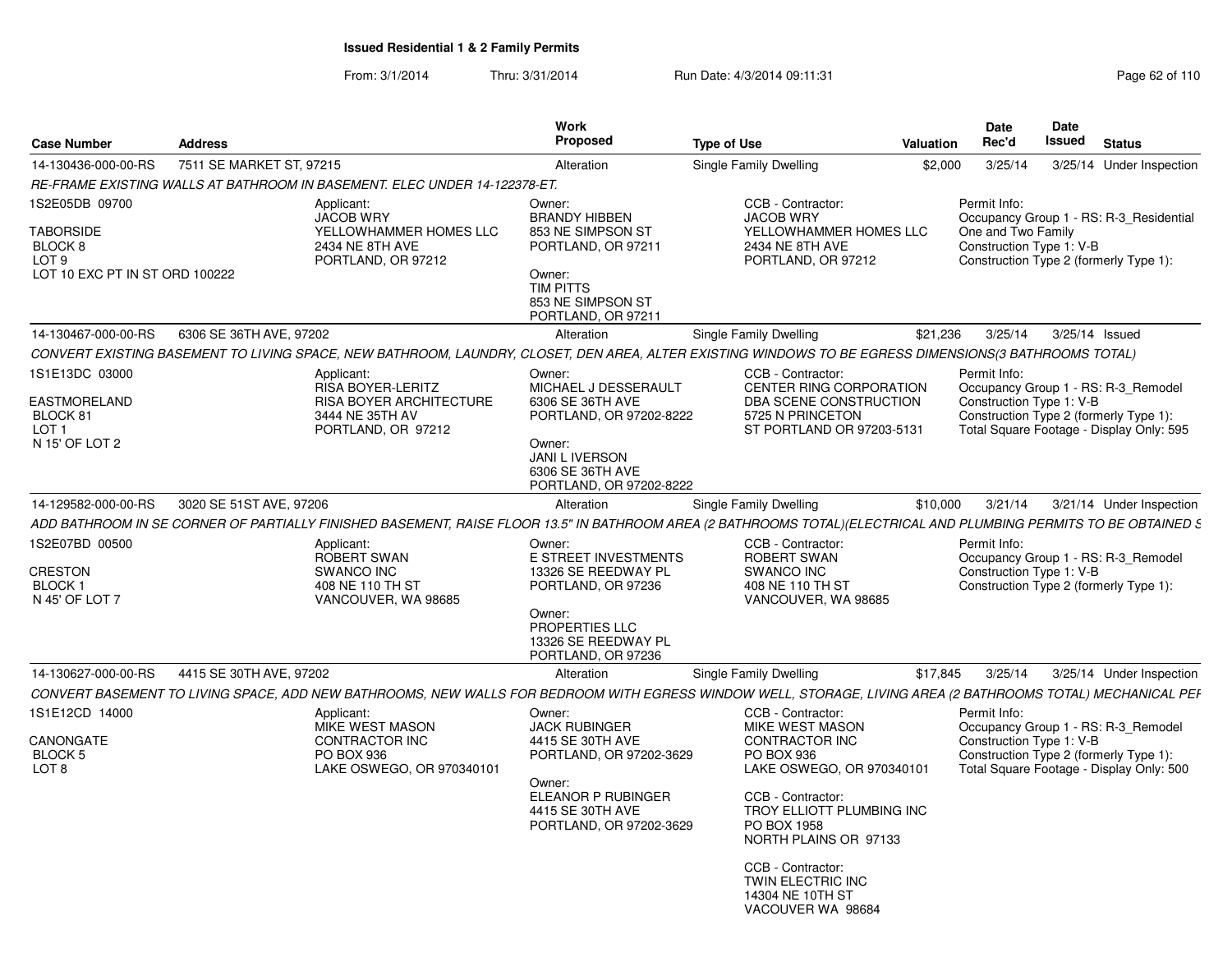# Issued Residential 1 & 2 Family Permits

From: 3/1/2014 Thru: 3/31/2014 Run Date: 4/3/2014 09:11:31

| Case Number | Address | Work Proposed | Type of Use | Valuation | Date Rec'd | Date Issued | Status |
|---|---|---|---|---|---|---|---|
| 14-130436-000-00-RS | 7511 SE MARKET ST, 97215 | Alteration | Single Family Dwelling | $2,000 | 3/25/14 | 3/25/14 | Under Inspection |

*RE-FRAME EXISTING WALLS AT BATHROOM IN BASEMENT. ELEC UNDER 14-122378-ET.*

1S2E05DB 09700
TABORSIDE
BLOCK 8
LOT 9
LOT 10 EXC PT IN ST ORD 100222

Applicant:
JACOB WRY
YELLOWHAMMER HOMES LLC
2434 NE 8TH AVE
PORTLAND, OR 97212

Owner:
BRANDY HIBBEN
853 NE SIMPSON ST
PORTLAND, OR 97211

Owner:
TIM PITTS
853 NE SIMPSON ST
PORTLAND, OR 97211

CCB - Contractor:
JACOB WRY
YELLOWHAMMER HOMES LLC
2434 NE 8TH AVE
PORTLAND, OR 97212

Permit Info:
Occupancy Group 1 - RS: R-3_Residential One and Two Family
Construction Type 1: V-B
Construction Type 2 (formerly Type 1):

| Case Number | Address | Work Proposed | Type of Use | Valuation | Date Rec'd | Date Issued | Status |
|---|---|---|---|---|---|---|---|
| 14-130467-000-00-RS | 6306 SE 36TH AVE, 97202 | Alteration | Single Family Dwelling | $21,236 | 3/25/14 | 3/25/14 | Issued |

*CONVERT EXISTING BASEMENT TO LIVING SPACE, NEW BATHROOM, LAUNDRY, CLOSET, DEN AREA, ALTER EXISTING WINDOWS TO BE EGRESS DIMENSIONS(3 BATHROOMS TOTAL)*

1S1E13DC 03000
EASTMORELAND
BLOCK 81
LOT 1
N 15' OF LOT 2

Applicant:
RISA BOYER-LERITZ
RISA BOYER ARCHITECTURE
3444 NE 35TH AV
PORTLAND, OR 97212

Owner:
MICHAEL J DESSERAULT
6306 SE 36TH AVE
PORTLAND, OR 97202-8222

Owner:
JANI L IVERSON
6306 SE 36TH AVE
PORTLAND, OR 97202-8222

CCB - Contractor:
CENTER RING CORPORATION
DBA SCENE CONSTRUCTION
5725 N PRINCETON
ST PORTLAND OR 97203-5131

Permit Info:
Occupancy Group 1 - RS: R-3_Remodel
Construction Type 1: V-B
Construction Type 2 (formerly Type 1):
Total Square Footage - Display Only: 595

| Case Number | Address | Work Proposed | Type of Use | Valuation | Date Rec'd | Date Issued | Status |
|---|---|---|---|---|---|---|---|
| 14-129582-000-00-RS | 3020 SE 51ST AVE, 97206 | Alteration | Single Family Dwelling | $10,000 | 3/21/14 | 3/21/14 | Under Inspection |

*ADD BATHROOM IN SE CORNER OF PARTIALLY FINISHED BASEMENT, RAISE FLOOR 13.5" IN BATHROOM AREA (2 BATHROOMS TOTAL)(ELECTRICAL AND PLUMBING PERMITS TO BE OBTAINED S*

1S2E07BD 00500
CRESTON
BLOCK 1
N 45' OF LOT 7

Applicant:
ROBERT SWAN
SWANCO INC
408 NE 110 TH ST
VANCOUVER, WA 98685

Owner:
E STREET INVESTMENTS
13326 SE REEDWAY PL
PORTLAND, OR 97236

Owner:
PROPERTIES LLC
13326 SE REEDWAY PL
PORTLAND, OR 97236

CCB - Contractor:
ROBERT SWAN
SWANCO INC
408 NE 110 TH ST
VANCOUVER, WA 98685

Permit Info:
Occupancy Group 1 - RS: R-3_Remodel
Construction Type 1: V-B
Construction Type 2 (formerly Type 1):

| Case Number | Address | Work Proposed | Type of Use | Valuation | Date Rec'd | Date Issued | Status |
|---|---|---|---|---|---|---|---|
| 14-130627-000-00-RS | 4415 SE 30TH AVE, 97202 | Alteration | Single Family Dwelling | $17,845 | 3/25/14 | 3/25/14 | Under Inspection |

*CONVERT BASEMENT TO LIVING SPACE, ADD NEW BATHROOMS, NEW WALLS FOR BEDROOM WITH EGRESS WINDOW WELL, STORAGE, LIVING AREA (2 BATHROOMS TOTAL) MECHANICAL PEF*

1S1E12CD 14000
CANONGATE
BLOCK 5
LOT 8

Applicant:
MIKE WEST MASON
CONTRACTOR INC
PO BOX 936
LAKE OSWEGO, OR 970340101

Owner:
JACK RUBINGER
4415 SE 30TH AVE
PORTLAND, OR 97202-3629

Owner:
ELEANOR P RUBINGER
4415 SE 30TH AVE
PORTLAND, OR 97202-3629

CCB - Contractor:
MIKE WEST MASON
CONTRACTOR INC
PO BOX 936
LAKE OSWEGO, OR 970340101

CCB - Contractor:
TROY ELLIOTT PLUMBING INC
PO BOX 1958
NORTH PLAINS OR 97133

CCB - Contractor:
TWIN ELECTRIC INC
14304 NE 10TH ST
VACOUVER WA 98684

Permit Info:
Occupancy Group 1 - RS: R-3_Remodel
Construction Type 1: V-B
Construction Type 2 (formerly Type 1):
Total Square Footage - Display Only: 500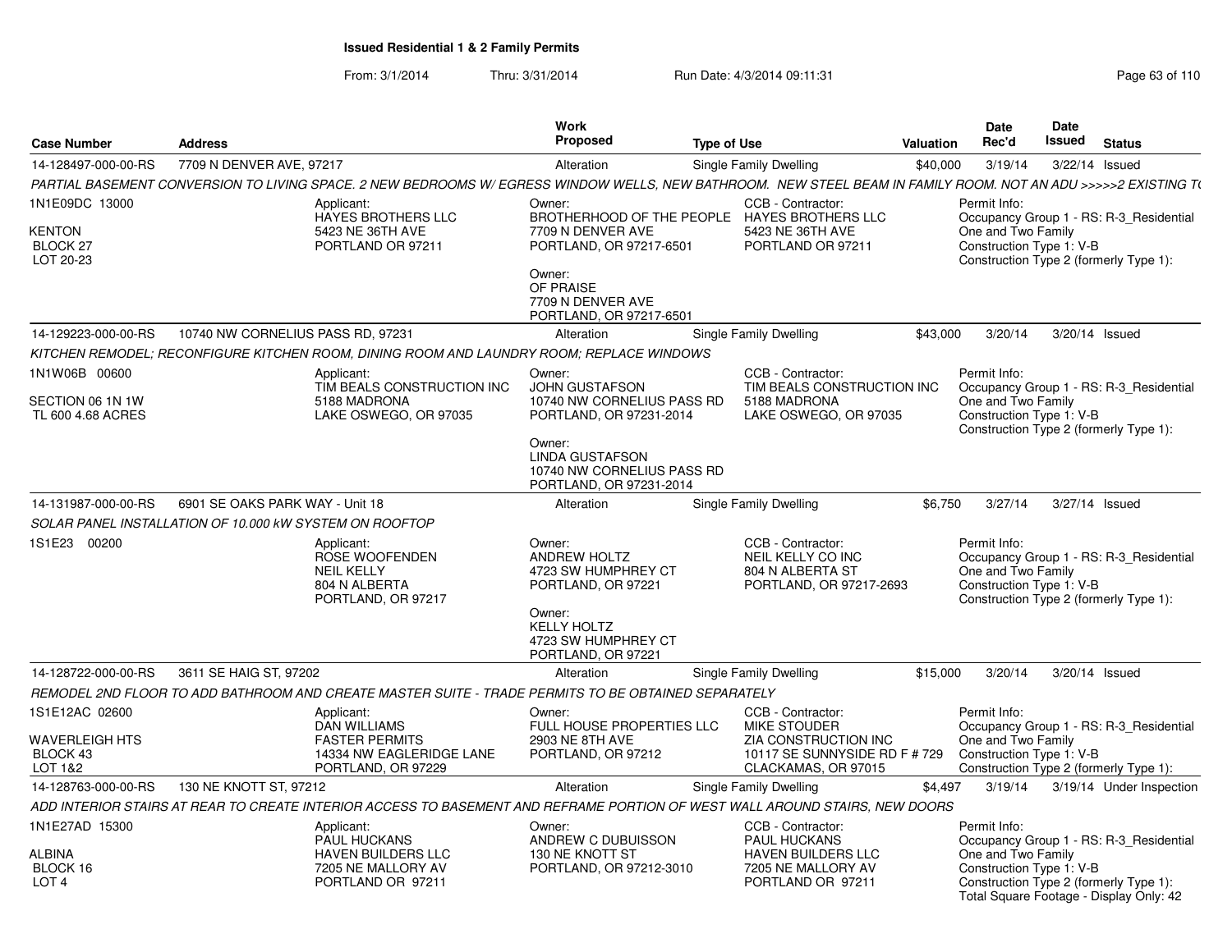# Issued Residential 1 & 2 Family Permits

From: 3/1/2014 Thru: 3/31/2014 Run Date: 4/3/2014 09:11:31

| Case Number | Address | Work Proposed | Type of Use | Valuation | Date Rec'd | Date Issued | Status |
|---|---|---|---|---|---|---|---|
| 14-128497-000-00-RS | 7709 N DENVER AVE, 97217 | Alteration | Single Family Dwelling | $40,000 | 3/19/14 | 3/22/14 | Issued |

*PARTIAL BASEMENT CONVERSION TO LIVING SPACE. 2 NEW BEDROOMS W/ EGRESS WINDOW WELLS, NEW BATHROOM. NEW STEEL BEAM IN FAMILY ROOM. NOT AN ADU >>>>>2 EXISTING T(*

1N1E09DC 13000
KENTON
BLOCK 27
LOT 20-23

Applicant: HAYES BROTHERS LLC, 5423 NE 36TH AVE, PORTLAND OR 97211

Owner: BROTHERHOOD OF THE PEOPLE, 7709 N DENVER AVE, PORTLAND, OR 97217-6501

Owner: OF PRAISE, 7709 N DENVER AVE, PORTLAND, OR 97217-6501

CCB - Contractor: HAYES BROTHERS LLC, 5423 NE 36TH AVE, PORTLAND OR 97211

Permit Info: Occupancy Group 1 - RS: R-3_Residential One and Two Family; Construction Type 1: V-B; Construction Type 2 (formerly Type 1):

| Case Number | Address | Work Proposed | Type of Use | Valuation | Date Rec'd | Date Issued | Status |
|---|---|---|---|---|---|---|---|
| 14-129223-000-00-RS | 10740 NW CORNELIUS PASS RD, 97231 | Alteration | Single Family Dwelling | $43,000 | 3/20/14 | 3/20/14 | Issued |

*KITCHEN REMODEL; RECONFIGURE KITCHEN ROOM, DINING ROOM AND LAUNDRY ROOM; REPLACE WINDOWS*

1N1W06B 00600
SECTION 06 1N 1W
TL 600 4.68 ACRES

Applicant: TIM BEALS CONSTRUCTION INC, 5188 MADRONA, LAKE OSWEGO, OR 97035

Owner: JOHN GUSTAFSON, 10740 NW CORNELIUS PASS RD, PORTLAND, OR 97231-2014

Owner: LINDA GUSTAFSON, 10740 NW CORNELIUS PASS RD, PORTLAND, OR 97231-2014

CCB - Contractor: TIM BEALS CONSTRUCTION INC, 5188 MADRONA, LAKE OSWEGO, OR 97035

Permit Info: Occupancy Group 1 - RS: R-3_Residential One and Two Family; Construction Type 1: V-B; Construction Type 2 (formerly Type 1):

| Case Number | Address | Work Proposed | Type of Use | Valuation | Date Rec'd | Date Issued | Status |
|---|---|---|---|---|---|---|---|
| 14-131987-000-00-RS | 6901 SE OAKS PARK WAY - Unit 18 | Alteration | Single Family Dwelling | $6,750 | 3/27/14 | 3/27/14 | Issued |

*SOLAR PANEL INSTALLATION OF 10.000 kW SYSTEM ON ROOFTOP*

1S1E23 00200

Applicant: ROSE WOOFENDEN, NEIL KELLY, 804 N ALBERTA, PORTLAND, OR 97217

Owner: ANDREW HOLTZ, 4723 SW HUMPHREY CT, PORTLAND, OR 97221

Owner: KELLY HOLTZ, 4723 SW HUMPHREY CT, PORTLAND, OR 97221

CCB - Contractor: NEIL KELLY CO INC, 804 N ALBERTA ST, PORTLAND, OR 97217-2693

Permit Info: Occupancy Group 1 - RS: R-3_Residential One and Two Family; Construction Type 1: V-B; Construction Type 2 (formerly Type 1):

| Case Number | Address | Work Proposed | Type of Use | Valuation | Date Rec'd | Date Issued | Status |
|---|---|---|---|---|---|---|---|
| 14-128722-000-00-RS | 3611 SE HAIG ST, 97202 | Alteration | Single Family Dwelling | $15,000 | 3/20/14 | 3/20/14 | Issued |

*REMODEL 2ND FLOOR TO ADD BATHROOM AND CREATE MASTER SUITE - TRADE PERMITS TO BE OBTAINED SEPARATELY*

1S1E12AC 02600
WAVERLEIGH HTS
BLOCK 43
LOT 1&2

Applicant: DAN WILLIAMS, FASTER PERMITS, 14334 NW EAGLERIDGE LANE, PORTLAND, OR 97229

Owner: FULL HOUSE PROPERTIES LLC, 2903 NE 8TH AVE, PORTLAND, OR 97212

CCB - Contractor: MIKE STOUDER, ZIA CONSTRUCTION INC, 10117 SE SUNNYSIDE RD F # 729, CLACKAMAS, OR 97015

Permit Info: Occupancy Group 1 - RS: R-3_Residential One and Two Family; Construction Type 1: V-B; Construction Type 2 (formerly Type 1):

| Case Number | Address | Work Proposed | Type of Use | Valuation | Date Rec'd | Date Issued | Status |
|---|---|---|---|---|---|---|---|
| 14-128763-000-00-RS | 130 NE KNOTT ST, 97212 | Alteration | Single Family Dwelling | $4,497 | 3/19/14 | 3/19/14 | Under Inspection |

*ADD INTERIOR STAIRS AT REAR TO CREATE INTERIOR ACCESS TO BASEMENT AND REFRAME PORTION OF WEST WALL AROUND STAIRS, NEW DOORS*

1N1E27AD 15300
ALBINA
BLOCK 16
LOT 4

Applicant: PAUL HUCKANS, HAVEN BUILDERS LLC, 7205 NE MALLORY AV, PORTLAND OR 97211

Owner: ANDREW C DUBUISSON, 130 NE KNOTT ST, PORTLAND, OR 97212-3010

CCB - Contractor: PAUL HUCKANS, HAVEN BUILDERS LLC, 7205 NE MALLORY AV, PORTLAND OR 97211

Permit Info: Occupancy Group 1 - RS: R-3_Residential One and Two Family; Construction Type 1: V-B; Construction Type 2 (formerly Type 1): ; Total Square Footage - Display Only: 42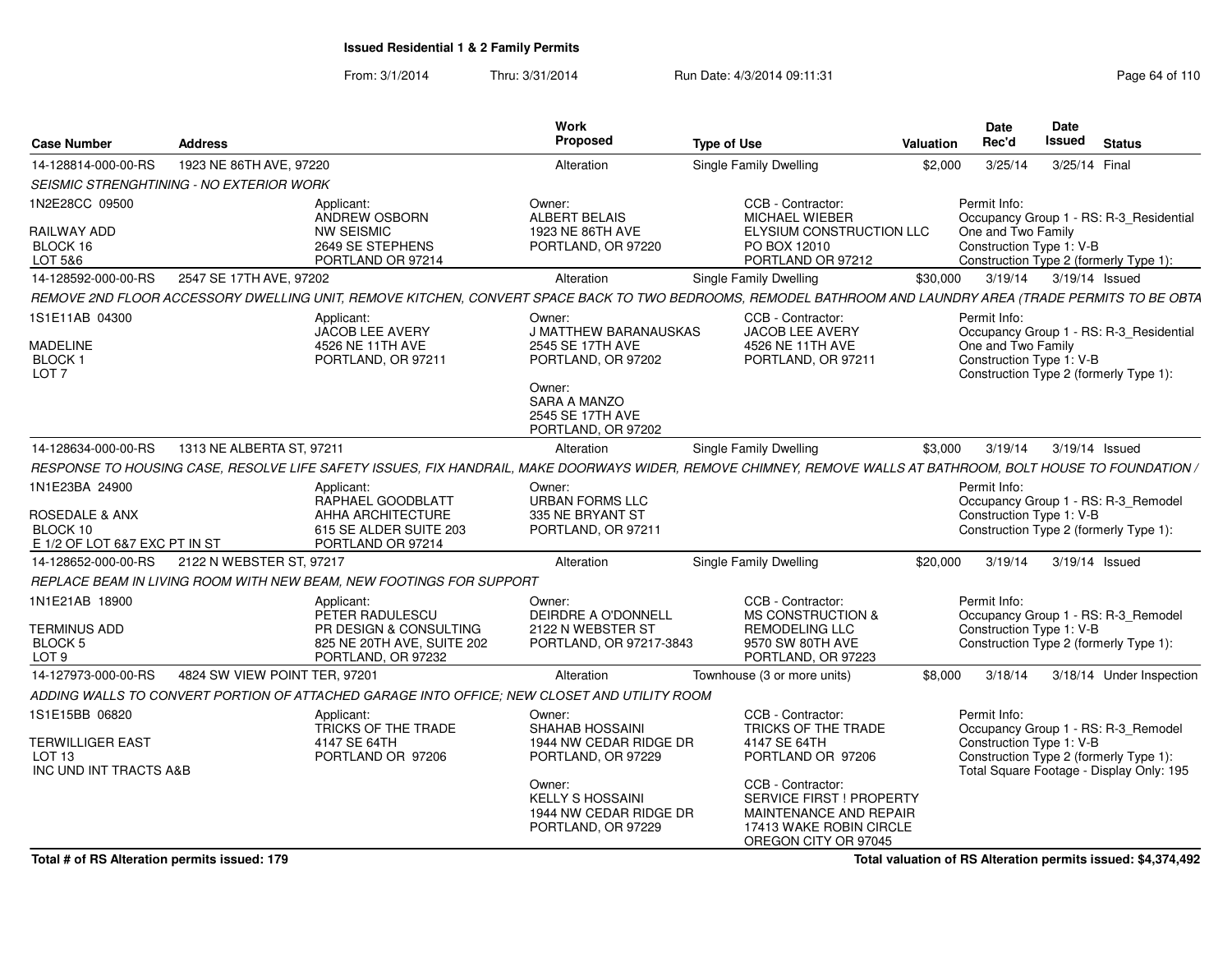**Issued Residential 1 & 2 Family Permits**

From: 3/1/2014 Thru: 3/31/2014 Run Date: 4/3/2014 09:11:31

| Case Number | Address | Work Proposed | Type of Use | Valuation | Date Rec'd | Date Issued | Status |
|---|---|---|---|---|---|---|---|
| 14-128814-000-00-RS | 1923 NE 86TH AVE, 97220 | Alteration | Single Family Dwelling | $2,000 | 3/25/14 | 3/25/14 | Final |

*SEISMIC STRENGHTINING - NO EXTERIOR WORK*

1N2E28CC 09500
RAILWAY ADD
BLOCK 16
LOT 5&6

Applicant: ANDREW OSBORN, NW SEISMIC, 2649 SE STEPHENS, PORTLAND OR 97214

Owner: ALBERT BELAIS, 1923 NE 86TH AVE, PORTLAND, OR 97220

CCB - Contractor: MICHAEL WIEBER, ELYSIUM CONSTRUCTION LLC, PO BOX 12010, PORTLAND OR 97212

Permit Info: Occupancy Group 1 - RS: R-3_Residential One and Two Family; Construction Type 1: V-B; Construction Type 2 (formerly Type 1):

| Case Number | Address | Work Proposed | Type of Use | Valuation | Date Rec'd | Date Issued | Status |
|---|---|---|---|---|---|---|---|
| 14-128592-000-00-RS | 2547 SE 17TH AVE, 97202 | Alteration | Single Family Dwelling | $30,000 | 3/19/14 | 3/19/14 | Issued |

*REMOVE 2ND FLOOR ACCESSORY DWELLING UNIT, REMOVE KITCHEN, CONVERT SPACE BACK TO TWO BEDROOMS, REMODEL BATHROOM AND LAUNDRY AREA (TRADE PERMITS TO BE OBTA*

1S1E11AB 04300
MADELINE
BLOCK 1
LOT 7

Applicant: JACOB LEE AVERY, 4526 NE 11TH AVE, PORTLAND, OR 97211

Owner: J MATTHEW BARANAUSKAS, 2545 SE 17TH AVE, PORTLAND, OR 97202

Owner: SARA A MANZO, 2545 SE 17TH AVE, PORTLAND, OR 97202

CCB - Contractor: JACOB LEE AVERY, 4526 NE 11TH AVE, PORTLAND, OR 97211

Permit Info: Occupancy Group 1 - RS: R-3_Residential One and Two Family; Construction Type 1: V-B; Construction Type 2 (formerly Type 1):

| Case Number | Address | Work Proposed | Type of Use | Valuation | Date Rec'd | Date Issued | Status |
|---|---|---|---|---|---|---|---|
| 14-128634-000-00-RS | 1313 NE ALBERTA ST, 97211 | Alteration | Single Family Dwelling | $3,000 | 3/19/14 | 3/19/14 | Issued |

*RESPONSE TO HOUSING CASE, RESOLVE LIFE SAFETY ISSUES, FIX HANDRAIL, MAKE DOORWAYS WIDER, REMOVE CHIMNEY, REMOVE WALLS AT BATHROOM, BOLT HOUSE TO FOUNDATION /*

1N1E23BA 24900
ROSEDALE & ANX
BLOCK 10
E 1/2 OF LOT 6&7 EXC PT IN ST

Applicant: RAPHAEL GOODBLATT, AHHA ARCHITECTURE, 615 SE ALDER SUITE 203, PORTLAND OR 97214

Owner: URBAN FORMS LLC, 335 NE BRYANT ST, PORTLAND, OR 97211

Permit Info: Occupancy Group 1 - RS: R-3_Remodel; Construction Type 1: V-B; Construction Type 2 (formerly Type 1):

| Case Number | Address | Work Proposed | Type of Use | Valuation | Date Rec'd | Date Issued | Status |
|---|---|---|---|---|---|---|---|
| 14-128652-000-00-RS | 2122 N WEBSTER ST, 97217 | Alteration | Single Family Dwelling | $20,000 | 3/19/14 | 3/19/14 | Issued |

*REPLACE BEAM IN LIVING ROOM WITH NEW BEAM, NEW FOOTINGS FOR SUPPORT*

1N1E21AB 18900
TERMINUS ADD
BLOCK 5
LOT 9

Applicant: PETER RADULESCU, PR DESIGN & CONSULTING, 825 NE 20TH AVE, SUITE 202, PORTLAND, OR 97232

Owner: DEIRDRE A O'DONNELL, 2122 N WEBSTER ST, PORTLAND, OR 97217-3843

CCB - Contractor: MS CONSTRUCTION & REMODELING LLC, 9570 SW 80TH AVE, PORTLAND, OR 97223

Permit Info: Occupancy Group 1 - RS: R-3_Remodel; Construction Type 1: V-B; Construction Type 2 (formerly Type 1):

| Case Number | Address | Work Proposed | Type of Use | Valuation | Date Rec'd | Date Issued | Status |
|---|---|---|---|---|---|---|---|
| 14-127973-000-00-RS | 4824 SW VIEW POINT TER, 97201 | Alteration | Townhouse (3 or more units) | $8,000 | 3/18/14 | 3/18/14 | Under Inspection |

*ADDING WALLS TO CONVERT PORTION OF ATTACHED GARAGE INTO OFFICE; NEW CLOSET AND UTILITY ROOM*

1S1E15BB 06820
TERWILLIGER EAST
LOT 13
INC UND INT TRACTS A&B

Applicant: TRICKS OF THE TRADE, 4147 SE 64TH, PORTLAND OR 97206

Owner: SHAHAB HOSSAINI, 1944 NW CEDAR RIDGE DR, PORTLAND, OR 97229

Owner: KELLY S HOSSAINI, 1944 NW CEDAR RIDGE DR, PORTLAND, OR 97229

CCB - Contractor: TRICKS OF THE TRADE, 4147 SE 64TH, PORTLAND OR 97206

CCB - Contractor: SERVICE FIRST ! PROPERTY MAINTENANCE AND REPAIR, 17413 WAKE ROBIN CIRCLE, OREGON CITY OR 97045

Permit Info: Occupancy Group 1 - RS: R-3_Remodel; Construction Type 1: V-B; Construction Type 2 (formerly Type 1):; Total Square Footage - Display Only: 195

**Total # of RS Alteration permits issued: 179**

**Total valuation of RS Alteration permits issued: $4,374,492**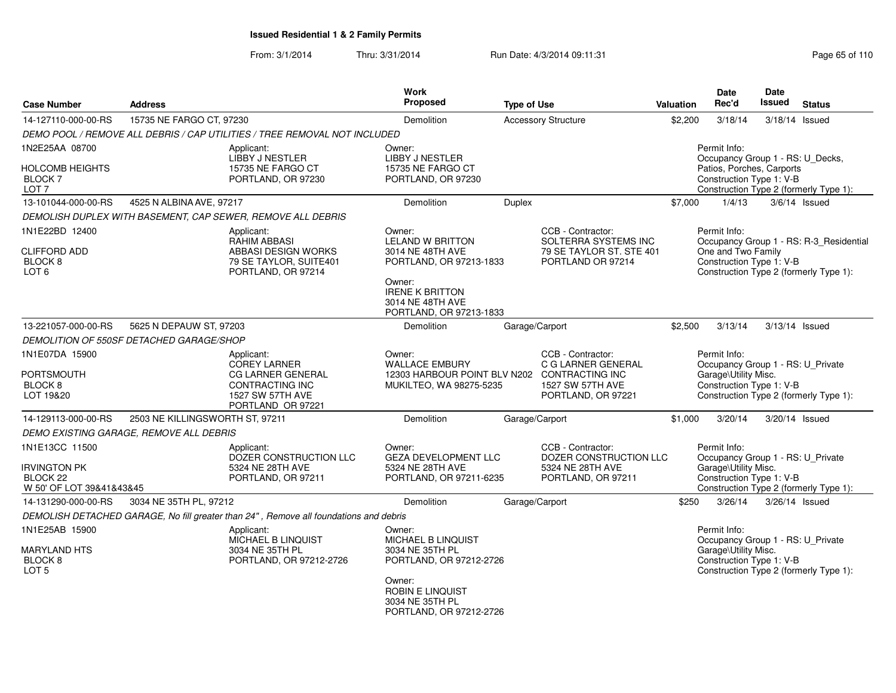## Issued Residential 1 & 2 Family Permits

From: 3/1/2014 Thru: 3/31/2014 Run Date: 4/3/2014 09:11:31

| Case Number | Address | Work Proposed | Type of Use | Valuation | Date Rec'd | Date Issued | Status |
|---|---|---|---|---|---|---|---|
| 14-127110-000-00-RS | 15735 NE FARGO CT, 97230 | Demolition | Accessory Structure | $2,200 | 3/18/14 | 3/18/14 | Issued |
| 13-101044-000-00-RS | 4525 N ALBINA AVE, 97217 | Demolition | Duplex | $7,000 | 1/4/13 | 3/6/14 | Issued |
| 13-221057-000-00-RS | 5625 N DEPAUW ST, 97203 | Demolition | Garage/Carport | $2,500 | 3/13/14 | 3/13/14 | Issued |
| 14-129113-000-00-RS | 2503 NE KILLINGSWORTH ST, 97211 | Demolition | Garage/Carport | $1,000 | 3/20/14 | 3/20/14 | Issued |
| 14-131290-000-00-RS | 3034 NE 35TH PL, 97212 | Demolition | Garage/Carport | $250 | 3/26/14 | 3/26/14 | Issued |

### 14-127110-000-00-RS — 15735 NE FARGO CT, 97230

*DEMO POOL / REMOVE ALL DEBRIS / CAP UTILITIES / TREE REMOVAL NOT INCLUDED*

1N2E25AA 08700
HOLCOMB HEIGHTS
BLOCK 7
LOT 7

Applicant:
LIBBY J NESTLER
15735 NE FARGO CT
PORTLAND, OR 97230

Owner:
LIBBY J NESTLER
15735 NE FARGO CT
PORTLAND, OR 97230

Permit Info:
Occupancy Group 1 - RS: U_Decks, Patios, Porches, Carports
Construction Type 1: V-B
Construction Type 2 (formerly Type 1):

### 13-101044-000-00-RS — 4525 N ALBINA AVE, 97217

*DEMOLISH DUPLEX WITH BASEMENT, CAP SEWER, REMOVE ALL DEBRIS*

1N1E22BD 12400
CLIFFORD ADD
BLOCK 8
LOT 6

Applicant:
RAHIM ABBASI
ABBASI DESIGN WORKS
79 SE TAYLOR, SUITE401
PORTLAND, OR 97214

Owner:
LELAND W BRITTON
3014 NE 48TH AVE
PORTLAND, OR 97213-1833

Owner:
IRENE K BRITTON
3014 NE 48TH AVE
PORTLAND, OR 97213-1833

CCB - Contractor:
SOLTERRA SYSTEMS INC
79 SE TAYLOR ST. STE 401
PORTLAND OR 97214

Permit Info:
Occupancy Group 1 - RS: R-3_Residential One and Two Family
Construction Type 1: V-B
Construction Type 2 (formerly Type 1):

### 13-221057-000-00-RS — 5625 N DEPAUW ST, 97203

*DEMOLITION OF 550SF DETACHED GARAGE/SHOP*

1N1E07DA 15900
PORTSMOUTH
BLOCK 8
LOT 19&20

Applicant:
COREY LARNER
CG LARNER GENERAL CONTRACTING INC
1527 SW 57TH AVE
PORTLAND OR 97221

Owner:
WALLACE EMBURY
12303 HARBOUR POINT BLV N202
MUKILTEO, WA 98275-5235

CCB - Contractor:
C G LARNER GENERAL CONTRACTING INC
1527 SW 57TH AVE
PORTLAND, OR 97221

Permit Info:
Occupancy Group 1 - RS: U_Private Garage\Utility Misc.
Construction Type 1: V-B
Construction Type 2 (formerly Type 1):

### 14-129113-000-00-RS — 2503 NE KILLINGSWORTH ST, 97211

*DEMO EXISTING GARAGE, REMOVE ALL DEBRIS*

1N1E13CC 11500
IRVINGTON PK
BLOCK 22
W 50' OF LOT 39&41&43&45

Applicant:
DOZER CONSTRUCTION LLC
5324 NE 28TH AVE
PORTLAND, OR 97211

Owner:
GEZA DEVELOPMENT LLC
5324 NE 28TH AVE
PORTLAND, OR 97211-6235

CCB - Contractor:
DOZER CONSTRUCTION LLC
5324 NE 28TH AVE
PORTLAND, OR 97211

Permit Info:
Occupancy Group 1 - RS: U_Private Garage\Utility Misc.
Construction Type 1: V-B
Construction Type 2 (formerly Type 1):

### 14-131290-000-00-RS — 3034 NE 35TH PL, 97212

*DEMOLISH DETACHED GARAGE, No fill greater than 24" , Remove all foundations and debris*

1N1E25AB 15900
MARYLAND HTS
BLOCK 8
LOT 5

Applicant:
MICHAEL B LINQUIST
3034 NE 35TH PL
PORTLAND, OR 97212-2726

Owner:
MICHAEL B LINQUIST
3034 NE 35TH PL
PORTLAND, OR 97212-2726

Owner:
ROBIN E LINQUIST
3034 NE 35TH PL
PORTLAND, OR 97212-2726

Permit Info:
Occupancy Group 1 - RS: U_Private Garage\Utility Misc.
Construction Type 1: V-B
Construction Type 2 (formerly Type 1):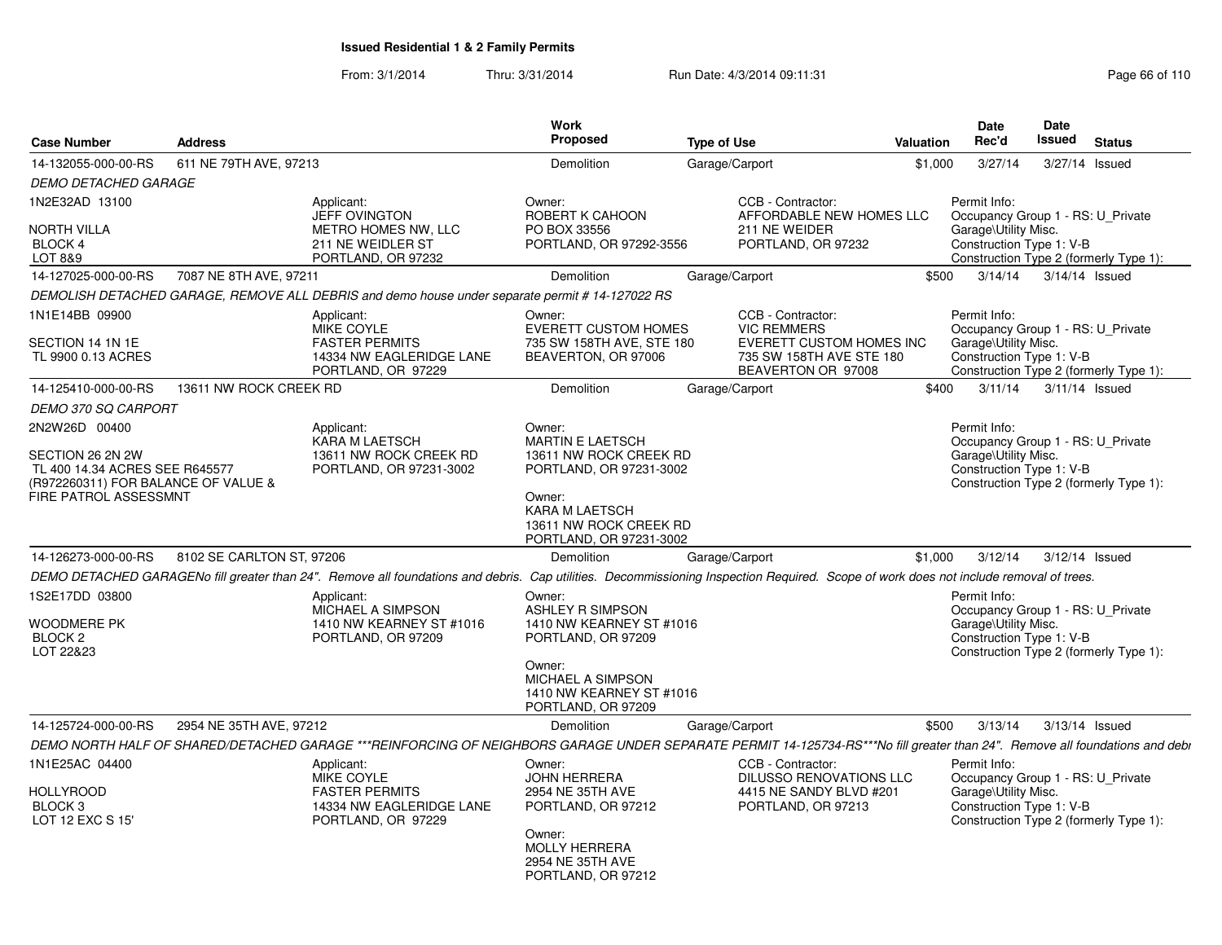## Issued Residential 1 & 2 Family Permits

From: 3/1/2014 Thru: 3/31/2014 Run Date: 4/3/2014 09:11:31

| Case Number | Address | Work Proposed | Type of Use | Valuation | Date Rec'd | Date Issued | Status |
|---|---|---|---|---|---|---|---|
| 14-132055-000-00-RS | 611 NE 79TH AVE, 97213 | Demolition | Garage/Carport | $1,000 | 3/27/14 | 3/27/14 | Issued |

*DEMO DETACHED GARAGE*

1N2E32AD 13100
NORTH VILLA
BLOCK 4
LOT 8&9

Applicant: JEFF OVINGTON, METRO HOMES NW, LLC, 211 NE WEIDLER ST, PORTLAND, OR 97232

Owner: ROBERT K CAHOON, PO BOX 33556, PORTLAND, OR 97292-3556

CCB - Contractor: AFFORDABLE NEW HOMES LLC, 211 NE WEIDER, PORTLAND, OR 97232

Permit Info: Occupancy Group 1 - RS: U_Private Garage\Utility Misc. Construction Type 1: V-B Construction Type 2 (formerly Type 1):

| Case Number | Address | Work Proposed | Type of Use | Valuation | Date Rec'd | Date Issued | Status |
|---|---|---|---|---|---|---|---|
| 14-127025-000-00-RS | 7087 NE 8TH AVE, 97211 | Demolition | Garage/Carport | $500 | 3/14/14 | 3/14/14 | Issued |

*DEMOLISH DETACHED GARAGE, REMOVE ALL DEBRIS and demo house under separate permit # 14-127022 RS*

1N1E14BB 09900
SECTION 14 1N 1E
TL 9900 0.13 ACRES

Applicant: MIKE COYLE, FASTER PERMITS, 14334 NW EAGLERIDGE LANE, PORTLAND, OR 97229

Owner: EVERETT CUSTOM HOMES, 735 SW 158TH AVE, STE 180, BEAVERTON, OR 97006

CCB - Contractor: VIC REMMERS, EVERETT CUSTOM HOMES INC, 735 SW 158TH AVE STE 180, BEAVERTON OR 97008

Permit Info: Occupancy Group 1 - RS: U_Private Garage\Utility Misc. Construction Type 1: V-B Construction Type 2 (formerly Type 1):

| Case Number | Address | Work Proposed | Type of Use | Valuation | Date Rec'd | Date Issued | Status |
|---|---|---|---|---|---|---|---|
| 14-125410-000-00-RS | 13611 NW ROCK CREEK RD | Demolition | Garage/Carport | $400 | 3/11/14 | 3/11/14 | Issued |

*DEMO 370 SQ CARPORT*

2N2W26D 00400
SECTION 26 2N 2W
TL 400 14.34 ACRES SEE R645577 (R972260311) FOR BALANCE OF VALUE & FIRE PATROL ASSESSMNT

Applicant: KARA M LAETSCH, 13611 NW ROCK CREEK RD, PORTLAND, OR 97231-3002

Owner: MARTIN E LAETSCH, 13611 NW ROCK CREEK RD, PORTLAND, OR 97231-3002

Owner: KARA M LAETSCH, 13611 NW ROCK CREEK RD, PORTLAND, OR 97231-3002

Permit Info: Occupancy Group 1 - RS: U_Private Garage\Utility Misc. Construction Type 1: V-B Construction Type 2 (formerly Type 1):

| Case Number | Address | Work Proposed | Type of Use | Valuation | Date Rec'd | Date Issued | Status |
|---|---|---|---|---|---|---|---|
| 14-126273-000-00-RS | 8102 SE CARLTON ST, 97206 | Demolition | Garage/Carport | $1,000 | 3/12/14 | 3/12/14 | Issued |

*DEMO DETACHED GARAGENo fill greater than 24". Remove all foundations and debris. Cap utilities. Decommissioning Inspection Required. Scope of work does not include removal of trees.*

1S2E17DD 03800
WOODMERE PK
BLOCK 2
LOT 22&23

Applicant: MICHAEL A SIMPSON, 1410 NW KEARNEY ST #1016, PORTLAND, OR 97209

Owner: ASHLEY R SIMPSON, 1410 NW KEARNEY ST #1016, PORTLAND, OR 97209

Owner: MICHAEL A SIMPSON, 1410 NW KEARNEY ST #1016, PORTLAND, OR 97209

Permit Info: Occupancy Group 1 - RS: U_Private Garage\Utility Misc. Construction Type 1: V-B Construction Type 2 (formerly Type 1):

| Case Number | Address | Work Proposed | Type of Use | Valuation | Date Rec'd | Date Issued | Status |
|---|---|---|---|---|---|---|---|
| 14-125724-000-00-RS | 2954 NE 35TH AVE, 97212 | Demolition | Garage/Carport | $500 | 3/13/14 | 3/13/14 | Issued |

*DEMO NORTH HALF OF SHARED/DETACHED GARAGE ***REINFORCING OF NEIGHBORS GARAGE UNDER SEPARATE PERMIT 14-125734-RS***No fill greater than 24". Remove all foundations and debr*

1N1E25AC 04400
HOLLYROOD
BLOCK 3
LOT 12 EXC S 15'

Applicant: MIKE COYLE, FASTER PERMITS, 14334 NW EAGLERIDGE LANE, PORTLAND, OR 97229

Owner: JOHN HERRERA, 2954 NE 35TH AVE, PORTLAND, OR 97212

Owner: MOLLY HERRERA, 2954 NE 35TH AVE, PORTLAND, OR 97212

CCB - Contractor: DILUSSO RENOVATIONS LLC, 4415 NE SANDY BLVD #201, PORTLAND, OR 97213

Permit Info: Occupancy Group 1 - RS: U_Private Garage\Utility Misc. Construction Type 1: V-B Construction Type 2 (formerly Type 1):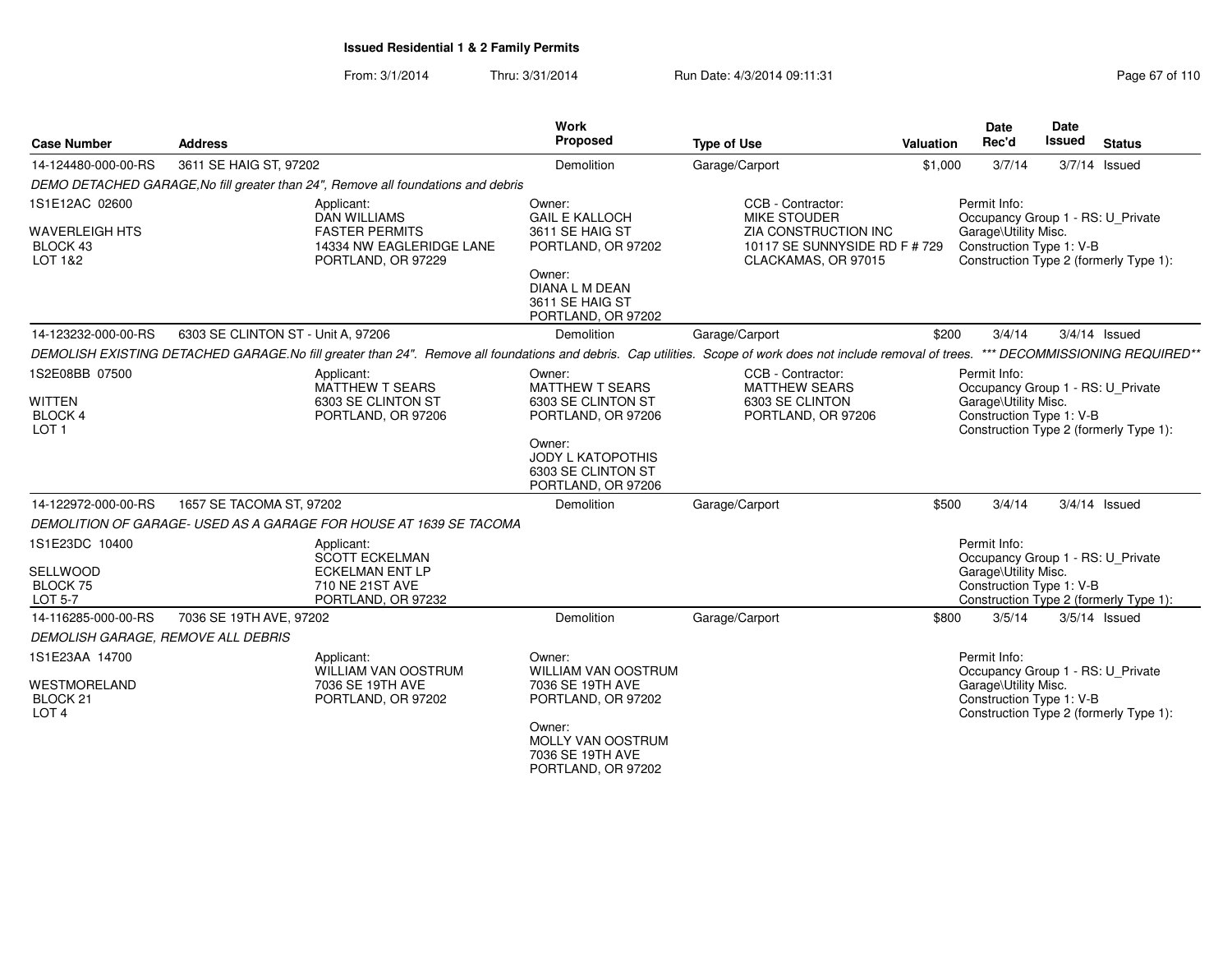# Issued Residential 1 & 2 Family Permits

From: 3/1/2014 Thru: 3/31/2014 Run Date: 4/3/2014 09:11:31

| Case Number | Address | Work Proposed | Type of Use | Valuation | Date Rec'd | Date Issued | Status |
|---|---|---|---|---|---|---|---|
| 14-124480-000-00-RS | 3611 SE HAIG ST, 97202 | Demolition | Garage/Carport | $1,000 | 3/7/14 | 3/7/14 | Issued |

*DEMO DETACHED GARAGE,No fill greater than 24", Remove all foundations and debris*

1S1E12AC 02600
WAVERLEIGH HTS
BLOCK 43
LOT 1&2

Applicant:
DAN WILLIAMS
FASTER PERMITS
14334 NW EAGLERIDGE LANE
PORTLAND, OR 97229

Owner:
GAIL E KALLOCH
3611 SE HAIG ST
PORTLAND, OR 97202

Owner:
DIANA L M DEAN
3611 SE HAIG ST
PORTLAND, OR 97202

CCB - Contractor:
MIKE STOUDER
ZIA CONSTRUCTION INC
10117 SE SUNNYSIDE RD F # 729
CLACKAMAS, OR 97015

Permit Info:
Occupancy Group 1 - RS: U_Private Garage\Utility Misc.
Construction Type 1: V-B
Construction Type 2 (formerly Type 1):

| Case Number | Address | Work Proposed | Type of Use | Valuation | Date Rec'd | Date Issued | Status |
|---|---|---|---|---|---|---|---|
| 14-123232-000-00-RS | 6303 SE CLINTON ST - Unit A, 97206 | Demolition | Garage/Carport | $200 | 3/4/14 | 3/4/14 | Issued |

*DEMOLISH EXISTING DETACHED GARAGE.No fill greater than 24". Remove all foundations and debris. Cap utilities. Scope of work does not include removal of trees. *** DECOMMISSIONING REQUIRED***

1S2E08BB 07500
WITTEN
BLOCK 4
LOT 1

Applicant:
MATTHEW T SEARS
6303 SE CLINTON ST
PORTLAND, OR 97206

Owner:
MATTHEW T SEARS
6303 SE CLINTON ST
PORTLAND, OR 97206

Owner:
JODY L KATOPOTHIS
6303 SE CLINTON ST
PORTLAND, OR 97206

CCB - Contractor:
MATTHEW SEARS
6303 SE CLINTON
PORTLAND, OR 97206

Permit Info:
Occupancy Group 1 - RS: U_Private Garage\Utility Misc.
Construction Type 1: V-B
Construction Type 2 (formerly Type 1):

| Case Number | Address | Work Proposed | Type of Use | Valuation | Date Rec'd | Date Issued | Status |
|---|---|---|---|---|---|---|---|
| 14-122972-000-00-RS | 1657 SE TACOMA ST, 97202 | Demolition | Garage/Carport | $500 | 3/4/14 | 3/4/14 | Issued |

*DEMOLITION OF GARAGE- USED AS A GARAGE FOR HOUSE AT 1639 SE TACOMA*

1S1E23DC 10400
SELLWOOD
BLOCK 75
LOT 5-7

Applicant:
SCOTT ECKELMAN
ECKELMAN ENT LP
710 NE 21ST AVE
PORTLAND, OR 97232

Permit Info:
Occupancy Group 1 - RS: U_Private Garage\Utility Misc.
Construction Type 1: V-B
Construction Type 2 (formerly Type 1):

| Case Number | Address | Work Proposed | Type of Use | Valuation | Date Rec'd | Date Issued | Status |
|---|---|---|---|---|---|---|---|
| 14-116285-000-00-RS | 7036 SE 19TH AVE, 97202 | Demolition | Garage/Carport | $800 | 3/5/14 | 3/5/14 | Issued |

*DEMOLISH GARAGE, REMOVE ALL DEBRIS*

1S1E23AA 14700
WESTMORELAND
BLOCK 21
LOT 4

Applicant:
WILLIAM VAN OOSTRUM
7036 SE 19TH AVE
PORTLAND, OR 97202

Owner:
WILLIAM VAN OOSTRUM
7036 SE 19TH AVE
PORTLAND, OR 97202

Owner:
MOLLY VAN OOSTRUM
7036 SE 19TH AVE
PORTLAND, OR 97202

Permit Info:
Occupancy Group 1 - RS: U_Private Garage\Utility Misc.
Construction Type 1: V-B
Construction Type 2 (formerly Type 1):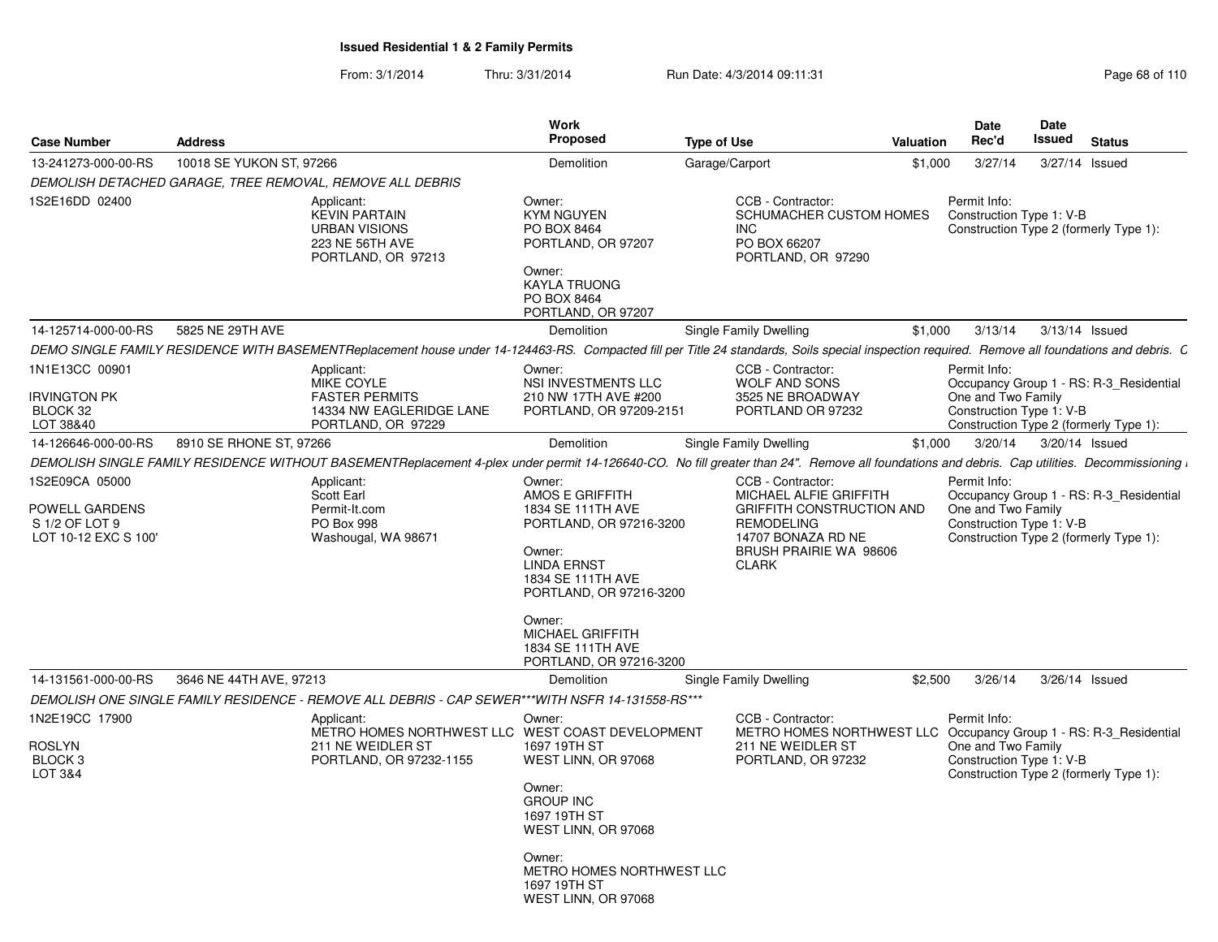## Issued Residential 1 & 2 Family Permits

From: 3/1/2014 Thru: 3/31/2014 Run Date: 4/3/2014 09:11:31

| Case Number | Address | Work Proposed | Type of Use | Valuation | Date Rec'd | Date Issued | Status |
|---|---|---|---|---|---|---|---|
| 13-241273-000-00-RS | 10018 SE YUKON ST, 97266 | Demolition | Garage/Carport | $1,000 | 3/27/14 | 3/27/14 | Issued |

*DEMOLISH DETACHED GARAGE, TREE REMOVAL, REMOVE ALL DEBRIS*

1S2E16DD 02400

Applicant: KEVIN PARTAIN, URBAN VISIONS, 223 NE 56TH AVE, PORTLAND, OR 97213

Owner: KYM NGUYEN, PO BOX 8464, PORTLAND, OR 97207

Owner: KAYLA TRUONG, PO BOX 8464, PORTLAND, OR 97207

CCB - Contractor: SCHUMACHER CUSTOM HOMES INC, PO BOX 66207, PORTLAND, OR 97290

Permit Info: Construction Type 1: V-B; Construction Type 2 (formerly Type 1):

| Case Number | Address | Work Proposed | Type of Use | Valuation | Date Rec'd | Date Issued | Status |
|---|---|---|---|---|---|---|---|
| 14-125714-000-00-RS | 5825 NE 29TH AVE | Demolition | Single Family Dwelling | $1,000 | 3/13/14 | 3/13/14 | Issued |

*DEMO SINGLE FAMILY RESIDENCE WITH BASEMENTReplacement house under 14-124463-RS. Compacted fill per Title 24 standards, Soils special inspection required. Remove all foundations and debris. C*

1N1E13CC 00901, IRVINGTON PK, BLOCK 32, LOT 38&40

Applicant: MIKE COYLE, FASTER PERMITS, 14334 NW EAGLERIDGE LANE, PORTLAND, OR 97229

Owner: NSI INVESTMENTS LLC, 210 NW 17TH AVE #200, PORTLAND, OR 97209-2151

CCB - Contractor: WOLF AND SONS, 3525 NE BROADWAY, PORTLAND OR 97232

Permit Info: Occupancy Group 1 - RS: R-3_Residential One and Two Family; Construction Type 1: V-B; Construction Type 2 (formerly Type 1):

| Case Number | Address | Work Proposed | Type of Use | Valuation | Date Rec'd | Date Issued | Status |
|---|---|---|---|---|---|---|---|
| 14-126646-000-00-RS | 8910 SE RHONE ST, 97266 | Demolition | Single Family Dwelling | $1,000 | 3/20/14 | 3/20/14 | Issued |

*DEMOLISH SINGLE FAMILY RESIDENCE WITHOUT BASEMENTReplacement 4-plex under permit 14-126640-CO. No fill greater than 24". Remove all foundations and debris. Cap utilities. Decommissioning*

1S2E09CA 05000, POWELL GARDENS, S 1/2 OF LOT 9, LOT 10-12 EXC S 100'

Applicant: Scott Earl, Permit-It.com, PO Box 998, Washougal, WA 98671

Owner: AMOS E GRIFFITH, 1834 SE 111TH AVE, PORTLAND, OR 97216-3200

Owner: LINDA ERNST, 1834 SE 111TH AVE, PORTLAND, OR 97216-3200

Owner: MICHAEL GRIFFITH, 1834 SE 111TH AVE, PORTLAND, OR 97216-3200

CCB - Contractor: MICHAEL ALFIE GRIFFITH, GRIFFITH CONSTRUCTION AND REMODELING, 14707 BONAZA RD NE, BRUSH PRAIRIE WA 98606, CLARK

Permit Info: Occupancy Group 1 - RS: R-3_Residential One and Two Family; Construction Type 1: V-B; Construction Type 2 (formerly Type 1):

| Case Number | Address | Work Proposed | Type of Use | Valuation | Date Rec'd | Date Issued | Status |
|---|---|---|---|---|---|---|---|
| 14-131561-000-00-RS | 3646 NE 44TH AVE, 97213 | Demolition | Single Family Dwelling | $2,500 | 3/26/14 | 3/26/14 | Issued |

*DEMOLISH ONE SINGLE FAMILY RESIDENCE - REMOVE ALL DEBRIS - CAP SEWER***WITH NSFR 14-131558-RS****

1N2E19CC 17900, ROSLYN, BLOCK 3, LOT 3&4

Applicant: METRO HOMES NORTHWEST LLC, 211 NE WEIDLER ST, PORTLAND, OR 97232-1155

Owner: WEST COAST DEVELOPMENT, 1697 19TH ST, WEST LINN, OR 97068

Owner: GROUP INC, 1697 19TH ST, WEST LINN, OR 97068

Owner: METRO HOMES NORTHWEST LLC, 1697 19TH ST, WEST LINN, OR 97068

CCB - Contractor: METRO HOMES NORTHWEST LLC, 211 NE WEIDLER ST, PORTLAND, OR 97232

Permit Info: Occupancy Group 1 - RS: R-3_Residential One and Two Family; Construction Type 1: V-B; Construction Type 2 (formerly Type 1):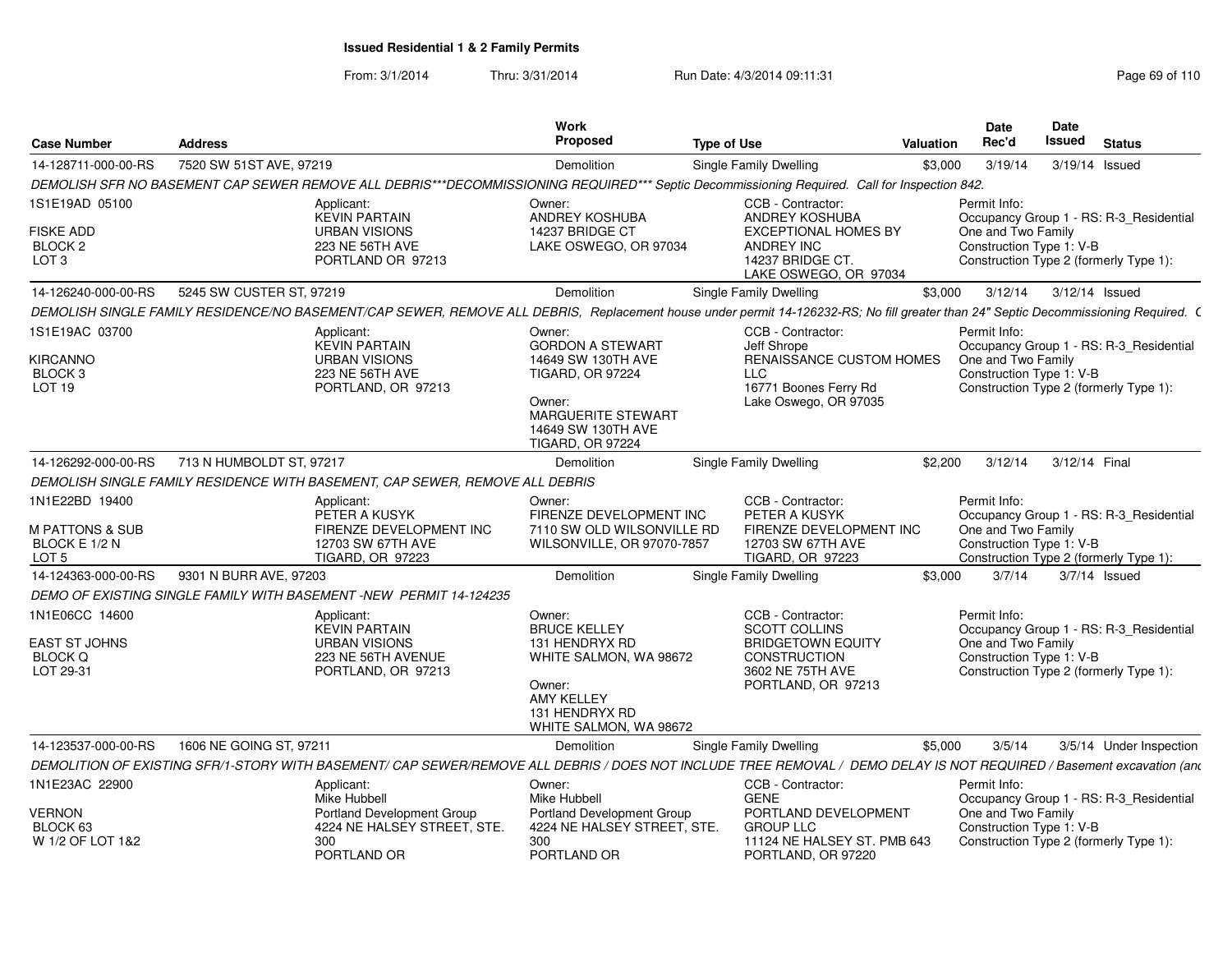# Issued Residential 1 & 2 Family Permits

From: 3/1/2014 Thru: 3/31/2014 Run Date: 4/3/2014 09:11:31

| Case Number | Address | Work Proposed | Type of Use | Valuation | Date Rec'd | Date Issued | Status |
|---|---|---|---|---|---|---|---|
| 14-128711-000-00-RS | 7520 SW 51ST AVE, 97219 | Demolition | Single Family Dwelling | $3,000 | 3/19/14 | 3/19/14 | Issued |

*DEMOLISH SFR NO BASEMENT CAP SEWER REMOVE ALL DEBRIS\*\*\*DECOMMISSIONING REQUIRED\*\*\* Septic Decommissioning Required. Call for Inspection 842.*

1S1E19AD 05100
FISKE ADD
BLOCK 2
LOT 3

Applicant: KEVIN PARTAIN, URBAN VISIONS, 223 NE 56TH AVE, PORTLAND OR 97213

Owner: ANDREY KOSHUBA, 14237 BRIDGE CT, LAKE OSWEGO, OR 97034

CCB - Contractor: ANDREY KOSHUBA, EXCEPTIONAL HOMES BY ANDREY INC, 14237 BRIDGE CT., LAKE OSWEGO, OR 97034

Permit Info: Occupancy Group 1 - RS: R-3_Residential One and Two Family; Construction Type 1: V-B; Construction Type 2 (formerly Type 1):

| Case Number | Address | Work Proposed | Type of Use | Valuation | Date Rec'd | Date Issued | Status |
|---|---|---|---|---|---|---|---|
| 14-126240-000-00-RS | 5245 SW CUSTER ST, 97219 | Demolition | Single Family Dwelling | $3,000 | 3/12/14 | 3/12/14 | Issued |

*DEMOLISH SINGLE FAMILY RESIDENCE/NO BASEMENT/CAP SEWER, REMOVE ALL DEBRIS, Replacement house under permit 14-126232-RS; No fill greater than 24" Septic Decommissioning Required. C*

1S1E19AC 03700
KIRCANNO
BLOCK 3
LOT 19

Applicant: KEVIN PARTAIN, URBAN VISIONS, 223 NE 56TH AVE, PORTLAND, OR 97213

Owner: GORDON A STEWART, 14649 SW 130TH AVE, TIGARD, OR 97224

Owner: MARGUERITE STEWART, 14649 SW 130TH AVE, TIGARD, OR 97224

CCB - Contractor: Jeff Shrope, RENAISSANCE CUSTOM HOMES LLC, 16771 Boones Ferry Rd, Lake Oswego, OR 97035

Permit Info: Occupancy Group 1 - RS: R-3_Residential One and Two Family; Construction Type 1: V-B; Construction Type 2 (formerly Type 1):

| Case Number | Address | Work Proposed | Type of Use | Valuation | Date Rec'd | Date Issued | Status |
|---|---|---|---|---|---|---|---|
| 14-126292-000-00-RS | 713 N HUMBOLDT ST, 97217 | Demolition | Single Family Dwelling | $2,200 | 3/12/14 | 3/12/14 | Final |

*DEMOLISH SINGLE FAMILY RESIDENCE WITH BASEMENT, CAP SEWER, REMOVE ALL DEBRIS*

1N1E22BD 19400
M PATTONS & SUB
BLOCK E 1/2 N
LOT 5

Applicant: PETER A KUSYK, FIRENZE DEVELOPMENT INC, 12703 SW 67TH AVE, TIGARD, OR 97223

Owner: FIRENZE DEVELOPMENT INC, 7110 SW OLD WILSONVILLE RD, WILSONVILLE, OR 97070-7857

CCB - Contractor: PETER A KUSYK, FIRENZE DEVELOPMENT INC, 12703 SW 67TH AVE, TIGARD, OR 97223

Permit Info: Occupancy Group 1 - RS: R-3_Residential One and Two Family; Construction Type 1: V-B; Construction Type 2 (formerly Type 1):

| Case Number | Address | Work Proposed | Type of Use | Valuation | Date Rec'd | Date Issued | Status |
|---|---|---|---|---|---|---|---|
| 14-124363-000-00-RS | 9301 N BURR AVE, 97203 | Demolition | Single Family Dwelling | $3,000 | 3/7/14 | 3/7/14 | Issued |

*DEMO OF EXISTING SINGLE FAMILY WITH BASEMENT -NEW PERMIT 14-124235*

1N1E06CC 14600
EAST ST JOHNS
BLOCK Q
LOT 29-31

Applicant: KEVIN PARTAIN, URBAN VISIONS, 223 NE 56TH AVENUE, PORTLAND, OR 97213

Owner: BRUCE KELLEY, 131 HENDRYX RD, WHITE SALMON, WA 98672

Owner: AMY KELLEY, 131 HENDRYX RD, WHITE SALMON, WA 98672

CCB - Contractor: SCOTT COLLINS, BRIDGETOWN EQUITY CONSTRUCTION, 3602 NE 75TH AVE, PORTLAND, OR 97213

Permit Info: Occupancy Group 1 - RS: R-3_Residential One and Two Family; Construction Type 1: V-B; Construction Type 2 (formerly Type 1):

| Case Number | Address | Work Proposed | Type of Use | Valuation | Date Rec'd | Date Issued | Status |
|---|---|---|---|---|---|---|---|
| 14-123537-000-00-RS | 1606 NE GOING ST, 97211 | Demolition | Single Family Dwelling | $5,000 | 3/5/14 | 3/5/14 | Under Inspection |

*DEMOLITION OF EXISTING SFR/1-STORY WITH BASEMENT/ CAP SEWER/REMOVE ALL DEBRIS / DOES NOT INCLUDE TREE REMOVAL / DEMO DELAY IS NOT REQUIRED / Basement excavation (and*

1N1E23AC 22900
VERNON
BLOCK 63
W 1/2 OF LOT 1&2

Applicant: Mike Hubbell, Portland Development Group, 4224 NE HALSEY STREET, STE. 300, PORTLAND OR

Owner: Mike Hubbell, Portland Development Group, 4224 NE HALSEY STREET, STE. 300, PORTLAND OR

CCB - Contractor: GENE, PORTLAND DEVELOPMENT GROUP LLC, 11124 NE HALSEY ST. PMB 643, PORTLAND, OR 97220

Permit Info: Occupancy Group 1 - RS: R-3_Residential One and Two Family; Construction Type 1: V-B; Construction Type 2 (formerly Type 1):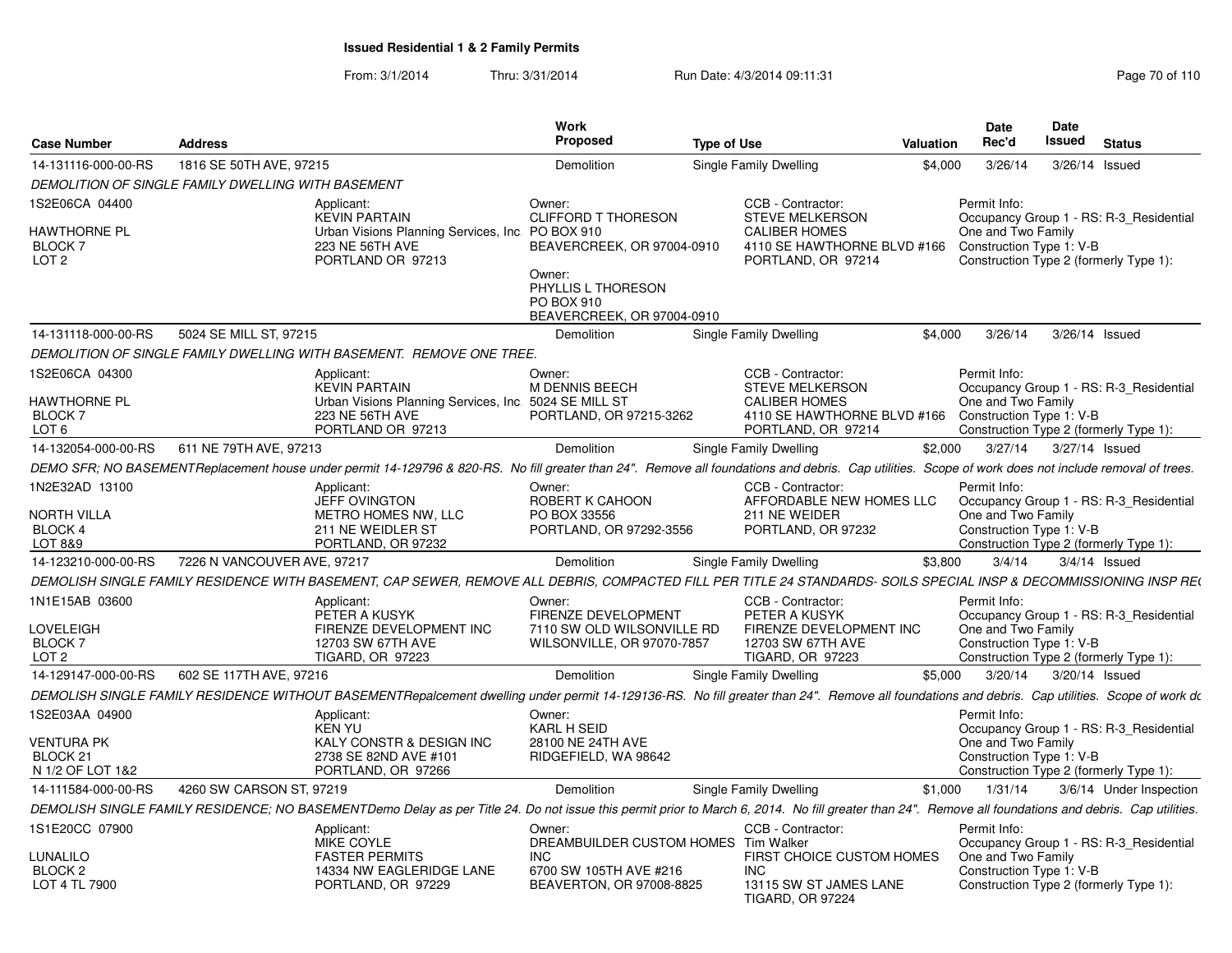## Issued Residential 1 & 2 Family Permits

From: 3/1/2014 Thru: 3/31/2014 Run Date: 4/3/2014 09:11:31

| Case Number | Address | Work Proposed | Type of Use | Valuation | Date Rec'd | Date Issued | Status |
|---|---|---|---|---|---|---|---|
| 14-131116-000-00-RS | 1816 SE 50TH AVE, 97215 | Demolition | Single Family Dwelling | $4,000 | 3/26/14 | 3/26/14 | Issued |

*DEMOLITION OF SINGLE FAMILY DWELLING WITH BASEMENT*

1S2E06CA 04400
HAWTHORNE PL
BLOCK 7
LOT 2

Applicant:
KEVIN PARTAIN
Urban Visions Planning Services, Inc.
223 NE 56TH AVE
PORTLAND OR 97213

Owner:
CLIFFORD T THORESON
PO BOX 910
BEAVERCREEK, OR 97004-0910

Owner:
PHYLLIS L THORESON
PO BOX 910
BEAVERCREEK, OR 97004-0910

CCB - Contractor:
STEVE MELKERSON
CALIBER HOMES
4110 SE HAWTHORNE BLVD #166
PORTLAND, OR 97214

Permit Info:
Occupancy Group 1 - RS: R-3_Residential One and Two Family
Construction Type 1: V-B
Construction Type 2 (formerly Type 1):

| Case Number | Address | Work Proposed | Type of Use | Valuation | Date Rec'd | Date Issued | Status |
|---|---|---|---|---|---|---|---|
| 14-131118-000-00-RS | 5024 SE MILL ST, 97215 | Demolition | Single Family Dwelling | $4,000 | 3/26/14 | 3/26/14 | Issued |

*DEMOLITION OF SINGLE FAMILY DWELLING WITH BASEMENT. REMOVE ONE TREE.*

1S2E06CA 04300
HAWTHORNE PL
BLOCK 7
LOT 6

Applicant:
KEVIN PARTAIN
Urban Visions Planning Services, Inc.
223 NE 56TH AVE
PORTLAND OR 97213

Owner:
M DENNIS BEECH
5024 SE MILL ST
PORTLAND, OR 97215-3262

CCB - Contractor:
STEVE MELKERSON
CALIBER HOMES
4110 SE HAWTHORNE BLVD #166
PORTLAND, OR 97214

Permit Info:
Occupancy Group 1 - RS: R-3_Residential One and Two Family
Construction Type 1: V-B
Construction Type 2 (formerly Type 1):

| Case Number | Address | Work Proposed | Type of Use | Valuation | Date Rec'd | Date Issued | Status |
|---|---|---|---|---|---|---|---|
| 14-132054-000-00-RS | 611 NE 79TH AVE, 97213 | Demolition | Single Family Dwelling | $2,000 | 3/27/14 | 3/27/14 | Issued |

*DEMO SFR; NO BASEMENTReplacement house under permit 14-129796 & 820-RS. No fill greater than 24". Remove all foundations and debris. Cap utilities. Scope of work does not include removal of trees.*

1N2E32AD 13100
NORTH VILLA
BLOCK 4
LOT 8&9

Applicant:
JEFF OVINGTON
METRO HOMES NW, LLC
211 NE WEIDLER ST
PORTLAND, OR 97232

Owner:
ROBERT K CAHOON
PO BOX 33556
PORTLAND, OR 97292-3556

CCB - Contractor:
AFFORDABLE NEW HOMES LLC
211 NE WEIDER
PORTLAND, OR 97232

Permit Info:
Occupancy Group 1 - RS: R-3_Residential One and Two Family
Construction Type 1: V-B
Construction Type 2 (formerly Type 1):

| Case Number | Address | Work Proposed | Type of Use | Valuation | Date Rec'd | Date Issued | Status |
|---|---|---|---|---|---|---|---|
| 14-123210-000-00-RS | 7226 N VANCOUVER AVE, 97217 | Demolition | Single Family Dwelling | $3,800 | 3/4/14 | 3/4/14 | Issued |

*DEMOLISH SINGLE FAMILY RESIDENCE WITH BASEMENT, CAP SEWER, REMOVE ALL DEBRIS, COMPACTED FILL PER TITLE 24 STANDARDS- SOILS SPECIAL INSP & DECOMMISSIONING INSP RE(*

1N1E15AB 03600
LOVELEIGH
BLOCK 7
LOT 2

Applicant:
PETER A KUSYK
FIRENZE DEVELOPMENT INC
12703 SW 67TH AVE
TIGARD, OR 97223

Owner:
FIRENZE DEVELOPMENT
7110 SW OLD WILSONVILLE RD
WILSONVILLE, OR 97070-7857

CCB - Contractor:
PETER A KUSYK
FIRENZE DEVELOPMENT INC
12703 SW 67TH AVE
TIGARD, OR 97223

Permit Info:
Occupancy Group 1 - RS: R-3_Residential One and Two Family
Construction Type 1: V-B
Construction Type 2 (formerly Type 1):

| Case Number | Address | Work Proposed | Type of Use | Valuation | Date Rec'd | Date Issued | Status |
|---|---|---|---|---|---|---|---|
| 14-129147-000-00-RS | 602 SE 117TH AVE, 97216 | Demolition | Single Family Dwelling | $5,000 | 3/20/14 | 3/20/14 | Issued |

*DEMOLISH SINGLE FAMILY RESIDENCE WITHOUT BASEMENTRepalcement dwelling under permit 14-129136-RS. No fill greater than 24". Remove all foundations and debris. Cap utilities. Scope of work do*

1S2E03AA 04900
VENTURA PK
BLOCK 21
N 1/2 OF LOT 1&2

Applicant:
KEN YU
KALY CONSTR & DESIGN INC
2738 SE 82ND AVE #101
PORTLAND, OR 97266

Owner:
KARL H SEID
28100 NE 24TH AVE
RIDGEFIELD, WA 98642

Permit Info:
Occupancy Group 1 - RS: R-3_Residential One and Two Family
Construction Type 1: V-B
Construction Type 2 (formerly Type 1):

| Case Number | Address | Work Proposed | Type of Use | Valuation | Date Rec'd | Date Issued | Status |
|---|---|---|---|---|---|---|---|
| 14-111584-000-00-RS | 4260 SW CARSON ST, 97219 | Demolition | Single Family Dwelling | $1,000 | 1/31/14 | 3/6/14 | Under Inspection |

*DEMOLISH SINGLE FAMILY RESIDENCE; NO BASEMENTDemo Delay as per Title 24. Do not issue this permit prior to March 6, 2014. No fill greater than 24". Remove all foundations and debris. Cap utilities.*

1S1E20CC 07900
LUNALILO
BLOCK 2
LOT 4 TL 7900

Applicant:
MIKE COYLE
FASTER PERMITS
14334 NW EAGLERIDGE LANE
PORTLAND, OR 97229

Owner:
DREAMBUILDER CUSTOM HOMES INC
6700 SW 105TH AVE #216
BEAVERTON, OR 97008-8825

CCB - Contractor:
Tim Walker
FIRST CHOICE CUSTOM HOMES INC
13115 SW ST JAMES LANE
TIGARD, OR 97224

Permit Info:
Occupancy Group 1 - RS: R-3_Residential One and Two Family
Construction Type 1: V-B
Construction Type 2 (formerly Type 1):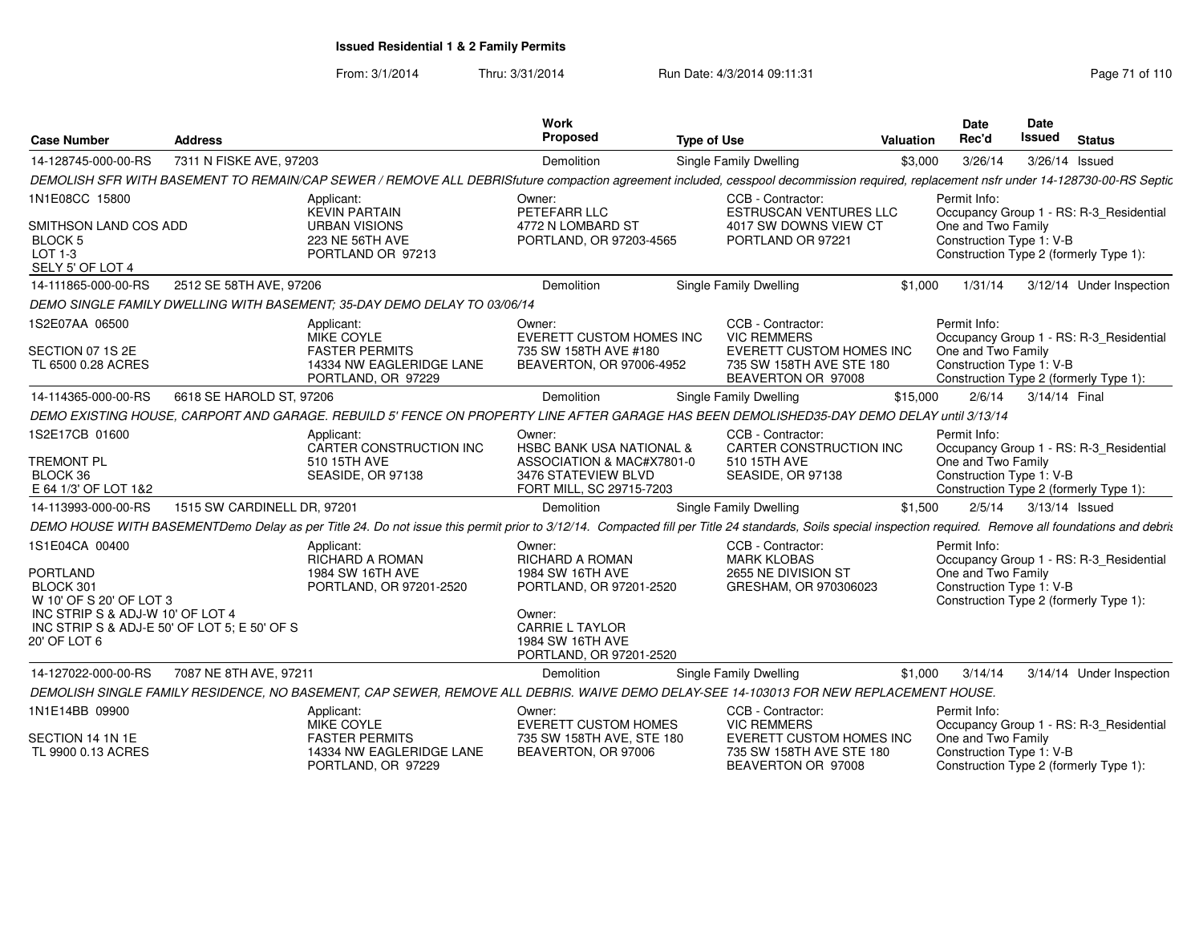# Issued Residential 1 & 2 Family Permits

From: 3/1/2014 Thru: 3/31/2014 Run Date: 4/3/2014 09:11:31

| Case Number | Address | Work Proposed | Type of Use | Valuation | Date Rec'd | Date Issued | Status |
|---|---|---|---|---|---|---|---|
| 14-128745-000-00-RS | 7311 N FISKE AVE, 97203 | Demolition | Single Family Dwelling | $3,000 | 3/26/14 | 3/26/14 | Issued |

*DEMOLISH SFR WITH BASEMENT TO REMAIN/CAP SEWER / REMOVE ALL DEBRISfuture compaction agreement included, cesspool decommission required, replacement nsfr under 14-128730-00-RS Septic*

1N1E08CC 15800
SMITHSON LAND COS ADD
BLOCK 5
LOT 1-3
SELY 5' OF LOT 4

Applicant: KEVIN PARTAIN, URBAN VISIONS, 223 NE 56TH AVE, PORTLAND OR 97213

Owner: PETEFARR LLC, 4772 N LOMBARD ST, PORTLAND, OR 97203-4565

CCB - Contractor: ESTRUSCAN VENTURES LLC, 4017 SW DOWNS VIEW CT, PORTLAND OR 97221

Permit Info: Occupancy Group 1 - RS: R-3_Residential One and Two Family; Construction Type 1: V-B; Construction Type 2 (formerly Type 1):

| Case Number | Address | Work Proposed | Type of Use | Valuation | Date Rec'd | Date Issued | Status |
|---|---|---|---|---|---|---|---|
| 14-111865-000-00-RS | 2512 SE 58TH AVE, 97206 | Demolition | Single Family Dwelling | $1,000 | 1/31/14 | 3/12/14 | Under Inspection |

*DEMO SINGLE FAMILY DWELLING WITH BASEMENT; 35-DAY DEMO DELAY TO 03/06/14*

1S2E07AA 06500
SECTION 07 1S 2E
TL 6500 0.28 ACRES

Applicant: MIKE COYLE, FASTER PERMITS, 14334 NW EAGLERIDGE LANE, PORTLAND, OR 97229

Owner: EVERETT CUSTOM HOMES INC, 735 SW 158TH AVE #180, BEAVERTON, OR 97006-4952

CCB - Contractor: VIC REMMERS, EVERETT CUSTOM HOMES INC, 735 SW 158TH AVE STE 180, BEAVERTON OR 97008

Permit Info: Occupancy Group 1 - RS: R-3_Residential One and Two Family; Construction Type 1: V-B; Construction Type 2 (formerly Type 1):

| Case Number | Address | Work Proposed | Type of Use | Valuation | Date Rec'd | Date Issued | Status |
|---|---|---|---|---|---|---|---|
| 14-114365-000-00-RS | 6618 SE HAROLD ST, 97206 | Demolition | Single Family Dwelling | $15,000 | 2/6/14 | 3/14/14 | Final |

*DEMO EXISTING HOUSE, CARPORT AND GARAGE. REBUILD 5' FENCE ON PROPERTY LINE AFTER GARAGE HAS BEEN DEMOLISHED35-DAY DEMO DELAY until 3/13/14*

1S2E17CB 01600
TREMONT PL
BLOCK 36
E 64 1/3' OF LOT 1&2

Applicant: CARTER CONSTRUCTION INC, 510 15TH AVE, SEASIDE, OR 97138

Owner: HSBC BANK USA NATIONAL & ASSOCIATION & MAC#X7801-0, 3476 STATEVIEW BLVD, FORT MILL, SC 29715-7203

CCB - Contractor: CARTER CONSTRUCTION INC, 510 15TH AVE, SEASIDE, OR 97138

Permit Info: Occupancy Group 1 - RS: R-3_Residential One and Two Family; Construction Type 1: V-B; Construction Type 2 (formerly Type 1):

| Case Number | Address | Work Proposed | Type of Use | Valuation | Date Rec'd | Date Issued | Status |
|---|---|---|---|---|---|---|---|
| 14-113993-000-00-RS | 1515 SW CARDINELL DR, 97201 | Demolition | Single Family Dwelling | $1,500 | 2/5/14 | 3/13/14 | Issued |

*DEMO HOUSE WITH BASEMENTDemo Delay as per Title 24. Do not issue this permit prior to 3/12/14. Compacted fill per Title 24 standards, Soils special inspection required. Remove all foundations and debris*

1S1E04CA 00400
PORTLAND
BLOCK 301
W 10' OF S 20' OF LOT 3
INC STRIP S & ADJ-W 10' OF LOT 4
INC STRIP S & ADJ-E 50' OF LOT 5; E 50' OF S 20' OF LOT 6

Applicant: RICHARD A ROMAN, 1984 SW 16TH AVE, PORTLAND, OR 97201-2520

Owner: RICHARD A ROMAN, 1984 SW 16TH AVE, PORTLAND, OR 97201-2520

Owner: CARRIE L TAYLOR, 1984 SW 16TH AVE, PORTLAND, OR 97201-2520

CCB - Contractor: MARK KLOBAS, 2655 NE DIVISION ST, GRESHAM, OR 970306023

Permit Info: Occupancy Group 1 - RS: R-3_Residential One and Two Family; Construction Type 1: V-B; Construction Type 2 (formerly Type 1):

| Case Number | Address | Work Proposed | Type of Use | Valuation | Date Rec'd | Date Issued | Status |
|---|---|---|---|---|---|---|---|
| 14-127022-000-00-RS | 7087 NE 8TH AVE, 97211 | Demolition | Single Family Dwelling | $1,000 | 3/14/14 | 3/14/14 | Under Inspection |

*DEMOLISH SINGLE FAMILY RESIDENCE, NO BASEMENT, CAP SEWER, REMOVE ALL DEBRIS. WAIVE DEMO DELAY-SEE 14-103013 FOR NEW REPLACEMENT HOUSE.*

1N1E14BB 09900
SECTION 14 1N 1E
TL 9900 0.13 ACRES

Applicant: MIKE COYLE, FASTER PERMITS, 14334 NW EAGLERIDGE LANE, PORTLAND, OR 97229

Owner: EVERETT CUSTOM HOMES, 735 SW 158TH AVE, STE 180, BEAVERTON, OR 97006

CCB - Contractor: VIC REMMERS, EVERETT CUSTOM HOMES INC, 735 SW 158TH AVE STE 180, BEAVERTON OR 97008

Permit Info: Occupancy Group 1 - RS: R-3_Residential One and Two Family; Construction Type 1: V-B; Construction Type 2 (formerly Type 1):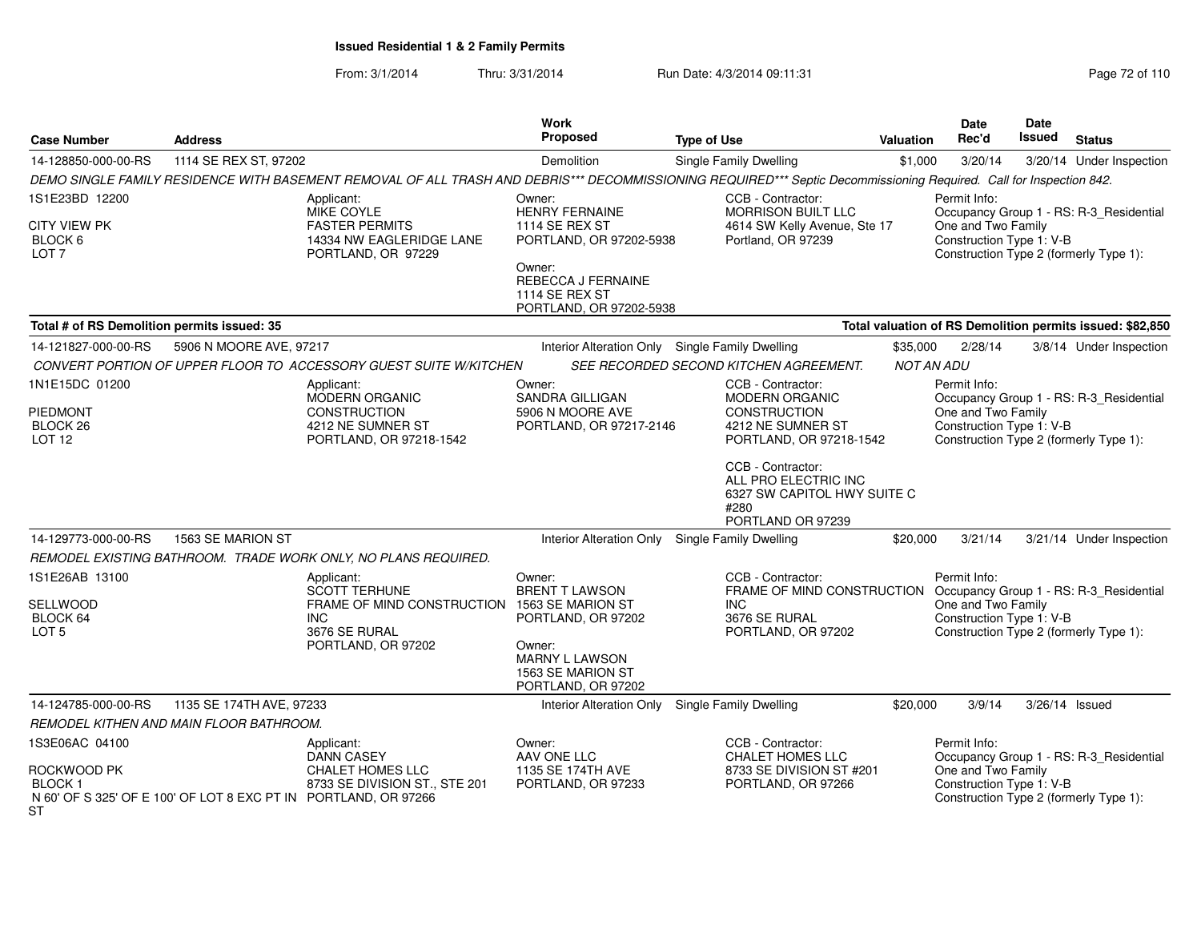# Issued Residential 1 & 2 Family Permits

From: 3/1/2014 Thru: 3/31/2014 Run Date: 4/3/2014 09:11:31

| Case Number | Address | Work Proposed | Type of Use | Valuation | Date Rec'd | Date Issued | Status |
|---|---|---|---|---|---|---|---|
| 14-128850-000-00-RS | 1114 SE REX ST, 97202 | Demolition | Single Family Dwelling | $1,000 | 3/20/14 | 3/20/14 | Under Inspection |

*DEMO SINGLE FAMILY RESIDENCE WITH BASEMENT REMOVAL OF ALL TRASH AND DEBRIS*** DECOMMISSIONING REQUIRED*** Septic Decommissioning Required. Call for Inspection 842.*

1S1E23BD 12200
CITY VIEW PK
BLOCK 6
LOT 7

Applicant:
MIKE COYLE
FASTER PERMITS
14334 NW EAGLERIDGE LANE
PORTLAND, OR 97229

Owner:
HENRY FERNAINE
1114 SE REX ST
PORTLAND, OR 97202-5938

Owner:
REBECCA J FERNAINE
1114 SE REX ST
PORTLAND, OR 97202-5938

CCB - Contractor:
MORRISON BUILT LLC
4614 SW Kelly Avenue, Ste 17
Portland, OR 97239

Permit Info:
Occupancy Group 1 - RS: R-3_Residential One and Two Family
Construction Type 1: V-B
Construction Type 2 (formerly Type 1):

**Total # of RS Demolition permits issued: 35**

**Total valuation of RS Demolition permits issued: $82,850**

| Case Number | Address | Work Proposed | Type of Use | Valuation | Date Rec'd | Date Issued | Status |
|---|---|---|---|---|---|---|---|
| 14-121827-000-00-RS | 5906 N MOORE AVE, 97217 | Interior Alteration Only | Single Family Dwelling | $35,000 | 2/28/14 | 3/8/14 | Under Inspection |

*CONVERT PORTION OF UPPER FLOOR TO ACCESSORY GUEST SUITE W/KITCHEN SEE RECORDED SECOND KITCHEN AGREEMENT. NOT AN ADU*

1N1E15DC 01200
PIEDMONT
BLOCK 26
LOT 12

Applicant:
MODERN ORGANIC CONSTRUCTION
4212 NE SUMNER ST
PORTLAND, OR 97218-1542

Owner:
SANDRA GILLIGAN
5906 N MOORE AVE
PORTLAND, OR 97217-2146

CCB - Contractor:
MODERN ORGANIC CONSTRUCTION
4212 NE SUMNER ST
PORTLAND, OR 97218-1542

CCB - Contractor:
ALL PRO ELECTRIC INC
6327 SW CAPITOL HWY SUITE C #280
PORTLAND OR 97239

Permit Info:
Occupancy Group 1 - RS: R-3_Residential One and Two Family
Construction Type 1: V-B
Construction Type 2 (formerly Type 1):

| Case Number | Address | Work Proposed | Type of Use | Valuation | Date Rec'd | Date Issued | Status |
|---|---|---|---|---|---|---|---|
| 14-129773-000-00-RS | 1563 SE MARION ST | Interior Alteration Only | Single Family Dwelling | $20,000 | 3/21/14 | 3/21/14 | Under Inspection |

*REMODEL EXISTING BATHROOM. TRADE WORK ONLY, NO PLANS REQUIRED.*

1S1E26AB 13100
SELLWOOD
BLOCK 64
LOT 5

Applicant:
SCOTT TERHUNE
FRAME OF MIND CONSTRUCTION INC
3676 SE RURAL
PORTLAND, OR 97202

Owner:
BRENT T LAWSON
1563 SE MARION ST
PORTLAND, OR 97202

Owner:
MARNY L LAWSON
1563 SE MARION ST
PORTLAND, OR 97202

CCB - Contractor:
FRAME OF MIND CONSTRUCTION INC
3676 SE RURAL
PORTLAND, OR 97202

Permit Info:
Occupancy Group 1 - RS: R-3_Residential One and Two Family
Construction Type 1: V-B
Construction Type 2 (formerly Type 1):

| Case Number | Address | Work Proposed | Type of Use | Valuation | Date Rec'd | Date Issued | Status |
|---|---|---|---|---|---|---|---|
| 14-124785-000-00-RS | 1135 SE 174TH AVE, 97233 | Interior Alteration Only | Single Family Dwelling | $20,000 | 3/9/14 | 3/26/14 | Issued |

*REMODEL KITHEN AND MAIN FLOOR BATHROOM.*

1S3E06AC 04100
ROCKWOOD PK
BLOCK 1
N 60' OF S 325' OF E 100' OF LOT 8 EXC PT IN ST

Applicant:
DANN CASEY
CHALET HOMES LLC
8733 SE DIVISION ST., STE 201
PORTLAND, OR 97266

Owner:
AAV ONE LLC
1135 SE 174TH AVE
PORTLAND, OR 97233

CCB - Contractor:
CHALET HOMES LLC
8733 SE DIVISION ST #201
PORTLAND, OR 97266

Permit Info:
Occupancy Group 1 - RS: R-3_Residential One and Two Family
Construction Type 1: V-B
Construction Type 2 (formerly Type 1):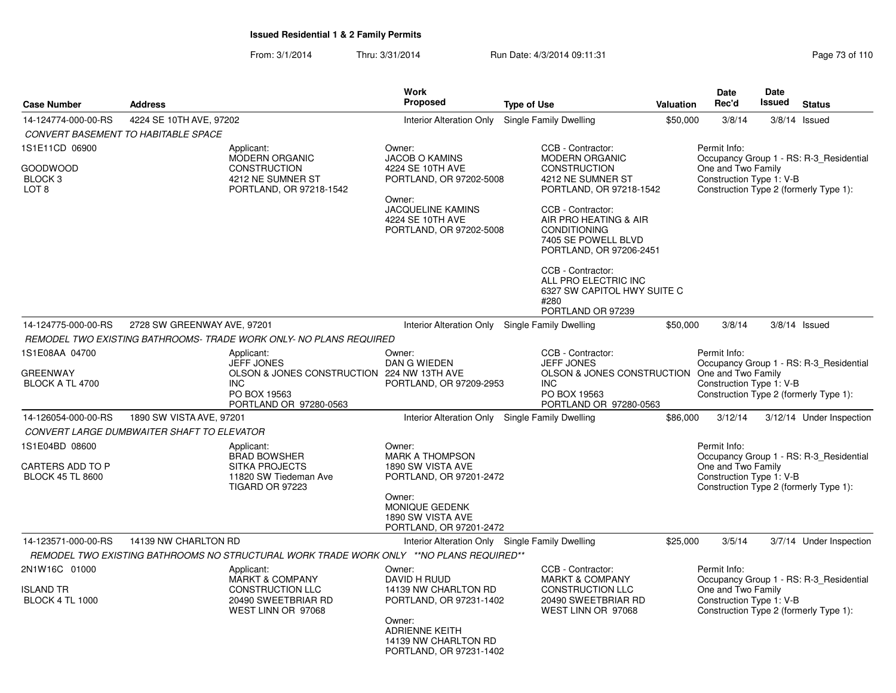# Issued Residential 1 & 2 Family Permits

From: 3/1/2014 Thru: 3/31/2014 Run Date: 4/3/2014 09:11:31

| Case Number | Address | Work Proposed | Type of Use | Valuation | Date Rec'd | Date Issued | Status |
|---|---|---|---|---|---|---|---|
| 14-124774-000-00-RS | 4224 SE 10TH AVE, 97202 | Interior Alteration Only | Single Family Dwelling | $50,000 | 3/8/14 | 3/8/14 | Issued |

*CONVERT BASEMENT TO HABITABLE SPACE*

1S1E11CD 06900
GOODWOOD
BLOCK 3
LOT 8

Applicant:
MODERN ORGANIC CONSTRUCTION
4212 NE SUMNER ST
PORTLAND, OR 97218-1542

Owner:
JACOB O KAMINS
4224 SE 10TH AVE
PORTLAND, OR 97202-5008

Owner:
JACQUELINE KAMINS
4224 SE 10TH AVE
PORTLAND, OR 97202-5008

CCB - Contractor:
MODERN ORGANIC CONSTRUCTION
4212 NE SUMNER ST
PORTLAND, OR 97218-1542

CCB - Contractor:
AIR PRO HEATING & AIR CONDITIONING
7405 SE POWELL BLVD
PORTLAND, OR 97206-2451

CCB - Contractor:
ALL PRO ELECTRIC INC
6327 SW CAPITOL HWY SUITE C #280
PORTLAND OR 97239

Permit Info:
Occupancy Group 1 - RS: R-3_Residential One and Two Family
Construction Type 1: V-B
Construction Type 2 (formerly Type 1):

| Case Number | Address | Work Proposed | Type of Use | Valuation | Date Rec'd | Date Issued | Status |
|---|---|---|---|---|---|---|---|
| 14-124775-000-00-RS | 2728 SW GREENWAY AVE, 97201 | Interior Alteration Only | Single Family Dwelling | $50,000 | 3/8/14 | 3/8/14 | Issued |

*REMODEL TWO EXISTING BATHROOMS- TRADE WORK ONLY- NO PLANS REQUIRED*

1S1E08AA 04700
GREENWAY
BLOCK A TL 4700

Applicant:
JEFF JONES
OLSON & JONES CONSTRUCTION INC
PO BOX 19563
PORTLAND OR 97280-0563

Owner:
DAN G WIEDEN
224 NW 13TH AVE
PORTLAND, OR 97209-2953

CCB - Contractor:
JEFF JONES
OLSON & JONES CONSTRUCTION INC
PO BOX 19563
PORTLAND OR 97280-0563

Permit Info:
Occupancy Group 1 - RS: R-3_Residential One and Two Family
Construction Type 1: V-B
Construction Type 2 (formerly Type 1):

| Case Number | Address | Work Proposed | Type of Use | Valuation | Date Rec'd | Date Issued | Status |
|---|---|---|---|---|---|---|---|
| 14-126054-000-00-RS | 1890 SW VISTA AVE, 97201 | Interior Alteration Only | Single Family Dwelling | $86,000 | 3/12/14 | 3/12/14 | Under Inspection |

*CONVERT LARGE DUMBWAITER SHAFT TO ELEVATOR*

1S1E04BD 08600
CARTERS ADD TO P
BLOCK 45 TL 8600

Applicant:
BRAD BOWSHER
SITKA PROJECTS
11820 SW Tiedeman Ave
TIGARD OR 97223

Owner:
MARK A THOMPSON
1890 SW VISTA AVE
PORTLAND, OR 97201-2472

Owner:
MONIQUE GEDENK
1890 SW VISTA AVE
PORTLAND, OR 97201-2472

Permit Info:
Occupancy Group 1 - RS: R-3_Residential One and Two Family
Construction Type 1: V-B
Construction Type 2 (formerly Type 1):

| Case Number | Address | Work Proposed | Type of Use | Valuation | Date Rec'd | Date Issued | Status |
|---|---|---|---|---|---|---|---|
| 14-123571-000-00-RS | 14139 NW CHARLTON RD | Interior Alteration Only | Single Family Dwelling | $25,000 | 3/5/14 | 3/7/14 | Under Inspection |

*REMODEL TWO EXISTING BATHROOMS NO STRUCTURAL WORK TRADE WORK ONLY \*\*NO PLANS REQUIRED\*\**

2N1W16C 01000
ISLAND TR
BLOCK 4 TL 1000

Applicant:
MARKT & COMPANY CONSTRUCTION LLC
20490 SWEETBRIAR RD
WEST LINN OR 97068

Owner:
DAVID H RUUD
14139 NW CHARLTON RD
PORTLAND, OR 97231-1402

Owner:
ADRIENNE KEITH
14139 NW CHARLTON RD
PORTLAND, OR 97231-1402

CCB - Contractor:
MARKT & COMPANY CONSTRUCTION LLC
20490 SWEETBRIAR RD
WEST LINN OR 97068

Permit Info:
Occupancy Group 1 - RS: R-3_Residential One and Two Family
Construction Type 1: V-B
Construction Type 2 (formerly Type 1):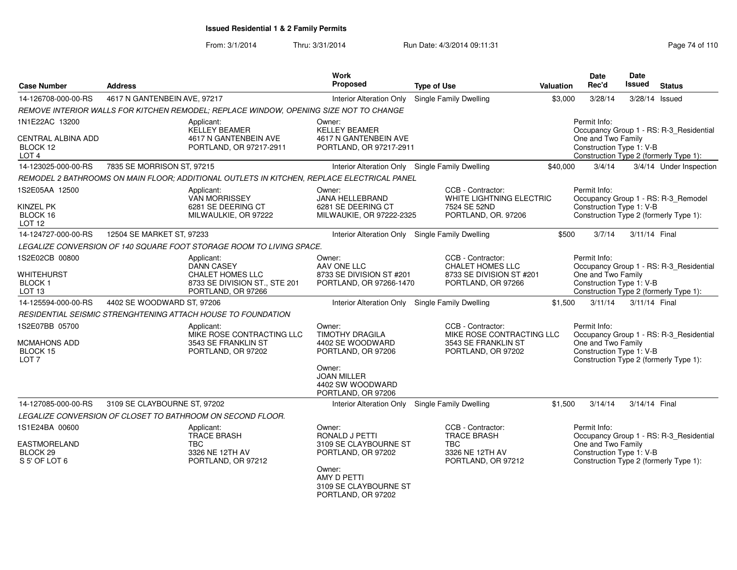## Issued Residential 1 & 2 Family Permits

From: 3/1/2014 Thru: 3/31/2014 Run Date: 4/3/2014 09:11:31

| Case Number | Address | Work Proposed | Type of Use | Valuation | Date Rec'd | Date Issued | Status |
|---|---|---|---|---|---|---|---|
| 14-126708-000-00-RS | 4617 N GANTENBEIN AVE, 97217 | Interior Alteration Only | Single Family Dwelling | $3,000 | 3/28/14 | 3/28/14 | Issued |

REMOVE INTERIOR WALLS FOR KITCHEN REMODEL; REPLACE WINDOW, OPENING SIZE NOT TO CHANGE

1N1E22AC 13200
CENTRAL ALBINA ADD
BLOCK 12
LOT 4

Applicant:
KELLEY BEAMER
4617 N GANTENBEIN AVE
PORTLAND, OR 97217-2911

Owner:
KELLEY BEAMER
4617 N GANTENBEIN AVE
PORTLAND, OR 97217-2911

Permit Info:
Occupancy Group 1 - RS: R-3_Residential One and Two Family
Construction Type 1: V-B
Construction Type 2 (formerly Type 1):

| Case Number | Address | Work Proposed | Type of Use | Valuation | Date Rec'd | Date Issued | Status |
|---|---|---|---|---|---|---|---|
| 14-123025-000-00-RS | 7835 SE MORRISON ST, 97215 | Interior Alteration Only | Single Family Dwelling | $40,000 | 3/4/14 | 3/4/14 | Under Inspection |

REMODEL 2 BATHROOMS ON MAIN FLOOR; ADDITIONAL OUTLETS IN KITCHEN, REPLACE ELECTRICAL PANEL

1S2E05AA 12500
KINZEL PK
BLOCK 16
LOT 12

Applicant:
VAN MORRISSEY
6281 SE DEERING CT
MILWAULKIE, OR 97222

Owner:
JANA HELLEBRAND
6281 SE DEERING CT
MILWAUKIE, OR 97222-2325

CCB - Contractor:
WHITE LIGHTNING ELECTRIC
7524 SE 52ND
PORTLAND, OR. 97206

Permit Info:
Occupancy Group 1 - RS: R-3_Remodel
Construction Type 1: V-B
Construction Type 2 (formerly Type 1):

| Case Number | Address | Work Proposed | Type of Use | Valuation | Date Rec'd | Date Issued | Status |
|---|---|---|---|---|---|---|---|
| 14-124727-000-00-RS | 12504 SE MARKET ST, 97233 | Interior Alteration Only | Single Family Dwelling | $500 | 3/7/14 | 3/11/14 | Final |

LEGALIZE CONVERSION OF 140 SQUARE FOOT STORAGE ROOM TO LIVING SPACE.

1S2E02CB 00800
WHITEHURST
BLOCK 1
LOT 13

Applicant:
DANN CASEY
CHALET HOMES LLC
8733 SE DIVISION ST., STE 201
PORTLAND, OR 97266

Owner:
AAV ONE LLC
8733 SE DIVISION ST #201
PORTLAND, OR 97266-1470

CCB - Contractor:
CHALET HOMES LLC
8733 SE DIVISION ST #201
PORTLAND, OR 97266

Permit Info:
Occupancy Group 1 - RS: R-3_Residential One and Two Family
Construction Type 1: V-B
Construction Type 2 (formerly Type 1):

| Case Number | Address | Work Proposed | Type of Use | Valuation | Date Rec'd | Date Issued | Status |
|---|---|---|---|---|---|---|---|
| 14-125594-000-00-RS | 4402 SE WOODWARD ST, 97206 | Interior Alteration Only | Single Family Dwelling | $1,500 | 3/11/14 | 3/11/14 | Final |

RESIDENTIAL SEISMIC STRENGHTENING ATTACH HOUSE TO FOUNDATION

1S2E07BB 05700
MCMAHONS ADD
BLOCK 15
LOT 7

Applicant:
MIKE ROSE CONTRACTING LLC
3543 SE FRANKLIN ST
PORTLAND, OR 97202

Owner:
TIMOTHY DRAGILA
4402 SE WOODWARD
PORTLAND, OR 97206

Owner:
JOAN MILLER
4402 SW WOODWARD
PORTLAND, OR 97206

CCB - Contractor:
MIKE ROSE CONTRACTING LLC
3543 SE FRANKLIN ST
PORTLAND, OR 97202

Permit Info:
Occupancy Group 1 - RS: R-3_Residential One and Two Family
Construction Type 1: V-B
Construction Type 2 (formerly Type 1):

| Case Number | Address | Work Proposed | Type of Use | Valuation | Date Rec'd | Date Issued | Status |
|---|---|---|---|---|---|---|---|
| 14-127085-000-00-RS | 3109 SE CLAYBOURNE ST, 97202 | Interior Alteration Only | Single Family Dwelling | $1,500 | 3/14/14 | 3/14/14 | Final |

LEGALIZE CONVERSION OF CLOSET TO BATHROOM ON SECOND FLOOR.

1S1E24BA 00600
EASTMORELAND
BLOCK 29
S 5' OF LOT 6

Applicant:
TRACE BRASH
TBC
3326 NE 12TH AV
PORTLAND, OR 97212

Owner:
RONALD J PETTI
3109 SE CLAYBOURNE ST
PORTLAND, OR 97202

Owner:
AMY D PETTI
3109 SE CLAYBOURNE ST
PORTLAND, OR 97202

CCB - Contractor:
TRACE BRASH
TBC
3326 NE 12TH AV
PORTLAND, OR 97212

Permit Info:
Occupancy Group 1 - RS: R-3_Residential One and Two Family
Construction Type 1: V-B
Construction Type 2 (formerly Type 1):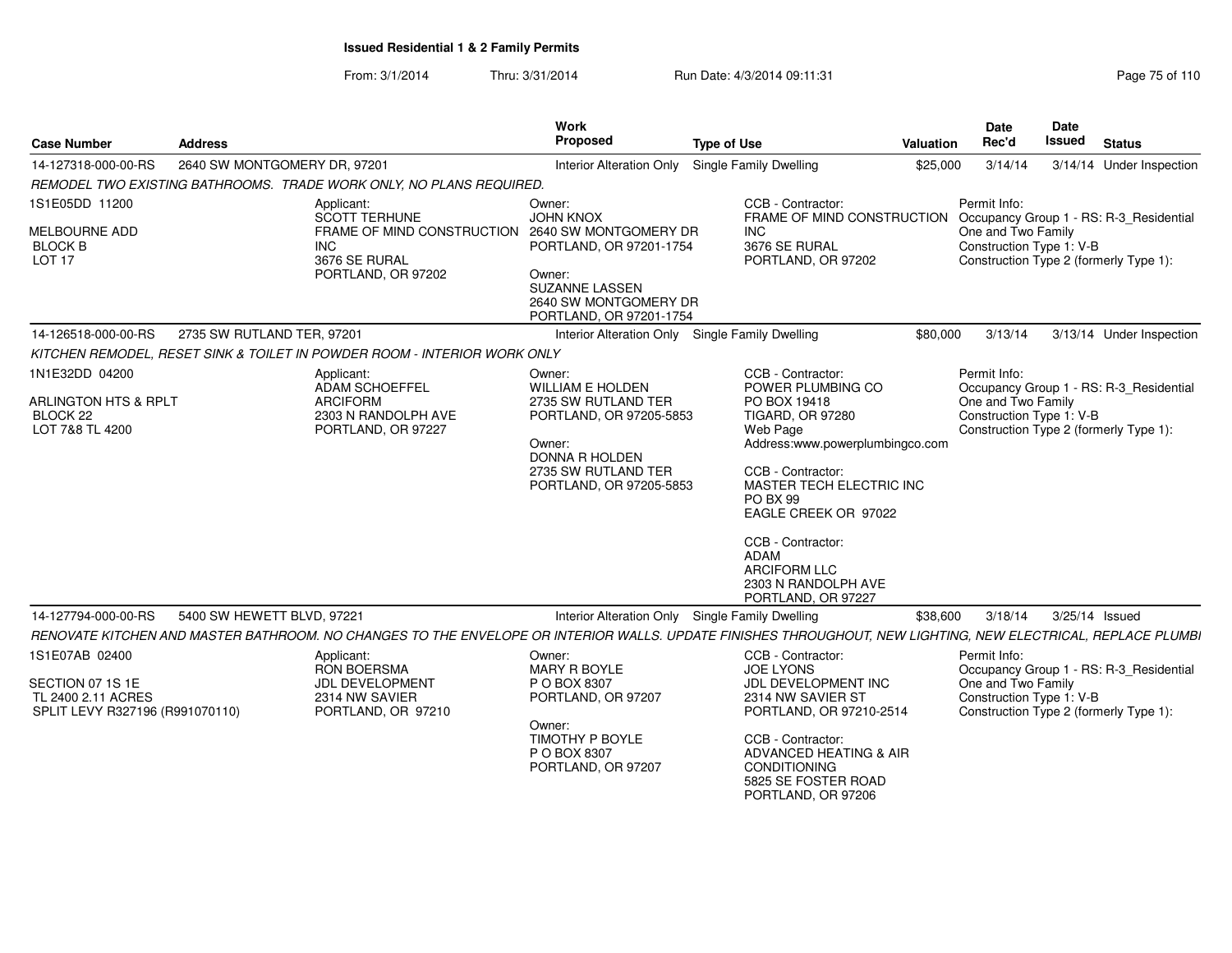**Issued Residential 1 & 2 Family Permits**

From: 3/1/2014 Thru: 3/31/2014 Run Date: 4/3/2014 09:11:31

| Case Number | Address | Work Proposed | Type of Use | Valuation | Date Rec'd | Date Issued | Status |
|---|---|---|---|---|---|---|---|
| 14-127318-000-00-RS | 2640 SW MONTGOMERY DR, 97201 | Interior Alteration Only | Single Family Dwelling | $25,000 | 3/14/14 | 3/14/14 | Under Inspection |

*REMODEL TWO EXISTING BATHROOMS. TRADE WORK ONLY, NO PLANS REQUIRED.*

1S1E05DD 11200

MELBOURNE ADD
BLOCK B
LOT 17

Applicant:
SCOTT TERHUNE
FRAME OF MIND CONSTRUCTION INC
3676 SE RURAL
PORTLAND, OR 97202

Owner:
JOHN KNOX
2640 SW MONTGOMERY DR
PORTLAND, OR 97201-1754

Owner:
SUZANNE LASSEN
2640 SW MONTGOMERY DR
PORTLAND, OR 97201-1754

CCB - Contractor:
FRAME OF MIND CONSTRUCTION INC
3676 SE RURAL
PORTLAND, OR 97202

Permit Info:
Occupancy Group 1 - RS: R-3_Residential One and Two Family
Construction Type 1: V-B
Construction Type 2 (formerly Type 1):

| Case Number | Address | Work Proposed | Type of Use | Valuation | Date Rec'd | Date Issued | Status |
|---|---|---|---|---|---|---|---|
| 14-126518-000-00-RS | 2735 SW RUTLAND TER, 97201 | Interior Alteration Only | Single Family Dwelling | $80,000 | 3/13/14 | 3/13/14 | Under Inspection |

*KITCHEN REMODEL, RESET SINK & TOILET IN POWDER ROOM - INTERIOR WORK ONLY*

1N1E32DD 04200

ARLINGTON HTS & RPLT
BLOCK 22
LOT 7&8 TL 4200

Applicant:
ADAM SCHOEFFEL
ARCIFORM
2303 N RANDOLPH AVE
PORTLAND, OR 97227

Owner:
WILLIAM E HOLDEN
2735 SW RUTLAND TER
PORTLAND, OR 97205-5853

Owner:
DONNA R HOLDEN
2735 SW RUTLAND TER
PORTLAND, OR 97205-5853

CCB - Contractor:
POWER PLUMBING CO
PO BOX 19418
TIGARD, OR 97280
Web Page Address:www.powerplumbingco.com

CCB - Contractor:
MASTER TECH ELECTRIC INC
PO BX 99
EAGLE CREEK OR 97022

CCB - Contractor:
ADAM
ARCIFORM LLC
2303 N RANDOLPH AVE
PORTLAND, OR 97227

Permit Info:
Occupancy Group 1 - RS: R-3_Residential One and Two Family
Construction Type 1: V-B
Construction Type 2 (formerly Type 1):

| Case Number | Address | Work Proposed | Type of Use | Valuation | Date Rec'd | Date Issued | Status |
|---|---|---|---|---|---|---|---|
| 14-127794-000-00-RS | 5400 SW HEWETT BLVD, 97221 | Interior Alteration Only | Single Family Dwelling | $38,600 | 3/18/14 | 3/25/14 | Issued |

*RENOVATE KITCHEN AND MASTER BATHROOM. NO CHANGES TO THE ENVELOPE OR INTERIOR WALLS. UPDATE FINISHES THROUGHOUT, NEW LIGHTING, NEW ELECTRICAL, REPLACE PLUMBI*

1S1E07AB 02400

SECTION 07 1S 1E
TL 2400 2.11 ACRES
SPLIT LEVY R327196 (R991070110)

Applicant:
RON BOERSMA
JDL DEVELOPMENT
2314 NW SAVIER
PORTLAND, OR 97210

Owner:
MARY R BOYLE
P O BOX 8307
PORTLAND, OR 97207

Owner:
TIMOTHY P BOYLE
P O BOX 8307
PORTLAND, OR 97207

CCB - Contractor:
JOE LYONS
JDL DEVELOPMENT INC
2314 NW SAVIER ST
PORTLAND, OR 97210-2514

CCB - Contractor:
ADVANCED HEATING & AIR CONDITIONING
5825 SE FOSTER ROAD
PORTLAND, OR 97206

Permit Info:
Occupancy Group 1 - RS: R-3_Residential One and Two Family
Construction Type 1: V-B
Construction Type 2 (formerly Type 1):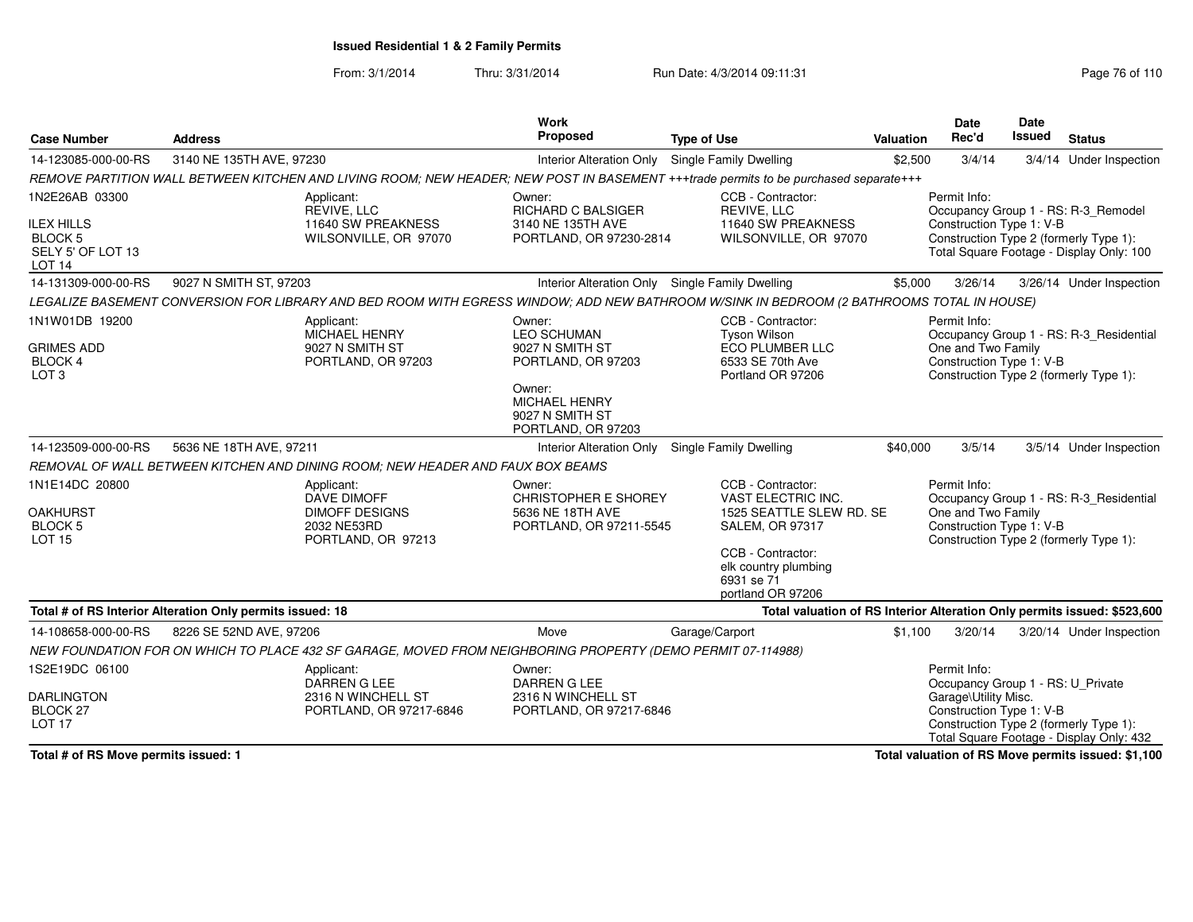**Issued Residential 1 & 2 Family Permits**

From: 3/1/2014 Thru: 3/31/2014 Run Date: 4/3/2014 09:11:31

| Case Number | Address | Work Proposed | Type of Use | Valuation | Date Rec'd | Date Issued | Status |
|---|---|---|---|---|---|---|---|
| 14-123085-000-00-RS | 3140 NE 135TH AVE, 97230 | Interior Alteration Only | Single Family Dwelling | $2,500 | 3/4/14 | 3/4/14 | Under Inspection |

*REMOVE PARTITION WALL BETWEEN KITCHEN AND LIVING ROOM; NEW HEADER; NEW POST IN BASEMENT +++trade permits to be purchased separate+++*

1N2E26AB 03300
ILEX HILLS
BLOCK 5
SELY 5' OF LOT 13
LOT 14

Applicant: REVIVE, LLC, 11640 SW PREAKNESS, WILSONVILLE, OR 97070

Owner: RICHARD C BALSIGER, 3140 NE 135TH AVE, PORTLAND, OR 97230-2814

CCB - Contractor: REVIVE, LLC, 11640 SW PREAKNESS, WILSONVILLE, OR 97070

Permit Info: Occupancy Group 1 - RS: R-3_Remodel; Construction Type 1: V-B; Construction Type 2 (formerly Type 1):; Total Square Footage - Display Only: 100

| Case Number | Address | Work Proposed | Type of Use | Valuation | Date Rec'd | Date Issued | Status |
|---|---|---|---|---|---|---|---|
| 14-131309-000-00-RS | 9027 N SMITH ST, 97203 | Interior Alteration Only | Single Family Dwelling | $5,000 | 3/26/14 | 3/26/14 | Under Inspection |

*LEGALIZE BASEMENT CONVERSION FOR LIBRARY AND BED ROOM WITH EGRESS WINDOW; ADD NEW BATHROOM W/SINK IN BEDROOM (2 BATHROOMS TOTAL IN HOUSE)*

1N1W01DB 19200
GRIMES ADD
BLOCK 4
LOT 3

Applicant: MICHAEL HENRY, 9027 N SMITH ST, PORTLAND, OR 97203

Owner: LEO SCHUMAN, 9027 N SMITH ST, PORTLAND, OR 97203

Owner: MICHAEL HENRY, 9027 N SMITH ST, PORTLAND, OR 97203

CCB - Contractor: Tyson Wilson, ECO PLUMBER LLC, 6533 SE 70th Ave, Portland OR 97206

Permit Info: Occupancy Group 1 - RS: R-3_Residential One and Two Family; Construction Type 1: V-B; Construction Type 2 (formerly Type 1):

| Case Number | Address | Work Proposed | Type of Use | Valuation | Date Rec'd | Date Issued | Status |
|---|---|---|---|---|---|---|---|
| 14-123509-000-00-RS | 5636 NE 18TH AVE, 97211 | Interior Alteration Only | Single Family Dwelling | $40,000 | 3/5/14 | 3/5/14 | Under Inspection |

*REMOVAL OF WALL BETWEEN KITCHEN AND DINING ROOM; NEW HEADER AND FAUX BOX BEAMS*

1N1E14DC 20800
OAKHURST
BLOCK 5
LOT 15

Applicant: DAVE DIMOFF, DIMOFF DESIGNS, 2032 NE53RD, PORTLAND, OR 97213

Owner: CHRISTOPHER E SHOREY, 5636 NE 18TH AVE, PORTLAND, OR 97211-5545

CCB - Contractor: VAST ELECTRIC INC., 1525 SEATTLE SLEW RD. SE, SALEM, OR 97317

CCB - Contractor: elk country plumbing, 6931 se 71, portland OR 97206

Permit Info: Occupancy Group 1 - RS: R-3_Residential One and Two Family; Construction Type 1: V-B; Construction Type 2 (formerly Type 1):

**Total # of RS Interior Alteration Only permits issued: 18**

**Total valuation of RS Interior Alteration Only permits issued: $523,600**

| Case Number | Address | Work Proposed | Type of Use | Valuation | Date Rec'd | Date Issued | Status |
|---|---|---|---|---|---|---|---|
| 14-108658-000-00-RS | 8226 SE 52ND AVE, 97206 | Move | Garage/Carport | $1,100 | 3/20/14 | 3/20/14 | Under Inspection |

*NEW FOUNDATION FOR ON WHICH TO PLACE 432 SF GARAGE, MOVED FROM NEIGHBORING PROPERTY (DEMO PERMIT 07-114988)*

1S2E19DC 06100
DARLINGTON
BLOCK 27
LOT 17

Applicant: DARREN G LEE, 2316 N WINCHELL ST, PORTLAND, OR 97217-6846

Owner: DARREN G LEE, 2316 N WINCHELL ST, PORTLAND, OR 97217-6846

Permit Info: Occupancy Group 1 - RS: U_Private Garage\Utility Misc.; Construction Type 1: V-B; Construction Type 2 (formerly Type 1):; Total Square Footage - Display Only: 432

**Total # of RS Move permits issued: 1**

**Total valuation of RS Move permits issued: $1,100**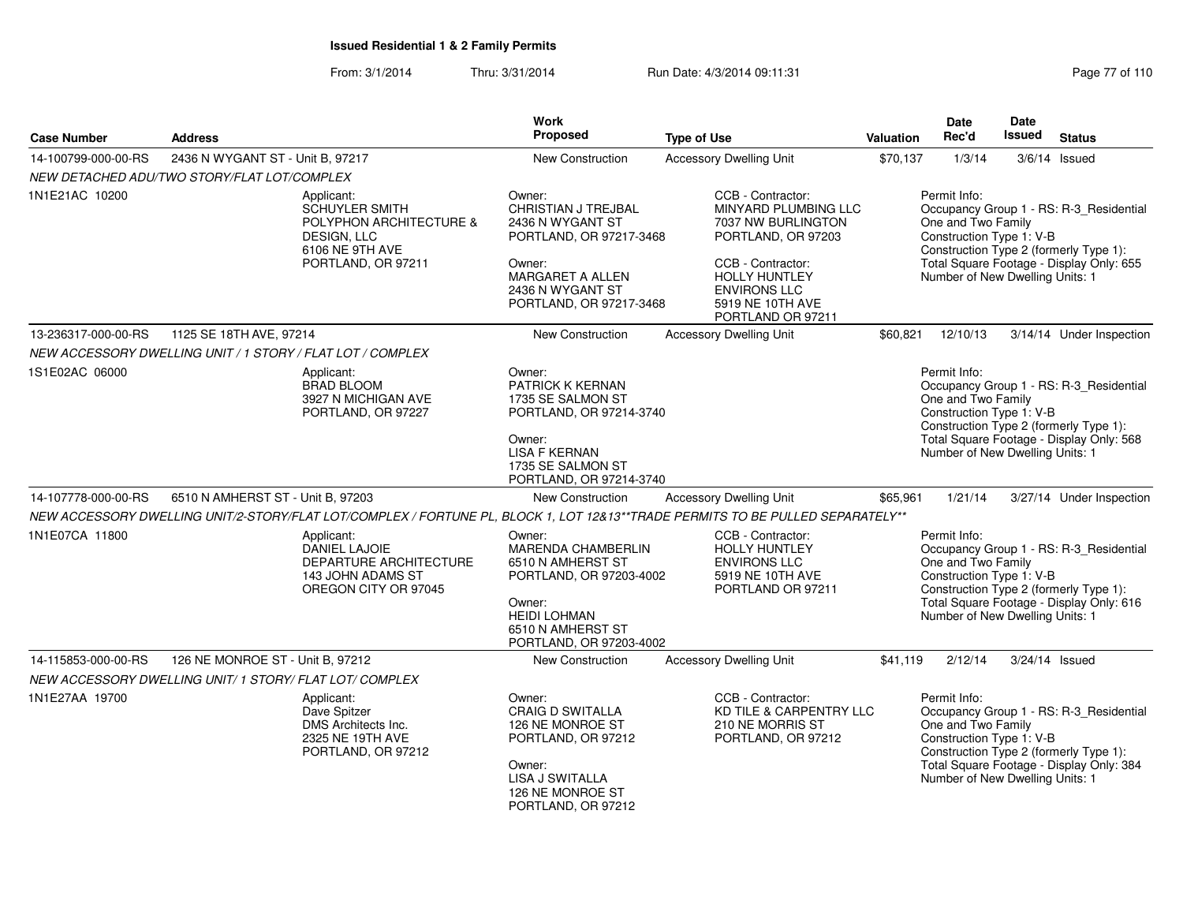## Issued Residential 1 & 2 Family Permits

From: 3/1/2014 Thru: 3/31/2014 Run Date: 4/3/2014 09:11:31

| Case Number | Address | Work Proposed | Type of Use | Valuation | Date Rec'd | Date Issued | Status |
|---|---|---|---|---|---|---|---|
| 14-100799-000-00-RS | 2436 N WYGANT ST - Unit B, 97217 | New Construction | Accessory Dwelling Unit | $70,137 | 1/3/14 | 3/6/14 | Issued |

*NEW DETACHED ADU/TWO STORY/FLAT LOT/COMPLEX*

1N1E21AC 10200

Applicant:
SCHUYLER SMITH
POLYPHON ARCHITECTURE & DESIGN, LLC
6106 NE 9TH AVE
PORTLAND, OR 97211

Owner:
CHRISTIAN J TREJBAL
2436 N WYGANT ST
PORTLAND, OR 97217-3468

Owner:
MARGARET A ALLEN
2436 N WYGANT ST
PORTLAND, OR 97217-3468

CCB - Contractor:
MINYARD PLUMBING LLC
7037 NW BURLINGTON
PORTLAND, OR 97203

CCB - Contractor:
HOLLY HUNTLEY
ENVIRONS LLC
5919 NE 10TH AVE
PORTLAND OR 97211

Permit Info:
Occupancy Group 1 - RS: R-3_Residential One and Two Family
Construction Type 1: V-B
Construction Type 2 (formerly Type 1):
Total Square Footage - Display Only: 655
Number of New Dwelling Units: 1

| Case Number | Address | Work Proposed | Type of Use | Valuation | Date Rec'd | Date Issued | Status |
|---|---|---|---|---|---|---|---|
| 13-236317-000-00-RS | 1125 SE 18TH AVE, 97214 | New Construction | Accessory Dwelling Unit | $60,821 | 12/10/13 | 3/14/14 | Under Inspection |

*NEW ACCESSORY DWELLING UNIT / 1 STORY / FLAT LOT / COMPLEX*

1S1E02AC 06000

Applicant:
BRAD BLOOM
3927 N MICHIGAN AVE
PORTLAND, OR 97227

Owner:
PATRICK K KERNAN
1735 SE SALMON ST
PORTLAND, OR 97214-3740

Owner:
LISA F KERNAN
1735 SE SALMON ST
PORTLAND, OR 97214-3740

Permit Info:
Occupancy Group 1 - RS: R-3_Residential One and Two Family
Construction Type 1: V-B
Construction Type 2 (formerly Type 1):
Total Square Footage - Display Only: 568
Number of New Dwelling Units: 1

| Case Number | Address | Work Proposed | Type of Use | Valuation | Date Rec'd | Date Issued | Status |
|---|---|---|---|---|---|---|---|
| 14-107778-000-00-RS | 6510 N AMHERST ST - Unit B, 97203 | New Construction | Accessory Dwelling Unit | $65,961 | 1/21/14 | 3/27/14 | Under Inspection |

*NEW ACCESSORY DWELLING UNIT/2-STORY/FLAT LOT/COMPLEX / FORTUNE PL, BLOCK 1, LOT 12&13**TRADE PERMITS TO BE PULLED SEPARATELY***

1N1E07CA 11800

Applicant:
DANIEL LAJOIE
DEPARTURE ARCHITECTURE
143 JOHN ADAMS ST
OREGON CITY OR 97045

Owner:
MARENDA CHAMBERLIN
6510 N AMHERST ST
PORTLAND, OR 97203-4002

Owner:
HEIDI LOHMAN
6510 N AMHERST ST
PORTLAND, OR 97203-4002

CCB - Contractor:
HOLLY HUNTLEY
ENVIRONS LLC
5919 NE 10TH AVE
PORTLAND OR 97211

Permit Info:
Occupancy Group 1 - RS: R-3_Residential One and Two Family
Construction Type 1: V-B
Construction Type 2 (formerly Type 1):
Total Square Footage - Display Only: 616
Number of New Dwelling Units: 1

| Case Number | Address | Work Proposed | Type of Use | Valuation | Date Rec'd | Date Issued | Status |
|---|---|---|---|---|---|---|---|
| 14-115853-000-00-RS | 126 NE MONROE ST - Unit B, 97212 | New Construction | Accessory Dwelling Unit | $41,119 | 2/12/14 | 3/24/14 | Issued |

*NEW ACCESSORY DWELLING UNIT/ 1 STORY/ FLAT LOT/ COMPLEX*

1N1E27AA 19700

Applicant:
Dave Spitzer
DMS Architects Inc.
2325 NE 19TH AVE
PORTLAND, OR 97212

Owner:
CRAIG D SWITALLA
126 NE MONROE ST
PORTLAND, OR 97212

Owner:
LISA J SWITALLA
126 NE MONROE ST
PORTLAND, OR 97212

CCB - Contractor:
KD TILE & CARPENTRY LLC
210 NE MORRIS ST
PORTLAND, OR 97212

Permit Info:
Occupancy Group 1 - RS: R-3_Residential One and Two Family
Construction Type 1: V-B
Construction Type 2 (formerly Type 1):
Total Square Footage - Display Only: 384
Number of New Dwelling Units: 1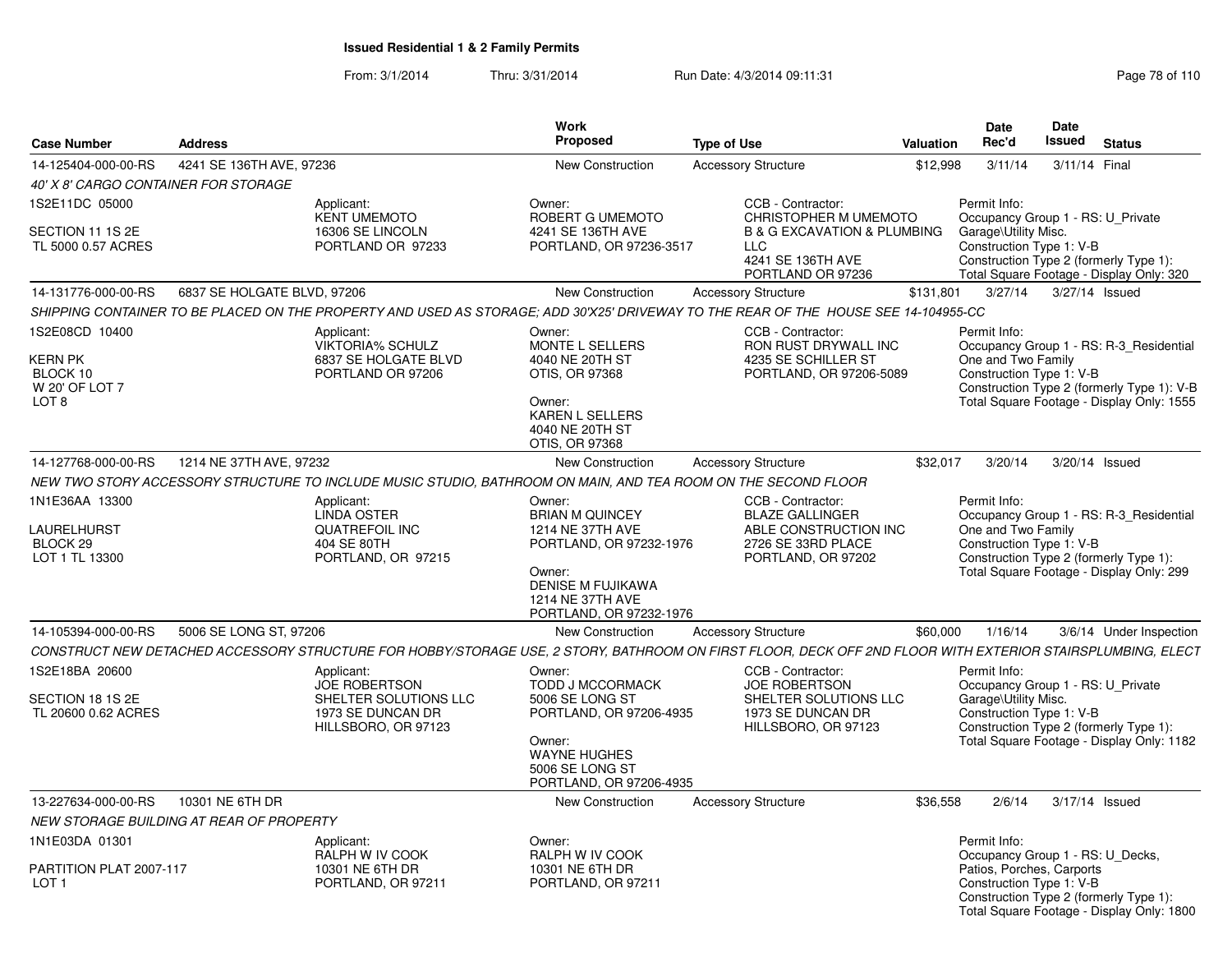# Issued Residential 1 & 2 Family Permits

From: 3/1/2014 Thru: 3/31/2014 Run Date: 4/3/2014 09:11:31

| Case Number | Address | Work Proposed | Type of Use | Valuation | Date Rec'd | Date Issued | Status |
|---|---|---|---|---|---|---|---|
| 14-125404-000-00-RS | 4241 SE 136TH AVE, 97236 | New Construction | Accessory Structure | $12,998 | 3/11/14 | 3/11/14 | Final |

*40' X 8' CARGO CONTAINER FOR STORAGE*

1S2E11DC 05000

SECTION 11 1S 2E
TL 5000 0.57 ACRES

Applicant:
KENT UMEMOTO
16306 SE LINCOLN
PORTLAND OR 97233

Owner:
ROBERT G UMEMOTO
4241 SE 136TH AVE
PORTLAND, OR 97236-3517

CCB - Contractor:
CHRISTOPHER M UMEMOTO
B & G EXCAVATION & PLUMBING LLC
4241 SE 136TH AVE
PORTLAND OR 97236

Permit Info:
Occupancy Group 1 - RS: U_Private Garage\Utility Misc.
Construction Type 1: V-B
Construction Type 2 (formerly Type 1):
Total Square Footage - Display Only: 320

| Case Number | Address | Work Proposed | Type of Use | Valuation | Date Rec'd | Date Issued | Status |
|---|---|---|---|---|---|---|---|
| 14-131776-000-00-RS | 6837 SE HOLGATE BLVD, 97206 | New Construction | Accessory Structure | $131,801 | 3/27/14 | 3/27/14 | Issued |

*SHIPPING CONTAINER TO BE PLACED ON THE PROPERTY AND USED AS STORAGE; ADD 30'X25' DRIVEWAY TO THE REAR OF THE HOUSE SEE 14-104955-CC*

1S2E08CD 10400

KERN PK
BLOCK 10
W 20' OF LOT 7
LOT 8

Applicant:
VIKTORIA% SCHULZ
6837 SE HOLGATE BLVD
PORTLAND OR 97206

Owner:
MONTE L SELLERS
4040 NE 20TH ST
OTIS, OR 97368

Owner:
KAREN L SELLERS
4040 NE 20TH ST
OTIS, OR 97368

CCB - Contractor:
RON RUST DRYWALL INC
4235 SE SCHILLER ST
PORTLAND, OR 97206-5089

Permit Info:
Occupancy Group 1 - RS: R-3_Residential One and Two Family
Construction Type 1: V-B
Construction Type 2 (formerly Type 1): V-B
Total Square Footage - Display Only: 1555

| Case Number | Address | Work Proposed | Type of Use | Valuation | Date Rec'd | Date Issued | Status |
|---|---|---|---|---|---|---|---|
| 14-127768-000-00-RS | 1214 NE 37TH AVE, 97232 | New Construction | Accessory Structure | $32,017 | 3/20/14 | 3/20/14 | Issued |

*NEW TWO STORY ACCESSORY STRUCTURE TO INCLUDE MUSIC STUDIO, BATHROOM ON MAIN, AND TEA ROOM ON THE SECOND FLOOR*

1N1E36AA 13300

LAURELHURST
BLOCK 29
LOT 1 TL 13300

Applicant:
LINDA OSTER
QUATREFOIL INC
404 SE 80TH
PORTLAND, OR 97215

Owner:
BRIAN M QUINCEY
1214 NE 37TH AVE
PORTLAND, OR 97232-1976

Owner:
DENISE M FUJIKAWA
1214 NE 37TH AVE
PORTLAND, OR 97232-1976

CCB - Contractor:
BLAZE GALLINGER
ABLE CONSTRUCTION INC
2726 SE 33RD PLACE
PORTLAND, OR 97202

Permit Info:
Occupancy Group 1 - RS: R-3_Residential One and Two Family
Construction Type 1: V-B
Construction Type 2 (formerly Type 1):
Total Square Footage - Display Only: 299

| Case Number | Address | Work Proposed | Type of Use | Valuation | Date Rec'd | Date Issued | Status |
|---|---|---|---|---|---|---|---|
| 14-105394-000-00-RS | 5006 SE LONG ST, 97206 | New Construction | Accessory Structure | $60,000 | 1/16/14 | 3/6/14 | Under Inspection |

*CONSTRUCT NEW DETACHED ACCESSORY STRUCTURE FOR HOBBY/STORAGE USE, 2 STORY, BATHROOM ON FIRST FLOOR, DECK OFF 2ND FLOOR WITH EXTERIOR STAIRSPLUMBING, ELECT*

1S2E18BA 20600

SECTION 18 1S 2E
TL 20600 0.62 ACRES

Applicant:
JOE ROBERTSON
SHELTER SOLUTIONS LLC
1973 SE DUNCAN DR
HILLSBORO, OR 97123

Owner:
TODD J MCCORMACK
5006 SE LONG ST
PORTLAND, OR 97206-4935

Owner:
WAYNE HUGHES
5006 SE LONG ST
PORTLAND, OR 97206-4935

CCB - Contractor:
JOE ROBERTSON
SHELTER SOLUTIONS LLC
1973 SE DUNCAN DR
HILLSBORO, OR 97123

Permit Info:
Occupancy Group 1 - RS: U_Private Garage\Utility Misc.
Construction Type 1: V-B
Construction Type 2 (formerly Type 1):
Total Square Footage - Display Only: 1182

| Case Number | Address | Work Proposed | Type of Use | Valuation | Date Rec'd | Date Issued | Status |
|---|---|---|---|---|---|---|---|
| 13-227634-000-00-RS | 10301 NE 6TH DR | New Construction | Accessory Structure | $36,558 | 2/6/14 | 3/17/14 | Issued |

*NEW STORAGE BUILDING AT REAR OF PROPERTY*

1N1E03DA 01301

PARTITION PLAT 2007-117
LOT 1

Applicant:
RALPH W IV COOK
10301 NE 6TH DR
PORTLAND, OR 97211

Owner:
RALPH W IV COOK
10301 NE 6TH DR
PORTLAND, OR 97211

Permit Info:
Occupancy Group 1 - RS: U_Decks, Patios, Porches, Carports
Construction Type 1: V-B
Construction Type 2 (formerly Type 1):
Total Square Footage - Display Only: 1800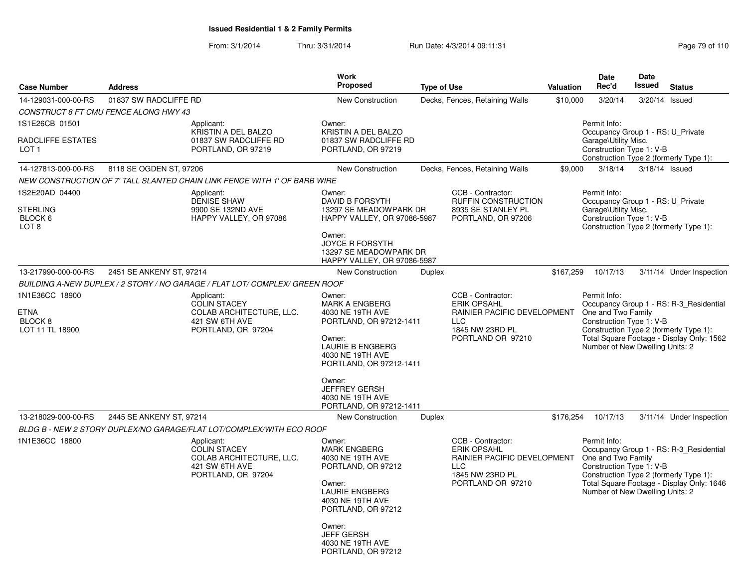**Issued Residential 1 & 2 Family Permits**

From: 3/1/2014 Thru: 3/31/2014 Run Date: 4/3/2014 09:11:31

| Case Number | Address | Work Proposed | Type of Use | Valuation | Date Rec'd | Date Issued | Status |
|---|---|---|---|---|---|---|---|
| 14-129031-000-00-RS | 01837 SW RADCLIFFE RD | New Construction | Decks, Fences, Retaining Walls | $10,000 | 3/20/14 | 3/20/14 | Issued |

*CONSTRUCT 8 FT CMU FENCE ALONG HWY 43*

1S1E26CB 01501
RADCLIFFE ESTATES
LOT 1

Applicant:
KRISTIN A DEL BALZO
01837 SW RADCLIFFE RD
PORTLAND, OR 97219

Owner:
KRISTIN A DEL BALZO
01837 SW RADCLIFFE RD
PORTLAND, OR 97219

Permit Info:
Occupancy Group 1 - RS: U_Private Garage\Utility Misc.
Construction Type 1: V-B
Construction Type 2 (formerly Type 1):

---

| Case Number | Address | Work Proposed | Type of Use | Valuation | Date Rec'd | Date Issued | Status |
|---|---|---|---|---|---|---|---|
| 14-127813-000-00-RS | 8118 SE OGDEN ST, 97206 | New Construction | Decks, Fences, Retaining Walls | $9,000 | 3/18/14 | 3/18/14 | Issued |

*NEW CONSTRUCTION OF 7' TALL SLANTED CHAIN LINK FENCE WITH 1' OF BARB WIRE*

1S2E20AD 04400
STERLING
BLOCK 6
LOT 8

Applicant:
DENISE SHAW
9900 SE 132ND AVE
HAPPY VALLEY, OR 97086

Owner:
DAVID B FORSYTH
13297 SE MEADOWPARK DR
HAPPY VALLEY, OR 97086-5987

Owner:
JOYCE R FORSYTH
13297 SE MEADOWPARK DR
HAPPY VALLEY, OR 97086-5987

CCB - Contractor:
RUFFIN CONSTRUCTION
8935 SE STANLEY PL
PORTLAND, OR 97206

Permit Info:
Occupancy Group 1 - RS: U_Private Garage\Utility Misc.
Construction Type 1: V-B
Construction Type 2 (formerly Type 1):

---

| Case Number | Address | Work Proposed | Type of Use | Valuation | Date Rec'd | Date Issued | Status |
|---|---|---|---|---|---|---|---|
| 13-217990-000-00-RS | 2451 SE ANKENY ST, 97214 | New Construction | Duplex | $167,259 | 10/17/13 | 3/11/14 | Under Inspection |

*BUILDING A-NEW DUPLEX / 2 STORY / NO GARAGE / FLAT LOT/ COMPLEX/ GREEN ROOF*

1N1E36CC 18900
ETNA
BLOCK 8
LOT 11 TL 18900

Applicant:
COLIN STACEY
COLAB ARCHITECTURE, LLC.
421 SW 6TH AVE
PORTLAND, OR 97204

Owner:
MARK A ENGBERG
4030 NE 19TH AVE
PORTLAND, OR 97212-1411

Owner:
LAURIE B ENGBERG
4030 NE 19TH AVE
PORTLAND, OR 97212-1411

Owner:
JEFFREY GERSH
4030 NE 19TH AVE
PORTLAND, OR 97212-1411

CCB - Contractor:
ERIK OPSAHL
RAINIER PACIFIC DEVELOPMENT LLC
1845 NW 23RD PL
PORTLAND OR 97210

Permit Info:
Occupancy Group 1 - RS: R-3_Residential One and Two Family
Construction Type 1: V-B
Construction Type 2 (formerly Type 1):
Total Square Footage - Display Only: 1562
Number of New Dwelling Units: 2

---

| Case Number | Address | Work Proposed | Type of Use | Valuation | Date Rec'd | Date Issued | Status |
|---|---|---|---|---|---|---|---|
| 13-218029-000-00-RS | 2445 SE ANKENY ST, 97214 | New Construction | Duplex | $176,254 | 10/17/13 | 3/11/14 | Under Inspection |

*BLDG B - NEW 2 STORY DUPLEX/NO GARAGE/FLAT LOT/COMPLEX/WITH ECO ROOF*

1N1E36CC 18800

Applicant:
COLIN STACEY
COLAB ARCHITECTURE, LLC.
421 SW 6TH AVE
PORTLAND, OR 97204

Owner:
MARK ENGBERG
4030 NE 19TH AVE
PORTLAND, OR 97212

Owner:
LAURIE ENGBERG
4030 NE 19TH AVE
PORTLAND, OR 97212

Owner:
JEFF GERSH
4030 NE 19TH AVE
PORTLAND, OR 97212

CCB - Contractor:
ERIK OPSAHL
RAINIER PACIFIC DEVELOPMENT LLC
1845 NW 23RD PL
PORTLAND OR 97210

Permit Info:
Occupancy Group 1 - RS: R-3_Residential One and Two Family
Construction Type 1: V-B
Construction Type 2 (formerly Type 1):
Total Square Footage - Display Only: 1646
Number of New Dwelling Units: 2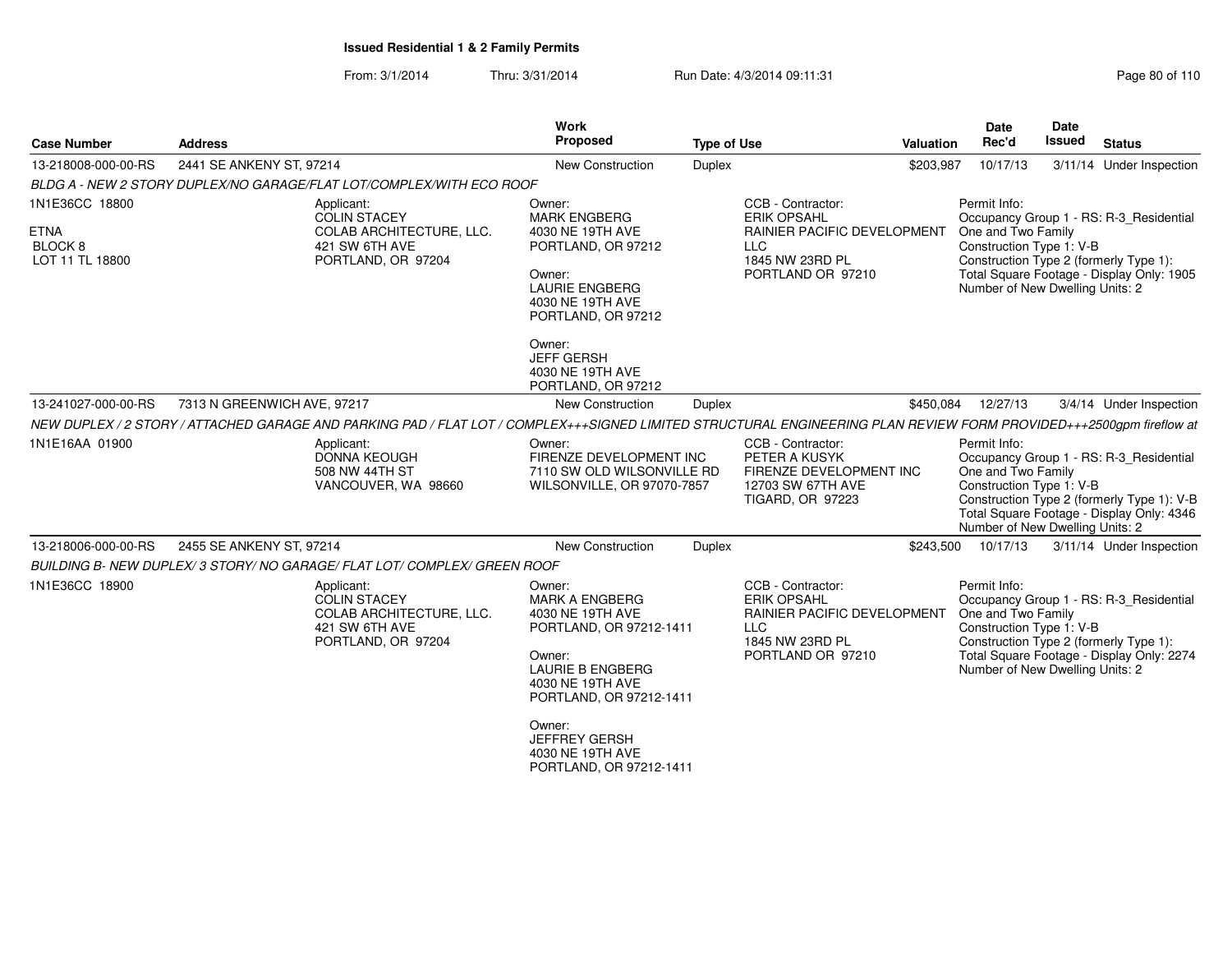**Issued Residential 1 & 2 Family Permits**

From: 3/1/2014 Thru: 3/31/2014 Run Date: 4/3/2014 09:11:31

| Case Number | Address | Work Proposed | Type of Use | Valuation | Date Rec'd | Date Issued | Status |
|---|---|---|---|---|---|---|---|
| 13-218008-000-00-RS | 2441 SE ANKENY ST, 97214 | New Construction | Duplex | $203,987 | 10/17/13 | 3/11/14 | Under Inspection |

*BLDG A - NEW 2 STORY DUPLEX/NO GARAGE/FLAT LOT/COMPLEX/WITH ECO ROOF*

1N1E36CC 18800
ETNA
BLOCK 8
LOT 11 TL 18800

Applicant:
COLIN STACEY
COLAB ARCHITECTURE, LLC.
421 SW 6TH AVE
PORTLAND, OR 97204

Owner:
MARK ENGBERG
4030 NE 19TH AVE
PORTLAND, OR 97212

Owner:
LAURIE ENGBERG
4030 NE 19TH AVE
PORTLAND, OR 97212

Owner:
JEFF GERSH
4030 NE 19TH AVE
PORTLAND, OR 97212

CCB - Contractor:
ERIK OPSAHL
RAINIER PACIFIC DEVELOPMENT LLC
1845 NW 23RD PL
PORTLAND OR 97210

Permit Info:
Occupancy Group 1 - RS: R-3_Residential One and Two Family
Construction Type 1: V-B
Construction Type 2 (formerly Type 1):
Total Square Footage - Display Only: 1905
Number of New Dwelling Units: 2

---

| Case Number | Address | Work Proposed | Type of Use | Valuation | Date Rec'd | Date Issued | Status |
|---|---|---|---|---|---|---|---|
| 13-241027-000-00-RS | 7313 N GREENWICH AVE, 97217 | New Construction | Duplex | $450,084 | 12/27/13 | 3/4/14 | Under Inspection |

*NEW DUPLEX / 2 STORY / ATTACHED GARAGE AND PARKING PAD / FLAT LOT / COMPLEX+++SIGNED LIMITED STRUCTURAL ENGINEERING PLAN REVIEW FORM PROVIDED+++2500gpm fireflow at*

1N1E16AA 01900

Applicant:
DONNA KEOUGH
508 NW 44TH ST
VANCOUVER, WA 98660

Owner:
FIRENZE DEVELOPMENT INC
7110 SW OLD WILSONVILLE RD
WILSONVILLE, OR 97070-7857

CCB - Contractor:
PETER A KUSYK
FIRENZE DEVELOPMENT INC
12703 SW 67TH AVE
TIGARD, OR 97223

Permit Info:
Occupancy Group 1 - RS: R-3_Residential One and Two Family
Construction Type 1: V-B
Construction Type 2 (formerly Type 1): V-B
Total Square Footage - Display Only: 4346
Number of New Dwelling Units: 2

---

| Case Number | Address | Work Proposed | Type of Use | Valuation | Date Rec'd | Date Issued | Status |
|---|---|---|---|---|---|---|---|
| 13-218006-000-00-RS | 2455 SE ANKENY ST, 97214 | New Construction | Duplex | $243,500 | 10/17/13 | 3/11/14 | Under Inspection |

*BUILDING B- NEW DUPLEX/ 3 STORY/ NO GARAGE/ FLAT LOT/ COMPLEX/ GREEN ROOF*

1N1E36CC 18900

Applicant:
COLIN STACEY
COLAB ARCHITECTURE, LLC.
421 SW 6TH AVE
PORTLAND, OR 97204

Owner:
MARK A ENGBERG
4030 NE 19TH AVE
PORTLAND, OR 97212-1411

Owner:
LAURIE B ENGBERG
4030 NE 19TH AVE
PORTLAND, OR 97212-1411

Owner:
JEFFREY GERSH
4030 NE 19TH AVE
PORTLAND, OR 97212-1411

CCB - Contractor:
ERIK OPSAHL
RAINIER PACIFIC DEVELOPMENT LLC
1845 NW 23RD PL
PORTLAND OR 97210

Permit Info:
Occupancy Group 1 - RS: R-3_Residential One and Two Family
Construction Type 1: V-B
Construction Type 2 (formerly Type 1):
Total Square Footage - Display Only: 2274
Number of New Dwelling Units: 2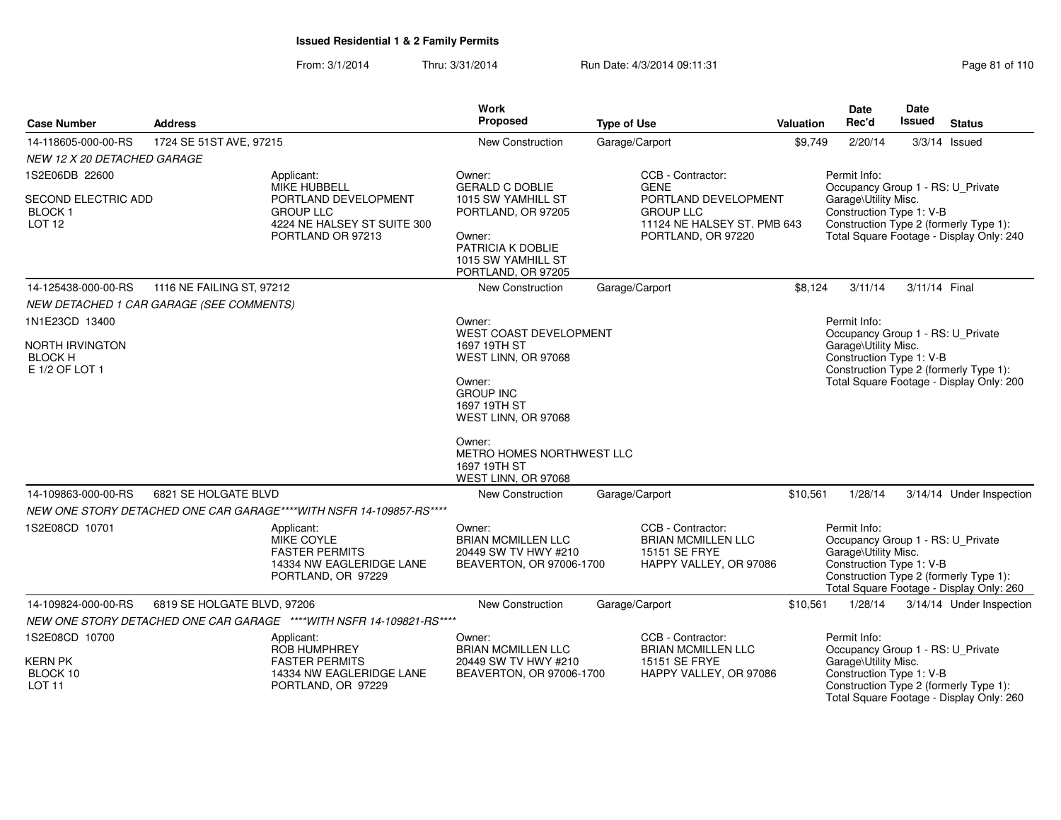# Issued Residential 1 & 2 Family Permits

From: 3/1/2014 Thru: 3/31/2014 Run Date: 4/3/2014 09:11:31

| Case Number | Address | Work Proposed | Type of Use | Valuation | Date Rec'd | Date Issued | Status |
|---|---|---|---|---|---|---|---|
| 14-118605-000-00-RS | 1724 SE 51ST AVE, 97215 | New Construction | Garage/Carport | $9,749 | 2/20/14 | 3/3/14 | Issued |

NEW 12 X 20 DETACHED GARAGE

1S2E06DB 22600
SECOND ELECTRIC ADD
BLOCK 1
LOT 12

Applicant:
MIKE HUBBELL
PORTLAND DEVELOPMENT GROUP LLC
4224 NE HALSEY ST SUITE 300
PORTLAND OR 97213

Owner:
GERALD C DOBLIE
1015 SW YAMHILL ST
PORTLAND, OR 97205

Owner:
PATRICIA K DOBLIE
1015 SW YAMHILL ST
PORTLAND, OR 97205

CCB - Contractor:
GENE
PORTLAND DEVELOPMENT GROUP LLC
11124 NE HALSEY ST. PMB 643
PORTLAND, OR 97220

Permit Info:
Occupancy Group 1 - RS: U_Private Garage\Utility Misc.
Construction Type 1: V-B
Construction Type 2 (formerly Type 1):
Total Square Footage - Display Only: 240

---

| Case Number | Address | Work Proposed | Type of Use | Valuation | Date Rec'd | Date Issued | Status |
|---|---|---|---|---|---|---|---|
| 14-125438-000-00-RS | 1116 NE FAILING ST, 97212 | New Construction | Garage/Carport | $8,124 | 3/11/14 | 3/11/14 | Final |

NEW DETACHED 1 CAR GARAGE (SEE COMMENTS)

1N1E23CD 13400
NORTH IRVINGTON
BLOCK H
E 1/2 OF LOT 1

Owner:
WEST COAST DEVELOPMENT
1697 19TH ST
WEST LINN, OR 97068

Owner:
GROUP INC
1697 19TH ST
WEST LINN, OR 97068

Owner:
METRO HOMES NORTHWEST LLC
1697 19TH ST
WEST LINN, OR 97068

Permit Info:
Occupancy Group 1 - RS: U_Private Garage\Utility Misc.
Construction Type 1: V-B
Construction Type 2 (formerly Type 1):
Total Square Footage - Display Only: 200

---

| Case Number | Address | Work Proposed | Type of Use | Valuation | Date Rec'd | Date Issued | Status |
|---|---|---|---|---|---|---|---|
| 14-109863-000-00-RS | 6821 SE HOLGATE BLVD | New Construction | Garage/Carport | $10,561 | 1/28/14 | 3/14/14 | Under Inspection |

NEW ONE STORY DETACHED ONE CAR GARAGE****WITH NSFR 14-109857-RS****

1S2E08CD 10701

Applicant:
MIKE COYLE
FASTER PERMITS
14334 NW EAGLERIDGE LANE
PORTLAND, OR 97229

Owner:
BRIAN MCMILLEN LLC
20449 SW TV HWY #210
BEAVERTON, OR 97006-1700

CCB - Contractor:
BRIAN MCMILLEN LLC
15151 SE FRYE
HAPPY VALLEY, OR 97086

Permit Info:
Occupancy Group 1 - RS: U_Private Garage\Utility Misc.
Construction Type 1: V-B
Construction Type 2 (formerly Type 1):
Total Square Footage - Display Only: 260

---

| Case Number | Address | Work Proposed | Type of Use | Valuation | Date Rec'd | Date Issued | Status |
|---|---|---|---|---|---|---|---|
| 14-109824-000-00-RS | 6819 SE HOLGATE BLVD, 97206 | New Construction | Garage/Carport | $10,561 | 1/28/14 | 3/14/14 | Under Inspection |

NEW ONE STORY DETACHED ONE CAR GARAGE ****WITH NSFR 14-109821-RS****

1S2E08CD 10700
KERN PK
BLOCK 10
LOT 11

Applicant:
ROB HUMPHREY
FASTER PERMITS
14334 NW EAGLERIDGE LANE
PORTLAND, OR 97229

Owner:
BRIAN MCMILLEN LLC
20449 SW TV HWY #210
BEAVERTON, OR 97006-1700

CCB - Contractor:
BRIAN MCMILLEN LLC
15151 SE FRYE
HAPPY VALLEY, OR 97086

Permit Info:
Occupancy Group 1 - RS: U_Private Garage\Utility Misc.
Construction Type 1: V-B
Construction Type 2 (formerly Type 1):
Total Square Footage - Display Only: 260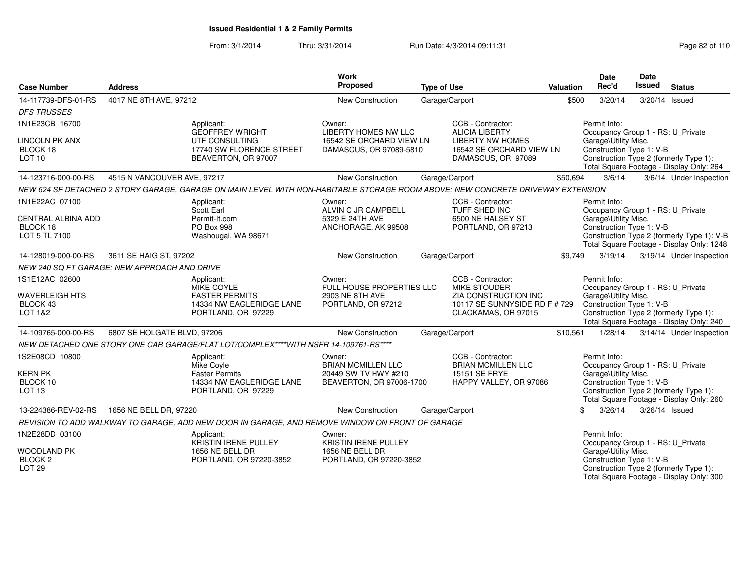**Issued Residential 1 & 2 Family Permits**

From: 3/1/2014 Thru: 3/31/2014 Run Date: 4/3/2014 09:11:31

| Case Number | Address | | Work Proposed | Type of Use | | Valuation | Date Rec'd | Date Issued | Status |
|---|---|---|---|---|---|---|---|---|---|
| 14-117739-DFS-01-RS | 4017 NE 8TH AVE, 97212 | | New Construction | Garage/Carport | | $500 | 3/20/14 | 3/20/14 | Issued |
| *DFS TRUSSES* | | | | | | | | | |
| 1N1E23CB 16700<br><br>LINCOLN PK ANX<br>BLOCK 18<br>LOT 10 | | Applicant:<br>GEOFFREY WRIGHT<br>UTF CONSULTING<br>17740 SW FLORENCE STREET<br>BEAVERTON, OR 97007 | Owner:<br>LIBERTY HOMES NW LLC<br>16542 SE ORCHARD VIEW LN<br>DAMASCUS, OR 97089-5810 | | CCB - Contractor:<br>ALICIA LIBERTY<br>LIBERTY NW HOMES<br>16542 SE ORCHARD VIEW LN<br>DAMASCUS, OR 97089 | Permit Info:<br>Occupancy Group 1 - RS: U_Private<br>Garage\Utility Misc.<br>Construction Type 1: V-B<br>Construction Type 2 (formerly Type 1):<br>Total Square Footage - Display Only: 264 | | | |
| 14-123716-000-00-RS | 4515 N VANCOUVER AVE, 97217 | | New Construction | Garage/Carport | | $50,694 | 3/6/14 | 3/6/14 | Under Inspection |
| *NEW 624 SF DETACHED 2 STORY GARAGE, GARAGE ON MAIN LEVEL WITH NON-HABITABLE STORAGE ROOM ABOVE; NEW CONCRETE DRIVEWAY EXTENSION* | | | | | | | | | |
| 1N1E22AC 07100<br><br>CENTRAL ALBINA ADD<br>BLOCK 18<br>LOT 5 TL 7100 | | Applicant:<br>Scott Earl<br>Permit-It.com<br>PO Box 998<br>Washougal, WA 98671 | Owner:<br>ALVIN C JR CAMPBELL<br>5329 E 24TH AVE<br>ANCHORAGE, AK 99508 | | CCB - Contractor:<br>TUFF SHED INC<br>6500 NE HALSEY ST<br>PORTLAND, OR 97213 | Permit Info:<br>Occupancy Group 1 - RS: U_Private<br>Garage\Utility Misc.<br>Construction Type 1: V-B<br>Construction Type 2 (formerly Type 1): V-B<br>Total Square Footage - Display Only: 1248 | | | |
| 14-128019-000-00-RS | 3611 SE HAIG ST, 97202 | | New Construction | Garage/Carport | | $9,749 | 3/19/14 | 3/19/14 | Under Inspection |
| *NEW 240 SQ FT GARAGE; NEW APPROACH AND DRIVE* | | | | | | | | | |
| 1S1E12AC 02600<br><br>WAVERLEIGH HTS<br>BLOCK 43<br>LOT 1&2 | | Applicant:<br>MIKE COYLE<br>FASTER PERMITS<br>14334 NW EAGLERIDGE LANE<br>PORTLAND, OR 97229 | Owner:<br>FULL HOUSE PROPERTIES LLC<br>2903 NE 8TH AVE<br>PORTLAND, OR 97212 | | CCB - Contractor:<br>MIKE STOUDER<br>ZIA CONSTRUCTION INC<br>10117 SE SUNNYSIDE RD F # 729<br>CLACKAMAS, OR 97015 | Permit Info:<br>Occupancy Group 1 - RS: U_Private<br>Garage\Utility Misc.<br>Construction Type 1: V-B<br>Construction Type 2 (formerly Type 1):<br>Total Square Footage - Display Only: 240 | | | |
| 14-109765-000-00-RS | 6807 SE HOLGATE BLVD, 97206 | | New Construction | Garage/Carport | | $10,561 | 1/28/14 | 3/14/14 | Under Inspection |
| *NEW DETACHED ONE STORY ONE CAR GARAGE/FLAT LOT/COMPLEX\*\*\*\*WITH NSFR 14-109761-RS\*\*\*\** | | | | | | | | | |
| 1S2E08CD 10800<br><br>KERN PK<br>BLOCK 10<br>LOT 13 | | Applicant:<br>Mike Coyle<br>Faster Permits<br>14334 NW EAGLERIDGE LANE<br>PORTLAND, OR 97229 | Owner:<br>BRIAN MCMILLEN LLC<br>20449 SW TV HWY #210<br>BEAVERTON, OR 97006-1700 | | CCB - Contractor:<br>BRIAN MCMILLEN LLC<br>15151 SE FRYE<br>HAPPY VALLEY, OR 97086 | Permit Info:<br>Occupancy Group 1 - RS: U_Private<br>Garage\Utility Misc.<br>Construction Type 1: V-B<br>Construction Type 2 (formerly Type 1):<br>Total Square Footage - Display Only: 260 | | | |
| 13-224386-REV-02-RS | 1656 NE BELL DR, 97220 | | New Construction | Garage/Carport | | $ | 3/26/14 | 3/26/14 | Issued |
| *REVISION TO ADD WALKWAY TO GARAGE, ADD NEW DOOR IN GARAGE, AND REMOVE WINDOW ON FRONT OF GARAGE* | | | | | | | | | |
| 1N2E28DD 03100<br><br>WOODLAND PK<br>BLOCK 2<br>LOT 29 | | Applicant:<br>KRISTIN IRENE PULLEY<br>1656 NE BELL DR<br>PORTLAND, OR 97220-3852 | Owner:<br>KRISTIN IRENE PULLEY<br>1656 NE BELL DR<br>PORTLAND, OR 97220-3852 | | | Permit Info:<br>Occupancy Group 1 - RS: U_Private<br>Garage\Utility Misc.<br>Construction Type 1: V-B<br>Construction Type 2 (formerly Type 1):<br>Total Square Footage - Display Only: 300 | | | |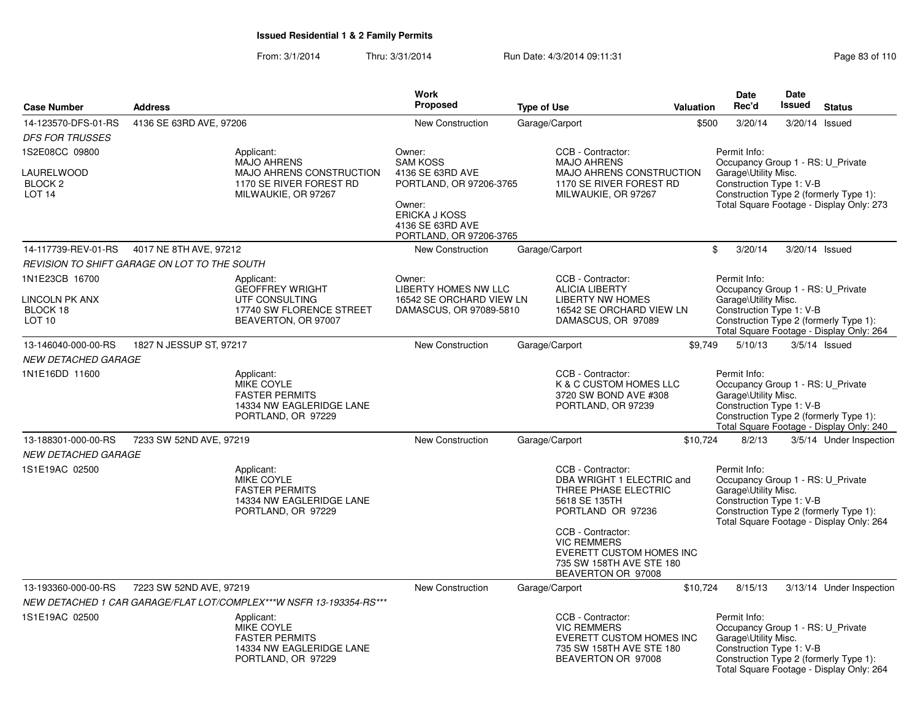**Issued Residential 1 & 2 Family Permits**

From: 3/1/2014 Thru: 3/31/2014 Run Date: 4/3/2014 09:11:31

| Case Number | Address | Work Proposed | Type of Use | Valuation | Date Rec'd | Date Issued | Status |
|---|---|---|---|---|---|---|---|
| 14-123570-DFS-01-RS | 4136 SE 63RD AVE, 97206 | New Construction | Garage/Carport | $500 | 3/20/14 | 3/20/14 | Issued |

*DFS FOR TRUSSES*

1S2E08CC 09800
LAURELWOOD
BLOCK 2
LOT 14

Applicant:
MAJO AHRENS
MAJO AHRENS CONSTRUCTION
1170 SE RIVER FOREST RD
MILWAUKIE, OR 97267

Owner:
SAM KOSS
4136 SE 63RD AVE
PORTLAND, OR 97206-3765

Owner:
ERICKA J KOSS
4136 SE 63RD AVE
PORTLAND, OR 97206-3765

CCB - Contractor:
MAJO AHRENS
MAJO AHRENS CONSTRUCTION
1170 SE RIVER FOREST RD
MILWAUKIE, OR 97267

Permit Info:
Occupancy Group 1 - RS: U_Private Garage\Utility Misc.
Construction Type 1: V-B
Construction Type 2 (formerly Type 1):
Total Square Footage - Display Only: 273

| Case Number | Address | Work Proposed | Type of Use | Valuation | Date Rec'd | Date Issued | Status |
|---|---|---|---|---|---|---|---|
| 14-117739-REV-01-RS | 4017 NE 8TH AVE, 97212 | New Construction | Garage/Carport | $ | 3/20/14 | 3/20/14 | Issued |

*REVISION TO SHIFT GARAGE ON LOT TO THE SOUTH*

1N1E23CB 16700
LINCOLN PK ANX
BLOCK 18
LOT 10

Applicant:
GEOFFREY WRIGHT
UTF CONSULTING
17740 SW FLORENCE STREET
BEAVERTON, OR 97007

Owner:
LIBERTY HOMES NW LLC
16542 SE ORCHARD VIEW LN
DAMASCUS, OR 97089-5810

CCB - Contractor:
ALICIA LIBERTY
LIBERTY NW HOMES
16542 SE ORCHARD VIEW LN
DAMASCUS, OR 97089

Permit Info:
Occupancy Group 1 - RS: U_Private Garage\Utility Misc.
Construction Type 1: V-B
Construction Type 2 (formerly Type 1):
Total Square Footage - Display Only: 264

| Case Number | Address | Work Proposed | Type of Use | Valuation | Date Rec'd | Date Issued | Status |
|---|---|---|---|---|---|---|---|
| 13-146040-000-00-RS | 1827 N JESSUP ST, 97217 | New Construction | Garage/Carport | $9,749 | 5/10/13 | 3/5/14 | Issued |

*NEW DETACHED GARAGE*

1N1E16DD 11600

Applicant:
MIKE COYLE
FASTER PERMITS
14334 NW EAGLERIDGE LANE
PORTLAND, OR 97229

CCB - Contractor:
K & C CUSTOM HOMES LLC
3720 SW BOND AVE #308
PORTLAND, OR 97239

Permit Info:
Occupancy Group 1 - RS: U_Private Garage\Utility Misc.
Construction Type 1: V-B
Construction Type 2 (formerly Type 1):
Total Square Footage - Display Only: 240

| Case Number | Address | Work Proposed | Type of Use | Valuation | Date Rec'd | Date Issued | Status |
|---|---|---|---|---|---|---|---|
| 13-188301-000-00-RS | 7233 SW 52ND AVE, 97219 | New Construction | Garage/Carport | $10,724 | 8/2/13 | 3/5/14 | Under Inspection |

*NEW DETACHED GARAGE*

1S1E19AC 02500

Applicant:
MIKE COYLE
FASTER PERMITS
14334 NW EAGLERIDGE LANE
PORTLAND, OR 97229

CCB - Contractor:
DBA WRIGHT 1 ELECTRIC and THREE PHASE ELECTRIC
5618 SE 135TH
PORTLAND OR 97236

CCB - Contractor:
VIC REMMERS
EVERETT CUSTOM HOMES INC
735 SW 158TH AVE STE 180
BEAVERTON OR 97008

Permit Info:
Occupancy Group 1 - RS: U_Private Garage\Utility Misc.
Construction Type 1: V-B
Construction Type 2 (formerly Type 1):
Total Square Footage - Display Only: 264

| Case Number | Address | Work Proposed | Type of Use | Valuation | Date Rec'd | Date Issued | Status |
|---|---|---|---|---|---|---|---|
| 13-193360-000-00-RS | 7223 SW 52ND AVE, 97219 | New Construction | Garage/Carport | $10,724 | 8/15/13 | 3/13/14 | Under Inspection |

*NEW DETACHED 1 CAR GARAGE/FLAT LOT/COMPLEX***W NSFR 13-193354-RS****

1S1E19AC 02500

Applicant:
MIKE COYLE
FASTER PERMITS
14334 NW EAGLERIDGE LANE
PORTLAND, OR 97229

CCB - Contractor:
VIC REMMERS
EVERETT CUSTOM HOMES INC
735 SW 158TH AVE STE 180
BEAVERTON OR 97008

Permit Info:
Occupancy Group 1 - RS: U_Private Garage\Utility Misc.
Construction Type 1: V-B
Construction Type 2 (formerly Type 1):
Total Square Footage - Display Only: 264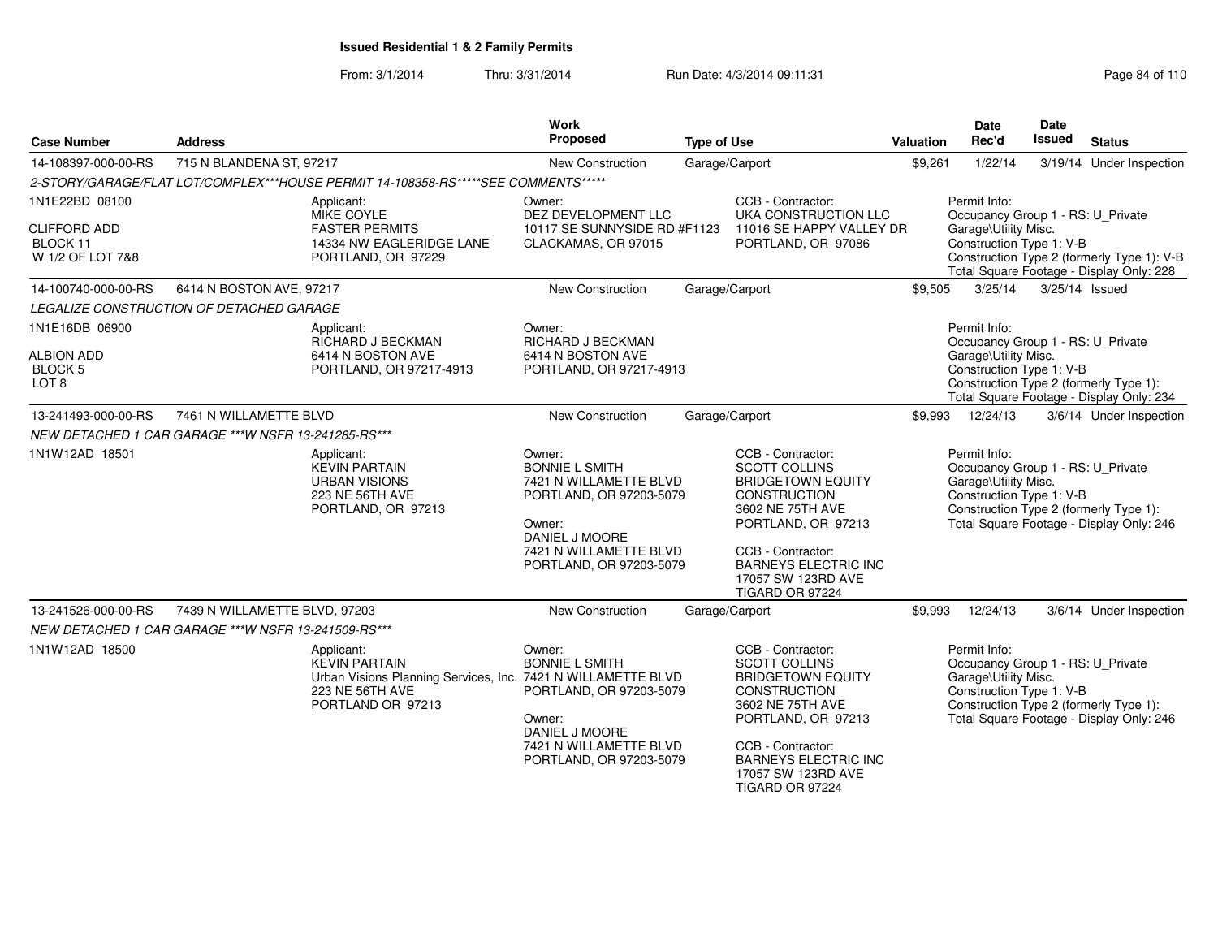**Issued Residential 1 & 2 Family Permits**

From: 3/1/2014 Thru: 3/31/2014 Run Date: 4/3/2014 09:11:31

| Case Number | Address | Work Proposed | Type of Use | Valuation | Date Rec'd | Date Issued | Status |
|---|---|---|---|---|---|---|---|
| 14-108397-000-00-RS | 715 N BLANDENA ST, 97217 | New Construction | Garage/Carport | $9,261 | 1/22/14 | 3/19/14 | Under Inspection |

2-STORY/GARAGE/FLAT LOT/COMPLEX***HOUSE PERMIT 14-108358-RS*****SEE COMMENTS*****

- 1N1E22BD 08100 — CLIFFORD ADD, BLOCK 11, W 1/2 OF LOT 7&8
- Applicant: MIKE COYLE, FASTER PERMITS, 14334 NW EAGLERIDGE LANE, PORTLAND, OR 97229
- Owner: DEZ DEVELOPMENT LLC, 10117 SE SUNNYSIDE RD #F1123, CLACKAMAS, OR 97015
- CCB - Contractor: UKA CONSTRUCTION LLC, 11016 SE HAPPY VALLEY DR, PORTLAND, OR 97086
- Permit Info: Occupancy Group 1 - RS: U_Private Garage\Utility Misc.; Construction Type 1: V-B; Construction Type 2 (formerly Type 1): V-B; Total Square Footage - Display Only: 228

| Case Number | Address | Work Proposed | Type of Use | Valuation | Date Rec'd | Date Issued | Status |
|---|---|---|---|---|---|---|---|
| 14-100740-000-00-RS | 6414 N BOSTON AVE, 97217 | New Construction | Garage/Carport | $9,505 | 3/25/14 | 3/25/14 | Issued |

LEGALIZE CONSTRUCTION OF DETACHED GARAGE

- 1N1E16DB 06900 — ALBION ADD, BLOCK 5, LOT 8
- Applicant: RICHARD J BECKMAN, 6414 N BOSTON AVE, PORTLAND, OR 97217-4913
- Owner: RICHARD J BECKMAN, 6414 N BOSTON AVE, PORTLAND, OR 97217-4913
- Permit Info: Occupancy Group 1 - RS: U_Private Garage\Utility Misc.; Construction Type 1: V-B; Construction Type 2 (formerly Type 1):; Total Square Footage - Display Only: 234

| Case Number | Address | Work Proposed | Type of Use | Valuation | Date Rec'd | Date Issued | Status |
|---|---|---|---|---|---|---|---|
| 13-241493-000-00-RS | 7461 N WILLAMETTE BLVD | New Construction | Garage/Carport | $9,993 | 12/24/13 | 3/6/14 | Under Inspection |

NEW DETACHED 1 CAR GARAGE ***W NSFR 13-241285-RS***

- 1N1W12AD 18501
- Applicant: KEVIN PARTAIN, URBAN VISIONS, 223 NE 56TH AVE, PORTLAND, OR 97213
- Owner: BONNIE L SMITH, 7421 N WILLAMETTE BLVD, PORTLAND, OR 97203-5079
- Owner: DANIEL J MOORE, 7421 N WILLAMETTE BLVD, PORTLAND, OR 97203-5079
- CCB - Contractor: SCOTT COLLINS, BRIDGETOWN EQUITY CONSTRUCTION, 3602 NE 75TH AVE, PORTLAND, OR 97213
- CCB - Contractor: BARNEYS ELECTRIC INC, 17057 SW 123RD AVE, TIGARD OR 97224
- Permit Info: Occupancy Group 1 - RS: U_Private Garage\Utility Misc.; Construction Type 1: V-B; Construction Type 2 (formerly Type 1):; Total Square Footage - Display Only: 246

| Case Number | Address | Work Proposed | Type of Use | Valuation | Date Rec'd | Date Issued | Status |
|---|---|---|---|---|---|---|---|
| 13-241526-000-00-RS | 7439 N WILLAMETTE BLVD, 97203 | New Construction | Garage/Carport | $9,993 | 12/24/13 | 3/6/14 | Under Inspection |

NEW DETACHED 1 CAR GARAGE ***W NSFR 13-241509-RS***

- 1N1W12AD 18500
- Applicant: KEVIN PARTAIN, Urban Visions Planning Services, Inc., 223 NE 56TH AVE, PORTLAND OR 97213
- Owner: BONNIE L SMITH, 7421 N WILLAMETTE BLVD, PORTLAND, OR 97203-5079
- Owner: DANIEL J MOORE, 7421 N WILLAMETTE BLVD, PORTLAND, OR 97203-5079
- CCB - Contractor: SCOTT COLLINS, BRIDGETOWN EQUITY CONSTRUCTION, 3602 NE 75TH AVE, PORTLAND, OR 97213
- CCB - Contractor: BARNEYS ELECTRIC INC, 17057 SW 123RD AVE, TIGARD OR 97224
- Permit Info: Occupancy Group 1 - RS: U_Private Garage\Utility Misc.; Construction Type 1: V-B; Construction Type 2 (formerly Type 1):; Total Square Footage - Display Only: 246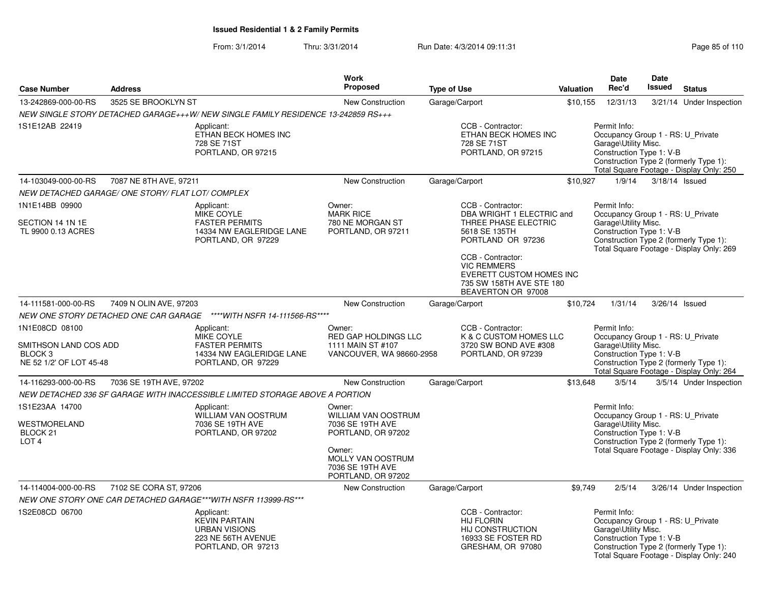**Issued Residential 1 & 2 Family Permits**

From: 3/1/2014 Thru: 3/31/2014 Run Date: 4/3/2014 09:11:31

| Case Number | Address | | Work Proposed | Type of Use | Valuation | Date Rec'd | Date Issued | Status |
|---|---|---|---|---|---|---|---|---|
| 13-242869-000-00-RS | 3525 SE BROOKLYN ST | | New Construction | Garage/Carport | $10,155 | 12/31/13 | 3/21/14 | Under Inspection |
| *NEW SINGLE STORY DETACHED GARAGE+++W/ NEW SINGLE FAMILY RESIDENCE 13-242859 RS+++* | | | | | | | | |
| 1S1E12AB 22419 | Applicant: ETHAN BECK HOMES INC 728 SE 71ST PORTLAND, OR 97215 | | | CCB - Contractor: ETHAN BECK HOMES INC 728 SE 71ST PORTLAND, OR 97215 | | Permit Info: Occupancy Group 1 - RS: U_Private Garage\Utility Misc. Construction Type 1: V-B Construction Type 2 (formerly Type 1): Total Square Footage - Display Only: 250 | | |
| 14-103049-000-00-RS | 7087 NE 8TH AVE, 97211 | | New Construction | Garage/Carport | $10,927 | 1/9/14 | 3/18/14 | Issued |
| *NEW DETACHED GARAGE/ ONE STORY/ FLAT LOT/ COMPLEX* | | | | | | | | |
| 1N1E14BB 09900 SECTION 14 1N 1E TL 9900 0.13 ACRES | Applicant: MIKE COYLE FASTER PERMITS 14334 NW EAGLERIDGE LANE PORTLAND, OR 97229 | Owner: MARK RICE 780 NE MORGAN ST PORTLAND, OR 97211 | | CCB - Contractor: DBA WRIGHT 1 ELECTRIC and THREE PHASE ELECTRIC 5618 SE 135TH PORTLAND OR 97236<br>CCB - Contractor: VIC REMMERS EVERETT CUSTOM HOMES INC 735 SW 158TH AVE STE 180 BEAVERTON OR 97008 | | Permit Info: Occupancy Group 1 - RS: U_Private Garage\Utility Misc. Construction Type 1: V-B Construction Type 2 (formerly Type 1): Total Square Footage - Display Only: 269 | | |
| 14-111581-000-00-RS | 7409 N OLIN AVE, 97203 | | New Construction | Garage/Carport | $10,724 | 1/31/14 | 3/26/14 | Issued |
| *NEW ONE STORY DETACHED ONE CAR GARAGE \*\*\*\*WITH NSFR 14-111566-RS\*\*\*\** | | | | | | | | |
| 1N1E08CD 08100 SMITHSON LAND COS ADD BLOCK 3 NE 52 1/2' OF LOT 45-48 | Applicant: MIKE COYLE FASTER PERMITS 14334 NW EAGLERIDGE LANE PORTLAND, OR 97229 | Owner: RED GAP HOLDINGS LLC 1111 MAIN ST #107 VANCOUVER, WA 98660-2958 | | CCB - Contractor: K & C CUSTOM HOMES LLC 3720 SW BOND AVE #308 PORTLAND, OR 97239 | | Permit Info: Occupancy Group 1 - RS: U_Private Garage\Utility Misc. Construction Type 1: V-B Construction Type 2 (formerly Type 1): Total Square Footage - Display Only: 264 | | |
| 14-116293-000-00-RS | 7036 SE 19TH AVE, 97202 | | New Construction | Garage/Carport | $13,648 | 3/5/14 | 3/5/14 | Under Inspection |
| *NEW DETACHED 336 SF GARAGE WITH INACCESSIBLE LIMITED STORAGE ABOVE A PORTION* | | | | | | | | |
| 1S1E23AA 14700 WESTMORELAND BLOCK 21 LOT 4 | Applicant: WILLIAM VAN OOSTRUM 7036 SE 19TH AVE PORTLAND, OR 97202 | Owner: WILLIAM VAN OOSTRUM 7036 SE 19TH AVE PORTLAND, OR 97202<br>Owner: MOLLY VAN OOSTRUM 7036 SE 19TH AVE PORTLAND, OR 97202 | | | | Permit Info: Occupancy Group 1 - RS: U_Private Garage\Utility Misc. Construction Type 1: V-B Construction Type 2 (formerly Type 1): Total Square Footage - Display Only: 336 | | |
| 14-114004-000-00-RS | 7102 SE CORA ST, 97206 | | New Construction | Garage/Carport | $9,749 | 2/5/14 | 3/26/14 | Under Inspection |
| *NEW ONE STORY ONE CAR DETACHED GARAGE\*\*\*WITH NSFR 113999-RS\*\*\** | | | | | | | | |
| 1S2E08CD 06700 | Applicant: KEVIN PARTAIN URBAN VISIONS 223 NE 56TH AVENUE PORTLAND, OR 97213 | | | CCB - Contractor: HIJ FLORIN HIJ CONSTRUCTION 16933 SE FOSTER RD GRESHAM, OR 97080 | | Permit Info: Occupancy Group 1 - RS: U_Private Garage\Utility Misc. Construction Type 1: V-B Construction Type 2 (formerly Type 1): Total Square Footage - Display Only: 240 | | |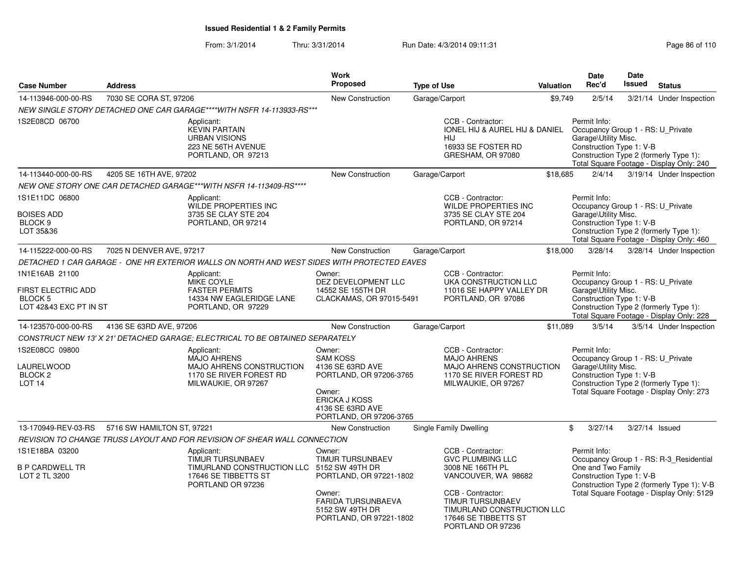**Issued Residential 1 & 2 Family Permits**

From: 3/1/2014 Thru: 3/31/2014 Run Date: 4/3/2014 09:11:31

| Case Number | Address | Work Proposed | Type of Use | Valuation | Date Rec'd | Date Issued | Status |
|---|---|---|---|---|---|---|---|
| 14-113946-000-00-RS | 7030 SE CORA ST, 97206 | New Construction | Garage/Carport | $9,749 | 2/5/14 | 3/21/14 | Under Inspection |

*NEW SINGLE STORY DETACHED ONE CAR GARAGE****WITH NSFR 14-113933-RS****

1S2E08CD 06700

Applicant: KEVIN PARTAIN, URBAN VISIONS, 223 NE 56TH AVENUE, PORTLAND, OR 97213

CCB - Contractor: IONEL HIJ & AUREL HIJ & DANIEL HIJ, 16933 SE FOSTER RD, GRESHAM, OR 97080

Permit Info: Occupancy Group 1 - RS: U_Private Garage\Utility Misc.; Construction Type 1: V-B; Construction Type 2 (formerly Type 1):; Total Square Footage - Display Only: 240

| Case Number | Address | Work Proposed | Type of Use | Valuation | Date Rec'd | Date Issued | Status |
|---|---|---|---|---|---|---|---|
| 14-113440-000-00-RS | 4205 SE 16TH AVE, 97202 | New Construction | Garage/Carport | $18,685 | 2/4/14 | 3/19/14 | Under Inspection |

*NEW ONE STORY ONE CAR DETACHED GARAGE***WITH NSFR 14-113409-RS*****

1S1E11DC 06800

BOISES ADD
BLOCK 9
LOT 35&36

Applicant: WILDE PROPERTIES INC, 3735 SE CLAY STE 204, PORTLAND, OR 97214

CCB - Contractor: WILDE PROPERTIES INC, 3735 SE CLAY STE 204, PORTLAND, OR 97214

Permit Info: Occupancy Group 1 - RS: U_Private Garage\Utility Misc.; Construction Type 1: V-B; Construction Type 2 (formerly Type 1):; Total Square Footage - Display Only: 460

| Case Number | Address | Work Proposed | Type of Use | Valuation | Date Rec'd | Date Issued | Status |
|---|---|---|---|---|---|---|---|
| 14-115222-000-00-RS | 7025 N DENVER AVE, 97217 | New Construction | Garage/Carport | $18,000 | 3/28/14 | 3/28/14 | Under Inspection |

*DETACHED 1 CAR GARAGE - ONE HR EXTERIOR WALLS ON NORTH AND WEST SIDES WITH PROTECTED EAVES*

1N1E16AB 21100

FIRST ELECTRIC ADD
BLOCK 5
LOT 42&43 EXC PT IN ST

Applicant: MIKE COYLE, FASTER PERMITS, 14334 NW EAGLERIDGE LANE, PORTLAND, OR 97229

Owner: DEZ DEVELOPMENT LLC, 14552 SE 155TH DR, CLACKAMAS, OR 97015-5491

CCB - Contractor: UKA CONSTRUCTION LLC, 11016 SE HAPPY VALLEY DR, PORTLAND, OR 97086

Permit Info: Occupancy Group 1 - RS: U_Private Garage\Utility Misc.; Construction Type 1: V-B; Construction Type 2 (formerly Type 1):; Total Square Footage - Display Only: 228

| Case Number | Address | Work Proposed | Type of Use | Valuation | Date Rec'd | Date Issued | Status |
|---|---|---|---|---|---|---|---|
| 14-123570-000-00-RS | 4136 SE 63RD AVE, 97206 | New Construction | Garage/Carport | $11,089 | 3/5/14 | 3/5/14 | Under Inspection |

*CONSTRUCT NEW 13' X 21' DETACHED GARAGE; ELECTRICAL TO BE OBTAINED SEPARATELY*

1S2E08CC 09800

LAURELWOOD
BLOCK 2
LOT 14

Applicant: MAJO AHRENS, MAJO AHRENS CONSTRUCTION, 1170 SE RIVER FOREST RD, MILWAUKIE, OR 97267

Owner: SAM KOSS, 4136 SE 63RD AVE, PORTLAND, OR 97206-3765

Owner: ERICKA J KOSS, 4136 SE 63RD AVE, PORTLAND, OR 97206-3765

CCB - Contractor: MAJO AHRENS, MAJO AHRENS CONSTRUCTION, 1170 SE RIVER FOREST RD, MILWAUKIE, OR 97267

Permit Info: Occupancy Group 1 - RS: U_Private Garage\Utility Misc.; Construction Type 1: V-B; Construction Type 2 (formerly Type 1):; Total Square Footage - Display Only: 273

| Case Number | Address | Work Proposed | Type of Use | Valuation | Date Rec'd | Date Issued | Status |
|---|---|---|---|---|---|---|---|
| 13-170949-REV-03-RS | 5716 SW HAMILTON ST, 97221 | New Construction | Single Family Dwelling | $ | 3/27/14 | 3/27/14 | Issued |

*REVISION TO CHANGE TRUSS LAYOUT AND FOR REVISION OF SHEAR WALL CONNECTION*

1S1E18BA 03200

B P CARDWELL TR
LOT 2 TL 3200

Applicant: TIMUR TURSUNBAEV, TIMURLAND CONSTRUCTION LLC, 17646 SE TIBBETTS ST, PORTLAND OR 97236

Owner: TIMUR TURSUNBAEV, 5152 SW 49TH DR, PORTLAND, OR 97221-1802

Owner: FARIDA TURSUNBAEVA, 5152 SW 49TH DR, PORTLAND, OR 97221-1802

CCB - Contractor: GVC PLUMBING LLC, 3008 NE 166TH PL, VANCOUVER, WA 98682

CCB - Contractor: TIMUR TURSUNBAEV, TIMURLAND CONSTRUCTION LLC, 17646 SE TIBBETTS ST, PORTLAND OR 97236

Permit Info: Occupancy Group 1 - RS: R-3_Residential One and Two Family; Construction Type 1: V-B; Construction Type 2 (formerly Type 1): V-B; Total Square Footage - Display Only: 5129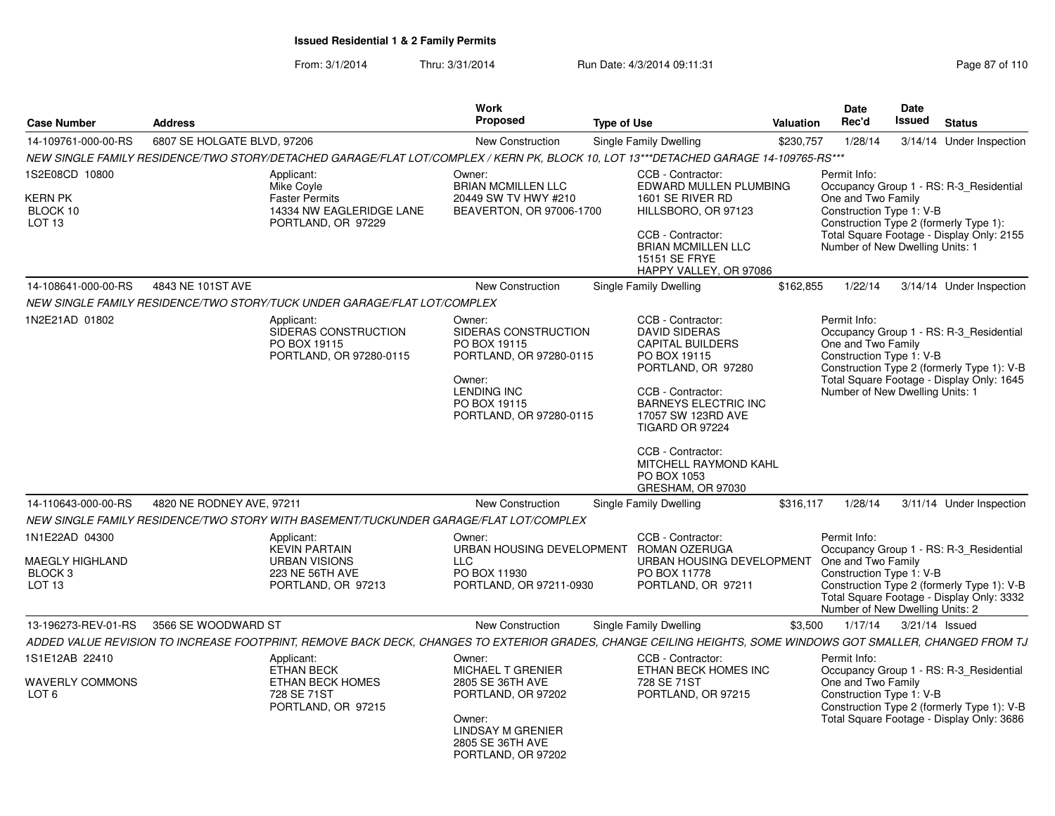# Issued Residential 1 & 2 Family Permits

From: 3/1/2014 Thru: 3/31/2014 Run Date: 4/3/2014 09:11:31

| Case Number | Address | Work Proposed | Type of Use | Valuation | Date Rec'd | Date Issued | Status |
|---|---|---|---|---|---|---|---|
| 14-109761-000-00-RS | 6807 SE HOLGATE BLVD, 97206 | New Construction | Single Family Dwelling | $230,757 | 1/28/14 | 3/14/14 | Under Inspection |

*NEW SINGLE FAMILY RESIDENCE/TWO STORY/DETACHED GARAGE/FLAT LOT/COMPLEX / KERN PK, BLOCK 10, LOT 13***DETACHED GARAGE 14-109765-RS****

1S2E08CD 10800
KERN PK
BLOCK 10
LOT 13

Applicant:
Mike Coyle
Faster Permits
14334 NW EAGLERIDGE LANE
PORTLAND, OR 97229

Owner:
BRIAN MCMILLEN LLC
20449 SW TV HWY #210
BEAVERTON, OR 97006-1700

CCB - Contractor:
EDWARD MULLEN PLUMBING
1601 SE RIVER RD
HILLSBORO, OR 97123

CCB - Contractor:
BRIAN MCMILLEN LLC
15151 SE FRYE
HAPPY VALLEY, OR 97086

Permit Info:
Occupancy Group 1 - RS: R-3_Residential One and Two Family
Construction Type 1: V-B
Construction Type 2 (formerly Type 1):
Total Square Footage - Display Only: 2155
Number of New Dwelling Units: 1

| Case Number | Address | Work Proposed | Type of Use | Valuation | Date Rec'd | Date Issued | Status |
|---|---|---|---|---|---|---|---|
| 14-108641-000-00-RS | 4843 NE 101ST AVE | New Construction | Single Family Dwelling | $162,855 | 1/22/14 | 3/14/14 | Under Inspection |

*NEW SINGLE FAMILY RESIDENCE/TWO STORY/TUCK UNDER GARAGE/FLAT LOT/COMPLEX*

1N2E21AD 01802

Applicant:
SIDERAS CONSTRUCTION
PO BOX 19115
PORTLAND, OR 97280-0115

Owner:
SIDERAS CONSTRUCTION
PO BOX 19115
PORTLAND, OR 97280-0115

Owner:
LENDING INC
PO BOX 19115
PORTLAND, OR 97280-0115

CCB - Contractor:
DAVID SIDERAS
CAPITAL BUILDERS
PO BOX 19115
PORTLAND, OR 97280

CCB - Contractor:
BARNEYS ELECTRIC INC
17057 SW 123RD AVE
TIGARD OR 97224

CCB - Contractor:
MITCHELL RAYMOND KAHL
PO BOX 1053
GRESHAM, OR 97030

Permit Info:
Occupancy Group 1 - RS: R-3_Residential One and Two Family
Construction Type 1: V-B
Construction Type 2 (formerly Type 1): V-B
Total Square Footage - Display Only: 1645
Number of New Dwelling Units: 1

| Case Number | Address | Work Proposed | Type of Use | Valuation | Date Rec'd | Date Issued | Status |
|---|---|---|---|---|---|---|---|
| 14-110643-000-00-RS | 4820 NE RODNEY AVE, 97211 | New Construction | Single Family Dwelling | $316,117 | 1/28/14 | 3/11/14 | Under Inspection |

*NEW SINGLE FAMILY RESIDENCE/TWO STORY WITH BASEMENT/TUCKUNDER GARAGE/FLAT LOT/COMPLEX*

1N1E22AD 04300
MAEGLY HIGHLAND
BLOCK 3
LOT 13

Applicant:
KEVIN PARTAIN
URBAN VISIONS
223 NE 56TH AVE
PORTLAND, OR 97213

Owner:
URBAN HOUSING DEVELOPMENT LLC
PO BOX 11930
PORTLAND, OR 97211-0930

CCB - Contractor:
ROMAN OZERUGA
URBAN HOUSING DEVELOPMENT
PO BOX 11778
PORTLAND, OR 97211

Permit Info:
Occupancy Group 1 - RS: R-3_Residential One and Two Family
Construction Type 1: V-B
Construction Type 2 (formerly Type 1): V-B
Total Square Footage - Display Only: 3332
Number of New Dwelling Units: 2

| Case Number | Address | Work Proposed | Type of Use | Valuation | Date Rec'd | Date Issued | Status |
|---|---|---|---|---|---|---|---|
| 13-196273-REV-01-RS | 3566 SE WOODWARD ST | New Construction | Single Family Dwelling | $3,500 | 1/17/14 | 3/21/14 | Issued |

*ADDED VALUE REVISION TO INCREASE FOOTPRINT, REMOVE BACK DECK, CHANGES TO EXTERIOR GRADES, CHANGE CEILING HEIGHTS, SOME WINDOWS GOT SMALLER, CHANGED FROM TJ*

1S1E12AB 22410
WAVERLY COMMONS
LOT 6

Applicant:
ETHAN BECK
ETHAN BECK HOMES
728 SE 71ST
PORTLAND, OR 97215

Owner:
MICHAEL T GRENIER
2805 SE 36TH AVE
PORTLAND, OR 97202

Owner:
LINDSAY M GRENIER
2805 SE 36TH AVE
PORTLAND, OR 97202

CCB - Contractor:
ETHAN BECK HOMES INC
728 SE 71ST
PORTLAND, OR 97215

Permit Info:
Occupancy Group 1 - RS: R-3_Residential One and Two Family
Construction Type 1: V-B
Construction Type 2 (formerly Type 1): V-B
Total Square Footage - Display Only: 3686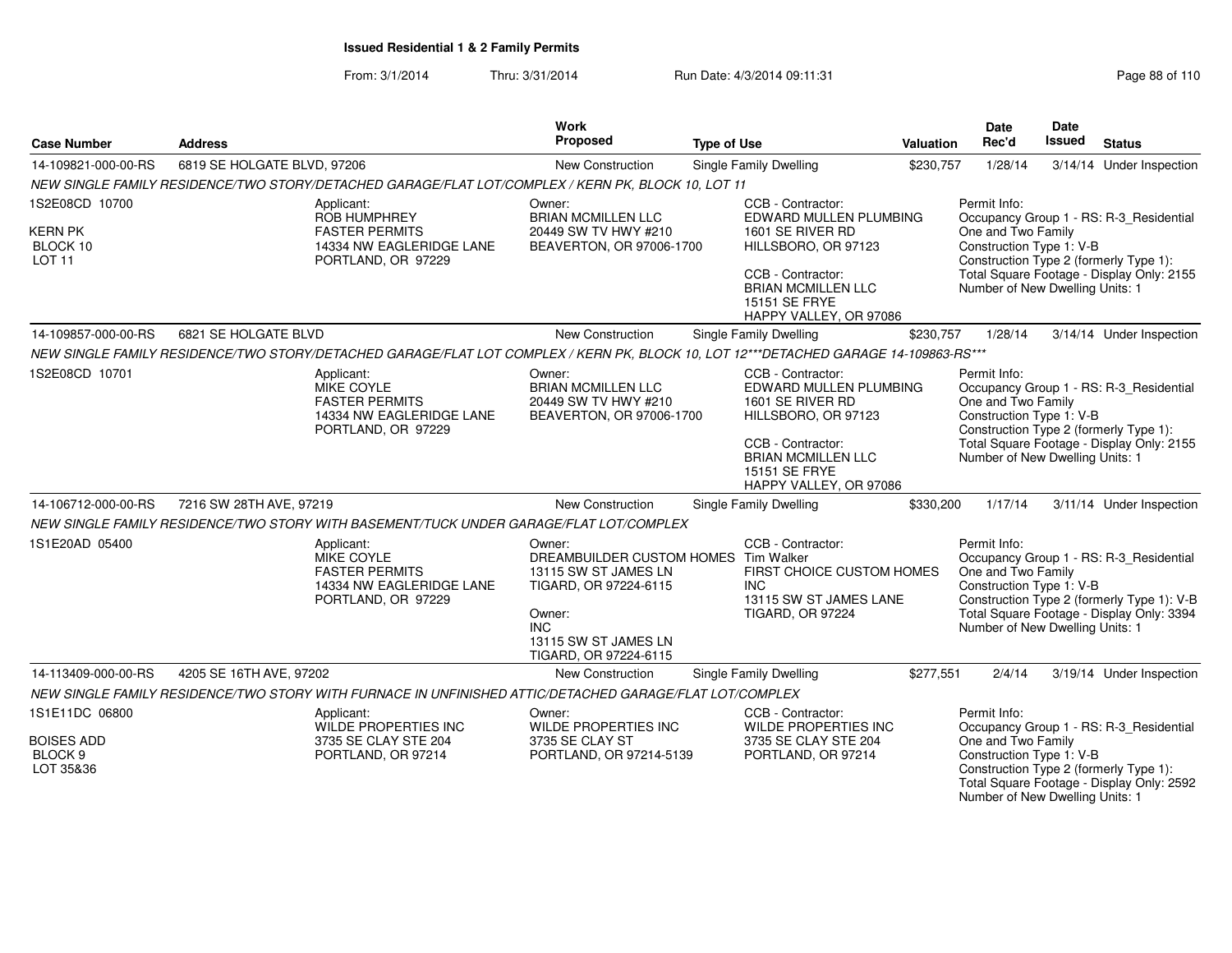**Issued Residential 1 & 2 Family Permits**

From: 3/1/2014 Thru: 3/31/2014 Run Date: 4/3/2014 09:11:31

| Case Number | Address | Work Proposed | Type of Use | Valuation | Date Rec'd | Date Issued | Status |
|---|---|---|---|---|---|---|---|
| 14-109821-000-00-RS | 6819 SE HOLGATE BLVD, 97206 | New Construction | Single Family Dwelling | $230,757 | 1/28/14 | 3/14/14 | Under Inspection |

*NEW SINGLE FAMILY RESIDENCE/TWO STORY/DETACHED GARAGE/FLAT LOT/COMPLEX / KERN PK, BLOCK 10, LOT 11*

1S2E08CD 10700
KERN PK
BLOCK 10
LOT 11

Applicant:
ROB HUMPHREY
FASTER PERMITS
14334 NW EAGLERIDGE LANE
PORTLAND, OR 97229

Owner:
BRIAN MCMILLEN LLC
20449 SW TV HWY #210
BEAVERTON, OR 97006-1700

CCB - Contractor:
EDWARD MULLEN PLUMBING
1601 SE RIVER RD
HILLSBORO, OR 97123

CCB - Contractor:
BRIAN MCMILLEN LLC
15151 SE FRYE
HAPPY VALLEY, OR 97086

Permit Info:
Occupancy Group 1 - RS: R-3_Residential One and Two Family
Construction Type 1: V-B
Construction Type 2 (formerly Type 1):
Total Square Footage - Display Only: 2155
Number of New Dwelling Units: 1

| Case Number | Address | Work Proposed | Type of Use | Valuation | Date Rec'd | Date Issued | Status |
|---|---|---|---|---|---|---|---|
| 14-109857-000-00-RS | 6821 SE HOLGATE BLVD | New Construction | Single Family Dwelling | $230,757 | 1/28/14 | 3/14/14 | Under Inspection |

*NEW SINGLE FAMILY RESIDENCE/TWO STORY/DETACHED GARAGE/FLAT LOT COMPLEX / KERN PK, BLOCK 10, LOT 12***DETACHED GARAGE 14-109863-RS****

1S2E08CD 10701

Applicant:
MIKE COYLE
FASTER PERMITS
14334 NW EAGLERIDGE LANE
PORTLAND, OR 97229

Owner:
BRIAN MCMILLEN LLC
20449 SW TV HWY #210
BEAVERTON, OR 97006-1700

CCB - Contractor:
EDWARD MULLEN PLUMBING
1601 SE RIVER RD
HILLSBORO, OR 97123

CCB - Contractor:
BRIAN MCMILLEN LLC
15151 SE FRYE
HAPPY VALLEY, OR 97086

Permit Info:
Occupancy Group 1 - RS: R-3_Residential One and Two Family
Construction Type 1: V-B
Construction Type 2 (formerly Type 1):
Total Square Footage - Display Only: 2155
Number of New Dwelling Units: 1

| Case Number | Address | Work Proposed | Type of Use | Valuation | Date Rec'd | Date Issued | Status |
|---|---|---|---|---|---|---|---|
| 14-106712-000-00-RS | 7216 SW 28TH AVE, 97219 | New Construction | Single Family Dwelling | $330,200 | 1/17/14 | 3/11/14 | Under Inspection |

*NEW SINGLE FAMILY RESIDENCE/TWO STORY WITH BASEMENT/TUCK UNDER GARAGE/FLAT LOT/COMPLEX*

1S1E20AD 05400

Applicant:
MIKE COYLE
FASTER PERMITS
14334 NW EAGLERIDGE LANE
PORTLAND, OR 97229

Owner:
DREAMBUILDER CUSTOM HOMES
13115 SW ST JAMES LN
TIGARD, OR 97224-6115

Owner:
INC
13115 SW ST JAMES LN
TIGARD, OR 97224-6115

CCB - Contractor:
Tim Walker
FIRST CHOICE CUSTOM HOMES INC
13115 SW ST JAMES LANE
TIGARD, OR 97224

Permit Info:
Occupancy Group 1 - RS: R-3_Residential One and Two Family
Construction Type 1: V-B
Construction Type 2 (formerly Type 1): V-B
Total Square Footage - Display Only: 3394
Number of New Dwelling Units: 1

| Case Number | Address | Work Proposed | Type of Use | Valuation | Date Rec'd | Date Issued | Status |
|---|---|---|---|---|---|---|---|
| 14-113409-000-00-RS | 4205 SE 16TH AVE, 97202 | New Construction | Single Family Dwelling | $277,551 | 2/4/14 | 3/19/14 | Under Inspection |

*NEW SINGLE FAMILY RESIDENCE/TWO STORY WITH FURNACE IN UNFINISHED ATTIC/DETACHED GARAGE/FLAT LOT/COMPLEX*

1S1E11DC 06800
BOISES ADD
BLOCK 9
LOT 35&36

Applicant:
WILDE PROPERTIES INC
3735 SE CLAY STE 204
PORTLAND, OR 97214

Owner:
WILDE PROPERTIES INC
3735 SE CLAY ST
PORTLAND, OR 97214-5139

CCB - Contractor:
WILDE PROPERTIES INC
3735 SE CLAY STE 204
PORTLAND, OR 97214

Permit Info:
Occupancy Group 1 - RS: R-3_Residential One and Two Family
Construction Type 1: V-B
Construction Type 2 (formerly Type 1):
Total Square Footage - Display Only: 2592
Number of New Dwelling Units: 1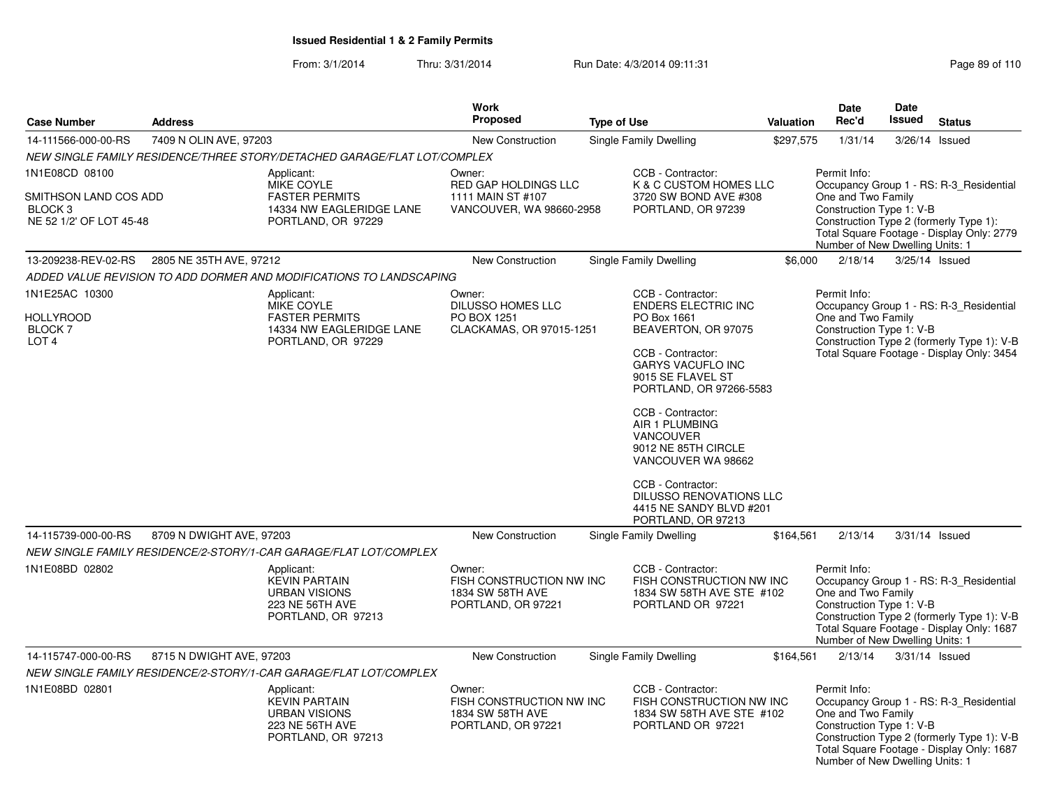# Issued Residential 1 & 2 Family Permits

From: 3/1/2014 Thru: 3/31/2014 Run Date: 4/3/2014 09:11:31

| Case Number | Address | Work Proposed | Type of Use | Valuation | Date Rec'd | Date Issued | Status |
|---|---|---|---|---|---|---|---|
| 14-111566-000-00-RS | 7409 N OLIN AVE, 97203 | New Construction | Single Family Dwelling | $297,575 | 1/31/14 | 3/26/14 | Issued |

*NEW SINGLE FAMILY RESIDENCE/THREE STORY/DETACHED GARAGE/FLAT LOT/COMPLEX*

1N1E08CD 08100
SMITHSON LAND COS ADD
BLOCK 3
NE 52 1/2' OF LOT 45-48

Applicant: MIKE COYLE, FASTER PERMITS, 14334 NW EAGLERIDGE LANE, PORTLAND, OR 97229

Owner: RED GAP HOLDINGS LLC, 1111 MAIN ST #107, VANCOUVER, WA 98660-2958

CCB - Contractor: K & C CUSTOM HOMES LLC, 3720 SW BOND AVE #308, PORTLAND, OR 97239

Permit Info:
Occupancy Group 1 - RS: R-3_Residential One and Two Family
Construction Type 1: V-B
Construction Type 2 (formerly Type 1):
Total Square Footage - Display Only: 2779
Number of New Dwelling Units: 1

| Case Number | Address | Work Proposed | Type of Use | Valuation | Date Rec'd | Date Issued | Status |
|---|---|---|---|---|---|---|---|
| 13-209238-REV-02-RS | 2805 NE 35TH AVE, 97212 | New Construction | Single Family Dwelling | $6,000 | 2/18/14 | 3/25/14 | Issued |

*ADDED VALUE REVISION TO ADD DORMER AND MODIFICATIONS TO LANDSCAPING*

1N1E25AC 10300
HOLLYROOD
BLOCK 7
LOT 4

Applicant: MIKE COYLE, FASTER PERMITS, 14334 NW EAGLERIDGE LANE, PORTLAND, OR 97229

Owner: DILUSSO HOMES LLC, PO BOX 1251, CLACKAMAS, OR 97015-1251

CCB - Contractor: ENDERS ELECTRIC INC, PO Box 1661, BEAVERTON, OR 97075

CCB - Contractor: GARYS VACUFLO INC, 9015 SE FLAVEL ST, PORTLAND, OR 97266-5583

CCB - Contractor: AIR 1 PLUMBING VANCOUVER, 9012 NE 85TH CIRCLE, VANCOUVER WA 98662

CCB - Contractor: DILUSSO RENOVATIONS LLC, 4415 NE SANDY BLVD #201, PORTLAND, OR 97213

Permit Info:
Occupancy Group 1 - RS: R-3_Residential One and Two Family
Construction Type 1: V-B
Construction Type 2 (formerly Type 1): V-B
Total Square Footage - Display Only: 3454

| Case Number | Address | Work Proposed | Type of Use | Valuation | Date Rec'd | Date Issued | Status |
|---|---|---|---|---|---|---|---|
| 14-115739-000-00-RS | 8709 N DWIGHT AVE, 97203 | New Construction | Single Family Dwelling | $164,561 | 2/13/14 | 3/31/14 | Issued |

*NEW SINGLE FAMILY RESIDENCE/2-STORY/1-CAR GARAGE/FLAT LOT/COMPLEX*

1N1E08BD 02802

Applicant: KEVIN PARTAIN, URBAN VISIONS, 223 NE 56TH AVE, PORTLAND, OR 97213

Owner: FISH CONSTRUCTION NW INC, 1834 SW 58TH AVE, PORTLAND, OR 97221

CCB - Contractor: FISH CONSTRUCTION NW INC, 1834 SW 58TH AVE STE #102, PORTLAND OR 97221

Permit Info:
Occupancy Group 1 - RS: R-3_Residential One and Two Family
Construction Type 1: V-B
Construction Type 2 (formerly Type 1): V-B
Total Square Footage - Display Only: 1687
Number of New Dwelling Units: 1

| Case Number | Address | Work Proposed | Type of Use | Valuation | Date Rec'd | Date Issued | Status |
|---|---|---|---|---|---|---|---|
| 14-115747-000-00-RS | 8715 N DWIGHT AVE, 97203 | New Construction | Single Family Dwelling | $164,561 | 2/13/14 | 3/31/14 | Issued |

*NEW SINGLE FAMILY RESIDENCE/2-STORY/1-CAR GARAGE/FLAT LOT/COMPLEX*

1N1E08BD 02801

Applicant: KEVIN PARTAIN, URBAN VISIONS, 223 NE 56TH AVE, PORTLAND, OR 97213

Owner: FISH CONSTRUCTION NW INC, 1834 SW 58TH AVE, PORTLAND, OR 97221

CCB - Contractor: FISH CONSTRUCTION NW INC, 1834 SW 58TH AVE STE #102, PORTLAND OR 97221

Permit Info:
Occupancy Group 1 - RS: R-3_Residential One and Two Family
Construction Type 1: V-B
Construction Type 2 (formerly Type 1): V-B
Total Square Footage - Display Only: 1687
Number of New Dwelling Units: 1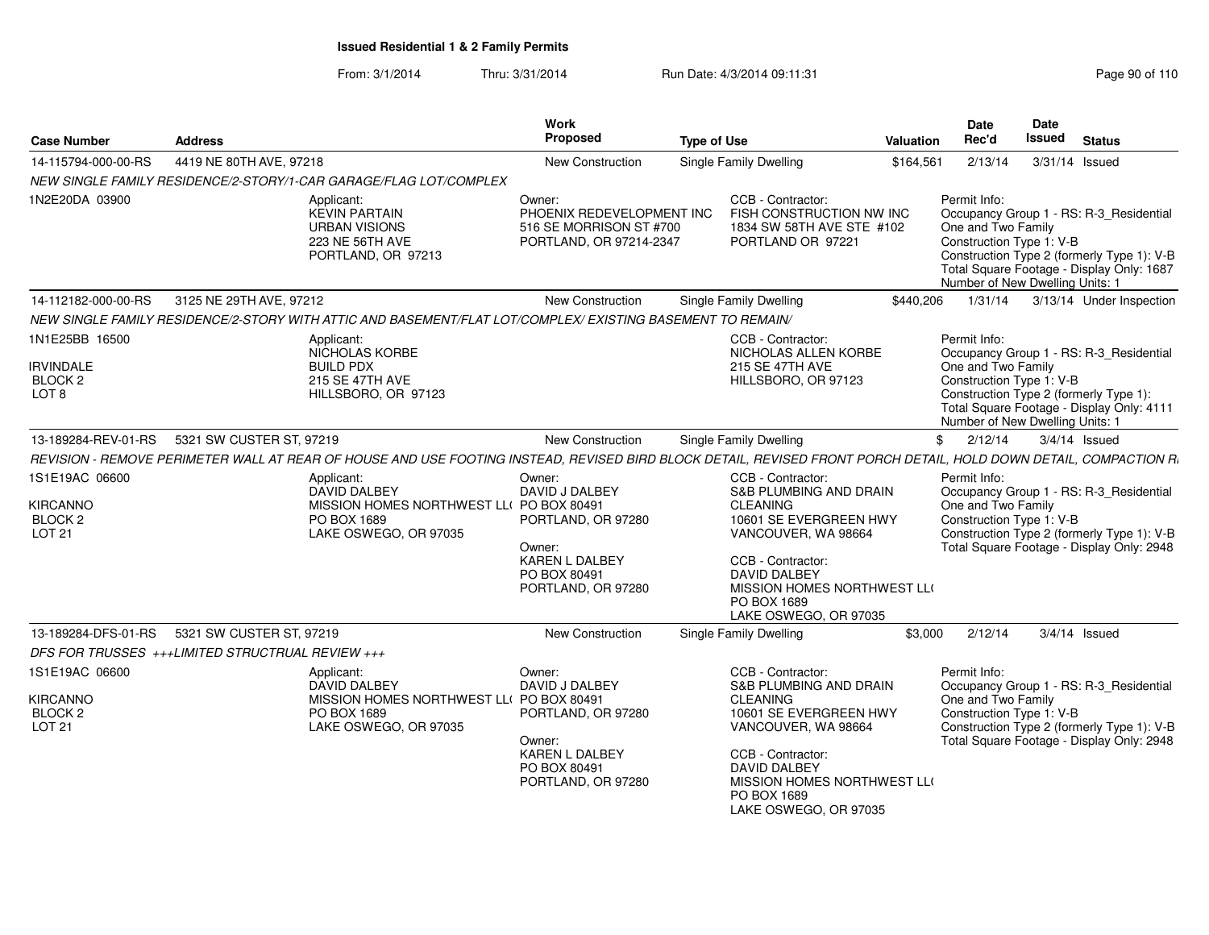# Issued Residential 1 & 2 Family Permits

From: 3/1/2014 Thru: 3/31/2014 Run Date: 4/3/2014 09:11:31

| Case Number | Address | Work Proposed | Type of Use | Valuation | Date Rec'd | Date Issued | Status |
|---|---|---|---|---|---|---|---|
| 14-115794-000-00-RS | 4419 NE 80TH AVE, 97218 | New Construction | Single Family Dwelling | $164,561 | 2/13/14 | 3/31/14 | Issued |

NEW SINGLE FAMILY RESIDENCE/2-STORY/1-CAR GARAGE/FLAG LOT/COMPLEX

1N2E20DA 03900

Applicant: KEVIN PARTAIN, URBAN VISIONS, 223 NE 56TH AVE, PORTLAND, OR 97213

Owner: PHOENIX REDEVELOPMENT INC, 516 SE MORRISON ST #700, PORTLAND, OR 97214-2347

CCB - Contractor: FISH CONSTRUCTION NW INC, 1834 SW 58TH AVE STE #102, PORTLAND OR 97221

Permit Info: Occupancy Group 1 - RS: R-3_Residential One and Two Family; Construction Type 1: V-B; Construction Type 2 (formerly Type 1): V-B; Total Square Footage - Display Only: 1687; Number of New Dwelling Units: 1

| Case Number | Address | Work Proposed | Type of Use | Valuation | Date Rec'd | Date Issued | Status |
|---|---|---|---|---|---|---|---|
| 14-112182-000-00-RS | 3125 NE 29TH AVE, 97212 | New Construction | Single Family Dwelling | $440,206 | 1/31/14 | 3/13/14 | Under Inspection |

NEW SINGLE FAMILY RESIDENCE/2-STORY WITH ATTIC AND BASEMENT/FLAT LOT/COMPLEX/ EXISTING BASEMENT TO REMAIN/

1N1E25BB 16500, IRVINDALE, BLOCK 2, LOT 8

Applicant: NICHOLAS KORBE, BUILD PDX, 215 SE 47TH AVE, HILLSBORO, OR 97123

CCB - Contractor: NICHOLAS ALLEN KORBE, 215 SE 47TH AVE, HILLSBORO, OR 97123

Permit Info: Occupancy Group 1 - RS: R-3_Residential One and Two Family; Construction Type 1: V-B; Construction Type 2 (formerly Type 1):; Total Square Footage - Display Only: 4111; Number of New Dwelling Units: 1

| Case Number | Address | Work Proposed | Type of Use | Valuation | Date Rec'd | Date Issued | Status |
|---|---|---|---|---|---|---|---|
| 13-189284-REV-01-RS | 5321 SW CUSTER ST, 97219 | New Construction | Single Family Dwelling | $ | 2/12/14 | 3/4/14 | Issued |

REVISION - REMOVE PERIMETER WALL AT REAR OF HOUSE AND USE FOOTING INSTEAD, REVISED BIRD BLOCK DETAIL, REVISED FRONT PORCH DETAIL, HOLD DOWN DETAIL, COMPACTION R

1S1E19AC 06600, KIRCANNO, BLOCK 2, LOT 21

Applicant: DAVID DALBEY, MISSION HOMES NORTHWEST LL(, PO BOX 1689, LAKE OSWEGO, OR 97035

Owner: DAVID J DALBEY, PO BOX 80491, PORTLAND, OR 97280

Owner: KAREN L DALBEY, PO BOX 80491, PORTLAND, OR 97280

CCB - Contractor: S&B PLUMBING AND DRAIN CLEANING, 10601 SE EVERGREEN HWY, VANCOUVER, WA 98664

CCB - Contractor: DAVID DALBEY, MISSION HOMES NORTHWEST LL(, PO BOX 1689, LAKE OSWEGO, OR 97035

Permit Info: Occupancy Group 1 - RS: R-3_Residential One and Two Family; Construction Type 1: V-B; Construction Type 2 (formerly Type 1): V-B; Total Square Footage - Display Only: 2948

| Case Number | Address | Work Proposed | Type of Use | Valuation | Date Rec'd | Date Issued | Status |
|---|---|---|---|---|---|---|---|
| 13-189284-DFS-01-RS | 5321 SW CUSTER ST, 97219 | New Construction | Single Family Dwelling | $3,000 | 2/12/14 | 3/4/14 | Issued |

DFS FOR TRUSSES +++LIMITED STRUCTRUAL REVIEW +++

1S1E19AC 06600, KIRCANNO, BLOCK 2, LOT 21

Applicant: DAVID DALBEY, MISSION HOMES NORTHWEST LL(, PO BOX 1689, LAKE OSWEGO, OR 97035

Owner: DAVID J DALBEY, PO BOX 80491, PORTLAND, OR 97280

Owner: KAREN L DALBEY, PO BOX 80491, PORTLAND, OR 97280

CCB - Contractor: S&B PLUMBING AND DRAIN CLEANING, 10601 SE EVERGREEN HWY, VANCOUVER, WA 98664

CCB - Contractor: DAVID DALBEY, MISSION HOMES NORTHWEST LL(, PO BOX 1689, LAKE OSWEGO, OR 97035

Permit Info: Occupancy Group 1 - RS: R-3_Residential One and Two Family; Construction Type 1: V-B; Construction Type 2 (formerly Type 1): V-B; Total Square Footage - Display Only: 2948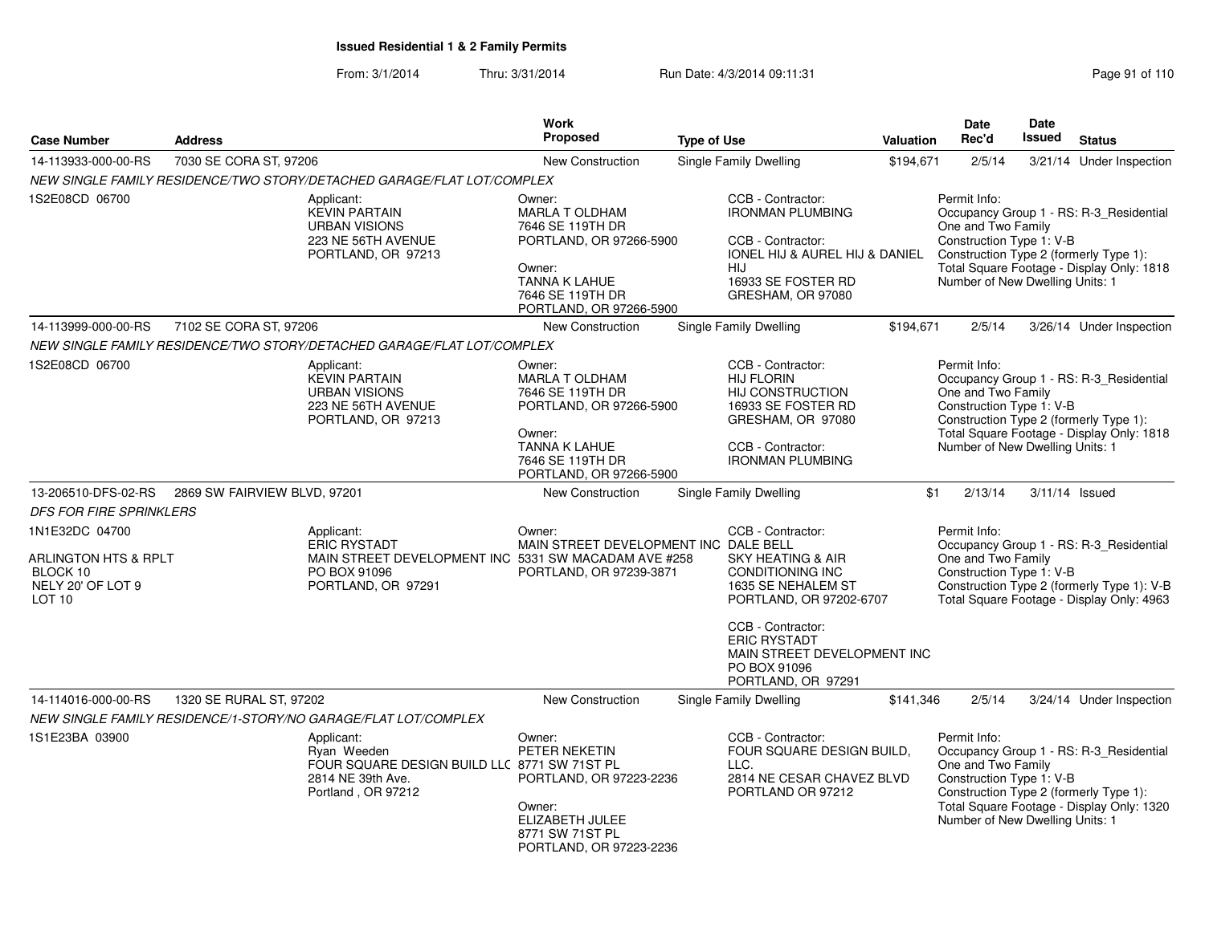**Issued Residential 1 & 2 Family Permits**

From: 3/1/2014 Thru: 3/31/2014 Run Date: 4/3/2014 09:11:31

| Case Number | Address | Work Proposed | Type of Use | Valuation | Date Rec'd | Date Issued | Status |
|---|---|---|---|---|---|---|---|
| 14-113933-000-00-RS | 7030 SE CORA ST, 97206 | New Construction | Single Family Dwelling | $194,671 | 2/5/14 | 3/21/14 | Under Inspection |

*NEW SINGLE FAMILY RESIDENCE/TWO STORY/DETACHED GARAGE/FLAT LOT/COMPLEX*

1S2E08CD 06700

Applicant: KEVIN PARTAIN, URBAN VISIONS, 223 NE 56TH AVENUE, PORTLAND, OR 97213

Owner: MARLA T OLDHAM, 7646 SE 119TH DR, PORTLAND, OR 97266-5900

Owner: TANNA K LAHUE, 7646 SE 119TH DR, PORTLAND, OR 97266-5900

CCB - Contractor: IRONMAN PLUMBING

CCB - Contractor: IONEL HIJ & AUREL HIJ & DANIEL HIJ, 16933 SE FOSTER RD, GRESHAM, OR 97080

Permit Info: Occupancy Group 1 - RS: R-3_Residential One and Two Family; Construction Type 1: V-B; Construction Type 2 (formerly Type 1):; Total Square Footage - Display Only: 1818; Number of New Dwelling Units: 1

| Case Number | Address | Work Proposed | Type of Use | Valuation | Date Rec'd | Date Issued | Status |
|---|---|---|---|---|---|---|---|
| 14-113999-000-00-RS | 7102 SE CORA ST, 97206 | New Construction | Single Family Dwelling | $194,671 | 2/5/14 | 3/26/14 | Under Inspection |

*NEW SINGLE FAMILY RESIDENCE/TWO STORY/DETACHED GARAGE/FLAT LOT/COMPLEX*

1S2E08CD 06700

Applicant: KEVIN PARTAIN, URBAN VISIONS, 223 NE 56TH AVENUE, PORTLAND, OR 97213

Owner: MARLA T OLDHAM, 7646 SE 119TH DR, PORTLAND, OR 97266-5900

Owner: TANNA K LAHUE, 7646 SE 119TH DR, PORTLAND, OR 97266-5900

CCB - Contractor: HIJ FLORIN, HIJ CONSTRUCTION, 16933 SE FOSTER RD, GRESHAM, OR 97080

CCB - Contractor: IRONMAN PLUMBING

Permit Info: Occupancy Group 1 - RS: R-3_Residential One and Two Family; Construction Type 1: V-B; Construction Type 2 (formerly Type 1):; Total Square Footage - Display Only: 1818; Number of New Dwelling Units: 1

| Case Number | Address | Work Proposed | Type of Use | Valuation | Date Rec'd | Date Issued | Status |
|---|---|---|---|---|---|---|---|
| 13-206510-DFS-02-RS | 2869 SW FAIRVIEW BLVD, 97201 | New Construction | Single Family Dwelling | $1 | 2/13/14 | 3/11/14 | Issued |

*DFS FOR FIRE SPRINKLERS*

1N1E32DC 04700

ARLINGTON HTS & RPLT, BLOCK 10, NELY 20' OF LOT 9, LOT 10

Applicant: ERIC RYSTADT, MAIN STREET DEVELOPMENT INC, PO BOX 91096, PORTLAND, OR 97291

Owner: MAIN STREET DEVELOPMENT INC, 5331 SW MACADAM AVE #258, PORTLAND, OR 97239-3871

CCB - Contractor: DALE BELL, SKY HEATING & AIR CONDITIONING INC, 1635 SE NEHALEM ST, PORTLAND, OR 97202-6707

CCB - Contractor: ERIC RYSTADT, MAIN STREET DEVELOPMENT INC, PO BOX 91096, PORTLAND, OR 97291

Permit Info: Occupancy Group 1 - RS: R-3_Residential One and Two Family; Construction Type 1: V-B; Construction Type 2 (formerly Type 1): V-B; Total Square Footage - Display Only: 4963

| Case Number | Address | Work Proposed | Type of Use | Valuation | Date Rec'd | Date Issued | Status |
|---|---|---|---|---|---|---|---|
| 14-114016-000-00-RS | 1320 SE RURAL ST, 97202 | New Construction | Single Family Dwelling | $141,346 | 2/5/14 | 3/24/14 | Under Inspection |

*NEW SINGLE FAMILY RESIDENCE/1-STORY/NO GARAGE/FLAT LOT/COMPLEX*

1S1E23BA 03900

Applicant: Ryan Weeden, FOUR SQUARE DESIGN BUILD LLC, 2814 NE 39th Ave., Portland , OR 97212

Owner: PETER NEKETIN, 8771 SW 71ST PL, PORTLAND, OR 97223-2236

Owner: ELIZABETH JULEE, 8771 SW 71ST PL, PORTLAND, OR 97223-2236

CCB - Contractor: FOUR SQUARE DESIGN BUILD, LLC., 2814 NE CESAR CHAVEZ BLVD, PORTLAND OR 97212

Permit Info: Occupancy Group 1 - RS: R-3_Residential One and Two Family; Construction Type 1: V-B; Construction Type 2 (formerly Type 1):; Total Square Footage - Display Only: 1320; Number of New Dwelling Units: 1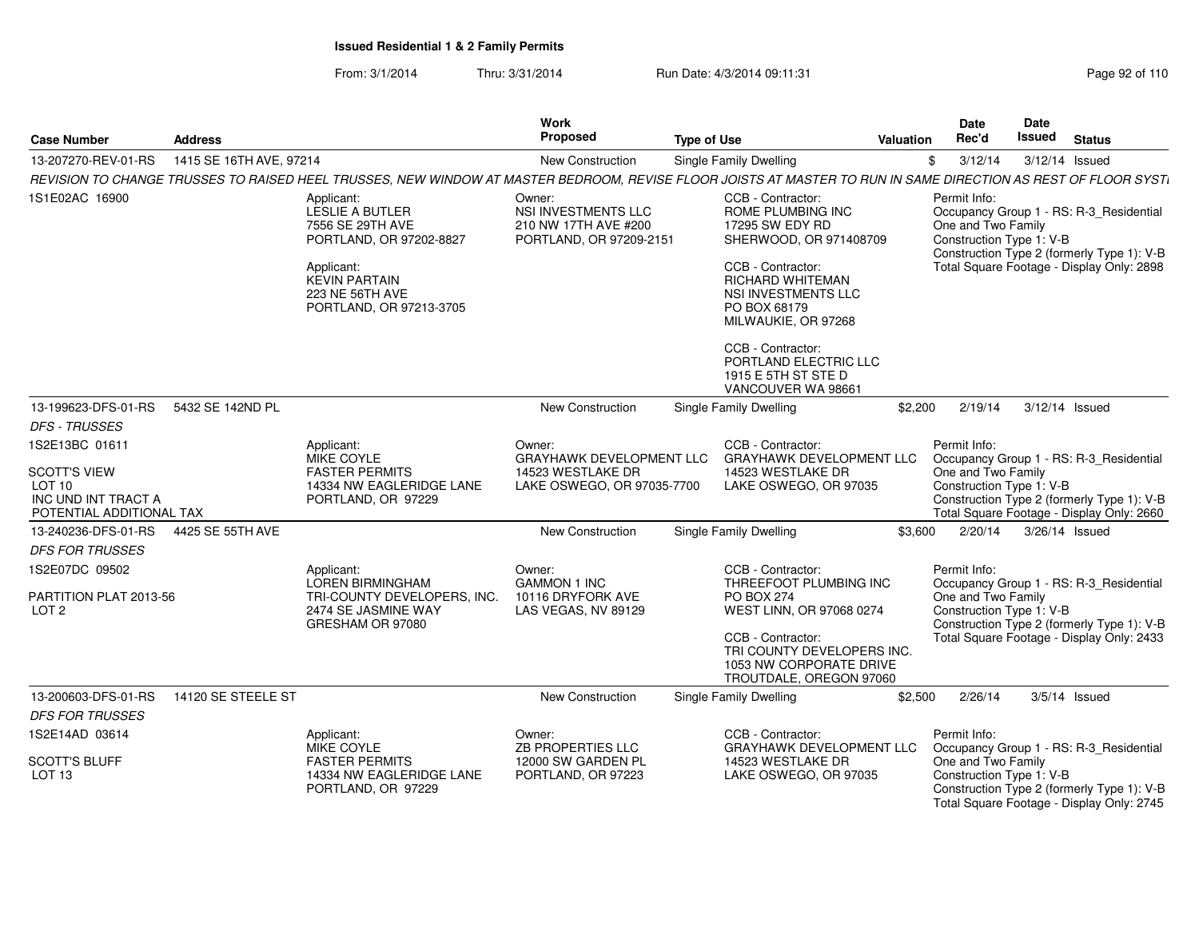**Issued Residential 1 & 2 Family Permits**

From: 3/1/2014 Thru: 3/31/2014 Run Date: 4/3/2014 09:11:31

| Case Number | Address | | Work Proposed | Type of Use | Valuation | Date Rec'd | Date Issued | Status |
|---|---|---|---|---|---|---|---|---|
| 13-207270-REV-01-RS | 1415 SE 16TH AVE, 97214 | | New Construction | Single Family Dwelling | $ | 3/12/14 | 3/12/14 | Issued |
| *REVISION TO CHANGE TRUSSES TO RAISED HEEL TRUSSES, NEW WINDOW AT MASTER BEDROOM, REVISE FLOOR JOISTS AT MASTER TO RUN IN SAME DIRECTION AS REST OF FLOOR SYST* | | | | | | | | |
| 1S1E02AC 16900 | | Applicant: LESLIE A BUTLER 7556 SE 29TH AVE PORTLAND, OR 97202-8827<br>Applicant: KEVIN PARTAIN 223 NE 56TH AVE PORTLAND, OR 97213-3705 | Owner: NSI INVESTMENTS LLC 210 NW 17TH AVE #200 PORTLAND, OR 97209-2151 | CCB - Contractor: ROME PLUMBING INC 17295 SW EDY RD SHERWOOD, OR 971408709<br>CCB - Contractor: RICHARD WHITEMAN NSI INVESTMENTS LLC PO BOX 68179 MILWAUKIE, OR 97268<br>CCB - Contractor: PORTLAND ELECTRIC LLC 1915 E 5TH ST STE D VANCOUVER WA 98661 | | Permit Info: Occupancy Group 1 - RS: R-3_Residential One and Two Family Construction Type 1: V-B Construction Type 2 (formerly Type 1): V-B Total Square Footage - Display Only: 2898 | | |
| 13-199623-DFS-01-RS | 5432 SE 142ND PL | | New Construction | Single Family Dwelling | $2,200 | 2/19/14 | 3/12/14 | Issued |
| *DFS - TRUSSES* | | | | | | | | |
| 1S2E13BC 01611<br>SCOTT'S VIEW LOT 10 INC UND INT TRACT A POTENTIAL ADDITIONAL TAX | | Applicant: MIKE COYLE FASTER PERMITS 14334 NW EAGLERIDGE LANE PORTLAND, OR 97229 | Owner: GRAYHAWK DEVELOPMENT LLC 14523 WESTLAKE DR LAKE OSWEGO, OR 97035-7700 | CCB - Contractor: GRAYHAWK DEVELOPMENT LLC 14523 WESTLAKE DR LAKE OSWEGO, OR 97035 | | Permit Info: Occupancy Group 1 - RS: R-3_Residential One and Two Family Construction Type 1: V-B Construction Type 2 (formerly Type 1): V-B Total Square Footage - Display Only: 2660 | | |
| 13-240236-DFS-01-RS | 4425 SE 55TH AVE | | New Construction | Single Family Dwelling | $3,600 | 2/20/14 | 3/26/14 | Issued |
| *DFS FOR TRUSSES* | | | | | | | | |
| 1S2E07DC 09502<br>PARTITION PLAT 2013-56 LOT 2 | | Applicant: LOREN BIRMINGHAM TRI-COUNTY DEVELOPERS, INC. 2474 SE JASMINE WAY GRESHAM OR 97080 | Owner: GAMMON 1 INC 10116 DRYFORK AVE LAS VEGAS, NV 89129 | CCB - Contractor: THREEFOOT PLUMBING INC PO BOX 274 WEST LINN, OR 97068 0274<br>CCB - Contractor: TRI COUNTY DEVELOPERS INC. 1053 NW CORPORATE DRIVE TROUTDALE, OREGON 97060 | | Permit Info: Occupancy Group 1 - RS: R-3_Residential One and Two Family Construction Type 1: V-B Construction Type 2 (formerly Type 1): V-B Total Square Footage - Display Only: 2433 | | |
| 13-200603-DFS-01-RS | 14120 SE STEELE ST | | New Construction | Single Family Dwelling | $2,500 | 2/26/14 | 3/5/14 | Issued |
| *DFS FOR TRUSSES* | | | | | | | | |
| 1S2E14AD 03614<br>SCOTT'S BLUFF LOT 13 | | Applicant: MIKE COYLE FASTER PERMITS 14334 NW EAGLERIDGE LANE PORTLAND, OR 97229 | Owner: ZB PROPERTIES LLC 12000 SW GARDEN PL PORTLAND, OR 97223 | CCB - Contractor: GRAYHAWK DEVELOPMENT LLC 14523 WESTLAKE DR LAKE OSWEGO, OR 97035 | | Permit Info: Occupancy Group 1 - RS: R-3_Residential One and Two Family Construction Type 1: V-B Construction Type 2 (formerly Type 1): V-B Total Square Footage - Display Only: 2745 | | |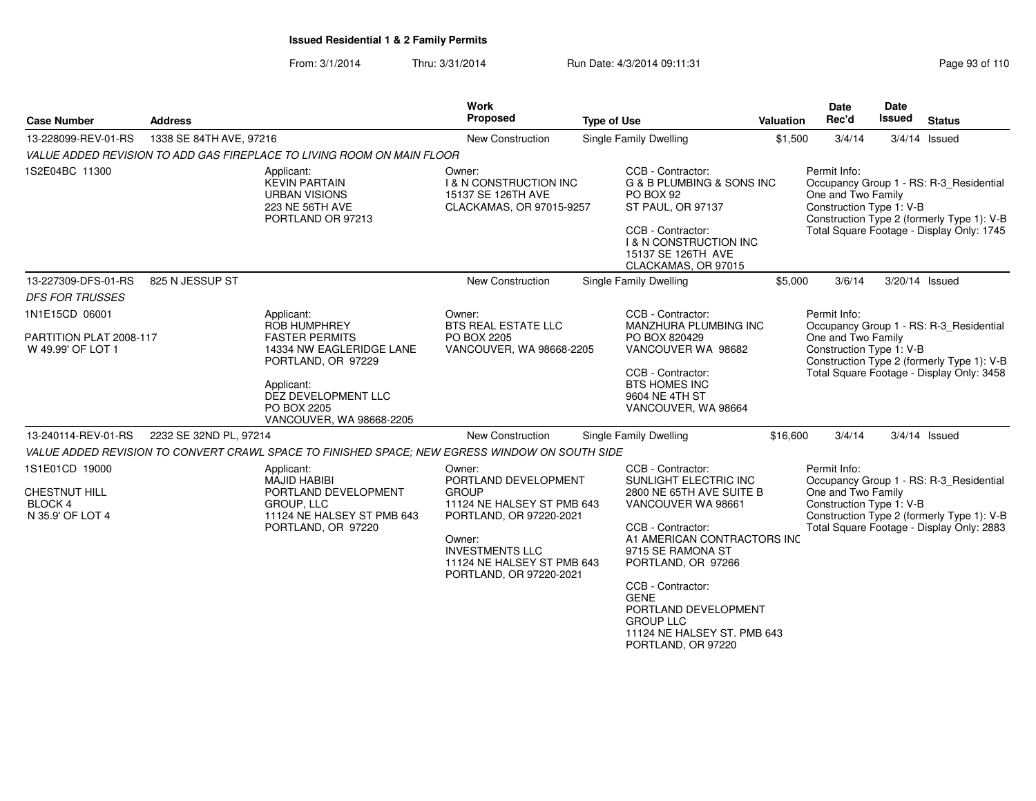# Issued Residential 1 & 2 Family Permits

From: 3/1/2014 Thru: 3/31/2014 Run Date: 4/3/2014 09:11:31

| Case Number | Address | Work Proposed | Type of Use | Valuation | Date Rec'd | Date Issued | Status |
|---|---|---|---|---|---|---|---|
| 13-228099-REV-01-RS | 1338 SE 84TH AVE, 97216 | New Construction | Single Family Dwelling | $1,500 | 3/4/14 | 3/4/14 | Issued |

*VALUE ADDED REVISION TO ADD GAS FIREPLACE TO LIVING ROOM ON MAIN FLOOR*

1S2E04BC 11300

Applicant:
KEVIN PARTAIN
URBAN VISIONS
223 NE 56TH AVE
PORTLAND OR 97213

Owner:
I & N CONSTRUCTION INC
15137 SE 126TH AVE
CLACKAMAS, OR 97015-9257

CCB - Contractor:
G & B PLUMBING & SONS INC
PO BOX 92
ST PAUL, OR 97137

CCB - Contractor:
I & N CONSTRUCTION INC
15137 SE 126TH AVE
CLACKAMAS, OR 97015

Permit Info:
Occupancy Group 1 - RS: R-3_Residential One and Two Family
Construction Type 1: V-B
Construction Type 2 (formerly Type 1): V-B
Total Square Footage - Display Only: 1745

---

| Case Number | Address | Work Proposed | Type of Use | Valuation | Date Rec'd | Date Issued | Status |
|---|---|---|---|---|---|---|---|
| 13-227309-DFS-01-RS | 825 N JESSUP ST | New Construction | Single Family Dwelling | $5,000 | 3/6/14 | 3/20/14 | Issued |

*DFS FOR TRUSSES*

1N1E15CD 06001

PARTITION PLAT 2008-117
W 49.99' OF LOT 1

Applicant:
ROB HUMPHREY
FASTER PERMITS
14334 NW EAGLERIDGE LANE
PORTLAND, OR 97229

Applicant:
DEZ DEVELOPMENT LLC
PO BOX 2205
VANCOUVER, WA 98668-2205

Owner:
BTS REAL ESTATE LLC
PO BOX 2205
VANCOUVER, WA 98668-2205

CCB - Contractor:
MANZHURA PLUMBING INC
PO BOX 820429
VANCOUVER WA 98682

CCB - Contractor:
BTS HOMES INC
9604 NE 4TH ST
VANCOUVER, WA 98664

Permit Info:
Occupancy Group 1 - RS: R-3_Residential One and Two Family
Construction Type 1: V-B
Construction Type 2 (formerly Type 1): V-B
Total Square Footage - Display Only: 3458

---

| Case Number | Address | Work Proposed | Type of Use | Valuation | Date Rec'd | Date Issued | Status |
|---|---|---|---|---|---|---|---|
| 13-240114-REV-01-RS | 2232 SE 32ND PL, 97214 | New Construction | Single Family Dwelling | $16,600 | 3/4/14 | 3/4/14 | Issued |

*VALUE ADDED REVISION TO CONVERT CRAWL SPACE TO FINISHED SPACE; NEW EGRESS WINDOW ON SOUTH SIDE*

1S1E01CD 19000

CHESTNUT HILL
BLOCK 4
N 35.9' OF LOT 4

Applicant:
MAJID HABIBI
PORTLAND DEVELOPMENT GROUP, LLC
11124 NE HALSEY ST PMB 643
PORTLAND, OR 97220

Owner:
PORTLAND DEVELOPMENT GROUP
11124 NE HALSEY ST PMB 643
PORTLAND, OR 97220-2021

Owner:
INVESTMENTS LLC
11124 NE HALSEY ST PMB 643
PORTLAND, OR 97220-2021

CCB - Contractor:
SUNLIGHT ELECTRIC INC
2800 NE 65TH AVE SUITE B
VANCOUVER WA 98661

CCB - Contractor:
A1 AMERICAN CONTRACTORS INC
9715 SE RAMONA ST
PORTLAND, OR 97266

CCB - Contractor:
GENE
PORTLAND DEVELOPMENT GROUP LLC
11124 NE HALSEY ST. PMB 643
PORTLAND, OR 97220

Permit Info:
Occupancy Group 1 - RS: R-3_Residential One and Two Family
Construction Type 1: V-B
Construction Type 2 (formerly Type 1): V-B
Total Square Footage - Display Only: 2883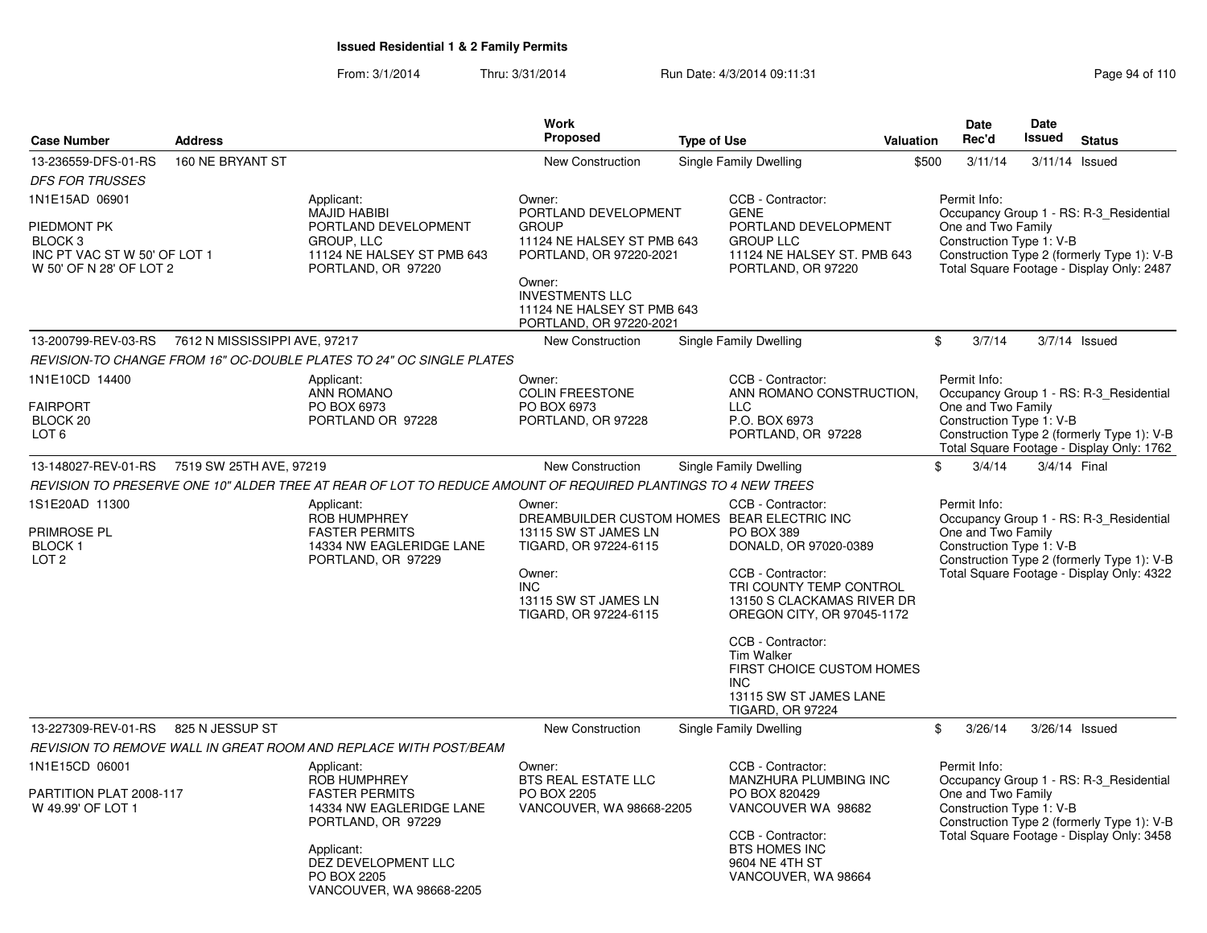# Issued Residential 1 & 2 Family Permits

From: 3/1/2014 Thru: 3/31/2014 Run Date: 4/3/2014 09:11:31

| Case Number | Address | Work Proposed | Type of Use | Valuation | Date Rec'd | Date Issued | Status |
|---|---|---|---|---|---|---|---|
| 13-236559-DFS-01-RS | 160 NE BRYANT ST | New Construction | Single Family Dwelling | $500 | 3/11/14 | 3/11/14 | Issued |

*DFS FOR TRUSSES*

1N1E15AD 06901

PIEDMONT PK
BLOCK 3
INC PT VAC ST W 50' OF LOT 1
W 50' OF N 28' OF LOT 2

Applicant:
MAJID HABIBI
PORTLAND DEVELOPMENT GROUP, LLC
11124 NE HALSEY ST PMB 643
PORTLAND, OR 97220

Owner:
PORTLAND DEVELOPMENT GROUP
11124 NE HALSEY ST PMB 643
PORTLAND, OR 97220-2021

Owner:
INVESTMENTS LLC
11124 NE HALSEY ST PMB 643
PORTLAND, OR 97220-2021

CCB - Contractor:
GENE
PORTLAND DEVELOPMENT GROUP LLC
11124 NE HALSEY ST. PMB 643
PORTLAND, OR 97220

Permit Info:
Occupancy Group 1 - RS: R-3_Residential One and Two Family
Construction Type 1: V-B
Construction Type 2 (formerly Type 1): V-B
Total Square Footage - Display Only: 2487

| Case Number | Address | Work Proposed | Type of Use | Valuation | Date Rec'd | Date Issued | Status |
|---|---|---|---|---|---|---|---|
| 13-200799-REV-03-RS | 7612 N MISSISSIPPI AVE, 97217 | New Construction | Single Family Dwelling | $ | 3/7/14 | 3/7/14 | Issued |

*REVISION-TO CHANGE FROM 16" OC-DOUBLE PLATES TO 24" OC SINGLE PLATES*

1N1E10CD 14400

FAIRPORT
BLOCK 20
LOT 6

Applicant:
ANN ROMANO
PO BOX 6973
PORTLAND OR 97228

Owner:
COLIN FREESTONE
PO BOX 6973
PORTLAND, OR 97228

CCB - Contractor:
ANN ROMANO CONSTRUCTION, LLC
P.O. BOX 6973
PORTLAND, OR 97228

Permit Info:
Occupancy Group 1 - RS: R-3_Residential One and Two Family
Construction Type 1: V-B
Construction Type 2 (formerly Type 1): V-B
Total Square Footage - Display Only: 1762

| Case Number | Address | Work Proposed | Type of Use | Valuation | Date Rec'd | Date Issued | Status |
|---|---|---|---|---|---|---|---|
| 13-148027-REV-01-RS | 7519 SW 25TH AVE, 97219 | New Construction | Single Family Dwelling | $ | 3/4/14 | 3/4/14 | Final |

*REVISION TO PRESERVE ONE 10" ALDER TREE AT REAR OF LOT TO REDUCE AMOUNT OF REQUIRED PLANTINGS TO 4 NEW TREES*

1S1E20AD 11300

PRIMROSE PL
BLOCK 1
LOT 2

Applicant:
ROB HUMPHREY
FASTER PERMITS
14334 NW EAGLERIDGE LANE
PORTLAND, OR 97229

Owner:
DREAMBUILDER CUSTOM HOMES
13115 SW ST JAMES LN
TIGARD, OR 97224-6115

Owner:
INC
13115 SW ST JAMES LN
TIGARD, OR 97224-6115

CCB - Contractor:
BEAR ELECTRIC INC
PO BOX 389
DONALD, OR 97020-0389

CCB - Contractor:
TRI COUNTY TEMP CONTROL
13150 S CLACKAMAS RIVER DR
OREGON CITY, OR 97045-1172

CCB - Contractor:
Tim Walker
FIRST CHOICE CUSTOM HOMES INC
13115 SW ST JAMES LANE
TIGARD, OR 97224

Permit Info:
Occupancy Group 1 - RS: R-3_Residential One and Two Family
Construction Type 1: V-B
Construction Type 2 (formerly Type 1): V-B
Total Square Footage - Display Only: 4322

| Case Number | Address | Work Proposed | Type of Use | Valuation | Date Rec'd | Date Issued | Status |
|---|---|---|---|---|---|---|---|
| 13-227309-REV-01-RS | 825 N JESSUP ST | New Construction | Single Family Dwelling | $ | 3/26/14 | 3/26/14 | Issued |

*REVISION TO REMOVE WALL IN GREAT ROOM AND REPLACE WITH POST/BEAM*

1N1E15CD 06001

PARTITION PLAT 2008-117
W 49.99' OF LOT 1

Applicant:
ROB HUMPHREY
FASTER PERMITS
14334 NW EAGLERIDGE LANE
PORTLAND, OR 97229

Applicant:
DEZ DEVELOPMENT LLC
PO BOX 2205
VANCOUVER, WA 98668-2205

Owner:
BTS REAL ESTATE LLC
PO BOX 2205
VANCOUVER, WA 98668-2205

CCB - Contractor:
MANZHURA PLUMBING INC
PO BOX 820429
VANCOUVER WA 98682

CCB - Contractor:
BTS HOMES INC
9604 NE 4TH ST
VANCOUVER, WA 98664

Permit Info:
Occupancy Group 1 - RS: R-3_Residential One and Two Family
Construction Type 1: V-B
Construction Type 2 (formerly Type 1): V-B
Total Square Footage - Display Only: 3458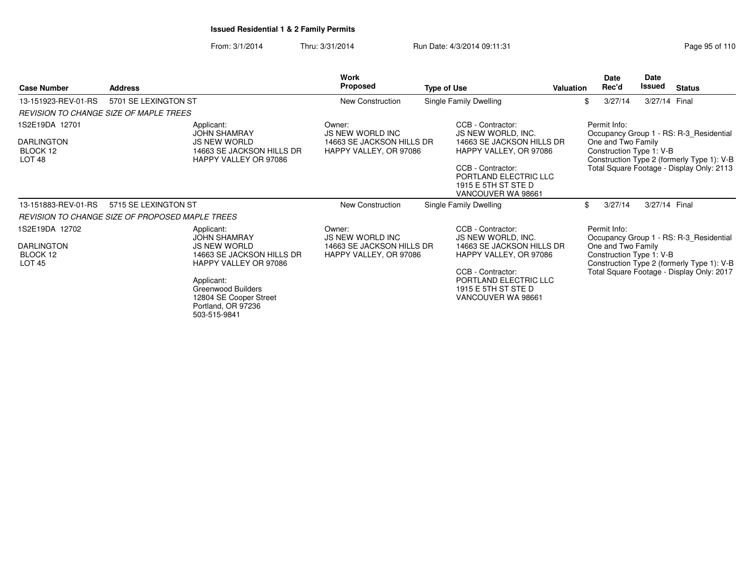**Issued Residential 1 & 2 Family Permits**

From: 3/1/2014 Thru: 3/31/2014 Run Date: 4/3/2014 09:11:31

| Case Number | Address | Work Proposed | Type of Use | Valuation | Date Rec'd | Date Issued | Status |
|---|---|---|---|---|---|---|---|
| 13-151923-REV-01-RS | 5701 SE LEXINGTON ST | New Construction | Single Family Dwelling | $ | 3/27/14 | 3/27/14 | Final |

*REVISION TO CHANGE SIZE OF MAPLE TREES*

1S2E19DA 12701
DARLINGTON
BLOCK 12
LOT 48

Applicant:
JOHN SHAMRAY
JS NEW WORLD
14663 SE JACKSON HILLS DR
HAPPY VALLEY OR 97086

Owner:
JS NEW WORLD INC
14663 SE JACKSON HILLS DR
HAPPY VALLEY, OR 97086

CCB - Contractor:
JS NEW WORLD, INC.
14663 SE JACKSON HILLS DR
HAPPY VALLEY, OR 97086

CCB - Contractor:
PORTLAND ELECTRIC LLC
1915 E 5TH ST STE D
VANCOUVER WA 98661

Permit Info:
Occupancy Group 1 - RS: R-3_Residential One and Two Family
Construction Type 1: V-B
Construction Type 2 (formerly Type 1): V-B
Total Square Footage - Display Only: 2113

---

| Case Number | Address | Work Proposed | Type of Use | Valuation | Date Rec'd | Date Issued | Status |
|---|---|---|---|---|---|---|---|
| 13-151883-REV-01-RS | 5715 SE LEXINGTON ST | New Construction | Single Family Dwelling | $ | 3/27/14 | 3/27/14 | Final |

*REVISION TO CHANGE SIZE OF PROPOSED MAPLE TREES*

1S2E19DA 12702
DARLINGTON
BLOCK 12
LOT 45

Applicant:
JOHN SHAMRAY
JS NEW WORLD
14663 SE JACKSON HILLS DR
HAPPY VALLEY OR 97086

Applicant:
Greenwood Builders
12804 SE Cooper Street
Portland, OR 97236
503-515-9841

Owner:
JS NEW WORLD INC
14663 SE JACKSON HILLS DR
HAPPY VALLEY, OR 97086

CCB - Contractor:
JS NEW WORLD, INC.
14663 SE JACKSON HILLS DR
HAPPY VALLEY, OR 97086

CCB - Contractor:
PORTLAND ELECTRIC LLC
1915 E 5TH ST STE D
VANCOUVER WA 98661

Permit Info:
Occupancy Group 1 - RS: R-3_Residential One and Two Family
Construction Type 1: V-B
Construction Type 2 (formerly Type 1): V-B
Total Square Footage - Display Only: 2017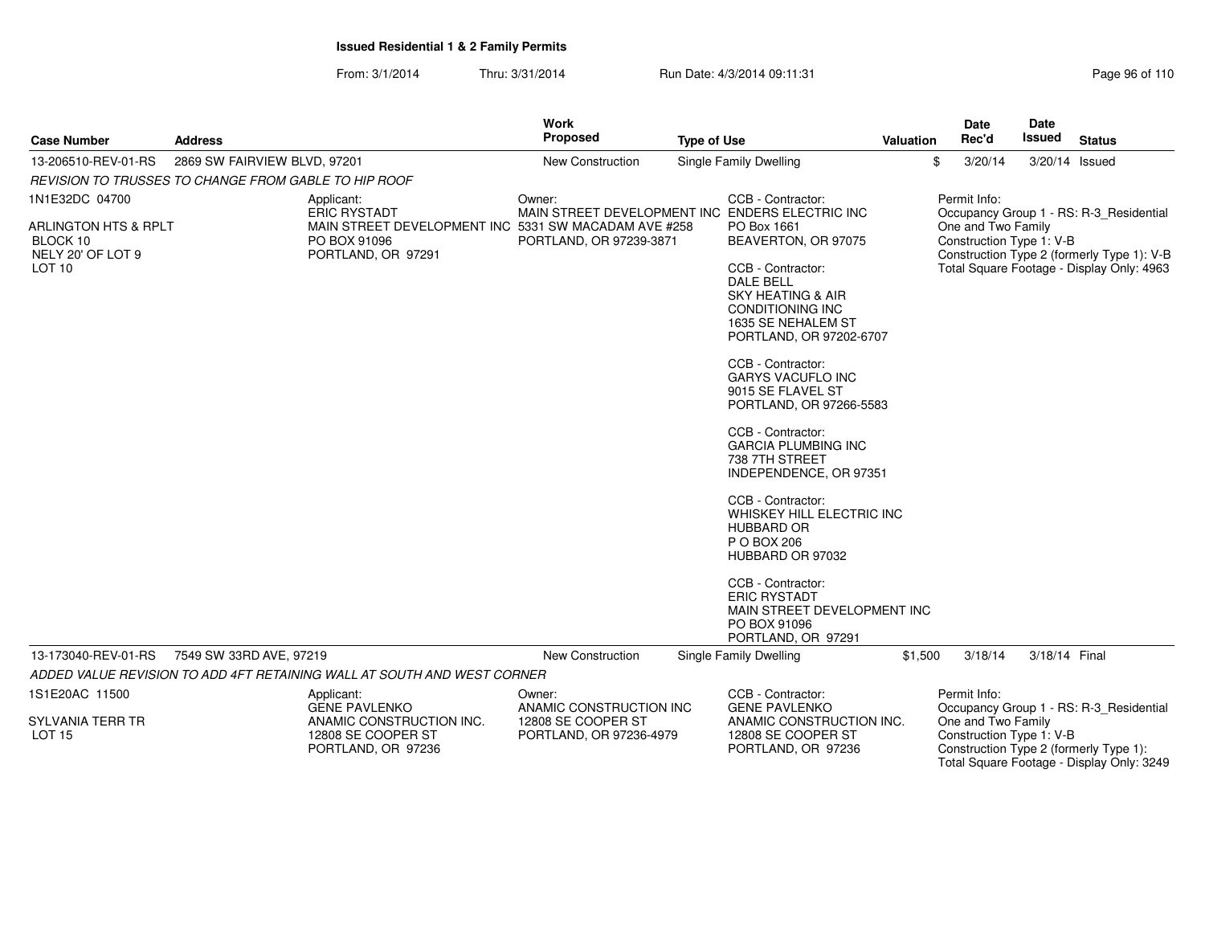**Issued Residential 1 & 2 Family Permits**

From: 3/1/2014 Thru: 3/31/2014 Run Date: 4/3/2014 09:11:31

| Case Number | Address | Work Proposed | Type of Use | Valuation | Date Rec'd | Date Issued | Status |
|---|---|---|---|---|---|---|---|
| 13-206510-REV-01-RS | 2869 SW FAIRVIEW BLVD, 97201 | New Construction | Single Family Dwelling | $ | 3/20/14 | 3/20/14 | Issued |
| 13-173040-REV-01-RS | 7549 SW 33RD AVE, 97219 | New Construction | Single Family Dwelling | $1,500 | 3/18/14 | 3/18/14 | Final |

**13-206510-REV-01-RS** — 2869 SW FAIRVIEW BLVD, 97201

*REVISION TO TRUSSES TO CHANGE FROM GABLE TO HIP ROOF*

1N1E32DC 04700

ARLINGTON HTS & RPLT
BLOCK 10
NELY 20' OF LOT 9
LOT 10

Applicant:
ERIC RYSTADT
MAIN STREET DEVELOPMENT INC
PO BOX 91096
PORTLAND, OR 97291

Owner:
MAIN STREET DEVELOPMENT INC
5331 SW MACADAM AVE #258
PORTLAND, OR 97239-3871

CCB - Contractor:
ENDERS ELECTRIC INC
PO Box 1661
BEAVERTON, OR 97075

CCB - Contractor:
DALE BELL
SKY HEATING & AIR CONDITIONING INC
1635 SE NEHALEM ST
PORTLAND, OR 97202-6707

CCB - Contractor:
GARYS VACUFLO INC
9015 SE FLAVEL ST
PORTLAND, OR 97266-5583

CCB - Contractor:
GARCIA PLUMBING INC
738 7TH STREET
INDEPENDENCE, OR 97351

CCB - Contractor:
WHISKEY HILL ELECTRIC INC
HUBBARD OR
P O BOX 206
HUBBARD OR 97032

CCB - Contractor:
ERIC RYSTADT
MAIN STREET DEVELOPMENT INC
PO BOX 91096
PORTLAND, OR 97291

Permit Info:
Occupancy Group 1 - RS: R-3_Residential One and Two Family
Construction Type 1: V-B
Construction Type 2 (formerly Type 1): V-B
Total Square Footage - Display Only: 4963

**13-173040-REV-01-RS** — 7549 SW 33RD AVE, 97219

*ADDED VALUE REVISION TO ADD 4FT RETAINING WALL AT SOUTH AND WEST CORNER*

1S1E20AC 11500

SYLVANIA TERR TR
LOT 15

Applicant:
GENE PAVLENKO
ANAMIC CONSTRUCTION INC.
12808 SE COOPER ST
PORTLAND, OR 97236

Owner:
ANAMIC CONSTRUCTION INC
12808 SE COOPER ST
PORTLAND, OR 97236-4979

CCB - Contractor:
GENE PAVLENKO
ANAMIC CONSTRUCTION INC.
12808 SE COOPER ST
PORTLAND, OR 97236

Permit Info:
Occupancy Group 1 - RS: R-3_Residential One and Two Family
Construction Type 1: V-B
Construction Type 2 (formerly Type 1):
Total Square Footage - Display Only: 3249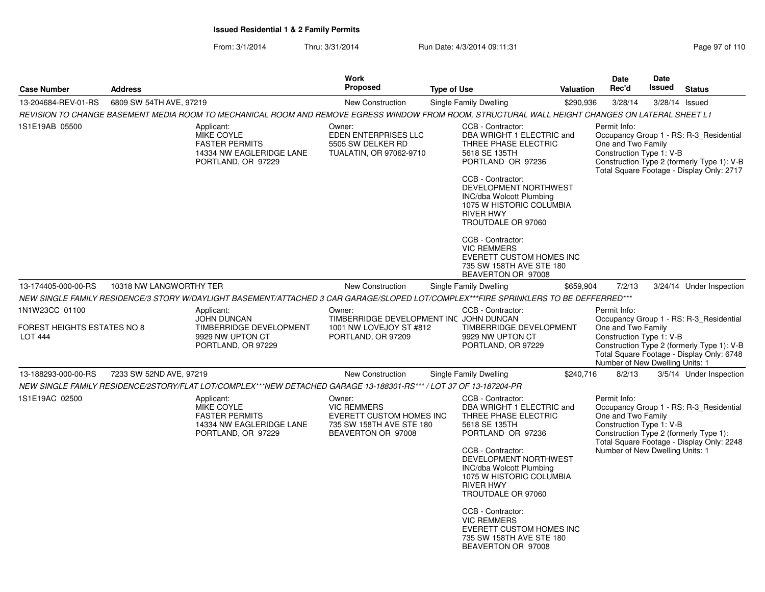**Issued Residential 1 & 2 Family Permits**

From: 3/1/2014 Thru: 3/31/2014 Run Date: 4/3/2014 09:11:31

| Case Number | Address | Work Proposed | Type of Use | Valuation | Date Rec'd | Date Issued | Status |
|---|---|---|---|---|---|---|---|
| 13-204684-REV-01-RS | 6809 SW 54TH AVE, 97219 | New Construction | Single Family Dwelling | $290,936 | 3/28/14 | 3/28/14 | Issued |

*REVISION TO CHANGE BASEMENT MEDIA ROOM TO MECHANICAL ROOM AND REMOVE EGRESS WINDOW FROM ROOM, STRUCTURAL WALL HEIGHT CHANGES ON LATERAL SHEET L1*

1S1E19AB 05500

Applicant:
MIKE COYLE
FASTER PERMITS
14334 NW EAGLERIDGE LANE
PORTLAND, OR 97229

Owner:
EDEN ENTERPRISES LLC
5505 SW DELKER RD
TUALATIN, OR 97062-9710

CCB - Contractor:
DBA WRIGHT 1 ELECTRIC and THREE PHASE ELECTRIC
5618 SE 135TH
PORTLAND OR 97236

CCB - Contractor:
DEVELOPMENT NORTHWEST INC/dba Wolcott Plumbing
1075 W HISTORIC COLUMBIA RIVER HWY
TROUTDALE OR 97060

CCB - Contractor:
VIC REMMERS
EVERETT CUSTOM HOMES INC
735 SW 158TH AVE STE 180
BEAVERTON OR 97008

Permit Info:
Occupancy Group 1 - RS: R-3_Residential One and Two Family
Construction Type 1: V-B
Construction Type 2 (formerly Type 1): V-B
Total Square Footage - Display Only: 2717

| Case Number | Address | Work Proposed | Type of Use | Valuation | Date Rec'd | Date Issued | Status |
|---|---|---|---|---|---|---|---|
| 13-174405-000-00-RS | 10318 NW LANGWORTHY TER | New Construction | Single Family Dwelling | $659,904 | 7/2/13 | 3/24/14 | Under Inspection |

*NEW SINGLE FAMILY RESIDENCE/3 STORY W/DAYLIGHT BASEMENT/ATTACHED 3 CAR GARAGE/SLOPED LOT/COMPLEX***FIRE SPRINKLERS TO BE DEFFERRED****

1N1W23CC 01100

FOREST HEIGHTS ESTATES NO 8
LOT 444

Applicant:
JOHN DUNCAN
TIMBERRIDGE DEVELOPMENT
9929 NW UPTON CT
PORTLAND, OR 97229

Owner:
TIMBERRIDGE DEVELOPMENT INC
1001 NW LOVEJOY ST #812
PORTLAND, OR 97209

CCB - Contractor:
JOHN DUNCAN
TIMBERRIDGE DEVELOPMENT
9929 NW UPTON CT
PORTLAND, OR 97229

Permit Info:
Occupancy Group 1 - RS: R-3_Residential One and Two Family
Construction Type 1: V-B
Construction Type 2 (formerly Type 1): V-B
Total Square Footage - Display Only: 6748
Number of New Dwelling Units: 1

| Case Number | Address | Work Proposed | Type of Use | Valuation | Date Rec'd | Date Issued | Status |
|---|---|---|---|---|---|---|---|
| 13-188293-000-00-RS | 7233 SW 52ND AVE, 97219 | New Construction | Single Family Dwelling | $240,716 | 8/2/13 | 3/5/14 | Under Inspection |

*NEW SINGLE FAMILY RESIDENCE/2STORY/FLAT LOT/COMPLEX***NEW DETACHED GARAGE 13-188301-RS*** / LOT 37 OF 13-187204-PR*

1S1E19AC 02500

Applicant:
MIKE COYLE
FASTER PERMITS
14334 NW EAGLERIDGE LANE
PORTLAND, OR 97229

Owner:
VIC REMMERS
EVERETT CUSTOM HOMES INC
735 SW 158TH AVE STE 180
BEAVERTON OR 97008

CCB - Contractor:
DBA WRIGHT 1 ELECTRIC and THREE PHASE ELECTRIC
5618 SE 135TH
PORTLAND OR 97236

CCB - Contractor:
DEVELOPMENT NORTHWEST INC/dba Wolcott Plumbing
1075 W HISTORIC COLUMBIA RIVER HWY
TROUTDALE OR 97060

CCB - Contractor:
VIC REMMERS
EVERETT CUSTOM HOMES INC
735 SW 158TH AVE STE 180
BEAVERTON OR 97008

Permit Info:
Occupancy Group 1 - RS: R-3_Residential One and Two Family
Construction Type 1: V-B
Construction Type 2 (formerly Type 1):
Total Square Footage - Display Only: 2248
Number of New Dwelling Units: 1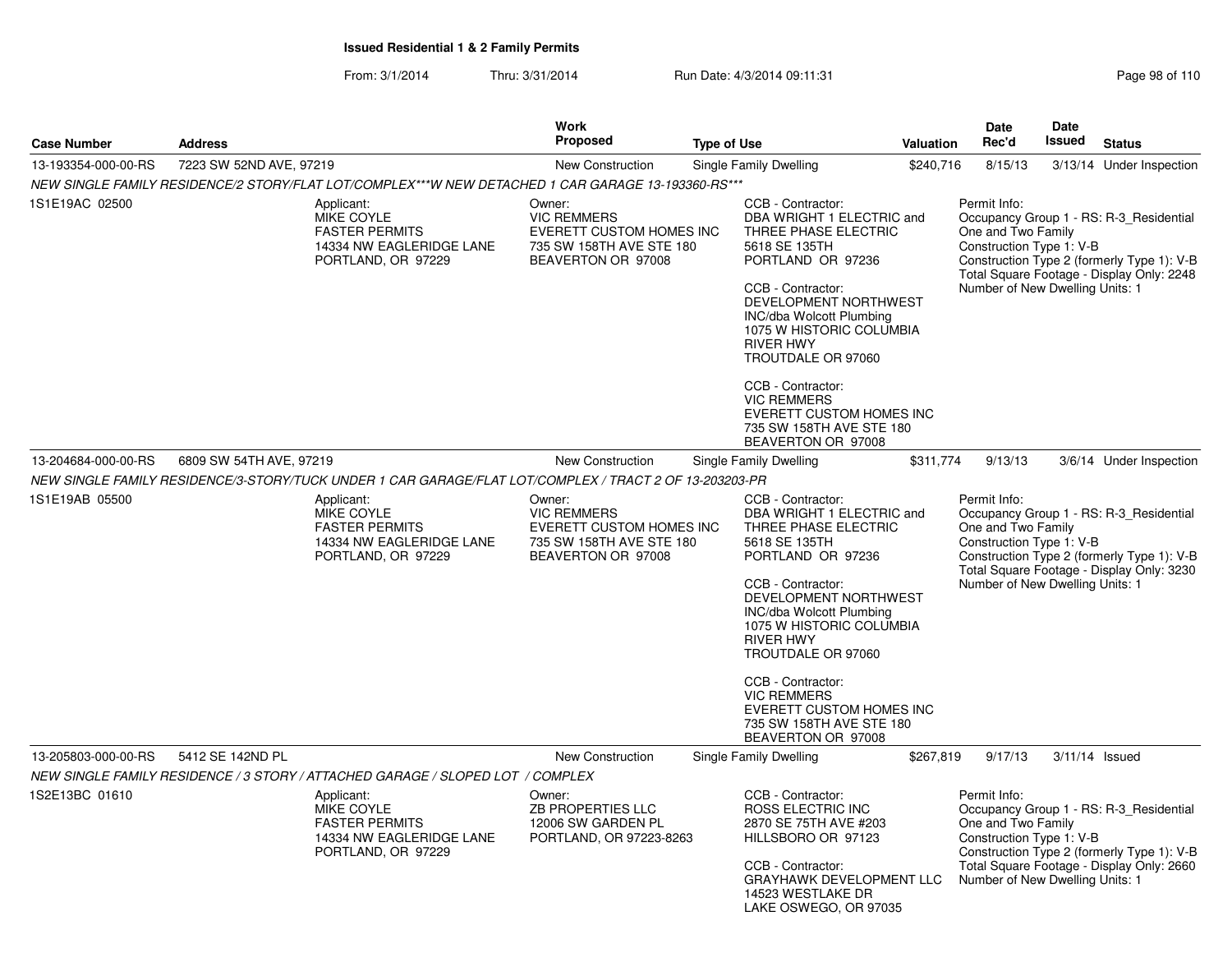**Issued Residential 1 & 2 Family Permits**

From: 3/1/2014 Thru: 3/31/2014 Run Date: 4/3/2014 09:11:31

| Case Number | Address | Work Proposed | Type of Use | Valuation | Date Rec'd | Date Issued | Status |
|---|---|---|---|---|---|---|---|
| 13-193354-000-00-RS | 7223 SW 52ND AVE, 97219 | New Construction | Single Family Dwelling | $240,716 | 8/15/13 | 3/13/14 | Under Inspection |

*NEW SINGLE FAMILY RESIDENCE/2 STORY/FLAT LOT/COMPLEX***W NEW DETACHED 1 CAR GARAGE 13-193360-RS****

1S1E19AC 02500

Applicant:
MIKE COYLE
FASTER PERMITS
14334 NW EAGLERIDGE LANE
PORTLAND, OR 97229

Owner:
VIC REMMERS
EVERETT CUSTOM HOMES INC
735 SW 158TH AVE STE 180
BEAVERTON OR 97008

CCB - Contractor:
DBA WRIGHT 1 ELECTRIC and THREE PHASE ELECTRIC
5618 SE 135TH
PORTLAND OR 97236

CCB - Contractor:
DEVELOPMENT NORTHWEST INC/dba Wolcott Plumbing
1075 W HISTORIC COLUMBIA RIVER HWY
TROUTDALE OR 97060

CCB - Contractor:
VIC REMMERS
EVERETT CUSTOM HOMES INC
735 SW 158TH AVE STE 180
BEAVERTON OR 97008

Permit Info:
Occupancy Group 1 - RS: R-3_Residential One and Two Family
Construction Type 1: V-B
Construction Type 2 (formerly Type 1): V-B
Total Square Footage - Display Only: 2248
Number of New Dwelling Units: 1

| Case Number | Address | Work Proposed | Type of Use | Valuation | Date Rec'd | Date Issued | Status |
|---|---|---|---|---|---|---|---|
| 13-204684-000-00-RS | 6809 SW 54TH AVE, 97219 | New Construction | Single Family Dwelling | $311,774 | 9/13/13 | 3/6/14 | Under Inspection |

*NEW SINGLE FAMILY RESIDENCE/3-STORY/TUCK UNDER 1 CAR GARAGE/FLAT LOT/COMPLEX / TRACT 2 OF 13-203203-PR*

1S1E19AB 05500

Applicant:
MIKE COYLE
FASTER PERMITS
14334 NW EAGLERIDGE LANE
PORTLAND, OR 97229

Owner:
VIC REMMERS
EVERETT CUSTOM HOMES INC
735 SW 158TH AVE STE 180
BEAVERTON OR 97008

CCB - Contractor:
DBA WRIGHT 1 ELECTRIC and THREE PHASE ELECTRIC
5618 SE 135TH
PORTLAND OR 97236

CCB - Contractor:
DEVELOPMENT NORTHWEST INC/dba Wolcott Plumbing
1075 W HISTORIC COLUMBIA RIVER HWY
TROUTDALE OR 97060

CCB - Contractor:
VIC REMMERS
EVERETT CUSTOM HOMES INC
735 SW 158TH AVE STE 180
BEAVERTON OR 97008

Permit Info:
Occupancy Group 1 - RS: R-3_Residential One and Two Family
Construction Type 1: V-B
Construction Type 2 (formerly Type 1): V-B
Total Square Footage - Display Only: 3230
Number of New Dwelling Units: 1

| Case Number | Address | Work Proposed | Type of Use | Valuation | Date Rec'd | Date Issued | Status |
|---|---|---|---|---|---|---|---|
| 13-205803-000-00-RS | 5412 SE 142ND PL | New Construction | Single Family Dwelling | $267,819 | 9/17/13 | 3/11/14 | Issued |

*NEW SINGLE FAMILY RESIDENCE / 3 STORY / ATTACHED GARAGE / SLOPED LOT / COMPLEX*

1S2E13BC 01610

Applicant:
MIKE COYLE
FASTER PERMITS
14334 NW EAGLERIDGE LANE
PORTLAND, OR 97229

Owner:
ZB PROPERTIES LLC
12006 SW GARDEN PL
PORTLAND, OR 97223-8263

CCB - Contractor:
ROSS ELECTRIC INC
2870 SE 75TH AVE #203
HILLSBORO OR 97123

CCB - Contractor:
GRAYHAWK DEVELOPMENT LLC
14523 WESTLAKE DR
LAKE OSWEGO, OR 97035

Permit Info:
Occupancy Group 1 - RS: R-3_Residential One and Two Family
Construction Type 1: V-B
Construction Type 2 (formerly Type 1): V-B
Total Square Footage - Display Only: 2660
Number of New Dwelling Units: 1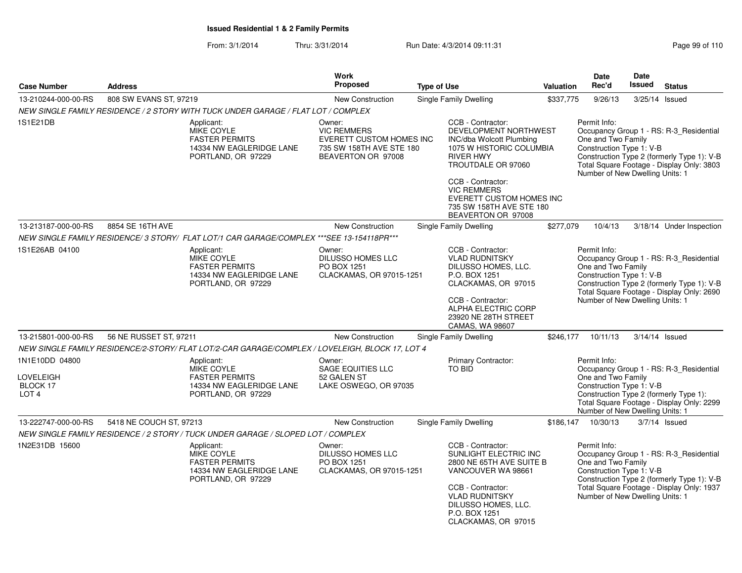# Issued Residential 1 & 2 Family Permits

From: 3/1/2014 Thru: 3/31/2014 Run Date: 4/3/2014 09:11:31

| Case Number | Address | Work Proposed | Type of Use | Valuation | Date Rec'd | Date Issued | Status |
|---|---|---|---|---|---|---|---|
| 13-210244-000-00-RS | 808 SW EVANS ST, 97219 | New Construction | Single Family Dwelling | $337,775 | 9/26/13 | 3/25/14 | Issued |

*NEW SINGLE FAMILY RESIDENCE / 2 STORY WITH TUCK UNDER GARAGE / FLAT LOT / COMPLEX*

1S1E21DB

Applicant:
MIKE COYLE
FASTER PERMITS
14334 NW EAGLERIDGE LANE
PORTLAND, OR 97229

Owner:
VIC REMMERS
EVERETT CUSTOM HOMES INC
735 SW 158TH AVE STE 180
BEAVERTON OR 97008

CCB - Contractor:
DEVELOPMENT NORTHWEST INC/dba Wolcott Plumbing
1075 W HISTORIC COLUMBIA RIVER HWY
TROUTDALE OR 97060

CCB - Contractor:
VIC REMMERS
EVERETT CUSTOM HOMES INC
735 SW 158TH AVE STE 180
BEAVERTON OR 97008

Permit Info:
Occupancy Group 1 - RS: R-3_Residential One and Two Family
Construction Type 1: V-B
Construction Type 2 (formerly Type 1): V-B
Total Square Footage - Display Only: 3803
Number of New Dwelling Units: 1

| Case Number | Address | Work Proposed | Type of Use | Valuation | Date Rec'd | Date Issued | Status |
|---|---|---|---|---|---|---|---|
| 13-213187-000-00-RS | 8854 SE 16TH AVE | New Construction | Single Family Dwelling | $277,079 | 10/4/13 | 3/18/14 | Under Inspection |

*NEW SINGLE FAMILY RESIDENCE/ 3 STORY/ FLAT LOT/1 CAR GARAGE/COMPLEX ***SEE 13-154118PR****

1S1E26AB 04100

Applicant:
MIKE COYLE
FASTER PERMITS
14334 NW EAGLERIDGE LANE
PORTLAND, OR 97229

Owner:
DILUSSO HOMES LLC
PO BOX 1251
CLACKAMAS, OR 97015-1251

CCB - Contractor:
VLAD RUDNITSKY
DILUSSO HOMES, LLC.
P.O. BOX 1251
CLACKAMAS, OR 97015

CCB - Contractor:
ALPHA ELECTRIC CORP
23920 NE 28TH STREET
CAMAS, WA 98607

Permit Info:
Occupancy Group 1 - RS: R-3_Residential One and Two Family
Construction Type 1: V-B
Construction Type 2 (formerly Type 1): V-B
Total Square Footage - Display Only: 2690
Number of New Dwelling Units: 1

| Case Number | Address | Work Proposed | Type of Use | Valuation | Date Rec'd | Date Issued | Status |
|---|---|---|---|---|---|---|---|
| 13-215801-000-00-RS | 56 NE RUSSET ST, 97211 | New Construction | Single Family Dwelling | $246,177 | 10/11/13 | 3/14/14 | Issued |

*NEW SINGLE FAMILY RESIDENCE/2-STORY/ FLAT LOT/2-CAR GARAGE/COMPLEX / LOVELEIGH, BLOCK 17, LOT 4*

1N1E10DD 04800

LOVELEIGH
BLOCK 17
LOT 4

Applicant:
MIKE COYLE
FASTER PERMITS
14334 NW EAGLERIDGE LANE
PORTLAND, OR 97229

Owner:
SAGE EQUITIES LLC
52 GALEN ST
LAKE OSWEGO, OR 97035

Primary Contractor:
TO BID

Permit Info:
Occupancy Group 1 - RS: R-3_Residential One and Two Family
Construction Type 1: V-B
Construction Type 2 (formerly Type 1):
Total Square Footage - Display Only: 2299
Number of New Dwelling Units: 1

| Case Number | Address | Work Proposed | Type of Use | Valuation | Date Rec'd | Date Issued | Status |
|---|---|---|---|---|---|---|---|
| 13-222747-000-00-RS | 5418 NE COUCH ST, 97213 | New Construction | Single Family Dwelling | $186,147 | 10/30/13 | 3/7/14 | Issued |

*NEW SINGLE FAMILY RESIDENCE / 2 STORY / TUCK UNDER GARAGE / SLOPED LOT / COMPLEX*

1N2E31DB 15600

Applicant:
MIKE COYLE
FASTER PERMITS
14334 NW EAGLERIDGE LANE
PORTLAND, OR 97229

Owner:
DILUSSO HOMES LLC
PO BOX 1251
CLACKAMAS, OR 97015-1251

CCB - Contractor:
SUNLIGHT ELECTRIC INC
2800 NE 65TH AVE SUITE B
VANCOUVER WA 98661

CCB - Contractor:
VLAD RUDNITSKY
DILUSSO HOMES, LLC.
P.O. BOX 1251
CLACKAMAS, OR 97015

Permit Info:
Occupancy Group 1 - RS: R-3_Residential One and Two Family
Construction Type 1: V-B
Construction Type 2 (formerly Type 1): V-B
Total Square Footage - Display Only: 1937
Number of New Dwelling Units: 1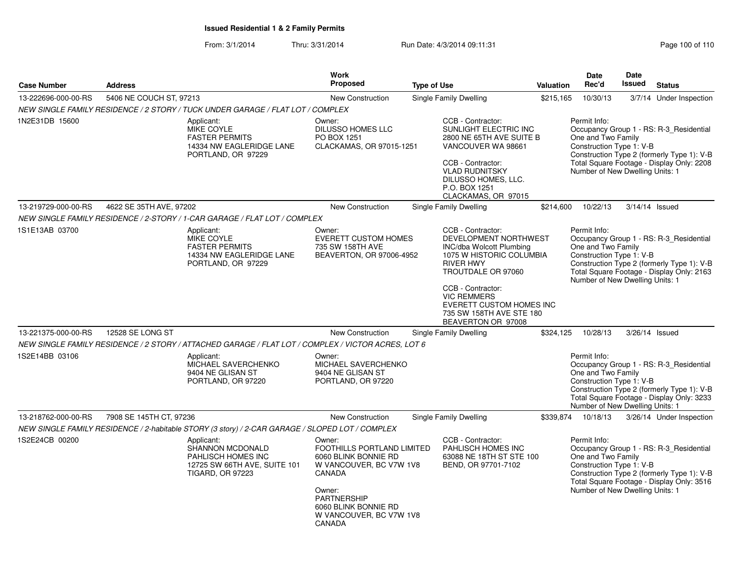**Issued Residential 1 & 2 Family Permits**

From: 3/1/2014 Thru: 3/31/2014 Run Date: 4/3/2014 09:11:31

| Case Number | Address | Work Proposed | Type of Use | Valuation | Date Rec'd | Date Issued | Status |
|---|---|---|---|---|---|---|---|
| 13-222696-000-00-RS | 5406 NE COUCH ST, 97213 | New Construction | Single Family Dwelling | $215,165 | 10/30/13 | 3/7/14 | Under Inspection |

*NEW SINGLE FAMILY RESIDENCE / 2 STORY / TUCK UNDER GARAGE / FLAT LOT / COMPLEX*

1N2E31DB 15600

Applicant:
MIKE COYLE
FASTER PERMITS
14334 NW EAGLERIDGE LANE
PORTLAND, OR 97229

Owner:
DILUSSO HOMES LLC
PO BOX 1251
CLACKAMAS, OR 97015-1251

CCB - Contractor:
SUNLIGHT ELECTRIC INC
2800 NE 65TH AVE SUITE B
VANCOUVER WA 98661

CCB - Contractor:
VLAD RUDNITSKY
DILUSSO HOMES, LLC.
P.O. BOX 1251
CLACKAMAS, OR 97015

Permit Info:
Occupancy Group 1 - RS: R-3_Residential One and Two Family
Construction Type 1: V-B
Construction Type 2 (formerly Type 1): V-B
Total Square Footage - Display Only: 2208
Number of New Dwelling Units: 1

| Case Number | Address | Work Proposed | Type of Use | Valuation | Date Rec'd | Date Issued | Status |
|---|---|---|---|---|---|---|---|
| 13-219729-000-00-RS | 4622 SE 35TH AVE, 97202 | New Construction | Single Family Dwelling | $214,600 | 10/22/13 | 3/14/14 | Issued |

*NEW SINGLE FAMILY RESIDENCE / 2-STORY / 1-CAR GARAGE / FLAT LOT / COMPLEX*

1S1E13AB 03700

Applicant:
MIKE COYLE
FASTER PERMITS
14334 NW EAGLERIDGE LANE
PORTLAND, OR 97229

Owner:
EVERETT CUSTOM HOMES
735 SW 158TH AVE
BEAVERTON, OR 97006-4952

CCB - Contractor:
DEVELOPMENT NORTHWEST INC/dba Wolcott Plumbing
1075 W HISTORIC COLUMBIA RIVER HWY
TROUTDALE OR 97060

CCB - Contractor:
VIC REMMERS
EVERETT CUSTOM HOMES INC
735 SW 158TH AVE STE 180
BEAVERTON OR 97008

Permit Info:
Occupancy Group 1 - RS: R-3_Residential One and Two Family
Construction Type 1: V-B
Construction Type 2 (formerly Type 1): V-B
Total Square Footage - Display Only: 2163
Number of New Dwelling Units: 1

| Case Number | Address | Work Proposed | Type of Use | Valuation | Date Rec'd | Date Issued | Status |
|---|---|---|---|---|---|---|---|
| 13-221375-000-00-RS | 12528 SE LONG ST | New Construction | Single Family Dwelling | $324,125 | 10/28/13 | 3/26/14 | Issued |

*NEW SINGLE FAMILY RESIDENCE / 2 STORY / ATTACHED GARAGE / FLAT LOT / COMPLEX / VICTOR ACRES, LOT 6*

1S2E14BB 03106

Applicant:
MICHAEL SAVERCHENKO
9404 NE GLISAN ST
PORTLAND, OR 97220

Owner:
MICHAEL SAVERCHENKO
9404 NE GLISAN ST
PORTLAND, OR 97220

Permit Info:
Occupancy Group 1 - RS: R-3_Residential One and Two Family
Construction Type 1: V-B
Construction Type 2 (formerly Type 1): V-B
Total Square Footage - Display Only: 3233
Number of New Dwelling Units: 1

| Case Number | Address | Work Proposed | Type of Use | Valuation | Date Rec'd | Date Issued | Status |
|---|---|---|---|---|---|---|---|
| 13-218762-000-00-RS | 7908 SE 145TH CT, 97236 | New Construction | Single Family Dwelling | $339,874 | 10/18/13 | 3/26/14 | Under Inspection |

*NEW SINGLE FAMILY RESIDENCE / 2-habitable STORY (3 story) / 2-CAR GARAGE / SLOPED LOT / COMPLEX*

1S2E24CB 00200

Applicant:
SHANNON MCDONALD
PAHLISCH HOMES INC
12725 SW 66TH AVE, SUITE 101
TIGARD, OR 97223

Owner:
FOOTHILLS PORTLAND LIMITED
6060 BLINK BONNIE RD
W VANCOUVER, BC V7W 1V8
CANADA

Owner:
PARTNERSHIP
6060 BLINK BONNIE RD
W VANCOUVER, BC V7W 1V8
CANADA

CCB - Contractor:
PAHLISCH HOMES INC
63088 NE 18TH ST STE 100
BEND, OR 97701-7102

Permit Info:
Occupancy Group 1 - RS: R-3_Residential One and Two Family
Construction Type 1: V-B
Construction Type 2 (formerly Type 1): V-B
Total Square Footage - Display Only: 3516
Number of New Dwelling Units: 1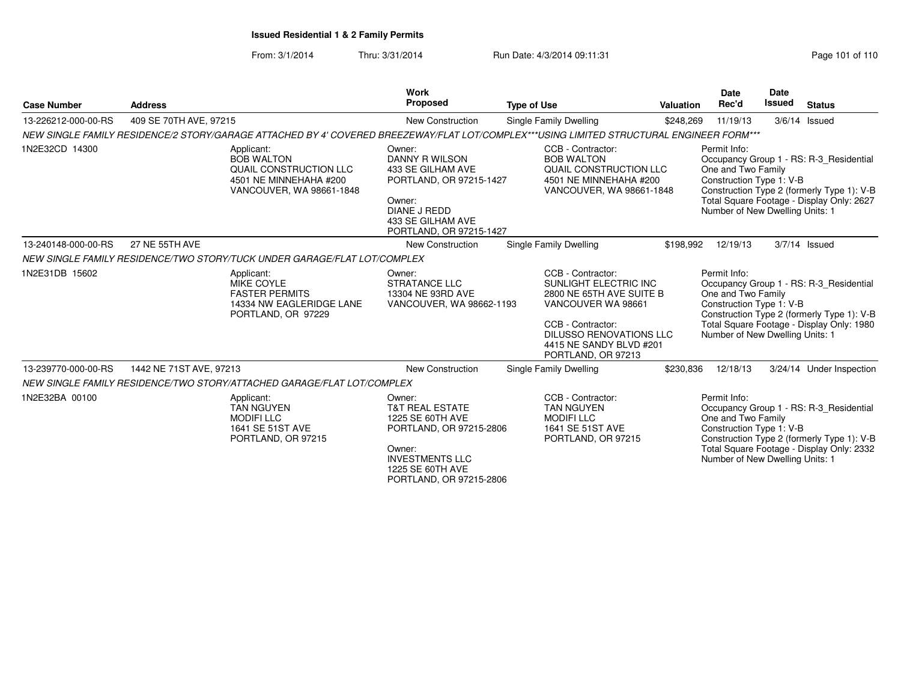**Issued Residential 1 & 2 Family Permits**

From: 3/1/2014 Thru: 3/31/2014 Run Date: 4/3/2014 09:11:31

| Case Number | Address | Work Proposed | Type of Use | Valuation | Date Rec'd | Date Issued | Status |
|---|---|---|---|---|---|---|---|
| 13-226212-000-00-RS | 409 SE 70TH AVE, 97215 | New Construction | Single Family Dwelling | $248,269 | 11/19/13 | 3/6/14 | Issued |

*NEW SINGLE FAMILY RESIDENCE/2 STORY/GARAGE ATTACHED BY 4' COVERED BREEZEWAY/FLAT LOT/COMPLEX\*\*\*USING LIMITED STRUCTURAL ENGINEER FORM\*\*\**

1N2E32CD 14300

Applicant:
BOB WALTON
QUAIL CONSTRUCTION LLC
4501 NE MINNEHAHA #200
VANCOUVER, WA 98661-1848

Owner:
DANNY R WILSON
433 SE GILHAM AVE
PORTLAND, OR 97215-1427

Owner:
DIANE J REDD
433 SE GILHAM AVE
PORTLAND, OR 97215-1427

CCB - Contractor:
BOB WALTON
QUAIL CONSTRUCTION LLC
4501 NE MINNEHAHA #200
VANCOUVER, WA 98661-1848

Permit Info:
Occupancy Group 1 - RS: R-3_Residential One and Two Family
Construction Type 1: V-B
Construction Type 2 (formerly Type 1): V-B
Total Square Footage - Display Only: 2627
Number of New Dwelling Units: 1

| Case Number | Address | Work Proposed | Type of Use | Valuation | Date Rec'd | Date Issued | Status |
|---|---|---|---|---|---|---|---|
| 13-240148-000-00-RS | 27 NE 55TH AVE | New Construction | Single Family Dwelling | $198,992 | 12/19/13 | 3/7/14 | Issued |

*NEW SINGLE FAMILY RESIDENCE/TWO STORY/TUCK UNDER GARAGE/FLAT LOT/COMPLEX*

1N2E31DB 15602

Applicant:
MIKE COYLE
FASTER PERMITS
14334 NW EAGLERIDGE LANE
PORTLAND, OR 97229

Owner:
STRATANCE LLC
13304 NE 93RD AVE
VANCOUVER, WA 98662-1193

CCB - Contractor:
SUNLIGHT ELECTRIC INC
2800 NE 65TH AVE SUITE B
VANCOUVER WA 98661

CCB - Contractor:
DILUSSO RENOVATIONS LLC
4415 NE SANDY BLVD #201
PORTLAND, OR 97213

Permit Info:
Occupancy Group 1 - RS: R-3_Residential One and Two Family
Construction Type 1: V-B
Construction Type 2 (formerly Type 1): V-B
Total Square Footage - Display Only: 1980
Number of New Dwelling Units: 1

| Case Number | Address | Work Proposed | Type of Use | Valuation | Date Rec'd | Date Issued | Status |
|---|---|---|---|---|---|---|---|
| 13-239770-000-00-RS | 1442 NE 71ST AVE, 97213 | New Construction | Single Family Dwelling | $230,836 | 12/18/13 | 3/24/14 | Under Inspection |

*NEW SINGLE FAMILY RESIDENCE/TWO STORY/ATTACHED GARAGE/FLAT LOT/COMPLEX*

1N2E32BA 00100

Applicant:
TAN NGUYEN
MODIFI LLC
1641 SE 51ST AVE
PORTLAND, OR 97215

Owner:
T&T REAL ESTATE
1225 SE 60TH AVE
PORTLAND, OR 97215-2806

Owner:
INVESTMENTS LLC
1225 SE 60TH AVE
PORTLAND, OR 97215-2806

CCB - Contractor:
TAN NGUYEN
MODIFI LLC
1641 SE 51ST AVE
PORTLAND, OR 97215

Permit Info:
Occupancy Group 1 - RS: R-3_Residential One and Two Family
Construction Type 1: V-B
Construction Type 2 (formerly Type 1): V-B
Total Square Footage - Display Only: 2332
Number of New Dwelling Units: 1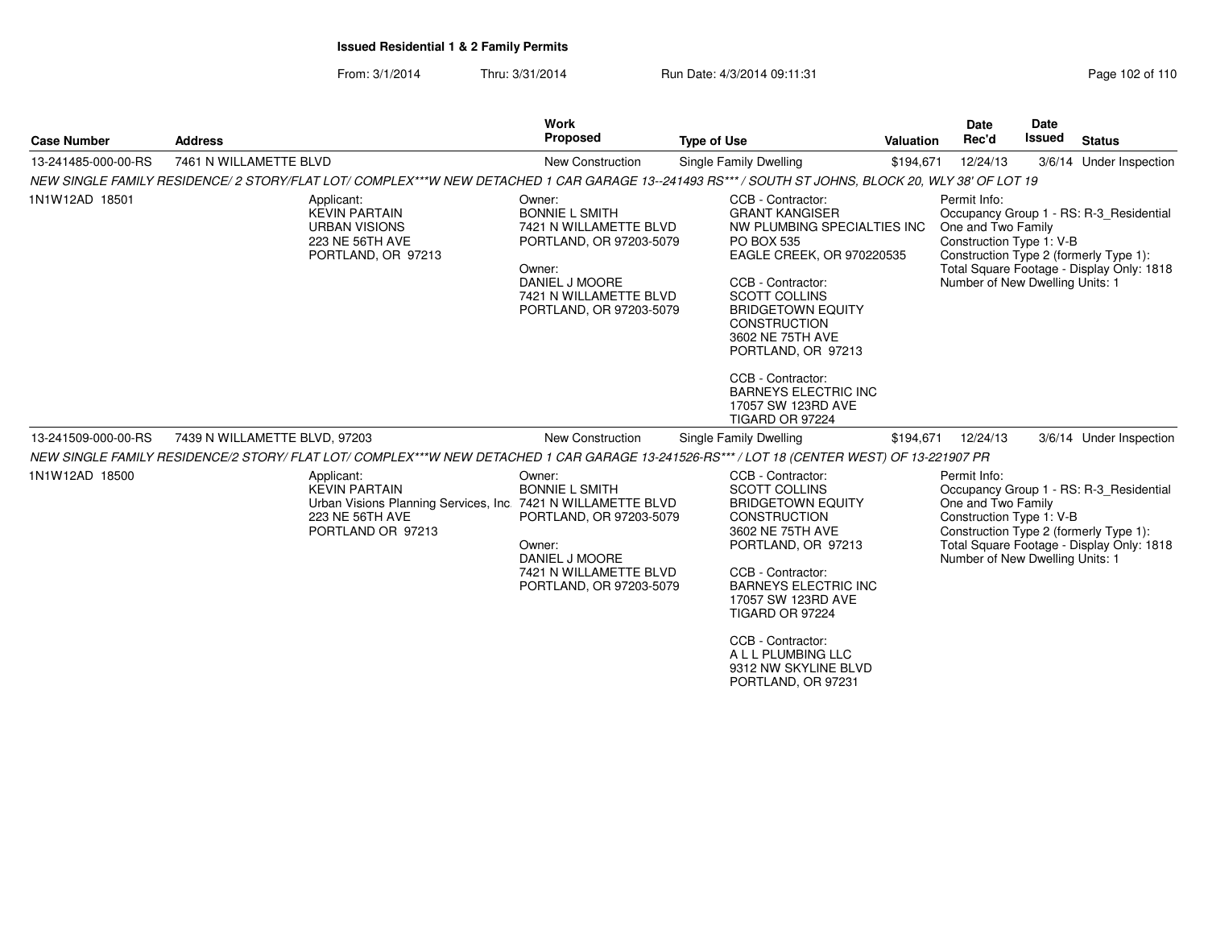# Issued Residential 1 & 2 Family Permits

From: 3/1/2014 Thru: 3/31/2014 Run Date: 4/3/2014 09:11:31

| Case Number | Address | Work Proposed | Type of Use | Valuation | Date Rec'd | Date Issued | Status |
|---|---|---|---|---|---|---|---|
| 13-241485-000-00-RS | 7461 N WILLAMETTE BLVD | New Construction | Single Family Dwelling | $194,671 | 12/24/13 | 3/6/14 | Under Inspection |

*NEW SINGLE FAMILY RESIDENCE/ 2 STORY/FLAT LOT/ COMPLEX\*\*\*W NEW DETACHED 1 CAR GARAGE 13--241493 RS\*\*\* / SOUTH ST JOHNS, BLOCK 20, WLY 38' OF LOT 19*

1N1W12AD 18501

Applicant:
KEVIN PARTAIN
URBAN VISIONS
223 NE 56TH AVE
PORTLAND, OR 97213

Owner:
BONNIE L SMITH
7421 N WILLAMETTE BLVD
PORTLAND, OR 97203-5079

Owner:
DANIEL J MOORE
7421 N WILLAMETTE BLVD
PORTLAND, OR 97203-5079

CCB - Contractor:
GRANT KANGISER
NW PLUMBING SPECIALTIES INC
PO BOX 535
EAGLE CREEK, OR 970220535

CCB - Contractor:
SCOTT COLLINS
BRIDGETOWN EQUITY CONSTRUCTION
3602 NE 75TH AVE
PORTLAND, OR 97213

CCB - Contractor:
BARNEYS ELECTRIC INC
17057 SW 123RD AVE
TIGARD OR 97224

Permit Info:
Occupancy Group 1 - RS: R-3_Residential One and Two Family
Construction Type 1: V-B
Construction Type 2 (formerly Type 1):
Total Square Footage - Display Only: 1818
Number of New Dwelling Units: 1

| Case Number | Address | Work Proposed | Type of Use | Valuation | Date Rec'd | Date Issued | Status |
|---|---|---|---|---|---|---|---|
| 13-241509-000-00-RS | 7439 N WILLAMETTE BLVD, 97203 | New Construction | Single Family Dwelling | $194,671 | 12/24/13 | 3/6/14 | Under Inspection |

*NEW SINGLE FAMILY RESIDENCE/2 STORY/ FLAT LOT/ COMPLEX\*\*\*W NEW DETACHED 1 CAR GARAGE 13-241526-RS\*\*\* / LOT 18 (CENTER WEST) OF 13-221907 PR*

1N1W12AD 18500

Applicant:
KEVIN PARTAIN
Urban Visions Planning Services, Inc.
223 NE 56TH AVE
PORTLAND OR 97213

Owner:
BONNIE L SMITH
7421 N WILLAMETTE BLVD
PORTLAND, OR 97203-5079

Owner:
DANIEL J MOORE
7421 N WILLAMETTE BLVD
PORTLAND, OR 97203-5079

CCB - Contractor:
SCOTT COLLINS
BRIDGETOWN EQUITY CONSTRUCTION
3602 NE 75TH AVE
PORTLAND, OR 97213

CCB - Contractor:
BARNEYS ELECTRIC INC
17057 SW 123RD AVE
TIGARD OR 97224

CCB - Contractor:
A L L PLUMBING LLC
9312 NW SKYLINE BLVD
PORTLAND, OR 97231

Permit Info:
Occupancy Group 1 - RS: R-3_Residential One and Two Family
Construction Type 1: V-B
Construction Type 2 (formerly Type 1):
Total Square Footage - Display Only: 1818
Number of New Dwelling Units: 1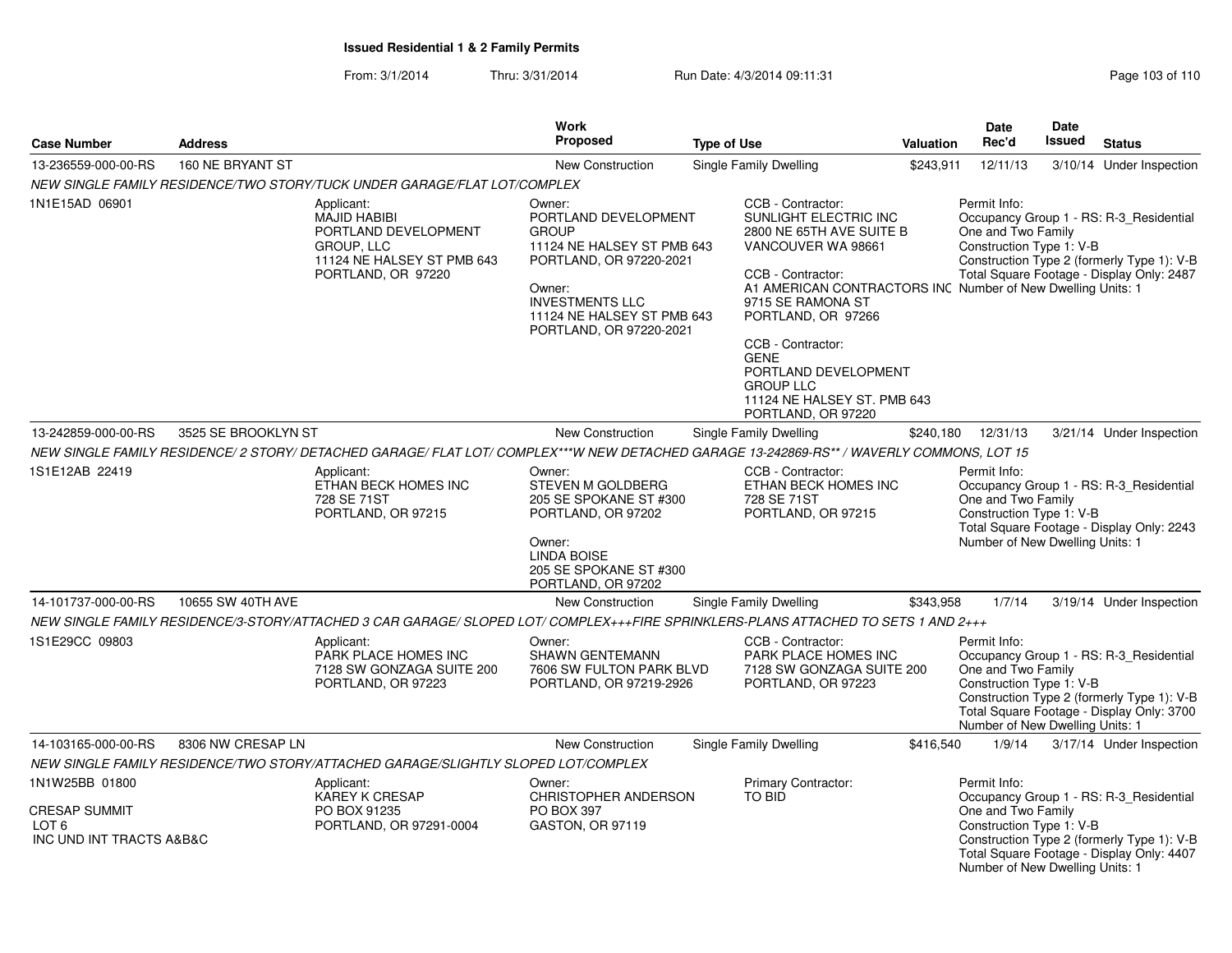**Issued Residential 1 & 2 Family Permits**

From: 3/1/2014 Thru: 3/31/2014 Run Date: 4/3/2014 09:11:31

| Case Number | Address | Work Proposed | Type of Use | Valuation | Date Rec'd | Date Issued | Status |
|---|---|---|---|---|---|---|---|
| 13-236559-000-00-RS | 160 NE BRYANT ST | New Construction | Single Family Dwelling | $243,911 | 12/11/13 | 3/10/14 | Under Inspection |

*NEW SINGLE FAMILY RESIDENCE/TWO STORY/TUCK UNDER GARAGE/FLAT LOT/COMPLEX*

1N1E15AD 06901

Applicant:
MAJID HABIBI
PORTLAND DEVELOPMENT GROUP, LLC
11124 NE HALSEY ST PMB 643
PORTLAND, OR 97220

Owner:
PORTLAND DEVELOPMENT GROUP
11124 NE HALSEY ST PMB 643
PORTLAND, OR 97220-2021

Owner:
INVESTMENTS LLC
11124 NE HALSEY ST PMB 643
PORTLAND, OR 97220-2021

CCB - Contractor:
SUNLIGHT ELECTRIC INC
2800 NE 65TH AVE SUITE B
VANCOUVER WA 98661

CCB - Contractor:
A1 AMERICAN CONTRACTORS INC
9715 SE RAMONA ST
PORTLAND, OR 97266

CCB - Contractor:
GENE
PORTLAND DEVELOPMENT GROUP LLC
11124 NE HALSEY ST. PMB 643
PORTLAND, OR 97220

Permit Info:
Occupancy Group 1 - RS: R-3_Residential One and Two Family
Construction Type 1: V-B
Construction Type 2 (formerly Type 1): V-B
Total Square Footage - Display Only: 2487
Number of New Dwelling Units: 1

| Case Number | Address | Work Proposed | Type of Use | Valuation | Date Rec'd | Date Issued | Status |
|---|---|---|---|---|---|---|---|
| 13-242859-000-00-RS | 3525 SE BROOKLYN ST | New Construction | Single Family Dwelling | $240,180 | 12/31/13 | 3/21/14 | Under Inspection |

*NEW SINGLE FAMILY RESIDENCE/ 2 STORY/ DETACHED GARAGE/ FLAT LOT/ COMPLEX***W NEW DETACHED GARAGE 13-242869-RS** / WAVERLY COMMONS, LOT 15*

1S1E12AB 22419

Applicant:
ETHAN BECK HOMES INC
728 SE 71ST
PORTLAND, OR 97215

Owner:
STEVEN M GOLDBERG
205 SE SPOKANE ST #300
PORTLAND, OR 97202

Owner:
LINDA BOISE
205 SE SPOKANE ST #300
PORTLAND, OR 97202

CCB - Contractor:
ETHAN BECK HOMES INC
728 SE 71ST
PORTLAND, OR 97215

Permit Info:
Occupancy Group 1 - RS: R-3_Residential One and Two Family
Construction Type 1: V-B
Total Square Footage - Display Only: 2243
Number of New Dwelling Units: 1

| Case Number | Address | Work Proposed | Type of Use | Valuation | Date Rec'd | Date Issued | Status |
|---|---|---|---|---|---|---|---|
| 14-101737-000-00-RS | 10655 SW 40TH AVE | New Construction | Single Family Dwelling | $343,958 | 1/7/14 | 3/19/14 | Under Inspection |

*NEW SINGLE FAMILY RESIDENCE/3-STORY/ATTACHED 3 CAR GARAGE/ SLOPED LOT/ COMPLEX+++FIRE SPRINKLERS-PLANS ATTACHED TO SETS 1 AND 2+++*

1S1E29CC 09803

Applicant:
PARK PLACE HOMES INC
7128 SW GONZAGA SUITE 200
PORTLAND, OR 97223

Owner:
SHAWN GENTEMANN
7606 SW FULTON PARK BLVD
PORTLAND, OR 97219-2926

CCB - Contractor:
PARK PLACE HOMES INC
7128 SW GONZAGA SUITE 200
PORTLAND, OR 97223

Permit Info:
Occupancy Group 1 - RS: R-3_Residential One and Two Family
Construction Type 1: V-B
Construction Type 2 (formerly Type 1): V-B
Total Square Footage - Display Only: 3700
Number of New Dwelling Units: 1

| Case Number | Address | Work Proposed | Type of Use | Valuation | Date Rec'd | Date Issued | Status |
|---|---|---|---|---|---|---|---|
| 14-103165-000-00-RS | 8306 NW CRESAP LN | New Construction | Single Family Dwelling | $416,540 | 1/9/14 | 3/17/14 | Under Inspection |

*NEW SINGLE FAMILY RESIDENCE/TWO STORY/ATTACHED GARAGE/SLIGHTLY SLOPED LOT/COMPLEX*

1N1W25BB 01800

CRESAP SUMMIT
LOT 6
INC UND INT TRACTS A&B&C

Applicant:
KAREY K CRESAP
PO BOX 91235
PORTLAND, OR 97291-0004

Owner:
CHRISTOPHER ANDERSON
PO BOX 397
GASTON, OR 97119

Primary Contractor:
TO BID

Permit Info:
Occupancy Group 1 - RS: R-3_Residential One and Two Family
Construction Type 1: V-B
Construction Type 2 (formerly Type 1): V-B
Total Square Footage - Display Only: 4407
Number of New Dwelling Units: 1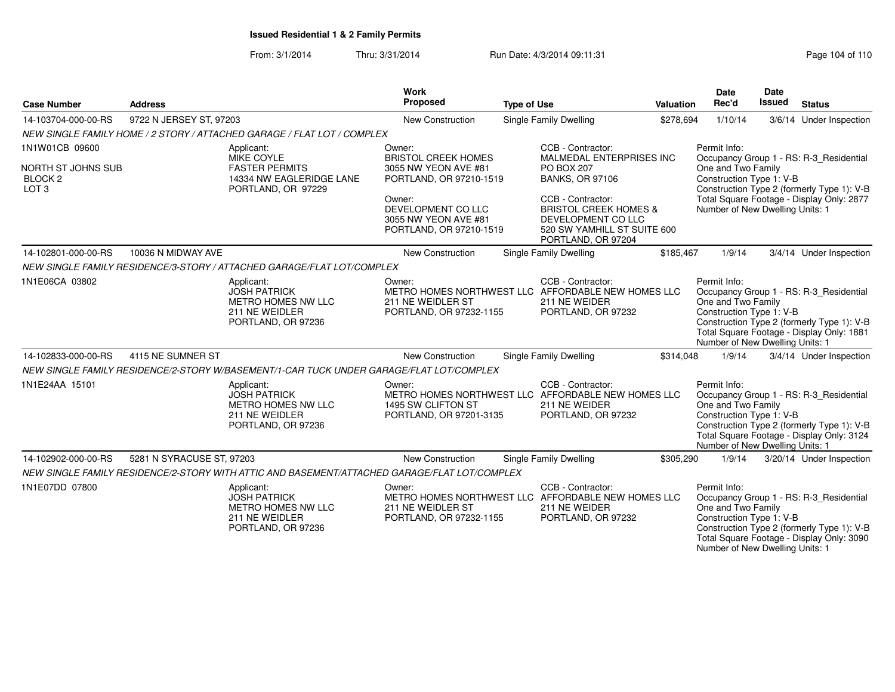**Issued Residential 1 & 2 Family Permits**

From: 3/1/2014 Thru: 3/31/2014 Run Date: 4/3/2014 09:11:31

| Case Number | Address | Work Proposed | Type of Use | Valuation | Date Rec'd | Date Issued | Status |
|---|---|---|---|---|---|---|---|
| 14-103704-000-00-RS | 9722 N JERSEY ST, 97203 | New Construction | Single Family Dwelling | $278,694 | 1/10/14 | 3/6/14 | Under Inspection |

NEW SINGLE FAMILY HOME / 2 STORY / ATTACHED GARAGE / FLAT LOT / COMPLEX

1N1W01CB 09600

NORTH ST JOHNS SUB
BLOCK 2
LOT 3

Applicant:
MIKE COYLE
FASTER PERMITS
14334 NW EAGLERIDGE LANE
PORTLAND, OR 97229

Owner:
BRISTOL CREEK HOMES
3055 NW YEON AVE #81
PORTLAND, OR 97210-1519

Owner:
DEVELOPMENT CO LLC
3055 NW YEON AVE #81
PORTLAND, OR 97210-1519

CCB - Contractor:
MALMEDAL ENTERPRISES INC
PO BOX 207
BANKS, OR 97106

CCB - Contractor:
BRISTOL CREEK HOMES &
DEVELOPMENT CO LLC
520 SW YAMHILL ST SUITE 600
PORTLAND, OR 97204

Permit Info:
Occupancy Group 1 - RS: R-3_Residential One and Two Family
Construction Type 1: V-B
Construction Type 2 (formerly Type 1): V-B
Total Square Footage - Display Only: 2877
Number of New Dwelling Units: 1

| Case Number | Address | Work Proposed | Type of Use | Valuation | Date Rec'd | Date Issued | Status |
|---|---|---|---|---|---|---|---|
| 14-102801-000-00-RS | 10036 N MIDWAY AVE | New Construction | Single Family Dwelling | $185,467 | 1/9/14 | 3/4/14 | Under Inspection |

NEW SINGLE FAMILY RESIDENCE/3-STORY / ATTACHED GARAGE/FLAT LOT/COMPLEX

1N1E06CA 03802

Applicant:
JOSH PATRICK
METRO HOMES NW LLC
211 NE WEIDLER
PORTLAND, OR 97236

Owner:
METRO HOMES NORTHWEST LLC
211 NE WEIDLER ST
PORTLAND, OR 97232-1155

CCB - Contractor:
AFFORDABLE NEW HOMES LLC
211 NE WEIDER
PORTLAND, OR 97232

Permit Info:
Occupancy Group 1 - RS: R-3_Residential One and Two Family
Construction Type 1: V-B
Construction Type 2 (formerly Type 1): V-B
Total Square Footage - Display Only: 1881
Number of New Dwelling Units: 1

| Case Number | Address | Work Proposed | Type of Use | Valuation | Date Rec'd | Date Issued | Status |
|---|---|---|---|---|---|---|---|
| 14-102833-000-00-RS | 4115 NE SUMNER ST | New Construction | Single Family Dwelling | $314,048 | 1/9/14 | 3/4/14 | Under Inspection |

NEW SINGLE FAMILY RESIDENCE/2-STORY W/BASEMENT/1-CAR TUCK UNDER GARAGE/FLAT LOT/COMPLEX

1N1E24AA 15101

Applicant:
JOSH PATRICK
METRO HOMES NW LLC
211 NE WEIDLER
PORTLAND, OR 97236

Owner:
METRO HOMES NORTHWEST LLC
1495 SW CLIFTON ST
PORTLAND, OR 97201-3135

CCB - Contractor:
AFFORDABLE NEW HOMES LLC
211 NE WEIDER
PORTLAND, OR 97232

Permit Info:
Occupancy Group 1 - RS: R-3_Residential One and Two Family
Construction Type 1: V-B
Construction Type 2 (formerly Type 1): V-B
Total Square Footage - Display Only: 3124
Number of New Dwelling Units: 1

| Case Number | Address | Work Proposed | Type of Use | Valuation | Date Rec'd | Date Issued | Status |
|---|---|---|---|---|---|---|---|
| 14-102902-000-00-RS | 5281 N SYRACUSE ST, 97203 | New Construction | Single Family Dwelling | $305,290 | 1/9/14 | 3/20/14 | Under Inspection |

NEW SINGLE FAMILY RESIDENCE/2-STORY WITH ATTIC AND BASEMENT/ATTACHED GARAGE/FLAT LOT/COMPLEX

1N1E07DD 07800

Applicant:
JOSH PATRICK
METRO HOMES NW LLC
211 NE WEIDLER
PORTLAND, OR 97236

Owner:
METRO HOMES NORTHWEST LLC
211 NE WEIDLER ST
PORTLAND, OR 97232-1155

CCB - Contractor:
AFFORDABLE NEW HOMES LLC
211 NE WEIDER
PORTLAND, OR 97232

Permit Info:
Occupancy Group 1 - RS: R-3_Residential One and Two Family
Construction Type 1: V-B
Construction Type 2 (formerly Type 1): V-B
Total Square Footage - Display Only: 3090
Number of New Dwelling Units: 1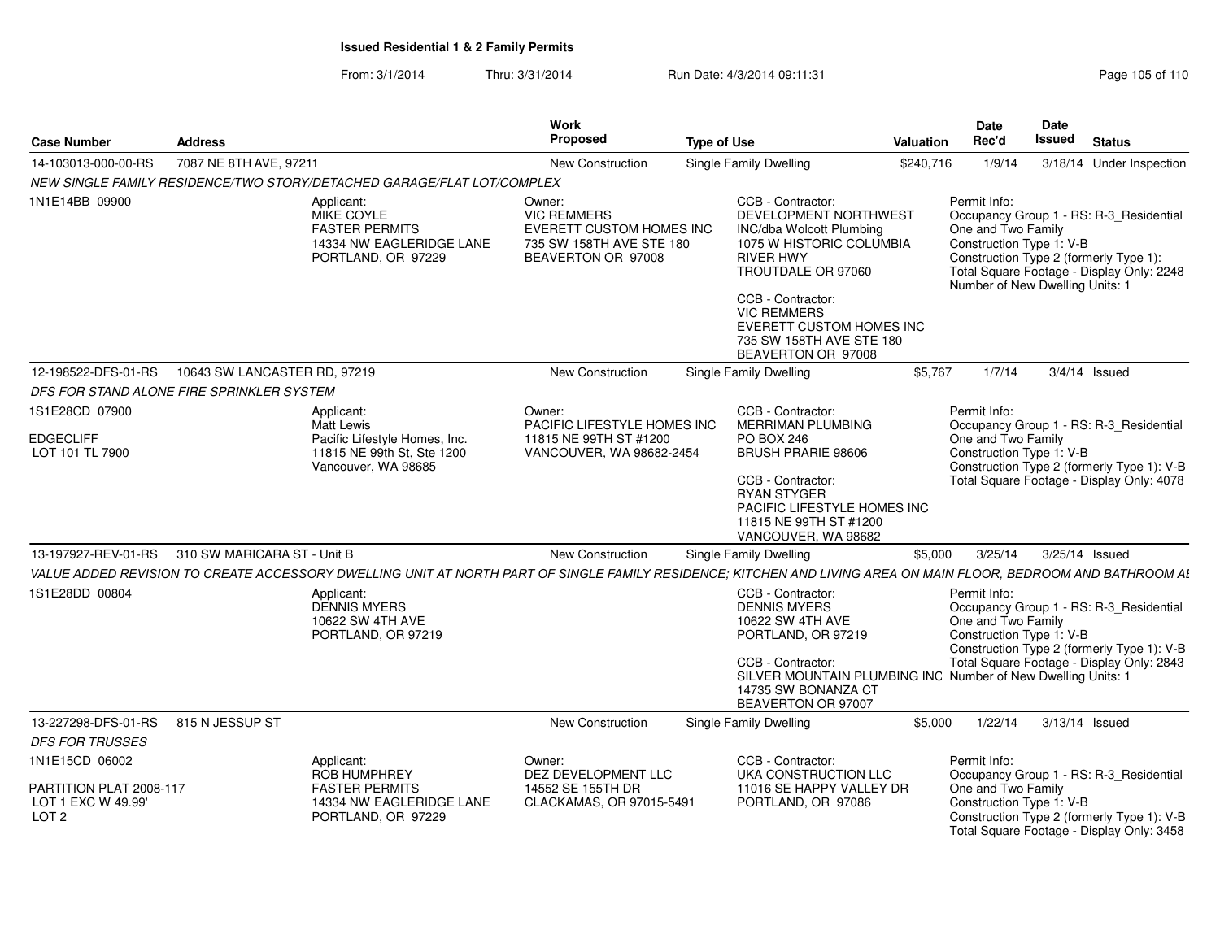# Issued Residential 1 & 2 Family Permits

From: 3/1/2014 Thru: 3/31/2014 Run Date: 4/3/2014 09:11:31

| Case Number | Address | Work Proposed | Type of Use | Valuation | Date Rec'd | Date Issued | Status |
|---|---|---|---|---|---|---|---|
| 14-103013-000-00-RS | 7087 NE 8TH AVE, 97211 | New Construction | Single Family Dwelling | $240,716 | 1/9/14 | 3/18/14 | Under Inspection |

*NEW SINGLE FAMILY RESIDENCE/TWO STORY/DETACHED GARAGE/FLAT LOT/COMPLEX*

1N1E14BB 09900

Applicant:
MIKE COYLE
FASTER PERMITS
14334 NW EAGLERIDGE LANE
PORTLAND, OR 97229

Owner:
VIC REMMERS
EVERETT CUSTOM HOMES INC
735 SW 158TH AVE STE 180
BEAVERTON OR 97008

CCB - Contractor:
DEVELOPMENT NORTHWEST INC/dba Wolcott Plumbing
1075 W HISTORIC COLUMBIA RIVER HWY
TROUTDALE OR 97060

CCB - Contractor:
VIC REMMERS
EVERETT CUSTOM HOMES INC
735 SW 158TH AVE STE 180
BEAVERTON OR 97008

Permit Info:
Occupancy Group 1 - RS: R-3_Residential One and Two Family
Construction Type 1: V-B
Construction Type 2 (formerly Type 1):
Total Square Footage - Display Only: 2248
Number of New Dwelling Units: 1

| Case Number | Address | Work Proposed | Type of Use | Valuation | Date Rec'd | Date Issued | Status |
|---|---|---|---|---|---|---|---|
| 12-198522-DFS-01-RS | 10643 SW LANCASTER RD, 97219 | New Construction | Single Family Dwelling | $5,767 | 1/7/14 | 3/4/14 | Issued |

*DFS FOR STAND ALONE FIRE SPRINKLER SYSTEM*

1S1E28CD 07900

EDGECLIFF
LOT 101 TL 7900

Applicant:
Matt Lewis
Pacific Lifestyle Homes, Inc.
11815 NE 99th St, Ste 1200
Vancouver, WA 98685

Owner:
PACIFIC LIFESTYLE HOMES INC
11815 NE 99TH ST #1200
VANCOUVER, WA 98682-2454

CCB - Contractor:
MERRIMAN PLUMBING
PO BOX 246
BRUSH PRARIE 98606

CCB - Contractor:
RYAN STYGER
PACIFIC LIFESTYLE HOMES INC
11815 NE 99TH ST #1200
VANCOUVER, WA 98682

Permit Info:
Occupancy Group 1 - RS: R-3_Residential One and Two Family
Construction Type 1: V-B
Construction Type 2 (formerly Type 1): V-B
Total Square Footage - Display Only: 4078

| Case Number | Address | Work Proposed | Type of Use | Valuation | Date Rec'd | Date Issued | Status |
|---|---|---|---|---|---|---|---|
| 13-197927-REV-01-RS | 310 SW MARICARA ST - Unit B | New Construction | Single Family Dwelling | $5,000 | 3/25/14 | 3/25/14 | Issued |

*VALUE ADDED REVISION TO CREATE ACCESSORY DWELLING UNIT AT NORTH PART OF SINGLE FAMILY RESIDENCE; KITCHEN AND LIVING AREA ON MAIN FLOOR, BEDROOM AND BATHROOM AI*

1S1E28DD 00804

Applicant:
DENNIS MYERS
10622 SW 4TH AVE
PORTLAND, OR 97219

CCB - Contractor:
DENNIS MYERS
10622 SW 4TH AVE
PORTLAND, OR 97219

CCB - Contractor:
SILVER MOUNTAIN PLUMBING INC
14735 SW BONANZA CT
BEAVERTON OR 97007

Permit Info:
Occupancy Group 1 - RS: R-3_Residential One and Two Family
Construction Type 1: V-B
Construction Type 2 (formerly Type 1): V-B
Total Square Footage - Display Only: 2843
Number of New Dwelling Units: 1

| Case Number | Address | Work Proposed | Type of Use | Valuation | Date Rec'd | Date Issued | Status |
|---|---|---|---|---|---|---|---|
| 13-227298-DFS-01-RS | 815 N JESSUP ST | New Construction | Single Family Dwelling | $5,000 | 1/22/14 | 3/13/14 | Issued |

*DFS FOR TRUSSES*

1N1E15CD 06002

PARTITION PLAT 2008-117
LOT 1 EXC W 49.99'
LOT 2

Applicant:
ROB HUMPHREY
FASTER PERMITS
14334 NW EAGLERIDGE LANE
PORTLAND, OR 97229

Owner:
DEZ DEVELOPMENT LLC
14552 SE 155TH DR
CLACKAMAS, OR 97015-5491

CCB - Contractor:
UKA CONSTRUCTION LLC
11016 SE HAPPY VALLEY DR
PORTLAND, OR 97086

Permit Info:
Occupancy Group 1 - RS: R-3_Residential One and Two Family
Construction Type 1: V-B
Construction Type 2 (formerly Type 1): V-B
Total Square Footage - Display Only: 3458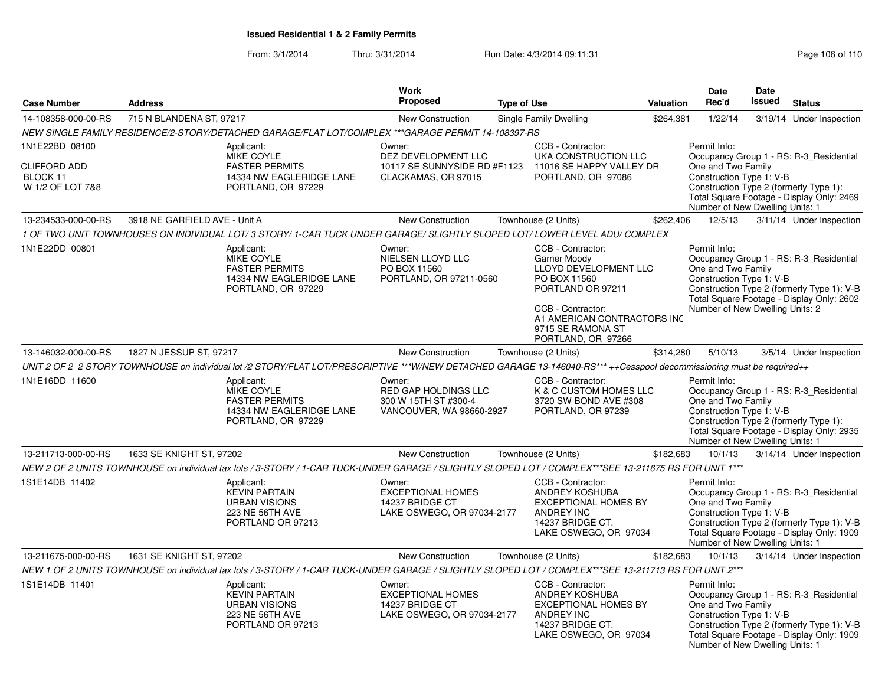**Issued Residential 1 & 2 Family Permits**

From: 3/1/2014 Thru: 3/31/2014 Run Date: 4/3/2014 09:11:31

| Case Number | Address | Work Proposed | Type of Use | Valuation | Date Rec'd | Date Issued | Status |
|---|---|---|---|---|---|---|---|
| 14-108358-000-00-RS | 715 N BLANDENA ST, 97217 | New Construction | Single Family Dwelling | $264,381 | 1/22/14 | 3/19/14 | Under Inspection |

*NEW SINGLE FAMILY RESIDENCE/2-STORY/DETACHED GARAGE/FLAT LOT/COMPLEX ***GARAGE PERMIT 14-108397-RS*

1N1E22BD 08100
CLIFFORD ADD
BLOCK 11
W 1/2 OF LOT 7&8

Applicant:
MIKE COYLE
FASTER PERMITS
14334 NW EAGLERIDGE LANE
PORTLAND, OR 97229

Owner:
DEZ DEVELOPMENT LLC
10117 SE SUNNYSIDE RD #F1123
CLACKAMAS, OR 97015

CCB - Contractor:
UKA CONSTRUCTION LLC
11016 SE HAPPY VALLEY DR
PORTLAND, OR 97086

Permit Info:
Occupancy Group 1 - RS: R-3_Residential One and Two Family
Construction Type 1: V-B
Construction Type 2 (formerly Type 1):
Total Square Footage - Display Only: 2469
Number of New Dwelling Units: 1

| Case Number | Address | Work Proposed | Type of Use | Valuation | Date Rec'd | Date Issued | Status |
|---|---|---|---|---|---|---|---|
| 13-234533-000-00-RS | 3918 NE GARFIELD AVE - Unit A | New Construction | Townhouse (2 Units) | $262,406 | 12/5/13 | 3/11/14 | Under Inspection |

*1 OF TWO UNIT TOWNHOUSES ON INDIVIDUAL LOT/ 3 STORY/ 1-CAR TUCK UNDER GARAGE/ SLIGHTLY SLOPED LOT/ LOWER LEVEL ADU/ COMPLEX*

1N1E22DD 00801

Applicant:
MIKE COYLE
FASTER PERMITS
14334 NW EAGLERIDGE LANE
PORTLAND, OR 97229

Owner:
NIELSEN LLOYD LLC
PO BOX 11560
PORTLAND, OR 97211-0560

CCB - Contractor:
Garner Moody
LLOYD DEVELOPMENT LLC
PO BOX 11560
PORTLAND OR 97211

CCB - Contractor:
A1 AMERICAN CONTRACTORS INC
9715 SE RAMONA ST
PORTLAND, OR 97266

Permit Info:
Occupancy Group 1 - RS: R-3_Residential One and Two Family
Construction Type 1: V-B
Construction Type 2 (formerly Type 1): V-B
Total Square Footage - Display Only: 2602
Number of New Dwelling Units: 2

| Case Number | Address | Work Proposed | Type of Use | Valuation | Date Rec'd | Date Issued | Status |
|---|---|---|---|---|---|---|---|
| 13-146032-000-00-RS | 1827 N JESSUP ST, 97217 | New Construction | Townhouse (2 Units) | $314,280 | 5/10/13 | 3/5/14 | Under Inspection |

*UNIT 2 OF 2 2 STORY TOWNHOUSE on individual lot /2 STORY/FLAT LOT/PRESCRIPTIVE ***W/NEW DETACHED GARAGE 13-146040-RS*** ++Cesspool decommissioning must be required++*

1N1E16DD 11600

Applicant:
MIKE COYLE
FASTER PERMITS
14334 NW EAGLERIDGE LANE
PORTLAND, OR 97229

Owner:
RED GAP HOLDINGS LLC
300 W 15TH ST #300-4
VANCOUVER, WA 98660-2927

CCB - Contractor:
K & C CUSTOM HOMES LLC
3720 SW BOND AVE #308
PORTLAND, OR 97239

Permit Info:
Occupancy Group 1 - RS: R-3_Residential One and Two Family
Construction Type 1: V-B
Construction Type 2 (formerly Type 1):
Total Square Footage - Display Only: 2935
Number of New Dwelling Units: 1

| Case Number | Address | Work Proposed | Type of Use | Valuation | Date Rec'd | Date Issued | Status |
|---|---|---|---|---|---|---|---|
| 13-211713-000-00-RS | 1633 SE KNIGHT ST, 97202 | New Construction | Townhouse (2 Units) | $182,683 | 10/1/13 | 3/14/14 | Under Inspection |

*NEW 2 OF 2 UNITS TOWNHOUSE on individual tax lots / 3-STORY / 1-CAR TUCK-UNDER GARAGE / SLIGHTLY SLOPED LOT / COMPLEX***SEE 13-211675 RS FOR UNIT 1****

1S1E14DB 11402

Applicant:
KEVIN PARTAIN
URBAN VISIONS
223 NE 56TH AVE
PORTLAND OR 97213

Owner:
EXCEPTIONAL HOMES
14237 BRIDGE CT
LAKE OSWEGO, OR 97034-2177

CCB - Contractor:
ANDREY KOSHUBA
EXCEPTIONAL HOMES BY ANDREY INC
14237 BRIDGE CT.
LAKE OSWEGO, OR 97034

Permit Info:
Occupancy Group 1 - RS: R-3_Residential One and Two Family
Construction Type 1: V-B
Construction Type 2 (formerly Type 1): V-B
Total Square Footage - Display Only: 1909
Number of New Dwelling Units: 1

| Case Number | Address | Work Proposed | Type of Use | Valuation | Date Rec'd | Date Issued | Status |
|---|---|---|---|---|---|---|---|
| 13-211675-000-00-RS | 1631 SE KNIGHT ST, 97202 | New Construction | Townhouse (2 Units) | $182,683 | 10/1/13 | 3/14/14 | Under Inspection |

*NEW 1 OF 2 UNITS TOWNHOUSE on individual tax lots / 3-STORY / 1-CAR TUCK-UNDER GARAGE / SLIGHTLY SLOPED LOT / COMPLEX***SEE 13-211713 RS FOR UNIT 2****

1S1E14DB 11401

Applicant:
KEVIN PARTAIN
URBAN VISIONS
223 NE 56TH AVE
PORTLAND OR 97213

Owner:
EXCEPTIONAL HOMES
14237 BRIDGE CT
LAKE OSWEGO, OR 97034-2177

CCB - Contractor:
ANDREY KOSHUBA
EXCEPTIONAL HOMES BY ANDREY INC
14237 BRIDGE CT.
LAKE OSWEGO, OR 97034

Permit Info:
Occupancy Group 1 - RS: R-3_Residential One and Two Family
Construction Type 1: V-B
Construction Type 2 (formerly Type 1): V-B
Total Square Footage - Display Only: 1909
Number of New Dwelling Units: 1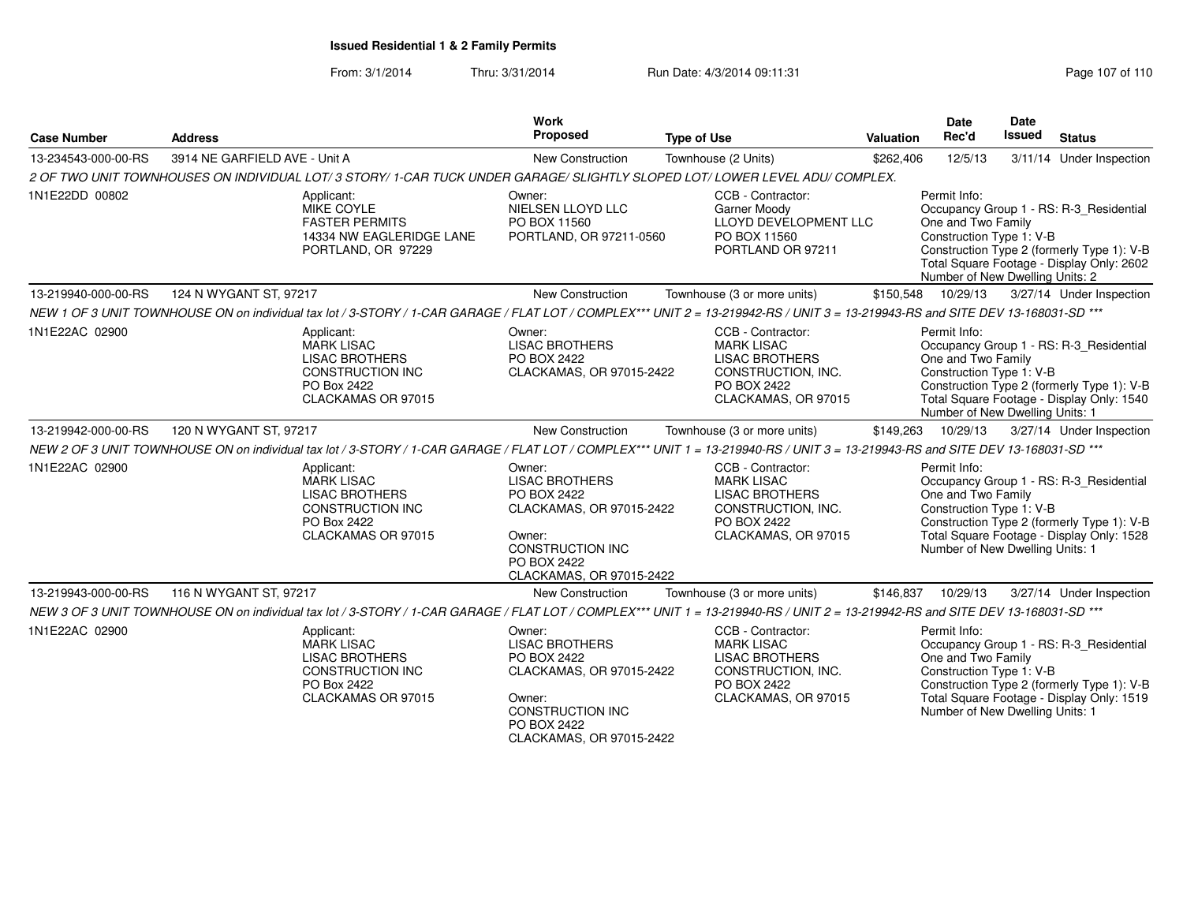**Issued Residential 1 & 2 Family Permits**

From: 3/1/2014 Thru: 3/31/2014 Run Date: 4/3/2014 09:11:31

| Case Number | Address | Work Proposed | Type of Use | Valuation | Date Rec'd | Date Issued | Status |
|---|---|---|---|---|---|---|---|
| 13-234543-000-00-RS | 3914 NE GARFIELD AVE - Unit A | New Construction | Townhouse (2 Units) | $262,406 | 12/5/13 | 3/11/14 | Under Inspection |

*2 OF TWO UNIT TOWNHOUSES ON INDIVIDUAL LOT/ 3 STORY/ 1-CAR TUCK UNDER GARAGE/ SLIGHTLY SLOPED LOT/ LOWER LEVEL ADU/ COMPLEX.*

1N1E22DD 00802

Applicant: MIKE COYLE, FASTER PERMITS, 14334 NW EAGLERIDGE LANE, PORTLAND, OR 97229

Owner: NIELSEN LLOYD LLC, PO BOX 11560, PORTLAND, OR 97211-0560

CCB - Contractor: Garner Moody, LLOYD DEVELOPMENT LLC, PO BOX 11560, PORTLAND OR 97211

Permit Info: Occupancy Group 1 - RS: R-3_Residential One and Two Family; Construction Type 1: V-B; Construction Type 2 (formerly Type 1): V-B; Total Square Footage - Display Only: 2602; Number of New Dwelling Units: 2

| Case Number | Address | Work Proposed | Type of Use | Valuation | Date Rec'd | Date Issued | Status |
|---|---|---|---|---|---|---|---|
| 13-219940-000-00-RS | 124 N WYGANT ST, 97217 | New Construction | Townhouse (3 or more units) | $150,548 | 10/29/13 | 3/27/14 | Under Inspection |

*NEW 1 OF 3 UNIT TOWNHOUSE ON on individual tax lot / 3-STORY / 1-CAR GARAGE / FLAT LOT / COMPLEX*** UNIT 2 = 13-219942-RS / UNIT 3 = 13-219943-RS and SITE DEV 13-168031-SD ****

1N1E22AC 02900

Applicant: MARK LISAC, LISAC BROTHERS CONSTRUCTION INC, PO Box 2422, CLACKAMAS OR 97015

Owner: LISAC BROTHERS, PO BOX 2422, CLACKAMAS, OR 97015-2422

CCB - Contractor: MARK LISAC, LISAC BROTHERS CONSTRUCTION, INC., PO BOX 2422, CLACKAMAS, OR 97015

Permit Info: Occupancy Group 1 - RS: R-3_Residential One and Two Family; Construction Type 1: V-B; Construction Type 2 (formerly Type 1): V-B; Total Square Footage - Display Only: 1540; Number of New Dwelling Units: 1

| Case Number | Address | Work Proposed | Type of Use | Valuation | Date Rec'd | Date Issued | Status |
|---|---|---|---|---|---|---|---|
| 13-219942-000-00-RS | 120 N WYGANT ST, 97217 | New Construction | Townhouse (3 or more units) | $149,263 | 10/29/13 | 3/27/14 | Under Inspection |

*NEW 2 OF 3 UNIT TOWNHOUSE ON on individual tax lot / 3-STORY / 1-CAR GARAGE / FLAT LOT / COMPLEX*** UNIT 1 = 13-219940-RS / UNIT 3 = 13-219943-RS and SITE DEV 13-168031-SD ****

1N1E22AC 02900

Applicant: MARK LISAC, LISAC BROTHERS CONSTRUCTION INC, PO Box 2422, CLACKAMAS OR 97015

Owner: LISAC BROTHERS, PO BOX 2422, CLACKAMAS, OR 97015-2422

Owner: CONSTRUCTION INC, PO BOX 2422, CLACKAMAS, OR 97015-2422

CCB - Contractor: MARK LISAC, LISAC BROTHERS CONSTRUCTION, INC., PO BOX 2422, CLACKAMAS, OR 97015

Permit Info: Occupancy Group 1 - RS: R-3_Residential One and Two Family; Construction Type 1: V-B; Construction Type 2 (formerly Type 1): V-B; Total Square Footage - Display Only: 1528; Number of New Dwelling Units: 1

| Case Number | Address | Work Proposed | Type of Use | Valuation | Date Rec'd | Date Issued | Status |
|---|---|---|---|---|---|---|---|
| 13-219943-000-00-RS | 116 N WYGANT ST, 97217 | New Construction | Townhouse (3 or more units) | $146,837 | 10/29/13 | 3/27/14 | Under Inspection |

*NEW 3 OF 3 UNIT TOWNHOUSE ON on individual tax lot / 3-STORY / 1-CAR GARAGE / FLAT LOT / COMPLEX*** UNIT 1 = 13-219940-RS / UNIT 2 = 13-219942-RS and SITE DEV 13-168031-SD ****

1N1E22AC 02900

Applicant: MARK LISAC, LISAC BROTHERS CONSTRUCTION INC, PO Box 2422, CLACKAMAS OR 97015

Owner: LISAC BROTHERS, PO BOX 2422, CLACKAMAS, OR 97015-2422

Owner: CONSTRUCTION INC, PO BOX 2422, CLACKAMAS, OR 97015-2422

CCB - Contractor: MARK LISAC, LISAC BROTHERS CONSTRUCTION, INC., PO BOX 2422, CLACKAMAS, OR 97015

Permit Info: Occupancy Group 1 - RS: R-3_Residential One and Two Family; Construction Type 1: V-B; Construction Type 2 (formerly Type 1): V-B; Total Square Footage - Display Only: 1519; Number of New Dwelling Units: 1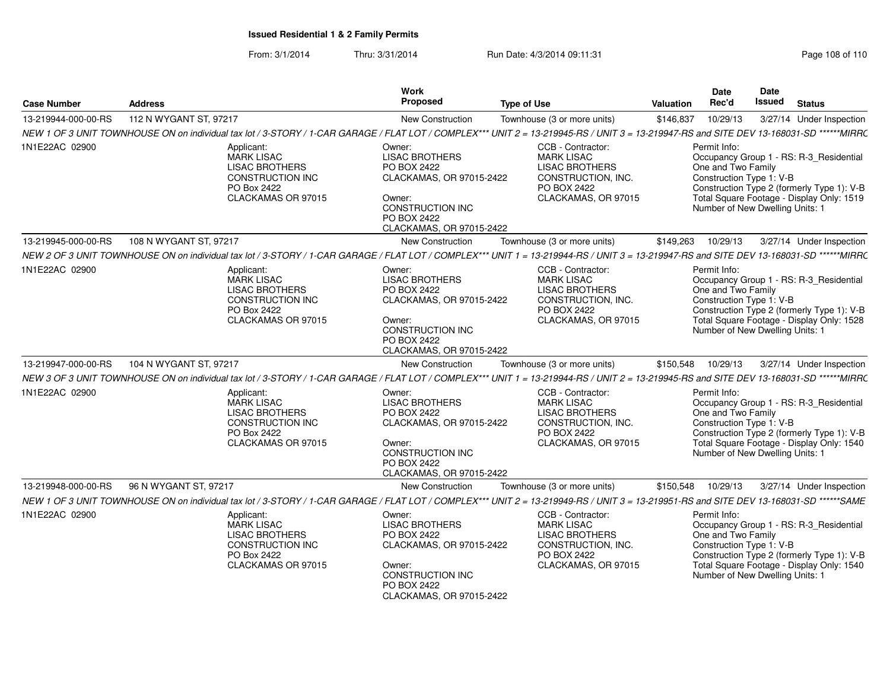**Issued Residential 1 & 2 Family Permits**

From: 3/1/2014 Thru: 3/31/2014 Run Date: 4/3/2014 09:11:31

| Case Number | Address | Work Proposed | Type of Use | Valuation | Date Rec'd | Date Issued | Status |
|---|---|---|---|---|---|---|---|
| 13-219944-000-00-RS | 112 N WYGANT ST, 97217 | New Construction | Townhouse (3 or more units) | $146,837 | 10/29/13 | 3/27/14 | Under Inspection |

*NEW 1 OF 3 UNIT TOWNHOUSE ON on individual tax lot / 3-STORY / 1-CAR GARAGE / FLAT LOT / COMPLEX*** UNIT 2 = 13-219945-RS / UNIT 3 = 13-219947-RS and SITE DEV 13-168031-SD ******MIRRC*

1N1E22AC 02900

Applicant: MARK LISAC, LISAC BROTHERS CONSTRUCTION INC, PO Box 2422, CLACKAMAS OR 97015

Owner: LISAC BROTHERS, PO BOX 2422, CLACKAMAS, OR 97015-2422

Owner: CONSTRUCTION INC, PO BOX 2422, CLACKAMAS, OR 97015-2422

CCB - Contractor: MARK LISAC, LISAC BROTHERS CONSTRUCTION, INC., PO BOX 2422, CLACKAMAS, OR 97015

Permit Info:
Occupancy Group 1 - RS: R-3_Residential One and Two Family
Construction Type 1: V-B
Construction Type 2 (formerly Type 1): V-B
Total Square Footage - Display Only: 1519
Number of New Dwelling Units: 1

| Case Number | Address | Work Proposed | Type of Use | Valuation | Date Rec'd | Date Issued | Status |
|---|---|---|---|---|---|---|---|
| 13-219945-000-00-RS | 108 N WYGANT ST, 97217 | New Construction | Townhouse (3 or more units) | $149,263 | 10/29/13 | 3/27/14 | Under Inspection |

*NEW 2 OF 3 UNIT TOWNHOUSE ON on individual tax lot / 3-STORY / 1-CAR GARAGE / FLAT LOT / COMPLEX*** UNIT 1 = 13-219944-RS / UNIT 3 = 13-219947-RS and SITE DEV 13-168031-SD ******MIRRC*

1N1E22AC 02900

Applicant: MARK LISAC, LISAC BROTHERS CONSTRUCTION INC, PO Box 2422, CLACKAMAS OR 97015

Owner: LISAC BROTHERS, PO BOX 2422, CLACKAMAS, OR 97015-2422

Owner: CONSTRUCTION INC, PO BOX 2422, CLACKAMAS, OR 97015-2422

CCB - Contractor: MARK LISAC, LISAC BROTHERS CONSTRUCTION, INC., PO BOX 2422, CLACKAMAS, OR 97015

Permit Info:
Occupancy Group 1 - RS: R-3_Residential One and Two Family
Construction Type 1: V-B
Construction Type 2 (formerly Type 1): V-B
Total Square Footage - Display Only: 1528
Number of New Dwelling Units: 1

| Case Number | Address | Work Proposed | Type of Use | Valuation | Date Rec'd | Date Issued | Status |
|---|---|---|---|---|---|---|---|
| 13-219947-000-00-RS | 104 N WYGANT ST, 97217 | New Construction | Townhouse (3 or more units) | $150,548 | 10/29/13 | 3/27/14 | Under Inspection |

*NEW 3 OF 3 UNIT TOWNHOUSE ON on individual tax lot / 3-STORY / 1-CAR GARAGE / FLAT LOT / COMPLEX*** UNIT 1 = 13-219944-RS / UNIT 2 = 13-219945-RS and SITE DEV 13-168031-SD ******MIRRC*

1N1E22AC 02900

Applicant: MARK LISAC, LISAC BROTHERS CONSTRUCTION INC, PO Box 2422, CLACKAMAS OR 97015

Owner: LISAC BROTHERS, PO BOX 2422, CLACKAMAS, OR 97015-2422

Owner: CONSTRUCTION INC, PO BOX 2422, CLACKAMAS, OR 97015-2422

CCB - Contractor: MARK LISAC, LISAC BROTHERS CONSTRUCTION, INC., PO BOX 2422, CLACKAMAS, OR 97015

Permit Info:
Occupancy Group 1 - RS: R-3_Residential One and Two Family
Construction Type 1: V-B
Construction Type 2 (formerly Type 1): V-B
Total Square Footage - Display Only: 1540
Number of New Dwelling Units: 1

| Case Number | Address | Work Proposed | Type of Use | Valuation | Date Rec'd | Date Issued | Status |
|---|---|---|---|---|---|---|---|
| 13-219948-000-00-RS | 96 N WYGANT ST, 97217 | New Construction | Townhouse (3 or more units) | $150,548 | 10/29/13 | 3/27/14 | Under Inspection |

*NEW 1 OF 3 UNIT TOWNHOUSE ON on individual tax lot / 3-STORY / 1-CAR GARAGE / FLAT LOT / COMPLEX*** UNIT 2 = 13-219949-RS / UNIT 3 = 13-219951-RS and SITE DEV 13-168031-SD ******SAME*

1N1E22AC 02900

Applicant: MARK LISAC, LISAC BROTHERS CONSTRUCTION INC, PO Box 2422, CLACKAMAS OR 97015

Owner: LISAC BROTHERS, PO BOX 2422, CLACKAMAS, OR 97015-2422

Owner: CONSTRUCTION INC, PO BOX 2422, CLACKAMAS, OR 97015-2422

CCB - Contractor: MARK LISAC, LISAC BROTHERS CONSTRUCTION, INC., PO BOX 2422, CLACKAMAS, OR 97015

Permit Info:
Occupancy Group 1 - RS: R-3_Residential One and Two Family
Construction Type 1: V-B
Construction Type 2 (formerly Type 1): V-B
Total Square Footage - Display Only: 1540
Number of New Dwelling Units: 1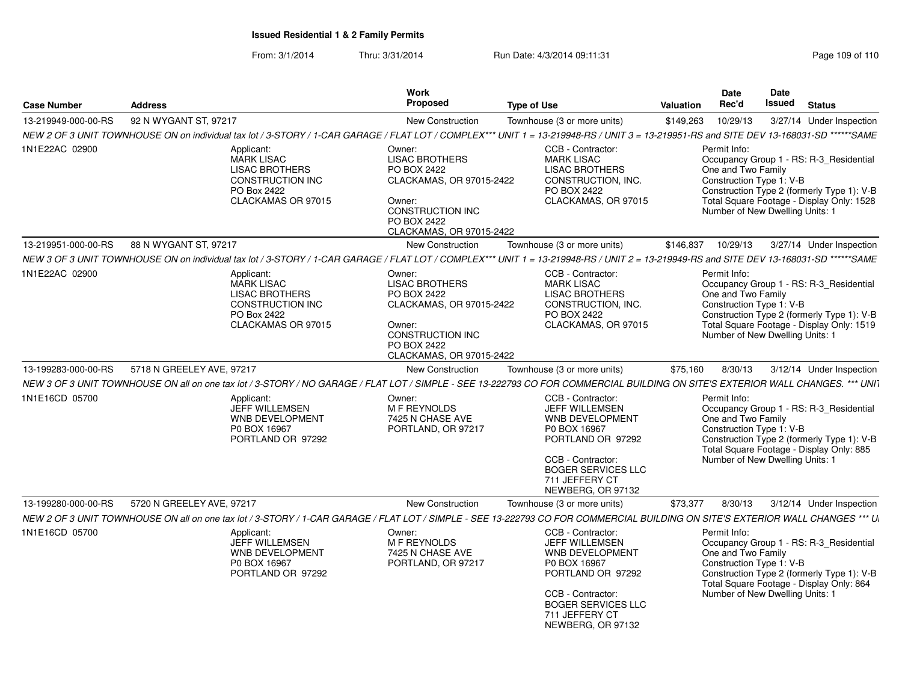**Issued Residential 1 & 2 Family Permits**

From: 3/1/2014 Thru: 3/31/2014 Run Date: 4/3/2014 09:11:31

| Case Number | Address | Work Proposed | Type of Use | Valuation | Date Rec'd | Date Issued | Status |
|---|---|---|---|---|---|---|---|
| 13-219949-000-00-RS | 92 N WYGANT ST, 97217 | New Construction | Townhouse (3 or more units) | $149,263 | 10/29/13 | 3/27/14 | Under Inspection |

*NEW 2 OF 3 UNIT TOWNHOUSE ON on individual tax lot / 3-STORY / 1-CAR GARAGE / FLAT LOT / COMPLEX*** UNIT 1 = 13-219948-RS / UNIT 3 = 13-219951-RS and SITE DEV 13-168031-SD ******SAME*

1N1E22AC 02900

Applicant: MARK LISAC, LISAC BROTHERS CONSTRUCTION INC, PO Box 2422, CLACKAMAS OR 97015

Owner: LISAC BROTHERS, PO BOX 2422, CLACKAMAS, OR 97015-2422

Owner: CONSTRUCTION INC, PO BOX 2422, CLACKAMAS, OR 97015-2422

CCB - Contractor: MARK LISAC, LISAC BROTHERS CONSTRUCTION, INC., PO BOX 2422, CLACKAMAS, OR 97015

Permit Info:
Occupancy Group 1 - RS: R-3_Residential One and Two Family
Construction Type 1: V-B
Construction Type 2 (formerly Type 1): V-B
Total Square Footage - Display Only: 1528
Number of New Dwelling Units: 1

| Case Number | Address | Work Proposed | Type of Use | Valuation | Date Rec'd | Date Issued | Status |
|---|---|---|---|---|---|---|---|
| 13-219951-000-00-RS | 88 N WYGANT ST, 97217 | New Construction | Townhouse (3 or more units) | $146,837 | 10/29/13 | 3/27/14 | Under Inspection |

*NEW 3 OF 3 UNIT TOWNHOUSE ON on individual tax lot / 3-STORY / 1-CAR GARAGE / FLAT LOT / COMPLEX*** UNIT 1 = 13-219948-RS / UNIT 2 = 13-219949-RS and SITE DEV 13-168031-SD ******SAME*

1N1E22AC 02900

Applicant: MARK LISAC, LISAC BROTHERS CONSTRUCTION INC, PO Box 2422, CLACKAMAS OR 97015

Owner: LISAC BROTHERS, PO BOX 2422, CLACKAMAS, OR 97015-2422

Owner: CONSTRUCTION INC, PO BOX 2422, CLACKAMAS, OR 97015-2422

CCB - Contractor: MARK LISAC, LISAC BROTHERS CONSTRUCTION, INC., PO BOX 2422, CLACKAMAS, OR 97015

Permit Info:
Occupancy Group 1 - RS: R-3_Residential One and Two Family
Construction Type 1: V-B
Construction Type 2 (formerly Type 1): V-B
Total Square Footage - Display Only: 1519
Number of New Dwelling Units: 1

| Case Number | Address | Work Proposed | Type of Use | Valuation | Date Rec'd | Date Issued | Status |
|---|---|---|---|---|---|---|---|
| 13-199283-000-00-RS | 5718 N GREELEY AVE, 97217 | New Construction | Townhouse (3 or more units) | $75,160 | 8/30/13 | 3/12/14 | Under Inspection |

*NEW 3 OF 3 UNIT TOWNHOUSE ON all on one tax lot / 3-STORY / NO GARAGE / FLAT LOT / SIMPLE - SEE 13-222793 CO FOR COMMERCIAL BUILDING ON SITE'S EXTERIOR WALL CHANGES. *** UNIT*

1N1E16CD 05700

Applicant: JEFF WILLEMSEN, WNB DEVELOPMENT, P0 BOX 16967, PORTLAND OR 97292

Owner: M F REYNOLDS, 7425 N CHASE AVE, PORTLAND, OR 97217

CCB - Contractor: JEFF WILLEMSEN, WNB DEVELOPMENT, P0 BOX 16967, PORTLAND OR 97292

CCB - Contractor: BOGER SERVICES LLC, 711 JEFFERY CT, NEWBERG, OR 97132

Permit Info:
Occupancy Group 1 - RS: R-3_Residential One and Two Family
Construction Type 1: V-B
Construction Type 2 (formerly Type 1): V-B
Total Square Footage - Display Only: 885
Number of New Dwelling Units: 1

| Case Number | Address | Work Proposed | Type of Use | Valuation | Date Rec'd | Date Issued | Status |
|---|---|---|---|---|---|---|---|
| 13-199280-000-00-RS | 5720 N GREELEY AVE, 97217 | New Construction | Townhouse (3 or more units) | $73,377 | 8/30/13 | 3/12/14 | Under Inspection |

*NEW 2 OF 3 UNIT TOWNHOUSE ON all on one tax lot / 3-STORY / 1-CAR GARAGE / FLAT LOT / SIMPLE - SEE 13-222793 CO FOR COMMERCIAL BUILDING ON SITE'S EXTERIOR WALL CHANGES *** U*

1N1E16CD 05700

Applicant: JEFF WILLEMSEN, WNB DEVELOPMENT, P0 BOX 16967, PORTLAND OR 97292

Owner: M F REYNOLDS, 7425 N CHASE AVE, PORTLAND, OR 97217

CCB - Contractor: JEFF WILLEMSEN, WNB DEVELOPMENT, P0 BOX 16967, PORTLAND OR 97292

CCB - Contractor: BOGER SERVICES LLC, 711 JEFFERY CT, NEWBERG, OR 97132

Permit Info:
Occupancy Group 1 - RS: R-3_Residential One and Two Family
Construction Type 1: V-B
Construction Type 2 (formerly Type 1): V-B
Total Square Footage - Display Only: 864
Number of New Dwelling Units: 1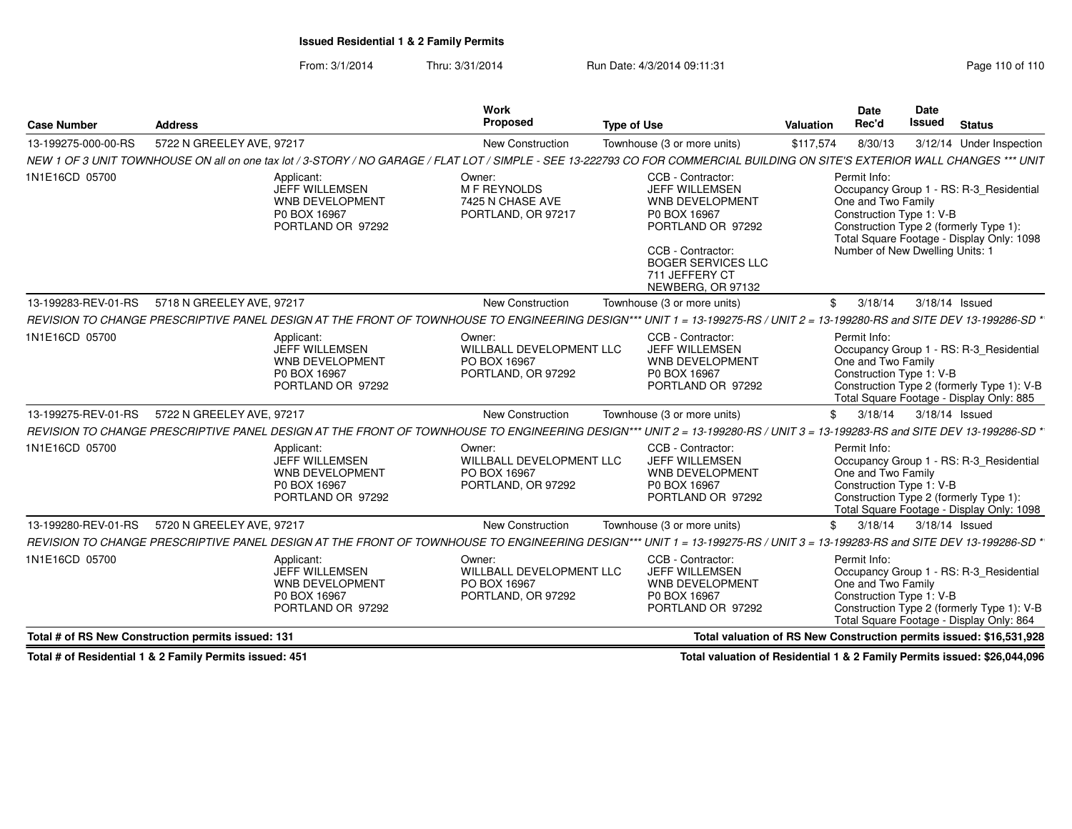**Issued Residential 1 & 2 Family Permits**

From: 3/1/2014 Thru: 3/31/2014 Run Date: 4/3/2014 09:11:31

| Case Number | Address | Work Proposed | Type of Use | Valuation | Date Rec'd | Date Issued | Status |
|---|---|---|---|---|---|---|---|
| 13-199275-000-00-RS | 5722 N GREELEY AVE, 97217 | New Construction | Townhouse (3 or more units) | $117,574 | 8/30/13 | 3/12/14 | Under Inspection |

NEW 1 OF 3 UNIT TOWNHOUSE ON all on one tax lot / 3-STORY / NO GARAGE / FLAT LOT / SIMPLE - SEE 13-222793 CO FOR COMMERCIAL BUILDING ON SITE'S EXTERIOR WALL CHANGES *** UNIT

1N1E16CD 05700

Applicant: JEFF WILLEMSEN, WNB DEVELOPMENT, P0 BOX 16967, PORTLAND OR 97292

Owner: M F REYNOLDS, 7425 N CHASE AVE, PORTLAND, OR 97217

CCB - Contractor: JEFF WILLEMSEN, WNB DEVELOPMENT, P0 BOX 16967, PORTLAND OR 97292

CCB - Contractor: BOGER SERVICES LLC, 711 JEFFERY CT, NEWBERG, OR 97132

Permit Info:
Occupancy Group 1 - RS: R-3_Residential One and Two Family
Construction Type 1: V-B
Construction Type 2 (formerly Type 1):
Total Square Footage - Display Only: 1098
Number of New Dwelling Units: 1

| Case Number | Address | Work Proposed | Type of Use | Valuation | Date Rec'd | Date Issued | Status |
|---|---|---|---|---|---|---|---|
| 13-199283-REV-01-RS | 5718 N GREELEY AVE, 97217 | New Construction | Townhouse (3 or more units) | $ | 3/18/14 | 3/18/14 | Issued |

REVISION TO CHANGE PRESCRIPTIVE PANEL DESIGN AT THE FRONT OF TOWNHOUSE TO ENGINEERING DESIGN*** UNIT 1 = 13-199275-RS / UNIT 2 = 13-199280-RS and SITE DEV 13-199286-SD *

1N1E16CD 05700

Applicant: JEFF WILLEMSEN, WNB DEVELOPMENT, P0 BOX 16967, PORTLAND OR 97292

Owner: WILLBALL DEVELOPMENT LLC, PO BOX 16967, PORTLAND, OR 97292

CCB - Contractor: JEFF WILLEMSEN, WNB DEVELOPMENT, P0 BOX 16967, PORTLAND OR 97292

Permit Info:
Occupancy Group 1 - RS: R-3_Residential One and Two Family
Construction Type 1: V-B
Construction Type 2 (formerly Type 1): V-B
Total Square Footage - Display Only: 885

| Case Number | Address | Work Proposed | Type of Use | Valuation | Date Rec'd | Date Issued | Status |
|---|---|---|---|---|---|---|---|
| 13-199275-REV-01-RS | 5722 N GREELEY AVE, 97217 | New Construction | Townhouse (3 or more units) | $ | 3/18/14 | 3/18/14 | Issued |

REVISION TO CHANGE PRESCRIPTIVE PANEL DESIGN AT THE FRONT OF TOWNHOUSE TO ENGINEERING DESIGN*** UNIT 2 = 13-199280-RS / UNIT 3 = 13-199283-RS and SITE DEV 13-199286-SD *

1N1E16CD 05700

Applicant: JEFF WILLEMSEN, WNB DEVELOPMENT, P0 BOX 16967, PORTLAND OR 97292

Owner: WILLBALL DEVELOPMENT LLC, PO BOX 16967, PORTLAND, OR 97292

CCB - Contractor: JEFF WILLEMSEN, WNB DEVELOPMENT, P0 BOX 16967, PORTLAND OR 97292

Permit Info:
Occupancy Group 1 - RS: R-3_Residential One and Two Family
Construction Type 1: V-B
Construction Type 2 (formerly Type 1):
Total Square Footage - Display Only: 1098

| Case Number | Address | Work Proposed | Type of Use | Valuation | Date Rec'd | Date Issued | Status |
|---|---|---|---|---|---|---|---|
| 13-199280-REV-01-RS | 5720 N GREELEY AVE, 97217 | New Construction | Townhouse (3 or more units) | $ | 3/18/14 | 3/18/14 | Issued |

REVISION TO CHANGE PRESCRIPTIVE PANEL DESIGN AT THE FRONT OF TOWNHOUSE TO ENGINEERING DESIGN*** UNIT 1 = 13-199275-RS / UNIT 3 = 13-199283-RS and SITE DEV 13-199286-SD *

1N1E16CD 05700

Applicant: JEFF WILLEMSEN, WNB DEVELOPMENT, P0 BOX 16967, PORTLAND OR 97292

Owner: WILLBALL DEVELOPMENT LLC, PO BOX 16967, PORTLAND, OR 97292

CCB - Contractor: JEFF WILLEMSEN, WNB DEVELOPMENT, P0 BOX 16967, PORTLAND OR 97292

Permit Info:
Occupancy Group 1 - RS: R-3_Residential One and Two Family
Construction Type 1: V-B
Construction Type 2 (formerly Type 1): V-B
Total Square Footage - Display Only: 864

**Total # of RS New Construction permits issued: 131**

**Total valuation of RS New Construction permits issued: $16,531,928**

**Total # of Residential 1 & 2 Family Permits issued: 451**

**Total valuation of Residential 1 & 2 Family Permits issued: $26,044,096**